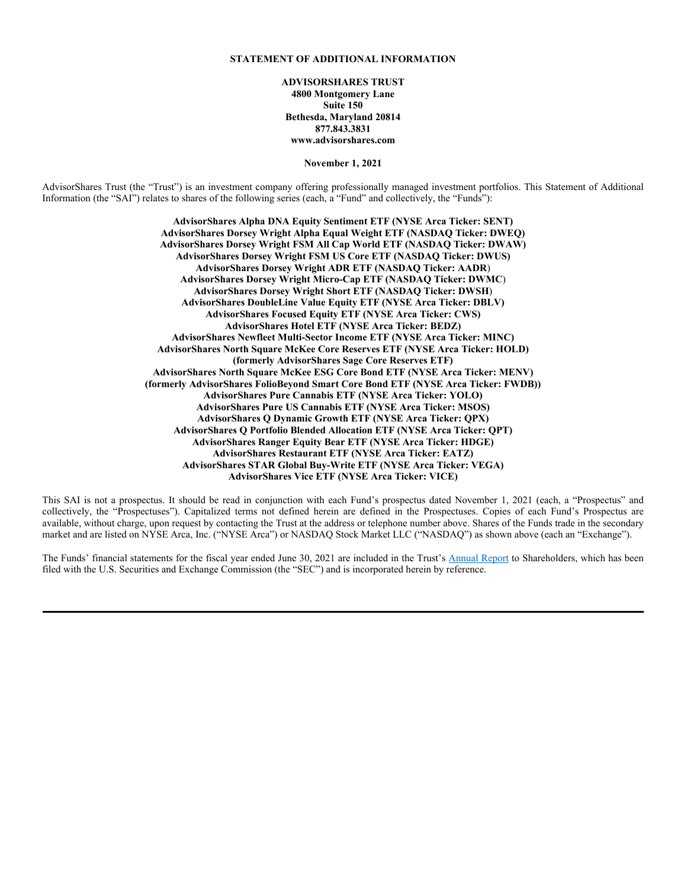# STATEMENT OF ADDITIONAL INFORMATION

**ADVISORSHARES TRUST**
**4800 Montgomery Lane**
**Suite 150**
**Bethesda, Maryland 20814**
**877.843.3831**
**www.advisorshares.com**

**November 1, 2021**

AdvisorShares Trust (the "Trust") is an investment company offering professionally managed investment portfolios. This Statement of Additional Information (the "SAI") relates to shares of the following series (each, a "Fund" and collectively, the "Funds"):

**AdvisorShares Alpha DNA Equity Sentiment ETF (NYSE Arca Ticker: SENT)**
**AdvisorShares Dorsey Wright Alpha Equal Weight ETF (NASDAQ Ticker: DWEQ)**
**AdvisorShares Dorsey Wright FSM All Cap World ETF (NASDAQ Ticker: DWAW)**
**AdvisorShares Dorsey Wright FSM US Core ETF (NASDAQ Ticker: DWUS)**
**AdvisorShares Dorsey Wright ADR ETF (NASDAQ Ticker: AADR)**
**AdvisorShares Dorsey Wright Micro-Cap ETF (NASDAQ Ticker: DWMC)**
**AdvisorShares Dorsey Wright Short ETF (NASDAQ Ticker: DWSH)**
**AdvisorShares DoubleLine Value Equity ETF (NYSE Arca Ticker: DBLV)**
**AdvisorShares Focused Equity ETF (NYSE Arca Ticker: CWS)**
**AdvisorShares Hotel ETF (NYSE Arca Ticker: BEDZ)**
**AdvisorShares Newfleet Multi-Sector Income ETF (NYSE Arca Ticker: MINC)**
**AdvisorShares North Square McKee Core Reserves ETF (NYSE Arca Ticker: HOLD)**
**(formerly AdvisorShares Sage Core Reserves ETF)**
**AdvisorShares North Square McKee ESG Core Bond ETF (NYSE Arca Ticker: MENV)**
**(formerly AdvisorShares FolioBeyond Smart Core Bond ETF (NYSE Arca Ticker: FWDB))**
**AdvisorShares Pure Cannabis ETF (NYSE Arca Ticker: YOLO)**
**AdvisorShares Pure US Cannabis ETF (NYSE Arca Ticker: MSOS)**
**AdvisorShares Q Dynamic Growth ETF (NYSE Arca Ticker: QPX)**
**AdvisorShares Q Portfolio Blended Allocation ETF (NYSE Arca Ticker: QPT)**
**AdvisorShares Ranger Equity Bear ETF (NYSE Arca Ticker: HDGE)**
**AdvisorShares Restaurant ETF (NYSE Arca Ticker: EATZ)**
**AdvisorShares STAR Global Buy-Write ETF (NYSE Arca Ticker: VEGA)**
**AdvisorShares Vice ETF (NYSE Arca Ticker: VICE)**

This SAI is not a prospectus. It should be read in conjunction with each Fund's prospectus dated November 1, 2021 (each, a "Prospectus" and collectively, the "Prospectuses"). Capitalized terms not defined herein are defined in the Prospectuses. Copies of each Fund's Prospectus are available, without charge, upon request by contacting the Trust at the address or telephone number above. Shares of the Funds trade in the secondary market and are listed on NYSE Arca, Inc. ("NYSE Arca") or NASDAQ Stock Market LLC ("NASDAQ") as shown above (each an "Exchange").

The Funds' financial statements for the fiscal year ended June 30, 2021 are included in the Trust's Annual Report to Shareholders, which has been filed with the U.S. Securities and Exchange Commission (the "SEC") and is incorporated herein by reference.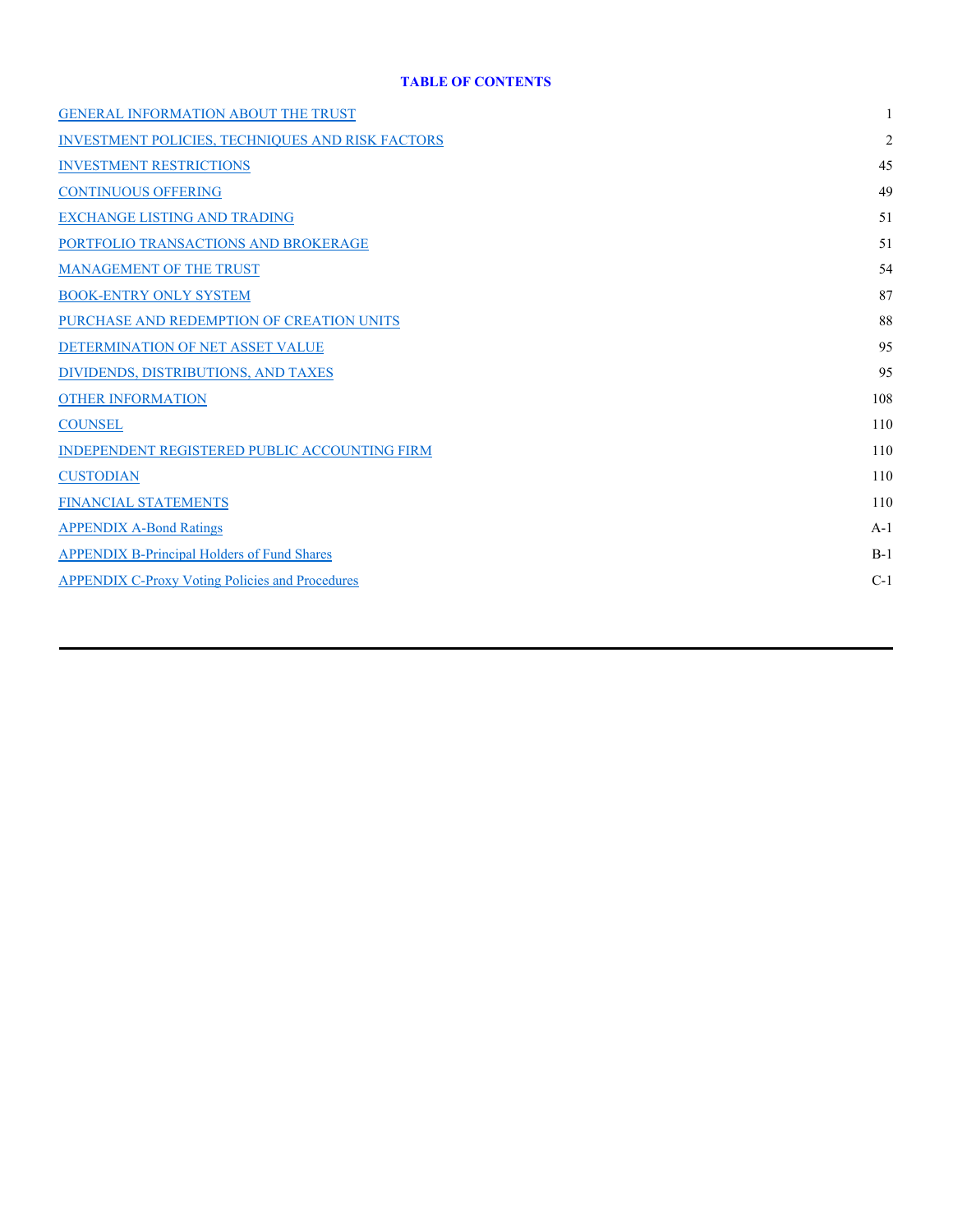## TABLE OF CONTENTS

| | |
|---|---|
| GENERAL INFORMATION ABOUT THE TRUST | 1 |
| INVESTMENT POLICIES, TECHNIQUES AND RISK FACTORS | 2 |
| INVESTMENT RESTRICTIONS | 45 |
| CONTINUOUS OFFERING | 49 |
| EXCHANGE LISTING AND TRADING | 51 |
| PORTFOLIO TRANSACTIONS AND BROKERAGE | 51 |
| MANAGEMENT OF THE TRUST | 54 |
| BOOK-ENTRY ONLY SYSTEM | 87 |
| PURCHASE AND REDEMPTION OF CREATION UNITS | 88 |
| DETERMINATION OF NET ASSET VALUE | 95 |
| DIVIDENDS, DISTRIBUTIONS, AND TAXES | 95 |
| OTHER INFORMATION | 108 |
| COUNSEL | 110 |
| INDEPENDENT REGISTERED PUBLIC ACCOUNTING FIRM | 110 |
| CUSTODIAN | 110 |
| FINANCIAL STATEMENTS | 110 |
| APPENDIX A-Bond Ratings | A-1 |
| APPENDIX B-Principal Holders of Fund Shares | B-1 |
| APPENDIX C-Proxy Voting Policies and Procedures | C-1 |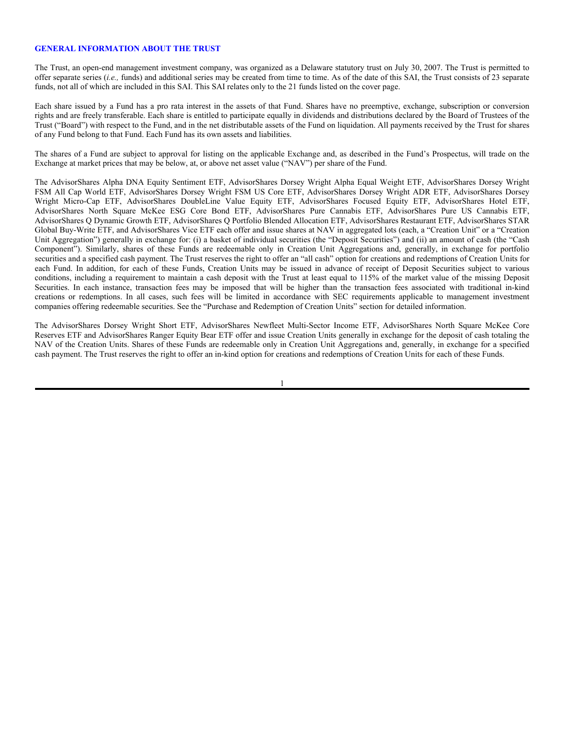## GENERAL INFORMATION ABOUT THE TRUST

The Trust, an open-end management investment company, was organized as a Delaware statutory trust on July 30, 2007. The Trust is permitted to offer separate series (*i.e.,* funds) and additional series may be created from time to time. As of the date of this SAI, the Trust consists of 23 separate funds, not all of which are included in this SAI. This SAI relates only to the 21 funds listed on the cover page.

Each share issued by a Fund has a pro rata interest in the assets of that Fund. Shares have no preemptive, exchange, subscription or conversion rights and are freely transferable. Each share is entitled to participate equally in dividends and distributions declared by the Board of Trustees of the Trust ("Board") with respect to the Fund, and in the net distributable assets of the Fund on liquidation. All payments received by the Trust for shares of any Fund belong to that Fund. Each Fund has its own assets and liabilities.

The shares of a Fund are subject to approval for listing on the applicable Exchange and, as described in the Fund's Prospectus, will trade on the Exchange at market prices that may be below, at, or above net asset value ("NAV") per share of the Fund.

The AdvisorShares Alpha DNA Equity Sentiment ETF, AdvisorShares Dorsey Wright Alpha Equal Weight ETF, AdvisorShares Dorsey Wright FSM All Cap World ETF, AdvisorShares Dorsey Wright FSM US Core ETF, AdvisorShares Dorsey Wright ADR ETF, AdvisorShares Dorsey Wright Micro-Cap ETF, AdvisorShares DoubleLine Value Equity ETF, AdvisorShares Focused Equity ETF, AdvisorShares Hotel ETF, AdvisorShares North Square McKee ESG Core Bond ETF, AdvisorShares Pure Cannabis ETF, AdvisorShares Pure US Cannabis ETF, AdvisorShares Q Dynamic Growth ETF, AdvisorShares Q Portfolio Blended Allocation ETF, AdvisorShares Restaurant ETF, AdvisorShares STAR Global Buy-Write ETF, and AdvisorShares Vice ETF each offer and issue shares at NAV in aggregated lots (each, a "Creation Unit" or a "Creation Unit Aggregation") generally in exchange for: (i) a basket of individual securities (the "Deposit Securities") and (ii) an amount of cash (the "Cash Component"). Similarly, shares of these Funds are redeemable only in Creation Unit Aggregations and, generally, in exchange for portfolio securities and a specified cash payment. The Trust reserves the right to offer an "all cash" option for creations and redemptions of Creation Units for each Fund. In addition, for each of these Funds, Creation Units may be issued in advance of receipt of Deposit Securities subject to various conditions, including a requirement to maintain a cash deposit with the Trust at least equal to 115% of the market value of the missing Deposit Securities. In each instance, transaction fees may be imposed that will be higher than the transaction fees associated with traditional in-kind creations or redemptions. In all cases, such fees will be limited in accordance with SEC requirements applicable to management investment companies offering redeemable securities. See the "Purchase and Redemption of Creation Units" section for detailed information.

The AdvisorShares Dorsey Wright Short ETF, AdvisorShares Newfleet Multi-Sector Income ETF, AdvisorShares North Square McKee Core Reserves ETF and AdvisorShares Ranger Equity Bear ETF offer and issue Creation Units generally in exchange for the deposit of cash totaling the NAV of the Creation Units. Shares of these Funds are redeemable only in Creation Unit Aggregations and, generally, in exchange for a specified cash payment. The Trust reserves the right to offer an in-kind option for creations and redemptions of Creation Units for each of these Funds.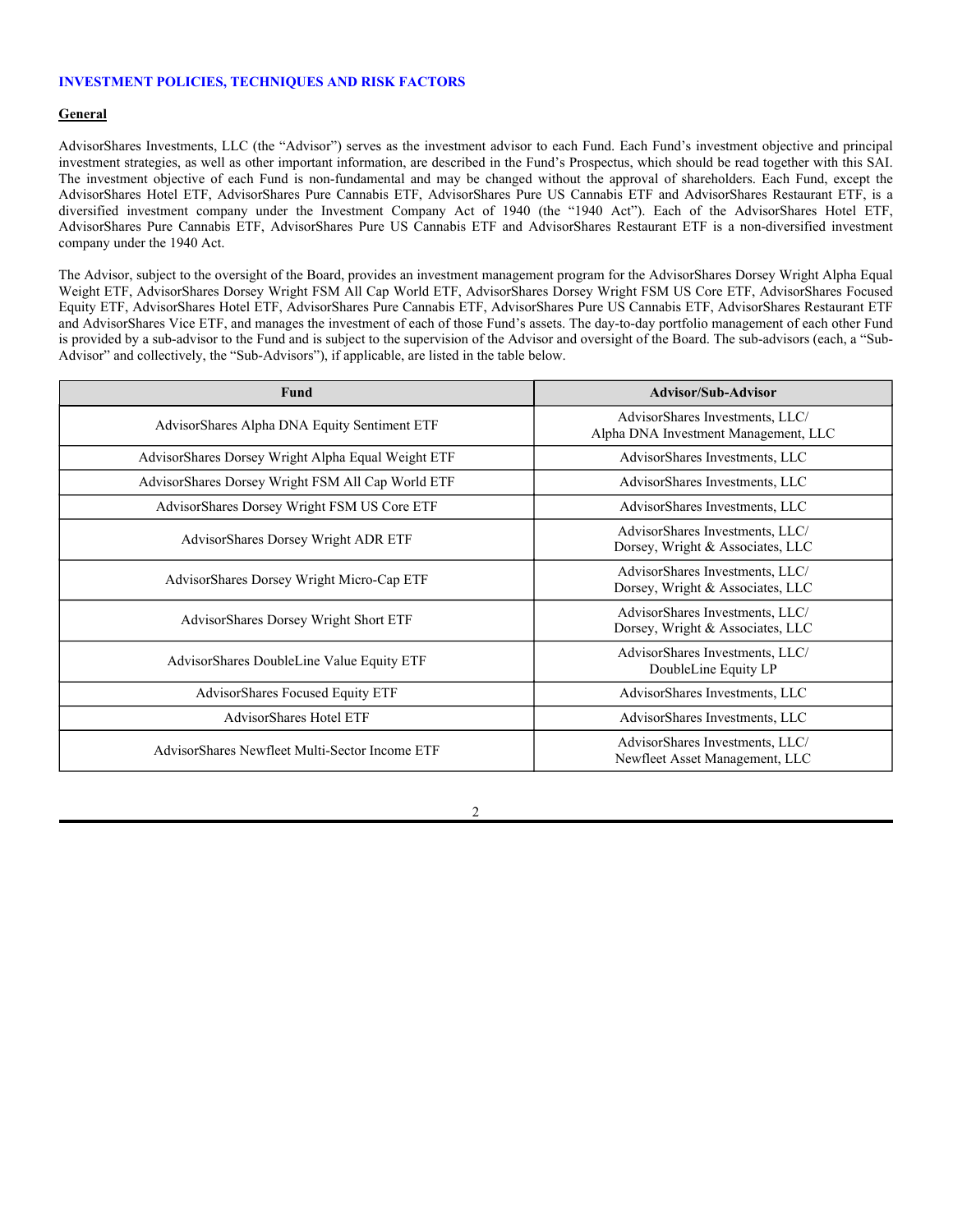## INVESTMENT POLICIES, TECHNIQUES AND RISK FACTORS

**General**

AdvisorShares Investments, LLC (the "Advisor") serves as the investment advisor to each Fund. Each Fund's investment objective and principal investment strategies, as well as other important information, are described in the Fund's Prospectus, which should be read together with this SAI. The investment objective of each Fund is non-fundamental and may be changed without the approval of shareholders. Each Fund, except the AdvisorShares Hotel ETF, AdvisorShares Pure Cannabis ETF, AdvisorShares Pure US Cannabis ETF and AdvisorShares Restaurant ETF, is a diversified investment company under the Investment Company Act of 1940 (the "1940 Act"). Each of the AdvisorShares Hotel ETF, AdvisorShares Pure Cannabis ETF, AdvisorShares Pure US Cannabis ETF and AdvisorShares Restaurant ETF is a non-diversified investment company under the 1940 Act.

The Advisor, subject to the oversight of the Board, provides an investment management program for the AdvisorShares Dorsey Wright Alpha Equal Weight ETF, AdvisorShares Dorsey Wright FSM All Cap World ETF, AdvisorShares Dorsey Wright FSM US Core ETF, AdvisorShares Focused Equity ETF, AdvisorShares Hotel ETF, AdvisorShares Pure Cannabis ETF, AdvisorShares Pure US Cannabis ETF, AdvisorShares Restaurant ETF and AdvisorShares Vice ETF, and manages the investment of each of those Fund's assets. The day-to-day portfolio management of each other Fund is provided by a sub-advisor to the Fund and is subject to the supervision of the Advisor and oversight of the Board. The sub-advisors (each, a "Sub-Advisor" and collectively, the "Sub-Advisors"), if applicable, are listed in the table below.

| Fund | Advisor/Sub-Advisor |
|---|---|
| AdvisorShares Alpha DNA Equity Sentiment ETF | AdvisorShares Investments, LLC/ Alpha DNA Investment Management, LLC |
| AdvisorShares Dorsey Wright Alpha Equal Weight ETF | AdvisorShares Investments, LLC |
| AdvisorShares Dorsey Wright FSM All Cap World ETF | AdvisorShares Investments, LLC |
| AdvisorShares Dorsey Wright FSM US Core ETF | AdvisorShares Investments, LLC |
| AdvisorShares Dorsey Wright ADR ETF | AdvisorShares Investments, LLC/ Dorsey, Wright & Associates, LLC |
| AdvisorShares Dorsey Wright Micro-Cap ETF | AdvisorShares Investments, LLC/ Dorsey, Wright & Associates, LLC |
| AdvisorShares Dorsey Wright Short ETF | AdvisorShares Investments, LLC/ Dorsey, Wright & Associates, LLC |
| AdvisorShares DoubleLine Value Equity ETF | AdvisorShares Investments, LLC/ DoubleLine Equity LP |
| AdvisorShares Focused Equity ETF | AdvisorShares Investments, LLC |
| AdvisorShares Hotel ETF | AdvisorShares Investments, LLC |
| AdvisorShares Newfleet Multi-Sector Income ETF | AdvisorShares Investments, LLC/ Newfleet Asset Management, LLC |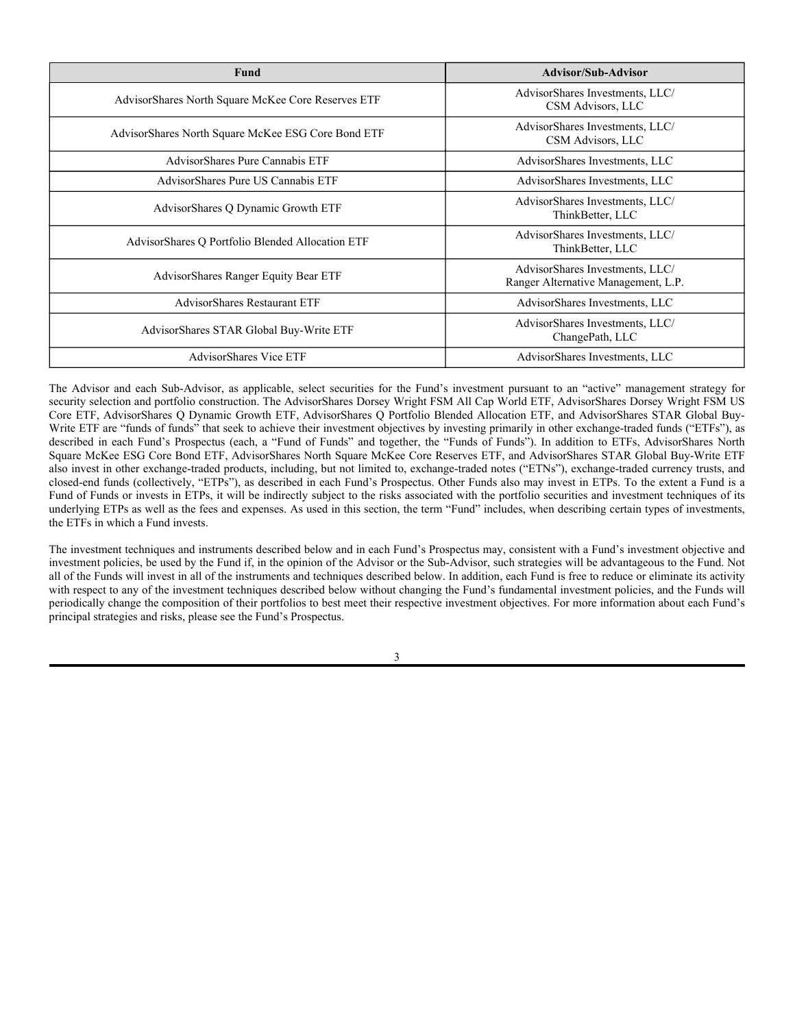| Fund | Advisor/Sub-Advisor |
| --- | --- |
| AdvisorShares North Square McKee Core Reserves ETF | AdvisorShares Investments, LLC/ CSM Advisors, LLC |
| AdvisorShares North Square McKee ESG Core Bond ETF | AdvisorShares Investments, LLC/ CSM Advisors, LLC |
| AdvisorShares Pure Cannabis ETF | AdvisorShares Investments, LLC |
| AdvisorShares Pure US Cannabis ETF | AdvisorShares Investments, LLC |
| AdvisorShares Q Dynamic Growth ETF | AdvisorShares Investments, LLC/ ThinkBetter, LLC |
| AdvisorShares Q Portfolio Blended Allocation ETF | AdvisorShares Investments, LLC/ ThinkBetter, LLC |
| AdvisorShares Ranger Equity Bear ETF | AdvisorShares Investments, LLC/ Ranger Alternative Management, L.P. |
| AdvisorShares Restaurant ETF | AdvisorShares Investments, LLC |
| AdvisorShares STAR Global Buy-Write ETF | AdvisorShares Investments, LLC/ ChangePath, LLC |
| AdvisorShares Vice ETF | AdvisorShares Investments, LLC |

The Advisor and each Sub-Advisor, as applicable, select securities for the Fund's investment pursuant to an "active" management strategy for security selection and portfolio construction. The AdvisorShares Dorsey Wright FSM All Cap World ETF, AdvisorShares Dorsey Wright FSM US Core ETF, AdvisorShares Q Dynamic Growth ETF, AdvisorShares Q Portfolio Blended Allocation ETF, and AdvisorShares STAR Global Buy-Write ETF are "funds of funds" that seek to achieve their investment objectives by investing primarily in other exchange-traded funds ("ETFs"), as described in each Fund's Prospectus (each, a "Fund of Funds" and together, the "Funds of Funds"). In addition to ETFs, AdvisorShares North Square McKee ESG Core Bond ETF, AdvisorShares North Square McKee Core Reserves ETF, and AdvisorShares STAR Global Buy-Write ETF also invest in other exchange-traded products, including, but not limited to, exchange-traded notes ("ETNs"), exchange-traded currency trusts, and closed-end funds (collectively, "ETPs"), as described in each Fund's Prospectus. Other Funds also may invest in ETPs. To the extent a Fund is a Fund of Funds or invests in ETPs, it will be indirectly subject to the risks associated with the portfolio securities and investment techniques of its underlying ETPs as well as the fees and expenses. As used in this section, the term "Fund" includes, when describing certain types of investments, the ETFs in which a Fund invests.

The investment techniques and instruments described below and in each Fund's Prospectus may, consistent with a Fund's investment objective and investment policies, be used by the Fund if, in the opinion of the Advisor or the Sub-Advisor, such strategies will be advantageous to the Fund. Not all of the Funds will invest in all of the instruments and techniques described below. In addition, each Fund is free to reduce or eliminate its activity with respect to any of the investment techniques described below without changing the Fund's fundamental investment policies, and the Funds will periodically change the composition of their portfolios to best meet their respective investment objectives. For more information about each Fund's principal strategies and risks, please see the Fund's Prospectus.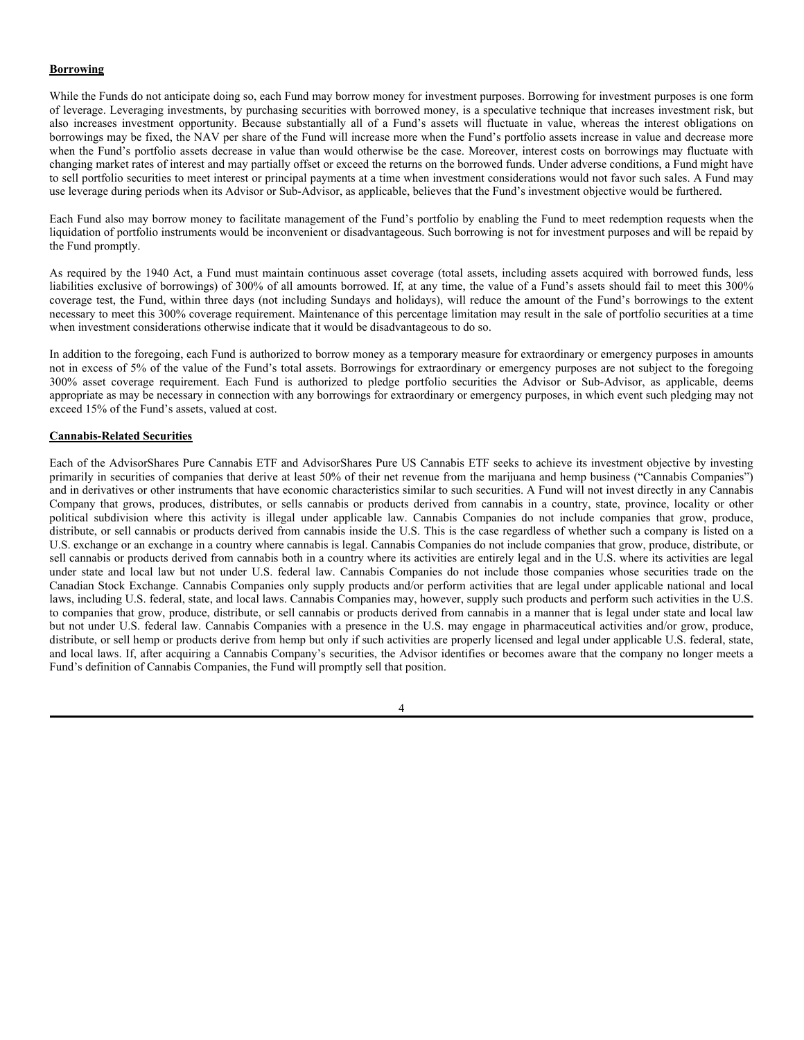**Borrowing**

While the Funds do not anticipate doing so, each Fund may borrow money for investment purposes. Borrowing for investment purposes is one form of leverage. Leveraging investments, by purchasing securities with borrowed money, is a speculative technique that increases investment risk, but also increases investment opportunity. Because substantially all of a Fund's assets will fluctuate in value, whereas the interest obligations on borrowings may be fixed, the NAV per share of the Fund will increase more when the Fund's portfolio assets increase in value and decrease more when the Fund's portfolio assets decrease in value than would otherwise be the case. Moreover, interest costs on borrowings may fluctuate with changing market rates of interest and may partially offset or exceed the returns on the borrowed funds. Under adverse conditions, a Fund might have to sell portfolio securities to meet interest or principal payments at a time when investment considerations would not favor such sales. A Fund may use leverage during periods when its Advisor or Sub-Advisor, as applicable, believes that the Fund's investment objective would be furthered.

Each Fund also may borrow money to facilitate management of the Fund's portfolio by enabling the Fund to meet redemption requests when the liquidation of portfolio instruments would be inconvenient or disadvantageous. Such borrowing is not for investment purposes and will be repaid by the Fund promptly.

As required by the 1940 Act, a Fund must maintain continuous asset coverage (total assets, including assets acquired with borrowed funds, less liabilities exclusive of borrowings) of 300% of all amounts borrowed. If, at any time, the value of a Fund's assets should fail to meet this 300% coverage test, the Fund, within three days (not including Sundays and holidays), will reduce the amount of the Fund's borrowings to the extent necessary to meet this 300% coverage requirement. Maintenance of this percentage limitation may result in the sale of portfolio securities at a time when investment considerations otherwise indicate that it would be disadvantageous to do so.

In addition to the foregoing, each Fund is authorized to borrow money as a temporary measure for extraordinary or emergency purposes in amounts not in excess of 5% of the value of the Fund's total assets. Borrowings for extraordinary or emergency purposes are not subject to the foregoing 300% asset coverage requirement. Each Fund is authorized to pledge portfolio securities the Advisor or Sub-Advisor, as applicable, deems appropriate as may be necessary in connection with any borrowings for extraordinary or emergency purposes, in which event such pledging may not exceed 15% of the Fund's assets, valued at cost.

**Cannabis-Related Securities**

Each of the AdvisorShares Pure Cannabis ETF and AdvisorShares Pure US Cannabis ETF seeks to achieve its investment objective by investing primarily in securities of companies that derive at least 50% of their net revenue from the marijuana and hemp business ("Cannabis Companies") and in derivatives or other instruments that have economic characteristics similar to such securities. A Fund will not invest directly in any Cannabis Company that grows, produces, distributes, or sells cannabis or products derived from cannabis in a country, state, province, locality or other political subdivision where this activity is illegal under applicable law. Cannabis Companies do not include companies that grow, produce, distribute, or sell cannabis or products derived from cannabis inside the U.S. This is the case regardless of whether such a company is listed on a U.S. exchange or an exchange in a country where cannabis is legal. Cannabis Companies do not include companies that grow, produce, distribute, or sell cannabis or products derived from cannabis both in a country where its activities are entirely legal and in the U.S. where its activities are legal under state and local law but not under U.S. federal law. Cannabis Companies do not include those companies whose securities trade on the Canadian Stock Exchange. Cannabis Companies only supply products and/or perform activities that are legal under applicable national and local laws, including U.S. federal, state, and local laws. Cannabis Companies may, however, supply such products and perform such activities in the U.S. to companies that grow, produce, distribute, or sell cannabis or products derived from cannabis in a manner that is legal under state and local law but not under U.S. federal law. Cannabis Companies with a presence in the U.S. may engage in pharmaceutical activities and/or grow, produce, distribute, or sell hemp or products derive from hemp but only if such activities are properly licensed and legal under applicable U.S. federal, state, and local laws. If, after acquiring a Cannabis Company's securities, the Advisor identifies or becomes aware that the company no longer meets a Fund's definition of Cannabis Companies, the Fund will promptly sell that position.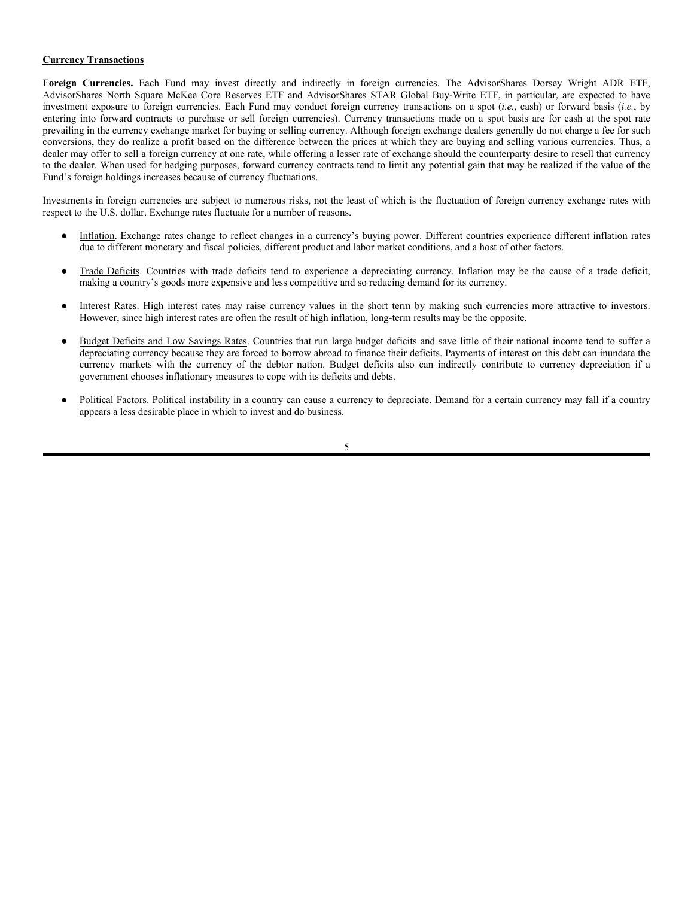<u>**Currency Transactions**</u>

**Foreign Currencies.** Each Fund may invest directly and indirectly in foreign currencies. The AdvisorShares Dorsey Wright ADR ETF, AdvisorShares North Square McKee Core Reserves ETF and AdvisorShares STAR Global Buy-Write ETF, in particular, are expected to have investment exposure to foreign currencies. Each Fund may conduct foreign currency transactions on a spot (*i.e.*, cash) or forward basis (*i.e.*, by entering into forward contracts to purchase or sell foreign currencies). Currency transactions made on a spot basis are for cash at the spot rate prevailing in the currency exchange market for buying or selling currency. Although foreign exchange dealers generally do not charge a fee for such conversions, they do realize a profit based on the difference between the prices at which they are buying and selling various currencies. Thus, a dealer may offer to sell a foreign currency at one rate, while offering a lesser rate of exchange should the counterparty desire to resell that currency to the dealer. When used for hedging purposes, forward currency contracts tend to limit any potential gain that may be realized if the value of the Fund's foreign holdings increases because of currency fluctuations.

Investments in foreign currencies are subject to numerous risks, not the least of which is the fluctuation of foreign currency exchange rates with respect to the U.S. dollar. Exchange rates fluctuate for a number of reasons.

- <u>Inflation</u>. Exchange rates change to reflect changes in a currency's buying power. Different countries experience different inflation rates due to different monetary and fiscal policies, different product and labor market conditions, and a host of other factors.
- <u>Trade Deficits</u>. Countries with trade deficits tend to experience a depreciating currency. Inflation may be the cause of a trade deficit, making a country's goods more expensive and less competitive and so reducing demand for its currency.
- <u>Interest Rates</u>. High interest rates may raise currency values in the short term by making such currencies more attractive to investors. However, since high interest rates are often the result of high inflation, long-term results may be the opposite.
- <u>Budget Deficits and Low Savings Rates</u>. Countries that run large budget deficits and save little of their national income tend to suffer a depreciating currency because they are forced to borrow abroad to finance their deficits. Payments of interest on this debt can inundate the currency markets with the currency of the debtor nation. Budget deficits also can indirectly contribute to currency depreciation if a government chooses inflationary measures to cope with its deficits and debts.
- <u>Political Factors</u>. Political instability in a country can cause a currency to depreciate. Demand for a certain currency may fall if a country appears a less desirable place in which to invest and do business.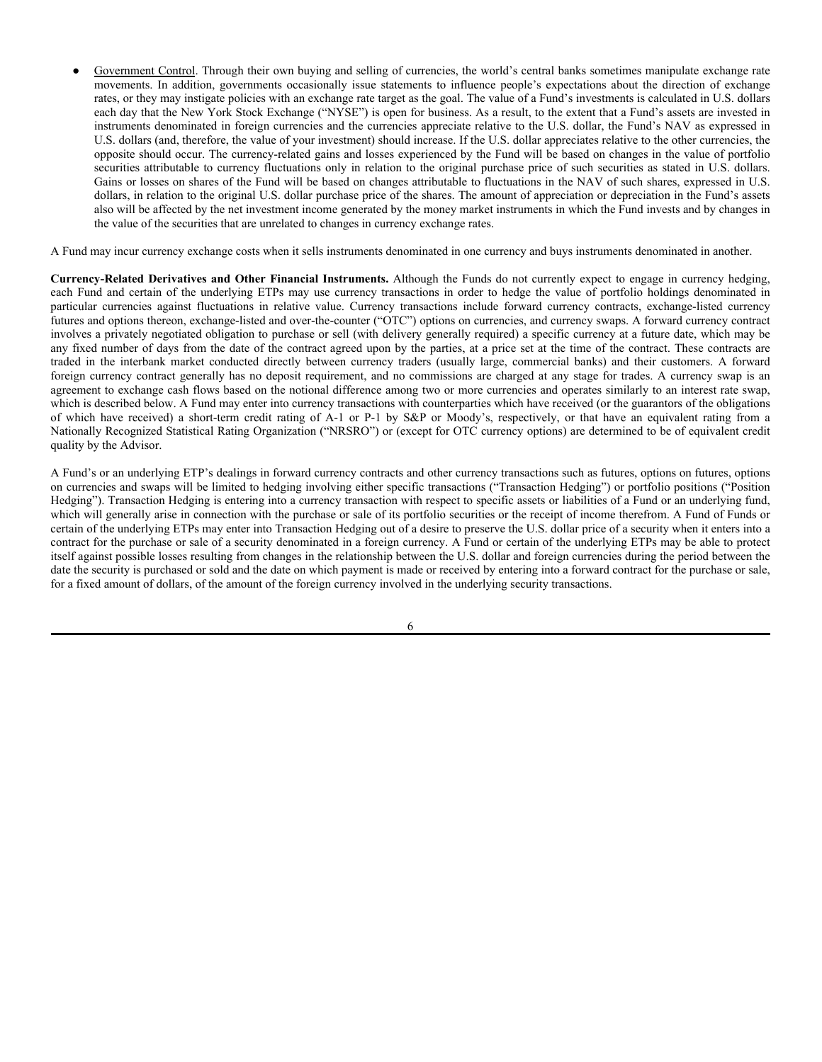- Government Control. Through their own buying and selling of currencies, the world's central banks sometimes manipulate exchange rate movements. In addition, governments occasionally issue statements to influence people's expectations about the direction of exchange rates, or they may instigate policies with an exchange rate target as the goal. The value of a Fund's investments is calculated in U.S. dollars each day that the New York Stock Exchange ("NYSE") is open for business. As a result, to the extent that a Fund's assets are invested in instruments denominated in foreign currencies and the currencies appreciate relative to the U.S. dollar, the Fund's NAV as expressed in U.S. dollars (and, therefore, the value of your investment) should increase. If the U.S. dollar appreciates relative to the other currencies, the opposite should occur. The currency-related gains and losses experienced by the Fund will be based on changes in the value of portfolio securities attributable to currency fluctuations only in relation to the original purchase price of such securities as stated in U.S. dollars. Gains or losses on shares of the Fund will be based on changes attributable to fluctuations in the NAV of such shares, expressed in U.S. dollars, in relation to the original U.S. dollar purchase price of the shares. The amount of appreciation or depreciation in the Fund's assets also will be affected by the net investment income generated by the money market instruments in which the Fund invests and by changes in the value of the securities that are unrelated to changes in currency exchange rates.

A Fund may incur currency exchange costs when it sells instruments denominated in one currency and buys instruments denominated in another.

**Currency-Related Derivatives and Other Financial Instruments.** Although the Funds do not currently expect to engage in currency hedging, each Fund and certain of the underlying ETPs may use currency transactions in order to hedge the value of portfolio holdings denominated in particular currencies against fluctuations in relative value. Currency transactions include forward currency contracts, exchange-listed currency futures and options thereon, exchange-listed and over-the-counter ("OTC") options on currencies, and currency swaps. A forward currency contract involves a privately negotiated obligation to purchase or sell (with delivery generally required) a specific currency at a future date, which may be any fixed number of days from the date of the contract agreed upon by the parties, at a price set at the time of the contract. These contracts are traded in the interbank market conducted directly between currency traders (usually large, commercial banks) and their customers. A forward foreign currency contract generally has no deposit requirement, and no commissions are charged at any stage for trades. A currency swap is an agreement to exchange cash flows based on the notional difference among two or more currencies and operates similarly to an interest rate swap, which is described below. A Fund may enter into currency transactions with counterparties which have received (or the guarantors of the obligations of which have received) a short-term credit rating of A-1 or P-1 by S&P or Moody's, respectively, or that have an equivalent rating from a Nationally Recognized Statistical Rating Organization ("NRSRO") or (except for OTC currency options) are determined to be of equivalent credit quality by the Advisor.

A Fund's or an underlying ETP's dealings in forward currency contracts and other currency transactions such as futures, options on futures, options on currencies and swaps will be limited to hedging involving either specific transactions ("Transaction Hedging") or portfolio positions ("Position Hedging"). Transaction Hedging is entering into a currency transaction with respect to specific assets or liabilities of a Fund or an underlying fund, which will generally arise in connection with the purchase or sale of its portfolio securities or the receipt of income therefrom. A Fund of Funds or certain of the underlying ETPs may enter into Transaction Hedging out of a desire to preserve the U.S. dollar price of a security when it enters into a contract for the purchase or sale of a security denominated in a foreign currency. A Fund or certain of the underlying ETPs may be able to protect itself against possible losses resulting from changes in the relationship between the U.S. dollar and foreign currencies during the period between the date the security is purchased or sold and the date on which payment is made or received by entering into a forward contract for the purchase or sale, for a fixed amount of dollars, of the amount of the foreign currency involved in the underlying security transactions.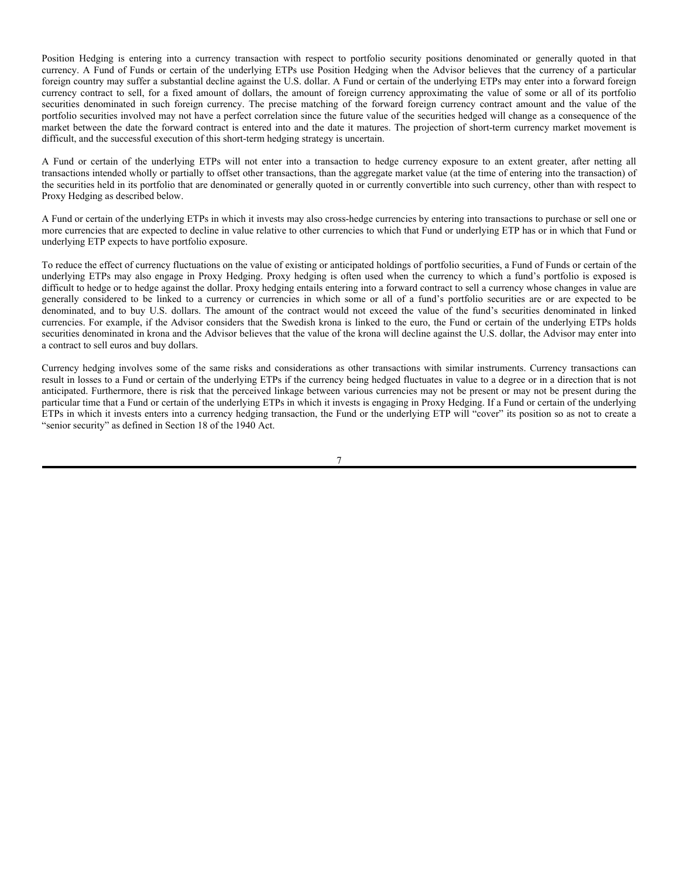Position Hedging is entering into a currency transaction with respect to portfolio security positions denominated or generally quoted in that currency. A Fund of Funds or certain of the underlying ETPs use Position Hedging when the Advisor believes that the currency of a particular foreign country may suffer a substantial decline against the U.S. dollar. A Fund or certain of the underlying ETPs may enter into a forward foreign currency contract to sell, for a fixed amount of dollars, the amount of foreign currency approximating the value of some or all of its portfolio securities denominated in such foreign currency. The precise matching of the forward foreign currency contract amount and the value of the portfolio securities involved may not have a perfect correlation since the future value of the securities hedged will change as a consequence of the market between the date the forward contract is entered into and the date it matures. The projection of short-term currency market movement is difficult, and the successful execution of this short-term hedging strategy is uncertain.

A Fund or certain of the underlying ETPs will not enter into a transaction to hedge currency exposure to an extent greater, after netting all transactions intended wholly or partially to offset other transactions, than the aggregate market value (at the time of entering into the transaction) of the securities held in its portfolio that are denominated or generally quoted in or currently convertible into such currency, other than with respect to Proxy Hedging as described below.

A Fund or certain of the underlying ETPs in which it invests may also cross-hedge currencies by entering into transactions to purchase or sell one or more currencies that are expected to decline in value relative to other currencies to which that Fund or underlying ETP has or in which that Fund or underlying ETP expects to have portfolio exposure.

To reduce the effect of currency fluctuations on the value of existing or anticipated holdings of portfolio securities, a Fund of Funds or certain of the underlying ETPs may also engage in Proxy Hedging. Proxy hedging is often used when the currency to which a fund's portfolio is exposed is difficult to hedge or to hedge against the dollar. Proxy hedging entails entering into a forward contract to sell a currency whose changes in value are generally considered to be linked to a currency or currencies in which some or all of a fund's portfolio securities are or are expected to be denominated, and to buy U.S. dollars. The amount of the contract would not exceed the value of the fund's securities denominated in linked currencies. For example, if the Advisor considers that the Swedish krona is linked to the euro, the Fund or certain of the underlying ETPs holds securities denominated in krona and the Advisor believes that the value of the krona will decline against the U.S. dollar, the Advisor may enter into a contract to sell euros and buy dollars.

Currency hedging involves some of the same risks and considerations as other transactions with similar instruments. Currency transactions can result in losses to a Fund or certain of the underlying ETPs if the currency being hedged fluctuates in value to a degree or in a direction that is not anticipated. Furthermore, there is risk that the perceived linkage between various currencies may not be present or may not be present during the particular time that a Fund or certain of the underlying ETPs in which it invests is engaging in Proxy Hedging. If a Fund or certain of the underlying ETPs in which it invests enters into a currency hedging transaction, the Fund or the underlying ETP will "cover" its position so as not to create a "senior security" as defined in Section 18 of the 1940 Act.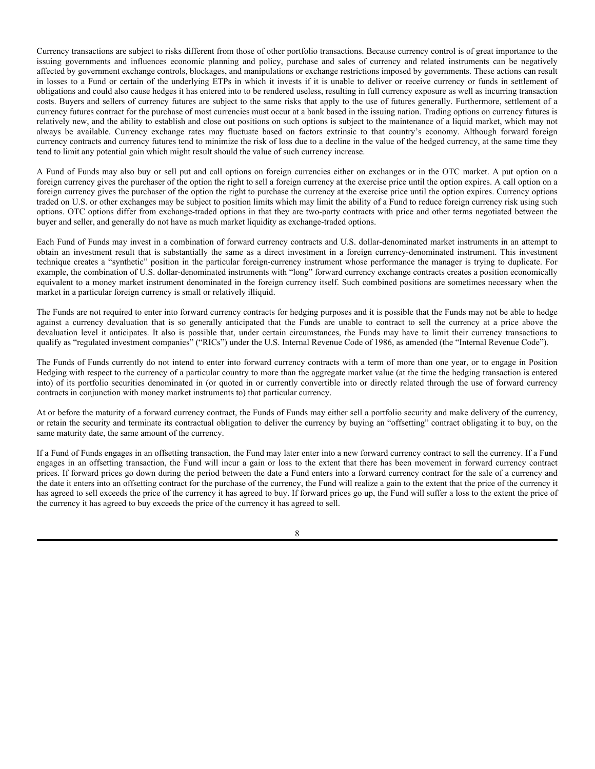Currency transactions are subject to risks different from those of other portfolio transactions. Because currency control is of great importance to the issuing governments and influences economic planning and policy, purchase and sales of currency and related instruments can be negatively affected by government exchange controls, blockages, and manipulations or exchange restrictions imposed by governments. These actions can result in losses to a Fund or certain of the underlying ETPs in which it invests if it is unable to deliver or receive currency or funds in settlement of obligations and could also cause hedges it has entered into to be rendered useless, resulting in full currency exposure as well as incurring transaction costs. Buyers and sellers of currency futures are subject to the same risks that apply to the use of futures generally. Furthermore, settlement of a currency futures contract for the purchase of most currencies must occur at a bank based in the issuing nation. Trading options on currency futures is relatively new, and the ability to establish and close out positions on such options is subject to the maintenance of a liquid market, which may not always be available. Currency exchange rates may fluctuate based on factors extrinsic to that country's economy. Although forward foreign currency contracts and currency futures tend to minimize the risk of loss due to a decline in the value of the hedged currency, at the same time they tend to limit any potential gain which might result should the value of such currency increase.

A Fund of Funds may also buy or sell put and call options on foreign currencies either on exchanges or in the OTC market. A put option on a foreign currency gives the purchaser of the option the right to sell a foreign currency at the exercise price until the option expires. A call option on a foreign currency gives the purchaser of the option the right to purchase the currency at the exercise price until the option expires. Currency options traded on U.S. or other exchanges may be subject to position limits which may limit the ability of a Fund to reduce foreign currency risk using such options. OTC options differ from exchange-traded options in that they are two-party contracts with price and other terms negotiated between the buyer and seller, and generally do not have as much market liquidity as exchange-traded options.

Each Fund of Funds may invest in a combination of forward currency contracts and U.S. dollar-denominated market instruments in an attempt to obtain an investment result that is substantially the same as a direct investment in a foreign currency-denominated instrument. This investment technique creates a "synthetic" position in the particular foreign-currency instrument whose performance the manager is trying to duplicate. For example, the combination of U.S. dollar-denominated instruments with "long" forward currency exchange contracts creates a position economically equivalent to a money market instrument denominated in the foreign currency itself. Such combined positions are sometimes necessary when the market in a particular foreign currency is small or relatively illiquid.

The Funds are not required to enter into forward currency contracts for hedging purposes and it is possible that the Funds may not be able to hedge against a currency devaluation that is so generally anticipated that the Funds are unable to contract to sell the currency at a price above the devaluation level it anticipates. It also is possible that, under certain circumstances, the Funds may have to limit their currency transactions to qualify as "regulated investment companies" ("RICs") under the U.S. Internal Revenue Code of 1986, as amended (the "Internal Revenue Code").

The Funds of Funds currently do not intend to enter into forward currency contracts with a term of more than one year, or to engage in Position Hedging with respect to the currency of a particular country to more than the aggregate market value (at the time the hedging transaction is entered into) of its portfolio securities denominated in (or quoted in or currently convertible into or directly related through the use of forward currency contracts in conjunction with money market instruments to) that particular currency.

At or before the maturity of a forward currency contract, the Funds of Funds may either sell a portfolio security and make delivery of the currency, or retain the security and terminate its contractual obligation to deliver the currency by buying an "offsetting" contract obligating it to buy, on the same maturity date, the same amount of the currency.

If a Fund of Funds engages in an offsetting transaction, the Fund may later enter into a new forward currency contract to sell the currency. If a Fund engages in an offsetting transaction, the Fund will incur a gain or loss to the extent that there has been movement in forward currency contract prices. If forward prices go down during the period between the date a Fund enters into a forward currency contract for the sale of a currency and the date it enters into an offsetting contract for the purchase of the currency, the Fund will realize a gain to the extent that the price of the currency it has agreed to sell exceeds the price of the currency it has agreed to buy. If forward prices go up, the Fund will suffer a loss to the extent the price of the currency it has agreed to buy exceeds the price of the currency it has agreed to sell.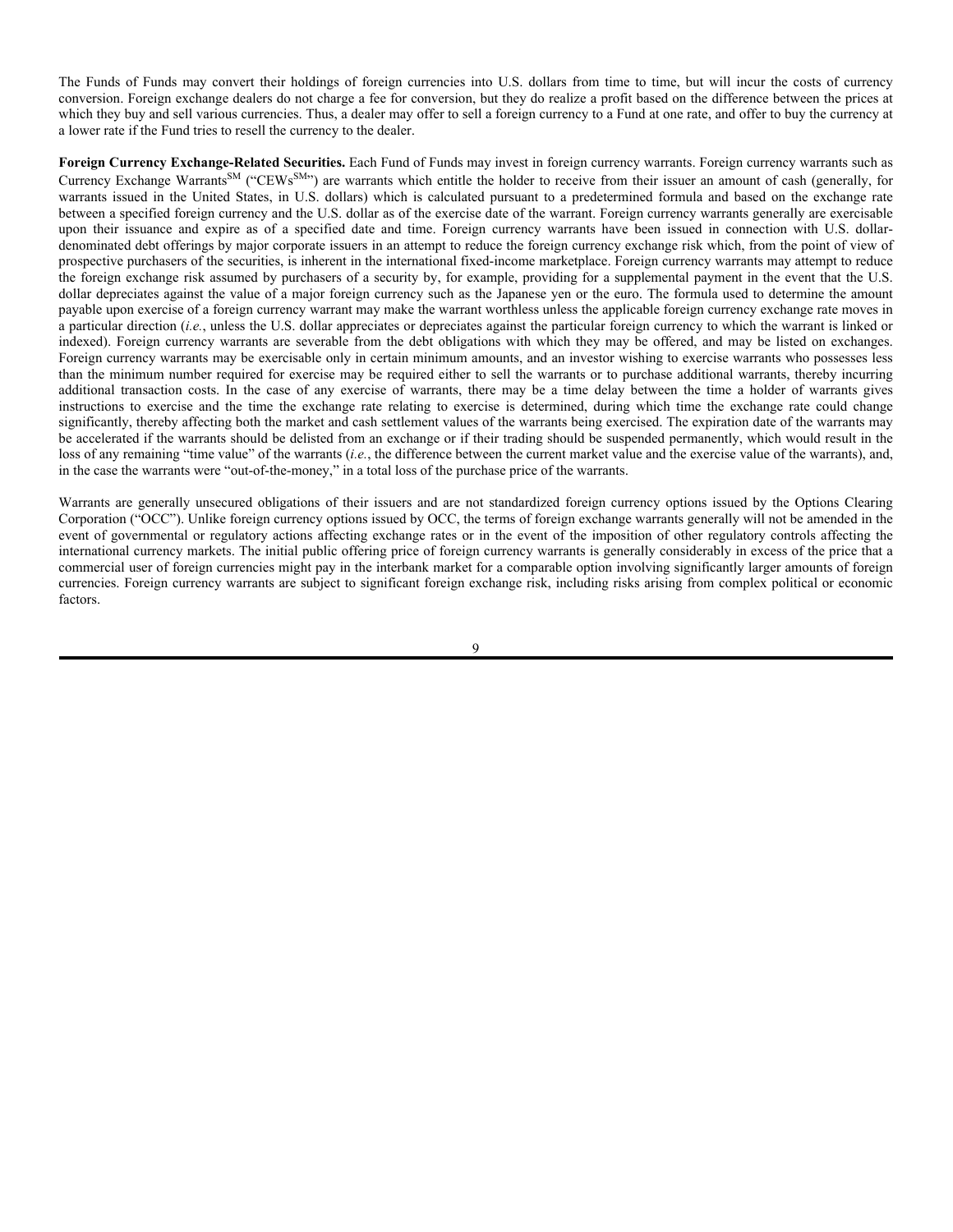The Funds of Funds may convert their holdings of foreign currencies into U.S. dollars from time to time, but will incur the costs of currency conversion. Foreign exchange dealers do not charge a fee for conversion, but they do realize a profit based on the difference between the prices at which they buy and sell various currencies. Thus, a dealer may offer to sell a foreign currency to a Fund at one rate, and offer to buy the currency at a lower rate if the Fund tries to resell the currency to the dealer.

**Foreign Currency Exchange-Related Securities.** Each Fund of Funds may invest in foreign currency warrants. Foreign currency warrants such as Currency Exchange Warrants[SM] ("CEWs[SM]") are warrants which entitle the holder to receive from their issuer an amount of cash (generally, for warrants issued in the United States, in U.S. dollars) which is calculated pursuant to a predetermined formula and based on the exchange rate between a specified foreign currency and the U.S. dollar as of the exercise date of the warrant. Foreign currency warrants generally are exercisable upon their issuance and expire as of a specified date and time. Foreign currency warrants have been issued in connection with U.S. dollar-denominated debt offerings by major corporate issuers in an attempt to reduce the foreign currency exchange risk which, from the point of view of prospective purchasers of the securities, is inherent in the international fixed-income marketplace. Foreign currency warrants may attempt to reduce the foreign exchange risk assumed by purchasers of a security by, for example, providing for a supplemental payment in the event that the U.S. dollar depreciates against the value of a major foreign currency such as the Japanese yen or the euro. The formula used to determine the amount payable upon exercise of a foreign currency warrant may make the warrant worthless unless the applicable foreign currency exchange rate moves in a particular direction (*i.e.*, unless the U.S. dollar appreciates or depreciates against the particular foreign currency to which the warrant is linked or indexed). Foreign currency warrants are severable from the debt obligations with which they may be offered, and may be listed on exchanges. Foreign currency warrants may be exercisable only in certain minimum amounts, and an investor wishing to exercise warrants who possesses less than the minimum number required for exercise may be required either to sell the warrants or to purchase additional warrants, thereby incurring additional transaction costs. In the case of any exercise of warrants, there may be a time delay between the time a holder of warrants gives instructions to exercise and the time the exchange rate relating to exercise is determined, during which time the exchange rate could change significantly, thereby affecting both the market and cash settlement values of the warrants being exercised. The expiration date of the warrants may be accelerated if the warrants should be delisted from an exchange or if their trading should be suspended permanently, which would result in the loss of any remaining "time value" of the warrants (*i.e.*, the difference between the current market value and the exercise value of the warrants), and, in the case the warrants were "out-of-the-money," in a total loss of the purchase price of the warrants.

Warrants are generally unsecured obligations of their issuers and are not standardized foreign currency options issued by the Options Clearing Corporation ("OCC"). Unlike foreign currency options issued by OCC, the terms of foreign exchange warrants generally will not be amended in the event of governmental or regulatory actions affecting exchange rates or in the event of the imposition of other regulatory controls affecting the international currency markets. The initial public offering price of foreign currency warrants is generally considerably in excess of the price that a commercial user of foreign currencies might pay in the interbank market for a comparable option involving significantly larger amounts of foreign currencies. Foreign currency warrants are subject to significant foreign exchange risk, including risks arising from complex political or economic factors.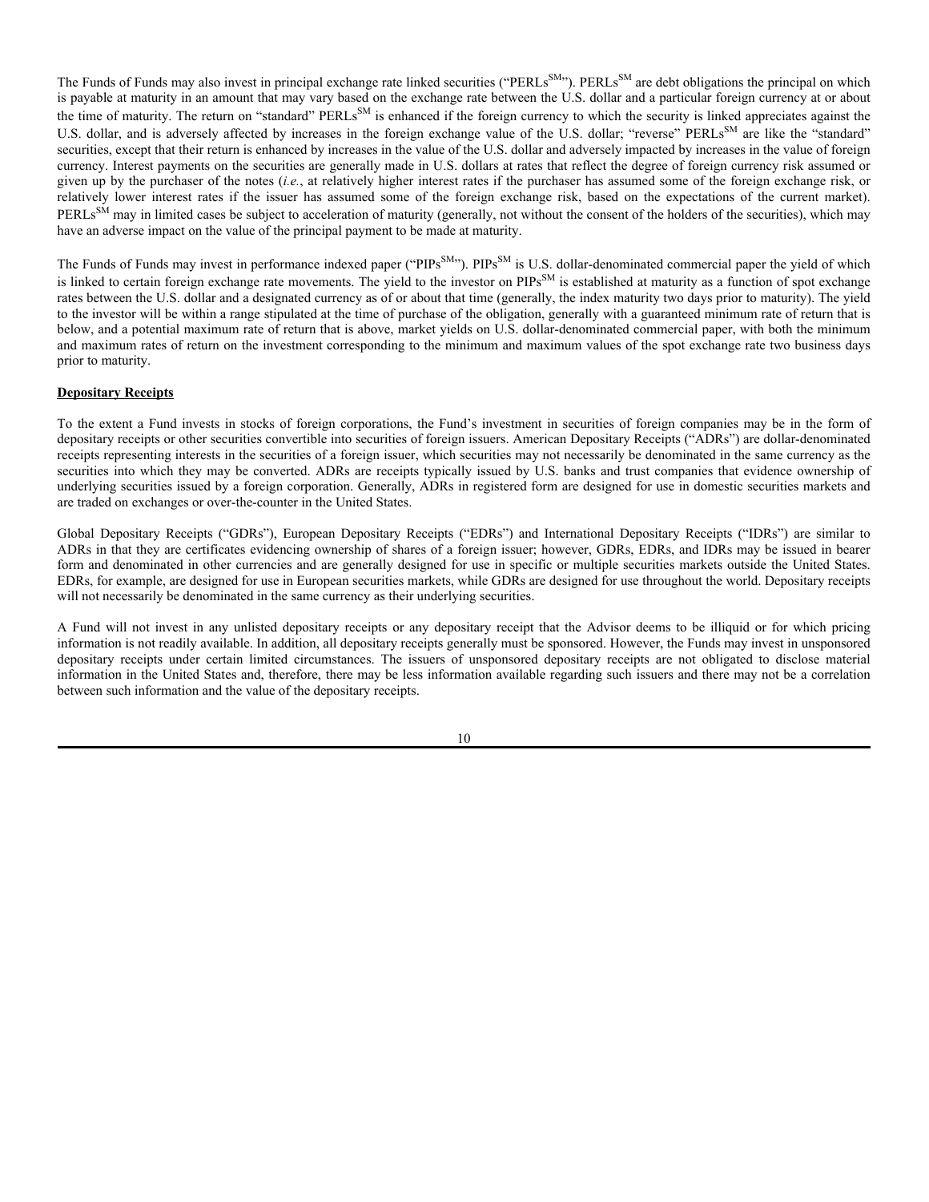The Funds of Funds may also invest in principal exchange rate linked securities ("PERLs[SM]"). PERLs[SM] are debt obligations the principal on which is payable at maturity in an amount that may vary based on the exchange rate between the U.S. dollar and a particular foreign currency at or about the time of maturity. The return on "standard" PERLs[SM] is enhanced if the foreign currency to which the security is linked appreciates against the U.S. dollar, and is adversely affected by increases in the foreign exchange value of the U.S. dollar; "reverse" PERLs[SM] are like the "standard" securities, except that their return is enhanced by increases in the value of the U.S. dollar and adversely impacted by increases in the value of foreign currency. Interest payments on the securities are generally made in U.S. dollars at rates that reflect the degree of foreign currency risk assumed or given up by the purchaser of the notes (*i.e.*, at relatively higher interest rates if the purchaser has assumed some of the foreign exchange risk, or relatively lower interest rates if the issuer has assumed some of the foreign exchange risk, based on the expectations of the current market). PERLs[SM] may in limited cases be subject to acceleration of maturity (generally, not without the consent of the holders of the securities), which may have an adverse impact on the value of the principal payment to be made at maturity.

The Funds of Funds may invest in performance indexed paper ("PIPs[SM]"). PIPs[SM] is U.S. dollar-denominated commercial paper the yield of which is linked to certain foreign exchange rate movements. The yield to the investor on PIPs[SM] is established at maturity as a function of spot exchange rates between the U.S. dollar and a designated currency as of or about that time (generally, the index maturity two days prior to maturity). The yield to the investor will be within a range stipulated at the time of purchase of the obligation, generally with a guaranteed minimum rate of return that is below, and a potential maximum rate of return that is above, market yields on U.S. dollar-denominated commercial paper, with both the minimum and maximum rates of return on the investment corresponding to the minimum and maximum values of the spot exchange rate two business days prior to maturity.

**Depositary Receipts**

To the extent a Fund invests in stocks of foreign corporations, the Fund's investment in securities of foreign companies may be in the form of depositary receipts or other securities convertible into securities of foreign issuers. American Depositary Receipts ("ADRs") are dollar-denominated receipts representing interests in the securities of a foreign issuer, which securities may not necessarily be denominated in the same currency as the securities into which they may be converted. ADRs are receipts typically issued by U.S. banks and trust companies that evidence ownership of underlying securities issued by a foreign corporation. Generally, ADRs in registered form are designed for use in domestic securities markets and are traded on exchanges or over-the-counter in the United States.

Global Depositary Receipts ("GDRs"), European Depositary Receipts ("EDRs") and International Depositary Receipts ("IDRs") are similar to ADRs in that they are certificates evidencing ownership of shares of a foreign issuer; however, GDRs, EDRs, and IDRs may be issued in bearer form and denominated in other currencies and are generally designed for use in specific or multiple securities markets outside the United States. EDRs, for example, are designed for use in European securities markets, while GDRs are designed for use throughout the world. Depositary receipts will not necessarily be denominated in the same currency as their underlying securities.

A Fund will not invest in any unlisted depositary receipts or any depositary receipt that the Advisor deems to be illiquid or for which pricing information is not readily available. In addition, all depositary receipts generally must be sponsored. However, the Funds may invest in unsponsored depositary receipts under certain limited circumstances. The issuers of unsponsored depositary receipts are not obligated to disclose material information in the United States and, therefore, there may be less information available regarding such issuers and there may not be a correlation between such information and the value of the depositary receipts.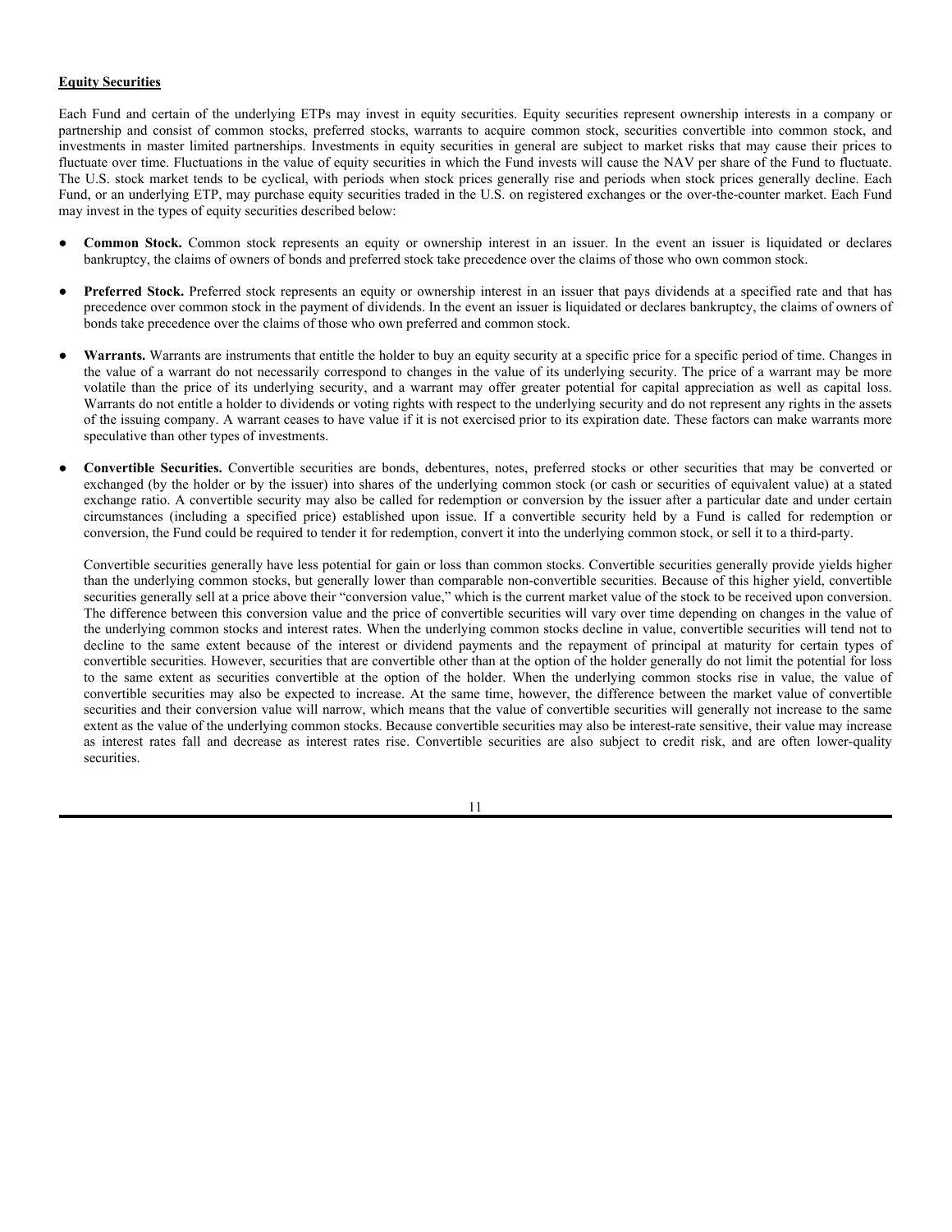**Equity Securities**

Each Fund and certain of the underlying ETPs may invest in equity securities. Equity securities represent ownership interests in a company or partnership and consist of common stocks, preferred stocks, warrants to acquire common stock, securities convertible into common stock, and investments in master limited partnerships. Investments in equity securities in general are subject to market risks that may cause their prices to fluctuate over time. Fluctuations in the value of equity securities in which the Fund invests will cause the NAV per share of the Fund to fluctuate. The U.S. stock market tends to be cyclical, with periods when stock prices generally rise and periods when stock prices generally decline. Each Fund, or an underlying ETP, may purchase equity securities traded in the U.S. on registered exchanges or the over-the-counter market. Each Fund may invest in the types of equity securities described below:

- **Common Stock.** Common stock represents an equity or ownership interest in an issuer. In the event an issuer is liquidated or declares bankruptcy, the claims of owners of bonds and preferred stock take precedence over the claims of those who own common stock.

- **Preferred Stock.** Preferred stock represents an equity or ownership interest in an issuer that pays dividends at a specified rate and that has precedence over common stock in the payment of dividends. In the event an issuer is liquidated or declares bankruptcy, the claims of owners of bonds take precedence over the claims of those who own preferred and common stock.

- **Warrants.** Warrants are instruments that entitle the holder to buy an equity security at a specific price for a specific period of time. Changes in the value of a warrant do not necessarily correspond to changes in the value of its underlying security. The price of a warrant may be more volatile than the price of its underlying security, and a warrant may offer greater potential for capital appreciation as well as capital loss. Warrants do not entitle a holder to dividends or voting rights with respect to the underlying security and do not represent any rights in the assets of the issuing company. A warrant ceases to have value if it is not exercised prior to its expiration date. These factors can make warrants more speculative than other types of investments.

- **Convertible Securities.** Convertible securities are bonds, debentures, notes, preferred stocks or other securities that may be converted or exchanged (by the holder or by the issuer) into shares of the underlying common stock (or cash or securities of equivalent value) at a stated exchange ratio. A convertible security may also be called for redemption or conversion by the issuer after a particular date and under certain circumstances (including a specified price) established upon issue. If a convertible security held by a Fund is called for redemption or conversion, the Fund could be required to tender it for redemption, convert it into the underlying common stock, or sell it to a third-party.

  Convertible securities generally have less potential for gain or loss than common stocks. Convertible securities generally provide yields higher than the underlying common stocks, but generally lower than comparable non-convertible securities. Because of this higher yield, convertible securities generally sell at a price above their "conversion value," which is the current market value of the stock to be received upon conversion. The difference between this conversion value and the price of convertible securities will vary over time depending on changes in the value of the underlying common stocks and interest rates. When the underlying common stocks decline in value, convertible securities will tend not to decline to the same extent because of the interest or dividend payments and the repayment of principal at maturity for certain types of convertible securities. However, securities that are convertible other than at the option of the holder generally do not limit the potential for loss to the same extent as securities convertible at the option of the holder. When the underlying common stocks rise in value, the value of convertible securities may also be expected to increase. At the same time, however, the difference between the market value of convertible securities and their conversion value will narrow, which means that the value of convertible securities will generally not increase to the same extent as the value of the underlying common stocks. Because convertible securities may also be interest-rate sensitive, their value may increase as interest rates fall and decrease as interest rates rise. Convertible securities are also subject to credit risk, and are often lower-quality securities.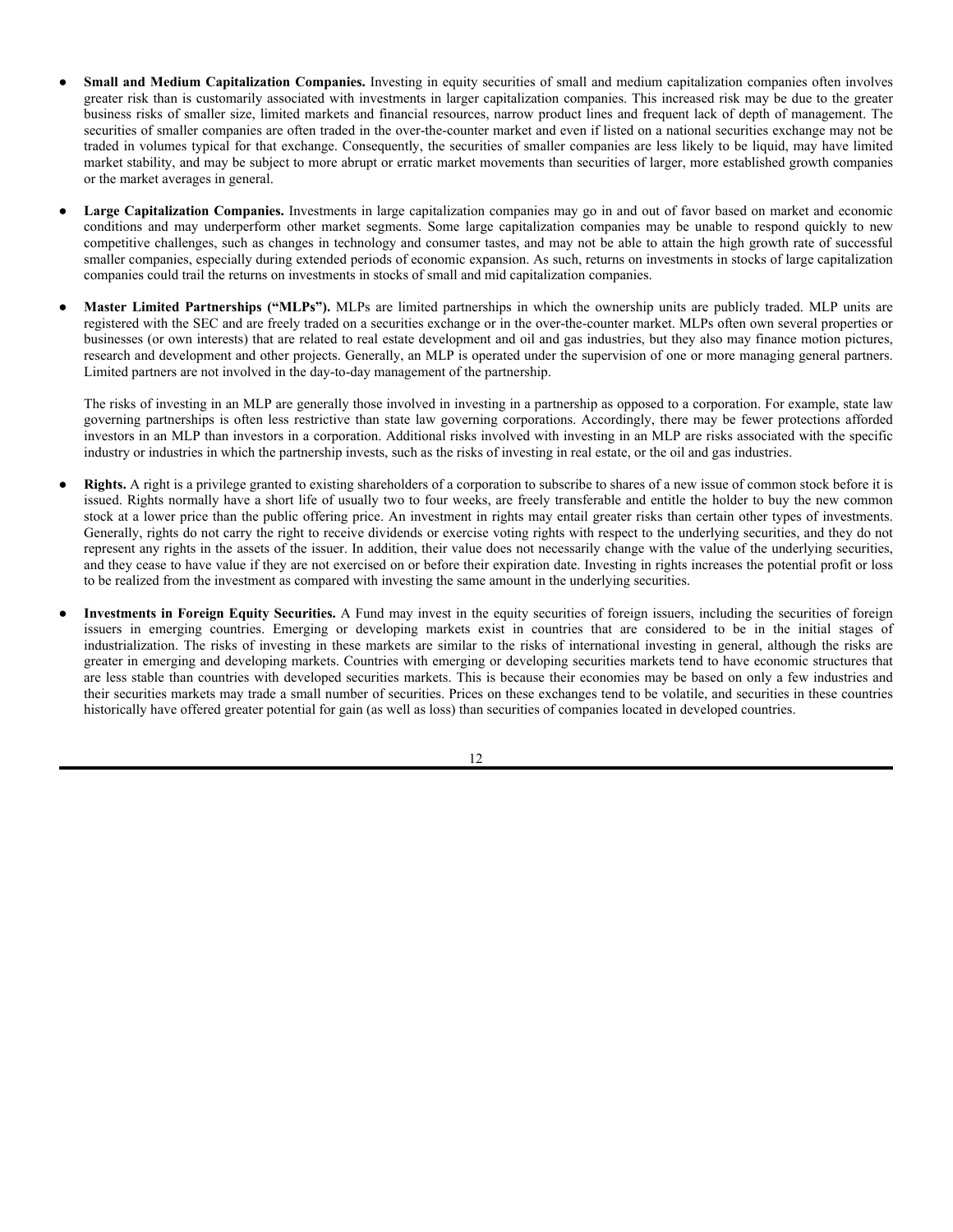- **Small and Medium Capitalization Companies.** Investing in equity securities of small and medium capitalization companies often involves greater risk than is customarily associated with investments in larger capitalization companies. This increased risk may be due to the greater business risks of smaller size, limited markets and financial resources, narrow product lines and frequent lack of depth of management. The securities of smaller companies are often traded in the over-the-counter market and even if listed on a national securities exchange may not be traded in volumes typical for that exchange. Consequently, the securities of smaller companies are less likely to be liquid, may have limited market stability, and may be subject to more abrupt or erratic market movements than securities of larger, more established growth companies or the market averages in general.

- **Large Capitalization Companies.** Investments in large capitalization companies may go in and out of favor based on market and economic conditions and may underperform other market segments. Some large capitalization companies may be unable to respond quickly to new competitive challenges, such as changes in technology and consumer tastes, and may not be able to attain the high growth rate of successful smaller companies, especially during extended periods of economic expansion. As such, returns on investments in stocks of large capitalization companies could trail the returns on investments in stocks of small and mid capitalization companies.

- **Master Limited Partnerships ("MLPs").** MLPs are limited partnerships in which the ownership units are publicly traded. MLP units are registered with the SEC and are freely traded on a securities exchange or in the over-the-counter market. MLPs often own several properties or businesses (or own interests) that are related to real estate development and oil and gas industries, but they also may finance motion pictures, research and development and other projects. Generally, an MLP is operated under the supervision of one or more managing general partners. Limited partners are not involved in the day-to-day management of the partnership.

  The risks of investing in an MLP are generally those involved in investing in a partnership as opposed to a corporation. For example, state law governing partnerships is often less restrictive than state law governing corporations. Accordingly, there may be fewer protections afforded investors in an MLP than investors in a corporation. Additional risks involved with investing in an MLP are risks associated with the specific industry or industries in which the partnership invests, such as the risks of investing in real estate, or the oil and gas industries.

- **Rights.** A right is a privilege granted to existing shareholders of a corporation to subscribe to shares of a new issue of common stock before it is issued. Rights normally have a short life of usually two to four weeks, are freely transferable and entitle the holder to buy the new common stock at a lower price than the public offering price. An investment in rights may entail greater risks than certain other types of investments. Generally, rights do not carry the right to receive dividends or exercise voting rights with respect to the underlying securities, and they do not represent any rights in the assets of the issuer. In addition, their value does not necessarily change with the value of the underlying securities, and they cease to have value if they are not exercised on or before their expiration date. Investing in rights increases the potential profit or loss to be realized from the investment as compared with investing the same amount in the underlying securities.

- **Investments in Foreign Equity Securities.** A Fund may invest in the equity securities of foreign issuers, including the securities of foreign issuers in emerging countries. Emerging or developing markets exist in countries that are considered to be in the initial stages of industrialization. The risks of investing in these markets are similar to the risks of international investing in general, although the risks are greater in emerging and developing markets. Countries with emerging or developing securities markets tend to have economic structures that are less stable than countries with developed securities markets. This is because their economies may be based on only a few industries and their securities markets may trade a small number of securities. Prices on these exchanges tend to be volatile, and securities in these countries historically have offered greater potential for gain (as well as loss) than securities of companies located in developed countries.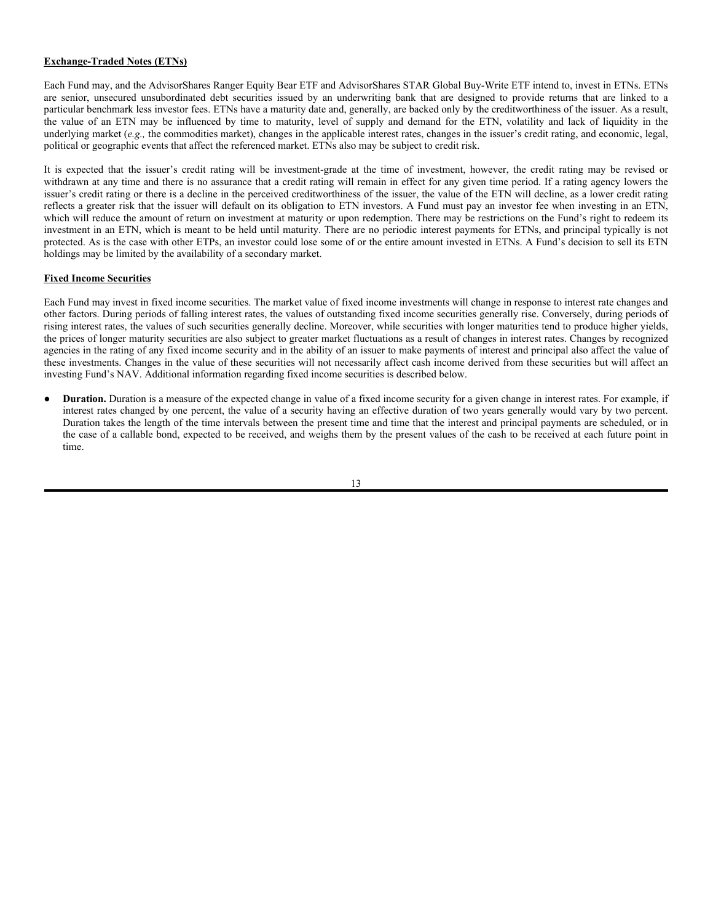**Exchange-Traded Notes (ETNs)**

Each Fund may, and the AdvisorShares Ranger Equity Bear ETF and AdvisorShares STAR Global Buy-Write ETF intend to, invest in ETNs. ETNs are senior, unsecured unsubordinated debt securities issued by an underwriting bank that are designed to provide returns that are linked to a particular benchmark less investor fees. ETNs have a maturity date and, generally, are backed only by the creditworthiness of the issuer. As a result, the value of an ETN may be influenced by time to maturity, level of supply and demand for the ETN, volatility and lack of liquidity in the underlying market (*e.g.,* the commodities market), changes in the applicable interest rates, changes in the issuer's credit rating, and economic, legal, political or geographic events that affect the referenced market. ETNs also may be subject to credit risk.

It is expected that the issuer's credit rating will be investment-grade at the time of investment, however, the credit rating may be revised or withdrawn at any time and there is no assurance that a credit rating will remain in effect for any given time period. If a rating agency lowers the issuer's credit rating or there is a decline in the perceived creditworthiness of the issuer, the value of the ETN will decline, as a lower credit rating reflects a greater risk that the issuer will default on its obligation to ETN investors. A Fund must pay an investor fee when investing in an ETN, which will reduce the amount of return on investment at maturity or upon redemption. There may be restrictions on the Fund's right to redeem its investment in an ETN, which is meant to be held until maturity. There are no periodic interest payments for ETNs, and principal typically is not protected. As is the case with other ETPs, an investor could lose some of or the entire amount invested in ETNs. A Fund's decision to sell its ETN holdings may be limited by the availability of a secondary market.

**Fixed Income Securities**

Each Fund may invest in fixed income securities. The market value of fixed income investments will change in response to interest rate changes and other factors. During periods of falling interest rates, the values of outstanding fixed income securities generally rise. Conversely, during periods of rising interest rates, the values of such securities generally decline. Moreover, while securities with longer maturities tend to produce higher yields, the prices of longer maturity securities are also subject to greater market fluctuations as a result of changes in interest rates. Changes by recognized agencies in the rating of any fixed income security and in the ability of an issuer to make payments of interest and principal also affect the value of these investments. Changes in the value of these securities will not necessarily affect cash income derived from these securities but will affect an investing Fund's NAV. Additional information regarding fixed income securities is described below.

- **Duration.** Duration is a measure of the expected change in value of a fixed income security for a given change in interest rates. For example, if interest rates changed by one percent, the value of a security having an effective duration of two years generally would vary by two percent. Duration takes the length of the time intervals between the present time and time that the interest and principal payments are scheduled, or in the case of a callable bond, expected to be received, and weighs them by the present values of the cash to be received at each future point in time.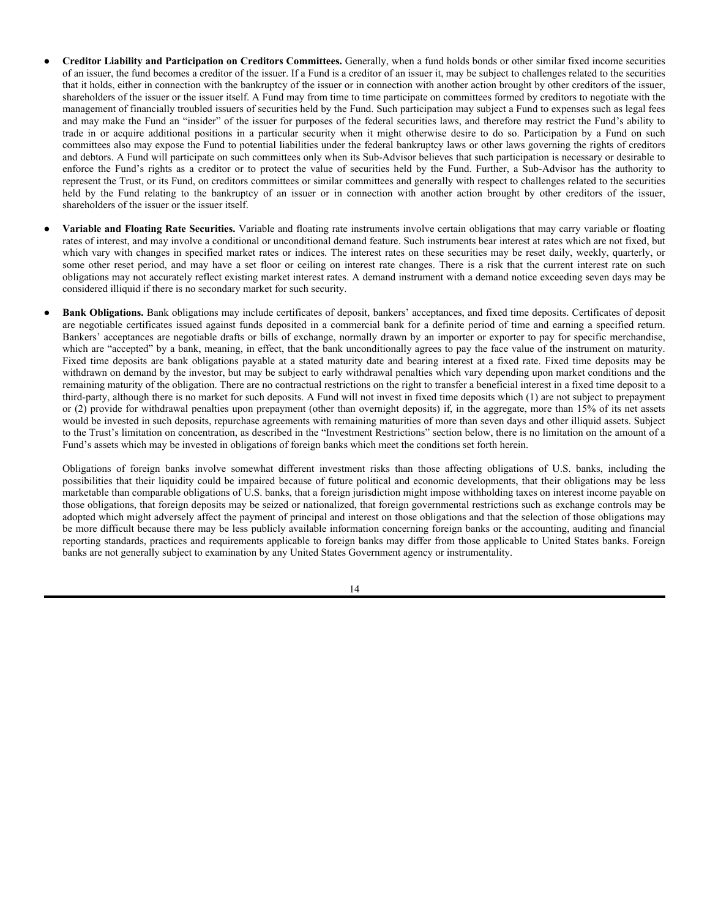- **Creditor Liability and Participation on Creditors Committees.** Generally, when a fund holds bonds or other similar fixed income securities of an issuer, the fund becomes a creditor of the issuer. If a Fund is a creditor of an issuer it, may be subject to challenges related to the securities that it holds, either in connection with the bankruptcy of the issuer or in connection with another action brought by other creditors of the issuer, shareholders of the issuer or the issuer itself. A Fund may from time to time participate on committees formed by creditors to negotiate with the management of financially troubled issuers of securities held by the Fund. Such participation may subject a Fund to expenses such as legal fees and may make the Fund an "insider" of the issuer for purposes of the federal securities laws, and therefore may restrict the Fund's ability to trade in or acquire additional positions in a particular security when it might otherwise desire to do so. Participation by a Fund on such committees also may expose the Fund to potential liabilities under the federal bankruptcy laws or other laws governing the rights of creditors and debtors. A Fund will participate on such committees only when its Sub-Advisor believes that such participation is necessary or desirable to enforce the Fund's rights as a creditor or to protect the value of securities held by the Fund. Further, a Sub-Advisor has the authority to represent the Trust, or its Fund, on creditors committees or similar committees and generally with respect to challenges related to the securities held by the Fund relating to the bankruptcy of an issuer or in connection with another action brought by other creditors of the issuer, shareholders of the issuer or the issuer itself.

- **Variable and Floating Rate Securities.** Variable and floating rate instruments involve certain obligations that may carry variable or floating rates of interest, and may involve a conditional or unconditional demand feature. Such instruments bear interest at rates which are not fixed, but which vary with changes in specified market rates or indices. The interest rates on these securities may be reset daily, weekly, quarterly, or some other reset period, and may have a set floor or ceiling on interest rate changes. There is a risk that the current interest rate on such obligations may not accurately reflect existing market interest rates. A demand instrument with a demand notice exceeding seven days may be considered illiquid if there is no secondary market for such security.

- **Bank Obligations.** Bank obligations may include certificates of deposit, bankers' acceptances, and fixed time deposits. Certificates of deposit are negotiable certificates issued against funds deposited in a commercial bank for a definite period of time and earning a specified return. Bankers' acceptances are negotiable drafts or bills of exchange, normally drawn by an importer or exporter to pay for specific merchandise, which are "accepted" by a bank, meaning, in effect, that the bank unconditionally agrees to pay the face value of the instrument on maturity. Fixed time deposits are bank obligations payable at a stated maturity date and bearing interest at a fixed rate. Fixed time deposits may be withdrawn on demand by the investor, but may be subject to early withdrawal penalties which vary depending upon market conditions and the remaining maturity of the obligation. There are no contractual restrictions on the right to transfer a beneficial interest in a fixed time deposit to a third-party, although there is no market for such deposits. A Fund will not invest in fixed time deposits which (1) are not subject to prepayment or (2) provide for withdrawal penalties upon prepayment (other than overnight deposits) if, in the aggregate, more than 15% of its net assets would be invested in such deposits, repurchase agreements with remaining maturities of more than seven days and other illiquid assets. Subject to the Trust's limitation on concentration, as described in the "Investment Restrictions" section below, there is no limitation on the amount of a Fund's assets which may be invested in obligations of foreign banks which meet the conditions set forth herein.

  Obligations of foreign banks involve somewhat different investment risks than those affecting obligations of U.S. banks, including the possibilities that their liquidity could be impaired because of future political and economic developments, that their obligations may be less marketable than comparable obligations of U.S. banks, that a foreign jurisdiction might impose withholding taxes on interest income payable on those obligations, that foreign deposits may be seized or nationalized, that foreign governmental restrictions such as exchange controls may be adopted which might adversely affect the payment of principal and interest on those obligations and that the selection of those obligations may be more difficult because there may be less publicly available information concerning foreign banks or the accounting, auditing and financial reporting standards, practices and requirements applicable to foreign banks may differ from those applicable to United States banks. Foreign banks are not generally subject to examination by any United States Government agency or instrumentality.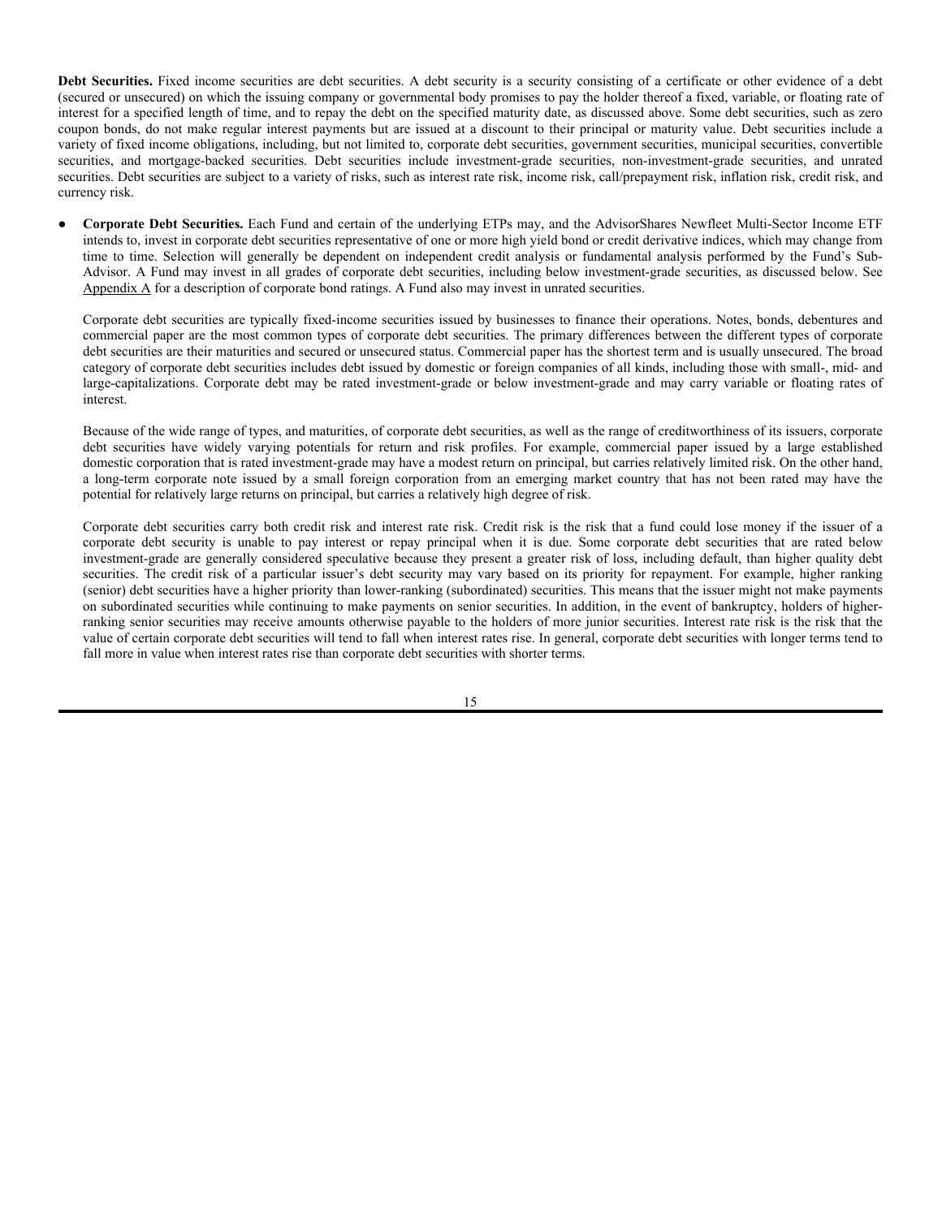**Debt Securities.** Fixed income securities are debt securities. A debt security is a security consisting of a certificate or other evidence of a debt (secured or unsecured) on which the issuing company or governmental body promises to pay the holder thereof a fixed, variable, or floating rate of interest for a specified length of time, and to repay the debt on the specified maturity date, as discussed above. Some debt securities, such as zero coupon bonds, do not make regular interest payments but are issued at a discount to their principal or maturity value. Debt securities include a variety of fixed income obligations, including, but not limited to, corporate debt securities, government securities, municipal securities, convertible securities, and mortgage-backed securities. Debt securities include investment-grade securities, non-investment-grade securities, and unrated securities. Debt securities are subject to a variety of risks, such as interest rate risk, income risk, call/prepayment risk, inflation risk, credit risk, and currency risk.

- **Corporate Debt Securities.** Each Fund and certain of the underlying ETPs may, and the AdvisorShares Newfleet Multi-Sector Income ETF intends to, invest in corporate debt securities representative of one or more high yield bond or credit derivative indices, which may change from time to time. Selection will generally be dependent on independent credit analysis or fundamental analysis performed by the Fund's Sub-Advisor. A Fund may invest in all grades of corporate debt securities, including below investment-grade securities, as discussed below. See Appendix A for a description of corporate bond ratings. A Fund also may invest in unrated securities.

  Corporate debt securities are typically fixed-income securities issued by businesses to finance their operations. Notes, bonds, debentures and commercial paper are the most common types of corporate debt securities. The primary differences between the different types of corporate debt securities are their maturities and secured or unsecured status. Commercial paper has the shortest term and is usually unsecured. The broad category of corporate debt securities includes debt issued by domestic or foreign companies of all kinds, including those with small-, mid- and large-capitalizations. Corporate debt may be rated investment-grade or below investment-grade and may carry variable or floating rates of interest.

  Because of the wide range of types, and maturities, of corporate debt securities, as well as the range of creditworthiness of its issuers, corporate debt securities have widely varying potentials for return and risk profiles. For example, commercial paper issued by a large established domestic corporation that is rated investment-grade may have a modest return on principal, but carries relatively limited risk. On the other hand, a long-term corporate note issued by a small foreign corporation from an emerging market country that has not been rated may have the potential for relatively large returns on principal, but carries a relatively high degree of risk.

  Corporate debt securities carry both credit risk and interest rate risk. Credit risk is the risk that a fund could lose money if the issuer of a corporate debt security is unable to pay interest or repay principal when it is due. Some corporate debt securities that are rated below investment-grade are generally considered speculative because they present a greater risk of loss, including default, than higher quality debt securities. The credit risk of a particular issuer's debt security may vary based on its priority for repayment. For example, higher ranking (senior) debt securities have a higher priority than lower-ranking (subordinated) securities. This means that the issuer might not make payments on subordinated securities while continuing to make payments on senior securities. In addition, in the event of bankruptcy, holders of higher-ranking senior securities may receive amounts otherwise payable to the holders of more junior securities. Interest rate risk is the risk that the value of certain corporate debt securities will tend to fall when interest rates rise. In general, corporate debt securities with longer terms tend to fall more in value when interest rates rise than corporate debt securities with shorter terms.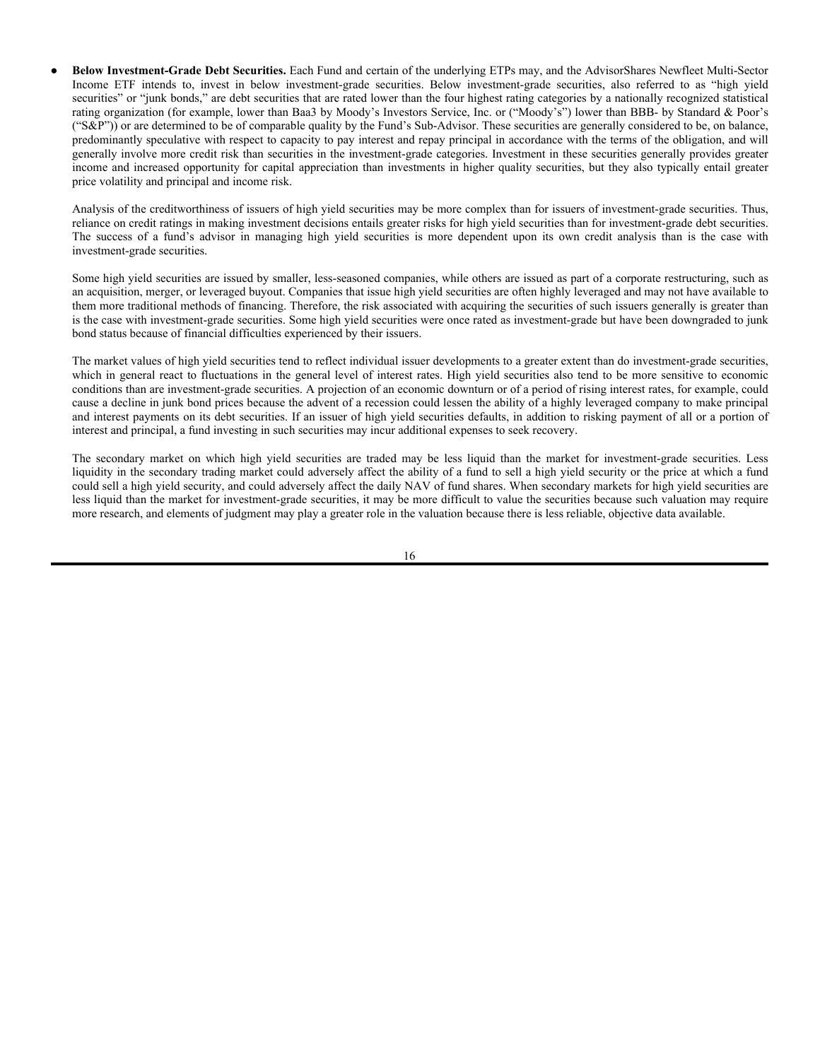- **Below Investment-Grade Debt Securities.** Each Fund and certain of the underlying ETPs may, and the AdvisorShares Newfleet Multi-Sector Income ETF intends to, invest in below investment-grade securities. Below investment-grade securities, also referred to as "high yield securities" or "junk bonds," are debt securities that are rated lower than the four highest rating categories by a nationally recognized statistical rating organization (for example, lower than Baa3 by Moody's Investors Service, Inc. or ("Moody's") lower than BBB- by Standard & Poor's ("S&P")) or are determined to be of comparable quality by the Fund's Sub-Advisor. These securities are generally considered to be, on balance, predominantly speculative with respect to capacity to pay interest and repay principal in accordance with the terms of the obligation, and will generally involve more credit risk than securities in the investment-grade categories. Investment in these securities generally provides greater income and increased opportunity for capital appreciation than investments in higher quality securities, but they also typically entail greater price volatility and principal and income risk.

  Analysis of the creditworthiness of issuers of high yield securities may be more complex than for issuers of investment-grade securities. Thus, reliance on credit ratings in making investment decisions entails greater risks for high yield securities than for investment-grade debt securities. The success of a fund's advisor in managing high yield securities is more dependent upon its own credit analysis than is the case with investment-grade securities.

  Some high yield securities are issued by smaller, less-seasoned companies, while others are issued as part of a corporate restructuring, such as an acquisition, merger, or leveraged buyout. Companies that issue high yield securities are often highly leveraged and may not have available to them more traditional methods of financing. Therefore, the risk associated with acquiring the securities of such issuers generally is greater than is the case with investment-grade securities. Some high yield securities were once rated as investment-grade but have been downgraded to junk bond status because of financial difficulties experienced by their issuers.

  The market values of high yield securities tend to reflect individual issuer developments to a greater extent than do investment-grade securities, which in general react to fluctuations in the general level of interest rates. High yield securities also tend to be more sensitive to economic conditions than are investment-grade securities. A projection of an economic downturn or of a period of rising interest rates, for example, could cause a decline in junk bond prices because the advent of a recession could lessen the ability of a highly leveraged company to make principal and interest payments on its debt securities. If an issuer of high yield securities defaults, in addition to risking payment of all or a portion of interest and principal, a fund investing in such securities may incur additional expenses to seek recovery.

  The secondary market on which high yield securities are traded may be less liquid than the market for investment-grade securities. Less liquidity in the secondary trading market could adversely affect the ability of a fund to sell a high yield security or the price at which a fund could sell a high yield security, and could adversely affect the daily NAV of fund shares. When secondary markets for high yield securities are less liquid than the market for investment-grade securities, it may be more difficult to value the securities because such valuation may require more research, and elements of judgment may play a greater role in the valuation because there is less reliable, objective data available.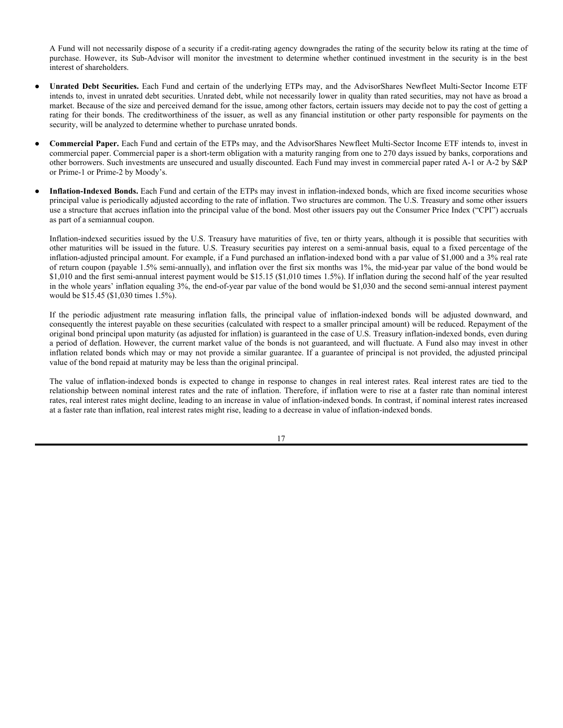A Fund will not necessarily dispose of a security if a credit-rating agency downgrades the rating of the security below its rating at the time of purchase. However, its Sub-Advisor will monitor the investment to determine whether continued investment in the security is in the best interest of shareholders.

- **Unrated Debt Securities.** Each Fund and certain of the underlying ETPs may, and the AdvisorShares Newfleet Multi-Sector Income ETF intends to, invest in unrated debt securities. Unrated debt, while not necessarily lower in quality than rated securities, may not have as broad a market. Because of the size and perceived demand for the issue, among other factors, certain issuers may decide not to pay the cost of getting a rating for their bonds. The creditworthiness of the issuer, as well as any financial institution or other party responsible for payments on the security, will be analyzed to determine whether to purchase unrated bonds.

- **Commercial Paper.** Each Fund and certain of the ETPs may, and the AdvisorShares Newfleet Multi-Sector Income ETF intends to, invest in commercial paper. Commercial paper is a short-term obligation with a maturity ranging from one to 270 days issued by banks, corporations and other borrowers. Such investments are unsecured and usually discounted. Each Fund may invest in commercial paper rated A-1 or A-2 by S&P or Prime-1 or Prime-2 by Moody's.

- **Inflation-Indexed Bonds.** Each Fund and certain of the ETPs may invest in inflation-indexed bonds, which are fixed income securities whose principal value is periodically adjusted according to the rate of inflation. Two structures are common. The U.S. Treasury and some other issuers use a structure that accrues inflation into the principal value of the bond. Most other issuers pay out the Consumer Price Index ("CPI") accruals as part of a semiannual coupon.

  Inflation-indexed securities issued by the U.S. Treasury have maturities of five, ten or thirty years, although it is possible that securities with other maturities will be issued in the future. U.S. Treasury securities pay interest on a semi-annual basis, equal to a fixed percentage of the inflation-adjusted principal amount. For example, if a Fund purchased an inflation-indexed bond with a par value of $1,000 and a 3% real rate of return coupon (payable 1.5% semi-annually), and inflation over the first six months was 1%, the mid-year par value of the bond would be $1,010 and the first semi-annual interest payment would be $15.15 ($1,010 times 1.5%). If inflation during the second half of the year resulted in the whole years' inflation equaling 3%, the end-of-year par value of the bond would be $1,030 and the second semi-annual interest payment would be $15.45 ($1,030 times 1.5%).

  If the periodic adjustment rate measuring inflation falls, the principal value of inflation-indexed bonds will be adjusted downward, and consequently the interest payable on these securities (calculated with respect to a smaller principal amount) will be reduced. Repayment of the original bond principal upon maturity (as adjusted for inflation) is guaranteed in the case of U.S. Treasury inflation-indexed bonds, even during a period of deflation. However, the current market value of the bonds is not guaranteed, and will fluctuate. A Fund also may invest in other inflation related bonds which may or may not provide a similar guarantee. If a guarantee of principal is not provided, the adjusted principal value of the bond repaid at maturity may be less than the original principal.

  The value of inflation-indexed bonds is expected to change in response to changes in real interest rates. Real interest rates are tied to the relationship between nominal interest rates and the rate of inflation. Therefore, if inflation were to rise at a faster rate than nominal interest rates, real interest rates might decline, leading to an increase in value of inflation-indexed bonds. In contrast, if nominal interest rates increased at a faster rate than inflation, real interest rates might rise, leading to a decrease in value of inflation-indexed bonds.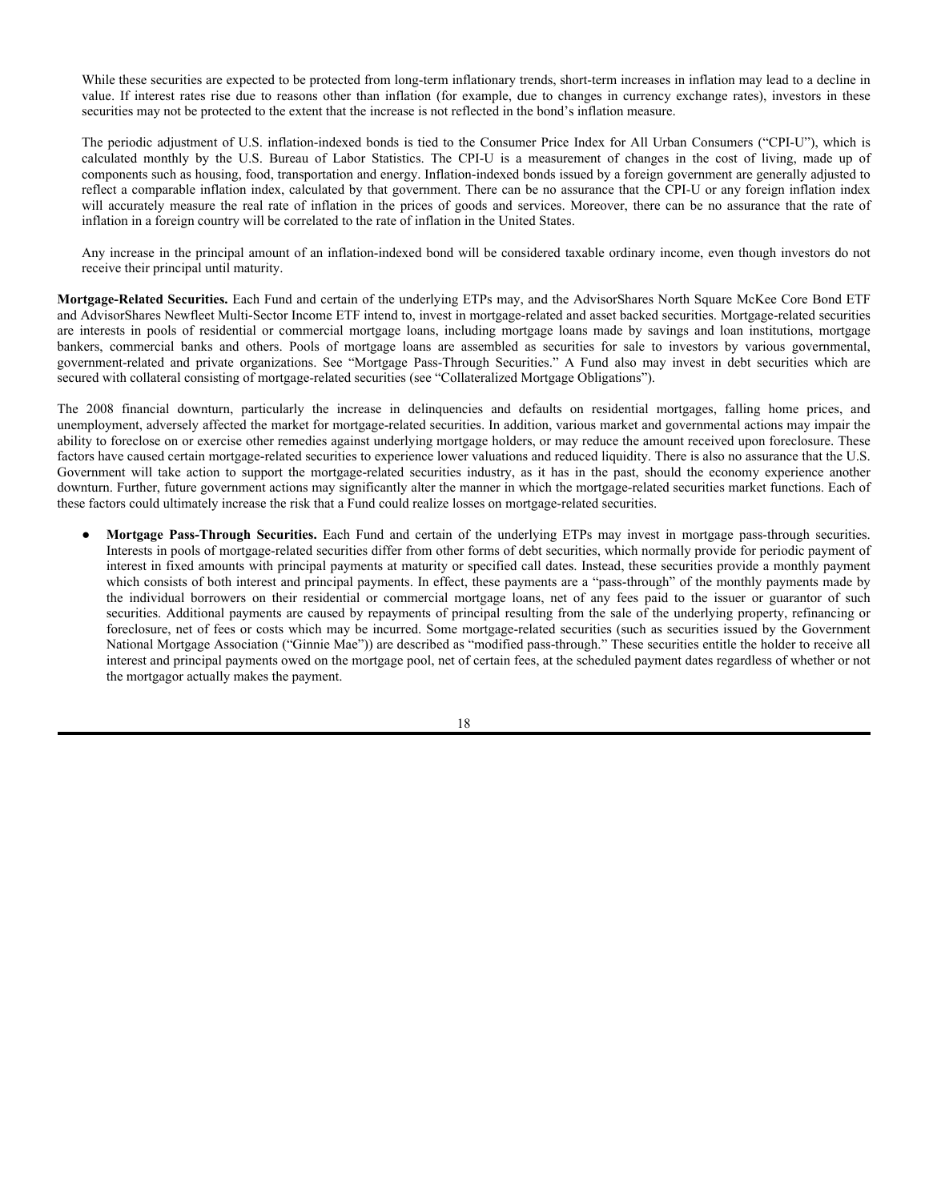While these securities are expected to be protected from long-term inflationary trends, short-term increases in inflation may lead to a decline in value. If interest rates rise due to reasons other than inflation (for example, due to changes in currency exchange rates), investors in these securities may not be protected to the extent that the increase is not reflected in the bond's inflation measure.

The periodic adjustment of U.S. inflation-indexed bonds is tied to the Consumer Price Index for All Urban Consumers ("CPI-U"), which is calculated monthly by the U.S. Bureau of Labor Statistics. The CPI-U is a measurement of changes in the cost of living, made up of components such as housing, food, transportation and energy. Inflation-indexed bonds issued by a foreign government are generally adjusted to reflect a comparable inflation index, calculated by that government. There can be no assurance that the CPI-U or any foreign inflation index will accurately measure the real rate of inflation in the prices of goods and services. Moreover, there can be no assurance that the rate of inflation in a foreign country will be correlated to the rate of inflation in the United States.

Any increase in the principal amount of an inflation-indexed bond will be considered taxable ordinary income, even though investors do not receive their principal until maturity.

**Mortgage-Related Securities.** Each Fund and certain of the underlying ETPs may, and the AdvisorShares North Square McKee Core Bond ETF and AdvisorShares Newfleet Multi-Sector Income ETF intend to, invest in mortgage-related and asset backed securities. Mortgage-related securities are interests in pools of residential or commercial mortgage loans, including mortgage loans made by savings and loan institutions, mortgage bankers, commercial banks and others. Pools of mortgage loans are assembled as securities for sale to investors by various governmental, government-related and private organizations. See "Mortgage Pass-Through Securities." A Fund also may invest in debt securities which are secured with collateral consisting of mortgage-related securities (see "Collateralized Mortgage Obligations").

The 2008 financial downturn, particularly the increase in delinquencies and defaults on residential mortgages, falling home prices, and unemployment, adversely affected the market for mortgage-related securities. In addition, various market and governmental actions may impair the ability to foreclose on or exercise other remedies against underlying mortgage holders, or may reduce the amount received upon foreclosure. These factors have caused certain mortgage-related securities to experience lower valuations and reduced liquidity. There is also no assurance that the U.S. Government will take action to support the mortgage-related securities industry, as it has in the past, should the economy experience another downturn. Further, future government actions may significantly alter the manner in which the mortgage-related securities market functions. Each of these factors could ultimately increase the risk that a Fund could realize losses on mortgage-related securities.

- **Mortgage Pass-Through Securities.** Each Fund and certain of the underlying ETPs may invest in mortgage pass-through securities. Interests in pools of mortgage-related securities differ from other forms of debt securities, which normally provide for periodic payment of interest in fixed amounts with principal payments at maturity or specified call dates. Instead, these securities provide a monthly payment which consists of both interest and principal payments. In effect, these payments are a "pass-through" of the monthly payments made by the individual borrowers on their residential or commercial mortgage loans, net of any fees paid to the issuer or guarantor of such securities. Additional payments are caused by repayments of principal resulting from the sale of the underlying property, refinancing or foreclosure, net of fees or costs which may be incurred. Some mortgage-related securities (such as securities issued by the Government National Mortgage Association ("Ginnie Mae")) are described as "modified pass-through." These securities entitle the holder to receive all interest and principal payments owed on the mortgage pool, net of certain fees, at the scheduled payment dates regardless of whether or not the mortgagor actually makes the payment.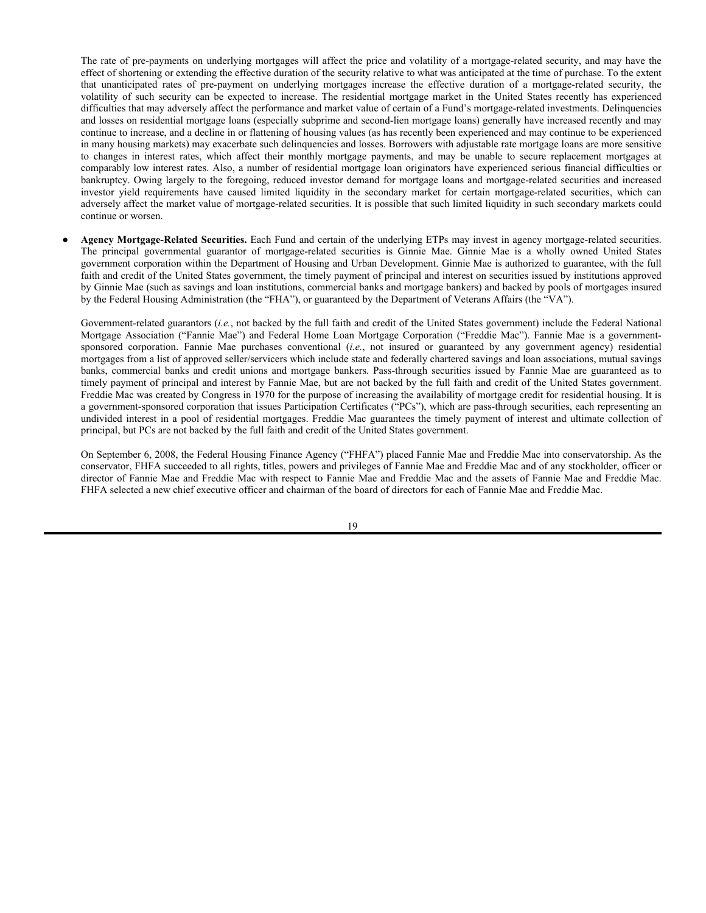The rate of pre-payments on underlying mortgages will affect the price and volatility of a mortgage-related security, and may have the effect of shortening or extending the effective duration of the security relative to what was anticipated at the time of purchase. To the extent that unanticipated rates of pre-payment on underlying mortgages increase the effective duration of a mortgage-related security, the volatility of such security can be expected to increase. The residential mortgage market in the United States recently has experienced difficulties that may adversely affect the performance and market value of certain of a Fund's mortgage-related investments. Delinquencies and losses on residential mortgage loans (especially subprime and second-lien mortgage loans) generally have increased recently and may continue to increase, and a decline in or flattening of housing values (as has recently been experienced and may continue to be experienced in many housing markets) may exacerbate such delinquencies and losses. Borrowers with adjustable rate mortgage loans are more sensitive to changes in interest rates, which affect their monthly mortgage payments, and may be unable to secure replacement mortgages at comparably low interest rates. Also, a number of residential mortgage loan originators have experienced serious financial difficulties or bankruptcy. Owing largely to the foregoing, reduced investor demand for mortgage loans and mortgage-related securities and increased investor yield requirements have caused limited liquidity in the secondary market for certain mortgage-related securities, which can adversely affect the market value of mortgage-related securities. It is possible that such limited liquidity in such secondary markets could continue or worsen.

- **Agency Mortgage-Related Securities.** Each Fund and certain of the underlying ETPs may invest in agency mortgage-related securities. The principal governmental guarantor of mortgage-related securities is Ginnie Mae. Ginnie Mae is a wholly owned United States government corporation within the Department of Housing and Urban Development. Ginnie Mae is authorized to guarantee, with the full faith and credit of the United States government, the timely payment of principal and interest on securities issued by institutions approved by Ginnie Mae (such as savings and loan institutions, commercial banks and mortgage bankers) and backed by pools of mortgages insured by the Federal Housing Administration (the "FHA"), or guaranteed by the Department of Veterans Affairs (the "VA").

  Government-related guarantors (*i.e.*, not backed by the full faith and credit of the United States government) include the Federal National Mortgage Association ("Fannie Mae") and Federal Home Loan Mortgage Corporation ("Freddie Mac"). Fannie Mae is a government-sponsored corporation. Fannie Mae purchases conventional (*i.e.*, not insured or guaranteed by any government agency) residential mortgages from a list of approved seller/servicers which include state and federally chartered savings and loan associations, mutual savings banks, commercial banks and credit unions and mortgage bankers. Pass-through securities issued by Fannie Mae are guaranteed as to timely payment of principal and interest by Fannie Mae, but are not backed by the full faith and credit of the United States government. Freddie Mac was created by Congress in 1970 for the purpose of increasing the availability of mortgage credit for residential housing. It is a government-sponsored corporation that issues Participation Certificates ("PCs"), which are pass-through securities, each representing an undivided interest in a pool of residential mortgages. Freddie Mac guarantees the timely payment of interest and ultimate collection of principal, but PCs are not backed by the full faith and credit of the United States government.

  On September 6, 2008, the Federal Housing Finance Agency ("FHFA") placed Fannie Mae and Freddie Mac into conservatorship. As the conservator, FHFA succeeded to all rights, titles, powers and privileges of Fannie Mae and Freddie Mac and of any stockholder, officer or director of Fannie Mae and Freddie Mac with respect to Fannie Mae and Freddie Mac and the assets of Fannie Mae and Freddie Mac. FHFA selected a new chief executive officer and chairman of the board of directors for each of Fannie Mae and Freddie Mac.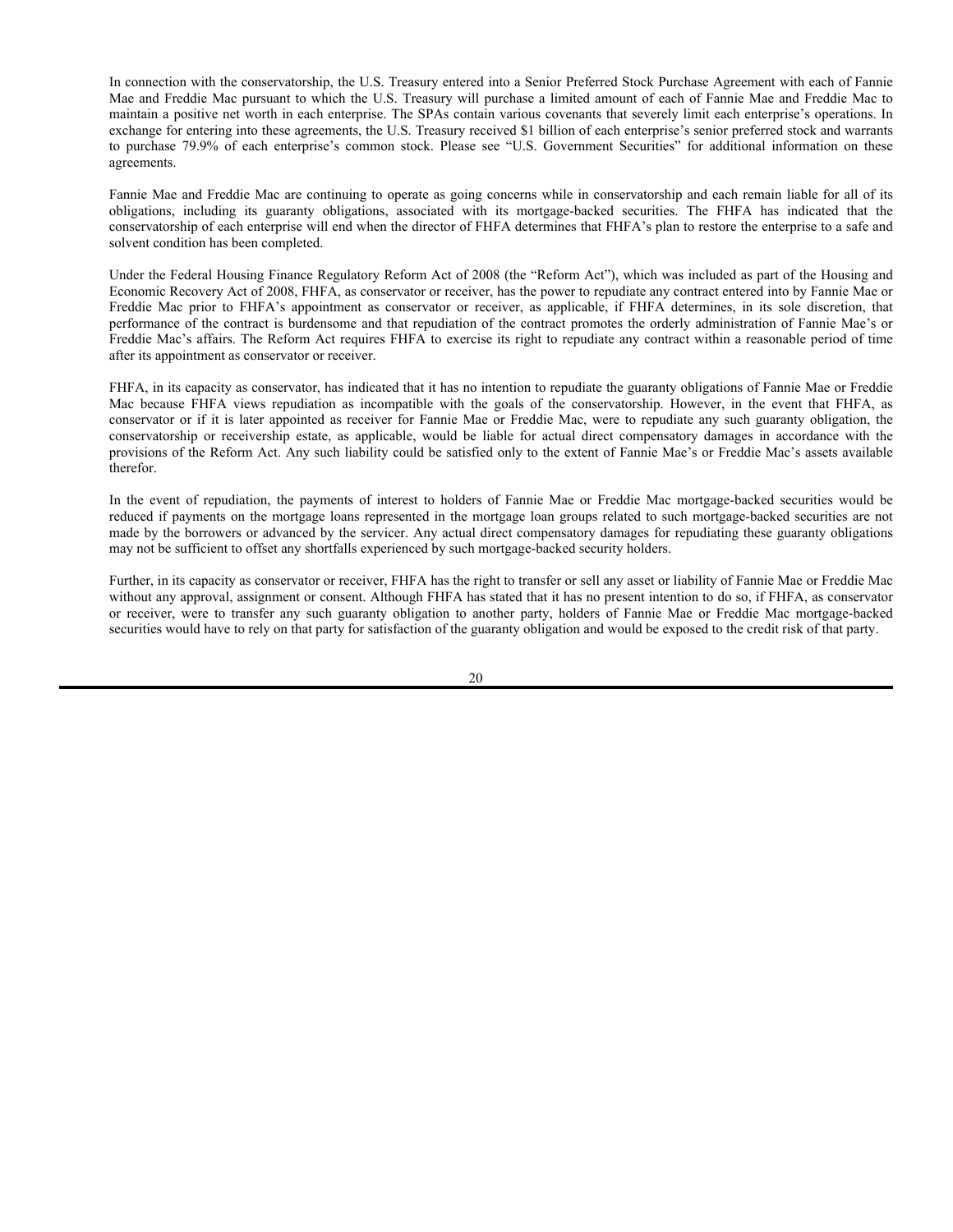In connection with the conservatorship, the U.S. Treasury entered into a Senior Preferred Stock Purchase Agreement with each of Fannie Mae and Freddie Mac pursuant to which the U.S. Treasury will purchase a limited amount of each of Fannie Mae and Freddie Mac to maintain a positive net worth in each enterprise. The SPAs contain various covenants that severely limit each enterprise's operations. In exchange for entering into these agreements, the U.S. Treasury received $1 billion of each enterprise's senior preferred stock and warrants to purchase 79.9% of each enterprise's common stock. Please see "U.S. Government Securities" for additional information on these agreements.

Fannie Mae and Freddie Mac are continuing to operate as going concerns while in conservatorship and each remain liable for all of its obligations, including its guaranty obligations, associated with its mortgage-backed securities. The FHFA has indicated that the conservatorship of each enterprise will end when the director of FHFA determines that FHFA's plan to restore the enterprise to a safe and solvent condition has been completed.

Under the Federal Housing Finance Regulatory Reform Act of 2008 (the "Reform Act"), which was included as part of the Housing and Economic Recovery Act of 2008, FHFA, as conservator or receiver, has the power to repudiate any contract entered into by Fannie Mae or Freddie Mac prior to FHFA's appointment as conservator or receiver, as applicable, if FHFA determines, in its sole discretion, that performance of the contract is burdensome and that repudiation of the contract promotes the orderly administration of Fannie Mae's or Freddie Mac's affairs. The Reform Act requires FHFA to exercise its right to repudiate any contract within a reasonable period of time after its appointment as conservator or receiver.

FHFA, in its capacity as conservator, has indicated that it has no intention to repudiate the guaranty obligations of Fannie Mae or Freddie Mac because FHFA views repudiation as incompatible with the goals of the conservatorship. However, in the event that FHFA, as conservator or if it is later appointed as receiver for Fannie Mae or Freddie Mac, were to repudiate any such guaranty obligation, the conservatorship or receivership estate, as applicable, would be liable for actual direct compensatory damages in accordance with the provisions of the Reform Act. Any such liability could be satisfied only to the extent of Fannie Mae's or Freddie Mac's assets available therefor.

In the event of repudiation, the payments of interest to holders of Fannie Mae or Freddie Mac mortgage-backed securities would be reduced if payments on the mortgage loans represented in the mortgage loan groups related to such mortgage-backed securities are not made by the borrowers or advanced by the servicer. Any actual direct compensatory damages for repudiating these guaranty obligations may not be sufficient to offset any shortfalls experienced by such mortgage-backed security holders.

Further, in its capacity as conservator or receiver, FHFA has the right to transfer or sell any asset or liability of Fannie Mae or Freddie Mac without any approval, assignment or consent. Although FHFA has stated that it has no present intention to do so, if FHFA, as conservator or receiver, were to transfer any such guaranty obligation to another party, holders of Fannie Mae or Freddie Mac mortgage-backed securities would have to rely on that party for satisfaction of the guaranty obligation and would be exposed to the credit risk of that party.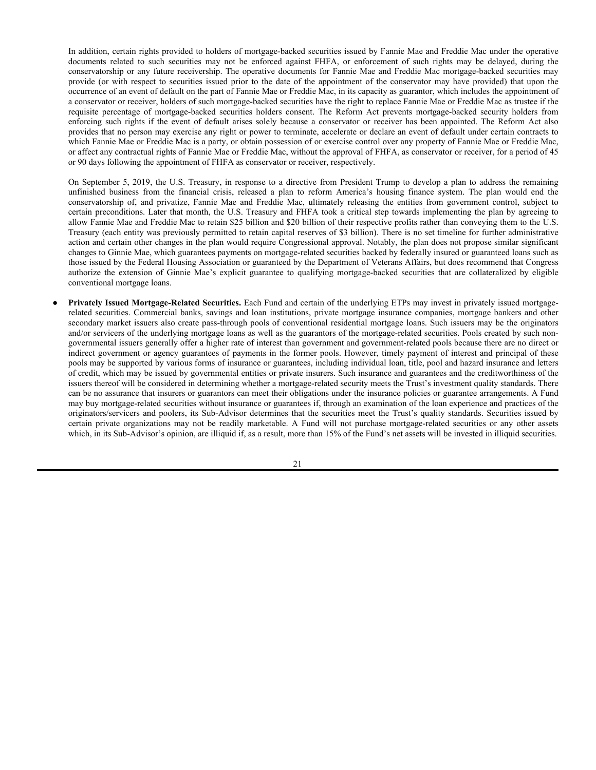In addition, certain rights provided to holders of mortgage-backed securities issued by Fannie Mae and Freddie Mac under the operative documents related to such securities may not be enforced against FHFA, or enforcement of such rights may be delayed, during the conservatorship or any future receivership. The operative documents for Fannie Mae and Freddie Mac mortgage-backed securities may provide (or with respect to securities issued prior to the date of the appointment of the conservator may have provided) that upon the occurrence of an event of default on the part of Fannie Mae or Freddie Mac, in its capacity as guarantor, which includes the appointment of a conservator or receiver, holders of such mortgage-backed securities have the right to replace Fannie Mae or Freddie Mac as trustee if the requisite percentage of mortgage-backed securities holders consent. The Reform Act prevents mortgage-backed security holders from enforcing such rights if the event of default arises solely because a conservator or receiver has been appointed. The Reform Act also provides that no person may exercise any right or power to terminate, accelerate or declare an event of default under certain contracts to which Fannie Mae or Freddie Mac is a party, or obtain possession of or exercise control over any property of Fannie Mae or Freddie Mac, or affect any contractual rights of Fannie Mae or Freddie Mac, without the approval of FHFA, as conservator or receiver, for a period of 45 or 90 days following the appointment of FHFA as conservator or receiver, respectively.

On September 5, 2019, the U.S. Treasury, in response to a directive from President Trump to develop a plan to address the remaining unfinished business from the financial crisis, released a plan to reform America's housing finance system. The plan would end the conservatorship of, and privatize, Fannie Mae and Freddie Mac, ultimately releasing the entities from government control, subject to certain preconditions. Later that month, the U.S. Treasury and FHFA took a critical step towards implementing the plan by agreeing to allow Fannie Mae and Freddie Mac to retain $25 billion and $20 billion of their respective profits rather than conveying them to the U.S. Treasury (each entity was previously permitted to retain capital reserves of $3 billion). There is no set timeline for further administrative action and certain other changes in the plan would require Congressional approval. Notably, the plan does not propose similar significant changes to Ginnie Mae, which guarantees payments on mortgage-related securities backed by federally insured or guaranteed loans such as those issued by the Federal Housing Association or guaranteed by the Department of Veterans Affairs, but does recommend that Congress authorize the extension of Ginnie Mae's explicit guarantee to qualifying mortgage-backed securities that are collateralized by eligible conventional mortgage loans.

- **Privately Issued Mortgage-Related Securities.** Each Fund and certain of the underlying ETPs may invest in privately issued mortgage-related securities. Commercial banks, savings and loan institutions, private mortgage insurance companies, mortgage bankers and other secondary market issuers also create pass-through pools of conventional residential mortgage loans. Such issuers may be the originators and/or servicers of the underlying mortgage loans as well as the guarantors of the mortgage-related securities. Pools created by such non-governmental issuers generally offer a higher rate of interest than government and government-related pools because there are no direct or indirect government or agency guarantees of payments in the former pools. However, timely payment of interest and principal of these pools may be supported by various forms of insurance or guarantees, including individual loan, title, pool and hazard insurance and letters of credit, which may be issued by governmental entities or private insurers. Such insurance and guarantees and the creditworthiness of the issuers thereof will be considered in determining whether a mortgage-related security meets the Trust's investment quality standards. There can be no assurance that insurers or guarantors can meet their obligations under the insurance policies or guarantee arrangements. A Fund may buy mortgage-related securities without insurance or guarantees if, through an examination of the loan experience and practices of the originators/servicers and poolers, its Sub-Advisor determines that the securities meet the Trust's quality standards. Securities issued by certain private organizations may not be readily marketable. A Fund will not purchase mortgage-related securities or any other assets which, in its Sub-Advisor's opinion, are illiquid if, as a result, more than 15% of the Fund's net assets will be invested in illiquid securities.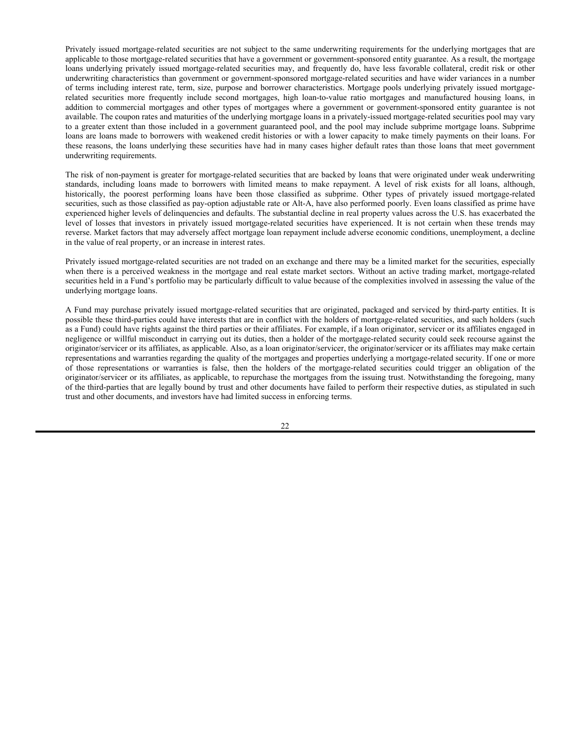Privately issued mortgage-related securities are not subject to the same underwriting requirements for the underlying mortgages that are applicable to those mortgage-related securities that have a government or government-sponsored entity guarantee. As a result, the mortgage loans underlying privately issued mortgage-related securities may, and frequently do, have less favorable collateral, credit risk or other underwriting characteristics than government or government-sponsored mortgage-related securities and have wider variances in a number of terms including interest rate, term, size, purpose and borrower characteristics. Mortgage pools underlying privately issued mortgage-related securities more frequently include second mortgages, high loan-to-value ratio mortgages and manufactured housing loans, in addition to commercial mortgages and other types of mortgages where a government or government-sponsored entity guarantee is not available. The coupon rates and maturities of the underlying mortgage loans in a privately-issued mortgage-related securities pool may vary to a greater extent than those included in a government guaranteed pool, and the pool may include subprime mortgage loans. Subprime loans are loans made to borrowers with weakened credit histories or with a lower capacity to make timely payments on their loans. For these reasons, the loans underlying these securities have had in many cases higher default rates than those loans that meet government underwriting requirements.

The risk of non-payment is greater for mortgage-related securities that are backed by loans that were originated under weak underwriting standards, including loans made to borrowers with limited means to make repayment. A level of risk exists for all loans, although, historically, the poorest performing loans have been those classified as subprime. Other types of privately issued mortgage-related securities, such as those classified as pay-option adjustable rate or Alt-A, have also performed poorly. Even loans classified as prime have experienced higher levels of delinquencies and defaults. The substantial decline in real property values across the U.S. has exacerbated the level of losses that investors in privately issued mortgage-related securities have experienced. It is not certain when these trends may reverse. Market factors that may adversely affect mortgage loan repayment include adverse economic conditions, unemployment, a decline in the value of real property, or an increase in interest rates.

Privately issued mortgage-related securities are not traded on an exchange and there may be a limited market for the securities, especially when there is a perceived weakness in the mortgage and real estate market sectors. Without an active trading market, mortgage-related securities held in a Fund's portfolio may be particularly difficult to value because of the complexities involved in assessing the value of the underlying mortgage loans.

A Fund may purchase privately issued mortgage-related securities that are originated, packaged and serviced by third-party entities. It is possible these third-parties could have interests that are in conflict with the holders of mortgage-related securities, and such holders (such as a Fund) could have rights against the third parties or their affiliates. For example, if a loan originator, servicer or its affiliates engaged in negligence or willful misconduct in carrying out its duties, then a holder of the mortgage-related security could seek recourse against the originator/servicer or its affiliates, as applicable. Also, as a loan originator/servicer, the originator/servicer or its affiliates may make certain representations and warranties regarding the quality of the mortgages and properties underlying a mortgage-related security. If one or more of those representations or warranties is false, then the holders of the mortgage-related securities could trigger an obligation of the originator/servicer or its affiliates, as applicable, to repurchase the mortgages from the issuing trust. Notwithstanding the foregoing, many of the third-parties that are legally bound by trust and other documents have failed to perform their respective duties, as stipulated in such trust and other documents, and investors have had limited success in enforcing terms.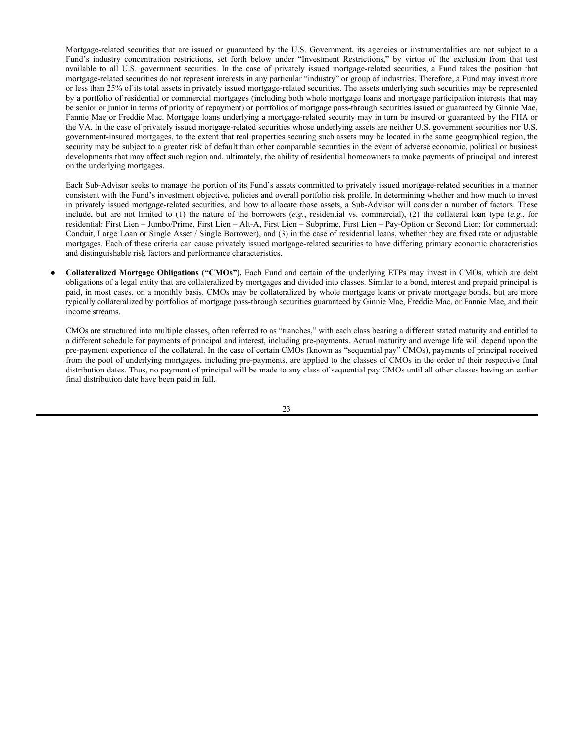Mortgage-related securities that are issued or guaranteed by the U.S. Government, its agencies or instrumentalities are not subject to a Fund's industry concentration restrictions, set forth below under "Investment Restrictions," by virtue of the exclusion from that test available to all U.S. government securities. In the case of privately issued mortgage-related securities, a Fund takes the position that mortgage-related securities do not represent interests in any particular "industry" or group of industries. Therefore, a Fund may invest more or less than 25% of its total assets in privately issued mortgage-related securities. The assets underlying such securities may be represented by a portfolio of residential or commercial mortgages (including both whole mortgage loans and mortgage participation interests that may be senior or junior in terms of priority of repayment) or portfolios of mortgage pass-through securities issued or guaranteed by Ginnie Mae, Fannie Mae or Freddie Mac. Mortgage loans underlying a mortgage-related security may in turn be insured or guaranteed by the FHA or the VA. In the case of privately issued mortgage-related securities whose underlying assets are neither U.S. government securities nor U.S. government-insured mortgages, to the extent that real properties securing such assets may be located in the same geographical region, the security may be subject to a greater risk of default than other comparable securities in the event of adverse economic, political or business developments that may affect such region and, ultimately, the ability of residential homeowners to make payments of principal and interest on the underlying mortgages.

Each Sub-Advisor seeks to manage the portion of its Fund's assets committed to privately issued mortgage-related securities in a manner consistent with the Fund's investment objective, policies and overall portfolio risk profile. In determining whether and how much to invest in privately issued mortgage-related securities, and how to allocate those assets, a Sub-Advisor will consider a number of factors. These include, but are not limited to (1) the nature of the borrowers (*e.g.*, residential vs. commercial), (2) the collateral loan type (*e.g.*, for residential: First Lien – Jumbo/Prime, First Lien – Alt-A, First Lien – Subprime, First Lien – Pay-Option or Second Lien; for commercial: Conduit, Large Loan or Single Asset / Single Borrower), and (3) in the case of residential loans, whether they are fixed rate or adjustable mortgages. Each of these criteria can cause privately issued mortgage-related securities to have differing primary economic characteristics and distinguishable risk factors and performance characteristics.

- **Collateralized Mortgage Obligations ("CMOs").** Each Fund and certain of the underlying ETPs may invest in CMOs, which are debt obligations of a legal entity that are collateralized by mortgages and divided into classes. Similar to a bond, interest and prepaid principal is paid, in most cases, on a monthly basis. CMOs may be collateralized by whole mortgage loans or private mortgage bonds, but are more typically collateralized by portfolios of mortgage pass-through securities guaranteed by Ginnie Mae, Freddie Mac, or Fannie Mae, and their income streams.

  CMOs are structured into multiple classes, often referred to as "tranches," with each class bearing a different stated maturity and entitled to a different schedule for payments of principal and interest, including pre-payments. Actual maturity and average life will depend upon the pre-payment experience of the collateral. In the case of certain CMOs (known as "sequential pay" CMOs), payments of principal received from the pool of underlying mortgages, including pre-payments, are applied to the classes of CMOs in the order of their respective final distribution dates. Thus, no payment of principal will be made to any class of sequential pay CMOs until all other classes having an earlier final distribution date have been paid in full.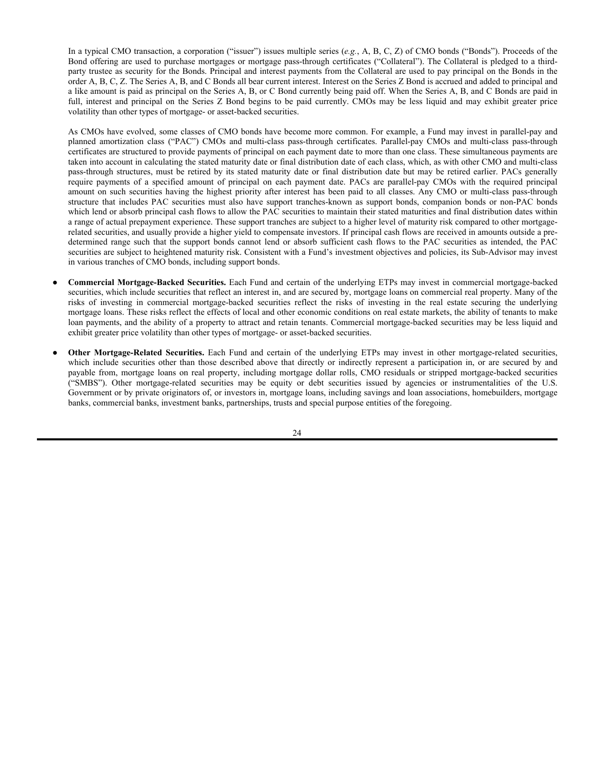In a typical CMO transaction, a corporation ("issuer") issues multiple series (*e.g.*, A, B, C, Z) of CMO bonds ("Bonds"). Proceeds of the Bond offering are used to purchase mortgages or mortgage pass-through certificates ("Collateral"). The Collateral is pledged to a third-party trustee as security for the Bonds. Principal and interest payments from the Collateral are used to pay principal on the Bonds in the order A, B, C, Z. The Series A, B, and C Bonds all bear current interest. Interest on the Series Z Bond is accrued and added to principal and a like amount is paid as principal on the Series A, B, or C Bond currently being paid off. When the Series A, B, and C Bonds are paid in full, interest and principal on the Series Z Bond begins to be paid currently. CMOs may be less liquid and may exhibit greater price volatility than other types of mortgage- or asset-backed securities.

As CMOs have evolved, some classes of CMO bonds have become more common. For example, a Fund may invest in parallel-pay and planned amortization class ("PAC") CMOs and multi-class pass-through certificates. Parallel-pay CMOs and multi-class pass-through certificates are structured to provide payments of principal on each payment date to more than one class. These simultaneous payments are taken into account in calculating the stated maturity date or final distribution date of each class, which, as with other CMO and multi-class pass-through structures, must be retired by its stated maturity date or final distribution date but may be retired earlier. PACs generally require payments of a specified amount of principal on each payment date. PACs are parallel-pay CMOs with the required principal amount on such securities having the highest priority after interest has been paid to all classes. Any CMO or multi-class pass-through structure that includes PAC securities must also have support tranches-known as support bonds, companion bonds or non-PAC bonds which lend or absorb principal cash flows to allow the PAC securities to maintain their stated maturities and final distribution dates within a range of actual prepayment experience. These support tranches are subject to a higher level of maturity risk compared to other mortgage-related securities, and usually provide a higher yield to compensate investors. If principal cash flows are received in amounts outside a pre-determined range such that the support bonds cannot lend or absorb sufficient cash flows to the PAC securities as intended, the PAC securities are subject to heightened maturity risk. Consistent with a Fund's investment objectives and policies, its Sub-Advisor may invest in various tranches of CMO bonds, including support bonds.

- **Commercial Mortgage-Backed Securities.** Each Fund and certain of the underlying ETPs may invest in commercial mortgage-backed securities, which include securities that reflect an interest in, and are secured by, mortgage loans on commercial real property. Many of the risks of investing in commercial mortgage-backed securities reflect the risks of investing in the real estate securing the underlying mortgage loans. These risks reflect the effects of local and other economic conditions on real estate markets, the ability of tenants to make loan payments, and the ability of a property to attract and retain tenants. Commercial mortgage-backed securities may be less liquid and exhibit greater price volatility than other types of mortgage- or asset-backed securities.

- **Other Mortgage-Related Securities.** Each Fund and certain of the underlying ETPs may invest in other mortgage-related securities, which include securities other than those described above that directly or indirectly represent a participation in, or are secured by and payable from, mortgage loans on real property, including mortgage dollar rolls, CMO residuals or stripped mortgage-backed securities ("SMBS"). Other mortgage-related securities may be equity or debt securities issued by agencies or instrumentalities of the U.S. Government or by private originators of, or investors in, mortgage loans, including savings and loan associations, homebuilders, mortgage banks, commercial banks, investment banks, partnerships, trusts and special purpose entities of the foregoing.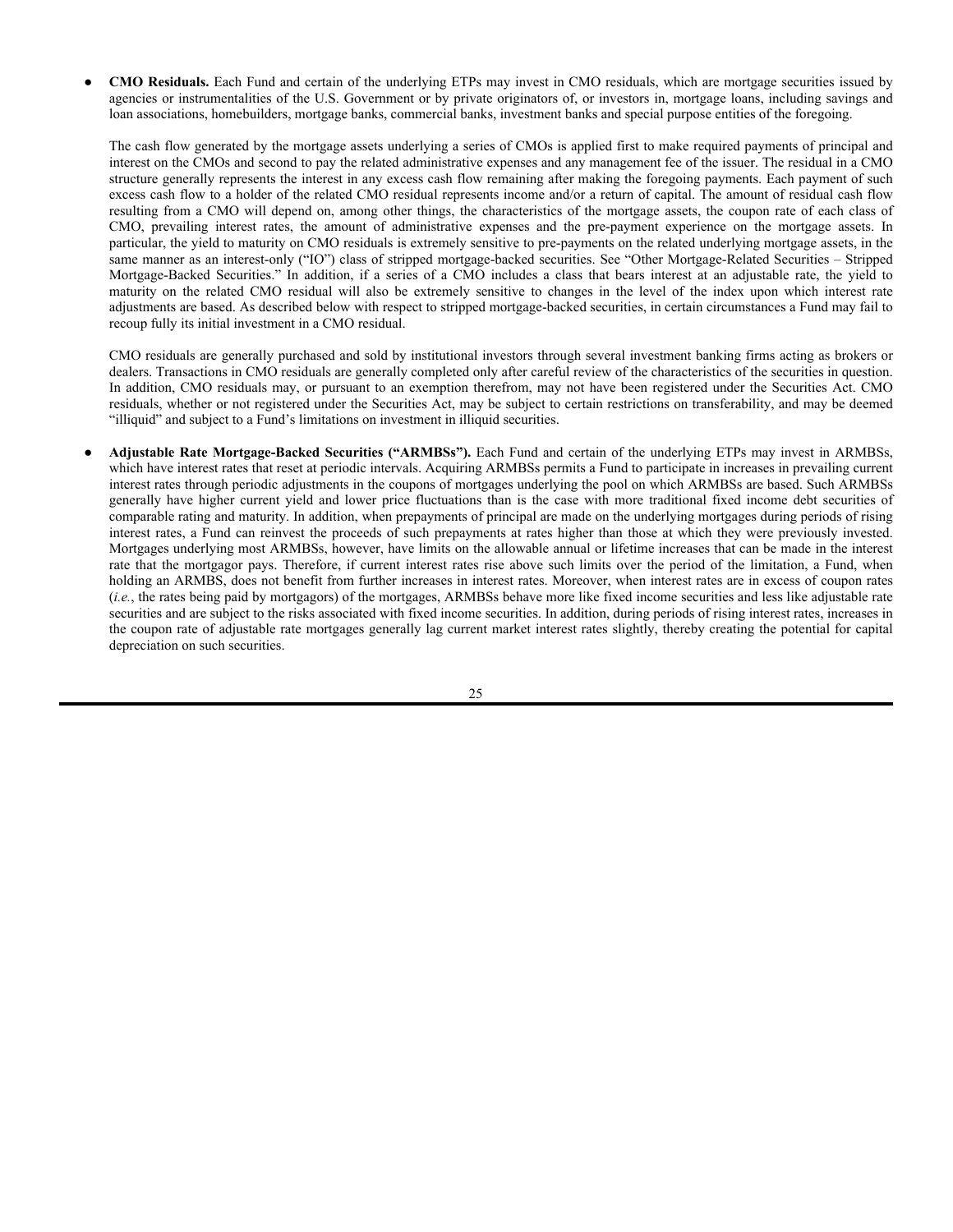- **CMO Residuals.** Each Fund and certain of the underlying ETPs may invest in CMO residuals, which are mortgage securities issued by agencies or instrumentalities of the U.S. Government or by private originators of, or investors in, mortgage loans, including savings and loan associations, homebuilders, mortgage banks, commercial banks, investment banks and special purpose entities of the foregoing.

  The cash flow generated by the mortgage assets underlying a series of CMOs is applied first to make required payments of principal and interest on the CMOs and second to pay the related administrative expenses and any management fee of the issuer. The residual in a CMO structure generally represents the interest in any excess cash flow remaining after making the foregoing payments. Each payment of such excess cash flow to a holder of the related CMO residual represents income and/or a return of capital. The amount of residual cash flow resulting from a CMO will depend on, among other things, the characteristics of the mortgage assets, the coupon rate of each class of CMO, prevailing interest rates, the amount of administrative expenses and the pre-payment experience on the mortgage assets. In particular, the yield to maturity on CMO residuals is extremely sensitive to pre-payments on the related underlying mortgage assets, in the same manner as an interest-only ("IO") class of stripped mortgage-backed securities. See "Other Mortgage-Related Securities – Stripped Mortgage-Backed Securities." In addition, if a series of a CMO includes a class that bears interest at an adjustable rate, the yield to maturity on the related CMO residual will also be extremely sensitive to changes in the level of the index upon which interest rate adjustments are based. As described below with respect to stripped mortgage-backed securities, in certain circumstances a Fund may fail to recoup fully its initial investment in a CMO residual.

  CMO residuals are generally purchased and sold by institutional investors through several investment banking firms acting as brokers or dealers. Transactions in CMO residuals are generally completed only after careful review of the characteristics of the securities in question. In addition, CMO residuals may, or pursuant to an exemption therefrom, may not have been registered under the Securities Act. CMO residuals, whether or not registered under the Securities Act, may be subject to certain restrictions on transferability, and may be deemed "illiquid" and subject to a Fund's limitations on investment in illiquid securities.

- **Adjustable Rate Mortgage-Backed Securities ("ARMBSs").** Each Fund and certain of the underlying ETPs may invest in ARMBSs, which have interest rates that reset at periodic intervals. Acquiring ARMBSs permits a Fund to participate in increases in prevailing current interest rates through periodic adjustments in the coupons of mortgages underlying the pool on which ARMBSs are based. Such ARMBSs generally have higher current yield and lower price fluctuations than is the case with more traditional fixed income debt securities of comparable rating and maturity. In addition, when prepayments of principal are made on the underlying mortgages during periods of rising interest rates, a Fund can reinvest the proceeds of such prepayments at rates higher than those at which they were previously invested. Mortgages underlying most ARMBSs, however, have limits on the allowable annual or lifetime increases that can be made in the interest rate that the mortgagor pays. Therefore, if current interest rates rise above such limits over the period of the limitation, a Fund, when holding an ARMBS, does not benefit from further increases in interest rates. Moreover, when interest rates are in excess of coupon rates (*i.e.*, the rates being paid by mortgagors) of the mortgages, ARMBSs behave more like fixed income securities and less like adjustable rate securities and are subject to the risks associated with fixed income securities. In addition, during periods of rising interest rates, increases in the coupon rate of adjustable rate mortgages generally lag current market interest rates slightly, thereby creating the potential for capital depreciation on such securities.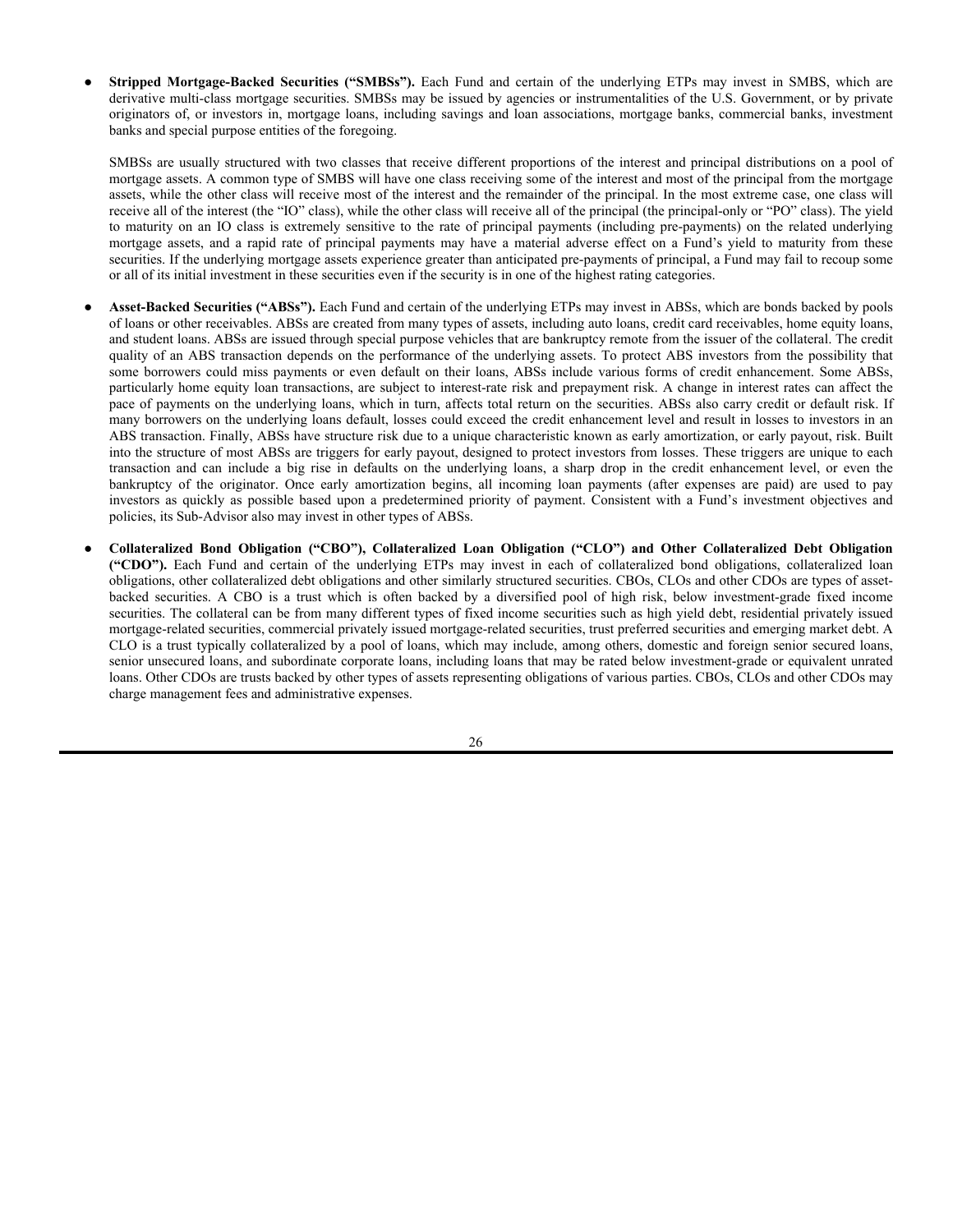- **Stripped Mortgage-Backed Securities ("SMBSs").** Each Fund and certain of the underlying ETPs may invest in SMBS, which are derivative multi-class mortgage securities. SMBSs may be issued by agencies or instrumentalities of the U.S. Government, or by private originators of, or investors in, mortgage loans, including savings and loan associations, mortgage banks, commercial banks, investment banks and special purpose entities of the foregoing.

  SMBSs are usually structured with two classes that receive different proportions of the interest and principal distributions on a pool of mortgage assets. A common type of SMBS will have one class receiving some of the interest and most of the principal from the mortgage assets, while the other class will receive most of the interest and the remainder of the principal. In the most extreme case, one class will receive all of the interest (the "IO" class), while the other class will receive all of the principal (the principal-only or "PO" class). The yield to maturity on an IO class is extremely sensitive to the rate of principal payments (including pre-payments) on the related underlying mortgage assets, and a rapid rate of principal payments may have a material adverse effect on a Fund's yield to maturity from these securities. If the underlying mortgage assets experience greater than anticipated pre-payments of principal, a Fund may fail to recoup some or all of its initial investment in these securities even if the security is in one of the highest rating categories.

- **Asset-Backed Securities ("ABSs").** Each Fund and certain of the underlying ETPs may invest in ABSs, which are bonds backed by pools of loans or other receivables. ABSs are created from many types of assets, including auto loans, credit card receivables, home equity loans, and student loans. ABSs are issued through special purpose vehicles that are bankruptcy remote from the issuer of the collateral. The credit quality of an ABS transaction depends on the performance of the underlying assets. To protect ABS investors from the possibility that some borrowers could miss payments or even default on their loans, ABSs include various forms of credit enhancement. Some ABSs, particularly home equity loan transactions, are subject to interest-rate risk and prepayment risk. A change in interest rates can affect the pace of payments on the underlying loans, which in turn, affects total return on the securities. ABSs also carry credit or default risk. If many borrowers on the underlying loans default, losses could exceed the credit enhancement level and result in losses to investors in an ABS transaction. Finally, ABSs have structure risk due to a unique characteristic known as early amortization, or early payout, risk. Built into the structure of most ABSs are triggers for early payout, designed to protect investors from losses. These triggers are unique to each transaction and can include a big rise in defaults on the underlying loans, a sharp drop in the credit enhancement level, or even the bankruptcy of the originator. Once early amortization begins, all incoming loan payments (after expenses are paid) are used to pay investors as quickly as possible based upon a predetermined priority of payment. Consistent with a Fund's investment objectives and policies, its Sub-Advisor also may invest in other types of ABSs.

- **Collateralized Bond Obligation ("CBO"), Collateralized Loan Obligation ("CLO") and Other Collateralized Debt Obligation ("CDO").** Each Fund and certain of the underlying ETPs may invest in each of collateralized bond obligations, collateralized loan obligations, other collateralized debt obligations and other similarly structured securities. CBOs, CLOs and other CDOs are types of asset-backed securities. A CBO is a trust which is often backed by a diversified pool of high risk, below investment-grade fixed income securities. The collateral can be from many different types of fixed income securities such as high yield debt, residential privately issued mortgage-related securities, commercial privately issued mortgage-related securities, trust preferred securities and emerging market debt. A CLO is a trust typically collateralized by a pool of loans, which may include, among others, domestic and foreign senior secured loans, senior unsecured loans, and subordinate corporate loans, including loans that may be rated below investment-grade or equivalent unrated loans. Other CDOs are trusts backed by other types of assets representing obligations of various parties. CBOs, CLOs and other CDOs may charge management fees and administrative expenses.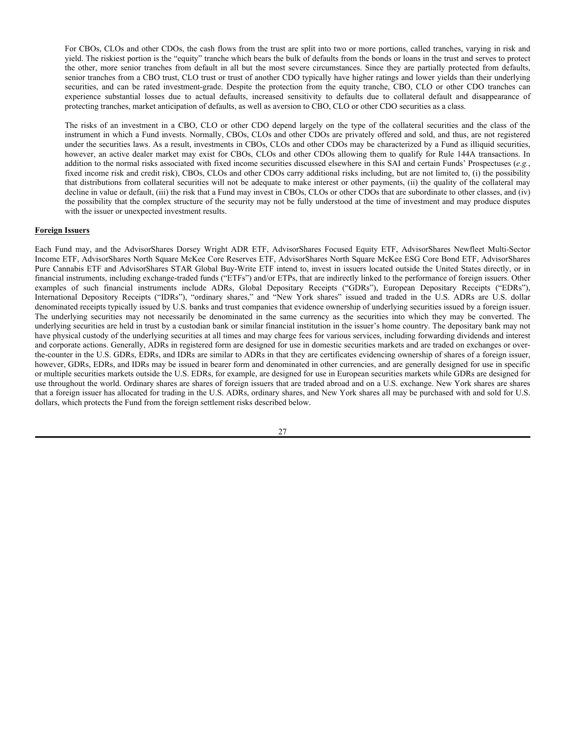For CBOs, CLOs and other CDOs, the cash flows from the trust are split into two or more portions, called tranches, varying in risk and yield. The riskiest portion is the "equity" tranche which bears the bulk of defaults from the bonds or loans in the trust and serves to protect the other, more senior tranches from default in all but the most severe circumstances. Since they are partially protected from defaults, senior tranches from a CBO trust, CLO trust or trust of another CDO typically have higher ratings and lower yields than their underlying securities, and can be rated investment-grade. Despite the protection from the equity tranche, CBO, CLO or other CDO tranches can experience substantial losses due to actual defaults, increased sensitivity to defaults due to collateral default and disappearance of protecting tranches, market anticipation of defaults, as well as aversion to CBO, CLO or other CDO securities as a class.

The risks of an investment in a CBO, CLO or other CDO depend largely on the type of the collateral securities and the class of the instrument in which a Fund invests. Normally, CBOs, CLOs and other CDOs are privately offered and sold, and thus, are not registered under the securities laws. As a result, investments in CBOs, CLOs and other CDOs may be characterized by a Fund as illiquid securities, however, an active dealer market may exist for CBOs, CLOs and other CDOs allowing them to qualify for Rule 144A transactions. In addition to the normal risks associated with fixed income securities discussed elsewhere in this SAI and certain Funds' Prospectuses (*e.g.*, fixed income risk and credit risk), CBOs, CLOs and other CDOs carry additional risks including, but are not limited to, (i) the possibility that distributions from collateral securities will not be adequate to make interest or other payments, (ii) the quality of the collateral may decline in value or default, (iii) the risk that a Fund may invest in CBOs, CLOs or other CDOs that are subordinate to other classes, and (iv) the possibility that the complex structure of the security may not be fully understood at the time of investment and may produce disputes with the issuer or unexpected investment results.

**Foreign Issuers**

Each Fund may, and the AdvisorShares Dorsey Wright ADR ETF, AdvisorShares Focused Equity ETF, AdvisorShares Newfleet Multi-Sector Income ETF, AdvisorShares North Square McKee Core Reserves ETF, AdvisorShares North Square McKee ESG Core Bond ETF, AdvisorShares Pure Cannabis ETF and AdvisorShares STAR Global Buy-Write ETF intend to, invest in issuers located outside the United States directly, or in financial instruments, including exchange-traded funds ("ETFs") and/or ETPs, that are indirectly linked to the performance of foreign issuers. Other examples of such financial instruments include ADRs, Global Depositary Receipts ("GDRs"), European Depositary Receipts ("EDRs"), International Depository Receipts ("IDRs"), "ordinary shares," and "New York shares" issued and traded in the U.S. ADRs are U.S. dollar denominated receipts typically issued by U.S. banks and trust companies that evidence ownership of underlying securities issued by a foreign issuer. The underlying securities may not necessarily be denominated in the same currency as the securities into which they may be converted. The underlying securities are held in trust by a custodian bank or similar financial institution in the issuer's home country. The depositary bank may not have physical custody of the underlying securities at all times and may charge fees for various services, including forwarding dividends and interest and corporate actions. Generally, ADRs in registered form are designed for use in domestic securities markets and are traded on exchanges or over-the-counter in the U.S. GDRs, EDRs, and IDRs are similar to ADRs in that they are certificates evidencing ownership of shares of a foreign issuer, however, GDRs, EDRs, and IDRs may be issued in bearer form and denominated in other currencies, and are generally designed for use in specific or multiple securities markets outside the U.S. EDRs, for example, are designed for use in European securities markets while GDRs are designed for use throughout the world. Ordinary shares are shares of foreign issuers that are traded abroad and on a U.S. exchange. New York shares are shares that a foreign issuer has allocated for trading in the U.S. ADRs, ordinary shares, and New York shares all may be purchased with and sold for U.S. dollars, which protects the Fund from the foreign settlement risks described below.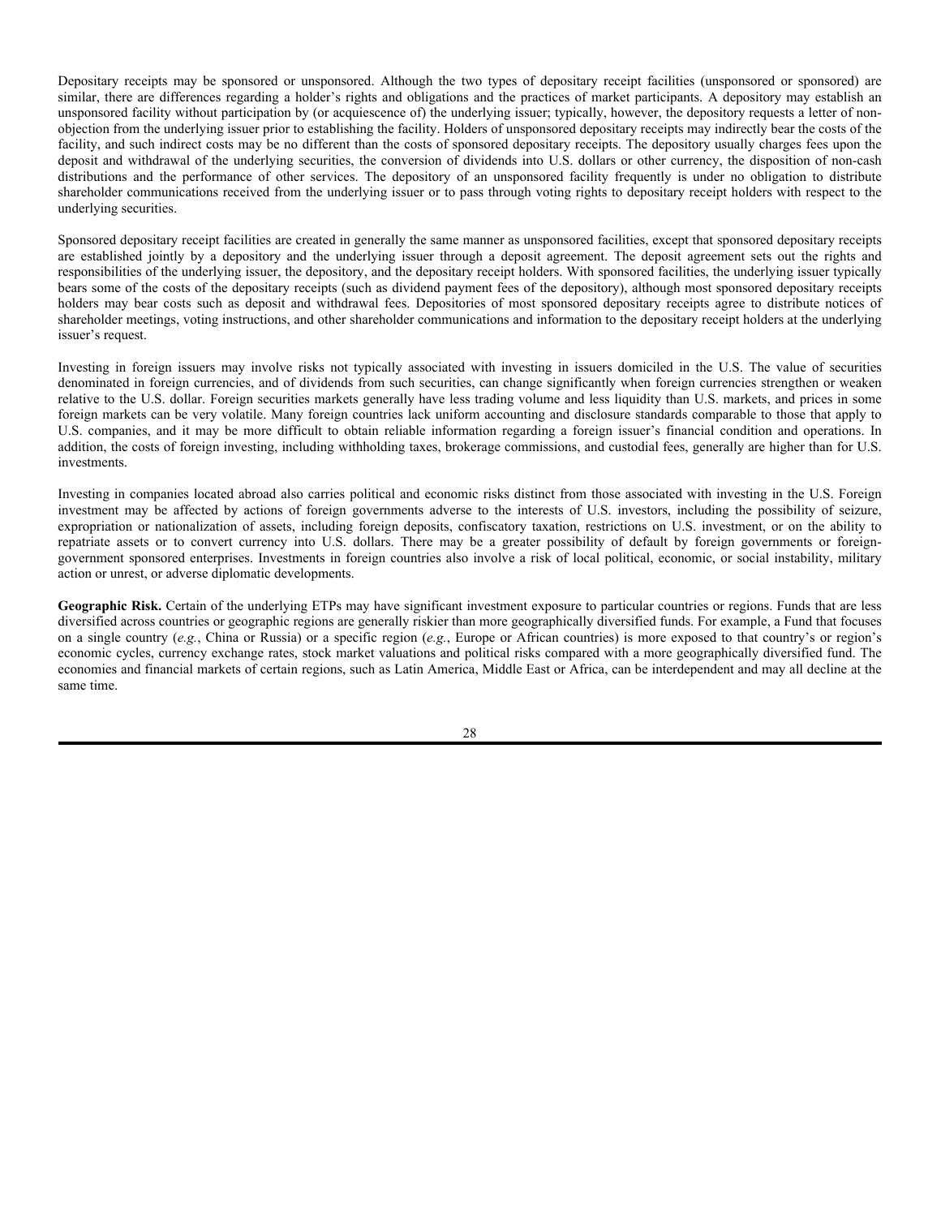Depositary receipts may be sponsored or unsponsored. Although the two types of depositary receipt facilities (unsponsored or sponsored) are similar, there are differences regarding a holder's rights and obligations and the practices of market participants. A depository may establish an unsponsored facility without participation by (or acquiescence of) the underlying issuer; typically, however, the depository requests a letter of non-objection from the underlying issuer prior to establishing the facility. Holders of unsponsored depositary receipts may indirectly bear the costs of the facility, and such indirect costs may be no different than the costs of sponsored depositary receipts. The depository usually charges fees upon the deposit and withdrawal of the underlying securities, the conversion of dividends into U.S. dollars or other currency, the disposition of non-cash distributions and the performance of other services. The depository of an unsponsored facility frequently is under no obligation to distribute shareholder communications received from the underlying issuer or to pass through voting rights to depositary receipt holders with respect to the underlying securities.

Sponsored depositary receipt facilities are created in generally the same manner as unsponsored facilities, except that sponsored depositary receipts are established jointly by a depository and the underlying issuer through a deposit agreement. The deposit agreement sets out the rights and responsibilities of the underlying issuer, the depository, and the depositary receipt holders. With sponsored facilities, the underlying issuer typically bears some of the costs of the depositary receipts (such as dividend payment fees of the depository), although most sponsored depositary receipts holders may bear costs such as deposit and withdrawal fees. Depositories of most sponsored depositary receipts agree to distribute notices of shareholder meetings, voting instructions, and other shareholder communications and information to the depositary receipt holders at the underlying issuer's request.

Investing in foreign issuers may involve risks not typically associated with investing in issuers domiciled in the U.S. The value of securities denominated in foreign currencies, and of dividends from such securities, can change significantly when foreign currencies strengthen or weaken relative to the U.S. dollar. Foreign securities markets generally have less trading volume and less liquidity than U.S. markets, and prices in some foreign markets can be very volatile. Many foreign countries lack uniform accounting and disclosure standards comparable to those that apply to U.S. companies, and it may be more difficult to obtain reliable information regarding a foreign issuer's financial condition and operations. In addition, the costs of foreign investing, including withholding taxes, brokerage commissions, and custodial fees, generally are higher than for U.S. investments.

Investing in companies located abroad also carries political and economic risks distinct from those associated with investing in the U.S. Foreign investment may be affected by actions of foreign governments adverse to the interests of U.S. investors, including the possibility of seizure, expropriation or nationalization of assets, including foreign deposits, confiscatory taxation, restrictions on U.S. investment, or on the ability to repatriate assets or to convert currency into U.S. dollars. There may be a greater possibility of default by foreign governments or foreign-government sponsored enterprises. Investments in foreign countries also involve a risk of local political, economic, or social instability, military action or unrest, or adverse diplomatic developments.

**Geographic Risk.** Certain of the underlying ETPs may have significant investment exposure to particular countries or regions. Funds that are less diversified across countries or geographic regions are generally riskier than more geographically diversified funds. For example, a Fund that focuses on a single country (*e.g.*, China or Russia) or a specific region (*e.g.*, Europe or African countries) is more exposed to that country's or region's economic cycles, currency exchange rates, stock market valuations and political risks compared with a more geographically diversified fund. The economies and financial markets of certain regions, such as Latin America, Middle East or Africa, can be interdependent and may all decline at the same time.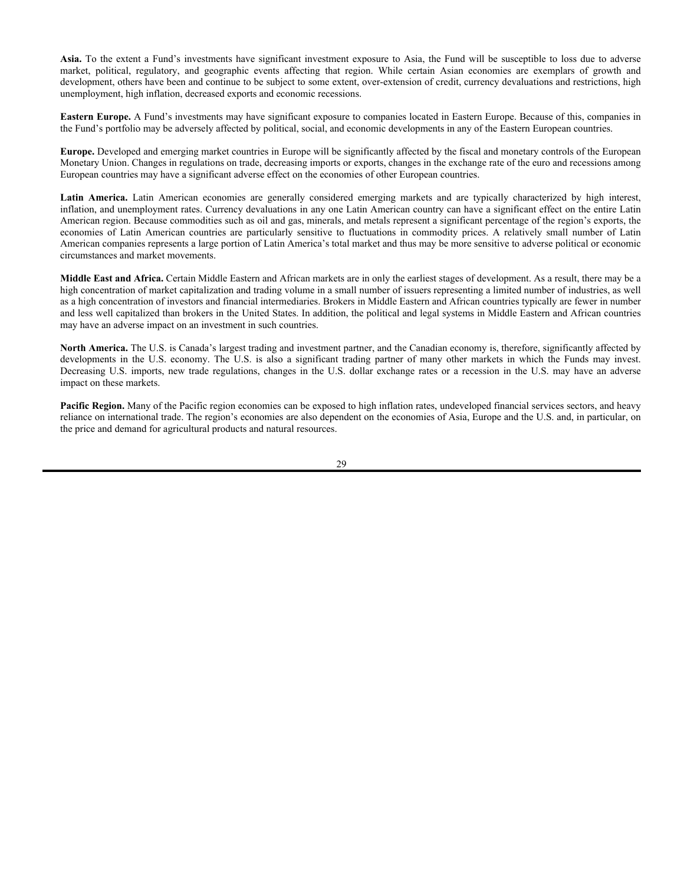**Asia.** To the extent a Fund's investments have significant investment exposure to Asia, the Fund will be susceptible to loss due to adverse market, political, regulatory, and geographic events affecting that region. While certain Asian economies are exemplars of growth and development, others have been and continue to be subject to some extent, over-extension of credit, currency devaluations and restrictions, high unemployment, high inflation, decreased exports and economic recessions.

**Eastern Europe.** A Fund's investments may have significant exposure to companies located in Eastern Europe. Because of this, companies in the Fund's portfolio may be adversely affected by political, social, and economic developments in any of the Eastern European countries.

**Europe.** Developed and emerging market countries in Europe will be significantly affected by the fiscal and monetary controls of the European Monetary Union. Changes in regulations on trade, decreasing imports or exports, changes in the exchange rate of the euro and recessions among European countries may have a significant adverse effect on the economies of other European countries.

**Latin America.** Latin American economies are generally considered emerging markets and are typically characterized by high interest, inflation, and unemployment rates. Currency devaluations in any one Latin American country can have a significant effect on the entire Latin American region. Because commodities such as oil and gas, minerals, and metals represent a significant percentage of the region's exports, the economies of Latin American countries are particularly sensitive to fluctuations in commodity prices. A relatively small number of Latin American companies represents a large portion of Latin America's total market and thus may be more sensitive to adverse political or economic circumstances and market movements.

**Middle East and Africa.** Certain Middle Eastern and African markets are in only the earliest stages of development. As a result, there may be a high concentration of market capitalization and trading volume in a small number of issuers representing a limited number of industries, as well as a high concentration of investors and financial intermediaries. Brokers in Middle Eastern and African countries typically are fewer in number and less well capitalized than brokers in the United States. In addition, the political and legal systems in Middle Eastern and African countries may have an adverse impact on an investment in such countries.

**North America.** The U.S. is Canada's largest trading and investment partner, and the Canadian economy is, therefore, significantly affected by developments in the U.S. economy. The U.S. is also a significant trading partner of many other markets in which the Funds may invest. Decreasing U.S. imports, new trade regulations, changes in the U.S. dollar exchange rates or a recession in the U.S. may have an adverse impact on these markets.

**Pacific Region.** Many of the Pacific region economies can be exposed to high inflation rates, undeveloped financial services sectors, and heavy reliance on international trade. The region's economies are also dependent on the economies of Asia, Europe and the U.S. and, in particular, on the price and demand for agricultural products and natural resources.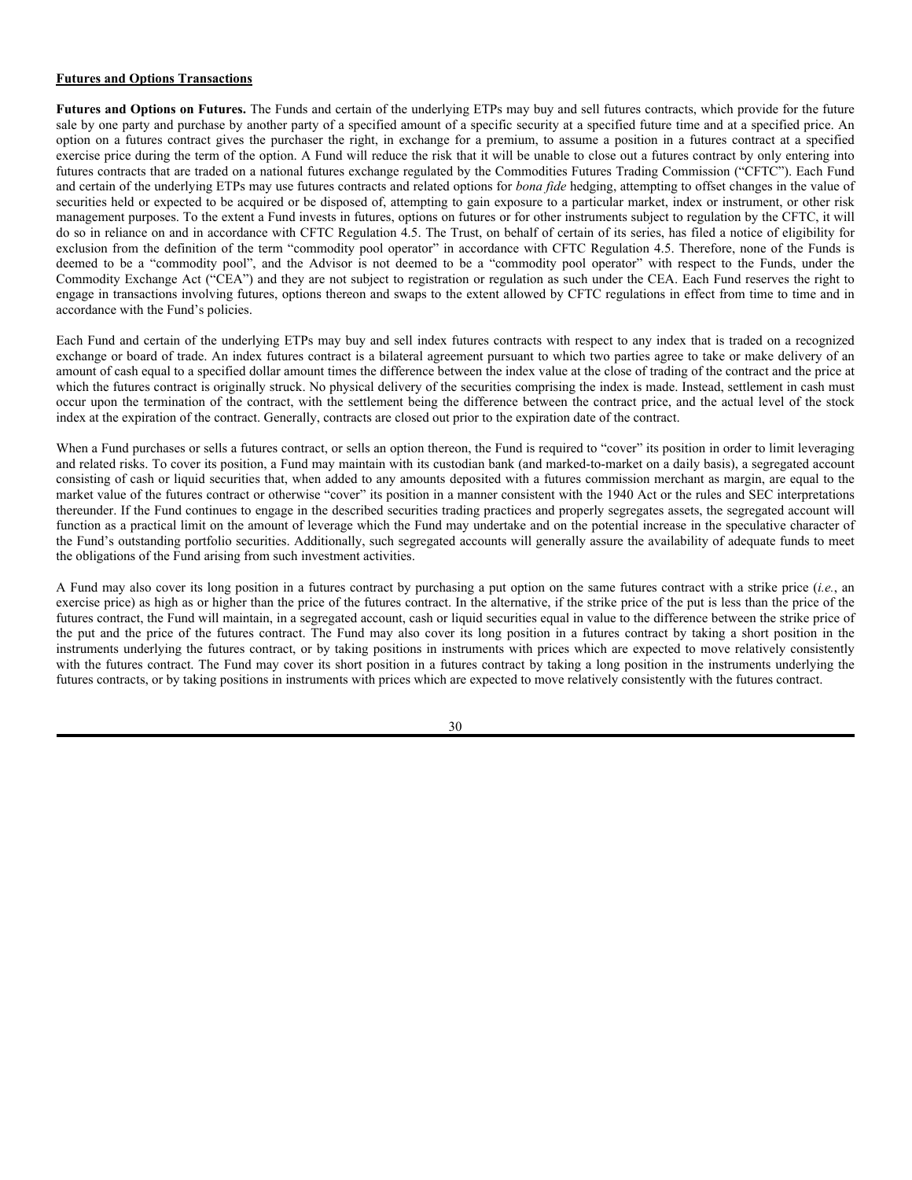**Futures and Options Transactions**

**Futures and Options on Futures.** The Funds and certain of the underlying ETPs may buy and sell futures contracts, which provide for the future sale by one party and purchase by another party of a specified amount of a specific security at a specified future time and at a specified price. An option on a futures contract gives the purchaser the right, in exchange for a premium, to assume a position in a futures contract at a specified exercise price during the term of the option. A Fund will reduce the risk that it will be unable to close out a futures contract by only entering into futures contracts that are traded on a national futures exchange regulated by the Commodities Futures Trading Commission ("CFTC"). Each Fund and certain of the underlying ETPs may use futures contracts and related options for *bona fide* hedging, attempting to offset changes in the value of securities held or expected to be acquired or be disposed of, attempting to gain exposure to a particular market, index or instrument, or other risk management purposes. To the extent a Fund invests in futures, options on futures or for other instruments subject to regulation by the CFTC, it will do so in reliance on and in accordance with CFTC Regulation 4.5. The Trust, on behalf of certain of its series, has filed a notice of eligibility for exclusion from the definition of the term "commodity pool operator" in accordance with CFTC Regulation 4.5. Therefore, none of the Funds is deemed to be a "commodity pool", and the Advisor is not deemed to be a "commodity pool operator" with respect to the Funds, under the Commodity Exchange Act ("CEA") and they are not subject to registration or regulation as such under the CEA. Each Fund reserves the right to engage in transactions involving futures, options thereon and swaps to the extent allowed by CFTC regulations in effect from time to time and in accordance with the Fund's policies.

Each Fund and certain of the underlying ETPs may buy and sell index futures contracts with respect to any index that is traded on a recognized exchange or board of trade. An index futures contract is a bilateral agreement pursuant to which two parties agree to take or make delivery of an amount of cash equal to a specified dollar amount times the difference between the index value at the close of trading of the contract and the price at which the futures contract is originally struck. No physical delivery of the securities comprising the index is made. Instead, settlement in cash must occur upon the termination of the contract, with the settlement being the difference between the contract price, and the actual level of the stock index at the expiration of the contract. Generally, contracts are closed out prior to the expiration date of the contract.

When a Fund purchases or sells a futures contract, or sells an option thereon, the Fund is required to "cover" its position in order to limit leveraging and related risks. To cover its position, a Fund may maintain with its custodian bank (and marked-to-market on a daily basis), a segregated account consisting of cash or liquid securities that, when added to any amounts deposited with a futures commission merchant as margin, are equal to the market value of the futures contract or otherwise "cover" its position in a manner consistent with the 1940 Act or the rules and SEC interpretations thereunder. If the Fund continues to engage in the described securities trading practices and properly segregates assets, the segregated account will function as a practical limit on the amount of leverage which the Fund may undertake and on the potential increase in the speculative character of the Fund's outstanding portfolio securities. Additionally, such segregated accounts will generally assure the availability of adequate funds to meet the obligations of the Fund arising from such investment activities.

A Fund may also cover its long position in a futures contract by purchasing a put option on the same futures contract with a strike price (*i.e.*, an exercise price) as high as or higher than the price of the futures contract. In the alternative, if the strike price of the put is less than the price of the futures contract, the Fund will maintain, in a segregated account, cash or liquid securities equal in value to the difference between the strike price of the put and the price of the futures contract. The Fund may also cover its long position in a futures contract by taking a short position in the instruments underlying the futures contract, or by taking positions in instruments with prices which are expected to move relatively consistently with the futures contract. The Fund may cover its short position in a futures contract by taking a long position in the instruments underlying the futures contracts, or by taking positions in instruments with prices which are expected to move relatively consistently with the futures contract.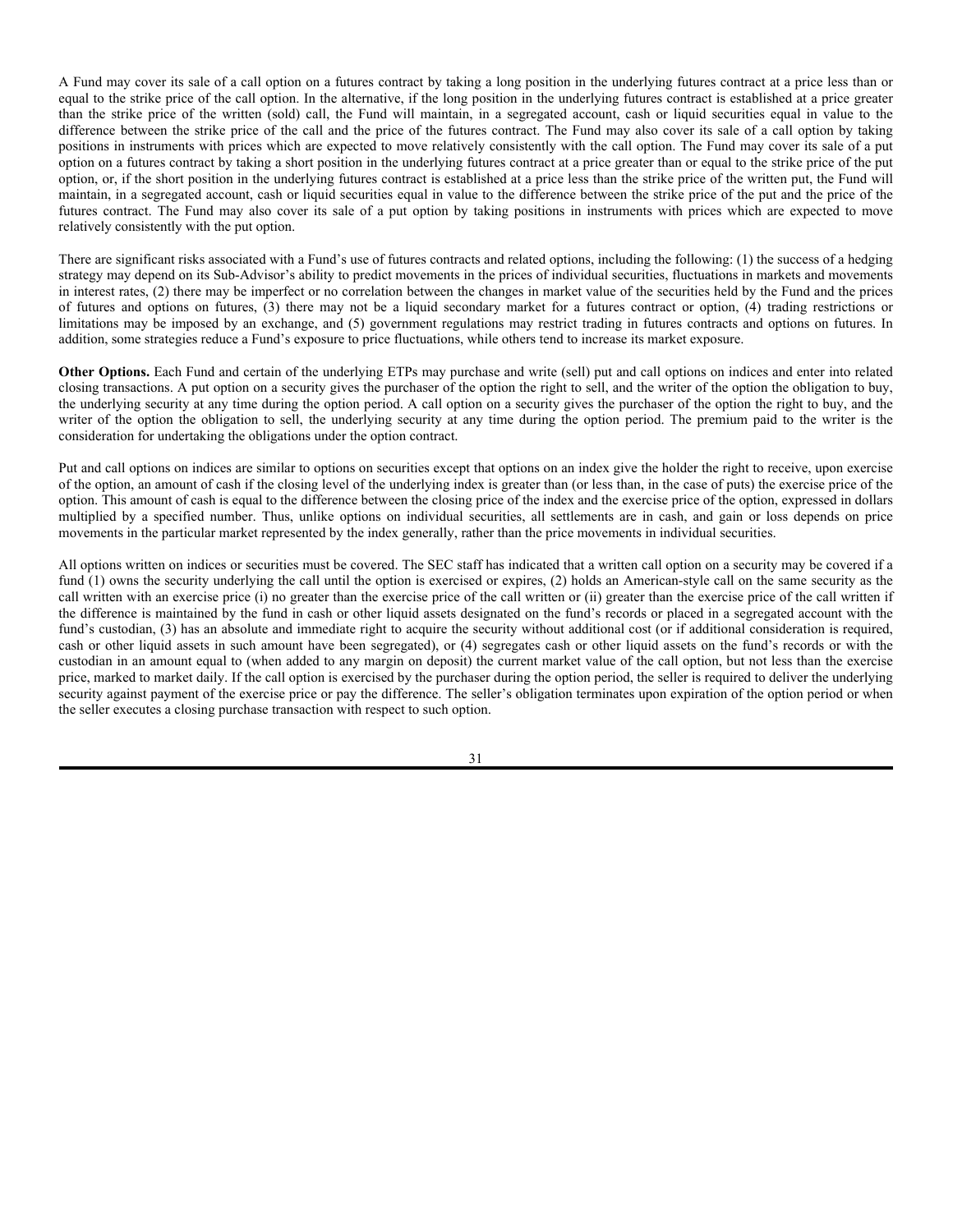A Fund may cover its sale of a call option on a futures contract by taking a long position in the underlying futures contract at a price less than or equal to the strike price of the call option. In the alternative, if the long position in the underlying futures contract is established at a price greater than the strike price of the written (sold) call, the Fund will maintain, in a segregated account, cash or liquid securities equal in value to the difference between the strike price of the call and the price of the futures contract. The Fund may also cover its sale of a call option by taking positions in instruments with prices which are expected to move relatively consistently with the call option. The Fund may cover its sale of a put option on a futures contract by taking a short position in the underlying futures contract at a price greater than or equal to the strike price of the put option, or, if the short position in the underlying futures contract is established at a price less than the strike price of the written put, the Fund will maintain, in a segregated account, cash or liquid securities equal in value to the difference between the strike price of the put and the price of the futures contract. The Fund may also cover its sale of a put option by taking positions in instruments with prices which are expected to move relatively consistently with the put option.

There are significant risks associated with a Fund's use of futures contracts and related options, including the following: (1) the success of a hedging strategy may depend on its Sub-Advisor's ability to predict movements in the prices of individual securities, fluctuations in markets and movements in interest rates, (2) there may be imperfect or no correlation between the changes in market value of the securities held by the Fund and the prices of futures and options on futures, (3) there may not be a liquid secondary market for a futures contract or option, (4) trading restrictions or limitations may be imposed by an exchange, and (5) government regulations may restrict trading in futures contracts and options on futures. In addition, some strategies reduce a Fund's exposure to price fluctuations, while others tend to increase its market exposure.

**Other Options.** Each Fund and certain of the underlying ETPs may purchase and write (sell) put and call options on indices and enter into related closing transactions. A put option on a security gives the purchaser of the option the right to sell, and the writer of the option the obligation to buy, the underlying security at any time during the option period. A call option on a security gives the purchaser of the option the right to buy, and the writer of the option the obligation to sell, the underlying security at any time during the option period. The premium paid to the writer is the consideration for undertaking the obligations under the option contract.

Put and call options on indices are similar to options on securities except that options on an index give the holder the right to receive, upon exercise of the option, an amount of cash if the closing level of the underlying index is greater than (or less than, in the case of puts) the exercise price of the option. This amount of cash is equal to the difference between the closing price of the index and the exercise price of the option, expressed in dollars multiplied by a specified number. Thus, unlike options on individual securities, all settlements are in cash, and gain or loss depends on price movements in the particular market represented by the index generally, rather than the price movements in individual securities.

All options written on indices or securities must be covered. The SEC staff has indicated that a written call option on a security may be covered if a fund (1) owns the security underlying the call until the option is exercised or expires, (2) holds an American-style call on the same security as the call written with an exercise price (i) no greater than the exercise price of the call written or (ii) greater than the exercise price of the call written if the difference is maintained by the fund in cash or other liquid assets designated on the fund's records or placed in a segregated account with the fund's custodian, (3) has an absolute and immediate right to acquire the security without additional cost (or if additional consideration is required, cash or other liquid assets in such amount have been segregated), or (4) segregates cash or other liquid assets on the fund's records or with the custodian in an amount equal to (when added to any margin on deposit) the current market value of the call option, but not less than the exercise price, marked to market daily. If the call option is exercised by the purchaser during the option period, the seller is required to deliver the underlying security against payment of the exercise price or pay the difference. The seller's obligation terminates upon expiration of the option period or when the seller executes a closing purchase transaction with respect to such option.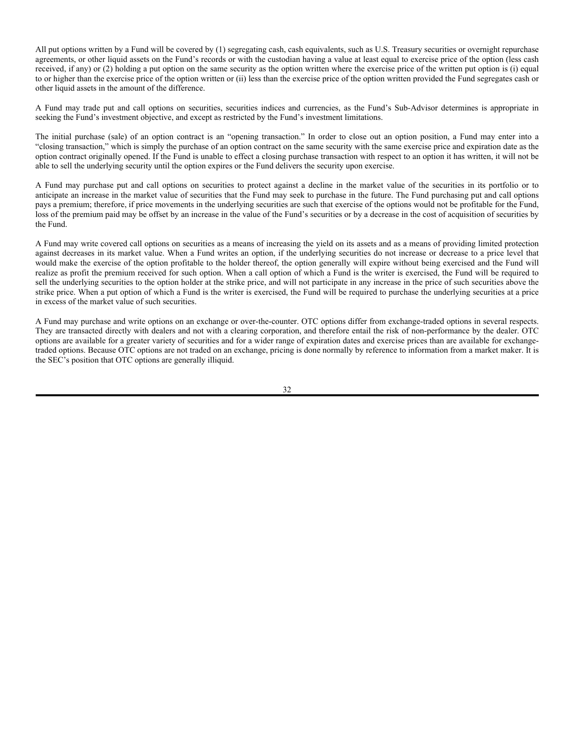All put options written by a Fund will be covered by (1) segregating cash, cash equivalents, such as U.S. Treasury securities or overnight repurchase agreements, or other liquid assets on the Fund's records or with the custodian having a value at least equal to exercise price of the option (less cash received, if any) or (2) holding a put option on the same security as the option written where the exercise price of the written put option is (i) equal to or higher than the exercise price of the option written or (ii) less than the exercise price of the option written provided the Fund segregates cash or other liquid assets in the amount of the difference.

A Fund may trade put and call options on securities, securities indices and currencies, as the Fund's Sub-Advisor determines is appropriate in seeking the Fund's investment objective, and except as restricted by the Fund's investment limitations.

The initial purchase (sale) of an option contract is an "opening transaction." In order to close out an option position, a Fund may enter into a "closing transaction," which is simply the purchase of an option contract on the same security with the same exercise price and expiration date as the option contract originally opened. If the Fund is unable to effect a closing purchase transaction with respect to an option it has written, it will not be able to sell the underlying security until the option expires or the Fund delivers the security upon exercise.

A Fund may purchase put and call options on securities to protect against a decline in the market value of the securities in its portfolio or to anticipate an increase in the market value of securities that the Fund may seek to purchase in the future. The Fund purchasing put and call options pays a premium; therefore, if price movements in the underlying securities are such that exercise of the options would not be profitable for the Fund, loss of the premium paid may be offset by an increase in the value of the Fund's securities or by a decrease in the cost of acquisition of securities by the Fund.

A Fund may write covered call options on securities as a means of increasing the yield on its assets and as a means of providing limited protection against decreases in its market value. When a Fund writes an option, if the underlying securities do not increase or decrease to a price level that would make the exercise of the option profitable to the holder thereof, the option generally will expire without being exercised and the Fund will realize as profit the premium received for such option. When a call option of which a Fund is the writer is exercised, the Fund will be required to sell the underlying securities to the option holder at the strike price, and will not participate in any increase in the price of such securities above the strike price. When a put option of which a Fund is the writer is exercised, the Fund will be required to purchase the underlying securities at a price in excess of the market value of such securities.

A Fund may purchase and write options on an exchange or over-the-counter. OTC options differ from exchange-traded options in several respects. They are transacted directly with dealers and not with a clearing corporation, and therefore entail the risk of non-performance by the dealer. OTC options are available for a greater variety of securities and for a wider range of expiration dates and exercise prices than are available for exchange-traded options. Because OTC options are not traded on an exchange, pricing is done normally by reference to information from a market maker. It is the SEC's position that OTC options are generally illiquid.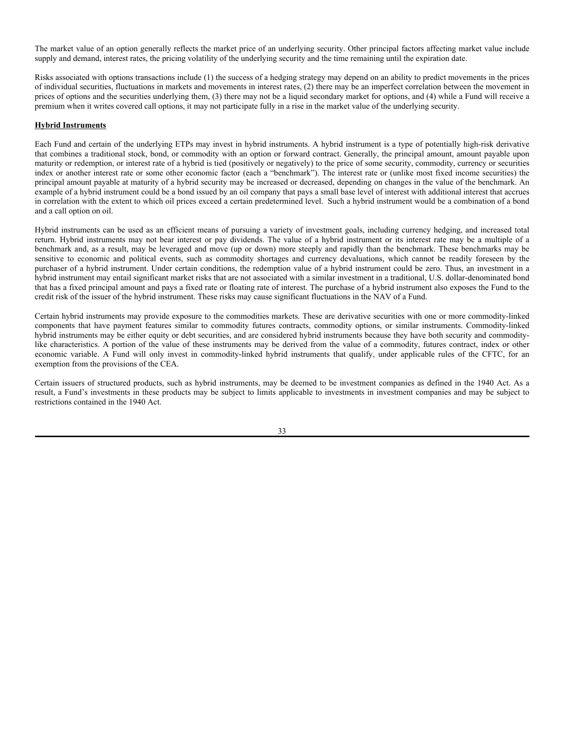The market value of an option generally reflects the market price of an underlying security. Other principal factors affecting market value include supply and demand, interest rates, the pricing volatility of the underlying security and the time remaining until the expiration date.

Risks associated with options transactions include (1) the success of a hedging strategy may depend on an ability to predict movements in the prices of individual securities, fluctuations in markets and movements in interest rates, (2) there may be an imperfect correlation between the movement in prices of options and the securities underlying them, (3) there may not be a liquid secondary market for options, and (4) while a Fund will receive a premium when it writes covered call options, it may not participate fully in a rise in the market value of the underlying security.

**Hybrid Instruments**

Each Fund and certain of the underlying ETPs may invest in hybrid instruments. A hybrid instrument is a type of potentially high-risk derivative that combines a traditional stock, bond, or commodity with an option or forward contract. Generally, the principal amount, amount payable upon maturity or redemption, or interest rate of a hybrid is tied (positively or negatively) to the price of some security, commodity, currency or securities index or another interest rate or some other economic factor (each a "benchmark"). The interest rate or (unlike most fixed income securities) the principal amount payable at maturity of a hybrid security may be increased or decreased, depending on changes in the value of the benchmark. An example of a hybrid instrument could be a bond issued by an oil company that pays a small base level of interest with additional interest that accrues in correlation with the extent to which oil prices exceed a certain predetermined level. Such a hybrid instrument would be a combination of a bond and a call option on oil.

Hybrid instruments can be used as an efficient means of pursuing a variety of investment goals, including currency hedging, and increased total return. Hybrid instruments may not bear interest or pay dividends. The value of a hybrid instrument or its interest rate may be a multiple of a benchmark and, as a result, may be leveraged and move (up or down) more steeply and rapidly than the benchmark. These benchmarks may be sensitive to economic and political events, such as commodity shortages and currency devaluations, which cannot be readily foreseen by the purchaser of a hybrid instrument. Under certain conditions, the redemption value of a hybrid instrument could be zero. Thus, an investment in a hybrid instrument may entail significant market risks that are not associated with a similar investment in a traditional, U.S. dollar-denominated bond that has a fixed principal amount and pays a fixed rate or floating rate of interest. The purchase of a hybrid instrument also exposes the Fund to the credit risk of the issuer of the hybrid instrument. These risks may cause significant fluctuations in the NAV of a Fund.

Certain hybrid instruments may provide exposure to the commodities markets. These are derivative securities with one or more commodity-linked components that have payment features similar to commodity futures contracts, commodity options, or similar instruments. Commodity-linked hybrid instruments may be either equity or debt securities, and are considered hybrid instruments because they have both security and commodity-like characteristics. A portion of the value of these instruments may be derived from the value of a commodity, futures contract, index or other economic variable. A Fund will only invest in commodity-linked hybrid instruments that qualify, under applicable rules of the CFTC, for an exemption from the provisions of the CEA.

Certain issuers of structured products, such as hybrid instruments, may be deemed to be investment companies as defined in the 1940 Act. As a result, a Fund's investments in these products may be subject to limits applicable to investments in investment companies and may be subject to restrictions contained in the 1940 Act.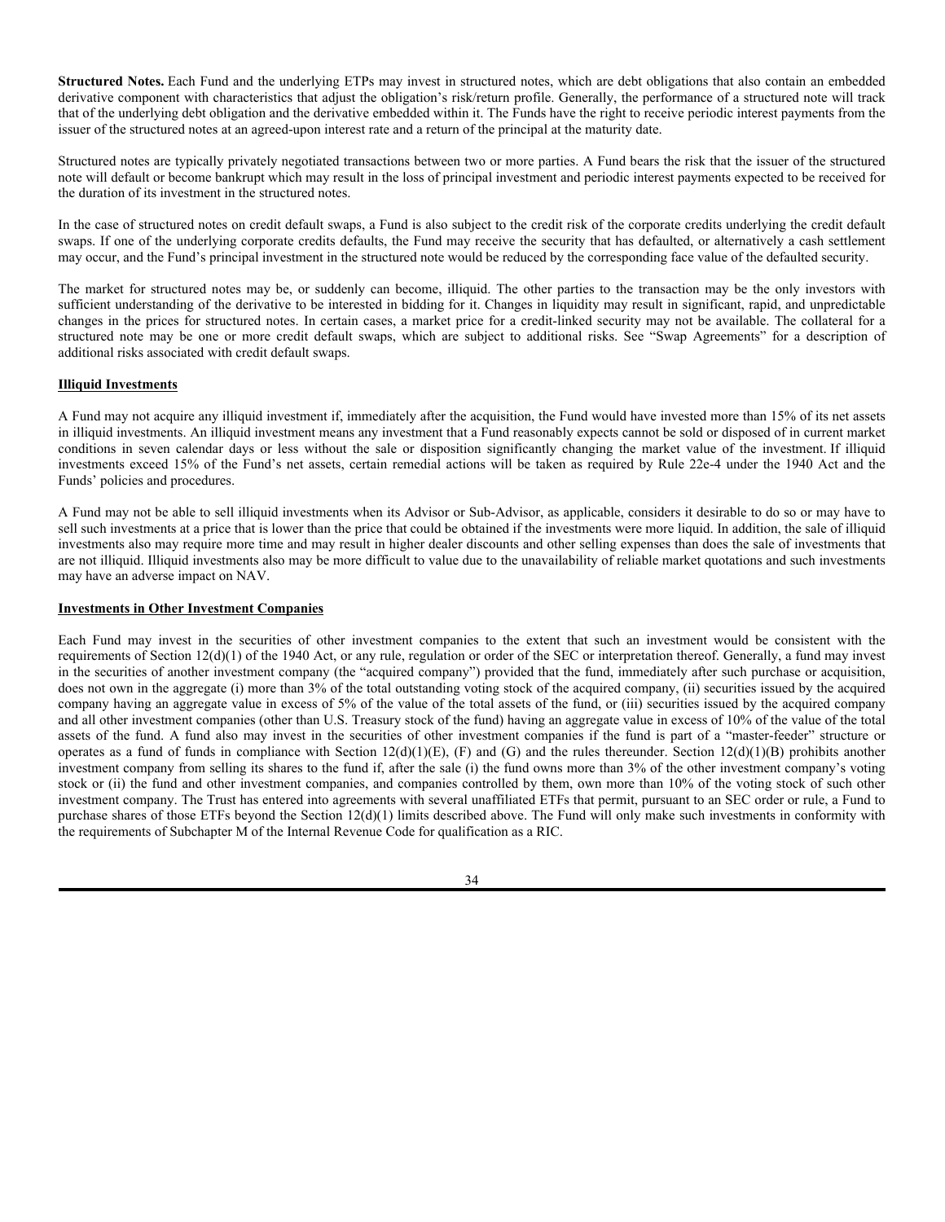**Structured Notes.** Each Fund and the underlying ETPs may invest in structured notes, which are debt obligations that also contain an embedded derivative component with characteristics that adjust the obligation's risk/return profile. Generally, the performance of a structured note will track that of the underlying debt obligation and the derivative embedded within it. The Funds have the right to receive periodic interest payments from the issuer of the structured notes at an agreed-upon interest rate and a return of the principal at the maturity date.

Structured notes are typically privately negotiated transactions between two or more parties. A Fund bears the risk that the issuer of the structured note will default or become bankrupt which may result in the loss of principal investment and periodic interest payments expected to be received for the duration of its investment in the structured notes.

In the case of structured notes on credit default swaps, a Fund is also subject to the credit risk of the corporate credits underlying the credit default swaps. If one of the underlying corporate credits defaults, the Fund may receive the security that has defaulted, or alternatively a cash settlement may occur, and the Fund's principal investment in the structured note would be reduced by the corresponding face value of the defaulted security.

The market for structured notes may be, or suddenly can become, illiquid. The other parties to the transaction may be the only investors with sufficient understanding of the derivative to be interested in bidding for it. Changes in liquidity may result in significant, rapid, and unpredictable changes in the prices for structured notes. In certain cases, a market price for a credit-linked security may not be available. The collateral for a structured note may be one or more credit default swaps, which are subject to additional risks. See "Swap Agreements" for a description of additional risks associated with credit default swaps.

## Illiquid Investments

A Fund may not acquire any illiquid investment if, immediately after the acquisition, the Fund would have invested more than 15% of its net assets in illiquid investments. An illiquid investment means any investment that a Fund reasonably expects cannot be sold or disposed of in current market conditions in seven calendar days or less without the sale or disposition significantly changing the market value of the investment. If illiquid investments exceed 15% of the Fund's net assets, certain remedial actions will be taken as required by Rule 22e-4 under the 1940 Act and the Funds' policies and procedures.

A Fund may not be able to sell illiquid investments when its Advisor or Sub-Advisor, as applicable, considers it desirable to do so or may have to sell such investments at a price that is lower than the price that could be obtained if the investments were more liquid. In addition, the sale of illiquid investments also may require more time and may result in higher dealer discounts and other selling expenses than does the sale of investments that are not illiquid. Illiquid investments also may be more difficult to value due to the unavailability of reliable market quotations and such investments may have an adverse impact on NAV.

## Investments in Other Investment Companies

Each Fund may invest in the securities of other investment companies to the extent that such an investment would be consistent with the requirements of Section 12(d)(1) of the 1940 Act, or any rule, regulation or order of the SEC or interpretation thereof. Generally, a fund may invest in the securities of another investment company (the "acquired company") provided that the fund, immediately after such purchase or acquisition, does not own in the aggregate (i) more than 3% of the total outstanding voting stock of the acquired company, (ii) securities issued by the acquired company having an aggregate value in excess of 5% of the value of the total assets of the fund, or (iii) securities issued by the acquired company and all other investment companies (other than U.S. Treasury stock of the fund) having an aggregate value in excess of 10% of the value of the total assets of the fund. A fund also may invest in the securities of other investment companies if the fund is part of a "master-feeder" structure or operates as a fund of funds in compliance with Section 12(d)(1)(E), (F) and (G) and the rules thereunder. Section 12(d)(1)(B) prohibits another investment company from selling its shares to the fund if, after the sale (i) the fund owns more than 3% of the other investment company's voting stock or (ii) the fund and other investment companies, and companies controlled by them, own more than 10% of the voting stock of such other investment company. The Trust has entered into agreements with several unaffiliated ETFs that permit, pursuant to an SEC order or rule, a Fund to purchase shares of those ETFs beyond the Section 12(d)(1) limits described above. The Fund will only make such investments in conformity with the requirements of Subchapter M of the Internal Revenue Code for qualification as a RIC.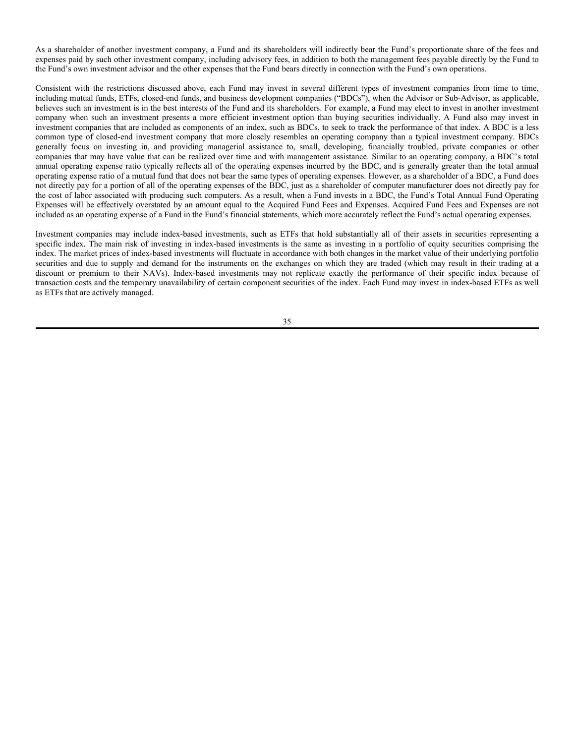As a shareholder of another investment company, a Fund and its shareholders will indirectly bear the Fund's proportionate share of the fees and expenses paid by such other investment company, including advisory fees, in addition to both the management fees payable directly by the Fund to the Fund's own investment advisor and the other expenses that the Fund bears directly in connection with the Fund's own operations.

Consistent with the restrictions discussed above, each Fund may invest in several different types of investment companies from time to time, including mutual funds, ETFs, closed-end funds, and business development companies ("BDCs"), when the Advisor or Sub-Advisor, as applicable, believes such an investment is in the best interests of the Fund and its shareholders. For example, a Fund may elect to invest in another investment company when such an investment presents a more efficient investment option than buying securities individually. A Fund also may invest in investment companies that are included as components of an index, such as BDCs, to seek to track the performance of that index. A BDC is a less common type of closed-end investment company that more closely resembles an operating company than a typical investment company. BDCs generally focus on investing in, and providing managerial assistance to, small, developing, financially troubled, private companies or other companies that may have value that can be realized over time and with management assistance. Similar to an operating company, a BDC's total annual operating expense ratio typically reflects all of the operating expenses incurred by the BDC, and is generally greater than the total annual operating expense ratio of a mutual fund that does not bear the same types of operating expenses. However, as a shareholder of a BDC, a Fund does not directly pay for a portion of all of the operating expenses of the BDC, just as a shareholder of computer manufacturer does not directly pay for the cost of labor associated with producing such computers. As a result, when a Fund invests in a BDC, the Fund's Total Annual Fund Operating Expenses will be effectively overstated by an amount equal to the Acquired Fund Fees and Expenses. Acquired Fund Fees and Expenses are not included as an operating expense of a Fund in the Fund's financial statements, which more accurately reflect the Fund's actual operating expenses.

Investment companies may include index-based investments, such as ETFs that hold substantially all of their assets in securities representing a specific index. The main risk of investing in index-based investments is the same as investing in a portfolio of equity securities comprising the index. The market prices of index-based investments will fluctuate in accordance with both changes in the market value of their underlying portfolio securities and due to supply and demand for the instruments on the exchanges on which they are traded (which may result in their trading at a discount or premium to their NAVs). Index-based investments may not replicate exactly the performance of their specific index because of transaction costs and the temporary unavailability of certain component securities of the index. Each Fund may invest in index-based ETFs as well as ETFs that are actively managed.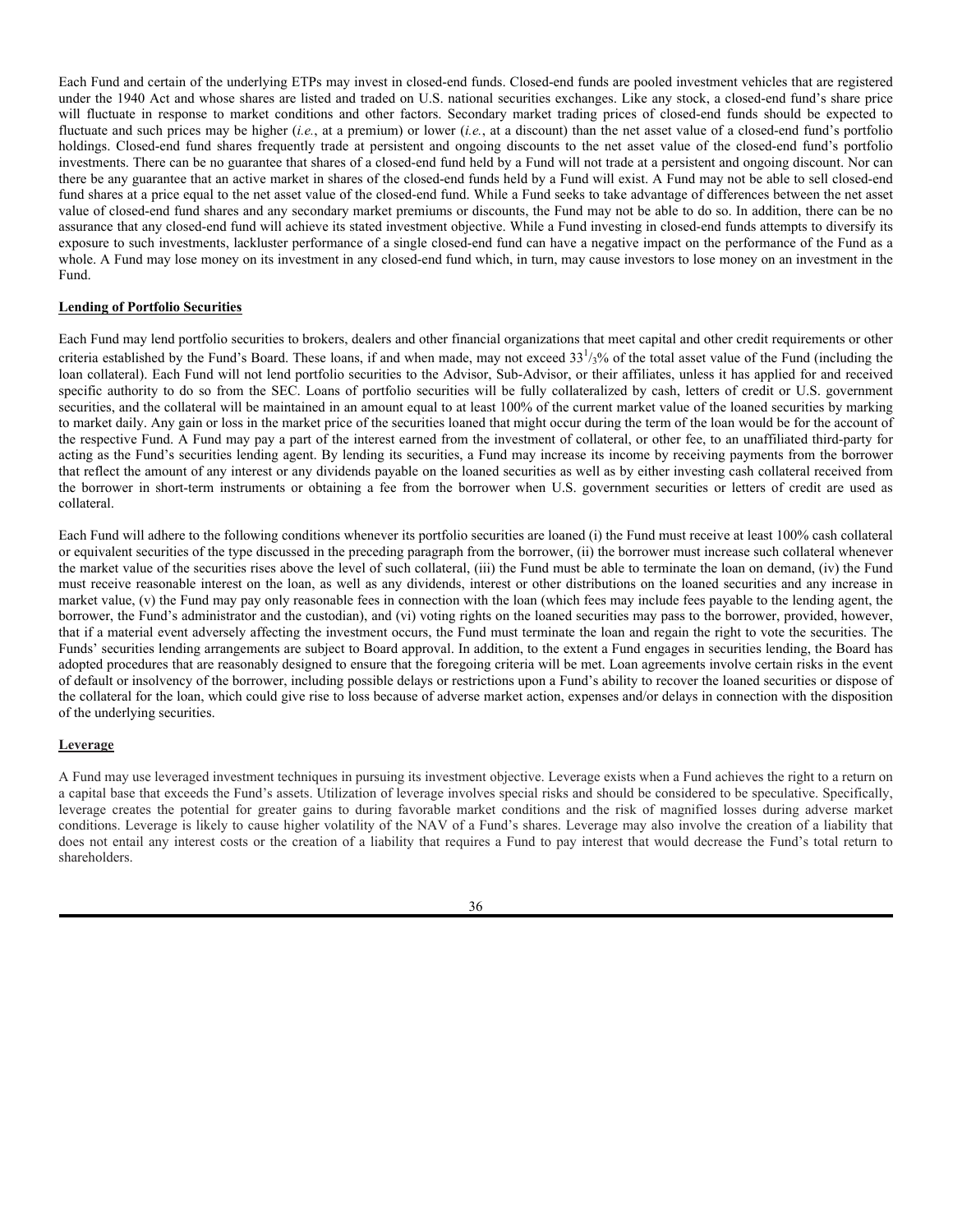Each Fund and certain of the underlying ETPs may invest in closed-end funds. Closed-end funds are pooled investment vehicles that are registered under the 1940 Act and whose shares are listed and traded on U.S. national securities exchanges. Like any stock, a closed-end fund's share price will fluctuate in response to market conditions and other factors. Secondary market trading prices of closed-end funds should be expected to fluctuate and such prices may be higher (*i.e.*, at a premium) or lower (*i.e.*, at a discount) than the net asset value of a closed-end fund's portfolio holdings. Closed-end fund shares frequently trade at persistent and ongoing discounts to the net asset value of the closed-end fund's portfolio investments. There can be no guarantee that shares of a closed-end fund held by a Fund will not trade at a persistent and ongoing discount. Nor can there be any guarantee that an active market in shares of the closed-end funds held by a Fund will exist. A Fund may not be able to sell closed-end fund shares at a price equal to the net asset value of the closed-end fund. While a Fund seeks to take advantage of differences between the net asset value of closed-end fund shares and any secondary market premiums or discounts, the Fund may not be able to do so. In addition, there can be no assurance that any closed-end fund will achieve its stated investment objective. While a Fund investing in closed-end funds attempts to diversify its exposure to such investments, lackluster performance of a single closed-end fund can have a negative impact on the performance of the Fund as a whole. A Fund may lose money on its investment in any closed-end fund which, in turn, may cause investors to lose money on an investment in the Fund.

**Lending of Portfolio Securities**

Each Fund may lend portfolio securities to brokers, dealers and other financial organizations that meet capital and other credit requirements or other criteria established by the Fund's Board. These loans, if and when made, may not exceed $33^1/_3$% of the total asset value of the Fund (including the loan collateral). Each Fund will not lend portfolio securities to the Advisor, Sub-Advisor, or their affiliates, unless it has applied for and received specific authority to do so from the SEC. Loans of portfolio securities will be fully collateralized by cash, letters of credit or U.S. government securities, and the collateral will be maintained in an amount equal to at least 100% of the current market value of the loaned securities by marking to market daily. Any gain or loss in the market price of the securities loaned that might occur during the term of the loan would be for the account of the respective Fund. A Fund may pay a part of the interest earned from the investment of collateral, or other fee, to an unaffiliated third-party for acting as the Fund's securities lending agent. By lending its securities, a Fund may increase its income by receiving payments from the borrower that reflect the amount of any interest or any dividends payable on the loaned securities as well as by either investing cash collateral received from the borrower in short-term instruments or obtaining a fee from the borrower when U.S. government securities or letters of credit are used as collateral.

Each Fund will adhere to the following conditions whenever its portfolio securities are loaned (i) the Fund must receive at least 100% cash collateral or equivalent securities of the type discussed in the preceding paragraph from the borrower, (ii) the borrower must increase such collateral whenever the market value of the securities rises above the level of such collateral, (iii) the Fund must be able to terminate the loan on demand, (iv) the Fund must receive reasonable interest on the loan, as well as any dividends, interest or other distributions on the loaned securities and any increase in market value, (v) the Fund may pay only reasonable fees in connection with the loan (which fees may include fees payable to the lending agent, the borrower, the Fund's administrator and the custodian), and (vi) voting rights on the loaned securities may pass to the borrower, provided, however, that if a material event adversely affecting the investment occurs, the Fund must terminate the loan and regain the right to vote the securities. The Funds' securities lending arrangements are subject to Board approval. In addition, to the extent a Fund engages in securities lending, the Board has adopted procedures that are reasonably designed to ensure that the foregoing criteria will be met. Loan agreements involve certain risks in the event of default or insolvency of the borrower, including possible delays or restrictions upon a Fund's ability to recover the loaned securities or dispose of the collateral for the loan, which could give rise to loss because of adverse market action, expenses and/or delays in connection with the disposition of the underlying securities.

**Leverage**

A Fund may use leveraged investment techniques in pursuing its investment objective. Leverage exists when a Fund achieves the right to a return on a capital base that exceeds the Fund's assets. Utilization of leverage involves special risks and should be considered to be speculative. Specifically, leverage creates the potential for greater gains to during favorable market conditions and the risk of magnified losses during adverse market conditions. Leverage is likely to cause higher volatility of the NAV of a Fund's shares. Leverage may also involve the creation of a liability that does not entail any interest costs or the creation of a liability that requires a Fund to pay interest that would decrease the Fund's total return to shareholders.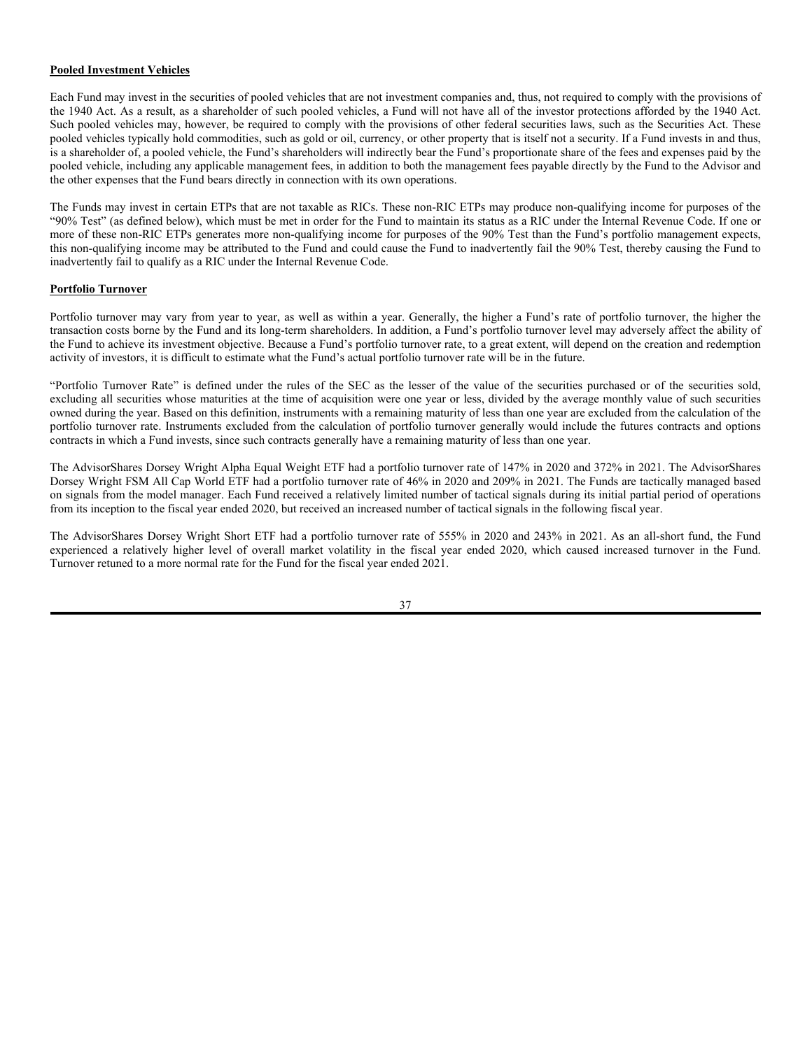**Pooled Investment Vehicles**

Each Fund may invest in the securities of pooled vehicles that are not investment companies and, thus, not required to comply with the provisions of the 1940 Act. As a result, as a shareholder of such pooled vehicles, a Fund will not have all of the investor protections afforded by the 1940 Act. Such pooled vehicles may, however, be required to comply with the provisions of other federal securities laws, such as the Securities Act. These pooled vehicles typically hold commodities, such as gold or oil, currency, or other property that is itself not a security. If a Fund invests in and thus, is a shareholder of, a pooled vehicle, the Fund's shareholders will indirectly bear the Fund's proportionate share of the fees and expenses paid by the pooled vehicle, including any applicable management fees, in addition to both the management fees payable directly by the Fund to the Advisor and the other expenses that the Fund bears directly in connection with its own operations.

The Funds may invest in certain ETPs that are not taxable as RICs. These non-RIC ETPs may produce non-qualifying income for purposes of the "90% Test" (as defined below), which must be met in order for the Fund to maintain its status as a RIC under the Internal Revenue Code. If one or more of these non-RIC ETPs generates more non-qualifying income for purposes of the 90% Test than the Fund's portfolio management expects, this non-qualifying income may be attributed to the Fund and could cause the Fund to inadvertently fail the 90% Test, thereby causing the Fund to inadvertently fail to qualify as a RIC under the Internal Revenue Code.

**Portfolio Turnover**

Portfolio turnover may vary from year to year, as well as within a year. Generally, the higher a Fund's rate of portfolio turnover, the higher the transaction costs borne by the Fund and its long-term shareholders. In addition, a Fund's portfolio turnover level may adversely affect the ability of the Fund to achieve its investment objective. Because a Fund's portfolio turnover rate, to a great extent, will depend on the creation and redemption activity of investors, it is difficult to estimate what the Fund's actual portfolio turnover rate will be in the future.

"Portfolio Turnover Rate" is defined under the rules of the SEC as the lesser of the value of the securities purchased or of the securities sold, excluding all securities whose maturities at the time of acquisition were one year or less, divided by the average monthly value of such securities owned during the year. Based on this definition, instruments with a remaining maturity of less than one year are excluded from the calculation of the portfolio turnover rate. Instruments excluded from the calculation of portfolio turnover generally would include the futures contracts and options contracts in which a Fund invests, since such contracts generally have a remaining maturity of less than one year.

The AdvisorShares Dorsey Wright Alpha Equal Weight ETF had a portfolio turnover rate of 147% in 2020 and 372% in 2021. The AdvisorShares Dorsey Wright FSM All Cap World ETF had a portfolio turnover rate of 46% in 2020 and 209% in 2021. The Funds are tactically managed based on signals from the model manager. Each Fund received a relatively limited number of tactical signals during its initial partial period of operations from its inception to the fiscal year ended 2020, but received an increased number of tactical signals in the following fiscal year.

The AdvisorShares Dorsey Wright Short ETF had a portfolio turnover rate of 555% in 2020 and 243% in 2021. As an all-short fund, the Fund experienced a relatively higher level of overall market volatility in the fiscal year ended 2020, which caused increased turnover in the Fund. Turnover retuned to a more normal rate for the Fund for the fiscal year ended 2021.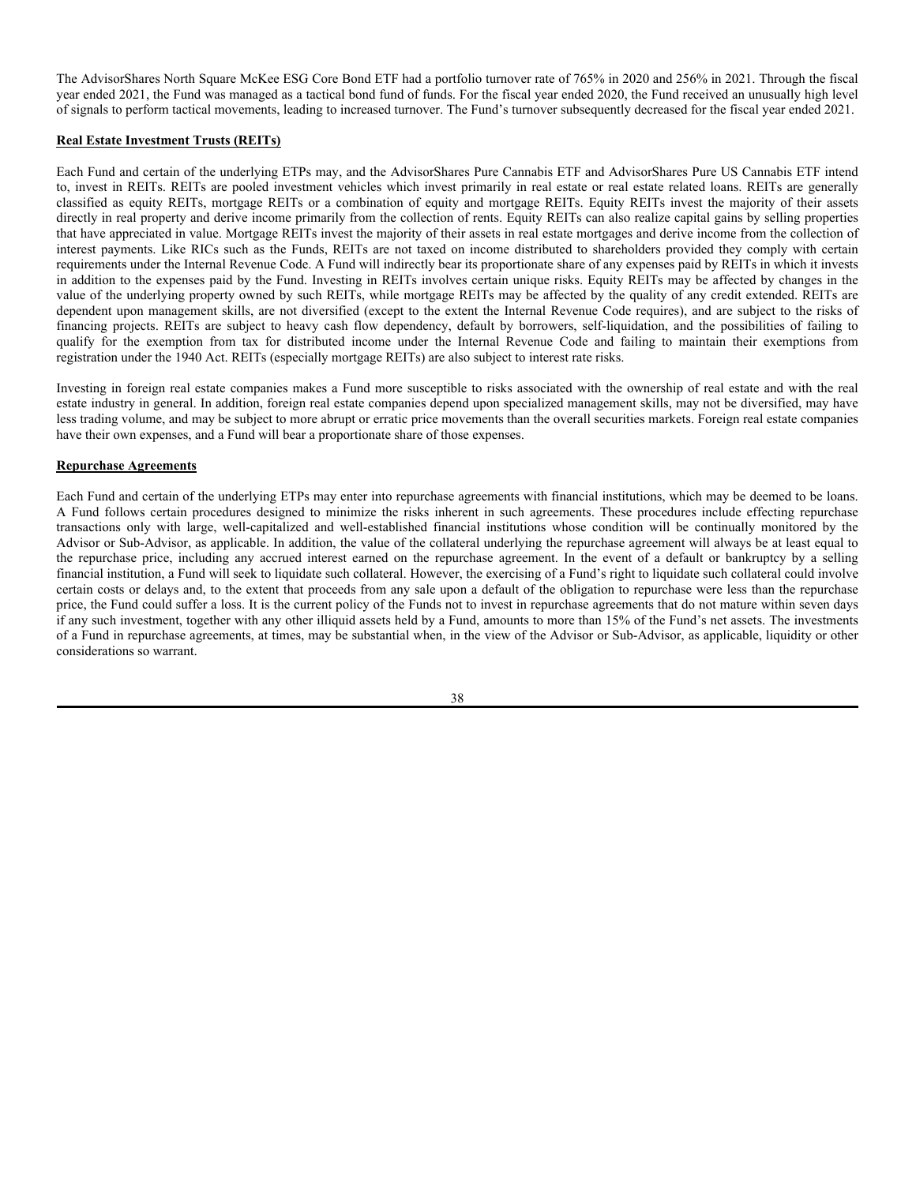The AdvisorShares North Square McKee ESG Core Bond ETF had a portfolio turnover rate of 765% in 2020 and 256% in 2021. Through the fiscal year ended 2021, the Fund was managed as a tactical bond fund of funds. For the fiscal year ended 2020, the Fund received an unusually high level of signals to perform tactical movements, leading to increased turnover. The Fund's turnover subsequently decreased for the fiscal year ended 2021.

**Real Estate Investment Trusts (REITs)**

Each Fund and certain of the underlying ETPs may, and the AdvisorShares Pure Cannabis ETF and AdvisorShares Pure US Cannabis ETF intend to, invest in REITs. REITs are pooled investment vehicles which invest primarily in real estate or real estate related loans. REITs are generally classified as equity REITs, mortgage REITs or a combination of equity and mortgage REITs. Equity REITs invest the majority of their assets directly in real property and derive income primarily from the collection of rents. Equity REITs can also realize capital gains by selling properties that have appreciated in value. Mortgage REITs invest the majority of their assets in real estate mortgages and derive income from the collection of interest payments. Like RICs such as the Funds, REITs are not taxed on income distributed to shareholders provided they comply with certain requirements under the Internal Revenue Code. A Fund will indirectly bear its proportionate share of any expenses paid by REITs in which it invests in addition to the expenses paid by the Fund. Investing in REITs involves certain unique risks. Equity REITs may be affected by changes in the value of the underlying property owned by such REITs, while mortgage REITs may be affected by the quality of any credit extended. REITs are dependent upon management skills, are not diversified (except to the extent the Internal Revenue Code requires), and are subject to the risks of financing projects. REITs are subject to heavy cash flow dependency, default by borrowers, self-liquidation, and the possibilities of failing to qualify for the exemption from tax for distributed income under the Internal Revenue Code and failing to maintain their exemptions from registration under the 1940 Act. REITs (especially mortgage REITs) are also subject to interest rate risks.

Investing in foreign real estate companies makes a Fund more susceptible to risks associated with the ownership of real estate and with the real estate industry in general. In addition, foreign real estate companies depend upon specialized management skills, may not be diversified, may have less trading volume, and may be subject to more abrupt or erratic price movements than the overall securities markets. Foreign real estate companies have their own expenses, and a Fund will bear a proportionate share of those expenses.

**Repurchase Agreements**

Each Fund and certain of the underlying ETPs may enter into repurchase agreements with financial institutions, which may be deemed to be loans. A Fund follows certain procedures designed to minimize the risks inherent in such agreements. These procedures include effecting repurchase transactions only with large, well-capitalized and well-established financial institutions whose condition will be continually monitored by the Advisor or Sub-Advisor, as applicable. In addition, the value of the collateral underlying the repurchase agreement will always be at least equal to the repurchase price, including any accrued interest earned on the repurchase agreement. In the event of a default or bankruptcy by a selling financial institution, a Fund will seek to liquidate such collateral. However, the exercising of a Fund's right to liquidate such collateral could involve certain costs or delays and, to the extent that proceeds from any sale upon a default of the obligation to repurchase were less than the repurchase price, the Fund could suffer a loss. It is the current policy of the Funds not to invest in repurchase agreements that do not mature within seven days if any such investment, together with any other illiquid assets held by a Fund, amounts to more than 15% of the Fund's net assets. The investments of a Fund in repurchase agreements, at times, may be substantial when, in the view of the Advisor or Sub-Advisor, as applicable, liquidity or other considerations so warrant.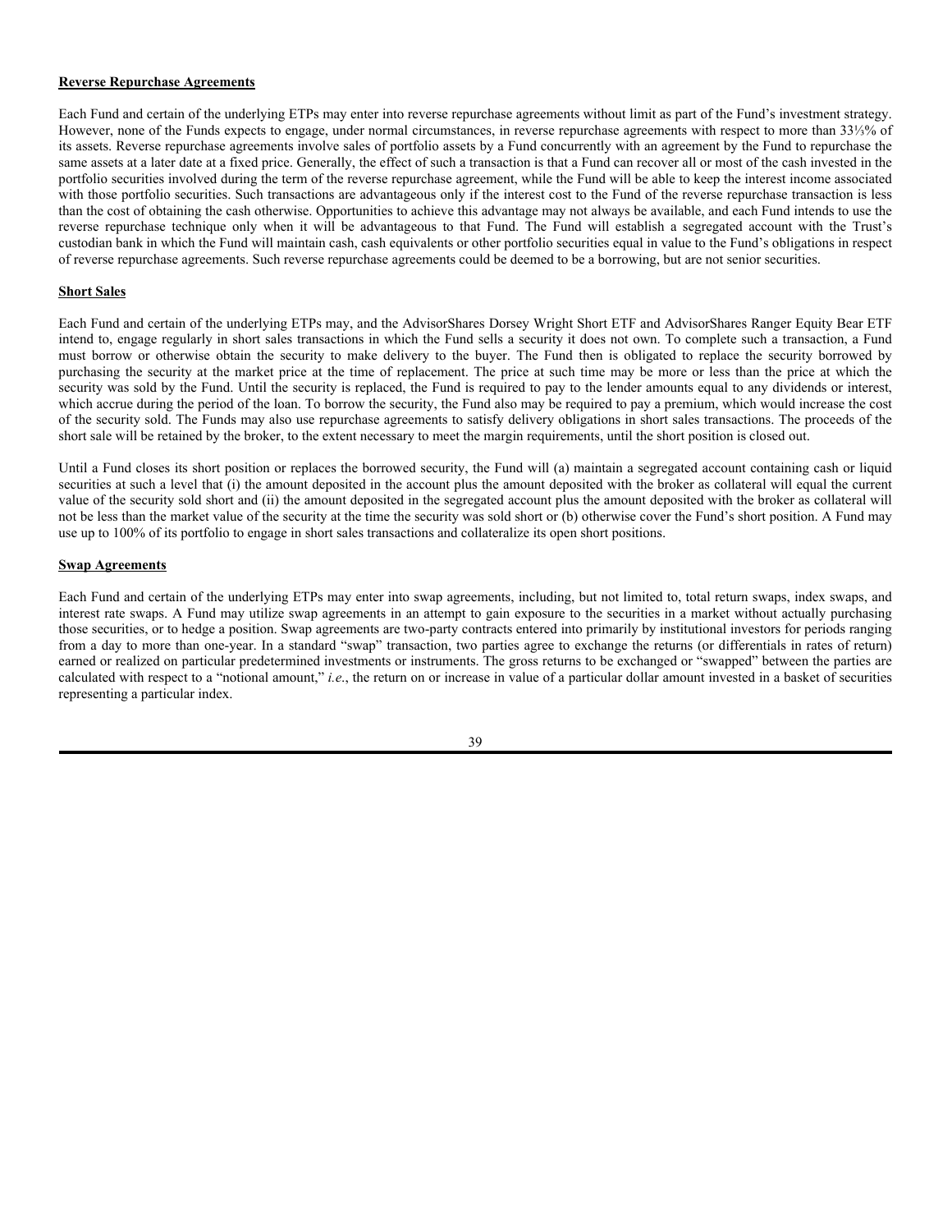**Reverse Repurchase Agreements**

Each Fund and certain of the underlying ETPs may enter into reverse repurchase agreements without limit as part of the Fund's investment strategy. However, none of the Funds expects to engage, under normal circumstances, in reverse repurchase agreements with respect to more than 33⅓% of its assets. Reverse repurchase agreements involve sales of portfolio assets by a Fund concurrently with an agreement by the Fund to repurchase the same assets at a later date at a fixed price. Generally, the effect of such a transaction is that a Fund can recover all or most of the cash invested in the portfolio securities involved during the term of the reverse repurchase agreement, while the Fund will be able to keep the interest income associated with those portfolio securities. Such transactions are advantageous only if the interest cost to the Fund of the reverse repurchase transaction is less than the cost of obtaining the cash otherwise. Opportunities to achieve this advantage may not always be available, and each Fund intends to use the reverse repurchase technique only when it will be advantageous to that Fund. The Fund will establish a segregated account with the Trust's custodian bank in which the Fund will maintain cash, cash equivalents or other portfolio securities equal in value to the Fund's obligations in respect of reverse repurchase agreements. Such reverse repurchase agreements could be deemed to be a borrowing, but are not senior securities.

**Short Sales**

Each Fund and certain of the underlying ETPs may, and the AdvisorShares Dorsey Wright Short ETF and AdvisorShares Ranger Equity Bear ETF intend to, engage regularly in short sales transactions in which the Fund sells a security it does not own. To complete such a transaction, a Fund must borrow or otherwise obtain the security to make delivery to the buyer. The Fund then is obligated to replace the security borrowed by purchasing the security at the market price at the time of replacement. The price at such time may be more or less than the price at which the security was sold by the Fund. Until the security is replaced, the Fund is required to pay to the lender amounts equal to any dividends or interest, which accrue during the period of the loan. To borrow the security, the Fund also may be required to pay a premium, which would increase the cost of the security sold. The Funds may also use repurchase agreements to satisfy delivery obligations in short sales transactions. The proceeds of the short sale will be retained by the broker, to the extent necessary to meet the margin requirements, until the short position is closed out.

Until a Fund closes its short position or replaces the borrowed security, the Fund will (a) maintain a segregated account containing cash or liquid securities at such a level that (i) the amount deposited in the account plus the amount deposited with the broker as collateral will equal the current value of the security sold short and (ii) the amount deposited in the segregated account plus the amount deposited with the broker as collateral will not be less than the market value of the security at the time the security was sold short or (b) otherwise cover the Fund's short position. A Fund may use up to 100% of its portfolio to engage in short sales transactions and collateralize its open short positions.

**Swap Agreements**

Each Fund and certain of the underlying ETPs may enter into swap agreements, including, but not limited to, total return swaps, index swaps, and interest rate swaps. A Fund may utilize swap agreements in an attempt to gain exposure to the securities in a market without actually purchasing those securities, or to hedge a position. Swap agreements are two-party contracts entered into primarily by institutional investors for periods ranging from a day to more than one-year. In a standard "swap" transaction, two parties agree to exchange the returns (or differentials in rates of return) earned or realized on particular predetermined investments or instruments. The gross returns to be exchanged or "swapped" between the parties are calculated with respect to a "notional amount," *i.e.*, the return on or increase in value of a particular dollar amount invested in a basket of securities representing a particular index.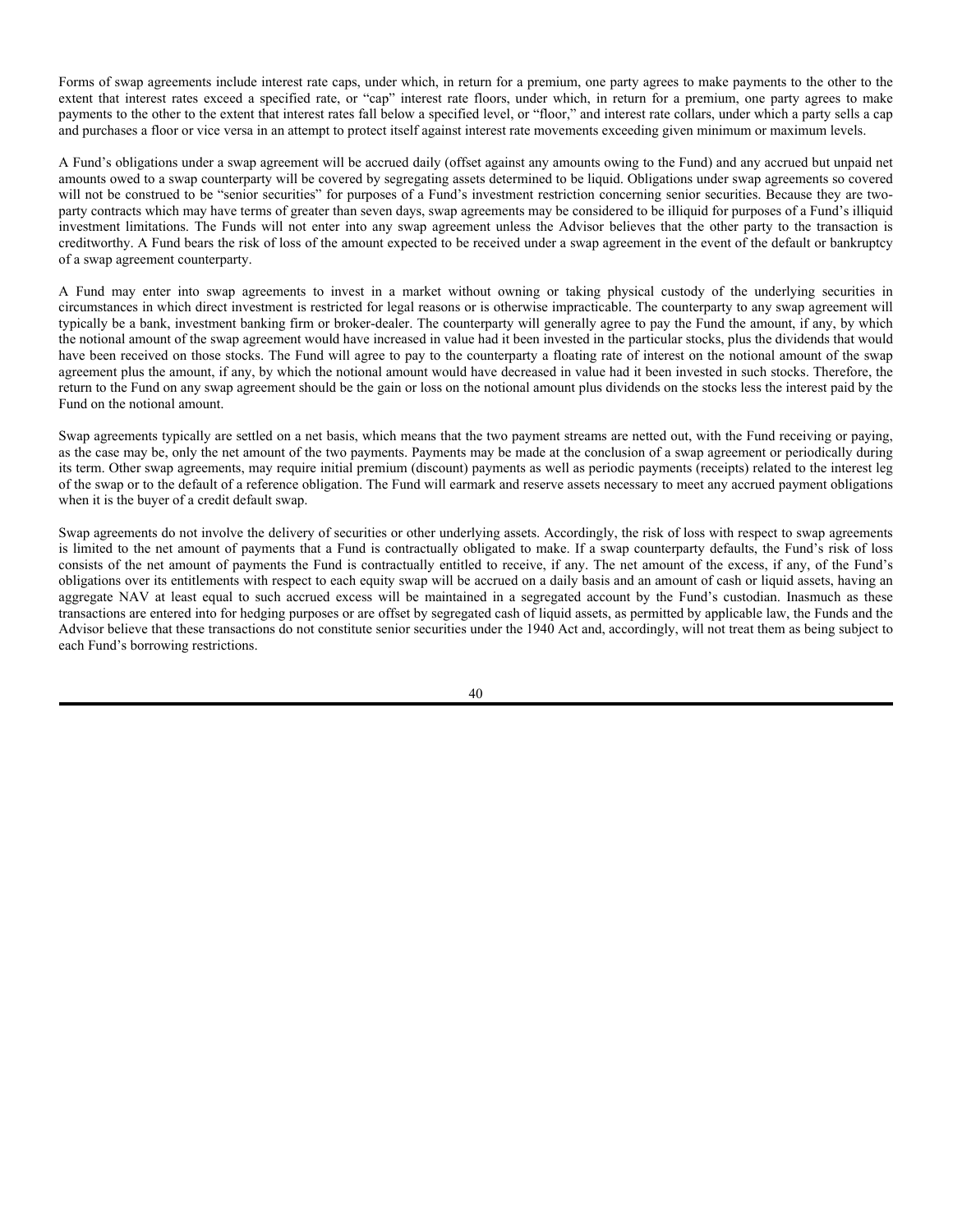Forms of swap agreements include interest rate caps, under which, in return for a premium, one party agrees to make payments to the other to the extent that interest rates exceed a specified rate, or "cap" interest rate floors, under which, in return for a premium, one party agrees to make payments to the other to the extent that interest rates fall below a specified level, or "floor," and interest rate collars, under which a party sells a cap and purchases a floor or vice versa in an attempt to protect itself against interest rate movements exceeding given minimum or maximum levels.

A Fund's obligations under a swap agreement will be accrued daily (offset against any amounts owing to the Fund) and any accrued but unpaid net amounts owed to a swap counterparty will be covered by segregating assets determined to be liquid. Obligations under swap agreements so covered will not be construed to be "senior securities" for purposes of a Fund's investment restriction concerning senior securities. Because they are two-party contracts which may have terms of greater than seven days, swap agreements may be considered to be illiquid for purposes of a Fund's illiquid investment limitations. The Funds will not enter into any swap agreement unless the Advisor believes that the other party to the transaction is creditworthy. A Fund bears the risk of loss of the amount expected to be received under a swap agreement in the event of the default or bankruptcy of a swap agreement counterparty.

A Fund may enter into swap agreements to invest in a market without owning or taking physical custody of the underlying securities in circumstances in which direct investment is restricted for legal reasons or is otherwise impracticable. The counterparty to any swap agreement will typically be a bank, investment banking firm or broker-dealer. The counterparty will generally agree to pay the Fund the amount, if any, by which the notional amount of the swap agreement would have increased in value had it been invested in the particular stocks, plus the dividends that would have been received on those stocks. The Fund will agree to pay to the counterparty a floating rate of interest on the notional amount of the swap agreement plus the amount, if any, by which the notional amount would have decreased in value had it been invested in such stocks. Therefore, the return to the Fund on any swap agreement should be the gain or loss on the notional amount plus dividends on the stocks less the interest paid by the Fund on the notional amount.

Swap agreements typically are settled on a net basis, which means that the two payment streams are netted out, with the Fund receiving or paying, as the case may be, only the net amount of the two payments. Payments may be made at the conclusion of a swap agreement or periodically during its term. Other swap agreements, may require initial premium (discount) payments as well as periodic payments (receipts) related to the interest leg of the swap or to the default of a reference obligation. The Fund will earmark and reserve assets necessary to meet any accrued payment obligations when it is the buyer of a credit default swap.

Swap agreements do not involve the delivery of securities or other underlying assets. Accordingly, the risk of loss with respect to swap agreements is limited to the net amount of payments that a Fund is contractually obligated to make. If a swap counterparty defaults, the Fund's risk of loss consists of the net amount of payments the Fund is contractually entitled to receive, if any. The net amount of the excess, if any, of the Fund's obligations over its entitlements with respect to each equity swap will be accrued on a daily basis and an amount of cash or liquid assets, having an aggregate NAV at least equal to such accrued excess will be maintained in a segregated account by the Fund's custodian. Inasmuch as these transactions are entered into for hedging purposes or are offset by segregated cash of liquid assets, as permitted by applicable law, the Funds and the Advisor believe that these transactions do not constitute senior securities under the 1940 Act and, accordingly, will not treat them as being subject to each Fund's borrowing restrictions.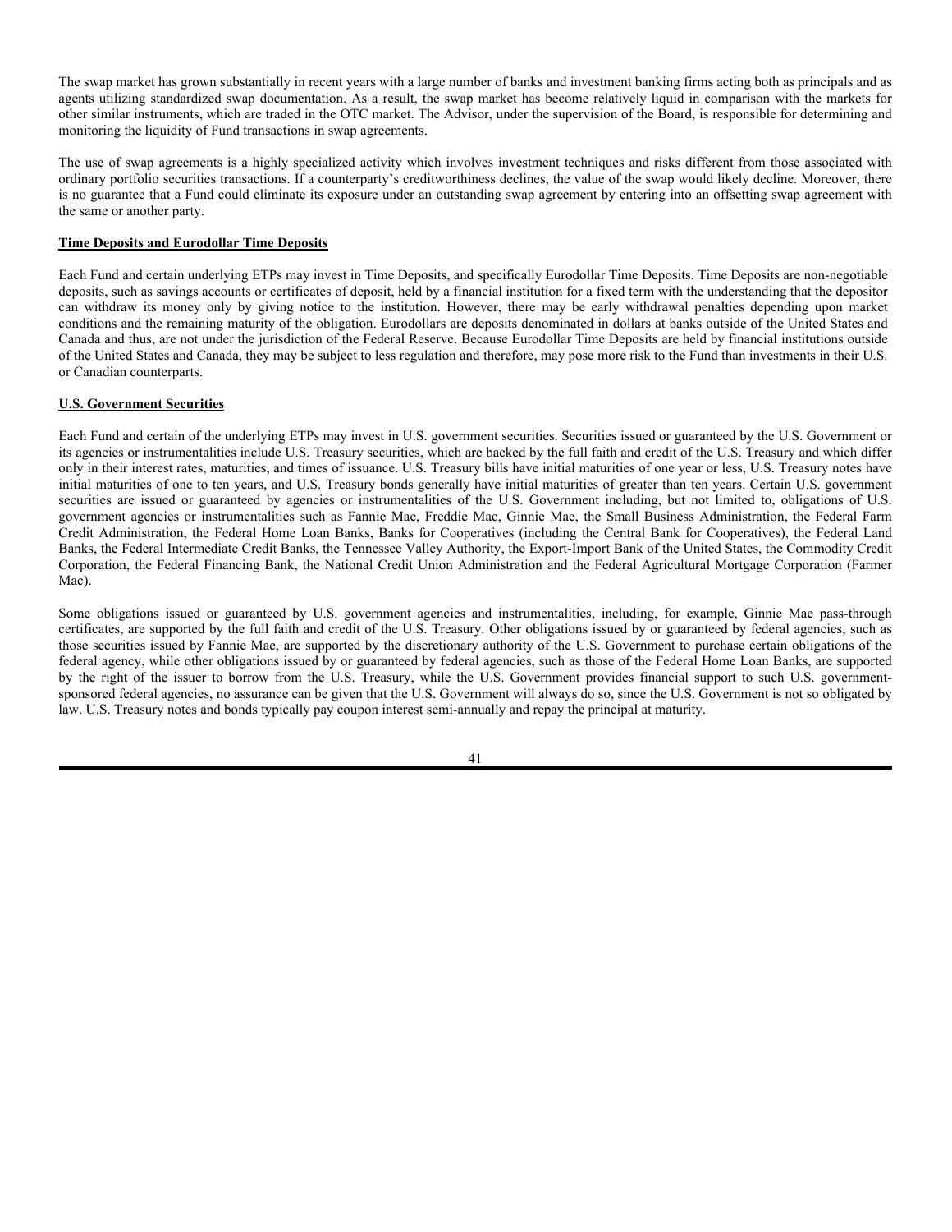The swap market has grown substantially in recent years with a large number of banks and investment banking firms acting both as principals and as agents utilizing standardized swap documentation. As a result, the swap market has become relatively liquid in comparison with the markets for other similar instruments, which are traded in the OTC market. The Advisor, under the supervision of the Board, is responsible for determining and monitoring the liquidity of Fund transactions in swap agreements.

The use of swap agreements is a highly specialized activity which involves investment techniques and risks different from those associated with ordinary portfolio securities transactions. If a counterparty's creditworthiness declines, the value of the swap would likely decline. Moreover, there is no guarantee that a Fund could eliminate its exposure under an outstanding swap agreement by entering into an offsetting swap agreement with the same or another party.

**Time Deposits and Eurodollar Time Deposits**

Each Fund and certain underlying ETPs may invest in Time Deposits, and specifically Eurodollar Time Deposits. Time Deposits are non-negotiable deposits, such as savings accounts or certificates of deposit, held by a financial institution for a fixed term with the understanding that the depositor can withdraw its money only by giving notice to the institution. However, there may be early withdrawal penalties depending upon market conditions and the remaining maturity of the obligation. Eurodollars are deposits denominated in dollars at banks outside of the United States and Canada and thus, are not under the jurisdiction of the Federal Reserve. Because Eurodollar Time Deposits are held by financial institutions outside of the United States and Canada, they may be subject to less regulation and therefore, may pose more risk to the Fund than investments in their U.S. or Canadian counterparts.

**U.S. Government Securities**

Each Fund and certain of the underlying ETPs may invest in U.S. government securities. Securities issued or guaranteed by the U.S. Government or its agencies or instrumentalities include U.S. Treasury securities, which are backed by the full faith and credit of the U.S. Treasury and which differ only in their interest rates, maturities, and times of issuance. U.S. Treasury bills have initial maturities of one year or less, U.S. Treasury notes have initial maturities of one to ten years, and U.S. Treasury bonds generally have initial maturities of greater than ten years. Certain U.S. government securities are issued or guaranteed by agencies or instrumentalities of the U.S. Government including, but not limited to, obligations of U.S. government agencies or instrumentalities such as Fannie Mae, Freddie Mac, Ginnie Mae, the Small Business Administration, the Federal Farm Credit Administration, the Federal Home Loan Banks, Banks for Cooperatives (including the Central Bank for Cooperatives), the Federal Land Banks, the Federal Intermediate Credit Banks, the Tennessee Valley Authority, the Export-Import Bank of the United States, the Commodity Credit Corporation, the Federal Financing Bank, the National Credit Union Administration and the Federal Agricultural Mortgage Corporation (Farmer Mac).

Some obligations issued or guaranteed by U.S. government agencies and instrumentalities, including, for example, Ginnie Mae pass-through certificates, are supported by the full faith and credit of the U.S. Treasury. Other obligations issued by or guaranteed by federal agencies, such as those securities issued by Fannie Mae, are supported by the discretionary authority of the U.S. Government to purchase certain obligations of the federal agency, while other obligations issued by or guaranteed by federal agencies, such as those of the Federal Home Loan Banks, are supported by the right of the issuer to borrow from the U.S. Treasury, while the U.S. Government provides financial support to such U.S. government-sponsored federal agencies, no assurance can be given that the U.S. Government will always do so, since the U.S. Government is not so obligated by law. U.S. Treasury notes and bonds typically pay coupon interest semi-annually and repay the principal at maturity.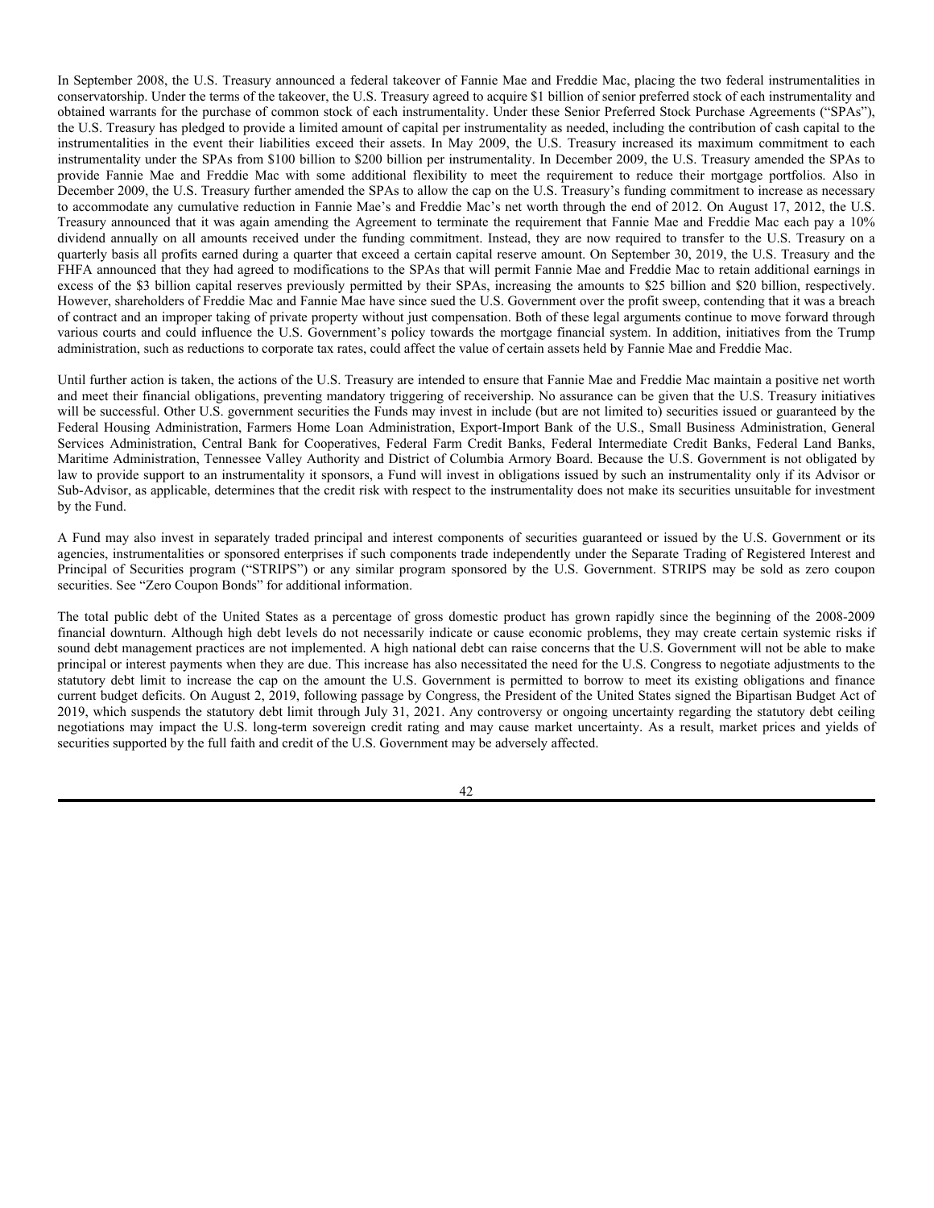In September 2008, the U.S. Treasury announced a federal takeover of Fannie Mae and Freddie Mac, placing the two federal instrumentalities in conservatorship. Under the terms of the takeover, the U.S. Treasury agreed to acquire $1 billion of senior preferred stock of each instrumentality and obtained warrants for the purchase of common stock of each instrumentality. Under these Senior Preferred Stock Purchase Agreements ("SPAs"), the U.S. Treasury has pledged to provide a limited amount of capital per instrumentality as needed, including the contribution of cash capital to the instrumentalities in the event their liabilities exceed their assets. In May 2009, the U.S. Treasury increased its maximum commitment to each instrumentality under the SPAs from $100 billion to $200 billion per instrumentality. In December 2009, the U.S. Treasury amended the SPAs to provide Fannie Mae and Freddie Mac with some additional flexibility to meet the requirement to reduce their mortgage portfolios. Also in December 2009, the U.S. Treasury further amended the SPAs to allow the cap on the U.S. Treasury's funding commitment to increase as necessary to accommodate any cumulative reduction in Fannie Mae's and Freddie Mac's net worth through the end of 2012. On August 17, 2012, the U.S. Treasury announced that it was again amending the Agreement to terminate the requirement that Fannie Mae and Freddie Mac each pay a 10% dividend annually on all amounts received under the funding commitment. Instead, they are now required to transfer to the U.S. Treasury on a quarterly basis all profits earned during a quarter that exceed a certain capital reserve amount. On September 30, 2019, the U.S. Treasury and the FHFA announced that they had agreed to modifications to the SPAs that will permit Fannie Mae and Freddie Mac to retain additional earnings in excess of the $3 billion capital reserves previously permitted by their SPAs, increasing the amounts to $25 billion and $20 billion, respectively. However, shareholders of Freddie Mac and Fannie Mae have since sued the U.S. Government over the profit sweep, contending that it was a breach of contract and an improper taking of private property without just compensation. Both of these legal arguments continue to move forward through various courts and could influence the U.S. Government's policy towards the mortgage financial system. In addition, initiatives from the Trump administration, such as reductions to corporate tax rates, could affect the value of certain assets held by Fannie Mae and Freddie Mac.

Until further action is taken, the actions of the U.S. Treasury are intended to ensure that Fannie Mae and Freddie Mac maintain a positive net worth and meet their financial obligations, preventing mandatory triggering of receivership. No assurance can be given that the U.S. Treasury initiatives will be successful. Other U.S. government securities the Funds may invest in include (but are not limited to) securities issued or guaranteed by the Federal Housing Administration, Farmers Home Loan Administration, Export-Import Bank of the U.S., Small Business Administration, General Services Administration, Central Bank for Cooperatives, Federal Farm Credit Banks, Federal Intermediate Credit Banks, Federal Land Banks, Maritime Administration, Tennessee Valley Authority and District of Columbia Armory Board. Because the U.S. Government is not obligated by law to provide support to an instrumentality it sponsors, a Fund will invest in obligations issued by such an instrumentality only if its Advisor or Sub-Advisor, as applicable, determines that the credit risk with respect to the instrumentality does not make its securities unsuitable for investment by the Fund.

A Fund may also invest in separately traded principal and interest components of securities guaranteed or issued by the U.S. Government or its agencies, instrumentalities or sponsored enterprises if such components trade independently under the Separate Trading of Registered Interest and Principal of Securities program ("STRIPS") or any similar program sponsored by the U.S. Government. STRIPS may be sold as zero coupon securities. See "Zero Coupon Bonds" for additional information.

The total public debt of the United States as a percentage of gross domestic product has grown rapidly since the beginning of the 2008-2009 financial downturn. Although high debt levels do not necessarily indicate or cause economic problems, they may create certain systemic risks if sound debt management practices are not implemented. A high national debt can raise concerns that the U.S. Government will not be able to make principal or interest payments when they are due. This increase has also necessitated the need for the U.S. Congress to negotiate adjustments to the statutory debt limit to increase the cap on the amount the U.S. Government is permitted to borrow to meet its existing obligations and finance current budget deficits. On August 2, 2019, following passage by Congress, the President of the United States signed the Bipartisan Budget Act of 2019, which suspends the statutory debt limit through July 31, 2021. Any controversy or ongoing uncertainty regarding the statutory debt ceiling negotiations may impact the U.S. long-term sovereign credit rating and may cause market uncertainty. As a result, market prices and yields of securities supported by the full faith and credit of the U.S. Government may be adversely affected.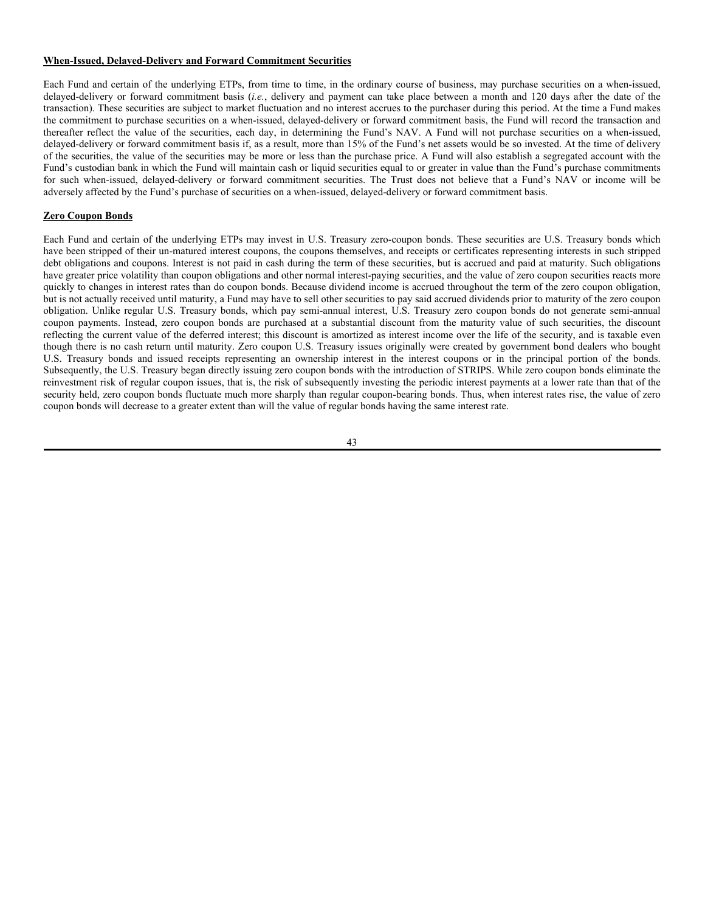**When-Issued, Delayed-Delivery and Forward Commitment Securities**

Each Fund and certain of the underlying ETPs, from time to time, in the ordinary course of business, may purchase securities on a when-issued, delayed-delivery or forward commitment basis (*i.e.*, delivery and payment can take place between a month and 120 days after the date of the transaction). These securities are subject to market fluctuation and no interest accrues to the purchaser during this period. At the time a Fund makes the commitment to purchase securities on a when-issued, delayed-delivery or forward commitment basis, the Fund will record the transaction and thereafter reflect the value of the securities, each day, in determining the Fund's NAV. A Fund will not purchase securities on a when-issued, delayed-delivery or forward commitment basis if, as a result, more than 15% of the Fund's net assets would be so invested. At the time of delivery of the securities, the value of the securities may be more or less than the purchase price. A Fund will also establish a segregated account with the Fund's custodian bank in which the Fund will maintain cash or liquid securities equal to or greater in value than the Fund's purchase commitments for such when-issued, delayed-delivery or forward commitment securities. The Trust does not believe that a Fund's NAV or income will be adversely affected by the Fund's purchase of securities on a when-issued, delayed-delivery or forward commitment basis.

**Zero Coupon Bonds**

Each Fund and certain of the underlying ETPs may invest in U.S. Treasury zero-coupon bonds. These securities are U.S. Treasury bonds which have been stripped of their un-matured interest coupons, the coupons themselves, and receipts or certificates representing interests in such stripped debt obligations and coupons. Interest is not paid in cash during the term of these securities, but is accrued and paid at maturity. Such obligations have greater price volatility than coupon obligations and other normal interest-paying securities, and the value of zero coupon securities reacts more quickly to changes in interest rates than do coupon bonds. Because dividend income is accrued throughout the term of the zero coupon obligation, but is not actually received until maturity, a Fund may have to sell other securities to pay said accrued dividends prior to maturity of the zero coupon obligation. Unlike regular U.S. Treasury bonds, which pay semi-annual interest, U.S. Treasury zero coupon bonds do not generate semi-annual coupon payments. Instead, zero coupon bonds are purchased at a substantial discount from the maturity value of such securities, the discount reflecting the current value of the deferred interest; this discount is amortized as interest income over the life of the security, and is taxable even though there is no cash return until maturity. Zero coupon U.S. Treasury issues originally were created by government bond dealers who bought U.S. Treasury bonds and issued receipts representing an ownership interest in the interest coupons or in the principal portion of the bonds. Subsequently, the U.S. Treasury began directly issuing zero coupon bonds with the introduction of STRIPS. While zero coupon bonds eliminate the reinvestment risk of regular coupon issues, that is, the risk of subsequently investing the periodic interest payments at a lower rate than that of the security held, zero coupon bonds fluctuate much more sharply than regular coupon-bearing bonds. Thus, when interest rates rise, the value of zero coupon bonds will decrease to a greater extent than will the value of regular bonds having the same interest rate.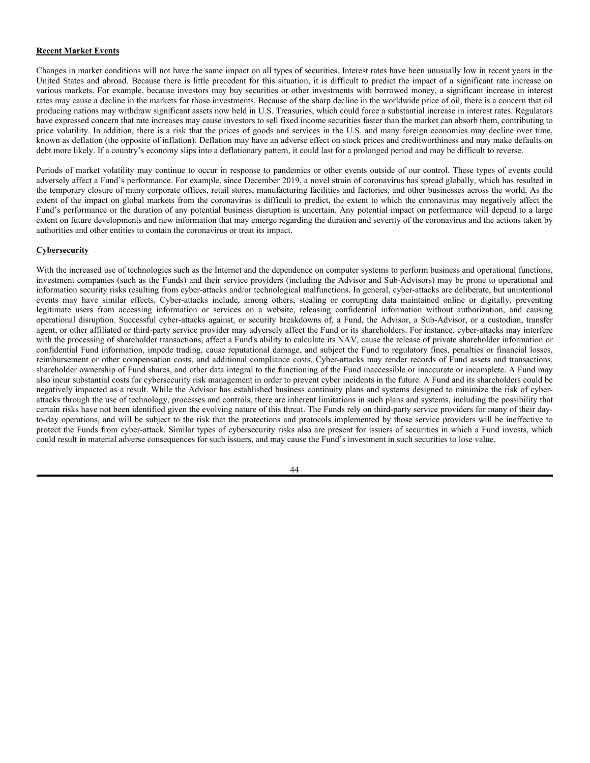**Recent Market Events**

Changes in market conditions will not have the same impact on all types of securities. Interest rates have been unusually low in recent years in the United States and abroad. Because there is little precedent for this situation, it is difficult to predict the impact of a significant rate increase on various markets. For example, because investors may buy securities or other investments with borrowed money, a significant increase in interest rates may cause a decline in the markets for those investments. Because of the sharp decline in the worldwide price of oil, there is a concern that oil producing nations may withdraw significant assets now held in U.S. Treasuries, which could force a substantial increase in interest rates. Regulators have expressed concern that rate increases may cause investors to sell fixed income securities faster than the market can absorb them, contributing to price volatility. In addition, there is a risk that the prices of goods and services in the U.S. and many foreign economies may decline over time, known as deflation (the opposite of inflation). Deflation may have an adverse effect on stock prices and creditworthiness and may make defaults on debt more likely. If a country's economy slips into a deflationary pattern, it could last for a prolonged period and may be difficult to reverse.

Periods of market volatility may continue to occur in response to pandemics or other events outside of our control. These types of events could adversely affect a Fund's performance. For example, since December 2019, a novel strain of coronavirus has spread globally, which has resulted in the temporary closure of many corporate offices, retail stores, manufacturing facilities and factories, and other businesses across the world. As the extent of the impact on global markets from the coronavirus is difficult to predict, the extent to which the coronavirus may negatively affect the Fund's performance or the duration of any potential business disruption is uncertain. Any potential impact on performance will depend to a large extent on future developments and new information that may emerge regarding the duration and severity of the coronavirus and the actions taken by authorities and other entities to contain the coronavirus or treat its impact.

**Cybersecurity**

With the increased use of technologies such as the Internet and the dependence on computer systems to perform business and operational functions, investment companies (such as the Funds) and their service providers (including the Advisor and Sub-Advisors) may be prone to operational and information security risks resulting from cyber-attacks and/or technological malfunctions. In general, cyber-attacks are deliberate, but unintentional events may have similar effects. Cyber-attacks include, among others, stealing or corrupting data maintained online or digitally, preventing legitimate users from accessing information or services on a website, releasing confidential information without authorization, and causing operational disruption. Successful cyber-attacks against, or security breakdowns of, a Fund, the Advisor, a Sub-Advisor, or a custodian, transfer agent, or other affiliated or third-party service provider may adversely affect the Fund or its shareholders. For instance, cyber-attacks may interfere with the processing of shareholder transactions, affect a Fund's ability to calculate its NAV, cause the release of private shareholder information or confidential Fund information, impede trading, cause reputational damage, and subject the Fund to regulatory fines, penalties or financial losses, reimbursement or other compensation costs, and additional compliance costs. Cyber-attacks may render records of Fund assets and transactions, shareholder ownership of Fund shares, and other data integral to the functioning of the Fund inaccessible or inaccurate or incomplete. A Fund may also incur substantial costs for cybersecurity risk management in order to prevent cyber incidents in the future. A Fund and its shareholders could be negatively impacted as a result. While the Advisor has established business continuity plans and systems designed to minimize the risk of cyber-attacks through the use of technology, processes and controls, there are inherent limitations in such plans and systems, including the possibility that certain risks have not been identified given the evolving nature of this threat. The Funds rely on third-party service providers for many of their day-to-day operations, and will be subject to the risk that the protections and protocols implemented by those service providers will be ineffective to protect the Funds from cyber-attack. Similar types of cybersecurity risks also are present for issuers of securities in which a Fund invests, which could result in material adverse consequences for such issuers, and may cause the Fund's investment in such securities to lose value.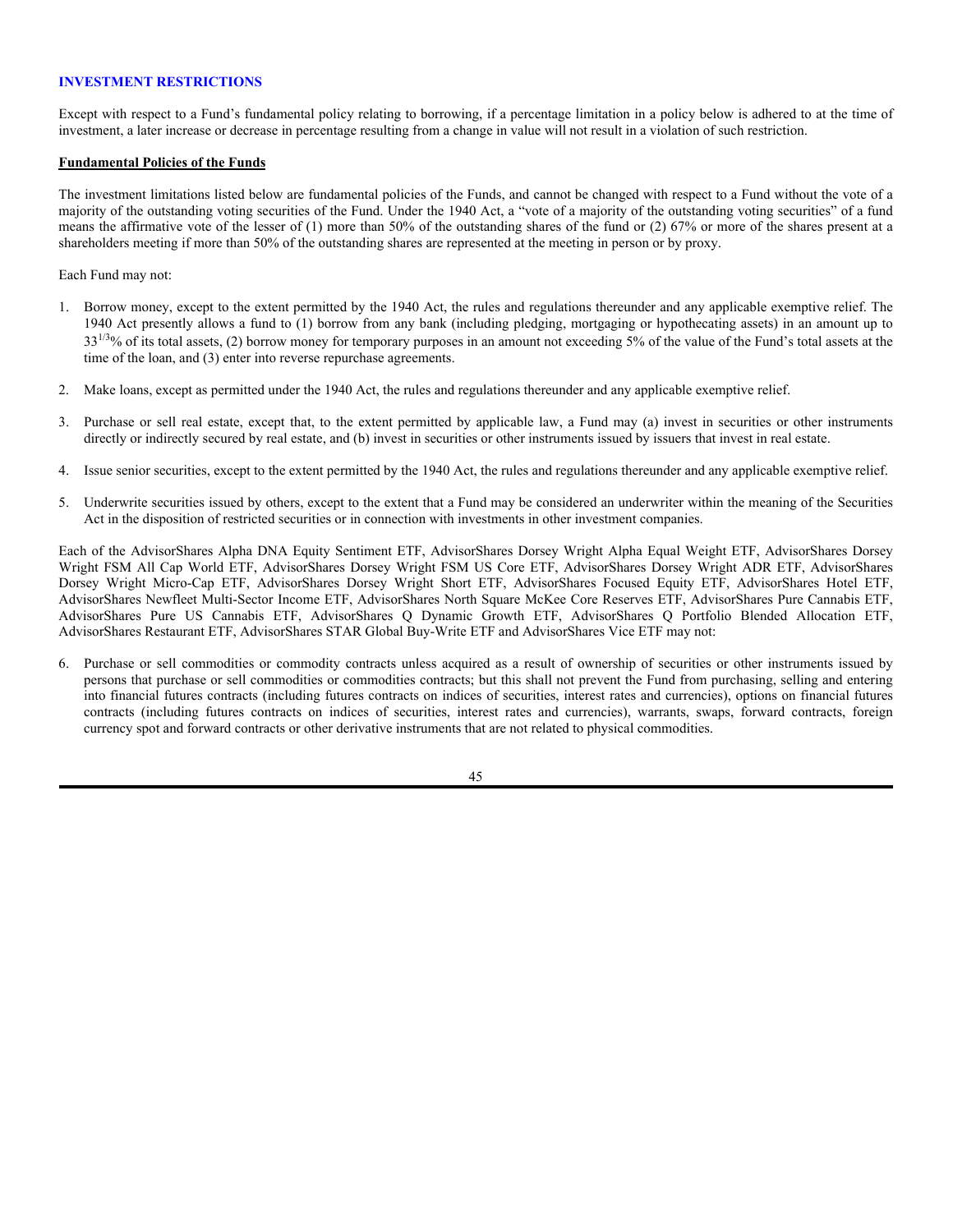## INVESTMENT RESTRICTIONS

Except with respect to a Fund's fundamental policy relating to borrowing, if a percentage limitation in a policy below is adhered to at the time of investment, a later increase or decrease in percentage resulting from a change in value will not result in a violation of such restriction.

**Fundamental Policies of the Funds**

The investment limitations listed below are fundamental policies of the Funds, and cannot be changed with respect to a Fund without the vote of a majority of the outstanding voting securities of the Fund. Under the 1940 Act, a "vote of a majority of the outstanding voting securities" of a fund means the affirmative vote of the lesser of (1) more than 50% of the outstanding shares of the fund or (2) 67% or more of the shares present at a shareholders meeting if more than 50% of the outstanding shares are represented at the meeting in person or by proxy.

Each Fund may not:

1. Borrow money, except to the extent permitted by the 1940 Act, the rules and regulations thereunder and any applicable exemptive relief. The 1940 Act presently allows a fund to (1) borrow from any bank (including pledging, mortgaging or hypothecating assets) in an amount up to $33^{1/3}$% of its total assets, (2) borrow money for temporary purposes in an amount not exceeding 5% of the value of the Fund's total assets at the time of the loan, and (3) enter into reverse repurchase agreements.

2. Make loans, except as permitted under the 1940 Act, the rules and regulations thereunder and any applicable exemptive relief.

3. Purchase or sell real estate, except that, to the extent permitted by applicable law, a Fund may (a) invest in securities or other instruments directly or indirectly secured by real estate, and (b) invest in securities or other instruments issued by issuers that invest in real estate.

4. Issue senior securities, except to the extent permitted by the 1940 Act, the rules and regulations thereunder and any applicable exemptive relief.

5. Underwrite securities issued by others, except to the extent that a Fund may be considered an underwriter within the meaning of the Securities Act in the disposition of restricted securities or in connection with investments in other investment companies.

Each of the AdvisorShares Alpha DNA Equity Sentiment ETF, AdvisorShares Dorsey Wright Alpha Equal Weight ETF, AdvisorShares Dorsey Wright FSM All Cap World ETF, AdvisorShares Dorsey Wright FSM US Core ETF, AdvisorShares Dorsey Wright ADR ETF, AdvisorShares Dorsey Wright Micro-Cap ETF, AdvisorShares Dorsey Wright Short ETF, AdvisorShares Focused Equity ETF, AdvisorShares Hotel ETF, AdvisorShares Newfleet Multi-Sector Income ETF, AdvisorShares North Square McKee Core Reserves ETF, AdvisorShares Pure Cannabis ETF, AdvisorShares Pure US Cannabis ETF, AdvisorShares Q Dynamic Growth ETF, AdvisorShares Q Portfolio Blended Allocation ETF, AdvisorShares Restaurant ETF, AdvisorShares STAR Global Buy-Write ETF and AdvisorShares Vice ETF may not:

6. Purchase or sell commodities or commodity contracts unless acquired as a result of ownership of securities or other instruments issued by persons that purchase or sell commodities or commodities contracts; but this shall not prevent the Fund from purchasing, selling and entering into financial futures contracts (including futures contracts on indices of securities, interest rates and currencies), options on financial futures contracts (including futures contracts on indices of securities, interest rates and currencies), warrants, swaps, forward contracts, foreign currency spot and forward contracts or other derivative instruments that are not related to physical commodities.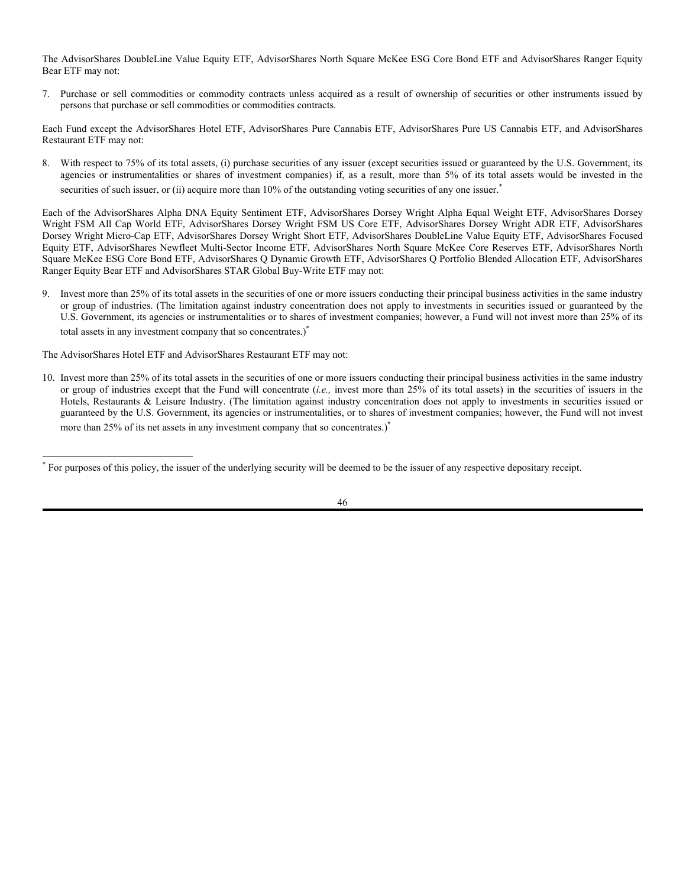The AdvisorShares DoubleLine Value Equity ETF, AdvisorShares North Square McKee ESG Core Bond ETF and AdvisorShares Ranger Equity Bear ETF may not:

7. Purchase or sell commodities or commodity contracts unless acquired as a result of ownership of securities or other instruments issued by persons that purchase or sell commodities or commodities contracts.

Each Fund except the AdvisorShares Hotel ETF, AdvisorShares Pure Cannabis ETF, AdvisorShares Pure US Cannabis ETF, and AdvisorShares Restaurant ETF may not:

8. With respect to 75% of its total assets, (i) purchase securities of any issuer (except securities issued or guaranteed by the U.S. Government, its agencies or instrumentalities or shares of investment companies) if, as a result, more than 5% of its total assets would be invested in the securities of such issuer, or (ii) acquire more than 10% of the outstanding voting securities of any one issuer.*

Each of the AdvisorShares Alpha DNA Equity Sentiment ETF, AdvisorShares Dorsey Wright Alpha Equal Weight ETF, AdvisorShares Dorsey Wright FSM All Cap World ETF, AdvisorShares Dorsey Wright FSM US Core ETF, AdvisorShares Dorsey Wright ADR ETF, AdvisorShares Dorsey Wright Micro-Cap ETF, AdvisorShares Dorsey Wright Short ETF, AdvisorShares DoubleLine Value Equity ETF, AdvisorShares Focused Equity ETF, AdvisorShares Newfleet Multi-Sector Income ETF, AdvisorShares North Square McKee Core Reserves ETF, AdvisorShares North Square McKee ESG Core Bond ETF, AdvisorShares Q Dynamic Growth ETF, AdvisorShares Q Portfolio Blended Allocation ETF, AdvisorShares Ranger Equity Bear ETF and AdvisorShares STAR Global Buy-Write ETF may not:

9. Invest more than 25% of its total assets in the securities of one or more issuers conducting their principal business activities in the same industry or group of industries. (The limitation against industry concentration does not apply to investments in securities issued or guaranteed by the U.S. Government, its agencies or instrumentalities or to shares of investment companies; however, a Fund will not invest more than 25% of its total assets in any investment company that so concentrates.)*

The AdvisorShares Hotel ETF and AdvisorShares Restaurant ETF may not:

10. Invest more than 25% of its total assets in the securities of one or more issuers conducting their principal business activities in the same industry or group of industries except that the Fund will concentrate (*i.e.,* invest more than 25% of its total assets) in the securities of issuers in the Hotels, Restaurants & Leisure Industry. (The limitation against industry concentration does not apply to investments in securities issued or guaranteed by the U.S. Government, its agencies or instrumentalities, or to shares of investment companies; however, the Fund will not invest more than 25% of its net assets in any investment company that so concentrates.)*

---

* For purposes of this policy, the issuer of the underlying security will be deemed to be the issuer of any respective depositary receipt.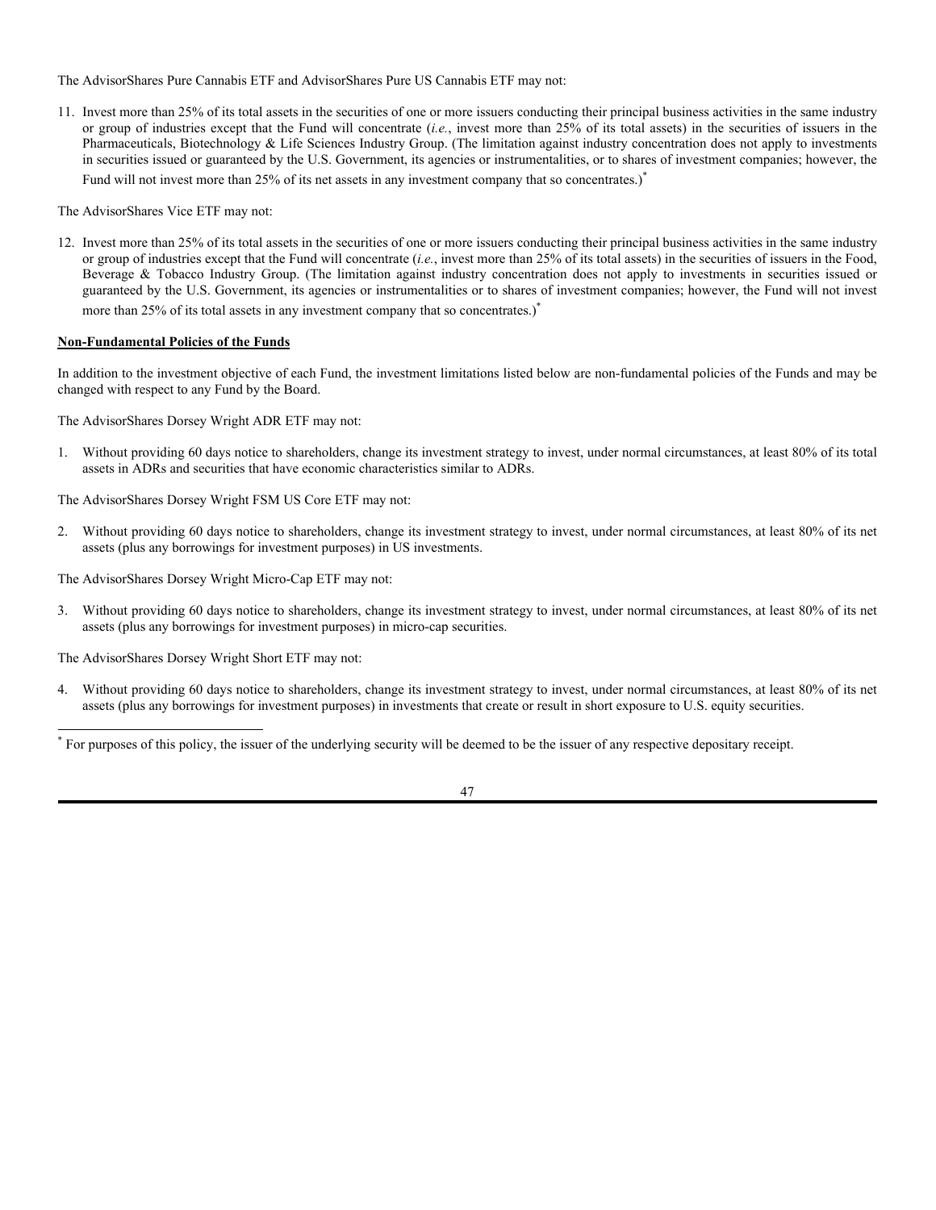The AdvisorShares Pure Cannabis ETF and AdvisorShares Pure US Cannabis ETF may not:

11. Invest more than 25% of its total assets in the securities of one or more issuers conducting their principal business activities in the same industry or group of industries except that the Fund will concentrate (*i.e.*, invest more than 25% of its total assets) in the securities of issuers in the Pharmaceuticals, Biotechnology & Life Sciences Industry Group. (The limitation against industry concentration does not apply to investments in securities issued or guaranteed by the U.S. Government, its agencies or instrumentalities, or to shares of investment companies; however, the Fund will not invest more than 25% of its net assets in any investment company that so concentrates.)*

The AdvisorShares Vice ETF may not:

12. Invest more than 25% of its total assets in the securities of one or more issuers conducting their principal business activities in the same industry or group of industries except that the Fund will concentrate (*i.e.*, invest more than 25% of its total assets) in the securities of issuers in the Food, Beverage & Tobacco Industry Group. (The limitation against industry concentration does not apply to investments in securities issued or guaranteed by the U.S. Government, its agencies or instrumentalities or to shares of investment companies; however, the Fund will not invest more than 25% of its total assets in any investment company that so concentrates.)*

**Non-Fundamental Policies of the Funds**

In addition to the investment objective of each Fund, the investment limitations listed below are non-fundamental policies of the Funds and may be changed with respect to any Fund by the Board.

The AdvisorShares Dorsey Wright ADR ETF may not:

1. Without providing 60 days notice to shareholders, change its investment strategy to invest, under normal circumstances, at least 80% of its total assets in ADRs and securities that have economic characteristics similar to ADRs.

The AdvisorShares Dorsey Wright FSM US Core ETF may not:

2. Without providing 60 days notice to shareholders, change its investment strategy to invest, under normal circumstances, at least 80% of its net assets (plus any borrowings for investment purposes) in US investments.

The AdvisorShares Dorsey Wright Micro-Cap ETF may not:

3. Without providing 60 days notice to shareholders, change its investment strategy to invest, under normal circumstances, at least 80% of its net assets (plus any borrowings for investment purposes) in micro-cap securities.

The AdvisorShares Dorsey Wright Short ETF may not:

4. Without providing 60 days notice to shareholders, change its investment strategy to invest, under normal circumstances, at least 80% of its net assets (plus any borrowings for investment purposes) in investments that create or result in short exposure to U.S. equity securities.

---

* For purposes of this policy, the issuer of the underlying security will be deemed to be the issuer of any respective depositary receipt.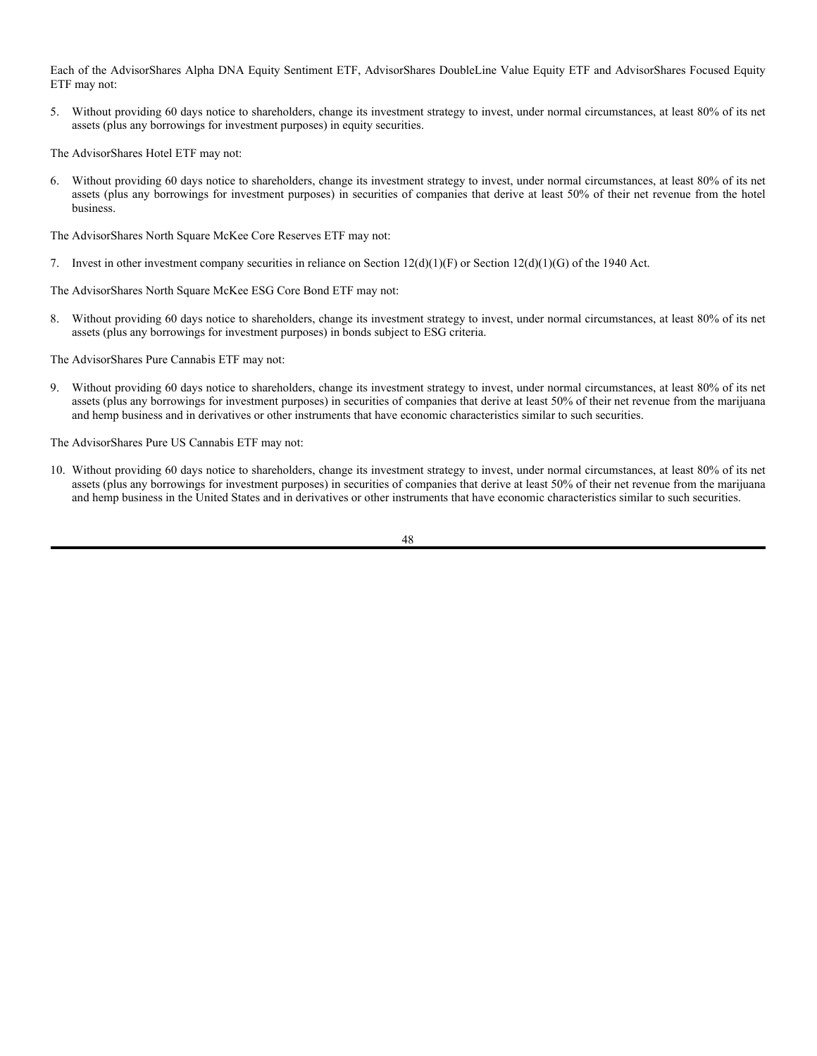Each of the AdvisorShares Alpha DNA Equity Sentiment ETF, AdvisorShares DoubleLine Value Equity ETF and AdvisorShares Focused Equity ETF may not:

5. Without providing 60 days notice to shareholders, change its investment strategy to invest, under normal circumstances, at least 80% of its net assets (plus any borrowings for investment purposes) in equity securities.

The AdvisorShares Hotel ETF may not:

6. Without providing 60 days notice to shareholders, change its investment strategy to invest, under normal circumstances, at least 80% of its net assets (plus any borrowings for investment purposes) in securities of companies that derive at least 50% of their net revenue from the hotel business.

The AdvisorShares North Square McKee Core Reserves ETF may not:

7. Invest in other investment company securities in reliance on Section 12(d)(1)(F) or Section 12(d)(1)(G) of the 1940 Act.

The AdvisorShares North Square McKee ESG Core Bond ETF may not:

8. Without providing 60 days notice to shareholders, change its investment strategy to invest, under normal circumstances, at least 80% of its net assets (plus any borrowings for investment purposes) in bonds subject to ESG criteria.

The AdvisorShares Pure Cannabis ETF may not:

9. Without providing 60 days notice to shareholders, change its investment strategy to invest, under normal circumstances, at least 80% of its net assets (plus any borrowings for investment purposes) in securities of companies that derive at least 50% of their net revenue from the marijuana and hemp business and in derivatives or other instruments that have economic characteristics similar to such securities.

The AdvisorShares Pure US Cannabis ETF may not:

10. Without providing 60 days notice to shareholders, change its investment strategy to invest, under normal circumstances, at least 80% of its net assets (plus any borrowings for investment purposes) in securities of companies that derive at least 50% of their net revenue from the marijuana and hemp business in the United States and in derivatives or other instruments that have economic characteristics similar to such securities.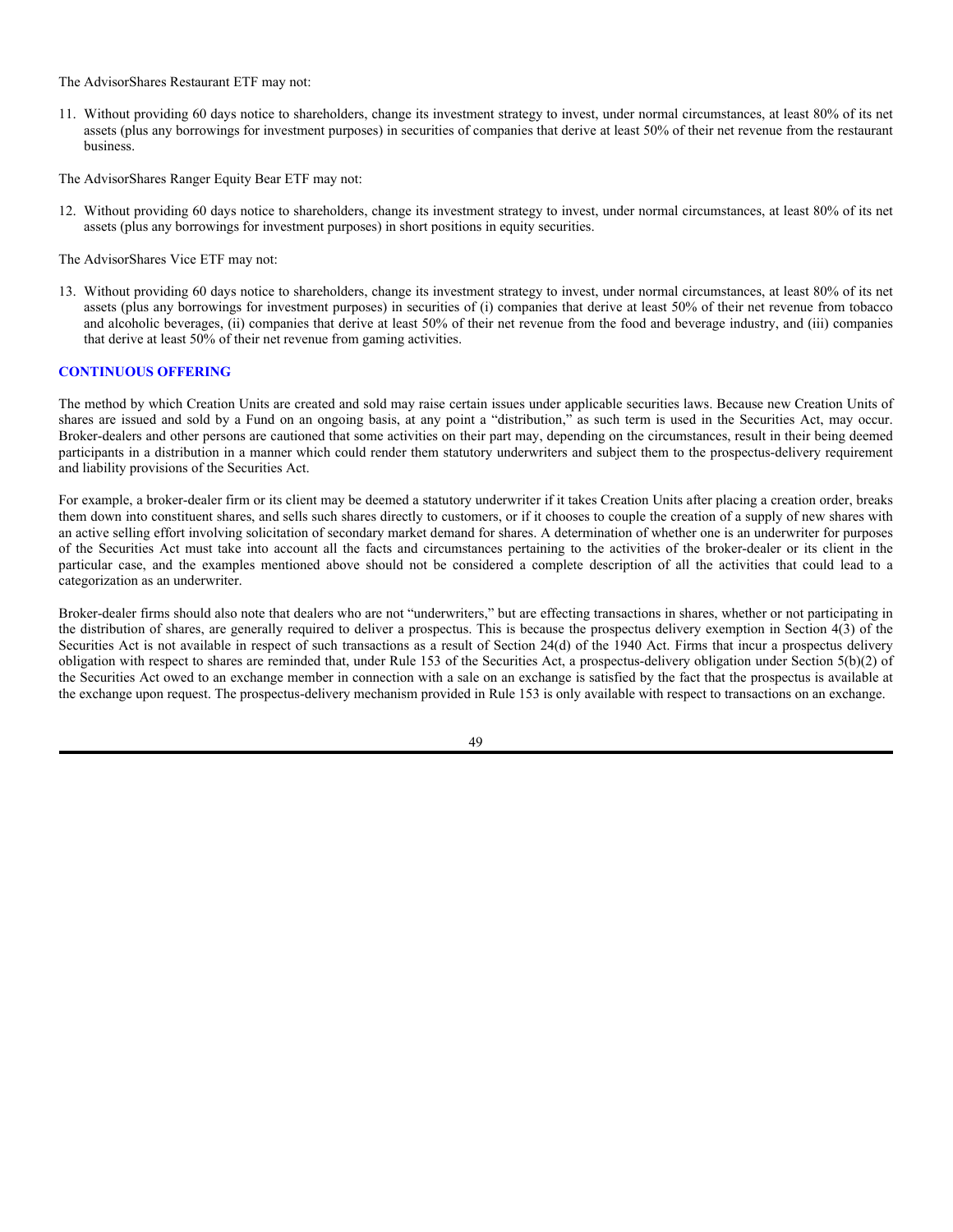The AdvisorShares Restaurant ETF may not:

11. Without providing 60 days notice to shareholders, change its investment strategy to invest, under normal circumstances, at least 80% of its net assets (plus any borrowings for investment purposes) in securities of companies that derive at least 50% of their net revenue from the restaurant business.

The AdvisorShares Ranger Equity Bear ETF may not:

12. Without providing 60 days notice to shareholders, change its investment strategy to invest, under normal circumstances, at least 80% of its net assets (plus any borrowings for investment purposes) in short positions in equity securities.

The AdvisorShares Vice ETF may not:

13. Without providing 60 days notice to shareholders, change its investment strategy to invest, under normal circumstances, at least 80% of its net assets (plus any borrowings for investment purposes) in securities of (i) companies that derive at least 50% of their net revenue from tobacco and alcoholic beverages, (ii) companies that derive at least 50% of their net revenue from the food and beverage industry, and (iii) companies that derive at least 50% of their net revenue from gaming activities.

## CONTINUOUS OFFERING

The method by which Creation Units are created and sold may raise certain issues under applicable securities laws. Because new Creation Units of shares are issued and sold by a Fund on an ongoing basis, at any point a "distribution," as such term is used in the Securities Act, may occur. Broker-dealers and other persons are cautioned that some activities on their part may, depending on the circumstances, result in their being deemed participants in a distribution in a manner which could render them statutory underwriters and subject them to the prospectus-delivery requirement and liability provisions of the Securities Act.

For example, a broker-dealer firm or its client may be deemed a statutory underwriter if it takes Creation Units after placing a creation order, breaks them down into constituent shares, and sells such shares directly to customers, or if it chooses to couple the creation of a supply of new shares with an active selling effort involving solicitation of secondary market demand for shares. A determination of whether one is an underwriter for purposes of the Securities Act must take into account all the facts and circumstances pertaining to the activities of the broker-dealer or its client in the particular case, and the examples mentioned above should not be considered a complete description of all the activities that could lead to a categorization as an underwriter.

Broker-dealer firms should also note that dealers who are not "underwriters," but are effecting transactions in shares, whether or not participating in the distribution of shares, are generally required to deliver a prospectus. This is because the prospectus delivery exemption in Section 4(3) of the Securities Act is not available in respect of such transactions as a result of Section 24(d) of the 1940 Act. Firms that incur a prospectus delivery obligation with respect to shares are reminded that, under Rule 153 of the Securities Act, a prospectus-delivery obligation under Section 5(b)(2) of the Securities Act owed to an exchange member in connection with a sale on an exchange is satisfied by the fact that the prospectus is available at the exchange upon request. The prospectus-delivery mechanism provided in Rule 153 is only available with respect to transactions on an exchange.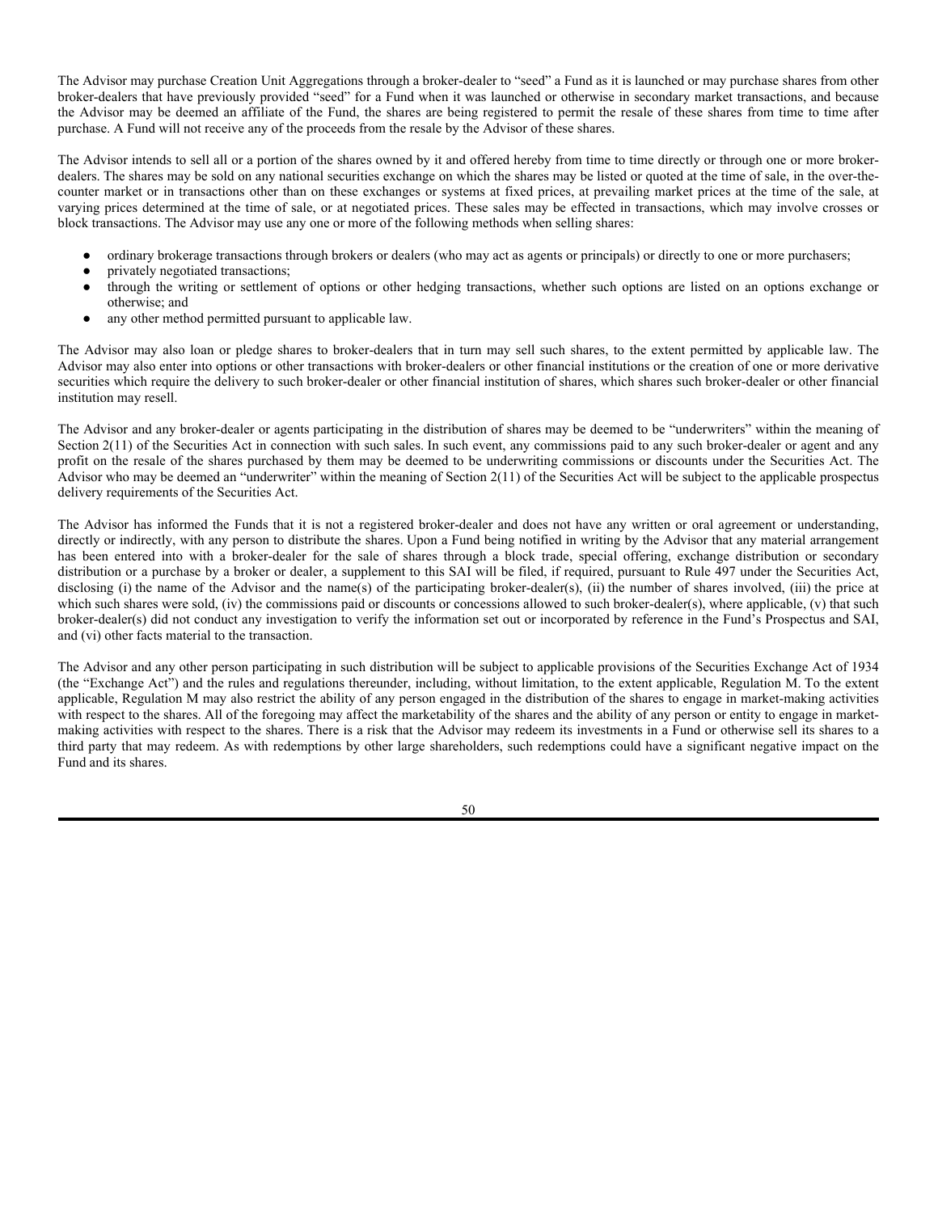The Advisor may purchase Creation Unit Aggregations through a broker-dealer to "seed" a Fund as it is launched or may purchase shares from other broker-dealers that have previously provided "seed" for a Fund when it was launched or otherwise in secondary market transactions, and because the Advisor may be deemed an affiliate of the Fund, the shares are being registered to permit the resale of these shares from time to time after purchase. A Fund will not receive any of the proceeds from the resale by the Advisor of these shares.

The Advisor intends to sell all or a portion of the shares owned by it and offered hereby from time to time directly or through one or more broker-dealers. The shares may be sold on any national securities exchange on which the shares may be listed or quoted at the time of sale, in the over-the-counter market or in transactions other than on these exchanges or systems at fixed prices, at prevailing market prices at the time of the sale, at varying prices determined at the time of sale, or at negotiated prices. These sales may be effected in transactions, which may involve crosses or block transactions. The Advisor may use any one or more of the following methods when selling shares:

- ordinary brokerage transactions through brokers or dealers (who may act as agents or principals) or directly to one or more purchasers;
- privately negotiated transactions;
- through the writing or settlement of options or other hedging transactions, whether such options are listed on an options exchange or otherwise; and
- any other method permitted pursuant to applicable law.

The Advisor may also loan or pledge shares to broker-dealers that in turn may sell such shares, to the extent permitted by applicable law. The Advisor may also enter into options or other transactions with broker-dealers or other financial institutions or the creation of one or more derivative securities which require the delivery to such broker-dealer or other financial institution of shares, which shares such broker-dealer or other financial institution may resell.

The Advisor and any broker-dealer or agents participating in the distribution of shares may be deemed to be "underwriters" within the meaning of Section 2(11) of the Securities Act in connection with such sales. In such event, any commissions paid to any such broker-dealer or agent and any profit on the resale of the shares purchased by them may be deemed to be underwriting commissions or discounts under the Securities Act. The Advisor who may be deemed an "underwriter" within the meaning of Section 2(11) of the Securities Act will be subject to the applicable prospectus delivery requirements of the Securities Act.

The Advisor has informed the Funds that it is not a registered broker-dealer and does not have any written or oral agreement or understanding, directly or indirectly, with any person to distribute the shares. Upon a Fund being notified in writing by the Advisor that any material arrangement has been entered into with a broker-dealer for the sale of shares through a block trade, special offering, exchange distribution or secondary distribution or a purchase by a broker or dealer, a supplement to this SAI will be filed, if required, pursuant to Rule 497 under the Securities Act, disclosing (i) the name of the Advisor and the name(s) of the participating broker-dealer(s), (ii) the number of shares involved, (iii) the price at which such shares were sold, (iv) the commissions paid or discounts or concessions allowed to such broker-dealer(s), where applicable, (v) that such broker-dealer(s) did not conduct any investigation to verify the information set out or incorporated by reference in the Fund's Prospectus and SAI, and (vi) other facts material to the transaction.

The Advisor and any other person participating in such distribution will be subject to applicable provisions of the Securities Exchange Act of 1934 (the "Exchange Act") and the rules and regulations thereunder, including, without limitation, to the extent applicable, Regulation M. To the extent applicable, Regulation M may also restrict the ability of any person engaged in the distribution of the shares to engage in market-making activities with respect to the shares. All of the foregoing may affect the marketability of the shares and the ability of any person or entity to engage in market-making activities with respect to the shares. There is a risk that the Advisor may redeem its investments in a Fund or otherwise sell its shares to a third party that may redeem. As with redemptions by other large shareholders, such redemptions could have a significant negative impact on the Fund and its shares.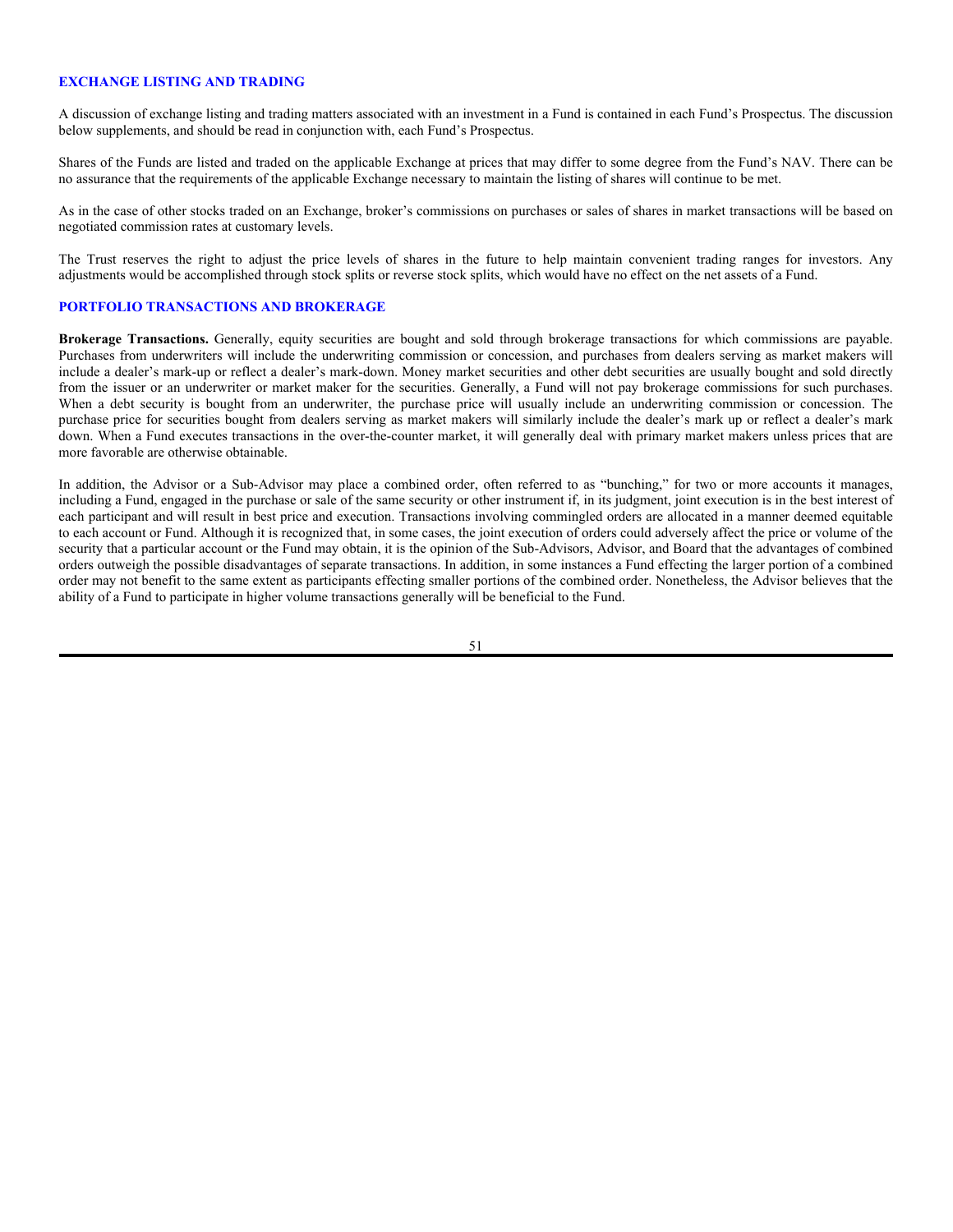## EXCHANGE LISTING AND TRADING

A discussion of exchange listing and trading matters associated with an investment in a Fund is contained in each Fund's Prospectus. The discussion below supplements, and should be read in conjunction with, each Fund's Prospectus.

Shares of the Funds are listed and traded on the applicable Exchange at prices that may differ to some degree from the Fund's NAV. There can be no assurance that the requirements of the applicable Exchange necessary to maintain the listing of shares will continue to be met.

As in the case of other stocks traded on an Exchange, broker's commissions on purchases or sales of shares in market transactions will be based on negotiated commission rates at customary levels.

The Trust reserves the right to adjust the price levels of shares in the future to help maintain convenient trading ranges for investors. Any adjustments would be accomplished through stock splits or reverse stock splits, which would have no effect on the net assets of a Fund.

## PORTFOLIO TRANSACTIONS AND BROKERAGE

**Brokerage Transactions.** Generally, equity securities are bought and sold through brokerage transactions for which commissions are payable. Purchases from underwriters will include the underwriting commission or concession, and purchases from dealers serving as market makers will include a dealer's mark-up or reflect a dealer's mark-down. Money market securities and other debt securities are usually bought and sold directly from the issuer or an underwriter or market maker for the securities. Generally, a Fund will not pay brokerage commissions for such purchases. When a debt security is bought from an underwriter, the purchase price will usually include an underwriting commission or concession. The purchase price for securities bought from dealers serving as market makers will similarly include the dealer's mark up or reflect a dealer's mark down. When a Fund executes transactions in the over-the-counter market, it will generally deal with primary market makers unless prices that are more favorable are otherwise obtainable.

In addition, the Advisor or a Sub-Advisor may place a combined order, often referred to as "bunching," for two or more accounts it manages, including a Fund, engaged in the purchase or sale of the same security or other instrument if, in its judgment, joint execution is in the best interest of each participant and will result in best price and execution. Transactions involving commingled orders are allocated in a manner deemed equitable to each account or Fund. Although it is recognized that, in some cases, the joint execution of orders could adversely affect the price or volume of the security that a particular account or the Fund may obtain, it is the opinion of the Sub-Advisors, Advisor, and Board that the advantages of combined orders outweigh the possible disadvantages of separate transactions. In addition, in some instances a Fund effecting the larger portion of a combined order may not benefit to the same extent as participants effecting smaller portions of the combined order. Nonetheless, the Advisor believes that the ability of a Fund to participate in higher volume transactions generally will be beneficial to the Fund.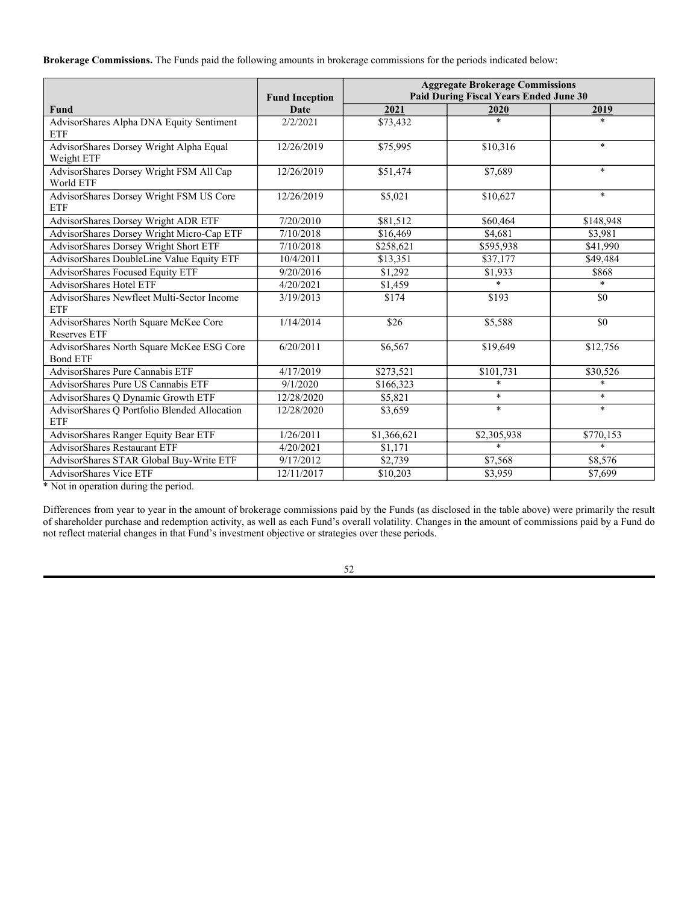**Brokerage Commissions.** The Funds paid the following amounts in brokerage commissions for the periods indicated below:

| Fund | Fund Inception Date | Aggregate Brokerage Commissions Paid During Fiscal Years Ended June 30 | | |
|---|---|---|---|---|
| | | 2021 | 2020 | 2019 |
| AdvisorShares Alpha DNA Equity Sentiment ETF | 2/2/2021 | $73,432 | * | * |
| AdvisorShares Dorsey Wright Alpha Equal Weight ETF | 12/26/2019 | $75,995 | $10,316 | * |
| AdvisorShares Dorsey Wright FSM All Cap World ETF | 12/26/2019 | $51,474 | $7,689 | * |
| AdvisorShares Dorsey Wright FSM US Core ETF | 12/26/2019 | $5,021 | $10,627 | * |
| AdvisorShares Dorsey Wright ADR ETF | 7/20/2010 | $81,512 | $60,464 | $148,948 |
| AdvisorShares Dorsey Wright Micro-Cap ETF | 7/10/2018 | $16,469 | $4,681 | $3,981 |
| AdvisorShares Dorsey Wright Short ETF | 7/10/2018 | $258,621 | $595,938 | $41,990 |
| AdvisorShares DoubleLine Value Equity ETF | 10/4/2011 | $13,351 | $37,177 | $49,484 |
| AdvisorShares Focused Equity ETF | 9/20/2016 | $1,292 | $1,933 | $868 |
| AdvisorShares Hotel ETF | 4/20/2021 | $1,459 | * | * |
| AdvisorShares Newfleet Multi-Sector Income ETF | 3/19/2013 | $174 | $193 | $0 |
| AdvisorShares North Square McKee Core Reserves ETF | 1/14/2014 | $26 | $5,588 | $0 |
| AdvisorShares North Square McKee ESG Core Bond ETF | 6/20/2011 | $6,567 | $19,649 | $12,756 |
| AdvisorShares Pure Cannabis ETF | 4/17/2019 | $273,521 | $101,731 | $30,526 |
| AdvisorShares Pure US Cannabis ETF | 9/1/2020 | $166,323 | * | * |
| AdvisorShares Q Dynamic Growth ETF | 12/28/2020 | $5,821 | * | * |
| AdvisorShares Q Portfolio Blended Allocation ETF | 12/28/2020 | $3,659 | * | * |
| AdvisorShares Ranger Equity Bear ETF | 1/26/2011 | $1,366,621 | $2,305,938 | $770,153 |
| AdvisorShares Restaurant ETF | 4/20/2021 | $1,171 | * | * |
| AdvisorShares STAR Global Buy-Write ETF | 9/17/2012 | $2,739 | $7,568 | $8,576 |
| AdvisorShares Vice ETF | 12/11/2017 | $10,203 | $3,959 | $7,699 |

* Not in operation during the period.

Differences from year to year in the amount of brokerage commissions paid by the Funds (as disclosed in the table above) were primarily the result of shareholder purchase and redemption activity, as well as each Fund's overall volatility. Changes in the amount of commissions paid by a Fund do not reflect material changes in that Fund's investment objective or strategies over these periods.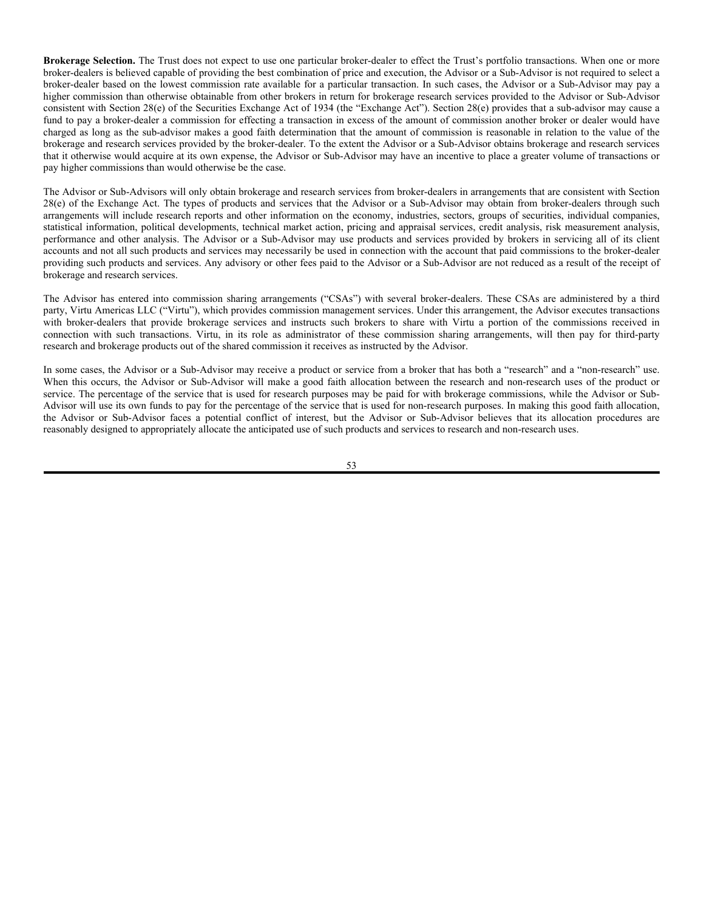**Brokerage Selection.** The Trust does not expect to use one particular broker-dealer to effect the Trust's portfolio transactions. When one or more broker-dealers is believed capable of providing the best combination of price and execution, the Advisor or a Sub-Advisor is not required to select a broker-dealer based on the lowest commission rate available for a particular transaction. In such cases, the Advisor or a Sub-Advisor may pay a higher commission than otherwise obtainable from other brokers in return for brokerage research services provided to the Advisor or Sub-Advisor consistent with Section 28(e) of the Securities Exchange Act of 1934 (the "Exchange Act"). Section 28(e) provides that a sub-advisor may cause a fund to pay a broker-dealer a commission for effecting a transaction in excess of the amount of commission another broker or dealer would have charged as long as the sub-advisor makes a good faith determination that the amount of commission is reasonable in relation to the value of the brokerage and research services provided by the broker-dealer. To the extent the Advisor or a Sub-Advisor obtains brokerage and research services that it otherwise would acquire at its own expense, the Advisor or Sub-Advisor may have an incentive to place a greater volume of transactions or pay higher commissions than would otherwise be the case.

The Advisor or Sub-Advisors will only obtain brokerage and research services from broker-dealers in arrangements that are consistent with Section 28(e) of the Exchange Act. The types of products and services that the Advisor or a Sub-Advisor may obtain from broker-dealers through such arrangements will include research reports and other information on the economy, industries, sectors, groups of securities, individual companies, statistical information, political developments, technical market action, pricing and appraisal services, credit analysis, risk measurement analysis, performance and other analysis. The Advisor or a Sub-Advisor may use products and services provided by brokers in servicing all of its client accounts and not all such products and services may necessarily be used in connection with the account that paid commissions to the broker-dealer providing such products and services. Any advisory or other fees paid to the Advisor or a Sub-Advisor are not reduced as a result of the receipt of brokerage and research services.

The Advisor has entered into commission sharing arrangements ("CSAs") with several broker-dealers. These CSAs are administered by a third party, Virtu Americas LLC ("Virtu"), which provides commission management services. Under this arrangement, the Advisor executes transactions with broker-dealers that provide brokerage services and instructs such brokers to share with Virtu a portion of the commissions received in connection with such transactions. Virtu, in its role as administrator of these commission sharing arrangements, will then pay for third-party research and brokerage products out of the shared commission it receives as instructed by the Advisor.

In some cases, the Advisor or a Sub-Advisor may receive a product or service from a broker that has both a "research" and a "non-research" use. When this occurs, the Advisor or Sub-Advisor will make a good faith allocation between the research and non-research uses of the product or service. The percentage of the service that is used for research purposes may be paid for with brokerage commissions, while the Advisor or Sub-Advisor will use its own funds to pay for the percentage of the service that is used for non-research purposes. In making this good faith allocation, the Advisor or Sub-Advisor faces a potential conflict of interest, but the Advisor or Sub-Advisor believes that its allocation procedures are reasonably designed to appropriately allocate the anticipated use of such products and services to research and non-research uses.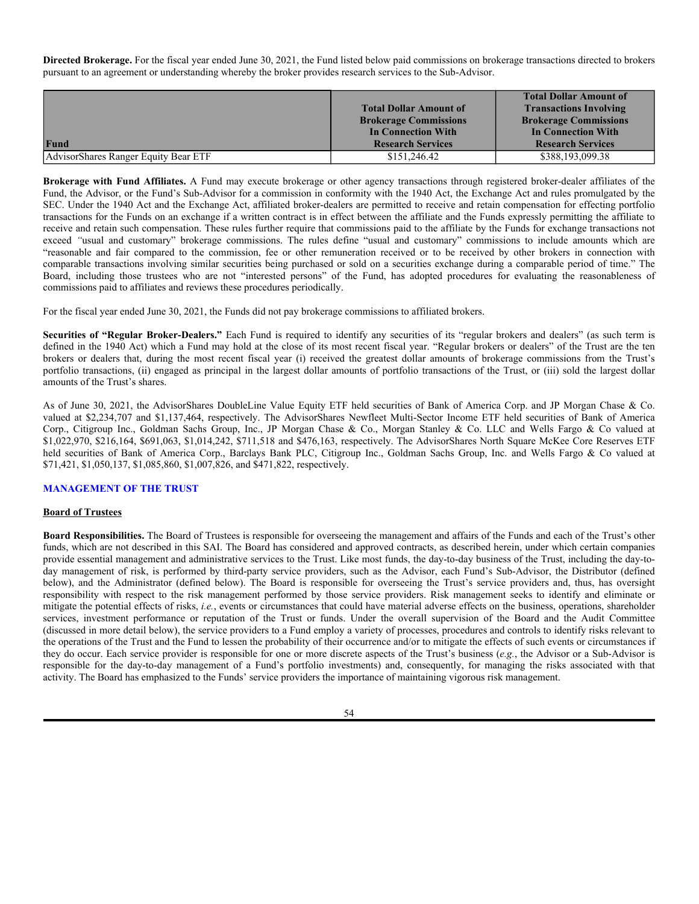**Directed Brokerage.** For the fiscal year ended June 30, 2021, the Fund listed below paid commissions on brokerage transactions directed to brokers pursuant to an agreement or understanding whereby the broker provides research services to the Sub-Advisor.

| Fund | Total Dollar Amount of Brokerage Commissions In Connection With Research Services | Total Dollar Amount of Transactions Involving Brokerage Commissions In Connection With Research Services |
|---|---|---|
| AdvisorShares Ranger Equity Bear ETF | $151,246.42 | $388,193,099.38 |

**Brokerage with Fund Affiliates.** A Fund may execute brokerage or other agency transactions through registered broker-dealer affiliates of the Fund, the Advisor, or the Fund's Sub-Advisor for a commission in conformity with the 1940 Act, the Exchange Act and rules promulgated by the SEC. Under the 1940 Act and the Exchange Act, affiliated broker-dealers are permitted to receive and retain compensation for effecting portfolio transactions for the Funds on an exchange if a written contract is in effect between the affiliate and the Funds expressly permitting the affiliate to receive and retain such compensation. These rules further require that commissions paid to the affiliate by the Funds for exchange transactions not exceed "usual and customary" brokerage commissions. The rules define "usual and customary" commissions to include amounts which are "reasonable and fair compared to the commission, fee or other remuneration received or to be received by other brokers in connection with comparable transactions involving similar securities being purchased or sold on a securities exchange during a comparable period of time." The Board, including those trustees who are not "interested persons" of the Fund, has adopted procedures for evaluating the reasonableness of commissions paid to affiliates and reviews these procedures periodically.

For the fiscal year ended June 30, 2021, the Funds did not pay brokerage commissions to affiliated brokers.

**Securities of "Regular Broker-Dealers."** Each Fund is required to identify any securities of its "regular brokers and dealers" (as such term is defined in the 1940 Act) which a Fund may hold at the close of its most recent fiscal year. "Regular brokers or dealers" of the Trust are the ten brokers or dealers that, during the most recent fiscal year (i) received the greatest dollar amounts of brokerage commissions from the Trust's portfolio transactions, (ii) engaged as principal in the largest dollar amounts of portfolio transactions of the Trust, or (iii) sold the largest dollar amounts of the Trust's shares.

As of June 30, 2021, the AdvisorShares DoubleLine Value Equity ETF held securities of Bank of America Corp. and JP Morgan Chase & Co. valued at $2,234,707 and $1,137,464, respectively. The AdvisorShares Newfleet Multi-Sector Income ETF held securities of Bank of America Corp., Citigroup Inc., Goldman Sachs Group, Inc., JP Morgan Chase & Co., Morgan Stanley & Co. LLC and Wells Fargo & Co valued at $1,022,970, $216,164, $691,063, $1,014,242, $711,518 and $476,163, respectively. The AdvisorShares North Square McKee Core Reserves ETF held securities of Bank of America Corp., Barclays Bank PLC, Citigroup Inc., Goldman Sachs Group, Inc. and Wells Fargo & Co valued at $71,421, $1,050,137, $1,085,860, $1,007,826, and $471,822, respectively.

## MANAGEMENT OF THE TRUST

### Board of Trustees

**Board Responsibilities.** The Board of Trustees is responsible for overseeing the management and affairs of the Funds and each of the Trust's other funds, which are not described in this SAI. The Board has considered and approved contracts, as described herein, under which certain companies provide essential management and administrative services to the Trust. Like most funds, the day-to-day business of the Trust, including the day-to-day management of risk, is performed by third-party service providers, such as the Advisor, each Fund's Sub-Advisor, the Distributor (defined below), and the Administrator (defined below). The Board is responsible for overseeing the Trust's service providers and, thus, has oversight responsibility with respect to the risk management performed by those service providers. Risk management seeks to identify and eliminate or mitigate the potential effects of risks, *i.e.*, events or circumstances that could have material adverse effects on the business, operations, shareholder services, investment performance or reputation of the Trust or funds. Under the overall supervision of the Board and the Audit Committee (discussed in more detail below), the service providers to a Fund employ a variety of processes, procedures and controls to identify risks relevant to the operations of the Trust and the Fund to lessen the probability of their occurrence and/or to mitigate the effects of such events or circumstances if they do occur. Each service provider is responsible for one or more discrete aspects of the Trust's business (*e.g.*, the Advisor or a Sub-Advisor is responsible for the day-to-day management of a Fund's portfolio investments) and, consequently, for managing the risks associated with that activity. The Board has emphasized to the Funds' service providers the importance of maintaining vigorous risk management.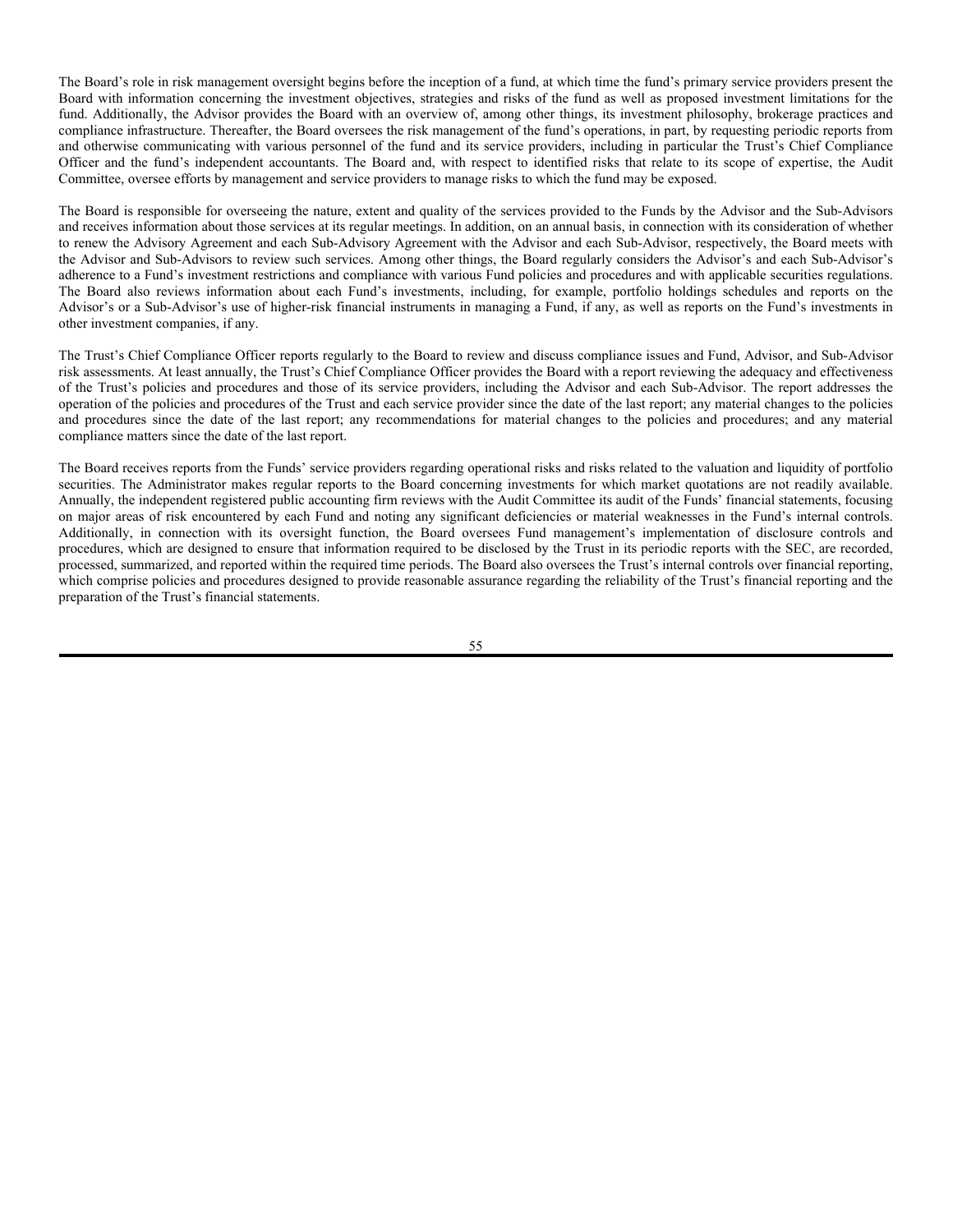The Board's role in risk management oversight begins before the inception of a fund, at which time the fund's primary service providers present the Board with information concerning the investment objectives, strategies and risks of the fund as well as proposed investment limitations for the fund. Additionally, the Advisor provides the Board with an overview of, among other things, its investment philosophy, brokerage practices and compliance infrastructure. Thereafter, the Board oversees the risk management of the fund's operations, in part, by requesting periodic reports from and otherwise communicating with various personnel of the fund and its service providers, including in particular the Trust's Chief Compliance Officer and the fund's independent accountants. The Board and, with respect to identified risks that relate to its scope of expertise, the Audit Committee, oversee efforts by management and service providers to manage risks to which the fund may be exposed.

The Board is responsible for overseeing the nature, extent and quality of the services provided to the Funds by the Advisor and the Sub-Advisors and receives information about those services at its regular meetings. In addition, on an annual basis, in connection with its consideration of whether to renew the Advisory Agreement and each Sub-Advisory Agreement with the Advisor and each Sub-Advisor, respectively, the Board meets with the Advisor and Sub-Advisors to review such services. Among other things, the Board regularly considers the Advisor's and each Sub-Advisor's adherence to a Fund's investment restrictions and compliance with various Fund policies and procedures and with applicable securities regulations. The Board also reviews information about each Fund's investments, including, for example, portfolio holdings schedules and reports on the Advisor's or a Sub-Advisor's use of higher-risk financial instruments in managing a Fund, if any, as well as reports on the Fund's investments in other investment companies, if any.

The Trust's Chief Compliance Officer reports regularly to the Board to review and discuss compliance issues and Fund, Advisor, and Sub-Advisor risk assessments. At least annually, the Trust's Chief Compliance Officer provides the Board with a report reviewing the adequacy and effectiveness of the Trust's policies and procedures and those of its service providers, including the Advisor and each Sub-Advisor. The report addresses the operation of the policies and procedures of the Trust and each service provider since the date of the last report; any material changes to the policies and procedures since the date of the last report; any recommendations for material changes to the policies and procedures; and any material compliance matters since the date of the last report.

The Board receives reports from the Funds' service providers regarding operational risks and risks related to the valuation and liquidity of portfolio securities. The Administrator makes regular reports to the Board concerning investments for which market quotations are not readily available. Annually, the independent registered public accounting firm reviews with the Audit Committee its audit of the Funds' financial statements, focusing on major areas of risk encountered by each Fund and noting any significant deficiencies or material weaknesses in the Fund's internal controls. Additionally, in connection with its oversight function, the Board oversees Fund management's implementation of disclosure controls and procedures, which are designed to ensure that information required to be disclosed by the Trust in its periodic reports with the SEC, are recorded, processed, summarized, and reported within the required time periods. The Board also oversees the Trust's internal controls over financial reporting, which comprise policies and procedures designed to provide reasonable assurance regarding the reliability of the Trust's financial reporting and the preparation of the Trust's financial statements.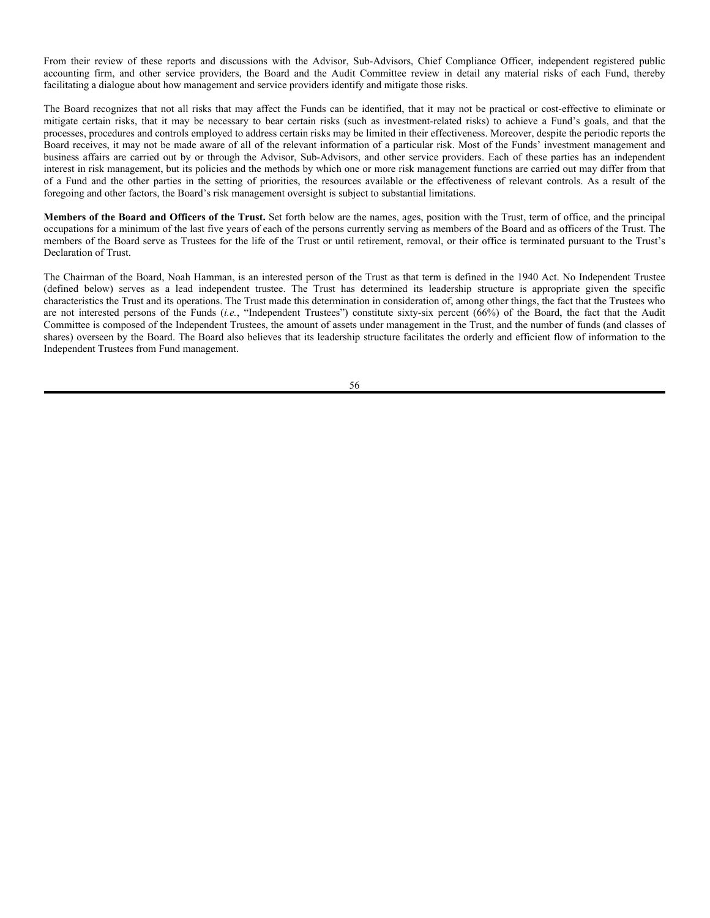From their review of these reports and discussions with the Advisor, Sub-Advisors, Chief Compliance Officer, independent registered public accounting firm, and other service providers, the Board and the Audit Committee review in detail any material risks of each Fund, thereby facilitating a dialogue about how management and service providers identify and mitigate those risks.

The Board recognizes that not all risks that may affect the Funds can be identified, that it may not be practical or cost-effective to eliminate or mitigate certain risks, that it may be necessary to bear certain risks (such as investment-related risks) to achieve a Fund's goals, and that the processes, procedures and controls employed to address certain risks may be limited in their effectiveness. Moreover, despite the periodic reports the Board receives, it may not be made aware of all of the relevant information of a particular risk. Most of the Funds' investment management and business affairs are carried out by or through the Advisor, Sub-Advisors, and other service providers. Each of these parties has an independent interest in risk management, but its policies and the methods by which one or more risk management functions are carried out may differ from that of a Fund and the other parties in the setting of priorities, the resources available or the effectiveness of relevant controls. As a result of the foregoing and other factors, the Board's risk management oversight is subject to substantial limitations.

**Members of the Board and Officers of the Trust.** Set forth below are the names, ages, position with the Trust, term of office, and the principal occupations for a minimum of the last five years of each of the persons currently serving as members of the Board and as officers of the Trust. The members of the Board serve as Trustees for the life of the Trust or until retirement, removal, or their office is terminated pursuant to the Trust's Declaration of Trust.

The Chairman of the Board, Noah Hamman, is an interested person of the Trust as that term is defined in the 1940 Act. No Independent Trustee (defined below) serves as a lead independent trustee. The Trust has determined its leadership structure is appropriate given the specific characteristics the Trust and its operations. The Trust made this determination in consideration of, among other things, the fact that the Trustees who are not interested persons of the Funds (*i.e.*, "Independent Trustees") constitute sixty-six percent (66%) of the Board, the fact that the Audit Committee is composed of the Independent Trustees, the amount of assets under management in the Trust, and the number of funds (and classes of shares) overseen by the Board. The Board also believes that its leadership structure facilitates the orderly and efficient flow of information to the Independent Trustees from Fund management.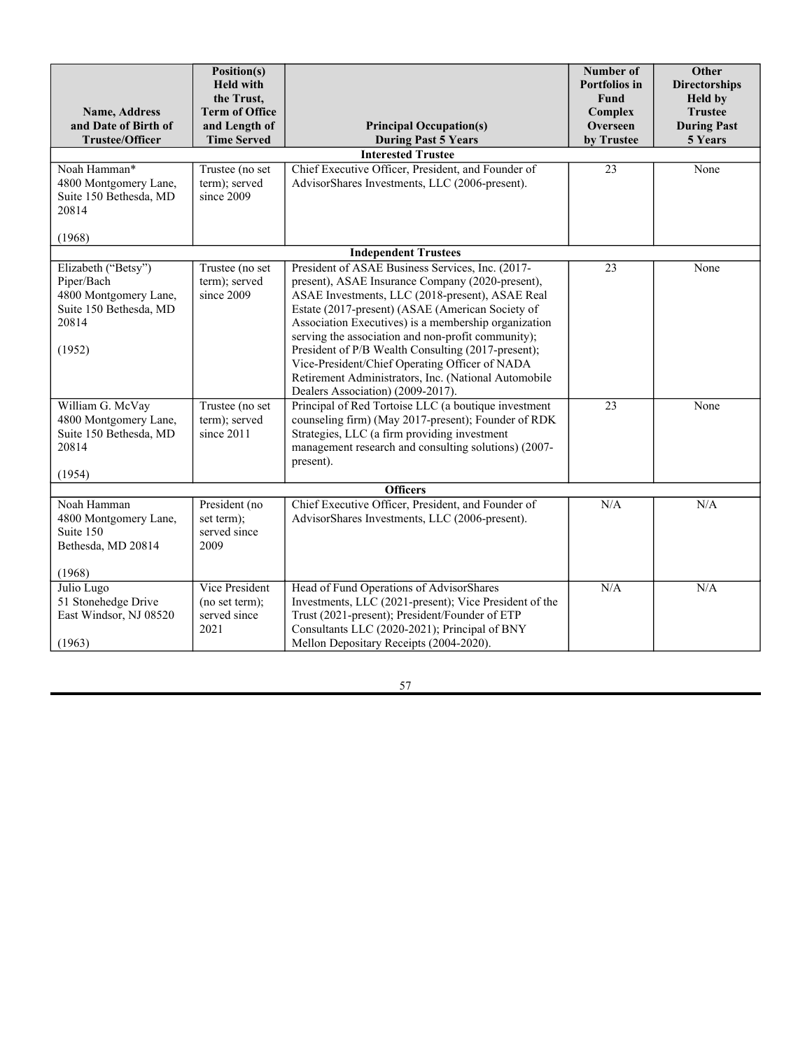| Name, Address and Date of Birth of Trustee/Officer | Position(s) Held with the Trust, Term of Office and Length of Time Served | Principal Occupation(s) During Past 5 Years | Number of Portfolios in Fund Complex Overseen by Trustee | Other Directorships Held by Trustee During Past 5 Years |
|---|---|---|---|---|
| **Interested Trustee** | | | | |
| Noah Hamman* 4800 Montgomery Lane, Suite 150 Bethesda, MD 20814 (1968) | Trustee (no set term); served since 2009 | Chief Executive Officer, President, and Founder of AdvisorShares Investments, LLC (2006-present). | 23 | None |
| **Independent Trustees** | | | | |
| Elizabeth (“Betsy”) Piper/Bach 4800 Montgomery Lane, Suite 150 Bethesda, MD 20814 (1952) | Trustee (no set term); served since 2009 | President of ASAE Business Services, Inc. (2017-present), ASAE Insurance Company (2020-present), ASAE Investments, LLC (2018-present), ASAE Real Estate (2017-present) (ASAE (American Society of Association Executives) is a membership organization serving the association and non-profit community); President of P/B Wealth Consulting (2017-present); Vice-President/Chief Operating Officer of NADA Retirement Administrators, Inc. (National Automobile Dealers Association) (2009-2017). | 23 | None |
| William G. McVay 4800 Montgomery Lane, Suite 150 Bethesda, MD 20814 (1954) | Trustee (no set term); served since 2011 | Principal of Red Tortoise LLC (a boutique investment counseling firm) (May 2017-present); Founder of RDK Strategies, LLC (a firm providing investment management research and consulting solutions) (2007-present). | 23 | None |
| **Officers** | | | | |
| Noah Hamman 4800 Montgomery Lane, Suite 150 Bethesda, MD 20814 (1968) | President (no set term); served since 2009 | Chief Executive Officer, President, and Founder of AdvisorShares Investments, LLC (2006-present). | N/A | N/A |
| Julio Lugo 51 Stonehedge Drive East Windsor, NJ 08520 (1963) | Vice President (no set term); served since 2021 | Head of Fund Operations of AdvisorShares Investments, LLC (2021-present); Vice President of the Trust (2021-present); President/Founder of ETP Consultants LLC (2020-2021); Principal of BNY Mellon Depositary Receipts (2004-2020). | N/A | N/A |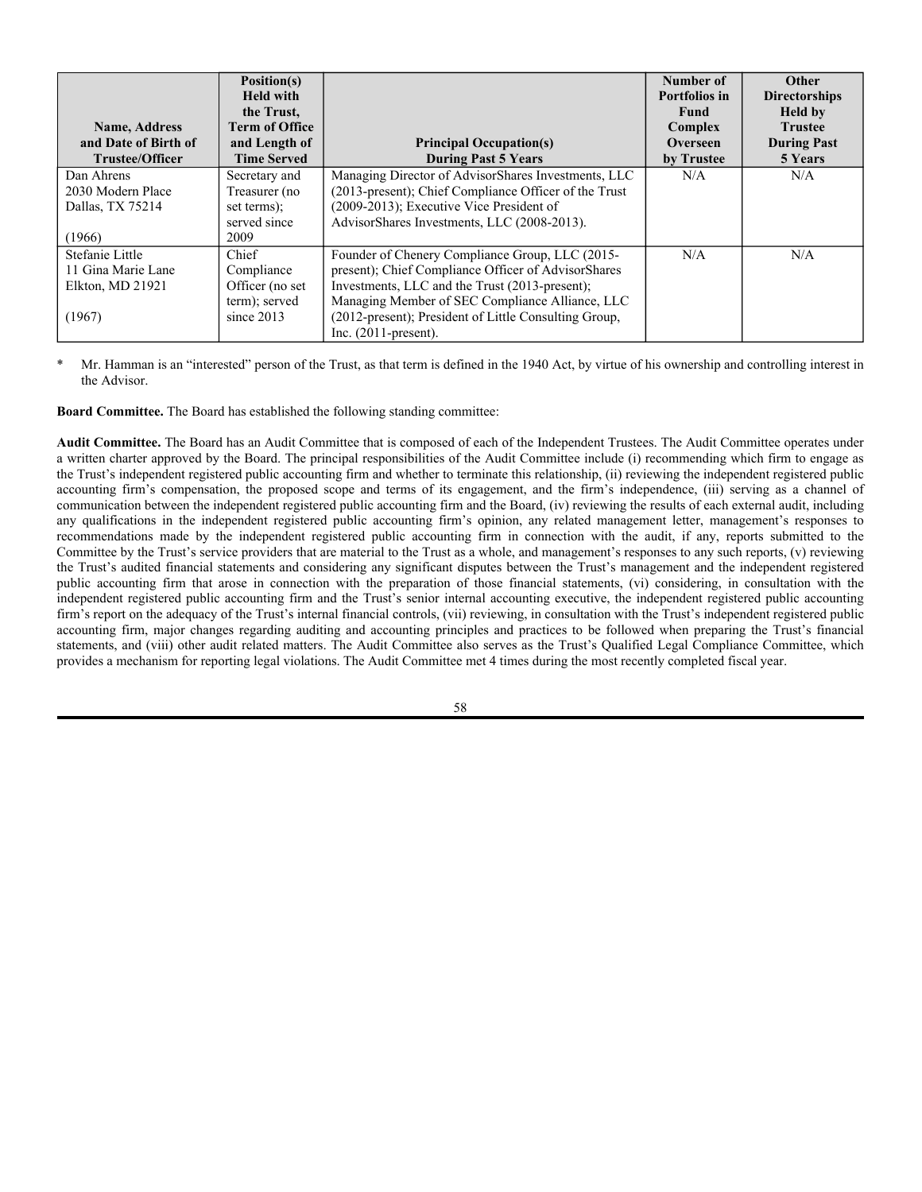| Name, Address and Date of Birth of Trustee/Officer | Position(s) Held with the Trust, Term of Office and Length of Time Served | Principal Occupation(s) During Past 5 Years | Number of Portfolios in Fund Complex Overseen by Trustee | Other Directorships Held by Trustee During Past 5 Years |
|---|---|---|---|---|
| Dan Ahrens<br>2030 Modern Place<br>Dallas, TX 75214<br><br>(1966) | Secretary and Treasurer (no set terms); served since 2009 | Managing Director of AdvisorShares Investments, LLC (2013-present); Chief Compliance Officer of the Trust (2009-2013); Executive Vice President of AdvisorShares Investments, LLC (2008-2013). | N/A | N/A |
| Stefanie Little<br>11 Gina Marie Lane<br>Elkton, MD 21921<br><br>(1967) | Chief Compliance Officer (no set term); served since 2013 | Founder of Chenery Compliance Group, LLC (2015-present); Chief Compliance Officer of AdvisorShares Investments, LLC and the Trust (2013-present); Managing Member of SEC Compliance Alliance, LLC (2012-present); President of Little Consulting Group, Inc. (2011-present). | N/A | N/A |

\* Mr. Hamman is an "interested" person of the Trust, as that term is defined in the 1940 Act, by virtue of his ownership and controlling interest in the Advisor.

**Board Committee.** The Board has established the following standing committee:

**Audit Committee.** The Board has an Audit Committee that is composed of each of the Independent Trustees. The Audit Committee operates under a written charter approved by the Board. The principal responsibilities of the Audit Committee include (i) recommending which firm to engage as the Trust's independent registered public accounting firm and whether to terminate this relationship, (ii) reviewing the independent registered public accounting firm's compensation, the proposed scope and terms of its engagement, and the firm's independence, (iii) serving as a channel of communication between the independent registered public accounting firm and the Board, (iv) reviewing the results of each external audit, including any qualifications in the independent registered public accounting firm's opinion, any related management letter, management's responses to recommendations made by the independent registered public accounting firm in connection with the audit, if any, reports submitted to the Committee by the Trust's service providers that are material to the Trust as a whole, and management's responses to any such reports, (v) reviewing the Trust's audited financial statements and considering any significant disputes between the Trust's management and the independent registered public accounting firm that arose in connection with the preparation of those financial statements, (vi) considering, in consultation with the independent registered public accounting firm and the Trust's senior internal accounting executive, the independent registered public accounting firm's report on the adequacy of the Trust's internal financial controls, (vii) reviewing, in consultation with the Trust's independent registered public accounting firm, major changes regarding auditing and accounting principles and practices to be followed when preparing the Trust's financial statements, and (viii) other audit related matters. The Audit Committee also serves as the Trust's Qualified Legal Compliance Committee, which provides a mechanism for reporting legal violations. The Audit Committee met 4 times during the most recently completed fiscal year.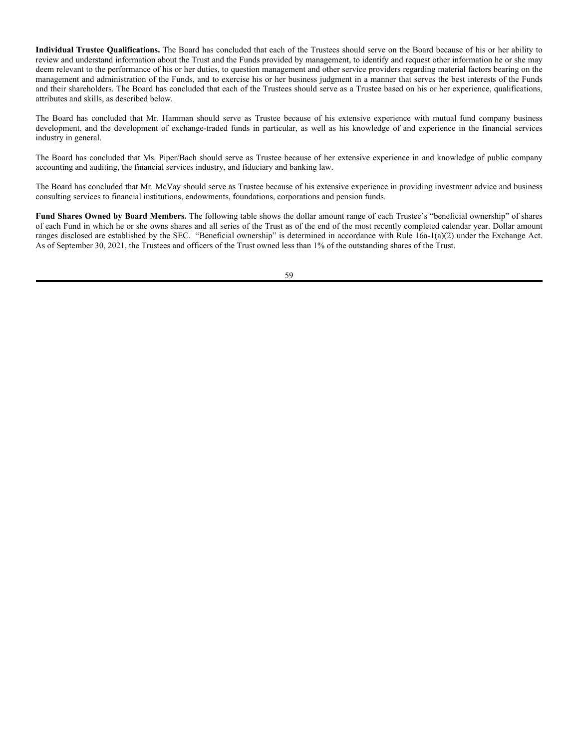**Individual Trustee Qualifications.** The Board has concluded that each of the Trustees should serve on the Board because of his or her ability to review and understand information about the Trust and the Funds provided by management, to identify and request other information he or she may deem relevant to the performance of his or her duties, to question management and other service providers regarding material factors bearing on the management and administration of the Funds, and to exercise his or her business judgment in a manner that serves the best interests of the Funds and their shareholders. The Board has concluded that each of the Trustees should serve as a Trustee based on his or her experience, qualifications, attributes and skills, as described below.

The Board has concluded that Mr. Hamman should serve as Trustee because of his extensive experience with mutual fund company business development, and the development of exchange-traded funds in particular, as well as his knowledge of and experience in the financial services industry in general.

The Board has concluded that Ms. Piper/Bach should serve as Trustee because of her extensive experience in and knowledge of public company accounting and auditing, the financial services industry, and fiduciary and banking law.

The Board has concluded that Mr. McVay should serve as Trustee because of his extensive experience in providing investment advice and business consulting services to financial institutions, endowments, foundations, corporations and pension funds.

**Fund Shares Owned by Board Members.** The following table shows the dollar amount range of each Trustee's "beneficial ownership" of shares of each Fund in which he or she owns shares and all series of the Trust as of the end of the most recently completed calendar year. Dollar amount ranges disclosed are established by the SEC. "Beneficial ownership" is determined in accordance with Rule 16a-1(a)(2) under the Exchange Act. As of September 30, 2021, the Trustees and officers of the Trust owned less than 1% of the outstanding shares of the Trust.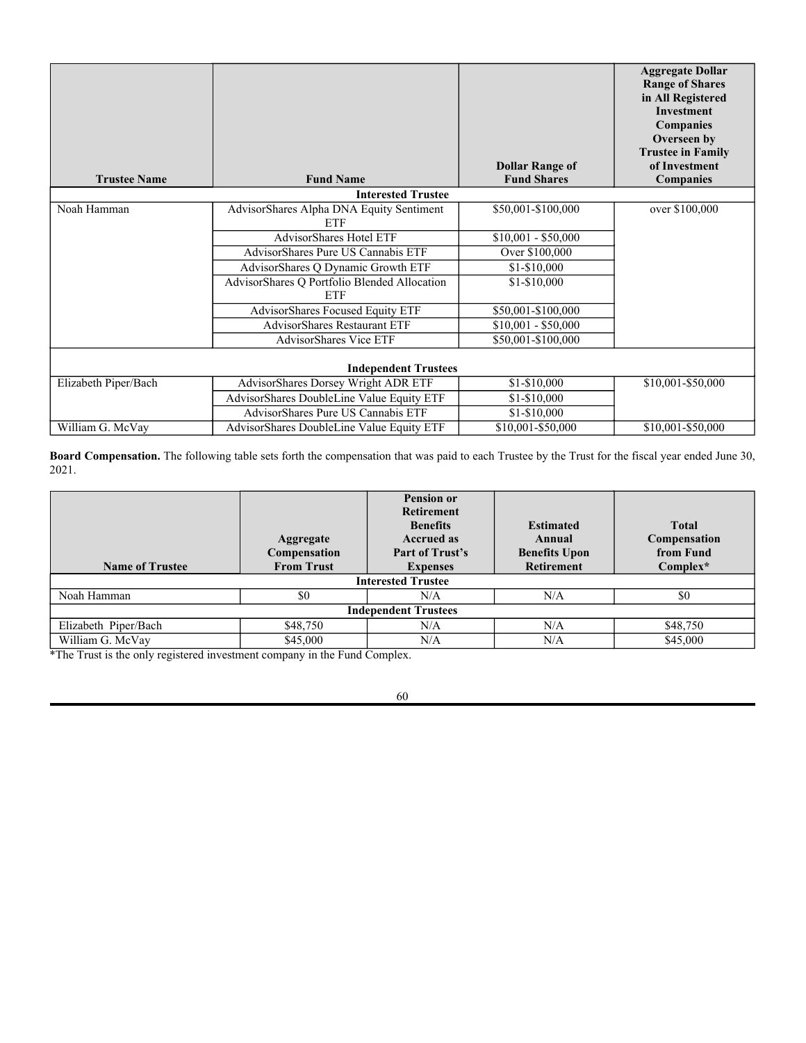| Trustee Name | Fund Name | Dollar Range of Fund Shares | Aggregate Dollar Range of Shares in All Registered Investment Companies Overseen by Trustee in Family of Investment Companies |
|---|---|---|---|
| **Interested Trustee** | | | |
| Noah Hamman | AdvisorShares Alpha DNA Equity Sentiment ETF | $50,001-$100,000 | over $100,000 |
| | AdvisorShares Hotel ETF | $10,001 - $50,000 | |
| | AdvisorShares Pure US Cannabis ETF | Over $100,000 | |
| | AdvisorShares Q Dynamic Growth ETF | $1-$10,000 | |
| | AdvisorShares Q Portfolio Blended Allocation ETF | $1-$10,000 | |
| | AdvisorShares Focused Equity ETF | $50,001-$100,000 | |
| | AdvisorShares Restaurant ETF | $10,001 - $50,000 | |
| | AdvisorShares Vice ETF | $50,001-$100,000 | |
| **Independent Trustees** | | | |
| Elizabeth Piper/Bach | AdvisorShares Dorsey Wright ADR ETF | $1-$10,000 | $10,001-$50,000 |
| | AdvisorShares DoubleLine Value Equity ETF | $1-$10,000 | |
| | AdvisorShares Pure US Cannabis ETF | $1-$10,000 | |
| William G. McVay | AdvisorShares DoubleLine Value Equity ETF | $10,001-$50,000 | $10,001-$50,000 |

**Board Compensation.** The following table sets forth the compensation that was paid to each Trustee by the Trust for the fiscal year ended June 30, 2021.

| Name of Trustee | Aggregate Compensation From Trust | Pension or Retirement Benefits Accrued as Part of Trust's Expenses | Estimated Annual Benefits Upon Retirement | Total Compensation from Fund Complex* |
|---|---|---|---|---|
| **Interested Trustee** | | | | |
| Noah Hamman | $0 | N/A | N/A | $0 |
| **Independent Trustees** | | | | |
| Elizabeth Piper/Bach | $48,750 | N/A | N/A | $48,750 |
| William G. McVay | $45,000 | N/A | N/A | $45,000 |

*The Trust is the only registered investment company in the Fund Complex.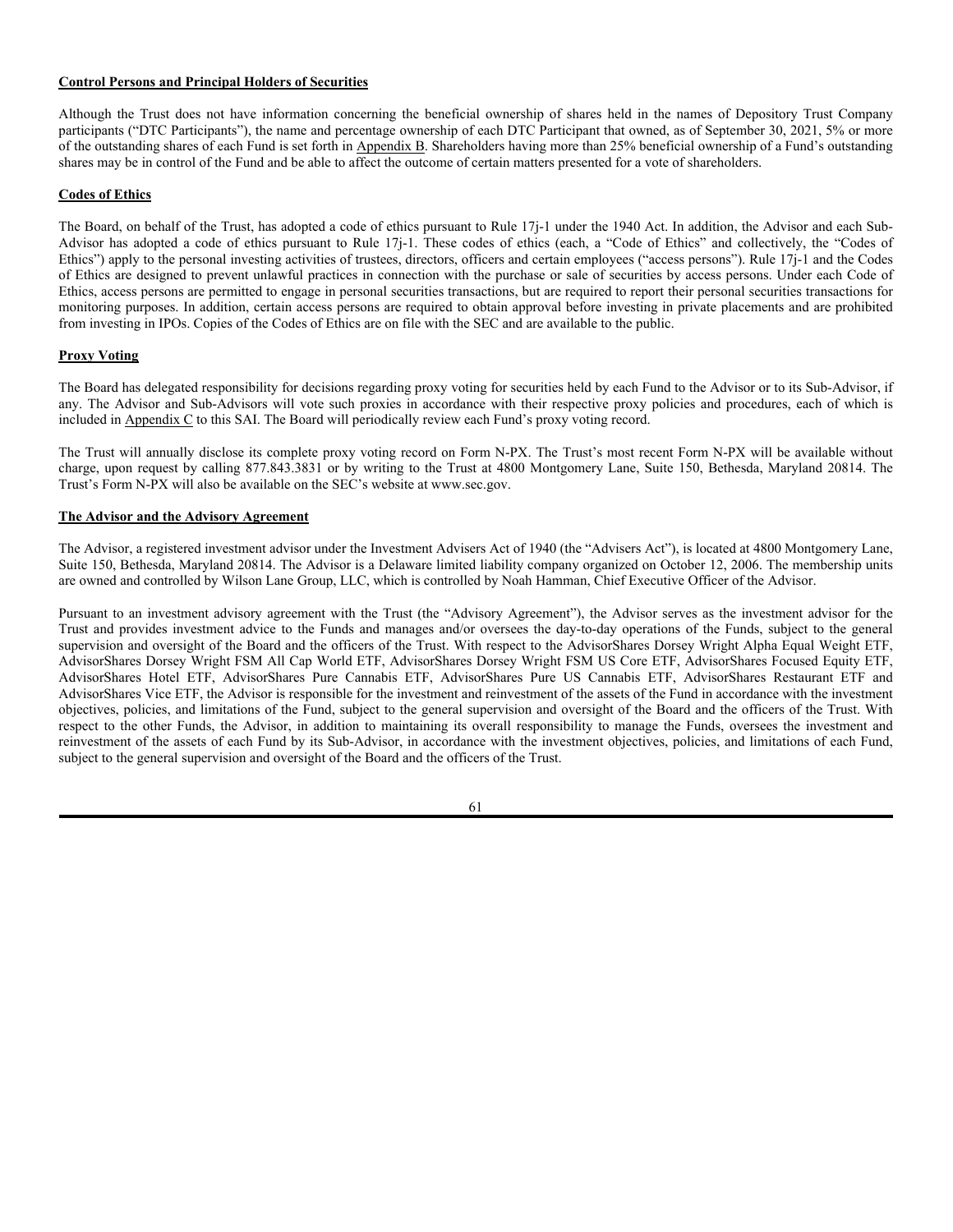**Control Persons and Principal Holders of Securities**

Although the Trust does not have information concerning the beneficial ownership of shares held in the names of Depository Trust Company participants ("DTC Participants"), the name and percentage ownership of each DTC Participant that owned, as of September 30, 2021, 5% or more of the outstanding shares of each Fund is set forth in Appendix B. Shareholders having more than 25% beneficial ownership of a Fund's outstanding shares may be in control of the Fund and be able to affect the outcome of certain matters presented for a vote of shareholders.

**Codes of Ethics**

The Board, on behalf of the Trust, has adopted a code of ethics pursuant to Rule 17j-1 under the 1940 Act. In addition, the Advisor and each Sub-Advisor has adopted a code of ethics pursuant to Rule 17j-1. These codes of ethics (each, a "Code of Ethics" and collectively, the "Codes of Ethics") apply to the personal investing activities of trustees, directors, officers and certain employees ("access persons"). Rule 17j-1 and the Codes of Ethics are designed to prevent unlawful practices in connection with the purchase or sale of securities by access persons. Under each Code of Ethics, access persons are permitted to engage in personal securities transactions, but are required to report their personal securities transactions for monitoring purposes. In addition, certain access persons are required to obtain approval before investing in private placements and are prohibited from investing in IPOs. Copies of the Codes of Ethics are on file with the SEC and are available to the public.

**Proxy Voting**

The Board has delegated responsibility for decisions regarding proxy voting for securities held by each Fund to the Advisor or to its Sub-Advisor, if any. The Advisor and Sub-Advisors will vote such proxies in accordance with their respective proxy policies and procedures, each of which is included in Appendix C to this SAI. The Board will periodically review each Fund's proxy voting record.

The Trust will annually disclose its complete proxy voting record on Form N-PX. The Trust's most recent Form N-PX will be available without charge, upon request by calling 877.843.3831 or by writing to the Trust at 4800 Montgomery Lane, Suite 150, Bethesda, Maryland 20814. The Trust's Form N-PX will also be available on the SEC's website at www.sec.gov.

**The Advisor and the Advisory Agreement**

The Advisor, a registered investment advisor under the Investment Advisers Act of 1940 (the "Advisers Act"), is located at 4800 Montgomery Lane, Suite 150, Bethesda, Maryland 20814. The Advisor is a Delaware limited liability company organized on October 12, 2006. The membership units are owned and controlled by Wilson Lane Group, LLC, which is controlled by Noah Hamman, Chief Executive Officer of the Advisor.

Pursuant to an investment advisory agreement with the Trust (the "Advisory Agreement"), the Advisor serves as the investment advisor for the Trust and provides investment advice to the Funds and manages and/or oversees the day-to-day operations of the Funds, subject to the general supervision and oversight of the Board and the officers of the Trust. With respect to the AdvisorShares Dorsey Wright Alpha Equal Weight ETF, AdvisorShares Dorsey Wright FSM All Cap World ETF, AdvisorShares Dorsey Wright FSM US Core ETF, AdvisorShares Focused Equity ETF, AdvisorShares Hotel ETF, AdvisorShares Pure Cannabis ETF, AdvisorShares Pure US Cannabis ETF, AdvisorShares Restaurant ETF and AdvisorShares Vice ETF, the Advisor is responsible for the investment and reinvestment of the assets of the Fund in accordance with the investment objectives, policies, and limitations of the Fund, subject to the general supervision and oversight of the Board and the officers of the Trust. With respect to the other Funds, the Advisor, in addition to maintaining its overall responsibility to manage the Funds, oversees the investment and reinvestment of the assets of each Fund by its Sub-Advisor, in accordance with the investment objectives, policies, and limitations of each Fund, subject to the general supervision and oversight of the Board and the officers of the Trust.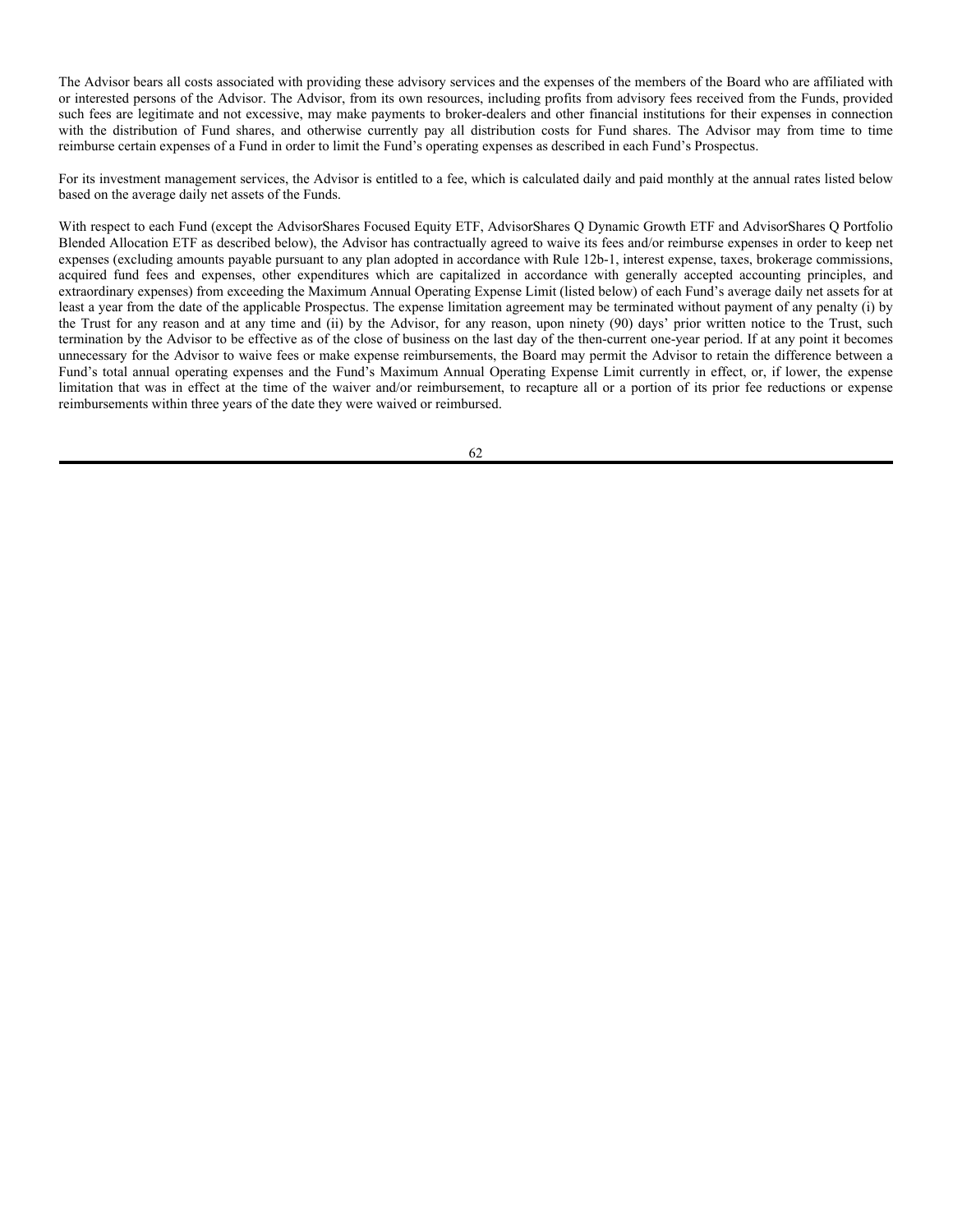The Advisor bears all costs associated with providing these advisory services and the expenses of the members of the Board who are affiliated with or interested persons of the Advisor. The Advisor, from its own resources, including profits from advisory fees received from the Funds, provided such fees are legitimate and not excessive, may make payments to broker-dealers and other financial institutions for their expenses in connection with the distribution of Fund shares, and otherwise currently pay all distribution costs for Fund shares. The Advisor may from time to time reimburse certain expenses of a Fund in order to limit the Fund's operating expenses as described in each Fund's Prospectus.

For its investment management services, the Advisor is entitled to a fee, which is calculated daily and paid monthly at the annual rates listed below based on the average daily net assets of the Funds.

With respect to each Fund (except the AdvisorShares Focused Equity ETF, AdvisorShares Q Dynamic Growth ETF and AdvisorShares Q Portfolio Blended Allocation ETF as described below), the Advisor has contractually agreed to waive its fees and/or reimburse expenses in order to keep net expenses (excluding amounts payable pursuant to any plan adopted in accordance with Rule 12b-1, interest expense, taxes, brokerage commissions, acquired fund fees and expenses, other expenditures which are capitalized in accordance with generally accepted accounting principles, and extraordinary expenses) from exceeding the Maximum Annual Operating Expense Limit (listed below) of each Fund's average daily net assets for at least a year from the date of the applicable Prospectus. The expense limitation agreement may be terminated without payment of any penalty (i) by the Trust for any reason and at any time and (ii) by the Advisor, for any reason, upon ninety (90) days' prior written notice to the Trust, such termination by the Advisor to be effective as of the close of business on the last day of the then-current one-year period. If at any point it becomes unnecessary for the Advisor to waive fees or make expense reimbursements, the Board may permit the Advisor to retain the difference between a Fund's total annual operating expenses and the Fund's Maximum Annual Operating Expense Limit currently in effect, or, if lower, the expense limitation that was in effect at the time of the waiver and/or reimbursement, to recapture all or a portion of its prior fee reductions or expense reimbursements within three years of the date they were waived or reimbursed.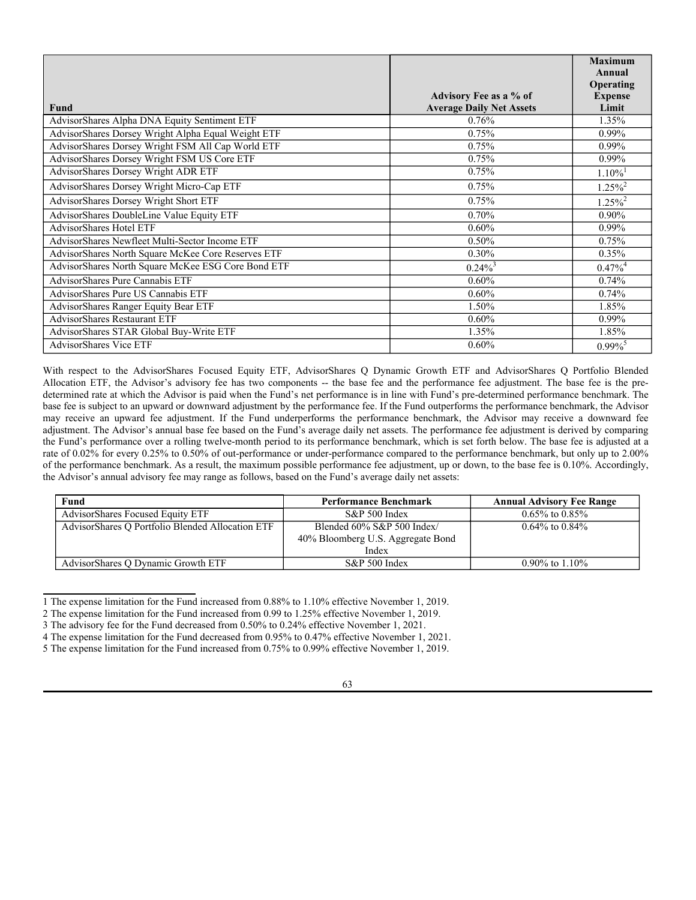| Fund | Advisory Fee as a % of Average Daily Net Assets | Maximum Annual Operating Expense Limit |
| --- | --- | --- |
| AdvisorShares Alpha DNA Equity Sentiment ETF | 0.76% | 1.35% |
| AdvisorShares Dorsey Wright Alpha Equal Weight ETF | 0.75% | 0.99% |
| AdvisorShares Dorsey Wright FSM All Cap World ETF | 0.75% | 0.99% |
| AdvisorShares Dorsey Wright FSM US Core ETF | 0.75% | 0.99% |
| AdvisorShares Dorsey Wright ADR ETF | 0.75% | 1.10%[1] |
| AdvisorShares Dorsey Wright Micro-Cap ETF | 0.75% | 1.25%[2] |
| AdvisorShares Dorsey Wright Short ETF | 0.75% | 1.25%[2] |
| AdvisorShares DoubleLine Value Equity ETF | 0.70% | 0.90% |
| AdvisorShares Hotel ETF | 0.60% | 0.99% |
| AdvisorShares Newfleet Multi-Sector Income ETF | 0.50% | 0.75% |
| AdvisorShares North Square McKee Core Reserves ETF | 0.30% | 0.35% |
| AdvisorShares North Square McKee ESG Core Bond ETF | 0.24%[3] | 0.47%[4] |
| AdvisorShares Pure Cannabis ETF | 0.60% | 0.74% |
| AdvisorShares Pure US Cannabis ETF | 0.60% | 0.74% |
| AdvisorShares Ranger Equity Bear ETF | 1.50% | 1.85% |
| AdvisorShares Restaurant ETF | 0.60% | 0.99% |
| AdvisorShares STAR Global Buy-Write ETF | 1.35% | 1.85% |
| AdvisorShares Vice ETF | 0.60% | 0.99%[5] |

With respect to the AdvisorShares Focused Equity ETF, AdvisorShares Q Dynamic Growth ETF and AdvisorShares Q Portfolio Blended Allocation ETF, the Advisor's advisory fee has two components -- the base fee and the performance fee adjustment. The base fee is the pre-determined rate at which the Advisor is paid when the Fund's net performance is in line with Fund's pre-determined performance benchmark. The base fee is subject to an upward or downward adjustment by the performance fee. If the Fund outperforms the performance benchmark, the Advisor may receive an upward fee adjustment. If the Fund underperforms the performance benchmark, the Advisor may receive a downward fee adjustment. The Advisor's annual base fee based on the Fund's average daily net assets. The performance fee adjustment is derived by comparing the Fund's performance over a rolling twelve-month period to its performance benchmark, which is set forth below. The base fee is adjusted at a rate of 0.02% for every 0.25% to 0.50% of out-performance or under-performance compared to the performance benchmark, but only up to 2.00% of the performance benchmark. As a result, the maximum possible performance fee adjustment, up or down, to the base fee is 0.10%. Accordingly, the Advisor's annual advisory fee may range as follows, based on the Fund's average daily net assets:

| Fund | Performance Benchmark | Annual Advisory Fee Range |
| --- | --- | --- |
| AdvisorShares Focused Equity ETF | S&P 500 Index | 0.65% to 0.85% |
| AdvisorShares Q Portfolio Blended Allocation ETF | Blended 60% S&P 500 Index/ 40% Bloomberg U.S. Aggregate Bond Index | 0.64% to 0.84% |
| AdvisorShares Q Dynamic Growth ETF | S&P 500 Index | 0.90% to 1.10% |

1 The expense limitation for the Fund increased from 0.88% to 1.10% effective November 1, 2019.

2 The expense limitation for the Fund increased from 0.99 to 1.25% effective November 1, 2019.

3 The advisory fee for the Fund decreased from 0.50% to 0.24% effective November 1, 2021.

4 The expense limitation for the Fund decreased from 0.95% to 0.47% effective November 1, 2021.

5 The expense limitation for the Fund increased from 0.75% to 0.99% effective November 1, 2019.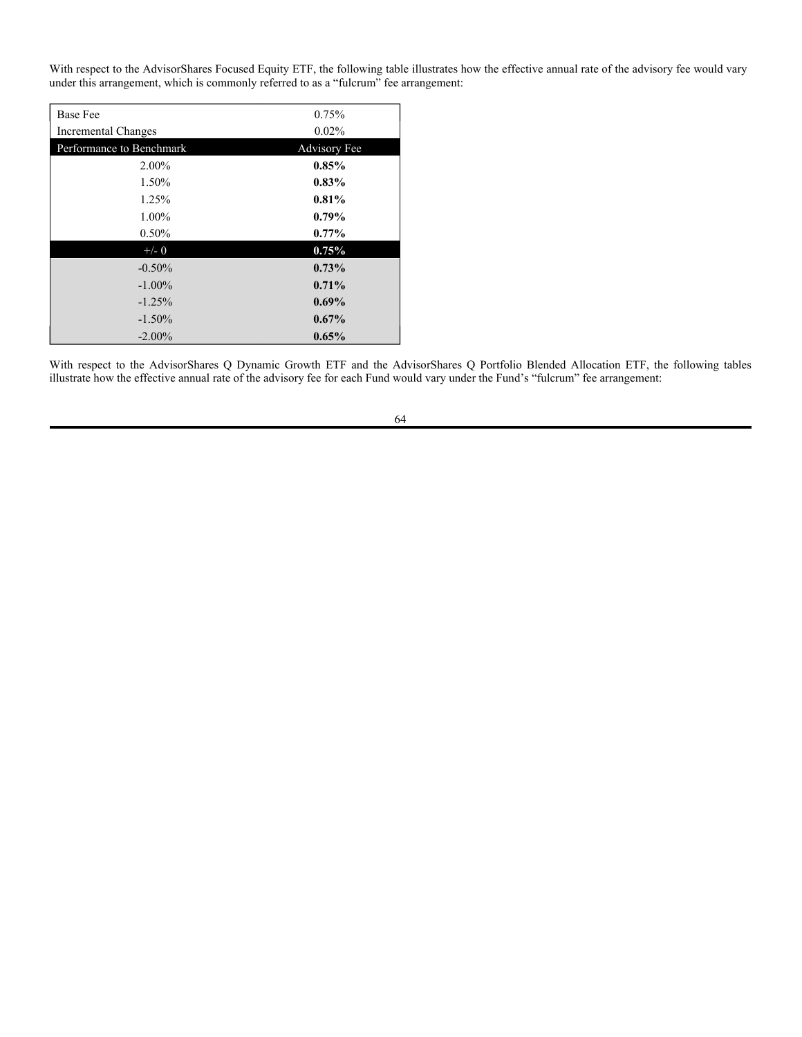With respect to the AdvisorShares Focused Equity ETF, the following table illustrates how the effective annual rate of the advisory fee would vary under this arrangement, which is commonly referred to as a "fulcrum" fee arrangement:

| Base Fee | 0.75% |
| --- | --- |
| Incremental Changes | 0.02% |
| Performance to Benchmark | Advisory Fee |
| 2.00% | **0.85%** |
| 1.50% | **0.83%** |
| 1.25% | **0.81%** |
| 1.00% | **0.79%** |
| 0.50% | **0.77%** |
| +/- 0 | **0.75%** |
| -0.50% | **0.73%** |
| -1.00% | **0.71%** |
| -1.25% | **0.69%** |
| -1.50% | **0.67%** |
| -2.00% | **0.65%** |

With respect to the AdvisorShares Q Dynamic Growth ETF and the AdvisorShares Q Portfolio Blended Allocation ETF, the following tables illustrate how the effective annual rate of the advisory fee for each Fund would vary under the Fund's "fulcrum" fee arrangement: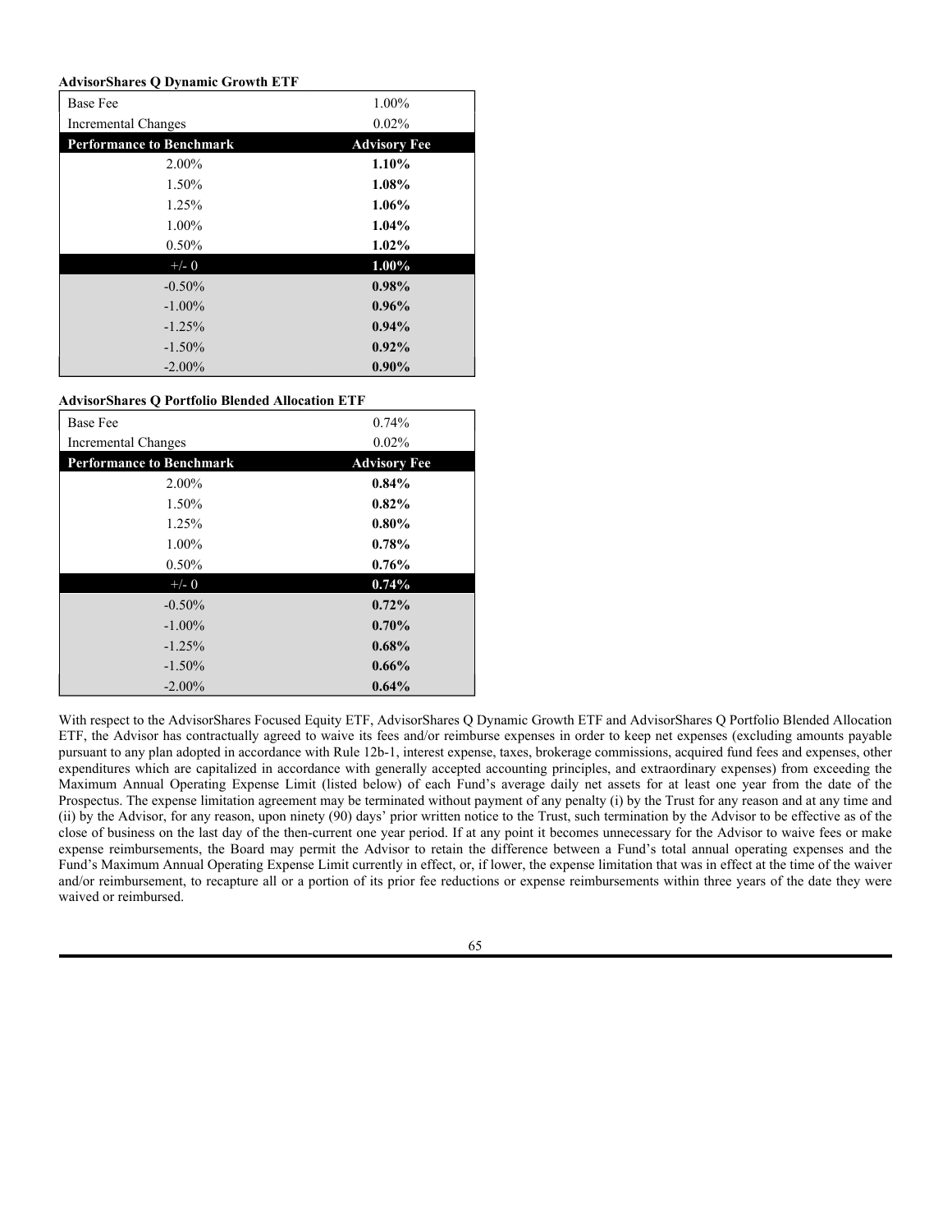**AdvisorShares Q Dynamic Growth ETF**

| Base Fee | 1.00% |
|---|---|
| Incremental Changes | 0.02% |
| **Performance to Benchmark** | **Advisory Fee** |
| 2.00% | **1.10%** |
| 1.50% | **1.08%** |
| 1.25% | **1.06%** |
| 1.00% | **1.04%** |
| 0.50% | **1.02%** |
| +/- 0 | **1.00%** |
| -0.50% | **0.98%** |
| -1.00% | **0.96%** |
| -1.25% | **0.94%** |
| -1.50% | **0.92%** |
| -2.00% | **0.90%** |

**AdvisorShares Q Portfolio Blended Allocation ETF**

| Base Fee | 0.74% |
|---|---|
| Incremental Changes | 0.02% |
| **Performance to Benchmark** | **Advisory Fee** |
| 2.00% | **0.84%** |
| 1.50% | **0.82%** |
| 1.25% | **0.80%** |
| 1.00% | **0.78%** |
| 0.50% | **0.76%** |
| +/- 0 | **0.74%** |
| -0.50% | **0.72%** |
| -1.00% | **0.70%** |
| -1.25% | **0.68%** |
| -1.50% | **0.66%** |
| -2.00% | **0.64%** |

With respect to the AdvisorShares Focused Equity ETF, AdvisorShares Q Dynamic Growth ETF and AdvisorShares Q Portfolio Blended Allocation ETF, the Advisor has contractually agreed to waive its fees and/or reimburse expenses in order to keep net expenses (excluding amounts payable pursuant to any plan adopted in accordance with Rule 12b-1, interest expense, taxes, brokerage commissions, acquired fund fees and expenses, other expenditures which are capitalized in accordance with generally accepted accounting principles, and extraordinary expenses) from exceeding the Maximum Annual Operating Expense Limit (listed below) of each Fund's average daily net assets for at least one year from the date of the Prospectus. The expense limitation agreement may be terminated without payment of any penalty (i) by the Trust for any reason and at any time and (ii) by the Advisor, for any reason, upon ninety (90) days' prior written notice to the Trust, such termination by the Advisor to be effective as of the close of business on the last day of the then-current one year period. If at any point it becomes unnecessary for the Advisor to waive fees or make expense reimbursements, the Board may permit the Advisor to retain the difference between a Fund's total annual operating expenses and the Fund's Maximum Annual Operating Expense Limit currently in effect, or, if lower, the expense limitation that was in effect at the time of the waiver and/or reimbursement, to recapture all or a portion of its prior fee reductions or expense reimbursements within three years of the date they were waived or reimbursed.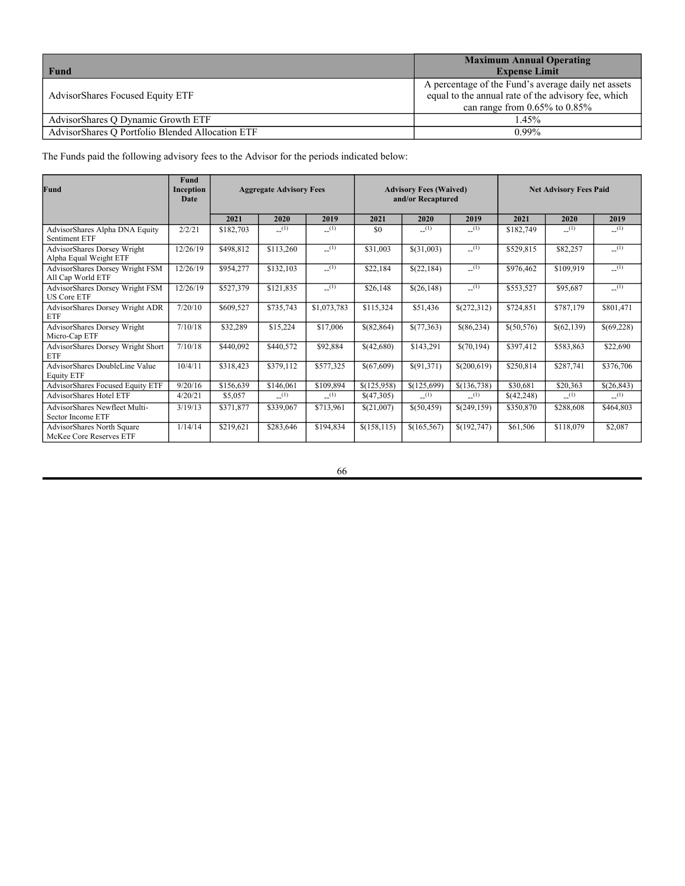| Fund | Maximum Annual Operating Expense Limit |
|---|---|
| AdvisorShares Focused Equity ETF | A percentage of the Fund's average daily net assets equal to the annual rate of the advisory fee, which can range from 0.65% to 0.85% |
| AdvisorShares Q Dynamic Growth ETF | 1.45% |
| AdvisorShares Q Portfolio Blended Allocation ETF | 0.99% |

The Funds paid the following advisory fees to the Advisor for the periods indicated below:

| Fund | Fund Inception Date | Aggregate Advisory Fees | | | Advisory Fees (Waived) and/or Recaptured | | | Net Advisory Fees Paid | | |
|---|---|---|---|---|---|---|---|---|---|---|
| | | 2021 | 2020 | 2019 | 2021 | 2020 | 2019 | 2021 | 2020 | 2019 |
| AdvisorShares Alpha DNA Equity Sentiment ETF | 2/2/21 | $182,703 | --[1] | --[1] | $0 | --[1] | --[1] | $182,749 | --[1] | --[1] |
| AdvisorShares Dorsey Wright Alpha Equal Weight ETF | 12/26/19 | $498,812 | $113,260 | --[1] | $31,003 | $(31,003) | --[1] | $529,815 | $82,257 | --[1] |
| AdvisorShares Dorsey Wright FSM All Cap World ETF | 12/26/19 | $954,277 | $132,103 | --[1] | $22,184 | $(22,184) | --[1] | $976,462 | $109,919 | --[1] |
| AdvisorShares Dorsey Wright FSM US Core ETF | 12/26/19 | $527,379 | $121,835 | --[1] | $26,148 | $(26,148) | --[1] | $553,527 | $95,687 | --[1] |
| AdvisorShares Dorsey Wright ADR ETF | 7/20/10 | $609,527 | $735,743 | $1,073,783 | $115,324 | $51,436 | $(272,312) | $724,851 | $787,179 | $801,471 |
| AdvisorShares Dorsey Wright Micro-Cap ETF | 7/10/18 | $32,289 | $15,224 | $17,006 | $(82,864) | $(77,363) | $(86,234) | $(50,576) | $(62,139) | $(69,228) |
| AdvisorShares Dorsey Wright Short ETF | 7/10/18 | $440,092 | $440,572 | $92,884 | $(42,680) | $143,291 | $(70,194) | $397,412 | $583,863 | $22,690 |
| AdvisorShares DoubleLine Value Equity ETF | 10/4/11 | $318,423 | $379,112 | $577,325 | $(67,609) | $(91,371) | $(200,619) | $250,814 | $287,741 | $376,706 |
| AdvisorShares Focused Equity ETF | 9/20/16 | $156,639 | $146,061 | $109,894 | $(125,958) | $(125,699) | $(136,738) | $30,681 | $20,363 | $(26,843) |
| AdvisorShares Hotel ETF | 4/20/21 | $5,057 | --[1] | --[1] | $(47,305) | --[1] | --[1] | $(42,248) | --[1] | --[1] |
| AdvisorShares Newfleet Multi-Sector Income ETF | 3/19/13 | $371,877 | $339,067 | $713,961 | $(21,007) | $(50,459) | $(249,159) | $350,870 | $288,608 | $464,803 |
| AdvisorShares North Square McKee Core Reserves ETF | 1/14/14 | $219,621 | $283,646 | $194,834 | $(158,115) | $(165,567) | $(192,747) | $61,506 | $118,079 | $2,087 |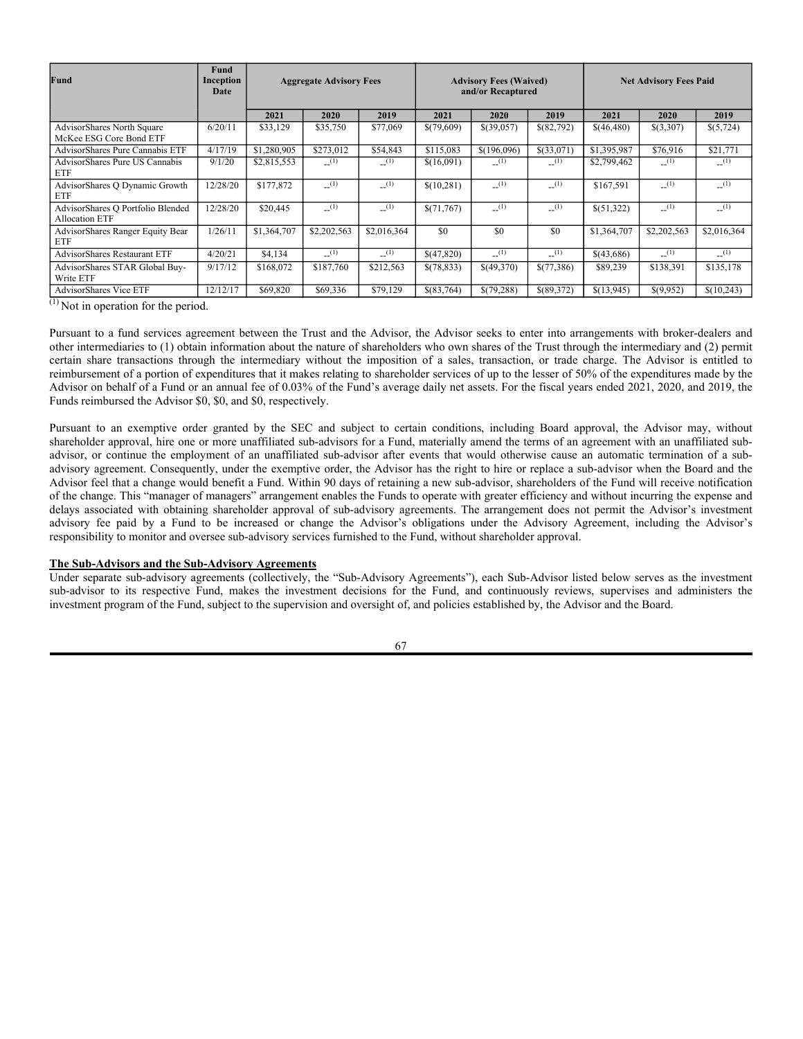| Fund | Fund Inception Date | Aggregate Advisory Fees | | | Advisory Fees (Waived) and/or Recaptured | | | Net Advisory Fees Paid | | |
|---|---|---|---|---|---|---|---|---|---|---|
| | | 2021 | 2020 | 2019 | 2021 | 2020 | 2019 | 2021 | 2020 | 2019 |
| AdvisorShares North Square McKee ESG Core Bond ETF | 6/20/11 | $33,129 | $35,750 | $77,069 | $(79,609) | $(39,057) | $(82,792) | $(46,480) | $(3,307) | $(5,724) |
| AdvisorShares Pure Cannabis ETF | 4/17/19 | $1,280,905 | $273,012 | $54,843 | $115,083 | $(196,096) | $(33,071) | $1,395,987 | $76,916 | $21,771 |
| AdvisorShares Pure US Cannabis ETF | 9/1/20 | $2,815,553 | --[1] | --[1] | $(16,091) | --[1] | --[1] | $2,799,462 | --[1] | --[1] |
| AdvisorShares Q Dynamic Growth ETF | 12/28/20 | $177,872 | --[1] | --[1] | $(10,281) | --[1] | --[1] | $167,591 | --[1] | --[1] |
| AdvisorShares Q Portfolio Blended Allocation ETF | 12/28/20 | $20,445 | --[1] | --[1] | $(71,767) | --[1] | --[1] | $(51,322) | --[1] | --[1] |
| AdvisorShares Ranger Equity Bear ETF | 1/26/11 | $1,364,707 | $2,202,563 | $2,016,364 | $0 | $0 | $0 | $1,364,707 | $2,202,563 | $2,016,364 |
| AdvisorShares Restaurant ETF | 4/20/21 | $4,134 | --[1] | --[1] | $(47,820) | --[1] | --[1] | $(43,686) | --[1] | --[1] |
| AdvisorShares STAR Global Buy-Write ETF | 9/17/12 | $168,072 | $187,760 | $212,563 | $(78,833) | $(49,370) | $(77,386) | $89,239 | $138,391 | $135,178 |
| AdvisorShares Vice ETF | 12/12/17 | $69,820 | $69,336 | $79,129 | $(83,764) | $(79,288) | $(89,372) | $(13,945) | $(9,952) | $(10,243) |

[1] Not in operation for the period.

Pursuant to a fund services agreement between the Trust and the Advisor, the Advisor seeks to enter into arrangements with broker-dealers and other intermediaries to (1) obtain information about the nature of shareholders who own shares of the Trust through the intermediary and (2) permit certain share transactions through the intermediary without the imposition of a sales, transaction, or trade charge. The Advisor is entitled to reimbursement of a portion of expenditures that it makes relating to shareholder services of up to the lesser of 50% of the expenditures made by the Advisor on behalf of a Fund or an annual fee of 0.03% of the Fund's average daily net assets. For the fiscal years ended 2021, 2020, and 2019, the Funds reimbursed the Advisor $0, $0, and $0, respectively.

Pursuant to an exemptive order granted by the SEC and subject to certain conditions, including Board approval, the Advisor may, without shareholder approval, hire one or more unaffiliated sub-advisors for a Fund, materially amend the terms of an agreement with an unaffiliated sub-advisor, or continue the employment of an unaffiliated sub-advisor after events that would otherwise cause an automatic termination of a sub-advisory agreement. Consequently, under the exemptive order, the Advisor has the right to hire or replace a sub-advisor when the Board and the Advisor feel that a change would benefit a Fund. Within 90 days of retaining a new sub-advisor, shareholders of the Fund will receive notification of the change. This "manager of managers" arrangement enables the Funds to operate with greater efficiency and without incurring the expense and delays associated with obtaining shareholder approval of sub-advisory agreements. The arrangement does not permit the Advisor's investment advisory fee paid by a Fund to be increased or change the Advisor's obligations under the Advisory Agreement, including the Advisor's responsibility to monitor and oversee sub-advisory services furnished to the Fund, without shareholder approval.

**The Sub-Advisors and the Sub-Advisory Agreements**

Under separate sub-advisory agreements (collectively, the "Sub-Advisory Agreements"), each Sub-Advisor listed below serves as the investment sub-advisor to its respective Fund, makes the investment decisions for the Fund, and continuously reviews, supervises and administers the investment program of the Fund, subject to the supervision and oversight of, and policies established by, the Advisor and the Board.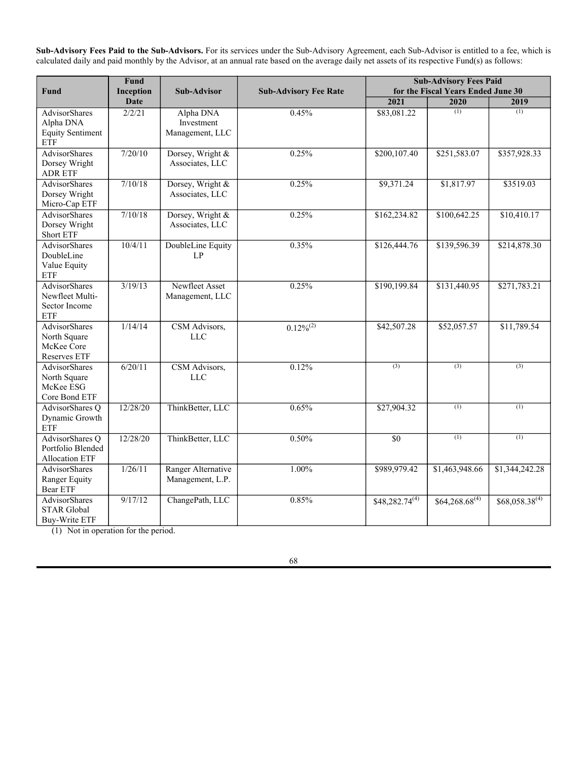**Sub-Advisory Fees Paid to the Sub-Advisors.** For its services under the Sub-Advisory Agreement, each Sub-Advisor is entitled to a fee, which is calculated daily and paid monthly by the Advisor, at an annual rate based on the average daily net assets of its respective Fund(s) as follows:

| Fund | Fund Inception Date | Sub-Advisor | Sub-Advisory Fee Rate | Sub-Advisory Fees Paid for the Fiscal Years Ended June 30 | | |
|---|---|---|---|---|---|---|
| | | | | 2021 | 2020 | 2019 |
| AdvisorShares Alpha DNA Equity Sentiment ETF | 2/2/21 | Alpha DNA Investment Management, LLC | 0.45% | $83,081.22 | (1) | (1) |
| AdvisorShares Dorsey Wright ADR ETF | 7/20/10 | Dorsey, Wright & Associates, LLC | 0.25% | $200,107.40 | $251,583.07 | $357,928.33 |
| AdvisorShares Dorsey Wright Micro-Cap ETF | 7/10/18 | Dorsey, Wright & Associates, LLC | 0.25% | $9,371.24 | $1,817.97 | $3519.03 |
| AdvisorShares Dorsey Wright Short ETF | 7/10/18 | Dorsey, Wright & Associates, LLC | 0.25% | $162,234.82 | $100,642.25 | $10,410.17 |
| AdvisorShares DoubleLine Value Equity ETF | 10/4/11 | DoubleLine Equity LP | 0.35% | $126,444.76 | $139,596.39 | $214,878.30 |
| AdvisorShares Newfleet Multi-Sector Income ETF | 3/19/13 | Newfleet Asset Management, LLC | 0.25% | $190,199.84 | $131,440.95 | $271,783.21 |
| AdvisorShares North Square McKee Core Reserves ETF | 1/14/14 | CSM Advisors, LLC | 0.12%(2) | $42,507.28 | $52,057.57 | $11,789.54 |
| AdvisorShares North Square McKee ESG Core Bond ETF | 6/20/11 | CSM Advisors, LLC | 0.12% | (3) | (3) | (3) |
| AdvisorShares Q Dynamic Growth ETF | 12/28/20 | ThinkBetter, LLC | 0.65% | $27,904.32 | (1) | (1) |
| AdvisorShares Q Portfolio Blended Allocation ETF | 12/28/20 | ThinkBetter, LLC | 0.50% | $0 | (1) | (1) |
| AdvisorShares Ranger Equity Bear ETF | 1/26/11 | Ranger Alternative Management, L.P. | 1.00% | $989,979.42 | $1,463,948.66 | $1,344,242.28 |
| AdvisorShares STAR Global Buy-Write ETF | 9/17/12 | ChangePath, LLC | 0.85% | $48,282.74(4) | $64,268.68(4) | $68,058.38(4) |

(1) Not in operation for the period.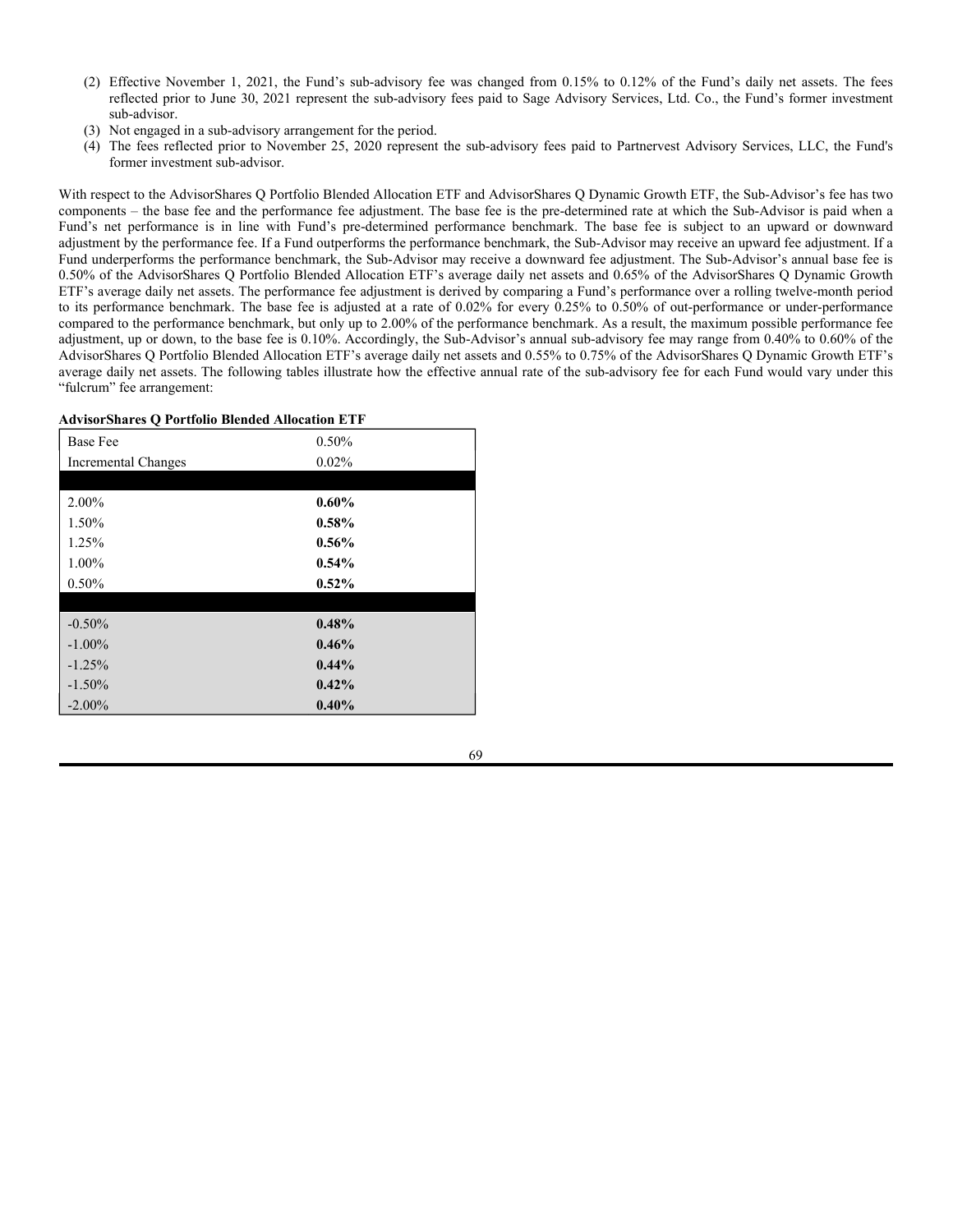(2) Effective November 1, 2021, the Fund's sub-advisory fee was changed from 0.15% to 0.12% of the Fund's daily net assets. The fees reflected prior to June 30, 2021 represent the sub-advisory fees paid to Sage Advisory Services, Ltd. Co., the Fund's former investment sub-advisor.

(3) Not engaged in a sub-advisory arrangement for the period.

(4) The fees reflected prior to November 25, 2020 represent the sub-advisory fees paid to Partnervest Advisory Services, LLC, the Fund's former investment sub-advisor.

With respect to the AdvisorShares Q Portfolio Blended Allocation ETF and AdvisorShares Q Dynamic Growth ETF, the Sub-Advisor's fee has two components – the base fee and the performance fee adjustment. The base fee is the pre-determined rate at which the Sub-Advisor is paid when a Fund's net performance is in line with Fund's pre-determined performance benchmark. The base fee is subject to an upward or downward adjustment by the performance fee. If a Fund outperforms the performance benchmark, the Sub-Advisor may receive an upward fee adjustment. If a Fund underperforms the performance benchmark, the Sub-Advisor may receive a downward fee adjustment. The Sub-Advisor's annual base fee is 0.50% of the AdvisorShares Q Portfolio Blended Allocation ETF's average daily net assets and 0.65% of the AdvisorShares Q Dynamic Growth ETF's average daily net assets. The performance fee adjustment is derived by comparing a Fund's performance over a rolling twelve-month period to its performance benchmark. The base fee is adjusted at a rate of 0.02% for every 0.25% to 0.50% of out-performance or under-performance compared to the performance benchmark, but only up to 2.00% of the performance benchmark. As a result, the maximum possible performance fee adjustment, up or down, to the base fee is 0.10%. Accordingly, the Sub-Advisor's annual sub-advisory fee may range from 0.40% to 0.60% of the AdvisorShares Q Portfolio Blended Allocation ETF's average daily net assets and 0.55% to 0.75% of the AdvisorShares Q Dynamic Growth ETF's average daily net assets. The following tables illustrate how the effective annual rate of the sub-advisory fee for each Fund would vary under this "fulcrum" fee arrangement:

**AdvisorShares Q Portfolio Blended Allocation ETF**

| Base Fee | 0.50% |
|---|---|
| Incremental Changes | 0.02% |
| | |
| 2.00% | **0.60%** |
| 1.50% | **0.58%** |
| 1.25% | **0.56%** |
| 1.00% | **0.54%** |
| 0.50% | **0.52%** |
| | |
| -0.50% | **0.48%** |
| -1.00% | **0.46%** |
| -1.25% | **0.44%** |
| -1.50% | **0.42%** |
| -2.00% | **0.40%** |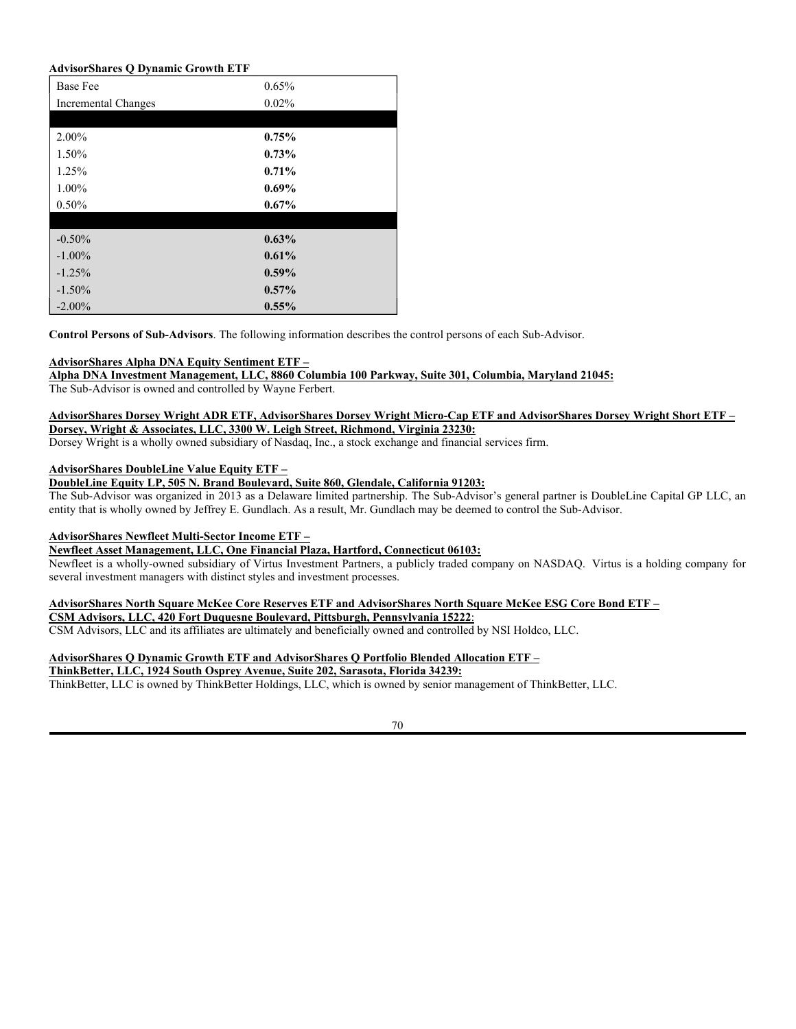**AdvisorShares Q Dynamic Growth ETF**

| Base Fee | 0.65% |
|---|---|
| Incremental Changes | 0.02% |
| | |
| 2.00% | **0.75%** |
| 1.50% | **0.73%** |
| 1.25% | **0.71%** |
| 1.00% | **0.69%** |
| 0.50% | **0.67%** |
| | |
| -0.50% | **0.63%** |
| -1.00% | **0.61%** |
| -1.25% | **0.59%** |
| -1.50% | **0.57%** |
| -2.00% | **0.55%** |

**Control Persons of Sub-Advisors**. The following information describes the control persons of each Sub-Advisor.

**AdvisorShares Alpha DNA Equity Sentiment ETF –**
**Alpha DNA Investment Management, LLC, 8860 Columbia 100 Parkway, Suite 301, Columbia, Maryland 21045:**
The Sub-Advisor is owned and controlled by Wayne Ferbert.

**AdvisorShares Dorsey Wright ADR ETF, AdvisorShares Dorsey Wright Micro-Cap ETF and AdvisorShares Dorsey Wright Short ETF –**
**Dorsey, Wright & Associates, LLC, 3300 W. Leigh Street, Richmond, Virginia 23230:**
Dorsey Wright is a wholly owned subsidiary of Nasdaq, Inc., a stock exchange and financial services firm.

**AdvisorShares DoubleLine Value Equity ETF –**
**DoubleLine Equity LP, 505 N. Brand Boulevard, Suite 860, Glendale, California 91203:**
The Sub-Advisor was organized in 2013 as a Delaware limited partnership. The Sub-Advisor's general partner is DoubleLine Capital GP LLC, an entity that is wholly owned by Jeffrey E. Gundlach. As a result, Mr. Gundlach may be deemed to control the Sub-Advisor.

**AdvisorShares Newfleet Multi-Sector Income ETF –**
**Newfleet Asset Management, LLC, One Financial Plaza, Hartford, Connecticut 06103:**
Newfleet is a wholly-owned subsidiary of Virtus Investment Partners, a publicly traded company on NASDAQ. Virtus is a holding company for several investment managers with distinct styles and investment processes.

**AdvisorShares North Square McKee Core Reserves ETF and AdvisorShares North Square McKee ESG Core Bond ETF –**
**CSM Advisors, LLC, 420 Fort Duquesne Boulevard, Pittsburgh, Pennsylvania 15222**:
CSM Advisors, LLC and its affiliates are ultimately and beneficially owned and controlled by NSI Holdco, LLC.

**AdvisorShares Q Dynamic Growth ETF and AdvisorShares Q Portfolio Blended Allocation ETF –**
**ThinkBetter, LLC, 1924 South Osprey Avenue, Suite 202, Sarasota, Florida 34239:**
ThinkBetter, LLC is owned by ThinkBetter Holdings, LLC, which is owned by senior management of ThinkBetter, LLC.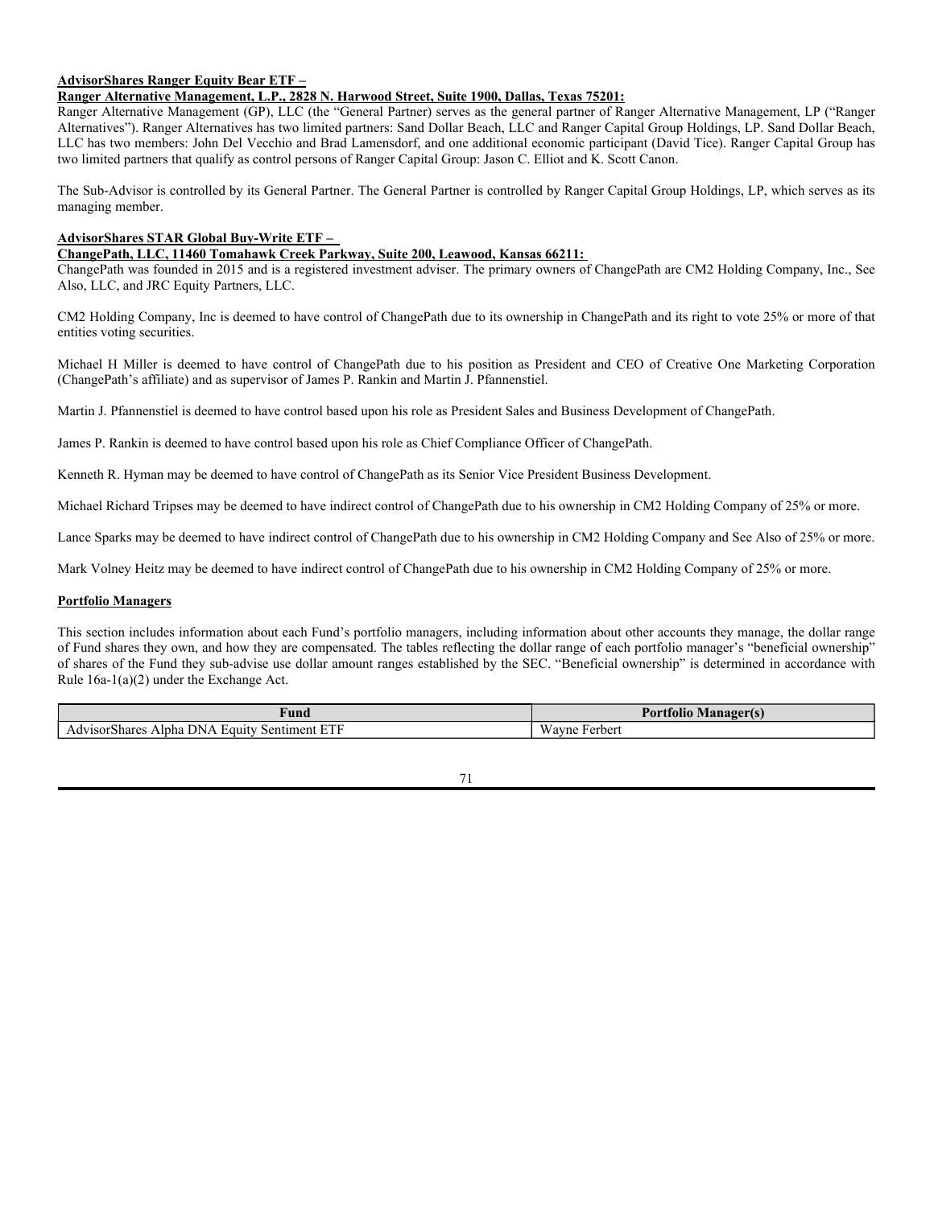**AdvisorShares Ranger Equity Bear ETF –**
**Ranger Alternative Management, L.P., 2828 N. Harwood Street, Suite 1900, Dallas, Texas 75201:**
Ranger Alternative Management (GP), LLC (the "General Partner) serves as the general partner of Ranger Alternative Management, LP ("Ranger Alternatives"). Ranger Alternatives has two limited partners: Sand Dollar Beach, LLC and Ranger Capital Group Holdings, LP. Sand Dollar Beach, LLC has two members: John Del Vecchio and Brad Lamensdorf, and one additional economic participant (David Tice). Ranger Capital Group has two limited partners that qualify as control persons of Ranger Capital Group: Jason C. Elliot and K. Scott Canon.

The Sub-Advisor is controlled by its General Partner. The General Partner is controlled by Ranger Capital Group Holdings, LP, which serves as its managing member.

**AdvisorShares STAR Global Buy-Write ETF –**
**ChangePath, LLC, 11460 Tomahawk Creek Parkway, Suite 200, Leawood, Kansas 66211:**
ChangePath was founded in 2015 and is a registered investment adviser. The primary owners of ChangePath are CM2 Holding Company, Inc., See Also, LLC, and JRC Equity Partners, LLC.

CM2 Holding Company, Inc is deemed to have control of ChangePath due to its ownership in ChangePath and its right to vote 25% or more of that entities voting securities.

Michael H Miller is deemed to have control of ChangePath due to his position as President and CEO of Creative One Marketing Corporation (ChangePath's affiliate) and as supervisor of James P. Rankin and Martin J. Pfannenstiel.

Martin J. Pfannenstiel is deemed to have control based upon his role as President Sales and Business Development of ChangePath.

James P. Rankin is deemed to have control based upon his role as Chief Compliance Officer of ChangePath.

Kenneth R. Hyman may be deemed to have control of ChangePath as its Senior Vice President Business Development.

Michael Richard Tripses may be deemed to have indirect control of ChangePath due to his ownership in CM2 Holding Company of 25% or more.

Lance Sparks may be deemed to have indirect control of ChangePath due to his ownership in CM2 Holding Company and See Also of 25% or more.

Mark Volney Heitz may be deemed to have indirect control of ChangePath due to his ownership in CM2 Holding Company of 25% or more.

**Portfolio Managers**

This section includes information about each Fund's portfolio managers, including information about other accounts they manage, the dollar range of Fund shares they own, and how they are compensated. The tables reflecting the dollar range of each portfolio manager's "beneficial ownership" of shares of the Fund they sub-advise use dollar amount ranges established by the SEC. "Beneficial ownership" is determined in accordance with Rule 16a-1(a)(2) under the Exchange Act.

| Fund | Portfolio Manager(s) |
|---|---|
| AdvisorShares Alpha DNA Equity Sentiment ETF | Wayne Ferbert |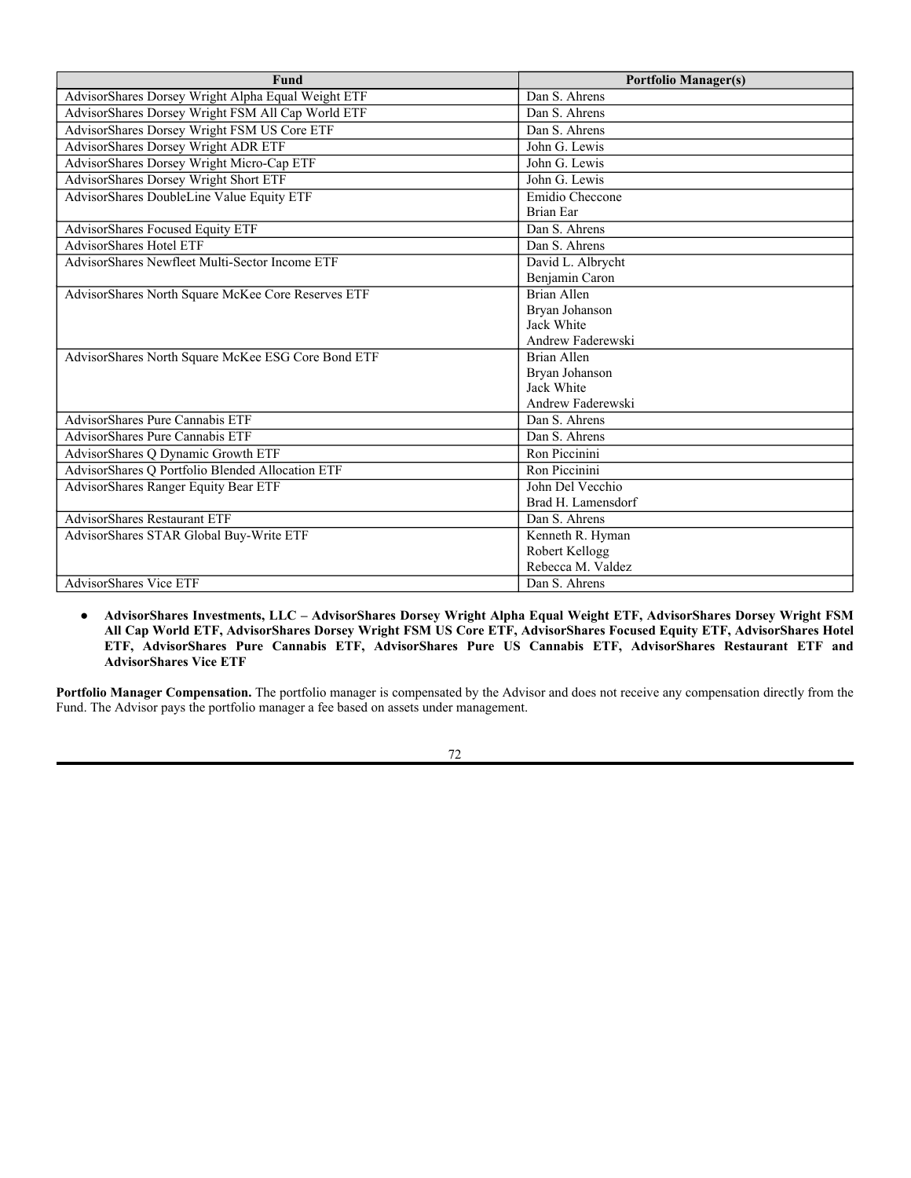| Fund | Portfolio Manager(s) |
|---|---|
| AdvisorShares Dorsey Wright Alpha Equal Weight ETF | Dan S. Ahrens |
| AdvisorShares Dorsey Wright FSM All Cap World ETF | Dan S. Ahrens |
| AdvisorShares Dorsey Wright FSM US Core ETF | Dan S. Ahrens |
| AdvisorShares Dorsey Wright ADR ETF | John G. Lewis |
| AdvisorShares Dorsey Wright Micro-Cap ETF | John G. Lewis |
| AdvisorShares Dorsey Wright Short ETF | John G. Lewis |
| AdvisorShares DoubleLine Value Equity ETF | Emidio Checcone<br>Brian Ear |
| AdvisorShares Focused Equity ETF | Dan S. Ahrens |
| AdvisorShares Hotel ETF | Dan S. Ahrens |
| AdvisorShares Newfleet Multi-Sector Income ETF | David L. Albrycht<br>Benjamin Caron |
| AdvisorShares North Square McKee Core Reserves ETF | Brian Allen<br>Bryan Johanson<br>Jack White<br>Andrew Faderewski |
| AdvisorShares North Square McKee ESG Core Bond ETF | Brian Allen<br>Bryan Johanson<br>Jack White<br>Andrew Faderewski |
| AdvisorShares Pure Cannabis ETF | Dan S. Ahrens |
| AdvisorShares Pure Cannabis ETF | Dan S. Ahrens |
| AdvisorShares Q Dynamic Growth ETF | Ron Piccinini |
| AdvisorShares Q Portfolio Blended Allocation ETF | Ron Piccinini |
| AdvisorShares Ranger Equity Bear ETF | John Del Vecchio<br>Brad H. Lamensdorf |
| AdvisorShares Restaurant ETF | Dan S. Ahrens |
| AdvisorShares STAR Global Buy-Write ETF | Kenneth R. Hyman<br>Robert Kellogg<br>Rebecca M. Valdez |
| AdvisorShares Vice ETF | Dan S. Ahrens |

- **AdvisorShares Investments, LLC – AdvisorShares Dorsey Wright Alpha Equal Weight ETF, AdvisorShares Dorsey Wright FSM All Cap World ETF, AdvisorShares Dorsey Wright FSM US Core ETF, AdvisorShares Focused Equity ETF, AdvisorShares Hotel ETF, AdvisorShares Pure Cannabis ETF, AdvisorShares Pure US Cannabis ETF, AdvisorShares Restaurant ETF and AdvisorShares Vice ETF**

**Portfolio Manager Compensation.** The portfolio manager is compensated by the Advisor and does not receive any compensation directly from the Fund. The Advisor pays the portfolio manager a fee based on assets under management.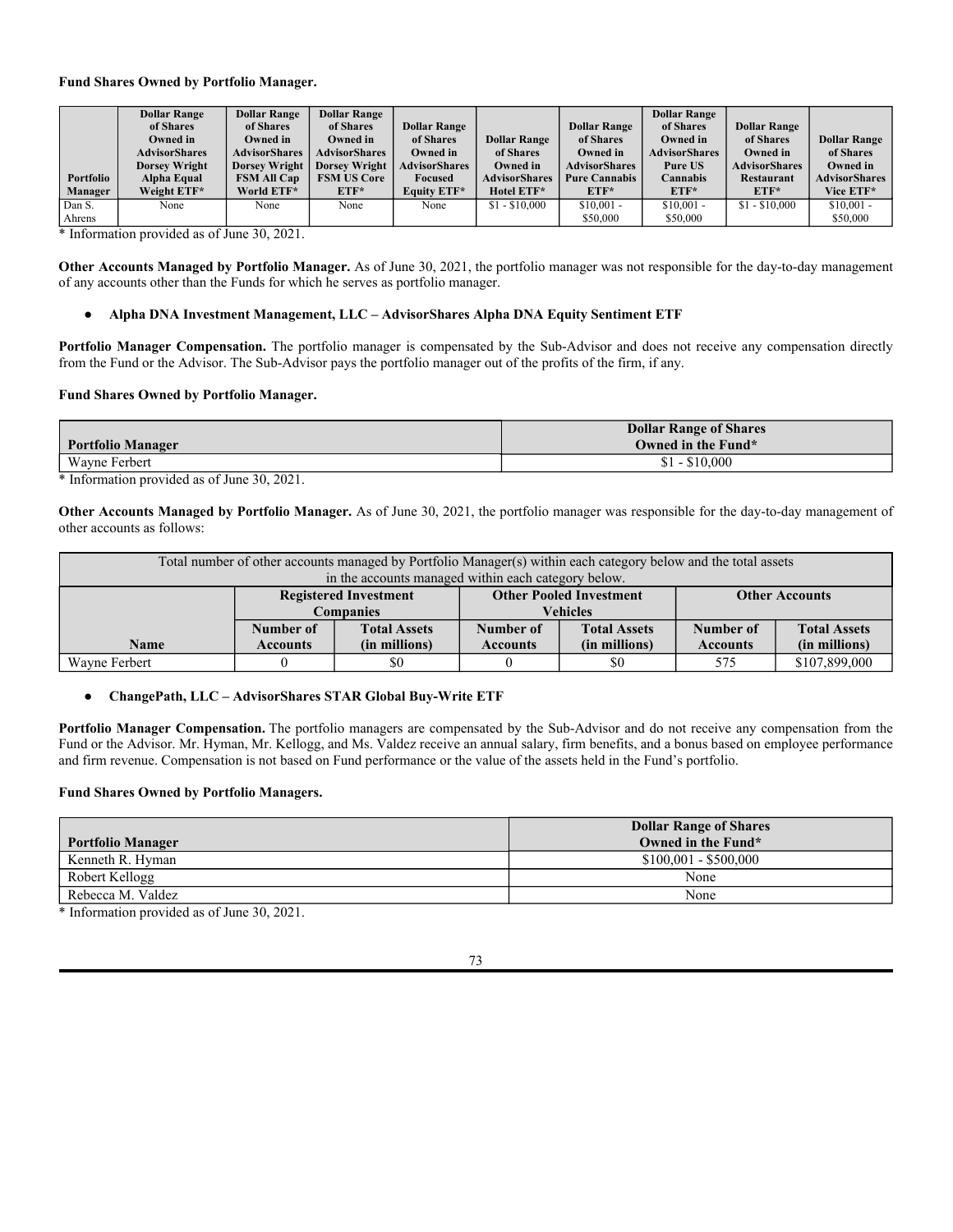**Fund Shares Owned by Portfolio Manager.**

| Portfolio Manager | Dollar Range of Shares Owned in AdvisorShares Dorsey Wright Alpha Equal Weight ETF* | Dollar Range of Shares Owned in AdvisorShares Dorsey Wright FSM All Cap World ETF* | Dollar Range of Shares Owned in AdvisorShares Dorsey Wright FSM US Core ETF* | Dollar Range of Shares Owned in AdvisorShares Focused Equity ETF* | Dollar Range of Shares Owned in AdvisorShares Hotel ETF* | Dollar Range of Shares Owned in AdvisorShares Pure Cannabis ETF* | Dollar Range of Shares Owned in AdvisorShares Pure US Cannabis ETF* | Dollar Range of Shares Owned in AdvisorShares Restaurant ETF* | Dollar Range of Shares Owned in AdvisorShares Vice ETF* |
|---|---|---|---|---|---|---|---|---|---|
| Dan S. Ahrens | None | None | None | None | $1 - $10,000 | $10,001 - $50,000 | $10,001 - $50,000 | $1 - $10,000 | $10,001 - $50,000 |

* Information provided as of June 30, 2021.

**Other Accounts Managed by Portfolio Manager.** As of June 30, 2021, the portfolio manager was not responsible for the day-to-day management of any accounts other than the Funds for which he serves as portfolio manager.

- **Alpha DNA Investment Management, LLC – AdvisorShares Alpha DNA Equity Sentiment ETF**

**Portfolio Manager Compensation.** The portfolio manager is compensated by the Sub-Advisor and does not receive any compensation directly from the Fund or the Advisor. The Sub-Advisor pays the portfolio manager out of the profits of the firm, if any.

**Fund Shares Owned by Portfolio Manager.**

| Portfolio Manager | Dollar Range of Shares Owned in the Fund* |
|---|---|
| Wayne Ferbert | $1 - $10,000 |

* Information provided as of June 30, 2021.

**Other Accounts Managed by Portfolio Manager.** As of June 30, 2021, the portfolio manager was responsible for the day-to-day management of other accounts as follows:

| Total number of other accounts managed by Portfolio Manager(s) within each category below and the total assets in the accounts managed within each category below. | | | | | | |
|---|---|---|---|---|---|---|
| | Registered Investment Companies | | Other Pooled Investment Vehicles | | Other Accounts | |
| Name | Number of Accounts | Total Assets (in millions) | Number of Accounts | Total Assets (in millions) | Number of Accounts | Total Assets (in millions) |
| Wayne Ferbert | 0 | $0 | 0 | $0 | 575 | $107,899,000 |

- **ChangePath, LLC – AdvisorShares STAR Global Buy-Write ETF**

**Portfolio Manager Compensation.** The portfolio managers are compensated by the Sub-Advisor and do not receive any compensation from the Fund or the Advisor. Mr. Hyman, Mr. Kellogg, and Ms. Valdez receive an annual salary, firm benefits, and a bonus based on employee performance and firm revenue. Compensation is not based on Fund performance or the value of the assets held in the Fund's portfolio.

**Fund Shares Owned by Portfolio Managers.**

| Portfolio Manager | Dollar Range of Shares Owned in the Fund* |
|---|---|
| Kenneth R. Hyman | $100,001 - $500,000 |
| Robert Kellogg | None |
| Rebecca M. Valdez | None |

* Information provided as of June 30, 2021.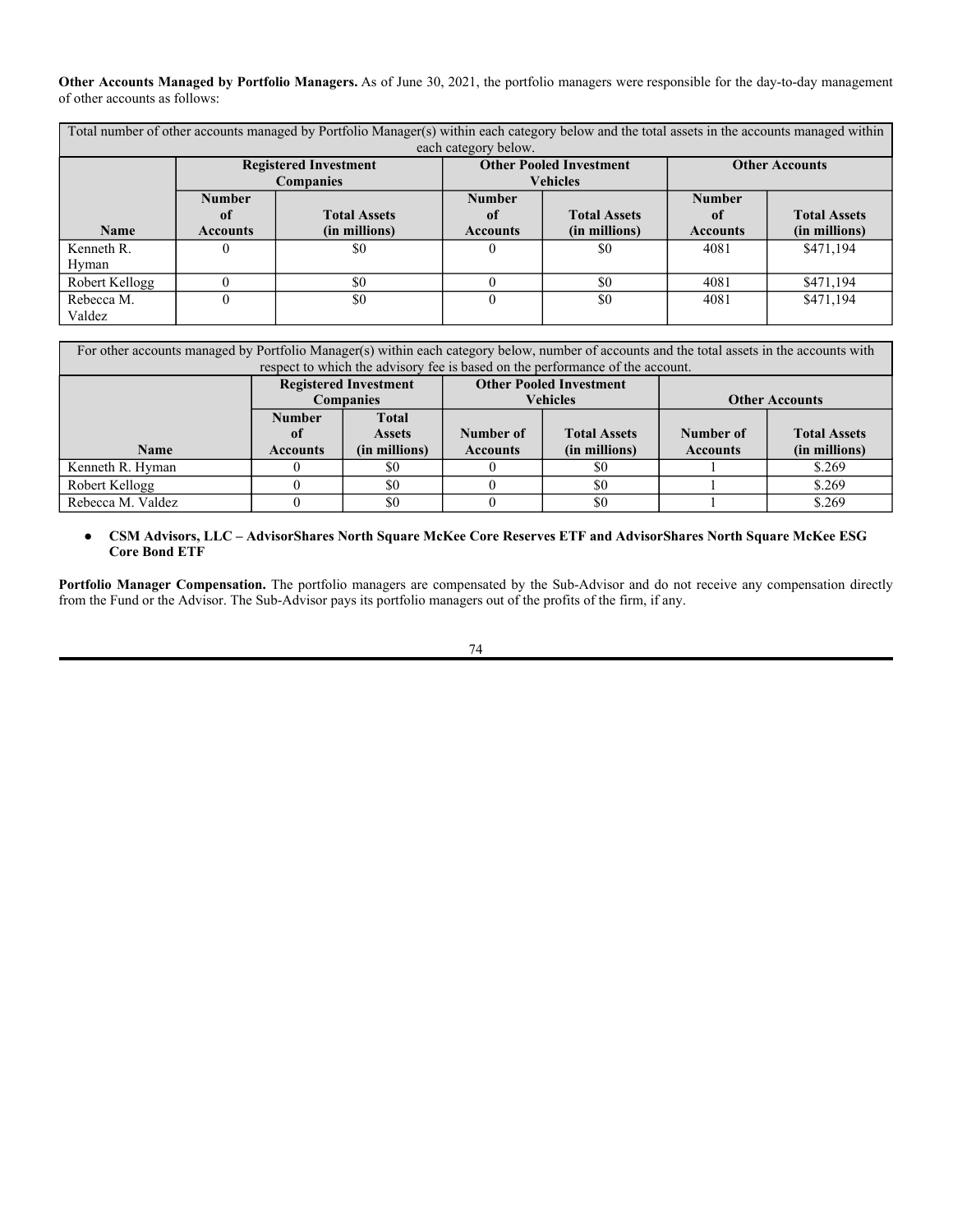**Other Accounts Managed by Portfolio Managers.** As of June 30, 2021, the portfolio managers were responsible for the day-to-day management of other accounts as follows:

| Total number of other accounts managed by Portfolio Manager(s) within each category below and the total assets in the accounts managed within each category below. | | | | | | |
|---|---|---|---|---|---|---|
| | **Registered Investment Companies** | | **Other Pooled Investment Vehicles** | | **Other Accounts** | |
| **Name** | **Number of Accounts** | **Total Assets (in millions)** | **Number of Accounts** | **Total Assets (in millions)** | **Number of Accounts** | **Total Assets (in millions)** |
| Kenneth R. Hyman | 0 | $0 | 0 | $0 | 4081 | $471,194 |
| Robert Kellogg | 0 | $0 | 0 | $0 | 4081 | $471,194 |
| Rebecca M. Valdez | 0 | $0 | 0 | $0 | 4081 | $471,194 |

| For other accounts managed by Portfolio Manager(s) within each category below, number of accounts and the total assets in the accounts with respect to which the advisory fee is based on the performance of the account. | | | | | | |
|---|---|---|---|---|---|---|
| | **Registered Investment Companies** | | **Other Pooled Investment Vehicles** | | **Other Accounts** | |
| **Name** | **Number of Accounts** | **Total Assets (in millions)** | **Number of Accounts** | **Total Assets (in millions)** | **Number of Accounts** | **Total Assets (in millions)** |
| Kenneth R. Hyman | 0 | $0 | 0 | $0 | 1 | $.269 |
| Robert Kellogg | 0 | $0 | 0 | $0 | 1 | $.269 |
| Rebecca M. Valdez | 0 | $0 | 0 | $0 | 1 | $.269 |

- **CSM Advisors, LLC – AdvisorShares North Square McKee Core Reserves ETF and AdvisorShares North Square McKee ESG Core Bond ETF**

**Portfolio Manager Compensation.** The portfolio managers are compensated by the Sub-Advisor and do not receive any compensation directly from the Fund or the Advisor. The Sub-Advisor pays its portfolio managers out of the profits of the firm, if any.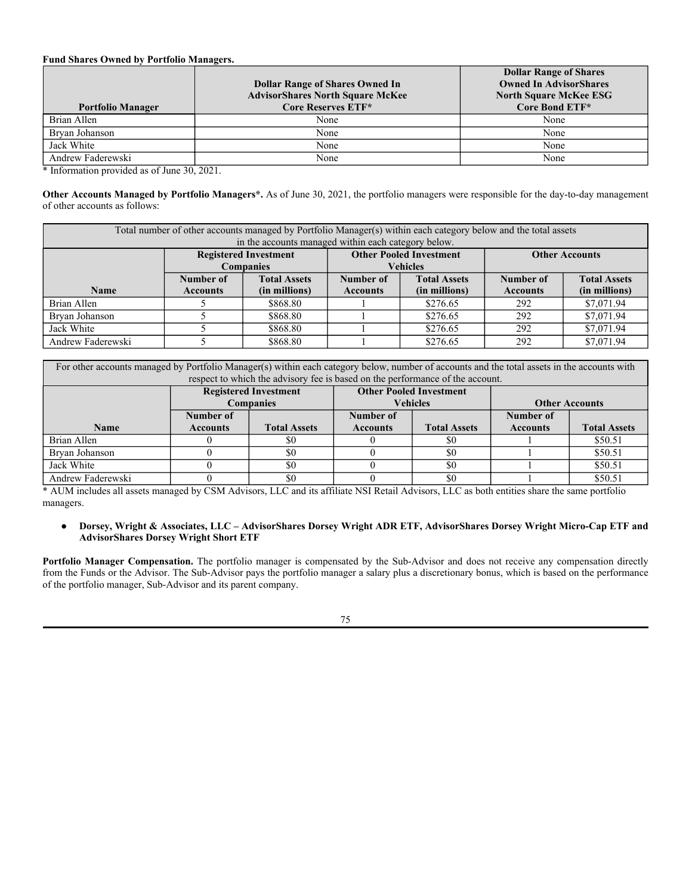**Fund Shares Owned by Portfolio Managers.**

| Portfolio Manager | Dollar Range of Shares Owned In AdvisorShares North Square McKee Core Reserves ETF* | Dollar Range of Shares Owned In AdvisorShares North Square McKee ESG Core Bond ETF* |
|---|---|---|
| Brian Allen | None | None |
| Bryan Johanson | None | None |
| Jack White | None | None |
| Andrew Faderewski | None | None |

\* Information provided as of June 30, 2021.

**Other Accounts Managed by Portfolio Managers\*.** As of June 30, 2021, the portfolio managers were responsible for the day-to-day management of other accounts as follows:

| Total number of other accounts managed by Portfolio Manager(s) within each category below and the total assets in the accounts managed within each category below. | | | | | | |
|---|---|---|---|---|---|---|
| | Registered Investment Companies | | Other Pooled Investment Vehicles | | Other Accounts | |
| Name | Number of Accounts | Total Assets (in millions) | Number of Accounts | Total Assets (in millions) | Number of Accounts | Total Assets (in millions) |
| Brian Allen | 5 | $868.80 | 1 | $276.65 | 292 | $7,071.94 |
| Bryan Johanson | 5 | $868.80 | 1 | $276.65 | 292 | $7,071.94 |
| Jack White | 5 | $868.80 | 1 | $276.65 | 292 | $7,071.94 |
| Andrew Faderewski | 5 | $868.80 | 1 | $276.65 | 292 | $7,071.94 |

| For other accounts managed by Portfolio Manager(s) within each category below, number of accounts and the total assets in the accounts with respect to which the advisory fee is based on the performance of the account. | | | | | | |
|---|---|---|---|---|---|---|
| | Registered Investment Companies | | Other Pooled Investment Vehicles | | Other Accounts | |
| Name | Number of Accounts | Total Assets | Number of Accounts | Total Assets | Number of Accounts | Total Assets |
| Brian Allen | 0 | $0 | 0 | $0 | 1 | $50.51 |
| Bryan Johanson | 0 | $0 | 0 | $0 | 1 | $50.51 |
| Jack White | 0 | $0 | 0 | $0 | 1 | $50.51 |
| Andrew Faderewski | 0 | $0 | 0 | $0 | 1 | $50.51 |

\* AUM includes all assets managed by CSM Advisors, LLC and its affiliate NSI Retail Advisors, LLC as both entities share the same portfolio managers.

- **Dorsey, Wright & Associates, LLC – AdvisorShares Dorsey Wright ADR ETF, AdvisorShares Dorsey Wright Micro-Cap ETF and AdvisorShares Dorsey Wright Short ETF**

**Portfolio Manager Compensation.** The portfolio manager is compensated by the Sub-Advisor and does not receive any compensation directly from the Funds or the Advisor. The Sub-Advisor pays the portfolio manager a salary plus a discretionary bonus, which is based on the performance of the portfolio manager, Sub-Advisor and its parent company.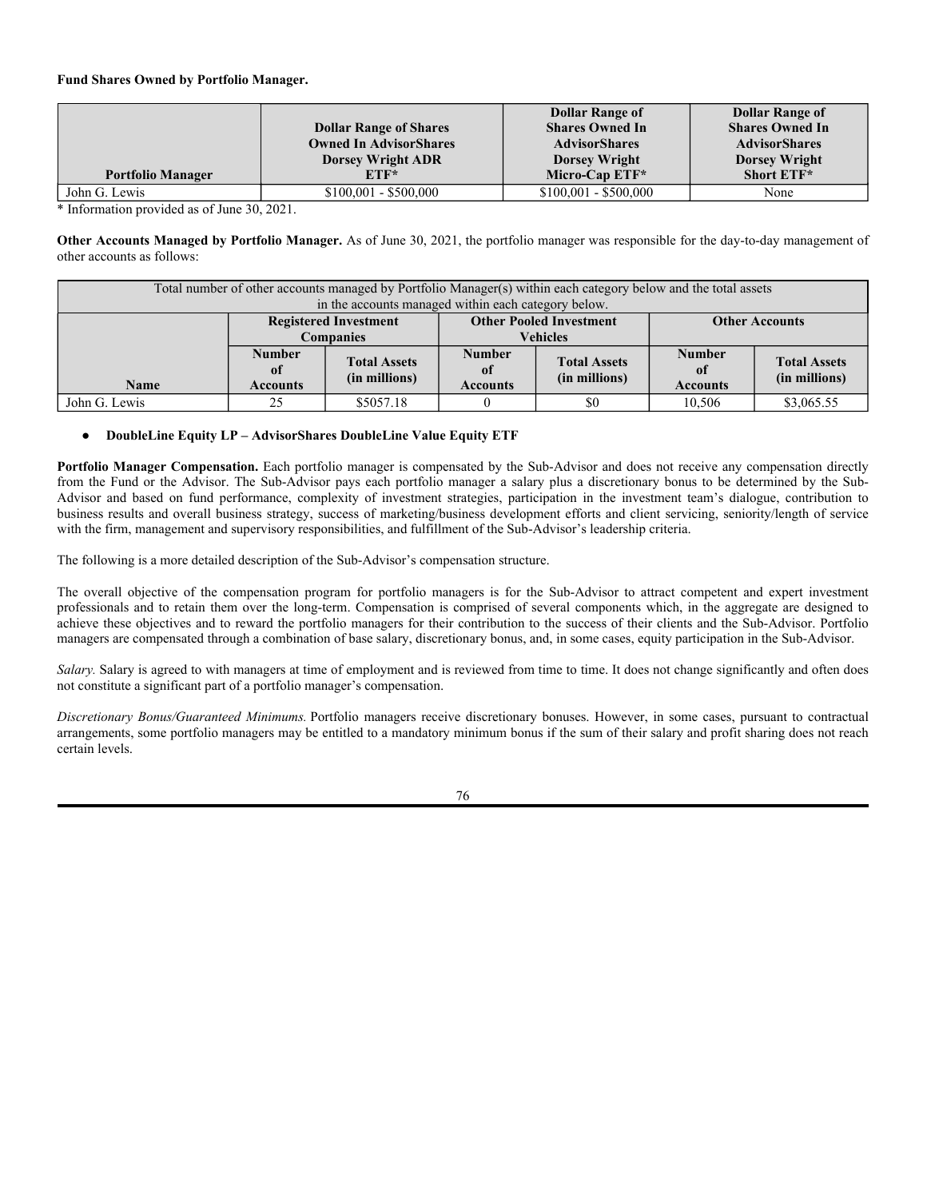**Fund Shares Owned by Portfolio Manager.**

| Portfolio Manager | Dollar Range of Shares Owned In AdvisorShares Dorsey Wright ADR ETF* | Dollar Range of Shares Owned In AdvisorShares Dorsey Wright Micro-Cap ETF* | Dollar Range of Shares Owned In AdvisorShares Dorsey Wright Short ETF* |
|---|---|---|---|
| John G. Lewis | $100,001 - $500,000 | $100,001 - $500,000 | None |

* Information provided as of June 30, 2021.

**Other Accounts Managed by Portfolio Manager.** As of June 30, 2021, the portfolio manager was responsible for the day-to-day management of other accounts as follows:

| Total number of other accounts managed by Portfolio Manager(s) within each category below and the total assets in the accounts managed within each category below. | | | | | | |
|---|---|---|---|---|---|---|
| | Registered Investment Companies | | Other Pooled Investment Vehicles | | Other Accounts | |
| Name | Number of Accounts | Total Assets (in millions) | Number of Accounts | Total Assets (in millions) | Number of Accounts | Total Assets (in millions) |
| John G. Lewis | 25 | $5057.18 | 0 | $0 | 10,506 | $3,065.55 |

- **DoubleLine Equity LP – AdvisorShares DoubleLine Value Equity ETF**

**Portfolio Manager Compensation.** Each portfolio manager is compensated by the Sub-Advisor and does not receive any compensation directly from the Fund or the Advisor. The Sub-Advisor pays each portfolio manager a salary plus a discretionary bonus to be determined by the Sub-Advisor and based on fund performance, complexity of investment strategies, participation in the investment team's dialogue, contribution to business results and overall business strategy, success of marketing/business development efforts and client servicing, seniority/length of service with the firm, management and supervisory responsibilities, and fulfillment of the Sub-Advisor's leadership criteria.

The following is a more detailed description of the Sub-Advisor's compensation structure.

The overall objective of the compensation program for portfolio managers is for the Sub-Advisor to attract competent and expert investment professionals and to retain them over the long-term. Compensation is comprised of several components which, in the aggregate are designed to achieve these objectives and to reward the portfolio managers for their contribution to the success of their clients and the Sub-Advisor. Portfolio managers are compensated through a combination of base salary, discretionary bonus, and, in some cases, equity participation in the Sub-Advisor.

*Salary.* Salary is agreed to with managers at time of employment and is reviewed from time to time. It does not change significantly and often does not constitute a significant part of a portfolio manager's compensation.

*Discretionary Bonus/Guaranteed Minimums.* Portfolio managers receive discretionary bonuses. However, in some cases, pursuant to contractual arrangements, some portfolio managers may be entitled to a mandatory minimum bonus if the sum of their salary and profit sharing does not reach certain levels.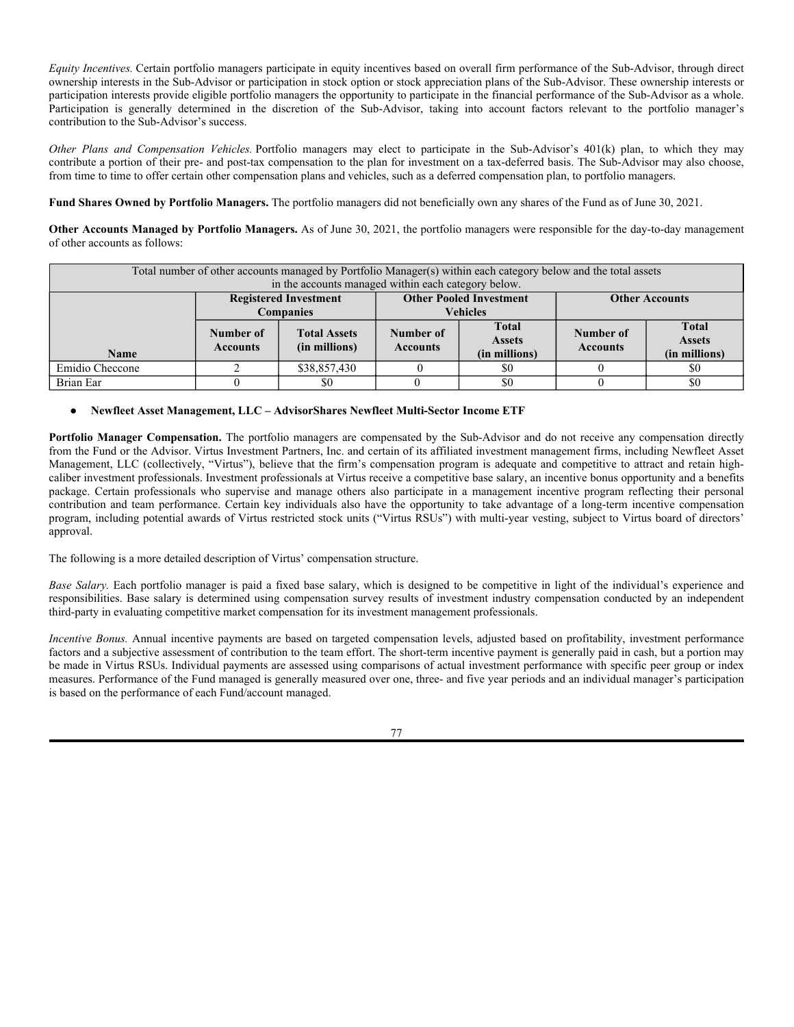*Equity Incentives.* Certain portfolio managers participate in equity incentives based on overall firm performance of the Sub-Advisor, through direct ownership interests in the Sub-Advisor or participation in stock option or stock appreciation plans of the Sub-Advisor. These ownership interests or participation interests provide eligible portfolio managers the opportunity to participate in the financial performance of the Sub-Advisor as a whole. Participation is generally determined in the discretion of the Sub-Advisor, taking into account factors relevant to the portfolio manager's contribution to the Sub-Advisor's success.

*Other Plans and Compensation Vehicles.* Portfolio managers may elect to participate in the Sub-Advisor's 401(k) plan, to which they may contribute a portion of their pre- and post-tax compensation to the plan for investment on a tax-deferred basis. The Sub-Advisor may also choose, from time to time to offer certain other compensation plans and vehicles, such as a deferred compensation plan, to portfolio managers.

**Fund Shares Owned by Portfolio Managers.** The portfolio managers did not beneficially own any shares of the Fund as of June 30, 2021.

**Other Accounts Managed by Portfolio Managers.** As of June 30, 2021, the portfolio managers were responsible for the day-to-day management of other accounts as follows:

| Total number of other accounts managed by Portfolio Manager(s) within each category below and the total assets in the accounts managed within each category below. | | | | | | |
|---|---|---|---|---|---|---|
| | **Registered Investment Companies** | | **Other Pooled Investment Vehicles** | | **Other Accounts** | |
| **Name** | **Number of Accounts** | **Total Assets (in millions)** | **Number of Accounts** | **Total Assets (in millions)** | **Number of Accounts** | **Total Assets (in millions)** |
| Emidio Checcone | 2 | $38,857,430 | 0 | $0 | 0 | $0 |
| Brian Ear | 0 | $0 | 0 | $0 | 0 | $0 |

- **Newfleet Asset Management, LLC – AdvisorShares Newfleet Multi-Sector Income ETF**

**Portfolio Manager Compensation.** The portfolio managers are compensated by the Sub-Advisor and do not receive any compensation directly from the Fund or the Advisor. Virtus Investment Partners, Inc. and certain of its affiliated investment management firms, including Newfleet Asset Management, LLC (collectively, "Virtus"), believe that the firm's compensation program is adequate and competitive to attract and retain high-caliber investment professionals. Investment professionals at Virtus receive a competitive base salary, an incentive bonus opportunity and a benefits package. Certain professionals who supervise and manage others also participate in a management incentive program reflecting their personal contribution and team performance. Certain key individuals also have the opportunity to take advantage of a long-term incentive compensation program, including potential awards of Virtus restricted stock units ("Virtus RSUs") with multi-year vesting, subject to Virtus board of directors' approval.

The following is a more detailed description of Virtus' compensation structure.

*Base Salary.* Each portfolio manager is paid a fixed base salary, which is designed to be competitive in light of the individual's experience and responsibilities. Base salary is determined using compensation survey results of investment industry compensation conducted by an independent third-party in evaluating competitive market compensation for its investment management professionals.

*Incentive Bonus.* Annual incentive payments are based on targeted compensation levels, adjusted based on profitability, investment performance factors and a subjective assessment of contribution to the team effort. The short-term incentive payment is generally paid in cash, but a portion may be made in Virtus RSUs. Individual payments are assessed using comparisons of actual investment performance with specific peer group or index measures. Performance of the Fund managed is generally measured over one, three- and five year periods and an individual manager's participation is based on the performance of each Fund/account managed.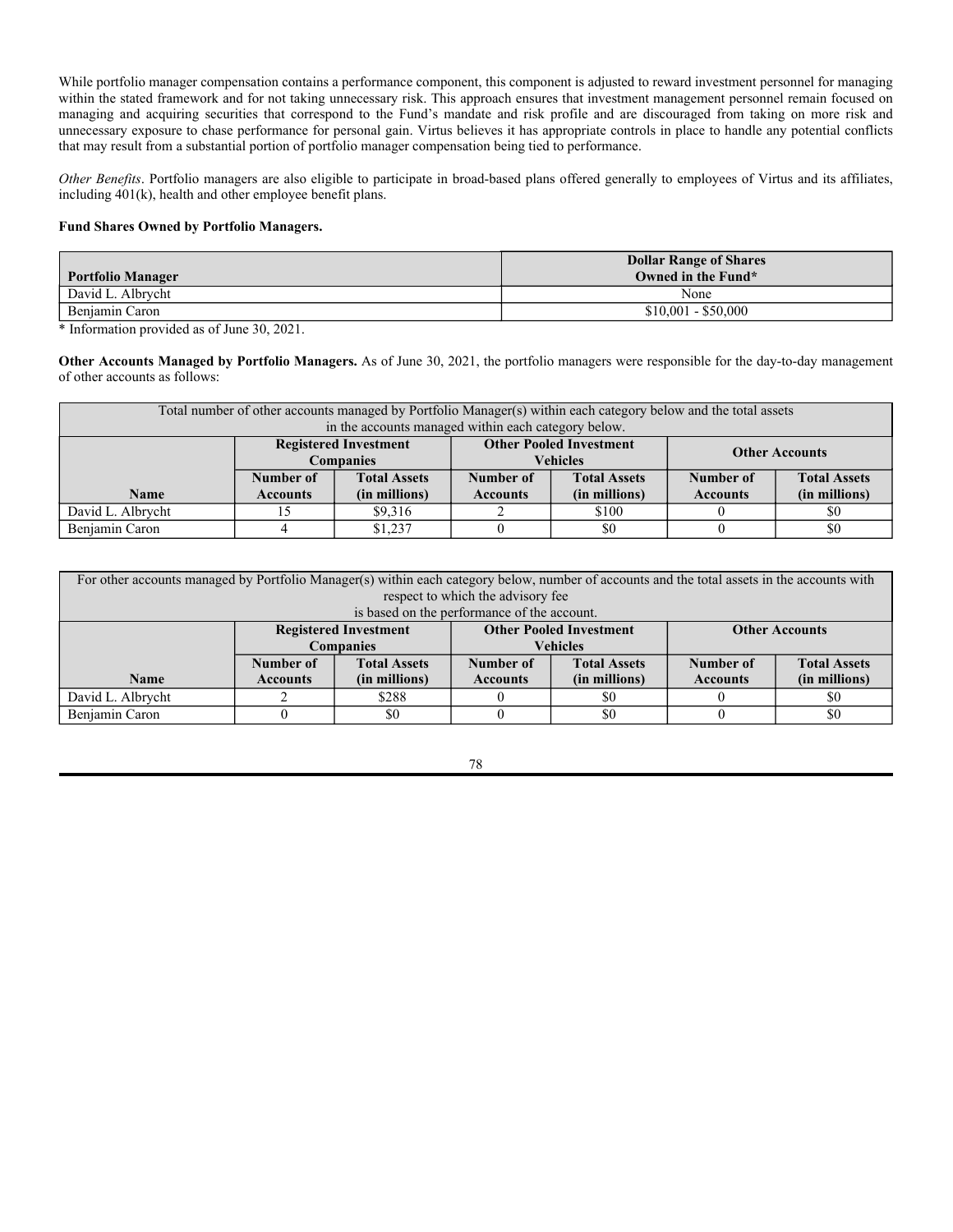While portfolio manager compensation contains a performance component, this component is adjusted to reward investment personnel for managing within the stated framework and for not taking unnecessary risk. This approach ensures that investment management personnel remain focused on managing and acquiring securities that correspond to the Fund's mandate and risk profile and are discouraged from taking on more risk and unnecessary exposure to chase performance for personal gain. Virtus believes it has appropriate controls in place to handle any potential conflicts that may result from a substantial portion of portfolio manager compensation being tied to performance.

*Other Benefits*. Portfolio managers are also eligible to participate in broad-based plans offered generally to employees of Virtus and its affiliates, including 401(k), health and other employee benefit plans.

**Fund Shares Owned by Portfolio Managers.**

| **Portfolio Manager** | **Dollar Range of Shares Owned in the Fund*** |
|---|---|
| David L. Albrycht | None |
| Benjamin Caron | $10,001 - $50,000 |

* Information provided as of June 30, 2021.

**Other Accounts Managed by Portfolio Managers.** As of June 30, 2021, the portfolio managers were responsible for the day-to-day management of other accounts as follows:

| Total number of other accounts managed by Portfolio Manager(s) within each category below and the total assets in the accounts managed within each category below. | | | | | | |
|---|---|---|---|---|---|---|
| | **Registered Investment Companies** | | **Other Pooled Investment Vehicles** | | **Other Accounts** | |
| **Name** | **Number of Accounts** | **Total Assets (in millions)** | **Number of Accounts** | **Total Assets (in millions)** | **Number of Accounts** | **Total Assets (in millions)** |
| David L. Albrycht | 15 | $9,316 | 2 | $100 | 0 | $0 |
| Benjamin Caron | 4 | $1,237 | 0 | $0 | 0 | $0 |

| For other accounts managed by Portfolio Manager(s) within each category below, number of accounts and the total assets in the accounts with respect to which the advisory fee is based on the performance of the account. | | | | | | |
|---|---|---|---|---|---|---|
| | **Registered Investment Companies** | | **Other Pooled Investment Vehicles** | | **Other Accounts** | |
| **Name** | **Number of Accounts** | **Total Assets (in millions)** | **Number of Accounts** | **Total Assets (in millions)** | **Number of Accounts** | **Total Assets (in millions)** |
| David L. Albrycht | 2 | $288 | 0 | $0 | 0 | $0 |
| Benjamin Caron | 0 | $0 | 0 | $0 | 0 | $0 |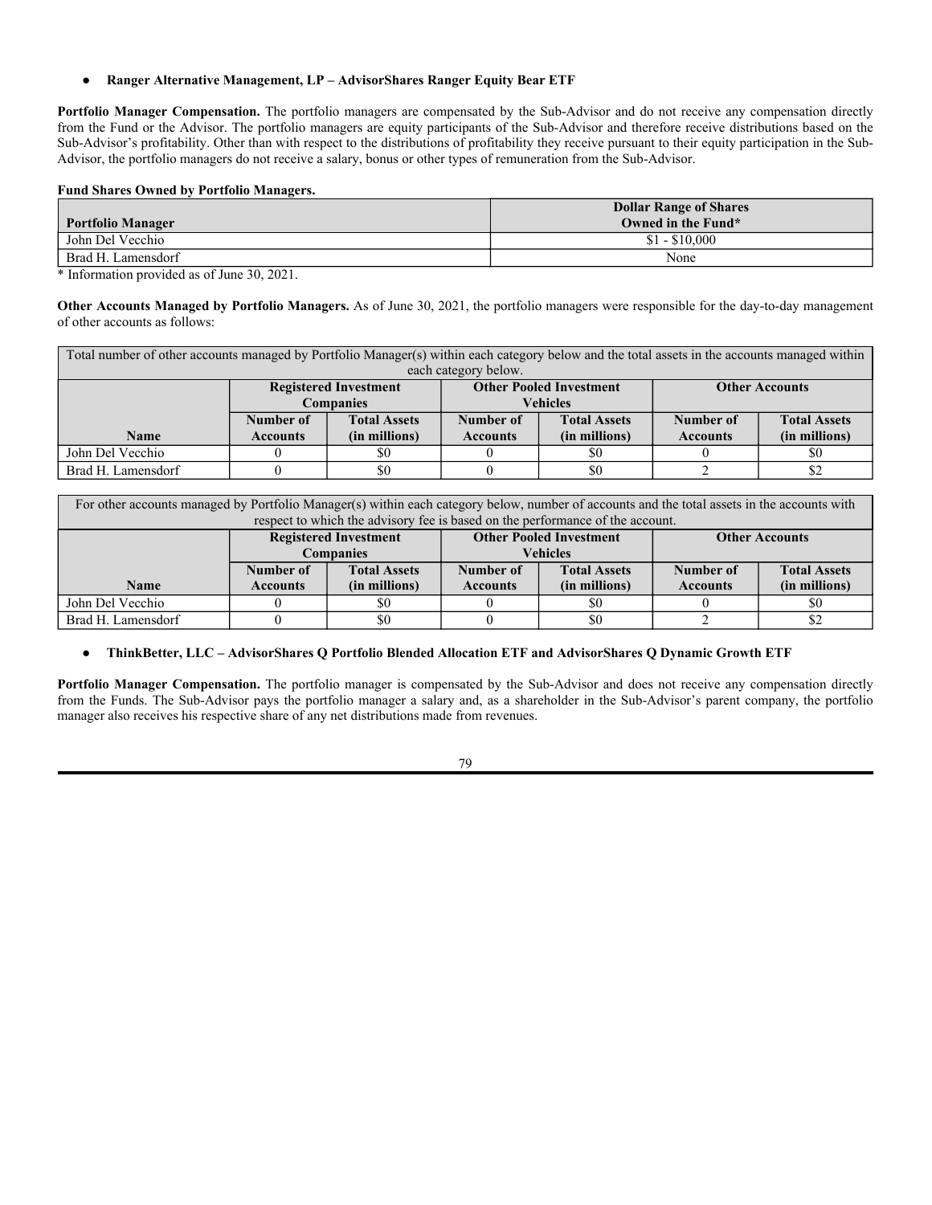- **Ranger Alternative Management, LP – AdvisorShares Ranger Equity Bear ETF**

**Portfolio Manager Compensation.** The portfolio managers are compensated by the Sub-Advisor and do not receive any compensation directly from the Fund or the Advisor. The portfolio managers are equity participants of the Sub-Advisor and therefore receive distributions based on the Sub-Advisor's profitability. Other than with respect to the distributions of profitability they receive pursuant to their equity participation in the Sub-Advisor, the portfolio managers do not receive a salary, bonus or other types of remuneration from the Sub-Advisor.

**Fund Shares Owned by Portfolio Managers.**

| Portfolio Manager | Dollar Range of Shares Owned in the Fund* |
|---|---|
| John Del Vecchio | $1 - $10,000 |
| Brad H. Lamensdorf | None |

\* Information provided as of June 30, 2021.

**Other Accounts Managed by Portfolio Managers.** As of June 30, 2021, the portfolio managers were responsible for the day-to-day management of other accounts as follows:

| Total number of other accounts managed by Portfolio Manager(s) within each category below and the total assets in the accounts managed within each category below. | | | | | | |
|---|---|---|---|---|---|---|
| | Registered Investment Companies | | Other Pooled Investment Vehicles | | Other Accounts | |
| Name | Number of Accounts | Total Assets (in millions) | Number of Accounts | Total Assets (in millions) | Number of Accounts | Total Assets (in millions) |
| John Del Vecchio | 0 | $0 | 0 | $0 | 0 | $0 |
| Brad H. Lamensdorf | 0 | $0 | 0 | $0 | 2 | $2 |

| For other accounts managed by Portfolio Manager(s) within each category below, number of accounts and the total assets in the accounts with respect to which the advisory fee is based on the performance of the account. | | | | | | |
|---|---|---|---|---|---|---|
| | Registered Investment Companies | | Other Pooled Investment Vehicles | | Other Accounts | |
| Name | Number of Accounts | Total Assets (in millions) | Number of Accounts | Total Assets (in millions) | Number of Accounts | Total Assets (in millions) |
| John Del Vecchio | 0 | $0 | 0 | $0 | 0 | $0 |
| Brad H. Lamensdorf | 0 | $0 | 0 | $0 | 2 | $2 |

- **ThinkBetter, LLC – AdvisorShares Q Portfolio Blended Allocation ETF and AdvisorShares Q Dynamic Growth ETF**

**Portfolio Manager Compensation.** The portfolio manager is compensated by the Sub-Advisor and does not receive any compensation directly from the Funds. The Sub-Advisor pays the portfolio manager a salary and, as a shareholder in the Sub-Advisor's parent company, the portfolio manager also receives his respective share of any net distributions made from revenues.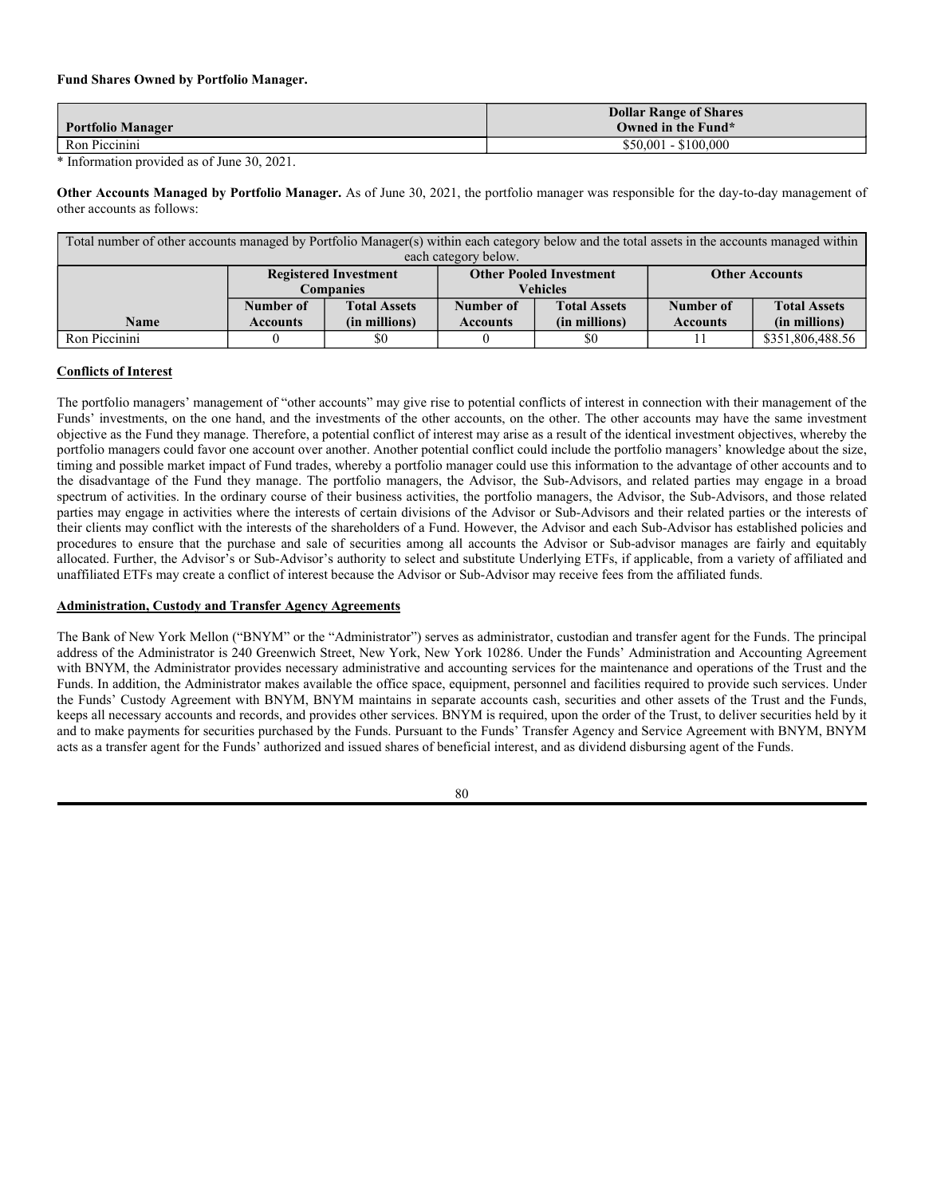**Fund Shares Owned by Portfolio Manager.**

| Portfolio Manager | Dollar Range of Shares Owned in the Fund* |
|---|---|
| Ron Piccinini | $50,001 - $100,000 |

* Information provided as of June 30, 2021.

**Other Accounts Managed by Portfolio Manager.** As of June 30, 2021, the portfolio manager was responsible for the day-to-day management of other accounts as follows:

| Total number of other accounts managed by Portfolio Manager(s) within each category below and the total assets in the accounts managed within each category below. | | | | | | |
|---|---|---|---|---|---|---|
| | Registered Investment Companies | | Other Pooled Investment Vehicles | | Other Accounts | |
| Name | Number of Accounts | Total Assets (in millions) | Number of Accounts | Total Assets (in millions) | Number of Accounts | Total Assets (in millions) |
| Ron Piccinini | 0 | $0 | 0 | $0 | 11 | $351,806,488.56 |

**Conflicts of Interest**

The portfolio managers' management of "other accounts" may give rise to potential conflicts of interest in connection with their management of the Funds' investments, on the one hand, and the investments of the other accounts, on the other. The other accounts may have the same investment objective as the Fund they manage. Therefore, a potential conflict of interest may arise as a result of the identical investment objectives, whereby the portfolio managers could favor one account over another. Another potential conflict could include the portfolio managers' knowledge about the size, timing and possible market impact of Fund trades, whereby a portfolio manager could use this information to the advantage of other accounts and to the disadvantage of the Fund they manage. The portfolio managers, the Advisor, the Sub-Advisors, and related parties may engage in a broad spectrum of activities. In the ordinary course of their business activities, the portfolio managers, the Advisor, the Sub-Advisors, and those related parties may engage in activities where the interests of certain divisions of the Advisor or Sub-Advisors and their related parties or the interests of their clients may conflict with the interests of the shareholders of a Fund. However, the Advisor and each Sub-Advisor has established policies and procedures to ensure that the purchase and sale of securities among all accounts the Advisor or Sub-advisor manages are fairly and equitably allocated. Further, the Advisor's or Sub-Advisor's authority to select and substitute Underlying ETFs, if applicable, from a variety of affiliated and unaffiliated ETFs may create a conflict of interest because the Advisor or Sub-Advisor may receive fees from the affiliated funds.

**Administration, Custody and Transfer Agency Agreements**

The Bank of New York Mellon ("BNYM" or the "Administrator") serves as administrator, custodian and transfer agent for the Funds. The principal address of the Administrator is 240 Greenwich Street, New York, New York 10286. Under the Funds' Administration and Accounting Agreement with BNYM, the Administrator provides necessary administrative and accounting services for the maintenance and operations of the Trust and the Funds. In addition, the Administrator makes available the office space, equipment, personnel and facilities required to provide such services. Under the Funds' Custody Agreement with BNYM, BNYM maintains in separate accounts cash, securities and other assets of the Trust and the Funds, keeps all necessary accounts and records, and provides other services. BNYM is required, upon the order of the Trust, to deliver securities held by it and to make payments for securities purchased by the Funds. Pursuant to the Funds' Transfer Agency and Service Agreement with BNYM, BNYM acts as a transfer agent for the Funds' authorized and issued shares of beneficial interest, and as dividend disbursing agent of the Funds.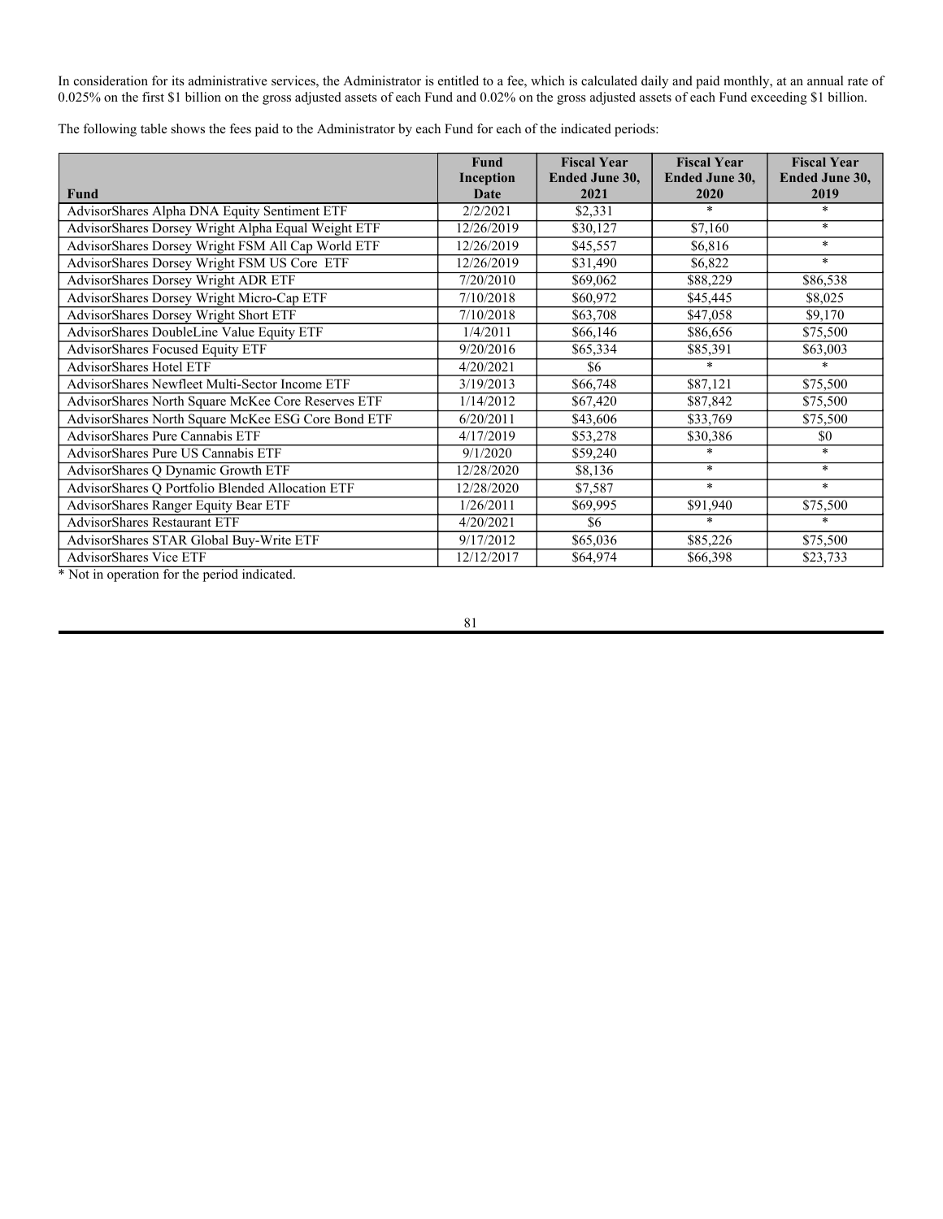In consideration for its administrative services, the Administrator is entitled to a fee, which is calculated daily and paid monthly, at an annual rate of 0.025% on the first $1 billion on the gross adjusted assets of each Fund and 0.02% on the gross adjusted assets of each Fund exceeding $1 billion.

The following table shows the fees paid to the Administrator by each Fund for each of the indicated periods:

| Fund | Fund Inception Date | Fiscal Year Ended June 30, 2021 | Fiscal Year Ended June 30, 2020 | Fiscal Year Ended June 30, 2019 |
|---|---|---|---|---|
| AdvisorShares Alpha DNA Equity Sentiment ETF | 2/2/2021 | $2,331 | * | * |
| AdvisorShares Dorsey Wright Alpha Equal Weight ETF | 12/26/2019 | $30,127 | $7,160 | * |
| AdvisorShares Dorsey Wright FSM All Cap World ETF | 12/26/2019 | $45,557 | $6,816 | * |
| AdvisorShares Dorsey Wright FSM US Core ETF | 12/26/2019 | $31,490 | $6,822 | * |
| AdvisorShares Dorsey Wright ADR ETF | 7/20/2010 | $69,062 | $88,229 | $86,538 |
| AdvisorShares Dorsey Wright Micro-Cap ETF | 7/10/2018 | $60,972 | $45,445 | $8,025 |
| AdvisorShares Dorsey Wright Short ETF | 7/10/2018 | $63,708 | $47,058 | $9,170 |
| AdvisorShares DoubleLine Value Equity ETF | 1/4/2011 | $66,146 | $86,656 | $75,500 |
| AdvisorShares Focused Equity ETF | 9/20/2016 | $65,334 | $85,391 | $63,003 |
| AdvisorShares Hotel ETF | 4/20/2021 | $6 | * | * |
| AdvisorShares Newfleet Multi-Sector Income ETF | 3/19/2013 | $66,748 | $87,121 | $75,500 |
| AdvisorShares North Square McKee Core Reserves ETF | 1/14/2012 | $67,420 | $87,842 | $75,500 |
| AdvisorShares North Square McKee ESG Core Bond ETF | 6/20/2011 | $43,606 | $33,769 | $75,500 |
| AdvisorShares Pure Cannabis ETF | 4/17/2019 | $53,278 | $30,386 | $0 |
| AdvisorShares Pure US Cannabis ETF | 9/1/2020 | $59,240 | * | * |
| AdvisorShares Q Dynamic Growth ETF | 12/28/2020 | $8,136 | * | * |
| AdvisorShares Q Portfolio Blended Allocation ETF | 12/28/2020 | $7,587 | * | * |
| AdvisorShares Ranger Equity Bear ETF | 1/26/2011 | $69,995 | $91,940 | $75,500 |
| AdvisorShares Restaurant ETF | 4/20/2021 | $6 | * | * |
| AdvisorShares STAR Global Buy-Write ETF | 9/17/2012 | $65,036 | $85,226 | $75,500 |
| AdvisorShares Vice ETF | 12/12/2017 | $64,974 | $66,398 | $23,733 |

* Not in operation for the period indicated.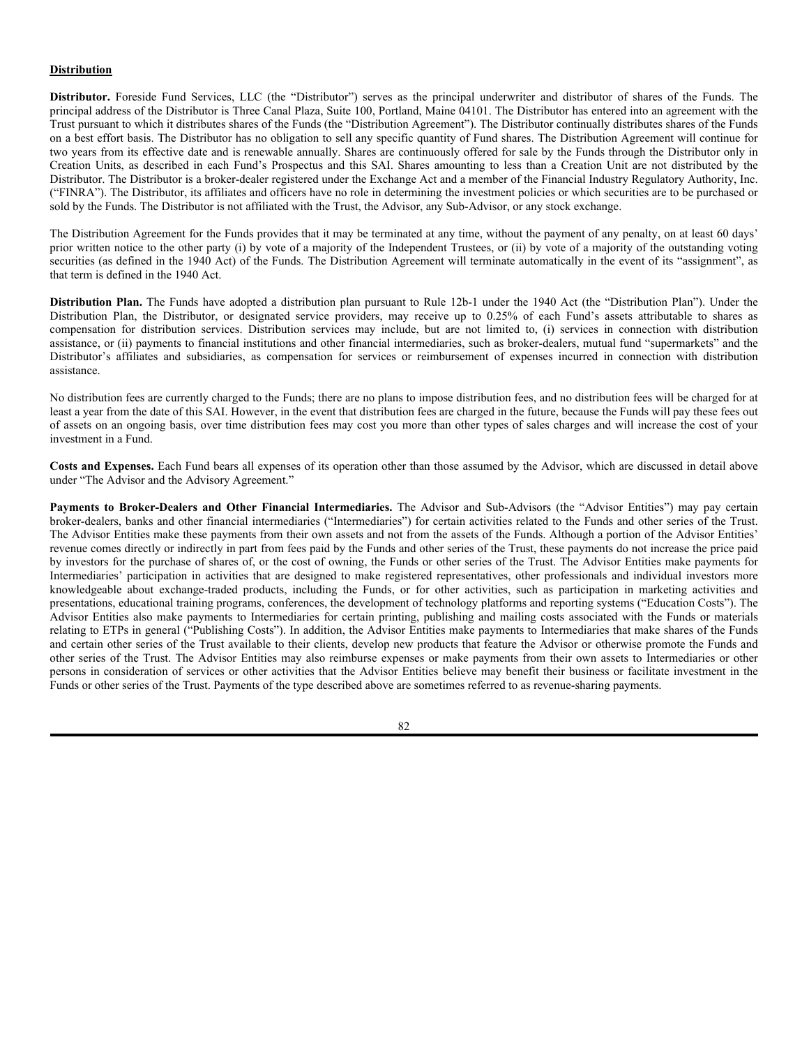**Distribution**

**Distributor.** Foreside Fund Services, LLC (the "Distributor") serves as the principal underwriter and distributor of shares of the Funds. The principal address of the Distributor is Three Canal Plaza, Suite 100, Portland, Maine 04101. The Distributor has entered into an agreement with the Trust pursuant to which it distributes shares of the Funds (the "Distribution Agreement"). The Distributor continually distributes shares of the Funds on a best effort basis. The Distributor has no obligation to sell any specific quantity of Fund shares. The Distribution Agreement will continue for two years from its effective date and is renewable annually. Shares are continuously offered for sale by the Funds through the Distributor only in Creation Units, as described in each Fund's Prospectus and this SAI. Shares amounting to less than a Creation Unit are not distributed by the Distributor. The Distributor is a broker-dealer registered under the Exchange Act and a member of the Financial Industry Regulatory Authority, Inc. ("FINRA"). The Distributor, its affiliates and officers have no role in determining the investment policies or which securities are to be purchased or sold by the Funds. The Distributor is not affiliated with the Trust, the Advisor, any Sub-Advisor, or any stock exchange.

The Distribution Agreement for the Funds provides that it may be terminated at any time, without the payment of any penalty, on at least 60 days' prior written notice to the other party (i) by vote of a majority of the Independent Trustees, or (ii) by vote of a majority of the outstanding voting securities (as defined in the 1940 Act) of the Funds. The Distribution Agreement will terminate automatically in the event of its "assignment", as that term is defined in the 1940 Act.

**Distribution Plan.** The Funds have adopted a distribution plan pursuant to Rule 12b-1 under the 1940 Act (the "Distribution Plan"). Under the Distribution Plan, the Distributor, or designated service providers, may receive up to 0.25% of each Fund's assets attributable to shares as compensation for distribution services. Distribution services may include, but are not limited to, (i) services in connection with distribution assistance, or (ii) payments to financial institutions and other financial intermediaries, such as broker-dealers, mutual fund "supermarkets" and the Distributor's affiliates and subsidiaries, as compensation for services or reimbursement of expenses incurred in connection with distribution assistance.

No distribution fees are currently charged to the Funds; there are no plans to impose distribution fees, and no distribution fees will be charged for at least a year from the date of this SAI. However, in the event that distribution fees are charged in the future, because the Funds will pay these fees out of assets on an ongoing basis, over time distribution fees may cost you more than other types of sales charges and will increase the cost of your investment in a Fund.

**Costs and Expenses.** Each Fund bears all expenses of its operation other than those assumed by the Advisor, which are discussed in detail above under "The Advisor and the Advisory Agreement."

**Payments to Broker-Dealers and Other Financial Intermediaries.** The Advisor and Sub-Advisors (the "Advisor Entities") may pay certain broker-dealers, banks and other financial intermediaries ("Intermediaries") for certain activities related to the Funds and other series of the Trust. The Advisor Entities make these payments from their own assets and not from the assets of the Funds. Although a portion of the Advisor Entities' revenue comes directly or indirectly in part from fees paid by the Funds and other series of the Trust, these payments do not increase the price paid by investors for the purchase of shares of, or the cost of owning, the Funds or other series of the Trust. The Advisor Entities make payments for Intermediaries' participation in activities that are designed to make registered representatives, other professionals and individual investors more knowledgeable about exchange-traded products, including the Funds, or for other activities, such as participation in marketing activities and presentations, educational training programs, conferences, the development of technology platforms and reporting systems ("Education Costs"). The Advisor Entities also make payments to Intermediaries for certain printing, publishing and mailing costs associated with the Funds or materials relating to ETPs in general ("Publishing Costs"). In addition, the Advisor Entities make payments to Intermediaries that make shares of the Funds and certain other series of the Trust available to their clients, develop new products that feature the Advisor or otherwise promote the Funds and other series of the Trust. The Advisor Entities may also reimburse expenses or make payments from their own assets to Intermediaries or other persons in consideration of services or other activities that the Advisor Entities believe may benefit their business or facilitate investment in the Funds or other series of the Trust. Payments of the type described above are sometimes referred to as revenue-sharing payments.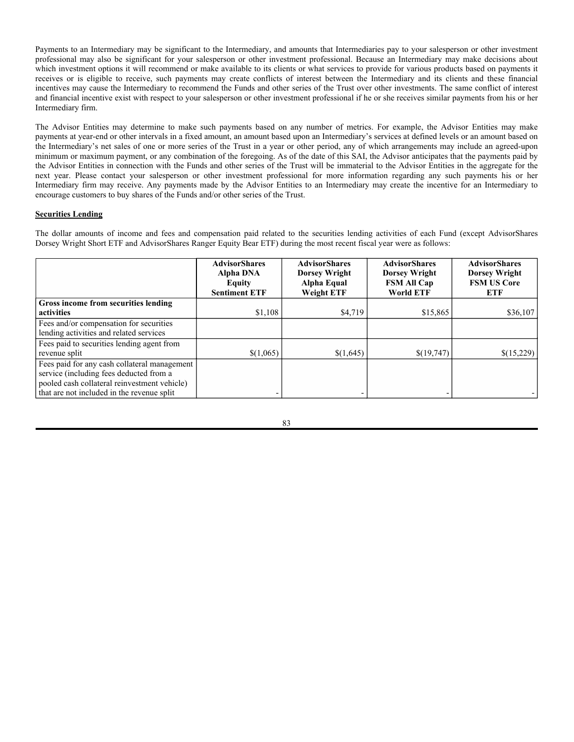Payments to an Intermediary may be significant to the Intermediary, and amounts that Intermediaries pay to your salesperson or other investment professional may also be significant for your salesperson or other investment professional. Because an Intermediary may make decisions about which investment options it will recommend or make available to its clients or what services to provide for various products based on payments it receives or is eligible to receive, such payments may create conflicts of interest between the Intermediary and its clients and these financial incentives may cause the Intermediary to recommend the Funds and other series of the Trust over other investments. The same conflict of interest and financial incentive exist with respect to your salesperson or other investment professional if he or she receives similar payments from his or her Intermediary firm.

The Advisor Entities may determine to make such payments based on any number of metrics. For example, the Advisor Entities may make payments at year-end or other intervals in a fixed amount, an amount based upon an Intermediary's services at defined levels or an amount based on the Intermediary's net sales of one or more series of the Trust in a year or other period, any of which arrangements may include an agreed-upon minimum or maximum payment, or any combination of the foregoing. As of the date of this SAI, the Advisor anticipates that the payments paid by the Advisor Entities in connection with the Funds and other series of the Trust will be immaterial to the Advisor Entities in the aggregate for the next year. Please contact your salesperson or other investment professional for more information regarding any such payments his or her Intermediary firm may receive. Any payments made by the Advisor Entities to an Intermediary may create the incentive for an Intermediary to encourage customers to buy shares of the Funds and/or other series of the Trust.

**Securities Lending**

The dollar amounts of income and fees and compensation paid related to the securities lending activities of each Fund (except AdvisorShares Dorsey Wright Short ETF and AdvisorShares Ranger Equity Bear ETF) during the most recent fiscal year were as follows:

| | **AdvisorShares Alpha DNA Equity Sentiment ETF** | **AdvisorShares Dorsey Wright Alpha Equal Weight ETF** | **AdvisorShares Dorsey Wright FSM All Cap World ETF** | **AdvisorShares Dorsey Wright FSM US Core ETF** |
|---|---|---|---|---|
| **Gross income from securities lending activities** | $1,108 | $4,719 | $15,865 | $36,107 |
| Fees and/or compensation for securities lending activities and related services | | | | |
| Fees paid to securities lending agent from revenue split | $(1,065) | $(1,645) | $(19,747) | $(15,229) |
| Fees paid for any cash collateral management service (including fees deducted from a pooled cash collateral reinvestment vehicle) that are not included in the revenue split | - | - | - | - |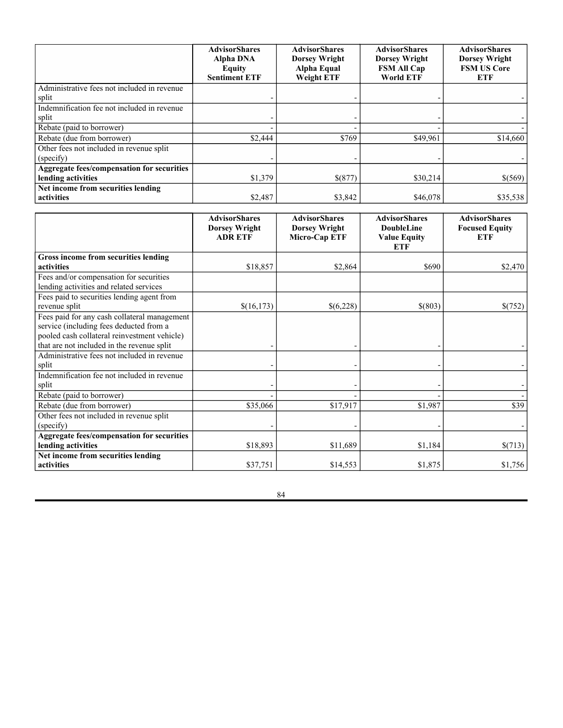| | AdvisorShares Alpha DNA Equity Sentiment ETF | AdvisorShares Dorsey Wright Alpha Equal Weight ETF | AdvisorShares Dorsey Wright FSM All Cap World ETF | AdvisorShares Dorsey Wright FSM US Core ETF |
|---|---|---|---|---|
| Administrative fees not included in revenue split | - | - | - | - |
| Indemnification fee not included in revenue split | - | - | - | - |
| Rebate (paid to borrower) | - | - | - | - |
| Rebate (due from borrower) | $2,444 | $769 | $49,961 | $14,660 |
| Other fees not included in revenue split (specify) | - | - | - | - |
| **Aggregate fees/compensation for securities lending activities** | $1,379 | $(877) | $30,214 | $(569) |
| **Net income from securities lending activities** | $2,487 | $3,842 | $46,078 | $35,538 |

| | AdvisorShares Dorsey Wright ADR ETF | AdvisorShares Dorsey Wright Micro-Cap ETF | AdvisorShares DoubleLine Value Equity ETF | AdvisorShares Focused Equity ETF |
|---|---|---|---|---|
| **Gross income from securities lending activities** | $18,857 | $2,864 | $690 | $2,470 |
| Fees and/or compensation for securities lending activities and related services | | | | |
| Fees paid to securities lending agent from revenue split | $(16,173) | $(6,228) | $(803) | $(752) |
| Fees paid for any cash collateral management service (including fees deducted from a pooled cash collateral reinvestment vehicle) that are not included in the revenue split | - | - | - | - |
| Administrative fees not included in revenue split | - | - | - | - |
| Indemnification fee not included in revenue split | - | - | - | - |
| Rebate (paid to borrower) | - | - | - | - |
| Rebate (due from borrower) | $35,066 | $17,917 | $1,987 | $39 |
| Other fees not included in revenue split (specify) | - | - | - | - |
| **Aggregate fees/compensation for securities lending activities** | $18,893 | $11,689 | $1,184 | $(713) |
| **Net income from securities lending activities** | $37,751 | $14,553 | $1,875 | $1,756 |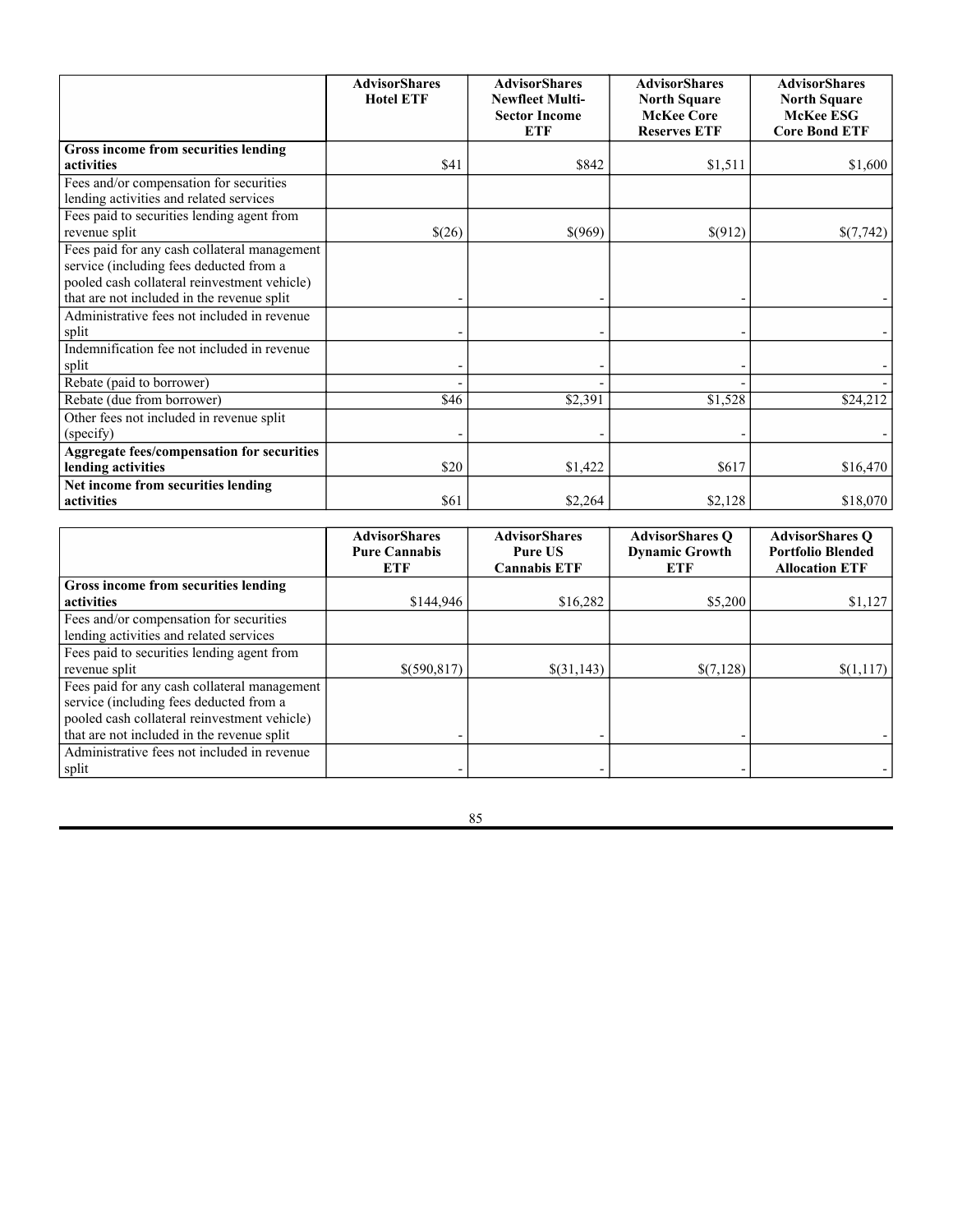| | AdvisorShares Hotel ETF | AdvisorShares Newfleet Multi-Sector Income ETF | AdvisorShares North Square McKee Core Reserves ETF | AdvisorShares North Square McKee ESG Core Bond ETF |
|---|---|---|---|---|
| **Gross income from securities lending activities** | $41 | $842 | $1,511 | $1,600 |
| Fees and/or compensation for securities lending activities and related services | | | | |
| Fees paid to securities lending agent from revenue split | $(26) | $(969) | $(912) | $(7,742) |
| Fees paid for any cash collateral management service (including fees deducted from a pooled cash collateral reinvestment vehicle) that are not included in the revenue split | - | - | - | - |
| Administrative fees not included in revenue split | - | - | - | - |
| Indemnification fee not included in revenue split | - | - | - | - |
| Rebate (paid to borrower) | - | - | - | - |
| Rebate (due from borrower) | $46 | $2,391 | $1,528 | $24,212 |
| Other fees not included in revenue split (specify) | - | - | - | - |
| **Aggregate fees/compensation for securities lending activities** | $20 | $1,422 | $617 | $16,470 |
| **Net income from securities lending activities** | $61 | $2,264 | $2,128 | $18,070 |

| | AdvisorShares Pure Cannabis ETF | AdvisorShares Pure US Cannabis ETF | AdvisorShares Q Dynamic Growth ETF | AdvisorShares Q Portfolio Blended Allocation ETF |
|---|---|---|---|---|
| **Gross income from securities lending activities** | $144,946 | $16,282 | $5,200 | $1,127 |
| Fees and/or compensation for securities lending activities and related services | | | | |
| Fees paid to securities lending agent from revenue split | $(590,817) | $(31,143) | $(7,128) | $(1,117) |
| Fees paid for any cash collateral management service (including fees deducted from a pooled cash collateral reinvestment vehicle) that are not included in the revenue split | - | - | - | - |
| Administrative fees not included in revenue split | - | - | - | - |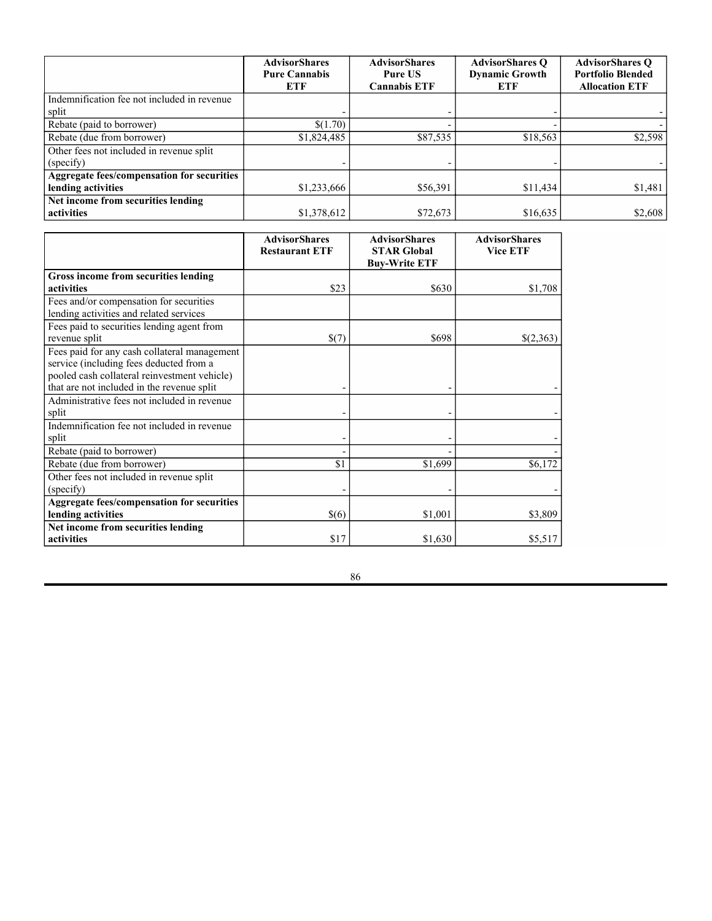| | AdvisorShares Pure Cannabis ETF | AdvisorShares Pure US Cannabis ETF | AdvisorShares Q Dynamic Growth ETF | AdvisorShares Q Portfolio Blended Allocation ETF |
|---|---|---|---|---|
| Indemnification fee not included in revenue split | - | - | - | - |
| Rebate (paid to borrower) | $(1.70) | - | - | - |
| Rebate (due from borrower) | $1,824,485 | $87,535 | $18,563 | $2,598 |
| Other fees not included in revenue split (specify) | - | - | - | - |
| **Aggregate fees/compensation for securities lending activities** | $1,233,666 | $56,391 | $11,434 | $1,481 |
| **Net income from securities lending activities** | $1,378,612 | $72,673 | $16,635 | $2,608 |

| | AdvisorShares Restaurant ETF | AdvisorShares STAR Global Buy-Write ETF | AdvisorShares Vice ETF |
|---|---|---|---|
| **Gross income from securities lending activities** | $23 | $630 | $1,708 |
| Fees and/or compensation for securities lending activities and related services | | | |
| Fees paid to securities lending agent from revenue split | $(7) | $698 | $(2,363) |
| Fees paid for any cash collateral management service (including fees deducted from a pooled cash collateral reinvestment vehicle) that are not included in the revenue split | - | - | - |
| Administrative fees not included in revenue split | - | - | - |
| Indemnification fee not included in revenue split | - | - | - |
| Rebate (paid to borrower) | - | - | - |
| Rebate (due from borrower) | $1 | $1,699 | $6,172 |
| Other fees not included in revenue split (specify) | - | - | - |
| **Aggregate fees/compensation for securities lending activities** | $(6) | $1,001 | $3,809 |
| **Net income from securities lending activities** | $17 | $1,630 | $5,517 |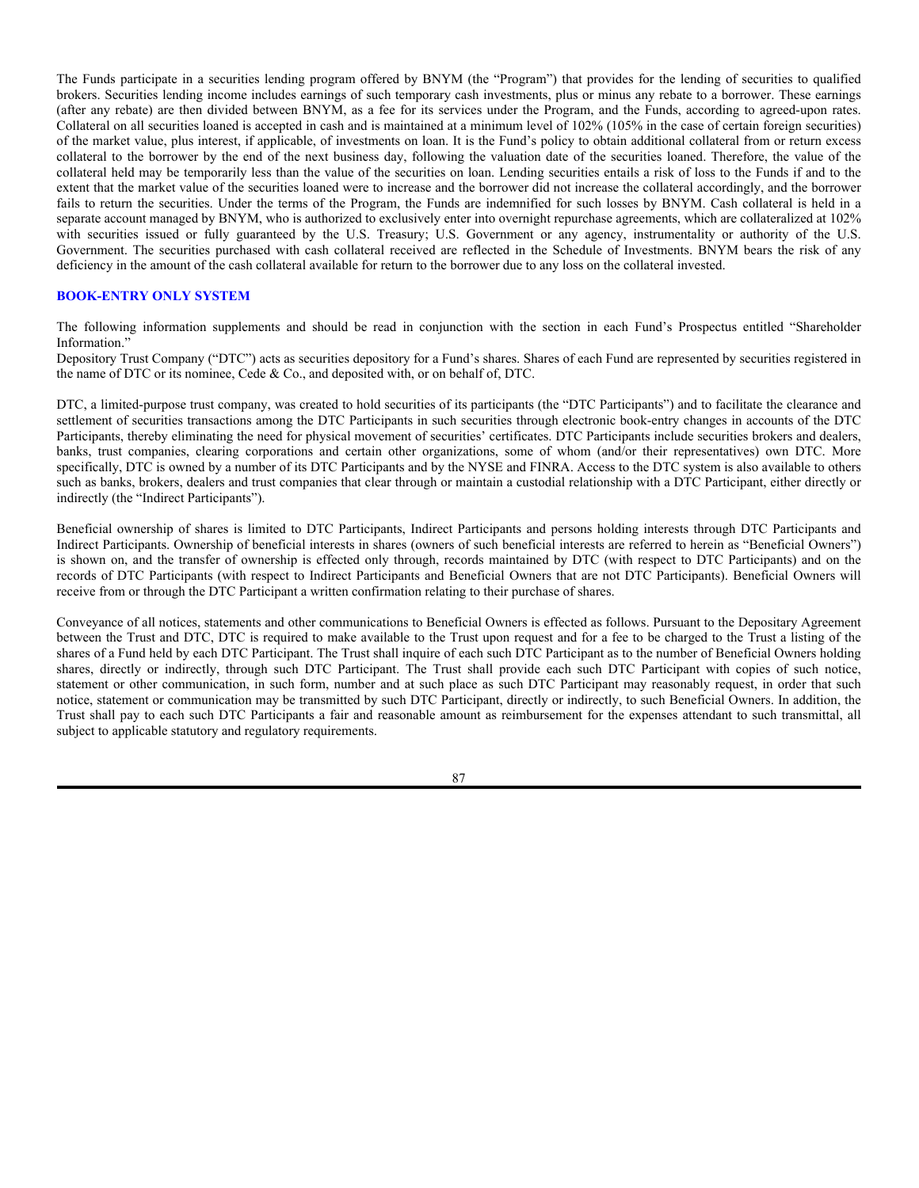The Funds participate in a securities lending program offered by BNYM (the "Program") that provides for the lending of securities to qualified brokers. Securities lending income includes earnings of such temporary cash investments, plus or minus any rebate to a borrower. These earnings (after any rebate) are then divided between BNYM, as a fee for its services under the Program, and the Funds, according to agreed-upon rates. Collateral on all securities loaned is accepted in cash and is maintained at a minimum level of 102% (105% in the case of certain foreign securities) of the market value, plus interest, if applicable, of investments on loan. It is the Fund's policy to obtain additional collateral from or return excess collateral to the borrower by the end of the next business day, following the valuation date of the securities loaned. Therefore, the value of the collateral held may be temporarily less than the value of the securities on loan. Lending securities entails a risk of loss to the Funds if and to the extent that the market value of the securities loaned were to increase and the borrower did not increase the collateral accordingly, and the borrower fails to return the securities. Under the terms of the Program, the Funds are indemnified for such losses by BNYM. Cash collateral is held in a separate account managed by BNYM, who is authorized to exclusively enter into overnight repurchase agreements, which are collateralized at 102% with securities issued or fully guaranteed by the U.S. Treasury; U.S. Government or any agency, instrumentality or authority of the U.S. Government. The securities purchased with cash collateral received are reflected in the Schedule of Investments. BNYM bears the risk of any deficiency in the amount of the cash collateral available for return to the borrower due to any loss on the collateral invested.

## BOOK-ENTRY ONLY SYSTEM

The following information supplements and should be read in conjunction with the section in each Fund's Prospectus entitled "Shareholder Information."

Depository Trust Company ("DTC") acts as securities depository for a Fund's shares. Shares of each Fund are represented by securities registered in the name of DTC or its nominee, Cede & Co., and deposited with, or on behalf of, DTC.

DTC, a limited-purpose trust company, was created to hold securities of its participants (the "DTC Participants") and to facilitate the clearance and settlement of securities transactions among the DTC Participants in such securities through electronic book-entry changes in accounts of the DTC Participants, thereby eliminating the need for physical movement of securities' certificates. DTC Participants include securities brokers and dealers, banks, trust companies, clearing corporations and certain other organizations, some of whom (and/or their representatives) own DTC. More specifically, DTC is owned by a number of its DTC Participants and by the NYSE and FINRA. Access to the DTC system is also available to others such as banks, brokers, dealers and trust companies that clear through or maintain a custodial relationship with a DTC Participant, either directly or indirectly (the "Indirect Participants").

Beneficial ownership of shares is limited to DTC Participants, Indirect Participants and persons holding interests through DTC Participants and Indirect Participants. Ownership of beneficial interests in shares (owners of such beneficial interests are referred to herein as "Beneficial Owners") is shown on, and the transfer of ownership is effected only through, records maintained by DTC (with respect to DTC Participants) and on the records of DTC Participants (with respect to Indirect Participants and Beneficial Owners that are not DTC Participants). Beneficial Owners will receive from or through the DTC Participant a written confirmation relating to their purchase of shares.

Conveyance of all notices, statements and other communications to Beneficial Owners is effected as follows. Pursuant to the Depositary Agreement between the Trust and DTC, DTC is required to make available to the Trust upon request and for a fee to be charged to the Trust a listing of the shares of a Fund held by each DTC Participant. The Trust shall inquire of each such DTC Participant as to the number of Beneficial Owners holding shares, directly or indirectly, through such DTC Participant. The Trust shall provide each such DTC Participant with copies of such notice, statement or other communication, in such form, number and at such place as such DTC Participant may reasonably request, in order that such notice, statement or communication may be transmitted by such DTC Participant, directly or indirectly, to such Beneficial Owners. In addition, the Trust shall pay to each such DTC Participants a fair and reasonable amount as reimbursement for the expenses attendant to such transmittal, all subject to applicable statutory and regulatory requirements.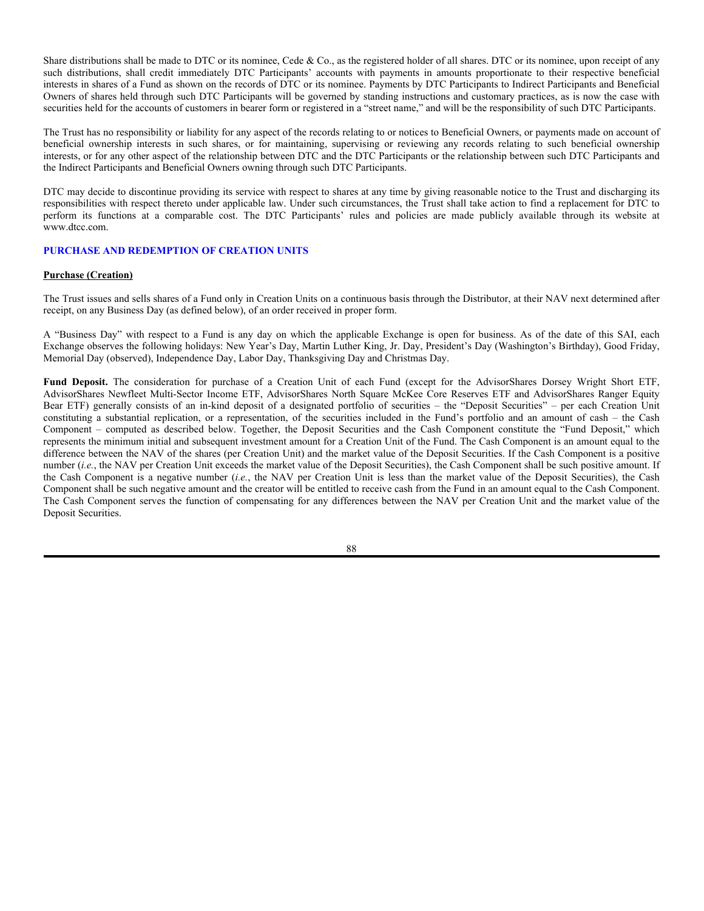Share distributions shall be made to DTC or its nominee, Cede & Co., as the registered holder of all shares. DTC or its nominee, upon receipt of any such distributions, shall credit immediately DTC Participants' accounts with payments in amounts proportionate to their respective beneficial interests in shares of a Fund as shown on the records of DTC or its nominee. Payments by DTC Participants to Indirect Participants and Beneficial Owners of shares held through such DTC Participants will be governed by standing instructions and customary practices, as is now the case with securities held for the accounts of customers in bearer form or registered in a "street name," and will be the responsibility of such DTC Participants.

The Trust has no responsibility or liability for any aspect of the records relating to or notices to Beneficial Owners, or payments made on account of beneficial ownership interests in such shares, or for maintaining, supervising or reviewing any records relating to such beneficial ownership interests, or for any other aspect of the relationship between DTC and the DTC Participants or the relationship between such DTC Participants and the Indirect Participants and Beneficial Owners owning through such DTC Participants.

DTC may decide to discontinue providing its service with respect to shares at any time by giving reasonable notice to the Trust and discharging its responsibilities with respect thereto under applicable law. Under such circumstances, the Trust shall take action to find a replacement for DTC to perform its functions at a comparable cost. The DTC Participants' rules and policies are made publicly available through its website at www.dtcc.com.

## PURCHASE AND REDEMPTION OF CREATION UNITS

### Purchase (Creation)

The Trust issues and sells shares of a Fund only in Creation Units on a continuous basis through the Distributor, at their NAV next determined after receipt, on any Business Day (as defined below), of an order received in proper form.

A "Business Day" with respect to a Fund is any day on which the applicable Exchange is open for business. As of the date of this SAI, each Exchange observes the following holidays: New Year's Day, Martin Luther King, Jr. Day, President's Day (Washington's Birthday), Good Friday, Memorial Day (observed), Independence Day, Labor Day, Thanksgiving Day and Christmas Day.

**Fund Deposit.** The consideration for purchase of a Creation Unit of each Fund (except for the AdvisorShares Dorsey Wright Short ETF, AdvisorShares Newfleet Multi-Sector Income ETF, AdvisorShares North Square McKee Core Reserves ETF and AdvisorShares Ranger Equity Bear ETF) generally consists of an in-kind deposit of a designated portfolio of securities – the "Deposit Securities" – per each Creation Unit constituting a substantial replication, or a representation, of the securities included in the Fund's portfolio and an amount of cash – the Cash Component – computed as described below. Together, the Deposit Securities and the Cash Component constitute the "Fund Deposit," which represents the minimum initial and subsequent investment amount for a Creation Unit of the Fund. The Cash Component is an amount equal to the difference between the NAV of the shares (per Creation Unit) and the market value of the Deposit Securities. If the Cash Component is a positive number (*i.e.*, the NAV per Creation Unit exceeds the market value of the Deposit Securities), the Cash Component shall be such positive amount. If the Cash Component is a negative number (*i.e.*, the NAV per Creation Unit is less than the market value of the Deposit Securities), the Cash Component shall be such negative amount and the creator will be entitled to receive cash from the Fund in an amount equal to the Cash Component. The Cash Component serves the function of compensating for any differences between the NAV per Creation Unit and the market value of the Deposit Securities.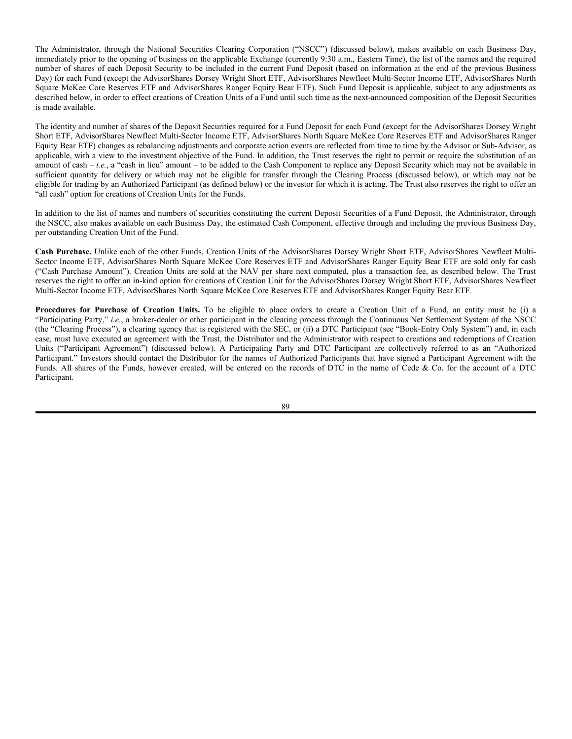The Administrator, through the National Securities Clearing Corporation ("NSCC") (discussed below), makes available on each Business Day, immediately prior to the opening of business on the applicable Exchange (currently 9:30 a.m., Eastern Time), the list of the names and the required number of shares of each Deposit Security to be included in the current Fund Deposit (based on information at the end of the previous Business Day) for each Fund (except the AdvisorShares Dorsey Wright Short ETF, AdvisorShares Newfleet Multi-Sector Income ETF, AdvisorShares North Square McKee Core Reserves ETF and AdvisorShares Ranger Equity Bear ETF). Such Fund Deposit is applicable, subject to any adjustments as described below, in order to effect creations of Creation Units of a Fund until such time as the next-announced composition of the Deposit Securities is made available.

The identity and number of shares of the Deposit Securities required for a Fund Deposit for each Fund (except for the AdvisorShares Dorsey Wright Short ETF, AdvisorShares Newfleet Multi-Sector Income ETF, AdvisorShares North Square McKee Core Reserves ETF and AdvisorShares Ranger Equity Bear ETF) changes as rebalancing adjustments and corporate action events are reflected from time to time by the Advisor or Sub-Advisor, as applicable, with a view to the investment objective of the Fund. In addition, the Trust reserves the right to permit or require the substitution of an amount of cash – *i.e.*, a "cash in lieu" amount – to be added to the Cash Component to replace any Deposit Security which may not be available in sufficient quantity for delivery or which may not be eligible for transfer through the Clearing Process (discussed below), or which may not be eligible for trading by an Authorized Participant (as defined below) or the investor for which it is acting. The Trust also reserves the right to offer an "all cash" option for creations of Creation Units for the Funds.

In addition to the list of names and numbers of securities constituting the current Deposit Securities of a Fund Deposit, the Administrator, through the NSCC, also makes available on each Business Day, the estimated Cash Component, effective through and including the previous Business Day, per outstanding Creation Unit of the Fund.

**Cash Purchase.** Unlike each of the other Funds, Creation Units of the AdvisorShares Dorsey Wright Short ETF, AdvisorShares Newfleet Multi-Sector Income ETF, AdvisorShares North Square McKee Core Reserves ETF and AdvisorShares Ranger Equity Bear ETF are sold only for cash ("Cash Purchase Amount"). Creation Units are sold at the NAV per share next computed, plus a transaction fee, as described below. The Trust reserves the right to offer an in-kind option for creations of Creation Unit for the AdvisorShares Dorsey Wright Short ETF, AdvisorShares Newfleet Multi-Sector Income ETF, AdvisorShares North Square McKee Core Reserves ETF and AdvisorShares Ranger Equity Bear ETF.

**Procedures for Purchase of Creation Units.** To be eligible to place orders to create a Creation Unit of a Fund, an entity must be (i) a "Participating Party," *i.e.*, a broker-dealer or other participant in the clearing process through the Continuous Net Settlement System of the NSCC (the "Clearing Process"), a clearing agency that is registered with the SEC, or (ii) a DTC Participant (see "Book-Entry Only System") and, in each case, must have executed an agreement with the Trust, the Distributor and the Administrator with respect to creations and redemptions of Creation Units ("Participant Agreement") (discussed below). A Participating Party and DTC Participant are collectively referred to as an "Authorized Participant." Investors should contact the Distributor for the names of Authorized Participants that have signed a Participant Agreement with the Funds. All shares of the Funds, however created, will be entered on the records of DTC in the name of Cede & Co. for the account of a DTC Participant.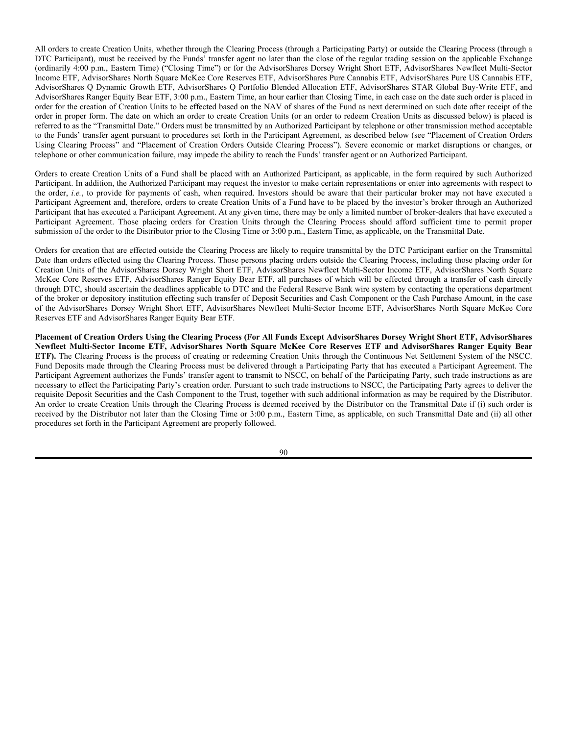All orders to create Creation Units, whether through the Clearing Process (through a Participating Party) or outside the Clearing Process (through a DTC Participant), must be received by the Funds' transfer agent no later than the close of the regular trading session on the applicable Exchange (ordinarily 4:00 p.m., Eastern Time) ("Closing Time") or for the AdvisorShares Dorsey Wright Short ETF, AdvisorShares Newfleet Multi-Sector Income ETF, AdvisorShares North Square McKee Core Reserves ETF, AdvisorShares Pure Cannabis ETF, AdvisorShares Pure US Cannabis ETF, AdvisorShares Q Dynamic Growth ETF, AdvisorShares Q Portfolio Blended Allocation ETF, AdvisorShares STAR Global Buy-Write ETF, and AdvisorShares Ranger Equity Bear ETF, 3:00 p.m., Eastern Time, an hour earlier than Closing Time, in each case on the date such order is placed in order for the creation of Creation Units to be effected based on the NAV of shares of the Fund as next determined on such date after receipt of the order in proper form. The date on which an order to create Creation Units (or an order to redeem Creation Units as discussed below) is placed is referred to as the "Transmittal Date." Orders must be transmitted by an Authorized Participant by telephone or other transmission method acceptable to the Funds' transfer agent pursuant to procedures set forth in the Participant Agreement, as described below (see "Placement of Creation Orders Using Clearing Process" and "Placement of Creation Orders Outside Clearing Process"). Severe economic or market disruptions or changes, or telephone or other communication failure, may impede the ability to reach the Funds' transfer agent or an Authorized Participant.

Orders to create Creation Units of a Fund shall be placed with an Authorized Participant, as applicable, in the form required by such Authorized Participant. In addition, the Authorized Participant may request the investor to make certain representations or enter into agreements with respect to the order, *i.e.*, to provide for payments of cash, when required. Investors should be aware that their particular broker may not have executed a Participant Agreement and, therefore, orders to create Creation Units of a Fund have to be placed by the investor's broker through an Authorized Participant that has executed a Participant Agreement. At any given time, there may be only a limited number of broker-dealers that have executed a Participant Agreement. Those placing orders for Creation Units through the Clearing Process should afford sufficient time to permit proper submission of the order to the Distributor prior to the Closing Time or 3:00 p.m., Eastern Time, as applicable, on the Transmittal Date.

Orders for creation that are effected outside the Clearing Process are likely to require transmittal by the DTC Participant earlier on the Transmittal Date than orders effected using the Clearing Process. Those persons placing orders outside the Clearing Process, including those placing order for Creation Units of the AdvisorShares Dorsey Wright Short ETF, AdvisorShares Newfleet Multi-Sector Income ETF, AdvisorShares North Square McKee Core Reserves ETF, AdvisorShares Ranger Equity Bear ETF, all purchases of which will be effected through a transfer of cash directly through DTC, should ascertain the deadlines applicable to DTC and the Federal Reserve Bank wire system by contacting the operations department of the broker or depository institution effecting such transfer of Deposit Securities and Cash Component or the Cash Purchase Amount, in the case of the AdvisorShares Dorsey Wright Short ETF, AdvisorShares Newfleet Multi-Sector Income ETF, AdvisorShares North Square McKee Core Reserves ETF and AdvisorShares Ranger Equity Bear ETF.

**Placement of Creation Orders Using the Clearing Process (For All Funds Except AdvisorShares Dorsey Wright Short ETF, AdvisorShares Newfleet Multi-Sector Income ETF, AdvisorShares North Square McKee Core Reserves ETF and AdvisorShares Ranger Equity Bear ETF).** The Clearing Process is the process of creating or redeeming Creation Units through the Continuous Net Settlement System of the NSCC. Fund Deposits made through the Clearing Process must be delivered through a Participating Party that has executed a Participant Agreement. The Participant Agreement authorizes the Funds' transfer agent to transmit to NSCC, on behalf of the Participating Party, such trade instructions as are necessary to effect the Participating Party's creation order. Pursuant to such trade instructions to NSCC, the Participating Party agrees to deliver the requisite Deposit Securities and the Cash Component to the Trust, together with such additional information as may be required by the Distributor. An order to create Creation Units through the Clearing Process is deemed received by the Distributor on the Transmittal Date if (i) such order is received by the Distributor not later than the Closing Time or 3:00 p.m., Eastern Time, as applicable, on such Transmittal Date and (ii) all other procedures set forth in the Participant Agreement are properly followed.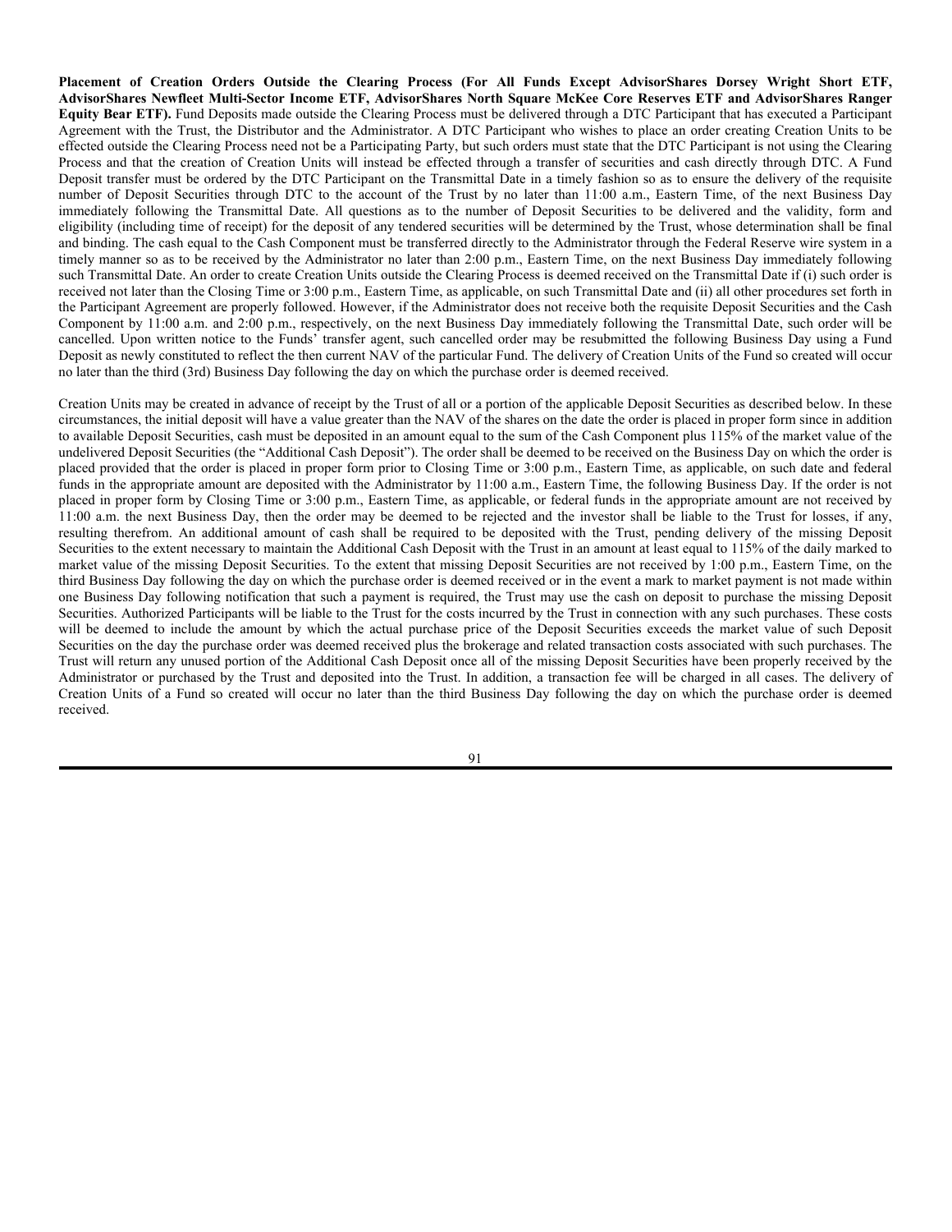**Placement of Creation Orders Outside the Clearing Process (For All Funds Except AdvisorShares Dorsey Wright Short ETF, AdvisorShares Newfleet Multi-Sector Income ETF, AdvisorShares North Square McKee Core Reserves ETF and AdvisorShares Ranger Equity Bear ETF).** Fund Deposits made outside the Clearing Process must be delivered through a DTC Participant that has executed a Participant Agreement with the Trust, the Distributor and the Administrator. A DTC Participant who wishes to place an order creating Creation Units to be effected outside the Clearing Process need not be a Participating Party, but such orders must state that the DTC Participant is not using the Clearing Process and that the creation of Creation Units will instead be effected through a transfer of securities and cash directly through DTC. A Fund Deposit transfer must be ordered by the DTC Participant on the Transmittal Date in a timely fashion so as to ensure the delivery of the requisite number of Deposit Securities through DTC to the account of the Trust by no later than 11:00 a.m., Eastern Time, of the next Business Day immediately following the Transmittal Date. All questions as to the number of Deposit Securities to be delivered and the validity, form and eligibility (including time of receipt) for the deposit of any tendered securities will be determined by the Trust, whose determination shall be final and binding. The cash equal to the Cash Component must be transferred directly to the Administrator through the Federal Reserve wire system in a timely manner so as to be received by the Administrator no later than 2:00 p.m., Eastern Time, on the next Business Day immediately following such Transmittal Date. An order to create Creation Units outside the Clearing Process is deemed received on the Transmittal Date if (i) such order is received not later than the Closing Time or 3:00 p.m., Eastern Time, as applicable, on such Transmittal Date and (ii) all other procedures set forth in the Participant Agreement are properly followed. However, if the Administrator does not receive both the requisite Deposit Securities and the Cash Component by 11:00 a.m. and 2:00 p.m., respectively, on the next Business Day immediately following the Transmittal Date, such order will be cancelled. Upon written notice to the Funds' transfer agent, such cancelled order may be resubmitted the following Business Day using a Fund Deposit as newly constituted to reflect the then current NAV of the particular Fund. The delivery of Creation Units of the Fund so created will occur no later than the third (3rd) Business Day following the day on which the purchase order is deemed received.

Creation Units may be created in advance of receipt by the Trust of all or a portion of the applicable Deposit Securities as described below. In these circumstances, the initial deposit will have a value greater than the NAV of the shares on the date the order is placed in proper form since in addition to available Deposit Securities, cash must be deposited in an amount equal to the sum of the Cash Component plus 115% of the market value of the undelivered Deposit Securities (the "Additional Cash Deposit"). The order shall be deemed to be received on the Business Day on which the order is placed provided that the order is placed in proper form prior to Closing Time or 3:00 p.m., Eastern Time, as applicable, on such date and federal funds in the appropriate amount are deposited with the Administrator by 11:00 a.m., Eastern Time, the following Business Day. If the order is not placed in proper form by Closing Time or 3:00 p.m., Eastern Time, as applicable, or federal funds in the appropriate amount are not received by 11:00 a.m. the next Business Day, then the order may be deemed to be rejected and the investor shall be liable to the Trust for losses, if any, resulting therefrom. An additional amount of cash shall be required to be deposited with the Trust, pending delivery of the missing Deposit Securities to the extent necessary to maintain the Additional Cash Deposit with the Trust in an amount at least equal to 115% of the daily marked to market value of the missing Deposit Securities. To the extent that missing Deposit Securities are not received by 1:00 p.m., Eastern Time, on the third Business Day following the day on which the purchase order is deemed received or in the event a mark to market payment is not made within one Business Day following notification that such a payment is required, the Trust may use the cash on deposit to purchase the missing Deposit Securities. Authorized Participants will be liable to the Trust for the costs incurred by the Trust in connection with any such purchases. These costs will be deemed to include the amount by which the actual purchase price of the Deposit Securities exceeds the market value of such Deposit Securities on the day the purchase order was deemed received plus the brokerage and related transaction costs associated with such purchases. The Trust will return any unused portion of the Additional Cash Deposit once all of the missing Deposit Securities have been properly received by the Administrator or purchased by the Trust and deposited into the Trust. In addition, a transaction fee will be charged in all cases. The delivery of Creation Units of a Fund so created will occur no later than the third Business Day following the day on which the purchase order is deemed received.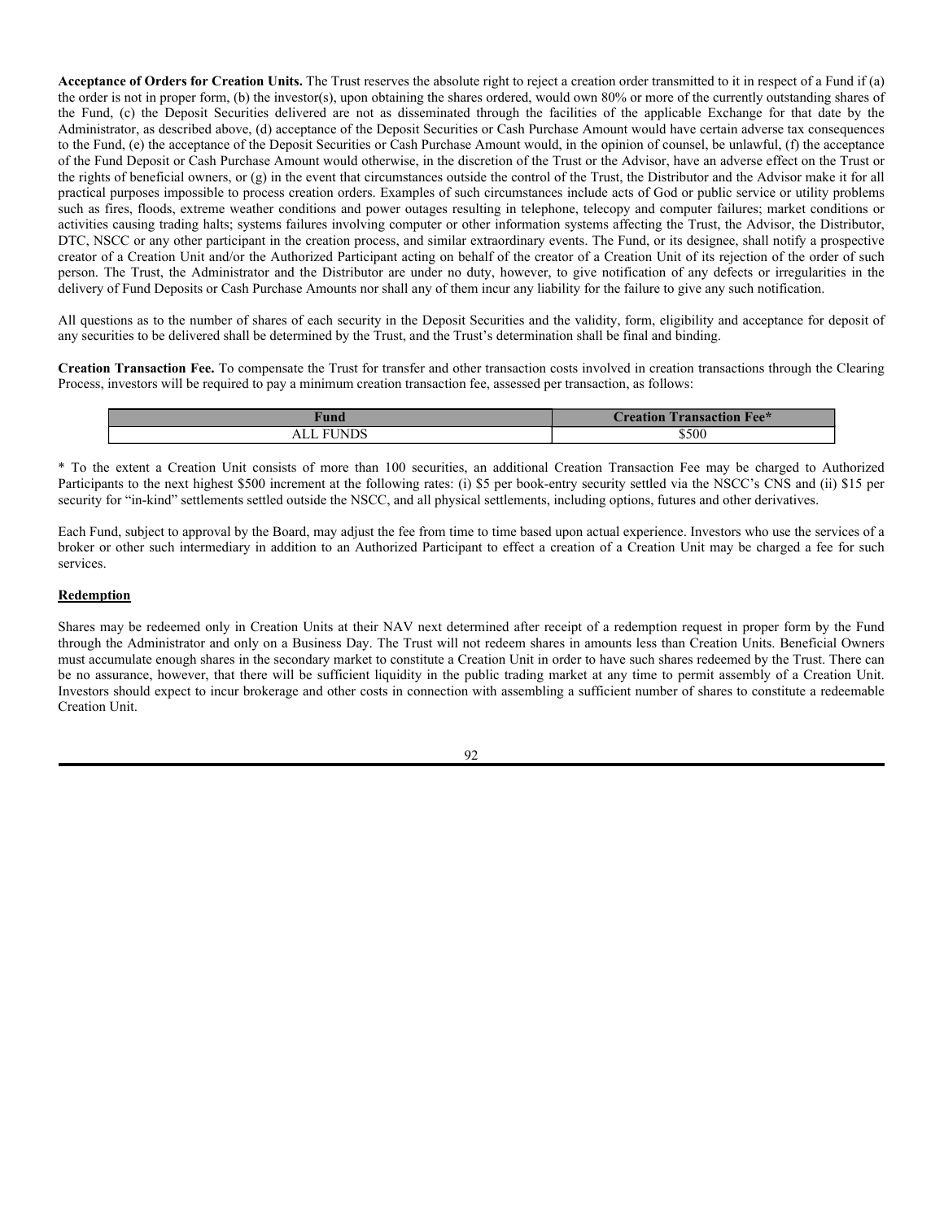**Acceptance of Orders for Creation Units.** The Trust reserves the absolute right to reject a creation order transmitted to it in respect of a Fund if (a) the order is not in proper form, (b) the investor(s), upon obtaining the shares ordered, would own 80% or more of the currently outstanding shares of the Fund, (c) the Deposit Securities delivered are not as disseminated through the facilities of the applicable Exchange for that date by the Administrator, as described above, (d) acceptance of the Deposit Securities or Cash Purchase Amount would have certain adverse tax consequences to the Fund, (e) the acceptance of the Deposit Securities or Cash Purchase Amount would, in the opinion of counsel, be unlawful, (f) the acceptance of the Fund Deposit or Cash Purchase Amount would otherwise, in the discretion of the Trust or the Advisor, have an adverse effect on the Trust or the rights of beneficial owners, or (g) in the event that circumstances outside the control of the Trust, the Distributor and the Advisor make it for all practical purposes impossible to process creation orders. Examples of such circumstances include acts of God or public service or utility problems such as fires, floods, extreme weather conditions and power outages resulting in telephone, telecopy and computer failures; market conditions or activities causing trading halts; systems failures involving computer or other information systems affecting the Trust, the Advisor, the Distributor, DTC, NSCC or any other participant in the creation process, and similar extraordinary events. The Fund, or its designee, shall notify a prospective creator of a Creation Unit and/or the Authorized Participant acting on behalf of the creator of a Creation Unit of its rejection of the order of such person. The Trust, the Administrator and the Distributor are under no duty, however, to give notification of any defects or irregularities in the delivery of Fund Deposits or Cash Purchase Amounts nor shall any of them incur any liability for the failure to give any such notification.

All questions as to the number of shares of each security in the Deposit Securities and the validity, form, eligibility and acceptance for deposit of any securities to be delivered shall be determined by the Trust, and the Trust's determination shall be final and binding.

**Creation Transaction Fee.** To compensate the Trust for transfer and other transaction costs involved in creation transactions through the Clearing Process, investors will be required to pay a minimum creation transaction fee, assessed per transaction, as follows:

| Fund | Creation Transaction Fee* |
|---|---|
| ALL FUNDS | $500 |

* To the extent a Creation Unit consists of more than 100 securities, an additional Creation Transaction Fee may be charged to Authorized Participants to the next highest $500 increment at the following rates: (i) $5 per book-entry security settled via the NSCC's CNS and (ii) $15 per security for "in-kind" settlements settled outside the NSCC, and all physical settlements, including options, futures and other derivatives.

Each Fund, subject to approval by the Board, may adjust the fee from time to time based upon actual experience. Investors who use the services of a broker or other such intermediary in addition to an Authorized Participant to effect a creation of a Creation Unit may be charged a fee for such services.

## Redemption

Shares may be redeemed only in Creation Units at their NAV next determined after receipt of a redemption request in proper form by the Fund through the Administrator and only on a Business Day. The Trust will not redeem shares in amounts less than Creation Units. Beneficial Owners must accumulate enough shares in the secondary market to constitute a Creation Unit in order to have such shares redeemed by the Trust. There can be no assurance, however, that there will be sufficient liquidity in the public trading market at any time to permit assembly of a Creation Unit. Investors should expect to incur brokerage and other costs in connection with assembling a sufficient number of shares to constitute a redeemable Creation Unit.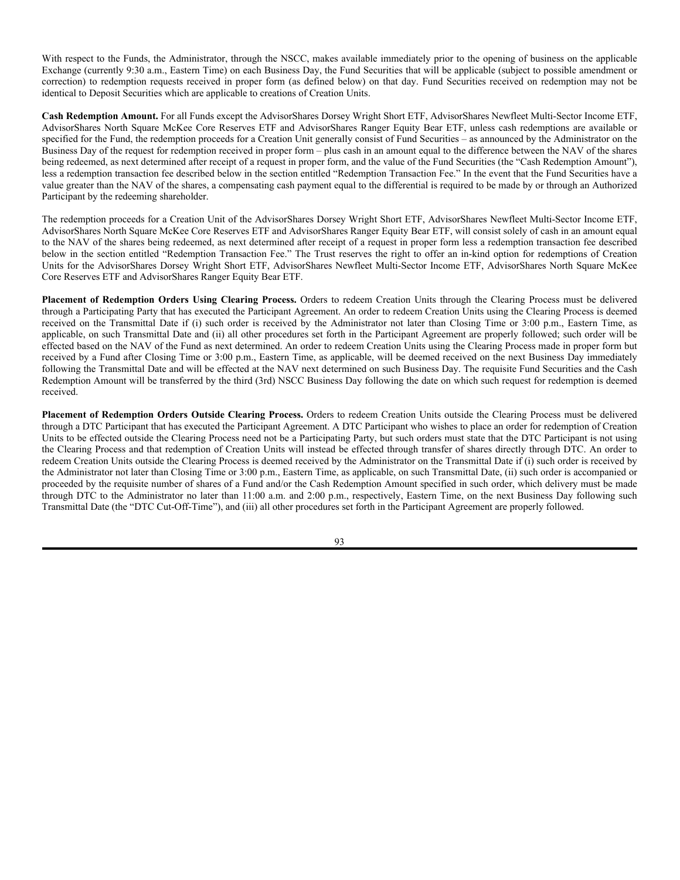With respect to the Funds, the Administrator, through the NSCC, makes available immediately prior to the opening of business on the applicable Exchange (currently 9:30 a.m., Eastern Time) on each Business Day, the Fund Securities that will be applicable (subject to possible amendment or correction) to redemption requests received in proper form (as defined below) on that day. Fund Securities received on redemption may not be identical to Deposit Securities which are applicable to creations of Creation Units.

**Cash Redemption Amount.** For all Funds except the AdvisorShares Dorsey Wright Short ETF, AdvisorShares Newfleet Multi-Sector Income ETF, AdvisorShares North Square McKee Core Reserves ETF and AdvisorShares Ranger Equity Bear ETF, unless cash redemptions are available or specified for the Fund, the redemption proceeds for a Creation Unit generally consist of Fund Securities – as announced by the Administrator on the Business Day of the request for redemption received in proper form – plus cash in an amount equal to the difference between the NAV of the shares being redeemed, as next determined after receipt of a request in proper form, and the value of the Fund Securities (the "Cash Redemption Amount"), less a redemption transaction fee described below in the section entitled "Redemption Transaction Fee." In the event that the Fund Securities have a value greater than the NAV of the shares, a compensating cash payment equal to the differential is required to be made by or through an Authorized Participant by the redeeming shareholder.

The redemption proceeds for a Creation Unit of the AdvisorShares Dorsey Wright Short ETF, AdvisorShares Newfleet Multi-Sector Income ETF, AdvisorShares North Square McKee Core Reserves ETF and AdvisorShares Ranger Equity Bear ETF, will consist solely of cash in an amount equal to the NAV of the shares being redeemed, as next determined after receipt of a request in proper form less a redemption transaction fee described below in the section entitled "Redemption Transaction Fee." The Trust reserves the right to offer an in-kind option for redemptions of Creation Units for the AdvisorShares Dorsey Wright Short ETF, AdvisorShares Newfleet Multi-Sector Income ETF, AdvisorShares North Square McKee Core Reserves ETF and AdvisorShares Ranger Equity Bear ETF.

**Placement of Redemption Orders Using Clearing Process.** Orders to redeem Creation Units through the Clearing Process must be delivered through a Participating Party that has executed the Participant Agreement. An order to redeem Creation Units using the Clearing Process is deemed received on the Transmittal Date if (i) such order is received by the Administrator not later than Closing Time or 3:00 p.m., Eastern Time, as applicable, on such Transmittal Date and (ii) all other procedures set forth in the Participant Agreement are properly followed; such order will be effected based on the NAV of the Fund as next determined. An order to redeem Creation Units using the Clearing Process made in proper form but received by a Fund after Closing Time or 3:00 p.m., Eastern Time, as applicable, will be deemed received on the next Business Day immediately following the Transmittal Date and will be effected at the NAV next determined on such Business Day. The requisite Fund Securities and the Cash Redemption Amount will be transferred by the third (3rd) NSCC Business Day following the date on which such request for redemption is deemed received.

**Placement of Redemption Orders Outside Clearing Process.** Orders to redeem Creation Units outside the Clearing Process must be delivered through a DTC Participant that has executed the Participant Agreement. A DTC Participant who wishes to place an order for redemption of Creation Units to be effected outside the Clearing Process need not be a Participating Party, but such orders must state that the DTC Participant is not using the Clearing Process and that redemption of Creation Units will instead be effected through transfer of shares directly through DTC. An order to redeem Creation Units outside the Clearing Process is deemed received by the Administrator on the Transmittal Date if (i) such order is received by the Administrator not later than Closing Time or 3:00 p.m., Eastern Time, as applicable, on such Transmittal Date, (ii) such order is accompanied or proceeded by the requisite number of shares of a Fund and/or the Cash Redemption Amount specified in such order, which delivery must be made through DTC to the Administrator no later than 11:00 a.m. and 2:00 p.m., respectively, Eastern Time, on the next Business Day following such Transmittal Date (the "DTC Cut-Off-Time"), and (iii) all other procedures set forth in the Participant Agreement are properly followed.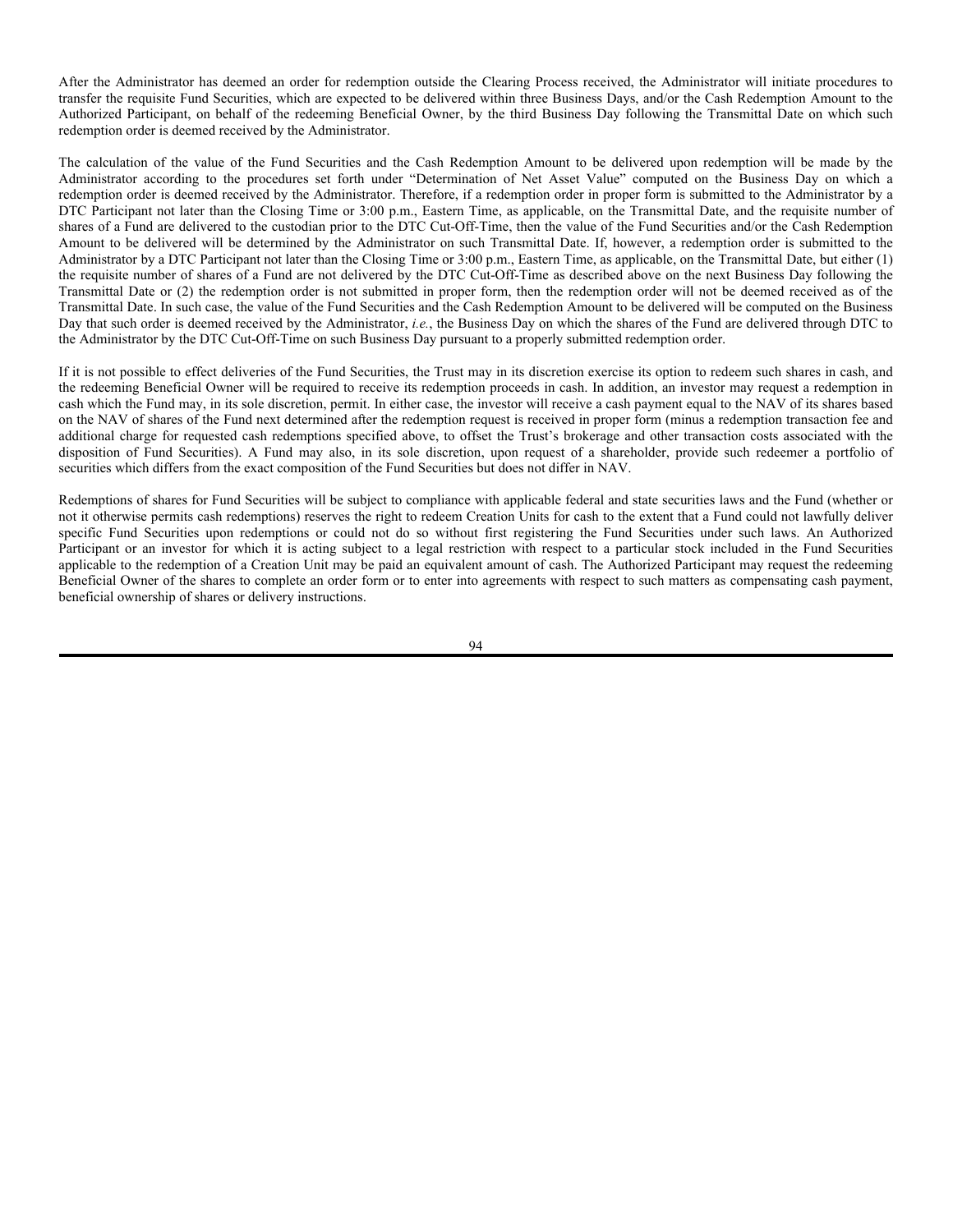After the Administrator has deemed an order for redemption outside the Clearing Process received, the Administrator will initiate procedures to transfer the requisite Fund Securities, which are expected to be delivered within three Business Days, and/or the Cash Redemption Amount to the Authorized Participant, on behalf of the redeeming Beneficial Owner, by the third Business Day following the Transmittal Date on which such redemption order is deemed received by the Administrator.

The calculation of the value of the Fund Securities and the Cash Redemption Amount to be delivered upon redemption will be made by the Administrator according to the procedures set forth under "Determination of Net Asset Value" computed on the Business Day on which a redemption order is deemed received by the Administrator. Therefore, if a redemption order in proper form is submitted to the Administrator by a DTC Participant not later than the Closing Time or 3:00 p.m., Eastern Time, as applicable, on the Transmittal Date, and the requisite number of shares of a Fund are delivered to the custodian prior to the DTC Cut-Off-Time, then the value of the Fund Securities and/or the Cash Redemption Amount to be delivered will be determined by the Administrator on such Transmittal Date. If, however, a redemption order is submitted to the Administrator by a DTC Participant not later than the Closing Time or 3:00 p.m., Eastern Time, as applicable, on the Transmittal Date, but either (1) the requisite number of shares of a Fund are not delivered by the DTC Cut-Off-Time as described above on the next Business Day following the Transmittal Date or (2) the redemption order is not submitted in proper form, then the redemption order will not be deemed received as of the Transmittal Date. In such case, the value of the Fund Securities and the Cash Redemption Amount to be delivered will be computed on the Business Day that such order is deemed received by the Administrator, *i.e.*, the Business Day on which the shares of the Fund are delivered through DTC to the Administrator by the DTC Cut-Off-Time on such Business Day pursuant to a properly submitted redemption order.

If it is not possible to effect deliveries of the Fund Securities, the Trust may in its discretion exercise its option to redeem such shares in cash, and the redeeming Beneficial Owner will be required to receive its redemption proceeds in cash. In addition, an investor may request a redemption in cash which the Fund may, in its sole discretion, permit. In either case, the investor will receive a cash payment equal to the NAV of its shares based on the NAV of shares of the Fund next determined after the redemption request is received in proper form (minus a redemption transaction fee and additional charge for requested cash redemptions specified above, to offset the Trust's brokerage and other transaction costs associated with the disposition of Fund Securities). A Fund may also, in its sole discretion, upon request of a shareholder, provide such redeemer a portfolio of securities which differs from the exact composition of the Fund Securities but does not differ in NAV.

Redemptions of shares for Fund Securities will be subject to compliance with applicable federal and state securities laws and the Fund (whether or not it otherwise permits cash redemptions) reserves the right to redeem Creation Units for cash to the extent that a Fund could not lawfully deliver specific Fund Securities upon redemptions or could not do so without first registering the Fund Securities under such laws. An Authorized Participant or an investor for which it is acting subject to a legal restriction with respect to a particular stock included in the Fund Securities applicable to the redemption of a Creation Unit may be paid an equivalent amount of cash. The Authorized Participant may request the redeeming Beneficial Owner of the shares to complete an order form or to enter into agreements with respect to such matters as compensating cash payment, beneficial ownership of shares or delivery instructions.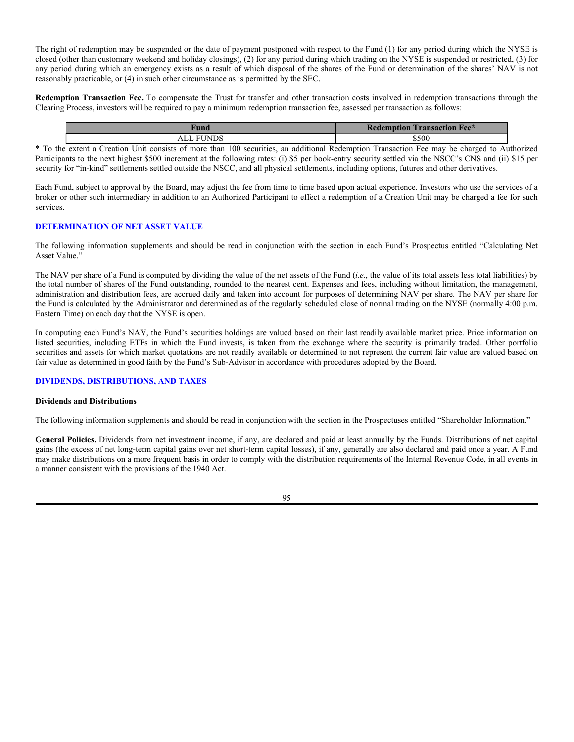The right of redemption may be suspended or the date of payment postponed with respect to the Fund (1) for any period during which the NYSE is closed (other than customary weekend and holiday closings), (2) for any period during which trading on the NYSE is suspended or restricted, (3) for any period during which an emergency exists as a result of which disposal of the shares of the Fund or determination of the shares' NAV is not reasonably practicable, or (4) in such other circumstance as is permitted by the SEC.

**Redemption Transaction Fee.** To compensate the Trust for transfer and other transaction costs involved in redemption transactions through the Clearing Process, investors will be required to pay a minimum redemption transaction fee, assessed per transaction as follows:

| Fund | Redemption Transaction Fee* |
|---|---|
| ALL FUNDS | $500 |

* To the extent a Creation Unit consists of more than 100 securities, an additional Redemption Transaction Fee may be charged to Authorized Participants to the next highest $500 increment at the following rates: (i) $5 per book-entry security settled via the NSCC's CNS and (ii) $15 per security for "in-kind" settlements settled outside the NSCC, and all physical settlements, including options, futures and other derivatives.

Each Fund, subject to approval by the Board, may adjust the fee from time to time based upon actual experience. Investors who use the services of a broker or other such intermediary in addition to an Authorized Participant to effect a redemption of a Creation Unit may be charged a fee for such services.

## DETERMINATION OF NET ASSET VALUE

The following information supplements and should be read in conjunction with the section in each Fund's Prospectus entitled "Calculating Net Asset Value."

The NAV per share of a Fund is computed by dividing the value of the net assets of the Fund (*i.e.*, the value of its total assets less total liabilities) by the total number of shares of the Fund outstanding, rounded to the nearest cent. Expenses and fees, including without limitation, the management, administration and distribution fees, are accrued daily and taken into account for purposes of determining NAV per share. The NAV per share for the Fund is calculated by the Administrator and determined as of the regularly scheduled close of normal trading on the NYSE (normally 4:00 p.m. Eastern Time) on each day that the NYSE is open.

In computing each Fund's NAV, the Fund's securities holdings are valued based on their last readily available market price. Price information on listed securities, including ETFs in which the Fund invests, is taken from the exchange where the security is primarily traded. Other portfolio securities and assets for which market quotations are not readily available or determined to not represent the current fair value are valued based on fair value as determined in good faith by the Fund's Sub-Advisor in accordance with procedures adopted by the Board.

## DIVIDENDS, DISTRIBUTIONS, AND TAXES

### Dividends and Distributions

The following information supplements and should be read in conjunction with the section in the Prospectuses entitled "Shareholder Information."

**General Policies.** Dividends from net investment income, if any, are declared and paid at least annually by the Funds. Distributions of net capital gains (the excess of net long-term capital gains over net short-term capital losses), if any, generally are also declared and paid once a year. A Fund may make distributions on a more frequent basis in order to comply with the distribution requirements of the Internal Revenue Code, in all events in a manner consistent with the provisions of the 1940 Act.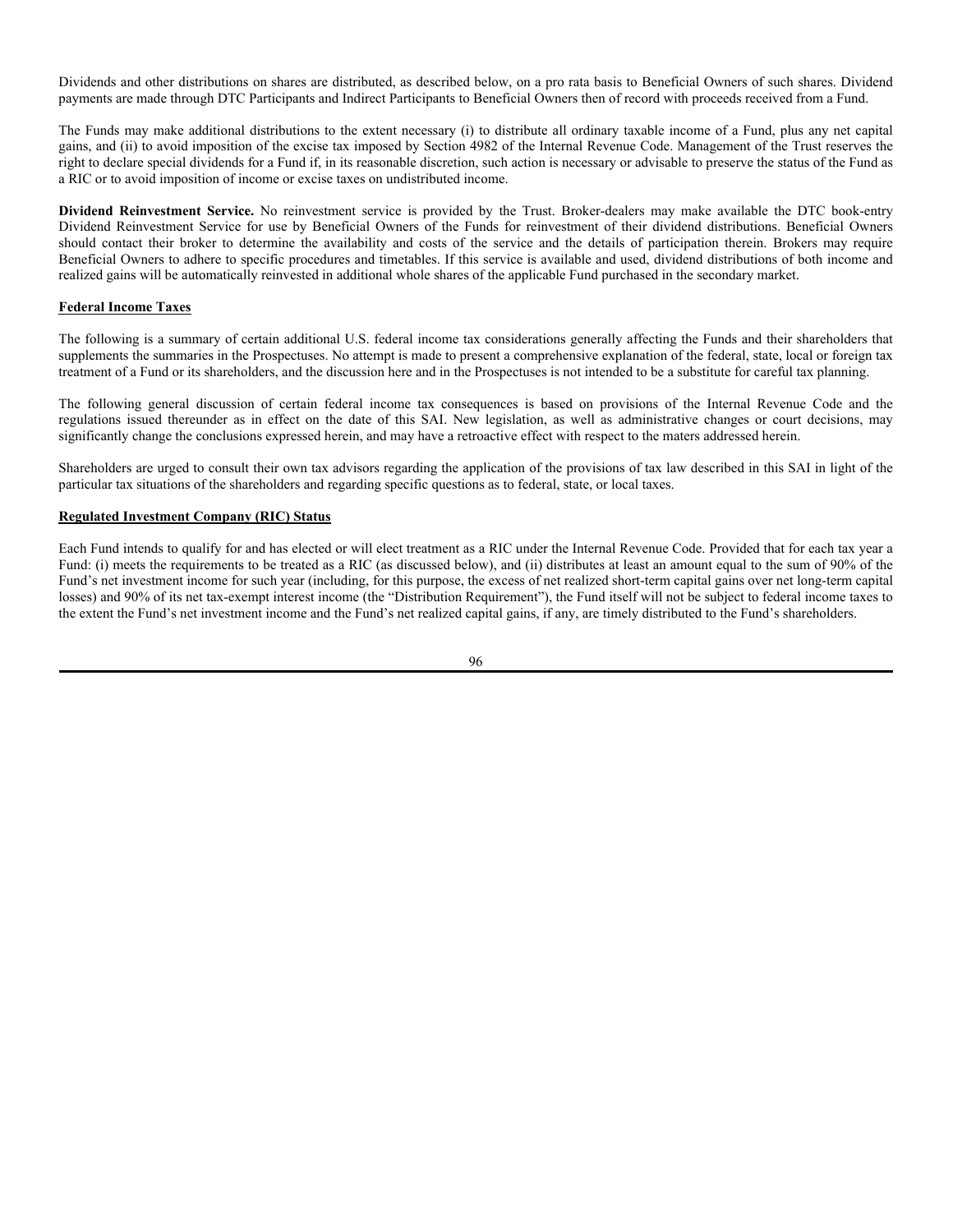Dividends and other distributions on shares are distributed, as described below, on a pro rata basis to Beneficial Owners of such shares. Dividend payments are made through DTC Participants and Indirect Participants to Beneficial Owners then of record with proceeds received from a Fund.

The Funds may make additional distributions to the extent necessary (i) to distribute all ordinary taxable income of a Fund, plus any net capital gains, and (ii) to avoid imposition of the excise tax imposed by Section 4982 of the Internal Revenue Code. Management of the Trust reserves the right to declare special dividends for a Fund if, in its reasonable discretion, such action is necessary or advisable to preserve the status of the Fund as a RIC or to avoid imposition of income or excise taxes on undistributed income.

**Dividend Reinvestment Service.** No reinvestment service is provided by the Trust. Broker-dealers may make available the DTC book-entry Dividend Reinvestment Service for use by Beneficial Owners of the Funds for reinvestment of their dividend distributions. Beneficial Owners should contact their broker to determine the availability and costs of the service and the details of participation therein. Brokers may require Beneficial Owners to adhere to specific procedures and timetables. If this service is available and used, dividend distributions of both income and realized gains will be automatically reinvested in additional whole shares of the applicable Fund purchased in the secondary market.

## Federal Income Taxes

The following is a summary of certain additional U.S. federal income tax considerations generally affecting the Funds and their shareholders that supplements the summaries in the Prospectuses. No attempt is made to present a comprehensive explanation of the federal, state, local or foreign tax treatment of a Fund or its shareholders, and the discussion here and in the Prospectuses is not intended to be a substitute for careful tax planning.

The following general discussion of certain federal income tax consequences is based on provisions of the Internal Revenue Code and the regulations issued thereunder as in effect on the date of this SAI. New legislation, as well as administrative changes or court decisions, may significantly change the conclusions expressed herein, and may have a retroactive effect with respect to the maters addressed herein.

Shareholders are urged to consult their own tax advisors regarding the application of the provisions of tax law described in this SAI in light of the particular tax situations of the shareholders and regarding specific questions as to federal, state, or local taxes.

## Regulated Investment Company (RIC) Status

Each Fund intends to qualify for and has elected or will elect treatment as a RIC under the Internal Revenue Code. Provided that for each tax year a Fund: (i) meets the requirements to be treated as a RIC (as discussed below), and (ii) distributes at least an amount equal to the sum of 90% of the Fund's net investment income for such year (including, for this purpose, the excess of net realized short-term capital gains over net long-term capital losses) and 90% of its net tax-exempt interest income (the "Distribution Requirement"), the Fund itself will not be subject to federal income taxes to the extent the Fund's net investment income and the Fund's net realized capital gains, if any, are timely distributed to the Fund's shareholders.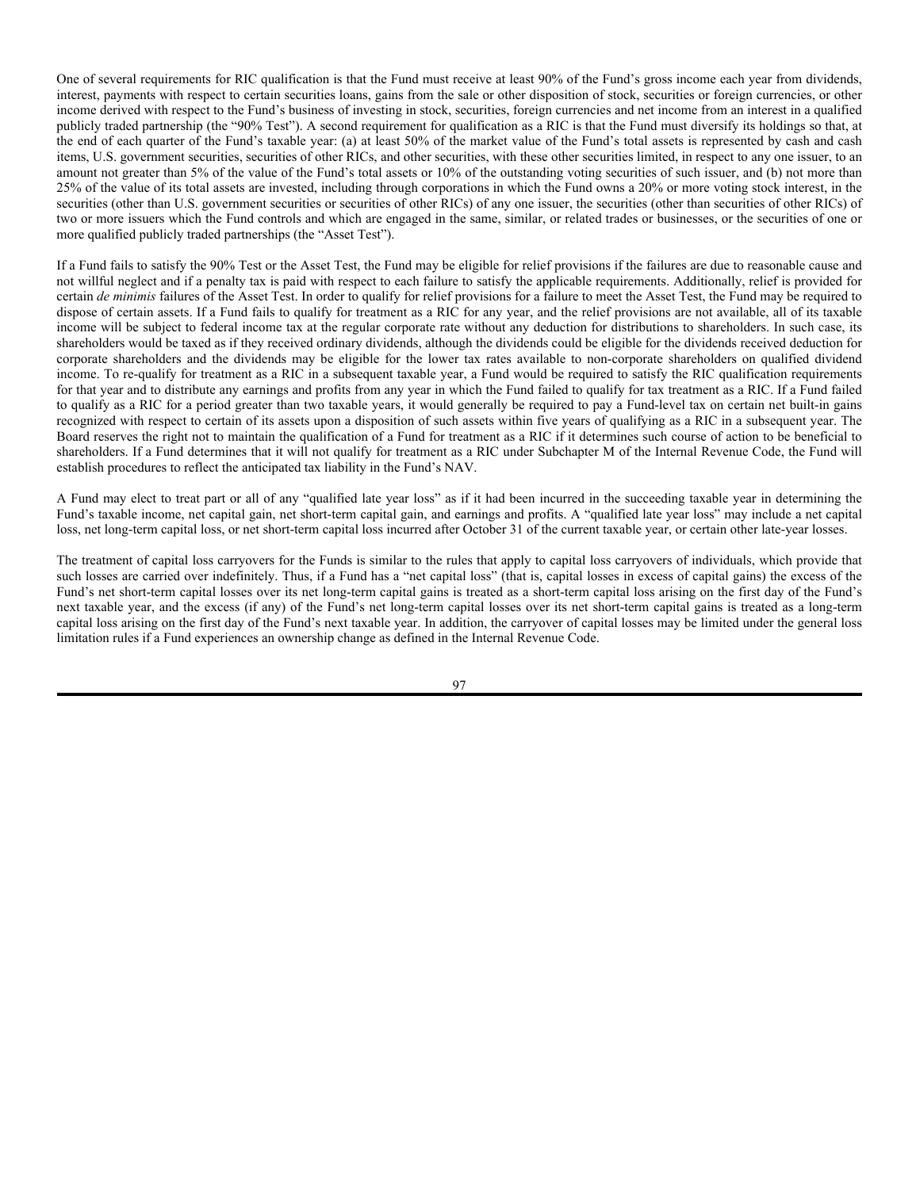One of several requirements for RIC qualification is that the Fund must receive at least 90% of the Fund's gross income each year from dividends, interest, payments with respect to certain securities loans, gains from the sale or other disposition of stock, securities or foreign currencies, or other income derived with respect to the Fund's business of investing in stock, securities, foreign currencies and net income from an interest in a qualified publicly traded partnership (the "90% Test"). A second requirement for qualification as a RIC is that the Fund must diversify its holdings so that, at the end of each quarter of the Fund's taxable year: (a) at least 50% of the market value of the Fund's total assets is represented by cash and cash items, U.S. government securities, securities of other RICs, and other securities, with these other securities limited, in respect to any one issuer, to an amount not greater than 5% of the value of the Fund's total assets or 10% of the outstanding voting securities of such issuer, and (b) not more than 25% of the value of its total assets are invested, including through corporations in which the Fund owns a 20% or more voting stock interest, in the securities (other than U.S. government securities or securities of other RICs) of any one issuer, the securities (other than securities of other RICs) of two or more issuers which the Fund controls and which are engaged in the same, similar, or related trades or businesses, or the securities of one or more qualified publicly traded partnerships (the "Asset Test").

If a Fund fails to satisfy the 90% Test or the Asset Test, the Fund may be eligible for relief provisions if the failures are due to reasonable cause and not willful neglect and if a penalty tax is paid with respect to each failure to satisfy the applicable requirements. Additionally, relief is provided for certain *de minimis* failures of the Asset Test. In order to qualify for relief provisions for a failure to meet the Asset Test, the Fund may be required to dispose of certain assets. If a Fund fails to qualify for treatment as a RIC for any year, and the relief provisions are not available, all of its taxable income will be subject to federal income tax at the regular corporate rate without any deduction for distributions to shareholders. In such case, its shareholders would be taxed as if they received ordinary dividends, although the dividends could be eligible for the dividends received deduction for corporate shareholders and the dividends may be eligible for the lower tax rates available to non-corporate shareholders on qualified dividend income. To re-qualify for treatment as a RIC in a subsequent taxable year, a Fund would be required to satisfy the RIC qualification requirements for that year and to distribute any earnings and profits from any year in which the Fund failed to qualify for tax treatment as a RIC. If a Fund failed to qualify as a RIC for a period greater than two taxable years, it would generally be required to pay a Fund-level tax on certain net built-in gains recognized with respect to certain of its assets upon a disposition of such assets within five years of qualifying as a RIC in a subsequent year. The Board reserves the right not to maintain the qualification of a Fund for treatment as a RIC if it determines such course of action to be beneficial to shareholders. If a Fund determines that it will not qualify for treatment as a RIC under Subchapter M of the Internal Revenue Code, the Fund will establish procedures to reflect the anticipated tax liability in the Fund's NAV.

A Fund may elect to treat part or all of any "qualified late year loss" as if it had been incurred in the succeeding taxable year in determining the Fund's taxable income, net capital gain, net short-term capital gain, and earnings and profits. A "qualified late year loss" may include a net capital loss, net long-term capital loss, or net short-term capital loss incurred after October 31 of the current taxable year, or certain other late-year losses.

The treatment of capital loss carryovers for the Funds is similar to the rules that apply to capital loss carryovers of individuals, which provide that such losses are carried over indefinitely. Thus, if a Fund has a "net capital loss" (that is, capital losses in excess of capital gains) the excess of the Fund's net short-term capital losses over its net long-term capital gains is treated as a short-term capital loss arising on the first day of the Fund's next taxable year, and the excess (if any) of the Fund's net long-term capital losses over its net short-term capital gains is treated as a long-term capital loss arising on the first day of the Fund's next taxable year. In addition, the carryover of capital losses may be limited under the general loss limitation rules if a Fund experiences an ownership change as defined in the Internal Revenue Code.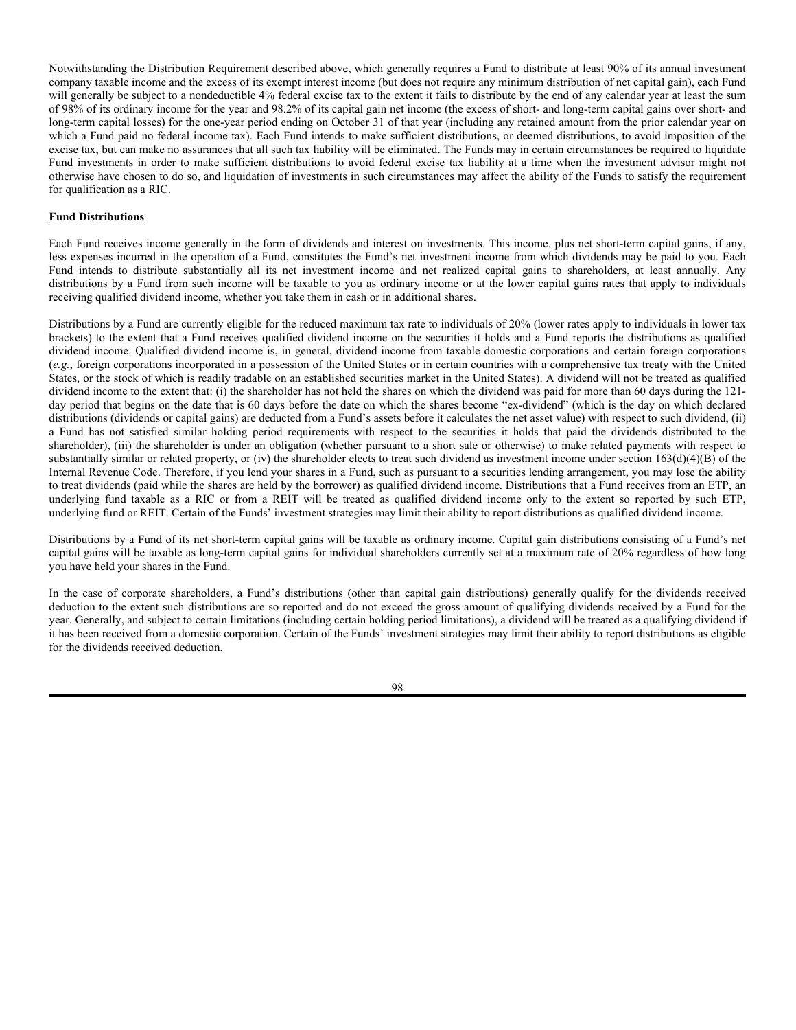Notwithstanding the Distribution Requirement described above, which generally requires a Fund to distribute at least 90% of its annual investment company taxable income and the excess of its exempt interest income (but does not require any minimum distribution of net capital gain), each Fund will generally be subject to a nondeductible 4% federal excise tax to the extent it fails to distribute by the end of any calendar year at least the sum of 98% of its ordinary income for the year and 98.2% of its capital gain net income (the excess of short- and long-term capital gains over short- and long-term capital losses) for the one-year period ending on October 31 of that year (including any retained amount from the prior calendar year on which a Fund paid no federal income tax). Each Fund intends to make sufficient distributions, or deemed distributions, to avoid imposition of the excise tax, but can make no assurances that all such tax liability will be eliminated. The Funds may in certain circumstances be required to liquidate Fund investments in order to make sufficient distributions to avoid federal excise tax liability at a time when the investment advisor might not otherwise have chosen to do so, and liquidation of investments in such circumstances may affect the ability of the Funds to satisfy the requirement for qualification as a RIC.

**Fund Distributions**

Each Fund receives income generally in the form of dividends and interest on investments. This income, plus net short-term capital gains, if any, less expenses incurred in the operation of a Fund, constitutes the Fund's net investment income from which dividends may be paid to you. Each Fund intends to distribute substantially all its net investment income and net realized capital gains to shareholders, at least annually. Any distributions by a Fund from such income will be taxable to you as ordinary income or at the lower capital gains rates that apply to individuals receiving qualified dividend income, whether you take them in cash or in additional shares.

Distributions by a Fund are currently eligible for the reduced maximum tax rate to individuals of 20% (lower rates apply to individuals in lower tax brackets) to the extent that a Fund receives qualified dividend income on the securities it holds and a Fund reports the distributions as qualified dividend income. Qualified dividend income is, in general, dividend income from taxable domestic corporations and certain foreign corporations (*e.g.*, foreign corporations incorporated in a possession of the United States or in certain countries with a comprehensive tax treaty with the United States, or the stock of which is readily tradable on an established securities market in the United States). A dividend will not be treated as qualified dividend income to the extent that: (i) the shareholder has not held the shares on which the dividend was paid for more than 60 days during the 121-day period that begins on the date that is 60 days before the date on which the shares become "ex-dividend" (which is the day on which declared distributions (dividends or capital gains) are deducted from a Fund's assets before it calculates the net asset value) with respect to such dividend, (ii) a Fund has not satisfied similar holding period requirements with respect to the securities it holds that paid the dividends distributed to the shareholder), (iii) the shareholder is under an obligation (whether pursuant to a short sale or otherwise) to make related payments with respect to substantially similar or related property, or (iv) the shareholder elects to treat such dividend as investment income under section 163(d)(4)(B) of the Internal Revenue Code. Therefore, if you lend your shares in a Fund, such as pursuant to a securities lending arrangement, you may lose the ability to treat dividends (paid while the shares are held by the borrower) as qualified dividend income. Distributions that a Fund receives from an ETP, an underlying fund taxable as a RIC or from a REIT will be treated as qualified dividend income only to the extent so reported by such ETP, underlying fund or REIT. Certain of the Funds' investment strategies may limit their ability to report distributions as qualified dividend income.

Distributions by a Fund of its net short-term capital gains will be taxable as ordinary income. Capital gain distributions consisting of a Fund's net capital gains will be taxable as long-term capital gains for individual shareholders currently set at a maximum rate of 20% regardless of how long you have held your shares in the Fund.

In the case of corporate shareholders, a Fund's distributions (other than capital gain distributions) generally qualify for the dividends received deduction to the extent such distributions are so reported and do not exceed the gross amount of qualifying dividends received by a Fund for the year. Generally, and subject to certain limitations (including certain holding period limitations), a dividend will be treated as a qualifying dividend if it has been received from a domestic corporation. Certain of the Funds' investment strategies may limit their ability to report distributions as eligible for the dividends received deduction.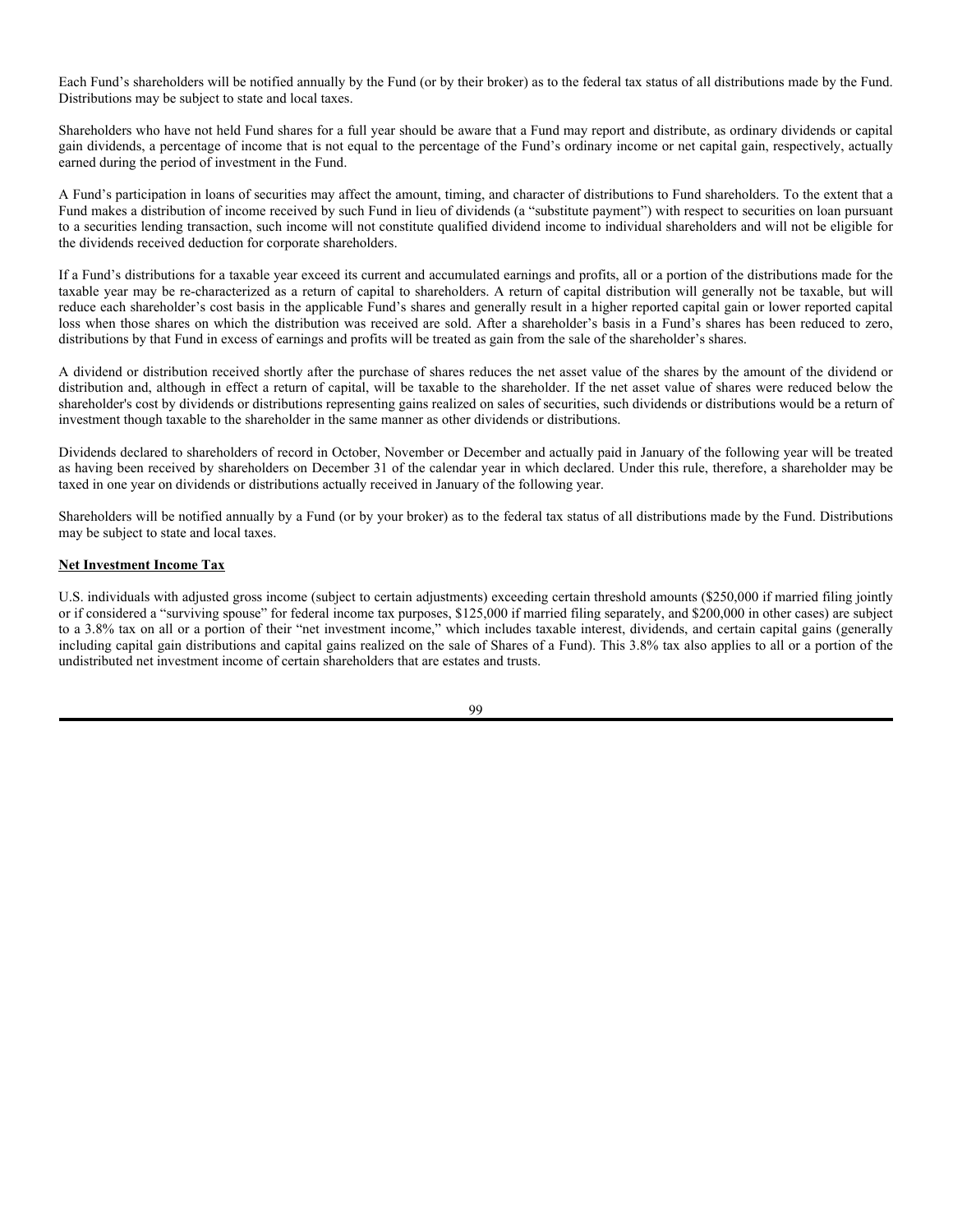Each Fund's shareholders will be notified annually by the Fund (or by their broker) as to the federal tax status of all distributions made by the Fund. Distributions may be subject to state and local taxes.

Shareholders who have not held Fund shares for a full year should be aware that a Fund may report and distribute, as ordinary dividends or capital gain dividends, a percentage of income that is not equal to the percentage of the Fund's ordinary income or net capital gain, respectively, actually earned during the period of investment in the Fund.

A Fund's participation in loans of securities may affect the amount, timing, and character of distributions to Fund shareholders. To the extent that a Fund makes a distribution of income received by such Fund in lieu of dividends (a "substitute payment") with respect to securities on loan pursuant to a securities lending transaction, such income will not constitute qualified dividend income to individual shareholders and will not be eligible for the dividends received deduction for corporate shareholders.

If a Fund's distributions for a taxable year exceed its current and accumulated earnings and profits, all or a portion of the distributions made for the taxable year may be re-characterized as a return of capital to shareholders. A return of capital distribution will generally not be taxable, but will reduce each shareholder's cost basis in the applicable Fund's shares and generally result in a higher reported capital gain or lower reported capital loss when those shares on which the distribution was received are sold. After a shareholder's basis in a Fund's shares has been reduced to zero, distributions by that Fund in excess of earnings and profits will be treated as gain from the sale of the shareholder's shares.

A dividend or distribution received shortly after the purchase of shares reduces the net asset value of the shares by the amount of the dividend or distribution and, although in effect a return of capital, will be taxable to the shareholder. If the net asset value of shares were reduced below the shareholder's cost by dividends or distributions representing gains realized on sales of securities, such dividends or distributions would be a return of investment though taxable to the shareholder in the same manner as other dividends or distributions.

Dividends declared to shareholders of record in October, November or December and actually paid in January of the following year will be treated as having been received by shareholders on December 31 of the calendar year in which declared. Under this rule, therefore, a shareholder may be taxed in one year on dividends or distributions actually received in January of the following year.

Shareholders will be notified annually by a Fund (or by your broker) as to the federal tax status of all distributions made by the Fund. Distributions may be subject to state and local taxes.

**Net Investment Income Tax**

U.S. individuals with adjusted gross income (subject to certain adjustments) exceeding certain threshold amounts ($250,000 if married filing jointly or if considered a "surviving spouse" for federal income tax purposes, $125,000 if married filing separately, and $200,000 in other cases) are subject to a 3.8% tax on all or a portion of their "net investment income," which includes taxable interest, dividends, and certain capital gains (generally including capital gain distributions and capital gains realized on the sale of Shares of a Fund). This 3.8% tax also applies to all or a portion of the undistributed net investment income of certain shareholders that are estates and trusts.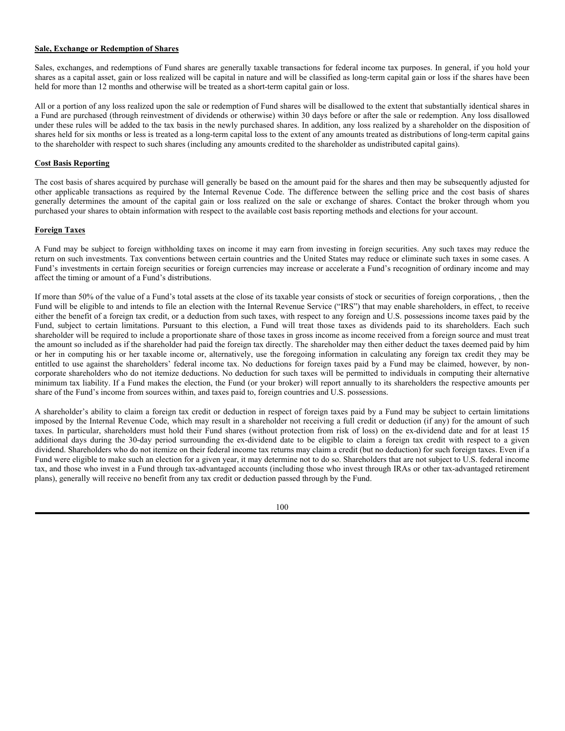**Sale, Exchange or Redemption of Shares**

Sales, exchanges, and redemptions of Fund shares are generally taxable transactions for federal income tax purposes. In general, if you hold your shares as a capital asset, gain or loss realized will be capital in nature and will be classified as long-term capital gain or loss if the shares have been held for more than 12 months and otherwise will be treated as a short-term capital gain or loss.

All or a portion of any loss realized upon the sale or redemption of Fund shares will be disallowed to the extent that substantially identical shares in a Fund are purchased (through reinvestment of dividends or otherwise) within 30 days before or after the sale or redemption. Any loss disallowed under these rules will be added to the tax basis in the newly purchased shares. In addition, any loss realized by a shareholder on the disposition of shares held for six months or less is treated as a long-term capital loss to the extent of any amounts treated as distributions of long-term capital gains to the shareholder with respect to such shares (including any amounts credited to the shareholder as undistributed capital gains).

**Cost Basis Reporting**

The cost basis of shares acquired by purchase will generally be based on the amount paid for the shares and then may be subsequently adjusted for other applicable transactions as required by the Internal Revenue Code. The difference between the selling price and the cost basis of shares generally determines the amount of the capital gain or loss realized on the sale or exchange of shares. Contact the broker through whom you purchased your shares to obtain information with respect to the available cost basis reporting methods and elections for your account.

**Foreign Taxes**

A Fund may be subject to foreign withholding taxes on income it may earn from investing in foreign securities. Any such taxes may reduce the return on such investments. Tax conventions between certain countries and the United States may reduce or eliminate such taxes in some cases. A Fund's investments in certain foreign securities or foreign currencies may increase or accelerate a Fund's recognition of ordinary income and may affect the timing or amount of a Fund's distributions.

If more than 50% of the value of a Fund's total assets at the close of its taxable year consists of stock or securities of foreign corporations, , then the Fund will be eligible to and intends to file an election with the Internal Revenue Service ("IRS") that may enable shareholders, in effect, to receive either the benefit of a foreign tax credit, or a deduction from such taxes, with respect to any foreign and U.S. possessions income taxes paid by the Fund, subject to certain limitations. Pursuant to this election, a Fund will treat those taxes as dividends paid to its shareholders. Each such shareholder will be required to include a proportionate share of those taxes in gross income as income received from a foreign source and must treat the amount so included as if the shareholder had paid the foreign tax directly. The shareholder may then either deduct the taxes deemed paid by him or her in computing his or her taxable income or, alternatively, use the foregoing information in calculating any foreign tax credit they may be entitled to use against the shareholders' federal income tax. No deductions for foreign taxes paid by a Fund may be claimed, however, by non-corporate shareholders who do not itemize deductions. No deduction for such taxes will be permitted to individuals in computing their alternative minimum tax liability. If a Fund makes the election, the Fund (or your broker) will report annually to its shareholders the respective amounts per share of the Fund's income from sources within, and taxes paid to, foreign countries and U.S. possessions.

A shareholder's ability to claim a foreign tax credit or deduction in respect of foreign taxes paid by a Fund may be subject to certain limitations imposed by the Internal Revenue Code, which may result in a shareholder not receiving a full credit or deduction (if any) for the amount of such taxes. In particular, shareholders must hold their Fund shares (without protection from risk of loss) on the ex-dividend date and for at least 15 additional days during the 30-day period surrounding the ex-dividend date to be eligible to claim a foreign tax credit with respect to a given dividend. Shareholders who do not itemize on their federal income tax returns may claim a credit (but no deduction) for such foreign taxes. Even if a Fund were eligible to make such an election for a given year, it may determine not to do so. Shareholders that are not subject to U.S. federal income tax, and those who invest in a Fund through tax-advantaged accounts (including those who invest through IRAs or other tax-advantaged retirement plans), generally will receive no benefit from any tax credit or deduction passed through by the Fund.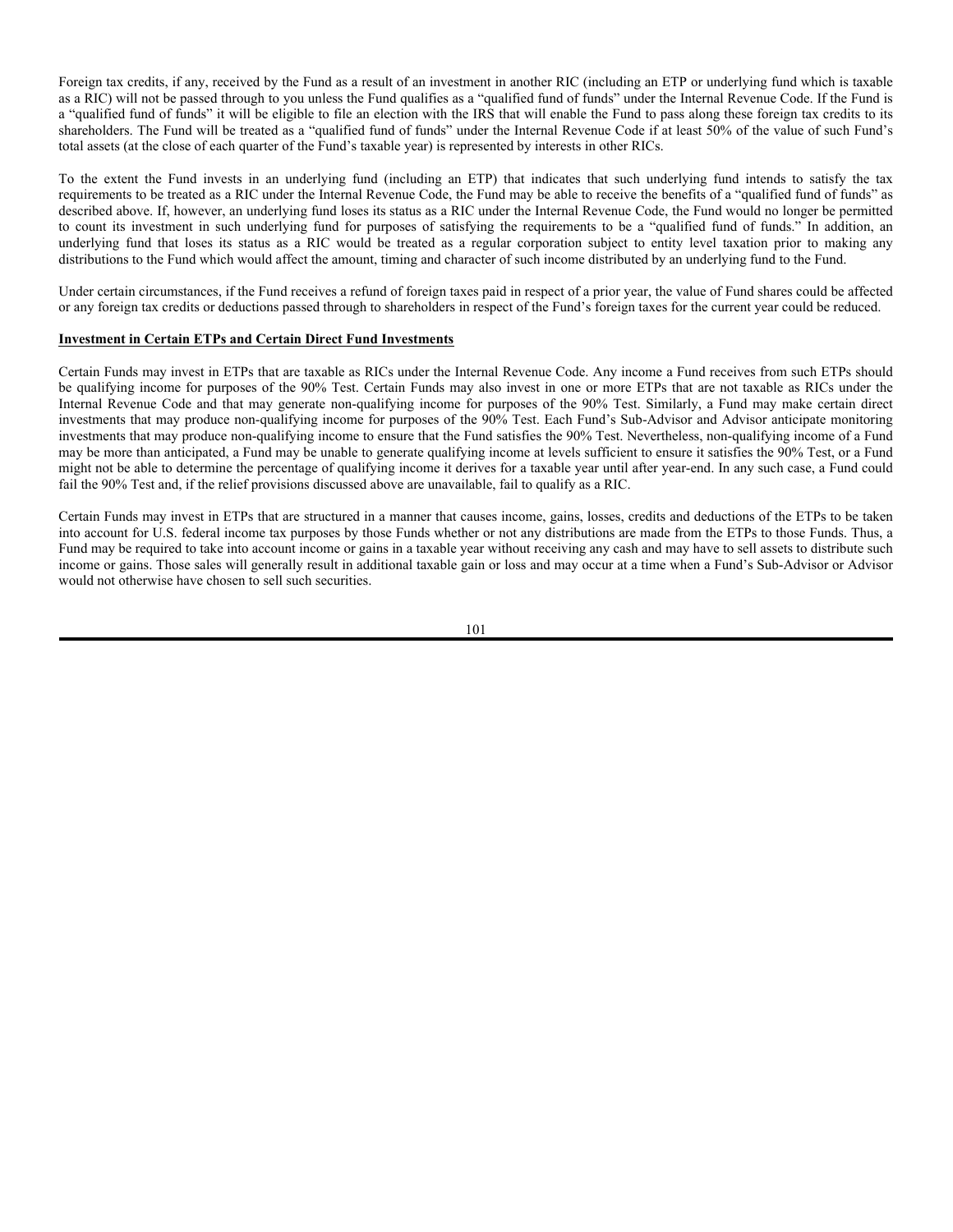Foreign tax credits, if any, received by the Fund as a result of an investment in another RIC (including an ETP or underlying fund which is taxable as a RIC) will not be passed through to you unless the Fund qualifies as a "qualified fund of funds" under the Internal Revenue Code. If the Fund is a "qualified fund of funds" it will be eligible to file an election with the IRS that will enable the Fund to pass along these foreign tax credits to its shareholders. The Fund will be treated as a "qualified fund of funds" under the Internal Revenue Code if at least 50% of the value of such Fund's total assets (at the close of each quarter of the Fund's taxable year) is represented by interests in other RICs.

To the extent the Fund invests in an underlying fund (including an ETP) that indicates that such underlying fund intends to satisfy the tax requirements to be treated as a RIC under the Internal Revenue Code, the Fund may be able to receive the benefits of a "qualified fund of funds" as described above. If, however, an underlying fund loses its status as a RIC under the Internal Revenue Code, the Fund would no longer be permitted to count its investment in such underlying fund for purposes of satisfying the requirements to be a "qualified fund of funds." In addition, an underlying fund that loses its status as a RIC would be treated as a regular corporation subject to entity level taxation prior to making any distributions to the Fund which would affect the amount, timing and character of such income distributed by an underlying fund to the Fund.

Under certain circumstances, if the Fund receives a refund of foreign taxes paid in respect of a prior year, the value of Fund shares could be affected or any foreign tax credits or deductions passed through to shareholders in respect of the Fund's foreign taxes for the current year could be reduced.

**Investment in Certain ETPs and Certain Direct Fund Investments**

Certain Funds may invest in ETPs that are taxable as RICs under the Internal Revenue Code. Any income a Fund receives from such ETPs should be qualifying income for purposes of the 90% Test. Certain Funds may also invest in one or more ETPs that are not taxable as RICs under the Internal Revenue Code and that may generate non-qualifying income for purposes of the 90% Test. Similarly, a Fund may make certain direct investments that may produce non-qualifying income for purposes of the 90% Test. Each Fund's Sub-Advisor and Advisor anticipate monitoring investments that may produce non-qualifying income to ensure that the Fund satisfies the 90% Test. Nevertheless, non-qualifying income of a Fund may be more than anticipated, a Fund may be unable to generate qualifying income at levels sufficient to ensure it satisfies the 90% Test, or a Fund might not be able to determine the percentage of qualifying income it derives for a taxable year until after year-end. In any such case, a Fund could fail the 90% Test and, if the relief provisions discussed above are unavailable, fail to qualify as a RIC.

Certain Funds may invest in ETPs that are structured in a manner that causes income, gains, losses, credits and deductions of the ETPs to be taken into account for U.S. federal income tax purposes by those Funds whether or not any distributions are made from the ETPs to those Funds. Thus, a Fund may be required to take into account income or gains in a taxable year without receiving any cash and may have to sell assets to distribute such income or gains. Those sales will generally result in additional taxable gain or loss and may occur at a time when a Fund's Sub-Advisor or Advisor would not otherwise have chosen to sell such securities.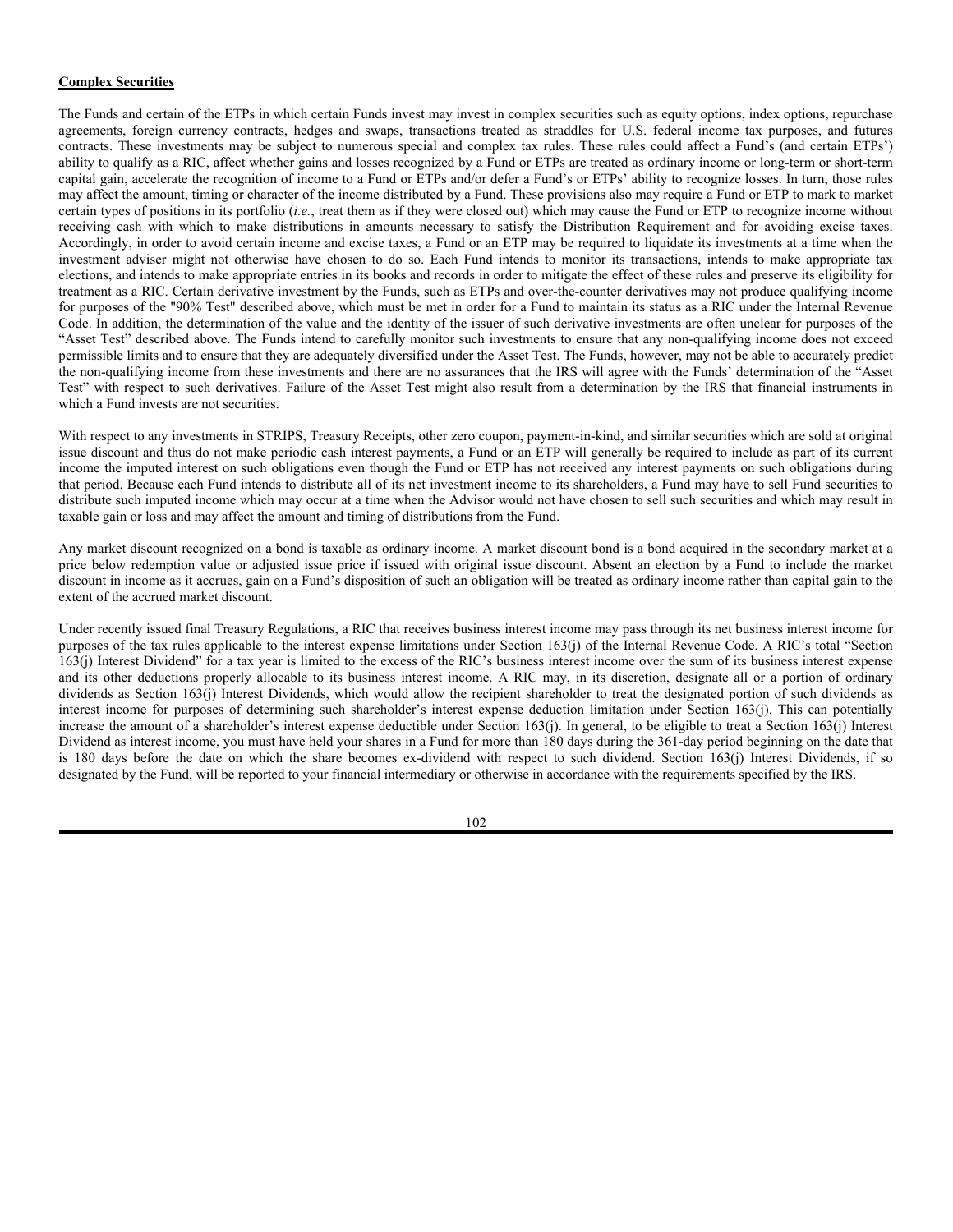**Complex Securities**

The Funds and certain of the ETPs in which certain Funds invest may invest in complex securities such as equity options, index options, repurchase agreements, foreign currency contracts, hedges and swaps, transactions treated as straddles for U.S. federal income tax purposes, and futures contracts. These investments may be subject to numerous special and complex tax rules. These rules could affect a Fund's (and certain ETPs') ability to qualify as a RIC, affect whether gains and losses recognized by a Fund or ETPs are treated as ordinary income or long-term or short-term capital gain, accelerate the recognition of income to a Fund or ETPs and/or defer a Fund's or ETPs' ability to recognize losses. In turn, those rules may affect the amount, timing or character of the income distributed by a Fund. These provisions also may require a Fund or ETP to mark to market certain types of positions in its portfolio (*i.e.*, treat them as if they were closed out) which may cause the Fund or ETP to recognize income without receiving cash with which to make distributions in amounts necessary to satisfy the Distribution Requirement and for avoiding excise taxes. Accordingly, in order to avoid certain income and excise taxes, a Fund or an ETP may be required to liquidate its investments at a time when the investment adviser might not otherwise have chosen to do so. Each Fund intends to monitor its transactions, intends to make appropriate tax elections, and intends to make appropriate entries in its books and records in order to mitigate the effect of these rules and preserve its eligibility for treatment as a RIC. Certain derivative investment by the Funds, such as ETPs and over-the-counter derivatives may not produce qualifying income for purposes of the "90% Test" described above, which must be met in order for a Fund to maintain its status as a RIC under the Internal Revenue Code. In addition, the determination of the value and the identity of the issuer of such derivative investments are often unclear for purposes of the "Asset Test" described above. The Funds intend to carefully monitor such investments to ensure that any non-qualifying income does not exceed permissible limits and to ensure that they are adequately diversified under the Asset Test. The Funds, however, may not be able to accurately predict the non-qualifying income from these investments and there are no assurances that the IRS will agree with the Funds' determination of the "Asset Test" with respect to such derivatives. Failure of the Asset Test might also result from a determination by the IRS that financial instruments in which a Fund invests are not securities.

With respect to any investments in STRIPS, Treasury Receipts, other zero coupon, payment-in-kind, and similar securities which are sold at original issue discount and thus do not make periodic cash interest payments, a Fund or an ETP will generally be required to include as part of its current income the imputed interest on such obligations even though the Fund or ETP has not received any interest payments on such obligations during that period. Because each Fund intends to distribute all of its net investment income to its shareholders, a Fund may have to sell Fund securities to distribute such imputed income which may occur at a time when the Advisor would not have chosen to sell such securities and which may result in taxable gain or loss and may affect the amount and timing of distributions from the Fund.

Any market discount recognized on a bond is taxable as ordinary income. A market discount bond is a bond acquired in the secondary market at a price below redemption value or adjusted issue price if issued with original issue discount. Absent an election by a Fund to include the market discount in income as it accrues, gain on a Fund's disposition of such an obligation will be treated as ordinary income rather than capital gain to the extent of the accrued market discount.

Under recently issued final Treasury Regulations, a RIC that receives business interest income may pass through its net business interest income for purposes of the tax rules applicable to the interest expense limitations under Section 163(j) of the Internal Revenue Code. A RIC's total "Section 163(j) Interest Dividend" for a tax year is limited to the excess of the RIC's business interest income over the sum of its business interest expense and its other deductions properly allocable to its business interest income. A RIC may, in its discretion, designate all or a portion of ordinary dividends as Section 163(j) Interest Dividends, which would allow the recipient shareholder to treat the designated portion of such dividends as interest income for purposes of determining such shareholder's interest expense deduction limitation under Section 163(j). This can potentially increase the amount of a shareholder's interest expense deductible under Section 163(j). In general, to be eligible to treat a Section 163(j) Interest Dividend as interest income, you must have held your shares in a Fund for more than 180 days during the 361-day period beginning on the date that is 180 days before the date on which the share becomes ex-dividend with respect to such dividend. Section 163(j) Interest Dividends, if so designated by the Fund, will be reported to your financial intermediary or otherwise in accordance with the requirements specified by the IRS.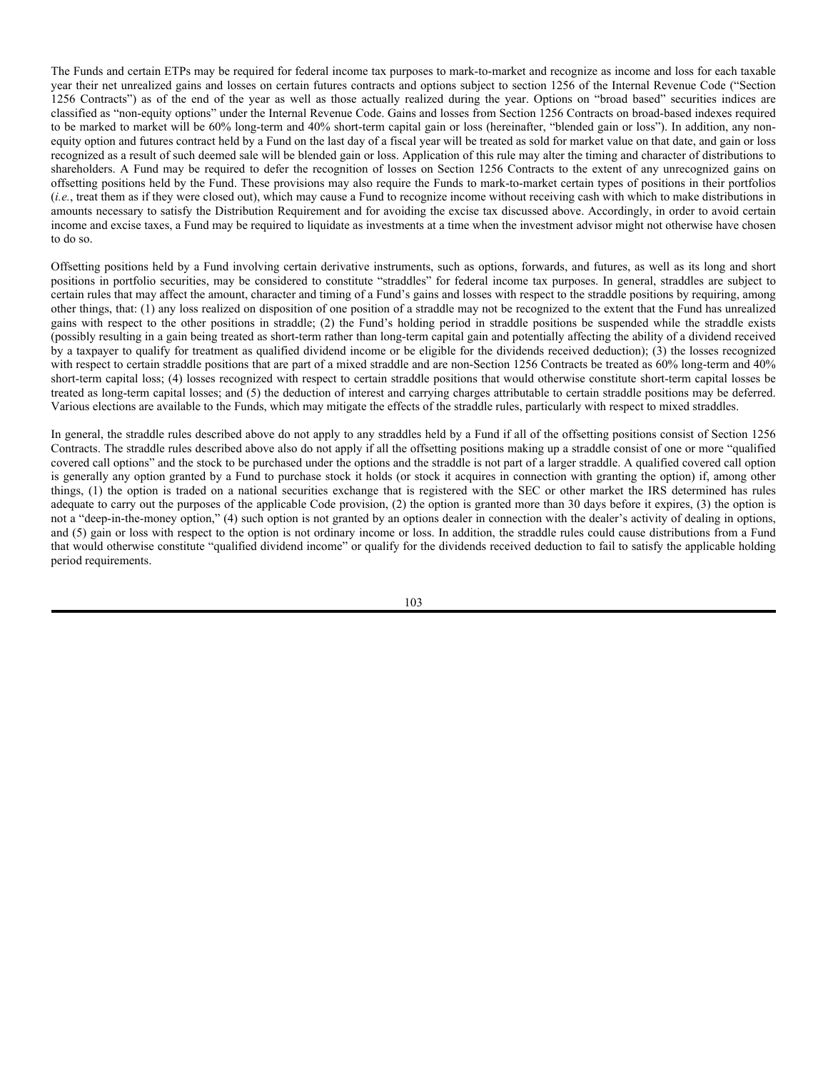The Funds and certain ETPs may be required for federal income tax purposes to mark-to-market and recognize as income and loss for each taxable year their net unrealized gains and losses on certain futures contracts and options subject to section 1256 of the Internal Revenue Code ("Section 1256 Contracts") as of the end of the year as well as those actually realized during the year. Options on "broad based" securities indices are classified as "non-equity options" under the Internal Revenue Code. Gains and losses from Section 1256 Contracts on broad-based indexes required to be marked to market will be 60% long-term and 40% short-term capital gain or loss (hereinafter, "blended gain or loss"). In addition, any non-equity option and futures contract held by a Fund on the last day of a fiscal year will be treated as sold for market value on that date, and gain or loss recognized as a result of such deemed sale will be blended gain or loss. Application of this rule may alter the timing and character of distributions to shareholders. A Fund may be required to defer the recognition of losses on Section 1256 Contracts to the extent of any unrecognized gains on offsetting positions held by the Fund. These provisions may also require the Funds to mark-to-market certain types of positions in their portfolios (*i.e.*, treat them as if they were closed out), which may cause a Fund to recognize income without receiving cash with which to make distributions in amounts necessary to satisfy the Distribution Requirement and for avoiding the excise tax discussed above. Accordingly, in order to avoid certain income and excise taxes, a Fund may be required to liquidate as investments at a time when the investment advisor might not otherwise have chosen to do so.

Offsetting positions held by a Fund involving certain derivative instruments, such as options, forwards, and futures, as well as its long and short positions in portfolio securities, may be considered to constitute "straddles" for federal income tax purposes. In general, straddles are subject to certain rules that may affect the amount, character and timing of a Fund's gains and losses with respect to the straddle positions by requiring, among other things, that: (1) any loss realized on disposition of one position of a straddle may not be recognized to the extent that the Fund has unrealized gains with respect to the other positions in straddle; (2) the Fund's holding period in straddle positions be suspended while the straddle exists (possibly resulting in a gain being treated as short-term rather than long-term capital gain and potentially affecting the ability of a dividend received by a taxpayer to qualify for treatment as qualified dividend income or be eligible for the dividends received deduction); (3) the losses recognized with respect to certain straddle positions that are part of a mixed straddle and are non-Section 1256 Contracts be treated as 60% long-term and 40% short-term capital loss; (4) losses recognized with respect to certain straddle positions that would otherwise constitute short-term capital losses be treated as long-term capital losses; and (5) the deduction of interest and carrying charges attributable to certain straddle positions may be deferred. Various elections are available to the Funds, which may mitigate the effects of the straddle rules, particularly with respect to mixed straddles.

In general, the straddle rules described above do not apply to any straddles held by a Fund if all of the offsetting positions consist of Section 1256 Contracts. The straddle rules described above also do not apply if all the offsetting positions making up a straddle consist of one or more "qualified covered call options" and the stock to be purchased under the options and the straddle is not part of a larger straddle. A qualified covered call option is generally any option granted by a Fund to purchase stock it holds (or stock it acquires in connection with granting the option) if, among other things, (1) the option is traded on a national securities exchange that is registered with the SEC or other market the IRS determined has rules adequate to carry out the purposes of the applicable Code provision, (2) the option is granted more than 30 days before it expires, (3) the option is not a "deep-in-the-money option," (4) such option is not granted by an options dealer in connection with the dealer's activity of dealing in options, and (5) gain or loss with respect to the option is not ordinary income or loss. In addition, the straddle rules could cause distributions from a Fund that would otherwise constitute "qualified dividend income" or qualify for the dividends received deduction to fail to satisfy the applicable holding period requirements.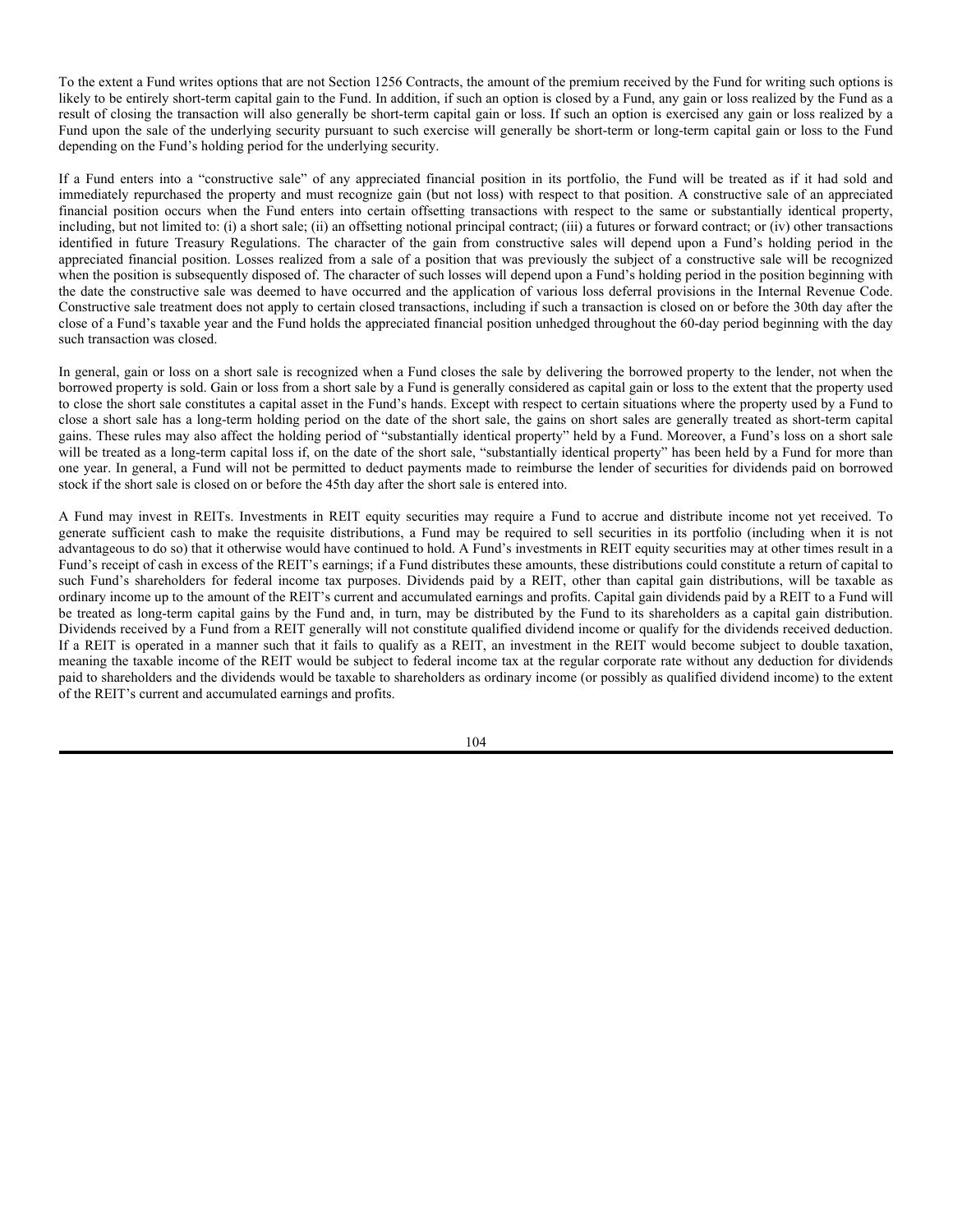To the extent a Fund writes options that are not Section 1256 Contracts, the amount of the premium received by the Fund for writing such options is likely to be entirely short-term capital gain to the Fund. In addition, if such an option is closed by a Fund, any gain or loss realized by the Fund as a result of closing the transaction will also generally be short-term capital gain or loss. If such an option is exercised any gain or loss realized by a Fund upon the sale of the underlying security pursuant to such exercise will generally be short-term or long-term capital gain or loss to the Fund depending on the Fund's holding period for the underlying security.

If a Fund enters into a "constructive sale" of any appreciated financial position in its portfolio, the Fund will be treated as if it had sold and immediately repurchased the property and must recognize gain (but not loss) with respect to that position. A constructive sale of an appreciated financial position occurs when the Fund enters into certain offsetting transactions with respect to the same or substantially identical property, including, but not limited to: (i) a short sale; (ii) an offsetting notional principal contract; (iii) a futures or forward contract; or (iv) other transactions identified in future Treasury Regulations. The character of the gain from constructive sales will depend upon a Fund's holding period in the appreciated financial position. Losses realized from a sale of a position that was previously the subject of a constructive sale will be recognized when the position is subsequently disposed of. The character of such losses will depend upon a Fund's holding period in the position beginning with the date the constructive sale was deemed to have occurred and the application of various loss deferral provisions in the Internal Revenue Code. Constructive sale treatment does not apply to certain closed transactions, including if such a transaction is closed on or before the 30th day after the close of a Fund's taxable year and the Fund holds the appreciated financial position unhedged throughout the 60-day period beginning with the day such transaction was closed.

In general, gain or loss on a short sale is recognized when a Fund closes the sale by delivering the borrowed property to the lender, not when the borrowed property is sold. Gain or loss from a short sale by a Fund is generally considered as capital gain or loss to the extent that the property used to close the short sale constitutes a capital asset in the Fund's hands. Except with respect to certain situations where the property used by a Fund to close a short sale has a long-term holding period on the date of the short sale, the gains on short sales are generally treated as short-term capital gains. These rules may also affect the holding period of "substantially identical property" held by a Fund. Moreover, a Fund's loss on a short sale will be treated as a long-term capital loss if, on the date of the short sale, "substantially identical property" has been held by a Fund for more than one year. In general, a Fund will not be permitted to deduct payments made to reimburse the lender of securities for dividends paid on borrowed stock if the short sale is closed on or before the 45th day after the short sale is entered into.

A Fund may invest in REITs. Investments in REIT equity securities may require a Fund to accrue and distribute income not yet received. To generate sufficient cash to make the requisite distributions, a Fund may be required to sell securities in its portfolio (including when it is not advantageous to do so) that it otherwise would have continued to hold. A Fund's investments in REIT equity securities may at other times result in a Fund's receipt of cash in excess of the REIT's earnings; if a Fund distributes these amounts, these distributions could constitute a return of capital to such Fund's shareholders for federal income tax purposes. Dividends paid by a REIT, other than capital gain distributions, will be taxable as ordinary income up to the amount of the REIT's current and accumulated earnings and profits. Capital gain dividends paid by a REIT to a Fund will be treated as long-term capital gains by the Fund and, in turn, may be distributed by the Fund to its shareholders as a capital gain distribution. Dividends received by a Fund from a REIT generally will not constitute qualified dividend income or qualify for the dividends received deduction. If a REIT is operated in a manner such that it fails to qualify as a REIT, an investment in the REIT would become subject to double taxation, meaning the taxable income of the REIT would be subject to federal income tax at the regular corporate rate without any deduction for dividends paid to shareholders and the dividends would be taxable to shareholders as ordinary income (or possibly as qualified dividend income) to the extent of the REIT's current and accumulated earnings and profits.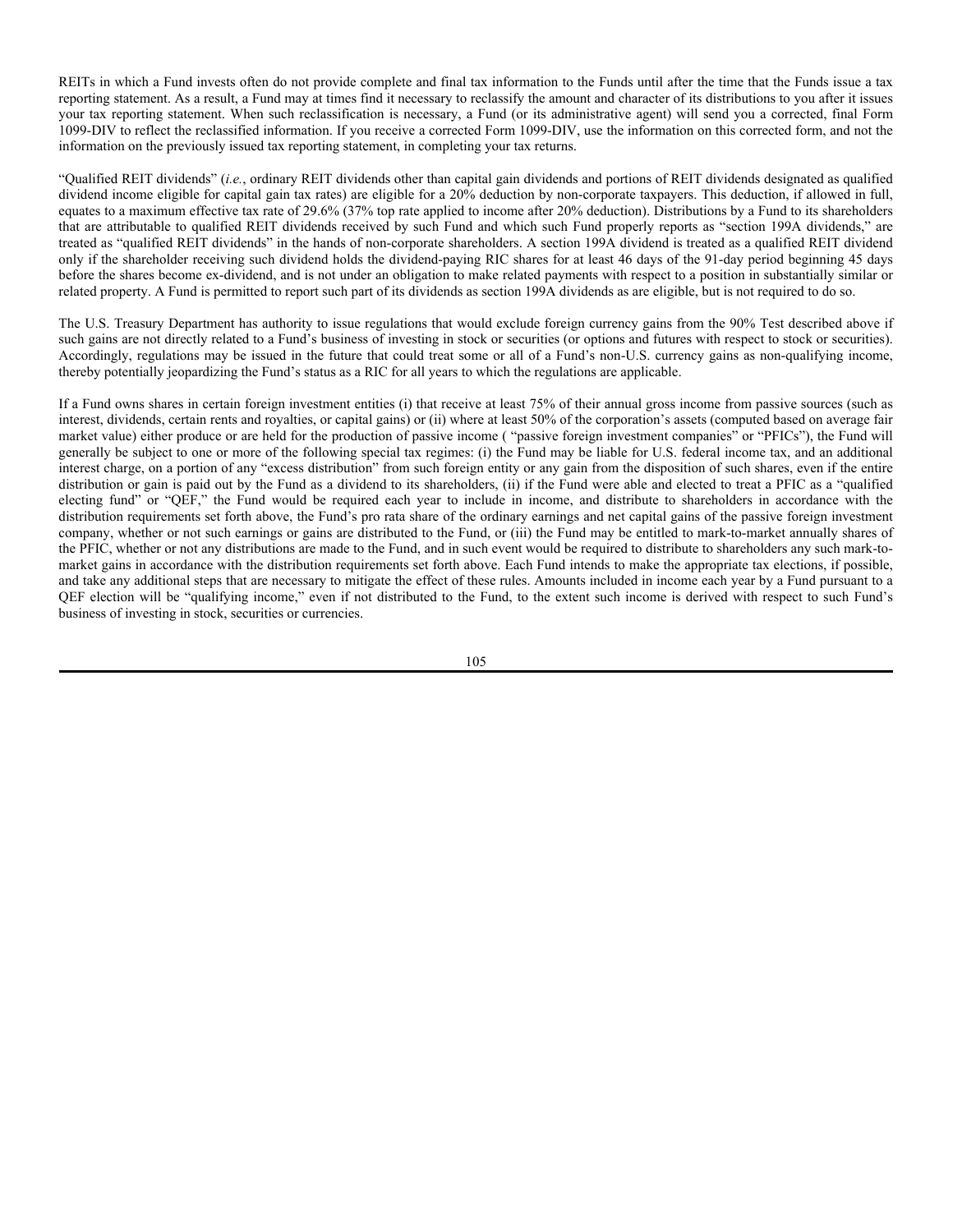REITs in which a Fund invests often do not provide complete and final tax information to the Funds until after the time that the Funds issue a tax reporting statement. As a result, a Fund may at times find it necessary to reclassify the amount and character of its distributions to you after it issues your tax reporting statement. When such reclassification is necessary, a Fund (or its administrative agent) will send you a corrected, final Form 1099-DIV to reflect the reclassified information. If you receive a corrected Form 1099-DIV, use the information on this corrected form, and not the information on the previously issued tax reporting statement, in completing your tax returns.

"Qualified REIT dividends" (*i.e.*, ordinary REIT dividends other than capital gain dividends and portions of REIT dividends designated as qualified dividend income eligible for capital gain tax rates) are eligible for a 20% deduction by non-corporate taxpayers. This deduction, if allowed in full, equates to a maximum effective tax rate of 29.6% (37% top rate applied to income after 20% deduction). Distributions by a Fund to its shareholders that are attributable to qualified REIT dividends received by such Fund and which such Fund properly reports as "section 199A dividends," are treated as "qualified REIT dividends" in the hands of non-corporate shareholders. A section 199A dividend is treated as a qualified REIT dividend only if the shareholder receiving such dividend holds the dividend-paying RIC shares for at least 46 days of the 91-day period beginning 45 days before the shares become ex-dividend, and is not under an obligation to make related payments with respect to a position in substantially similar or related property. A Fund is permitted to report such part of its dividends as section 199A dividends as are eligible, but is not required to do so.

The U.S. Treasury Department has authority to issue regulations that would exclude foreign currency gains from the 90% Test described above if such gains are not directly related to a Fund's business of investing in stock or securities (or options and futures with respect to stock or securities). Accordingly, regulations may be issued in the future that could treat some or all of a Fund's non-U.S. currency gains as non-qualifying income, thereby potentially jeopardizing the Fund's status as a RIC for all years to which the regulations are applicable.

If a Fund owns shares in certain foreign investment entities (i) that receive at least 75% of their annual gross income from passive sources (such as interest, dividends, certain rents and royalties, or capital gains) or (ii) where at least 50% of the corporation's assets (computed based on average fair market value) either produce or are held for the production of passive income ( "passive foreign investment companies" or "PFICs"), the Fund will generally be subject to one or more of the following special tax regimes: (i) the Fund may be liable for U.S. federal income tax, and an additional interest charge, on a portion of any "excess distribution" from such foreign entity or any gain from the disposition of such shares, even if the entire distribution or gain is paid out by the Fund as a dividend to its shareholders, (ii) if the Fund were able and elected to treat a PFIC as a "qualified electing fund" or "QEF," the Fund would be required each year to include in income, and distribute to shareholders in accordance with the distribution requirements set forth above, the Fund's pro rata share of the ordinary earnings and net capital gains of the passive foreign investment company, whether or not such earnings or gains are distributed to the Fund, or (iii) the Fund may be entitled to mark-to-market annually shares of the PFIC, whether or not any distributions are made to the Fund, and in such event would be required to distribute to shareholders any such mark-to-market gains in accordance with the distribution requirements set forth above. Each Fund intends to make the appropriate tax elections, if possible, and take any additional steps that are necessary to mitigate the effect of these rules. Amounts included in income each year by a Fund pursuant to a QEF election will be "qualifying income," even if not distributed to the Fund, to the extent such income is derived with respect to such Fund's business of investing in stock, securities or currencies.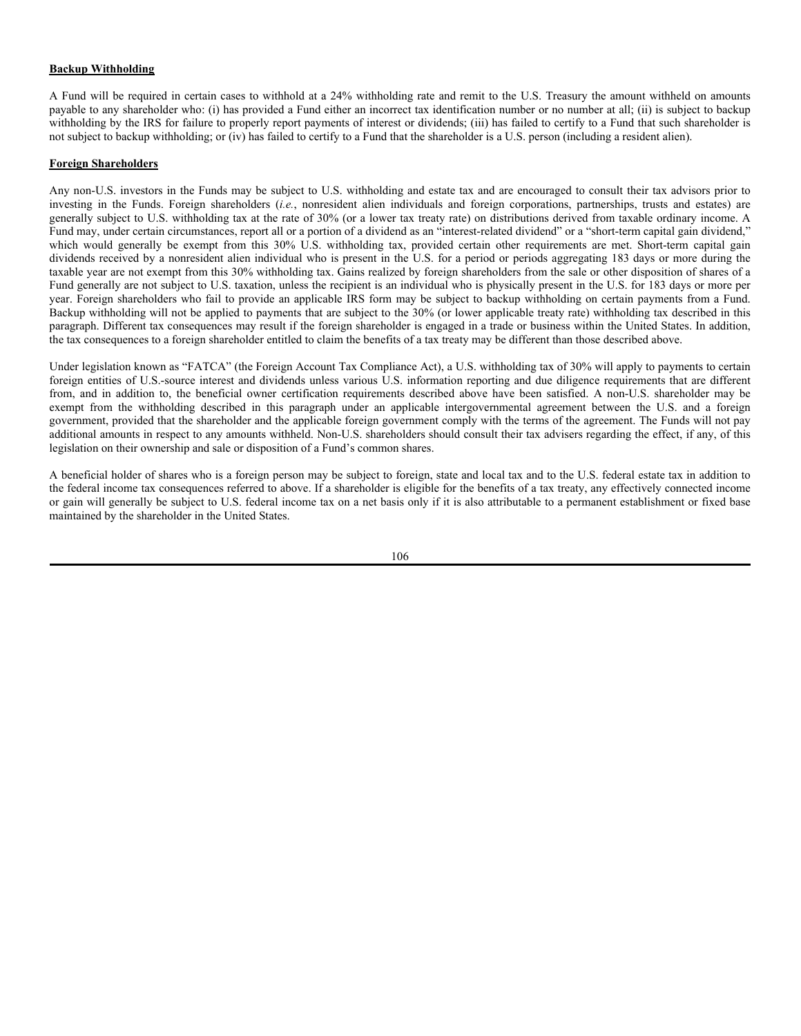**Backup Withholding**

A Fund will be required in certain cases to withhold at a 24% withholding rate and remit to the U.S. Treasury the amount withheld on amounts payable to any shareholder who: (i) has provided a Fund either an incorrect tax identification number or no number at all; (ii) is subject to backup withholding by the IRS for failure to properly report payments of interest or dividends; (iii) has failed to certify to a Fund that such shareholder is not subject to backup withholding; or (iv) has failed to certify to a Fund that the shareholder is a U.S. person (including a resident alien).

**Foreign Shareholders**

Any non-U.S. investors in the Funds may be subject to U.S. withholding and estate tax and are encouraged to consult their tax advisors prior to investing in the Funds. Foreign shareholders (*i.e.*, nonresident alien individuals and foreign corporations, partnerships, trusts and estates) are generally subject to U.S. withholding tax at the rate of 30% (or a lower tax treaty rate) on distributions derived from taxable ordinary income. A Fund may, under certain circumstances, report all or a portion of a dividend as an "interest-related dividend" or a "short-term capital gain dividend," which would generally be exempt from this 30% U.S. withholding tax, provided certain other requirements are met. Short-term capital gain dividends received by a nonresident alien individual who is present in the U.S. for a period or periods aggregating 183 days or more during the taxable year are not exempt from this 30% withholding tax. Gains realized by foreign shareholders from the sale or other disposition of shares of a Fund generally are not subject to U.S. taxation, unless the recipient is an individual who is physically present in the U.S. for 183 days or more per year. Foreign shareholders who fail to provide an applicable IRS form may be subject to backup withholding on certain payments from a Fund. Backup withholding will not be applied to payments that are subject to the 30% (or lower applicable treaty rate) withholding tax described in this paragraph. Different tax consequences may result if the foreign shareholder is engaged in a trade or business within the United States. In addition, the tax consequences to a foreign shareholder entitled to claim the benefits of a tax treaty may be different than those described above.

Under legislation known as "FATCA" (the Foreign Account Tax Compliance Act), a U.S. withholding tax of 30% will apply to payments to certain foreign entities of U.S.-source interest and dividends unless various U.S. information reporting and due diligence requirements that are different from, and in addition to, the beneficial owner certification requirements described above have been satisfied. A non-U.S. shareholder may be exempt from the withholding described in this paragraph under an applicable intergovernmental agreement between the U.S. and a foreign government, provided that the shareholder and the applicable foreign government comply with the terms of the agreement. The Funds will not pay additional amounts in respect to any amounts withheld. Non-U.S. shareholders should consult their tax advisers regarding the effect, if any, of this legislation on their ownership and sale or disposition of a Fund's common shares.

A beneficial holder of shares who is a foreign person may be subject to foreign, state and local tax and to the U.S. federal estate tax in addition to the federal income tax consequences referred to above. If a shareholder is eligible for the benefits of a tax treaty, any effectively connected income or gain will generally be subject to U.S. federal income tax on a net basis only if it is also attributable to a permanent establishment or fixed base maintained by the shareholder in the United States.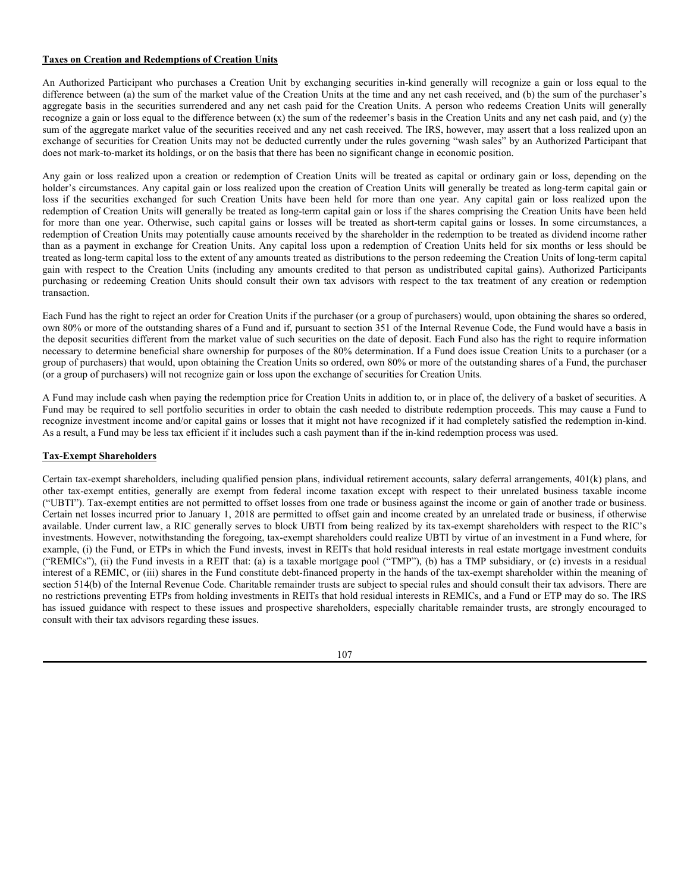**Taxes on Creation and Redemptions of Creation Units**

An Authorized Participant who purchases a Creation Unit by exchanging securities in-kind generally will recognize a gain or loss equal to the difference between (a) the sum of the market value of the Creation Units at the time and any net cash received, and (b) the sum of the purchaser's aggregate basis in the securities surrendered and any net cash paid for the Creation Units. A person who redeems Creation Units will generally recognize a gain or loss equal to the difference between (x) the sum of the redeemer's basis in the Creation Units and any net cash paid, and (y) the sum of the aggregate market value of the securities received and any net cash received. The IRS, however, may assert that a loss realized upon an exchange of securities for Creation Units may not be deducted currently under the rules governing "wash sales" by an Authorized Participant that does not mark-to-market its holdings, or on the basis that there has been no significant change in economic position.

Any gain or loss realized upon a creation or redemption of Creation Units will be treated as capital or ordinary gain or loss, depending on the holder's circumstances. Any capital gain or loss realized upon the creation of Creation Units will generally be treated as long-term capital gain or loss if the securities exchanged for such Creation Units have been held for more than one year. Any capital gain or loss realized upon the redemption of Creation Units will generally be treated as long-term capital gain or loss if the shares comprising the Creation Units have been held for more than one year. Otherwise, such capital gains or losses will be treated as short-term capital gains or losses. In some circumstances, a redemption of Creation Units may potentially cause amounts received by the shareholder in the redemption to be treated as dividend income rather than as a payment in exchange for Creation Units. Any capital loss upon a redemption of Creation Units held for six months or less should be treated as long-term capital loss to the extent of any amounts treated as distributions to the person redeeming the Creation Units of long-term capital gain with respect to the Creation Units (including any amounts credited to that person as undistributed capital gains). Authorized Participants purchasing or redeeming Creation Units should consult their own tax advisors with respect to the tax treatment of any creation or redemption transaction.

Each Fund has the right to reject an order for Creation Units if the purchaser (or a group of purchasers) would, upon obtaining the shares so ordered, own 80% or more of the outstanding shares of a Fund and if, pursuant to section 351 of the Internal Revenue Code, the Fund would have a basis in the deposit securities different from the market value of such securities on the date of deposit. Each Fund also has the right to require information necessary to determine beneficial share ownership for purposes of the 80% determination. If a Fund does issue Creation Units to a purchaser (or a group of purchasers) that would, upon obtaining the Creation Units so ordered, own 80% or more of the outstanding shares of a Fund, the purchaser (or a group of purchasers) will not recognize gain or loss upon the exchange of securities for Creation Units.

A Fund may include cash when paying the redemption price for Creation Units in addition to, or in place of, the delivery of a basket of securities. A Fund may be required to sell portfolio securities in order to obtain the cash needed to distribute redemption proceeds. This may cause a Fund to recognize investment income and/or capital gains or losses that it might not have recognized if it had completely satisfied the redemption in-kind. As a result, a Fund may be less tax efficient if it includes such a cash payment than if the in-kind redemption process was used.

**Tax-Exempt Shareholders**

Certain tax-exempt shareholders, including qualified pension plans, individual retirement accounts, salary deferral arrangements, 401(k) plans, and other tax-exempt entities, generally are exempt from federal income taxation except with respect to their unrelated business taxable income ("UBTI"). Tax-exempt entities are not permitted to offset losses from one trade or business against the income or gain of another trade or business. Certain net losses incurred prior to January 1, 2018 are permitted to offset gain and income created by an unrelated trade or business, if otherwise available. Under current law, a RIC generally serves to block UBTI from being realized by its tax-exempt shareholders with respect to the RIC's investments. However, notwithstanding the foregoing, tax-exempt shareholders could realize UBTI by virtue of an investment in a Fund where, for example, (i) the Fund, or ETPs in which the Fund invests, invest in REITs that hold residual interests in real estate mortgage investment conduits ("REMICs"), (ii) the Fund invests in a REIT that: (a) is a taxable mortgage pool ("TMP"), (b) has a TMP subsidiary, or (c) invests in a residual interest of a REMIC, or (iii) shares in the Fund constitute debt-financed property in the hands of the tax-exempt shareholder within the meaning of section 514(b) of the Internal Revenue Code. Charitable remainder trusts are subject to special rules and should consult their tax advisors. There are no restrictions preventing ETPs from holding investments in REITs that hold residual interests in REMICs, and a Fund or ETP may do so. The IRS has issued guidance with respect to these issues and prospective shareholders, especially charitable remainder trusts, are strongly encouraged to consult with their tax advisors regarding these issues.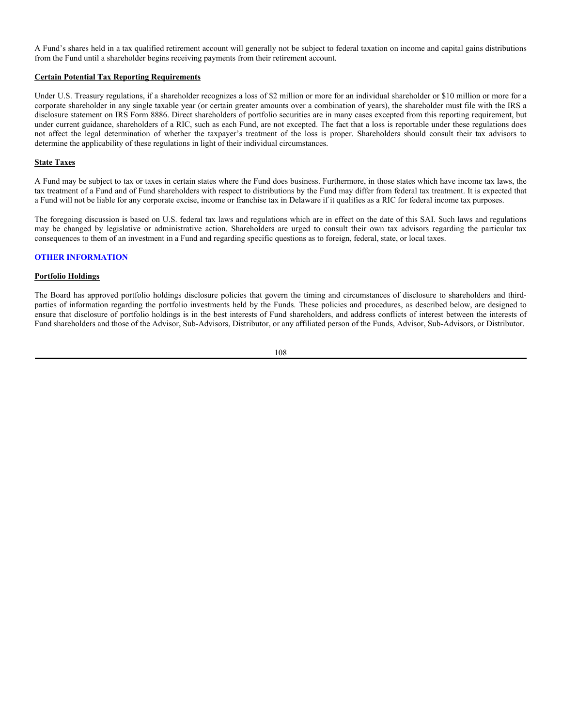A Fund's shares held in a tax qualified retirement account will generally not be subject to federal taxation on income and capital gains distributions from the Fund until a shareholder begins receiving payments from their retirement account.

**Certain Potential Tax Reporting Requirements**

Under U.S. Treasury regulations, if a shareholder recognizes a loss of $2 million or more for an individual shareholder or $10 million or more for a corporate shareholder in any single taxable year (or certain greater amounts over a combination of years), the shareholder must file with the IRS a disclosure statement on IRS Form 8886. Direct shareholders of portfolio securities are in many cases excepted from this reporting requirement, but under current guidance, shareholders of a RIC, such as each Fund, are not excepted. The fact that a loss is reportable under these regulations does not affect the legal determination of whether the taxpayer's treatment of the loss is proper. Shareholders should consult their tax advisors to determine the applicability of these regulations in light of their individual circumstances.

**State Taxes**

A Fund may be subject to tax or taxes in certain states where the Fund does business. Furthermore, in those states which have income tax laws, the tax treatment of a Fund and of Fund shareholders with respect to distributions by the Fund may differ from federal tax treatment. It is expected that a Fund will not be liable for any corporate excise, income or franchise tax in Delaware if it qualifies as a RIC for federal income tax purposes.

The foregoing discussion is based on U.S. federal tax laws and regulations which are in effect on the date of this SAI. Such laws and regulations may be changed by legislative or administrative action. Shareholders are urged to consult their own tax advisors regarding the particular tax consequences to them of an investment in a Fund and regarding specific questions as to foreign, federal, state, or local taxes.

## OTHER INFORMATION

**Portfolio Holdings**

The Board has approved portfolio holdings disclosure policies that govern the timing and circumstances of disclosure to shareholders and third-parties of information regarding the portfolio investments held by the Funds. These policies and procedures, as described below, are designed to ensure that disclosure of portfolio holdings is in the best interests of Fund shareholders, and address conflicts of interest between the interests of Fund shareholders and those of the Advisor, Sub-Advisors, Distributor, or any affiliated person of the Funds, Advisor, Sub-Advisors, or Distributor.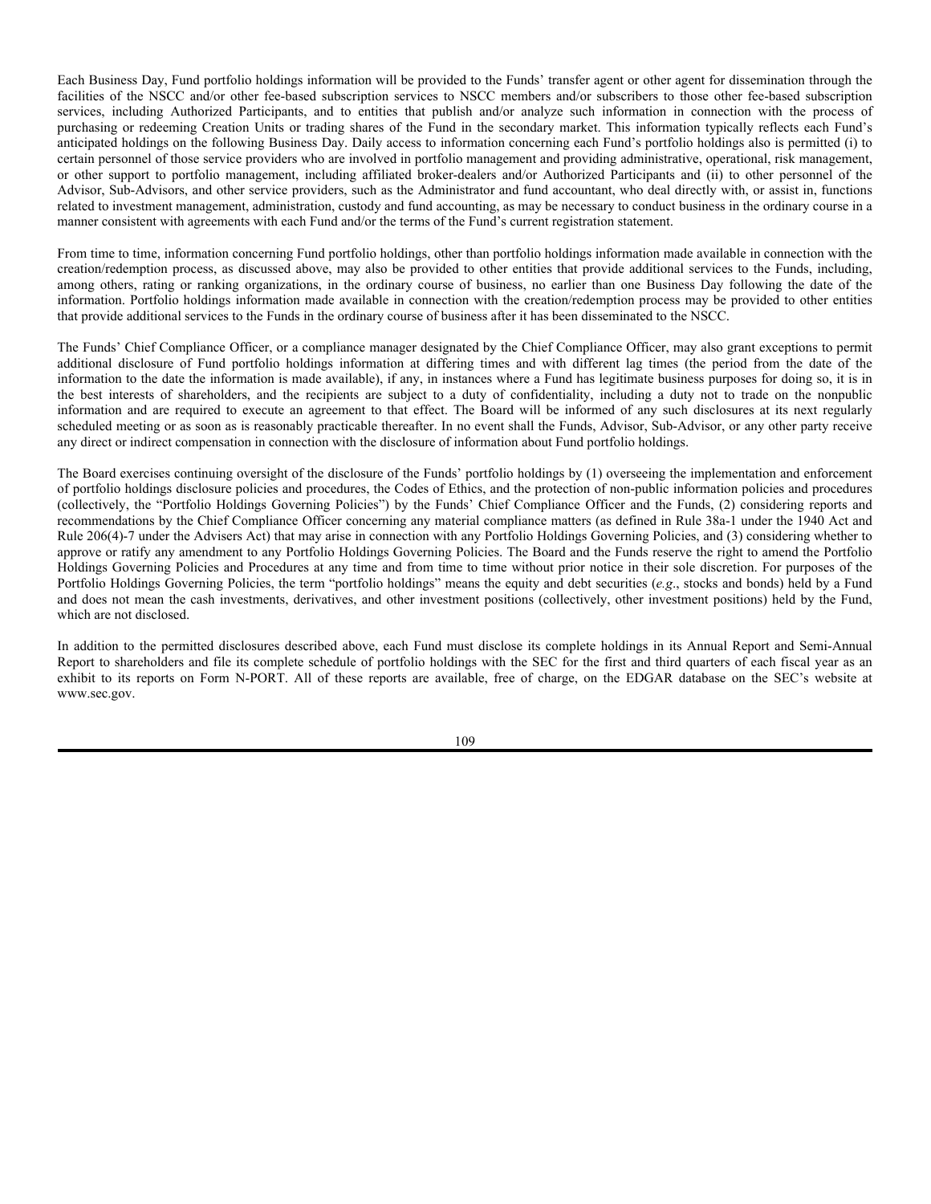Each Business Day, Fund portfolio holdings information will be provided to the Funds' transfer agent or other agent for dissemination through the facilities of the NSCC and/or other fee-based subscription services to NSCC members and/or subscribers to those other fee-based subscription services, including Authorized Participants, and to entities that publish and/or analyze such information in connection with the process of purchasing or redeeming Creation Units or trading shares of the Fund in the secondary market. This information typically reflects each Fund's anticipated holdings on the following Business Day. Daily access to information concerning each Fund's portfolio holdings also is permitted (i) to certain personnel of those service providers who are involved in portfolio management and providing administrative, operational, risk management, or other support to portfolio management, including affiliated broker-dealers and/or Authorized Participants and (ii) to other personnel of the Advisor, Sub-Advisors, and other service providers, such as the Administrator and fund accountant, who deal directly with, or assist in, functions related to investment management, administration, custody and fund accounting, as may be necessary to conduct business in the ordinary course in a manner consistent with agreements with each Fund and/or the terms of the Fund's current registration statement.

From time to time, information concerning Fund portfolio holdings, other than portfolio holdings information made available in connection with the creation/redemption process, as discussed above, may also be provided to other entities that provide additional services to the Funds, including, among others, rating or ranking organizations, in the ordinary course of business, no earlier than one Business Day following the date of the information. Portfolio holdings information made available in connection with the creation/redemption process may be provided to other entities that provide additional services to the Funds in the ordinary course of business after it has been disseminated to the NSCC.

The Funds' Chief Compliance Officer, or a compliance manager designated by the Chief Compliance Officer, may also grant exceptions to permit additional disclosure of Fund portfolio holdings information at differing times and with different lag times (the period from the date of the information to the date the information is made available), if any, in instances where a Fund has legitimate business purposes for doing so, it is in the best interests of shareholders, and the recipients are subject to a duty of confidentiality, including a duty not to trade on the nonpublic information and are required to execute an agreement to that effect. The Board will be informed of any such disclosures at its next regularly scheduled meeting or as soon as is reasonably practicable thereafter. In no event shall the Funds, Advisor, Sub-Advisor, or any other party receive any direct or indirect compensation in connection with the disclosure of information about Fund portfolio holdings.

The Board exercises continuing oversight of the disclosure of the Funds' portfolio holdings by (1) overseeing the implementation and enforcement of portfolio holdings disclosure policies and procedures, the Codes of Ethics, and the protection of non-public information policies and procedures (collectively, the "Portfolio Holdings Governing Policies") by the Funds' Chief Compliance Officer and the Funds, (2) considering reports and recommendations by the Chief Compliance Officer concerning any material compliance matters (as defined in Rule 38a-1 under the 1940 Act and Rule 206(4)-7 under the Advisers Act) that may arise in connection with any Portfolio Holdings Governing Policies, and (3) considering whether to approve or ratify any amendment to any Portfolio Holdings Governing Policies. The Board and the Funds reserve the right to amend the Portfolio Holdings Governing Policies and Procedures at any time and from time to time without prior notice in their sole discretion. For purposes of the Portfolio Holdings Governing Policies, the term "portfolio holdings" means the equity and debt securities (*e.g*., stocks and bonds) held by a Fund and does not mean the cash investments, derivatives, and other investment positions (collectively, other investment positions) held by the Fund, which are not disclosed.

In addition to the permitted disclosures described above, each Fund must disclose its complete holdings in its Annual Report and Semi-Annual Report to shareholders and file its complete schedule of portfolio holdings with the SEC for the first and third quarters of each fiscal year as an exhibit to its reports on Form N-PORT. All of these reports are available, free of charge, on the EDGAR database on the SEC's website at www.sec.gov.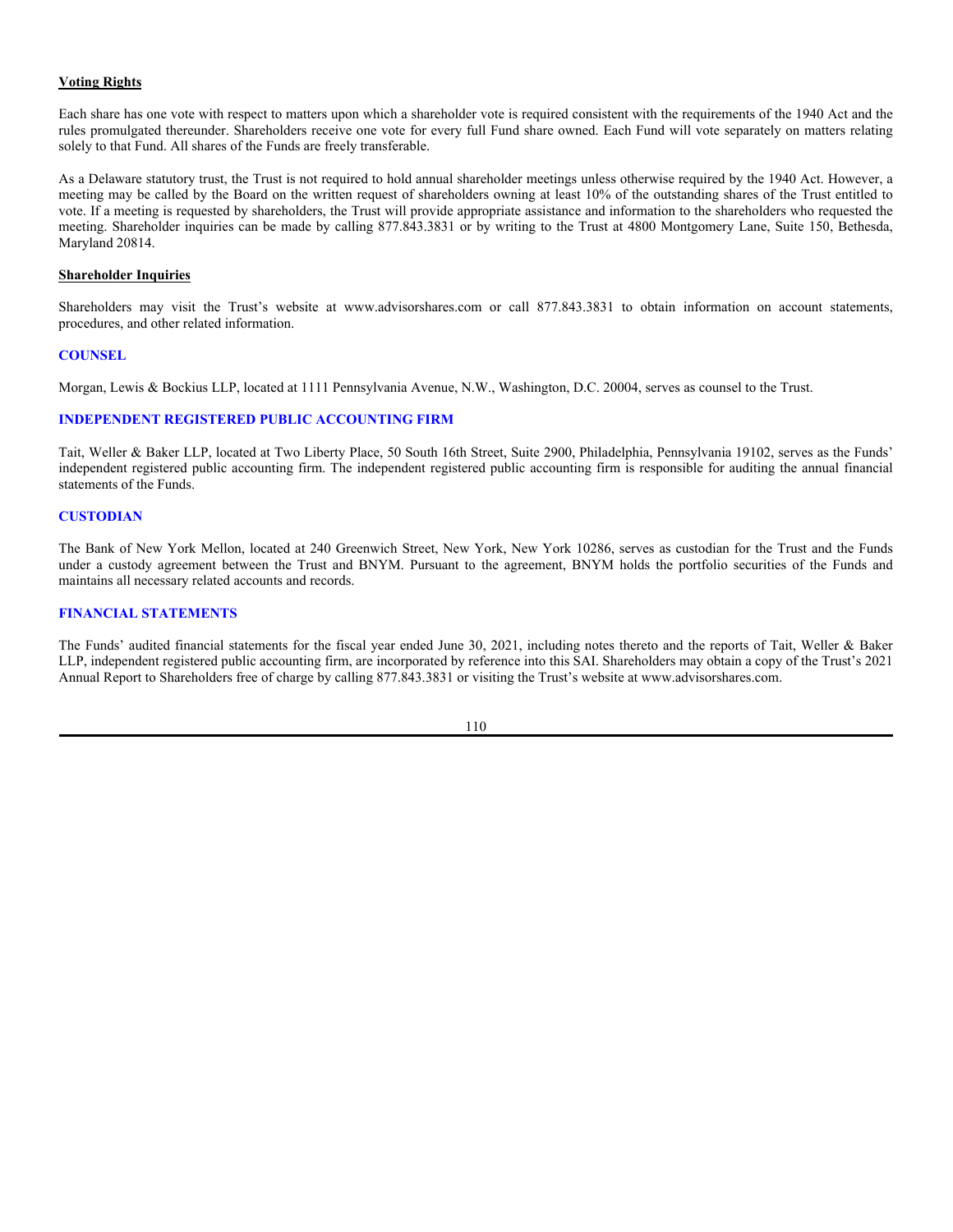**Voting Rights**

Each share has one vote with respect to matters upon which a shareholder vote is required consistent with the requirements of the 1940 Act and the rules promulgated thereunder. Shareholders receive one vote for every full Fund share owned. Each Fund will vote separately on matters relating solely to that Fund. All shares of the Funds are freely transferable.

As a Delaware statutory trust, the Trust is not required to hold annual shareholder meetings unless otherwise required by the 1940 Act. However, a meeting may be called by the Board on the written request of shareholders owning at least 10% of the outstanding shares of the Trust entitled to vote. If a meeting is requested by shareholders, the Trust will provide appropriate assistance and information to the shareholders who requested the meeting. Shareholder inquiries can be made by calling 877.843.3831 or by writing to the Trust at 4800 Montgomery Lane, Suite 150, Bethesda, Maryland 20814.

**Shareholder Inquiries**

Shareholders may visit the Trust's website at www.advisorshares.com or call 877.843.3831 to obtain information on account statements, procedures, and other related information.

## COUNSEL

Morgan, Lewis & Bockius LLP, located at 1111 Pennsylvania Avenue, N.W., Washington, D.C. 20004, serves as counsel to the Trust.

## INDEPENDENT REGISTERED PUBLIC ACCOUNTING FIRM

Tait, Weller & Baker LLP, located at Two Liberty Place, 50 South 16th Street, Suite 2900, Philadelphia, Pennsylvania 19102, serves as the Funds' independent registered public accounting firm. The independent registered public accounting firm is responsible for auditing the annual financial statements of the Funds.

## CUSTODIAN

The Bank of New York Mellon, located at 240 Greenwich Street, New York, New York 10286, serves as custodian for the Trust and the Funds under a custody agreement between the Trust and BNYM. Pursuant to the agreement, BNYM holds the portfolio securities of the Funds and maintains all necessary related accounts and records.

## FINANCIAL STATEMENTS

The Funds' audited financial statements for the fiscal year ended June 30, 2021, including notes thereto and the reports of Tait, Weller & Baker LLP, independent registered public accounting firm, are incorporated by reference into this SAI. Shareholders may obtain a copy of the Trust's 2021 Annual Report to Shareholders free of charge by calling 877.843.3831 or visiting the Trust's website at www.advisorshares.com.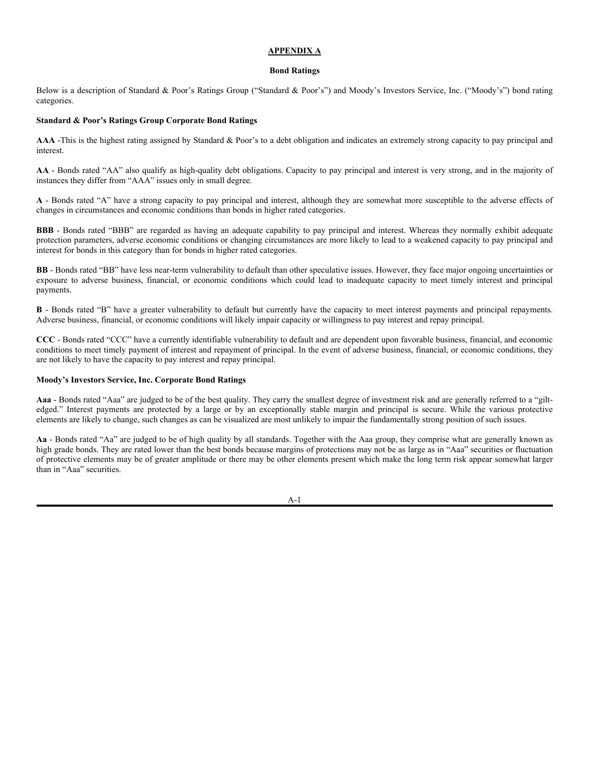## APPENDIX A

### Bond Ratings

Below is a description of Standard & Poor's Ratings Group ("Standard & Poor's") and Moody's Investors Service, Inc. ("Moody's") bond rating categories.

**Standard & Poor's Ratings Group Corporate Bond Ratings**

**AAA** -This is the highest rating assigned by Standard & Poor's to a debt obligation and indicates an extremely strong capacity to pay principal and interest.

**AA** - Bonds rated "AA" also qualify as high-quality debt obligations. Capacity to pay principal and interest is very strong, and in the majority of instances they differ from "AAA" issues only in small degree.

**A** - Bonds rated "A" have a strong capacity to pay principal and interest, although they are somewhat more susceptible to the adverse effects of changes in circumstances and economic conditions than bonds in higher rated categories.

**BBB** - Bonds rated "BBB" are regarded as having an adequate capability to pay principal and interest. Whereas they normally exhibit adequate protection parameters, adverse economic conditions or changing circumstances are more likely to lead to a weakened capacity to pay principal and interest for bonds in this category than for bonds in higher rated categories.

**BB** - Bonds rated "BB" have less near-term vulnerability to default than other speculative issues. However, they face major ongoing uncertainties or exposure to adverse business, financial, or economic conditions which could lead to inadequate capacity to meet timely interest and principal payments.

**B** - Bonds rated "B" have a greater vulnerability to default but currently have the capacity to meet interest payments and principal repayments. Adverse business, financial, or economic conditions will likely impair capacity or willingness to pay interest and repay principal.

**CCC** - Bonds rated "CCC" have a currently identifiable vulnerability to default and are dependent upon favorable business, financial, and economic conditions to meet timely payment of interest and repayment of principal. In the event of adverse business, financial, or economic conditions, they are not likely to have the capacity to pay interest and repay principal.

**Moody's Investors Service, Inc. Corporate Bond Ratings**

**Aaa** - Bonds rated "Aaa" are judged to be of the best quality. They carry the smallest degree of investment risk and are generally referred to a "gilt-edged." Interest payments are protected by a large or by an exceptionally stable margin and principal is secure. While the various protective elements are likely to change, such changes as can be visualized are most unlikely to impair the fundamentally strong position of such issues.

**Aa** - Bonds rated "Aa" are judged to be of high quality by all standards. Together with the Aaa group, they comprise what are generally known as high grade bonds. They are rated lower than the best bonds because margins of protections may not be as large as in "Aaa" securities or fluctuation of protective elements may be of greater amplitude or there may be other elements present which make the long term risk appear somewhat larger than in "Aaa" securities.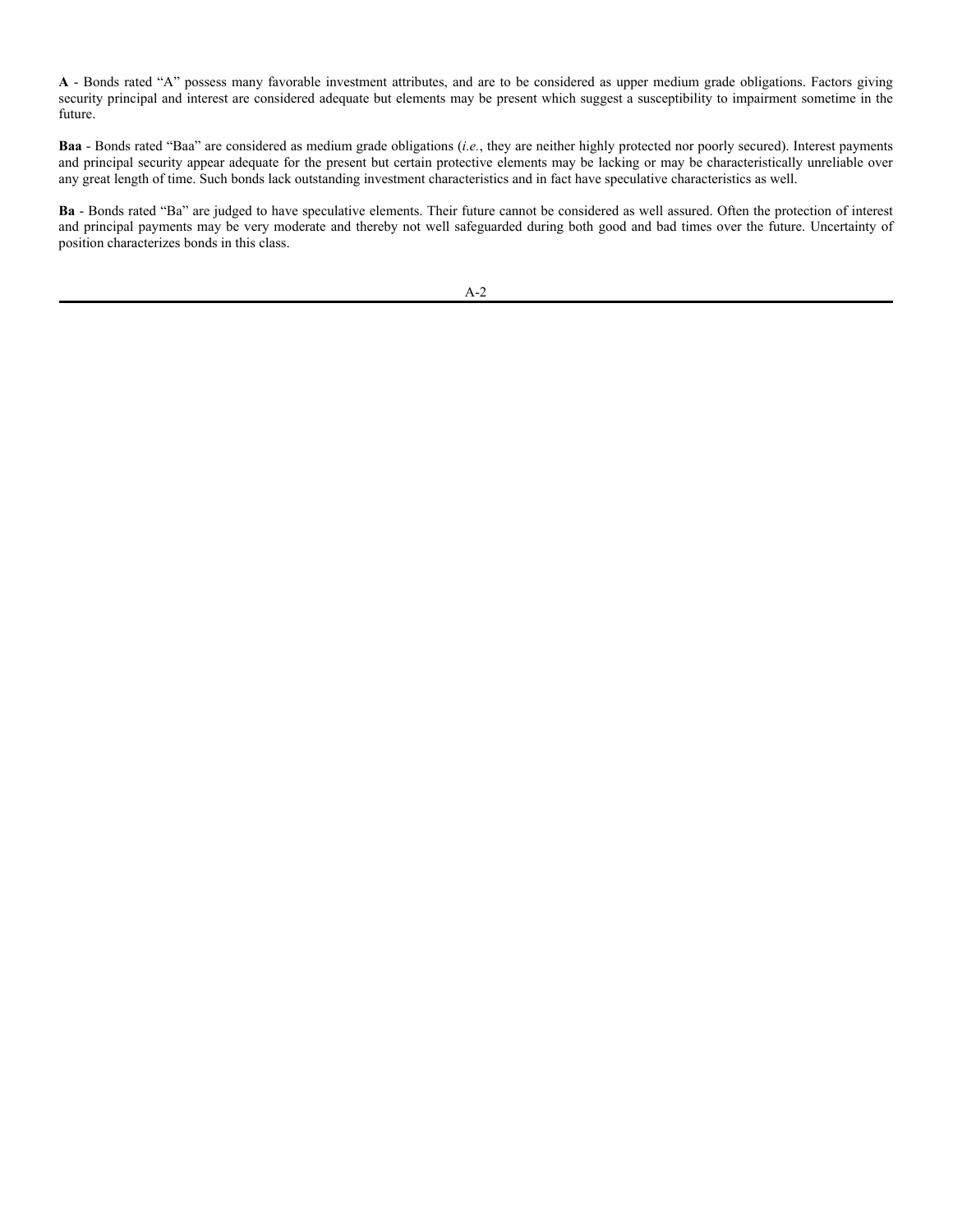**A** - Bonds rated "A" possess many favorable investment attributes, and are to be considered as upper medium grade obligations. Factors giving security principal and interest are considered adequate but elements may be present which suggest a susceptibility to impairment sometime in the future.

**Baa** - Bonds rated "Baa" are considered as medium grade obligations (*i.e.*, they are neither highly protected nor poorly secured). Interest payments and principal security appear adequate for the present but certain protective elements may be lacking or may be characteristically unreliable over any great length of time. Such bonds lack outstanding investment characteristics and in fact have speculative characteristics as well.

**Ba** - Bonds rated "Ba" are judged to have speculative elements. Their future cannot be considered as well assured. Often the protection of interest and principal payments may be very moderate and thereby not well safeguarded during both good and bad times over the future. Uncertainty of position characterizes bonds in this class.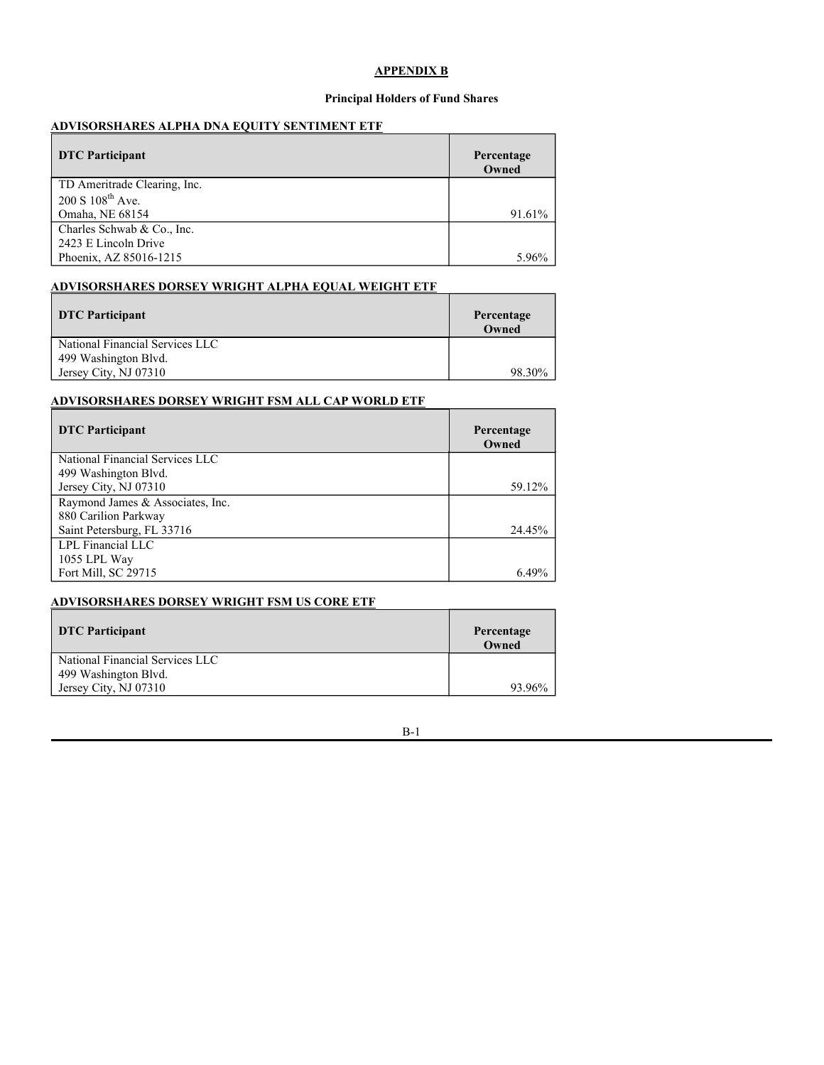# APPENDIX B

## Principal Holders of Fund Shares

### ADVISORSHARES ALPHA DNA EQUITY SENTIMENT ETF

| DTC Participant | Percentage Owned |
|---|---|
| TD Ameritrade Clearing, Inc.<br>200 S 108th Ave.<br>Omaha, NE 68154 | 91.61% |
| Charles Schwab & Co., Inc.<br>2423 E Lincoln Drive<br>Phoenix, AZ 85016-1215 | 5.96% |

### ADVISORSHARES DORSEY WRIGHT ALPHA EQUAL WEIGHT ETF

| DTC Participant | Percentage Owned |
|---|---|
| National Financial Services LLC<br>499 Washington Blvd.<br>Jersey City, NJ 07310 | 98.30% |

### ADVISORSHARES DORSEY WRIGHT FSM ALL CAP WORLD ETF

| DTC Participant | Percentage Owned |
|---|---|
| National Financial Services LLC<br>499 Washington Blvd.<br>Jersey City, NJ 07310 | 59.12% |
| Raymond James & Associates, Inc.<br>880 Carilion Parkway<br>Saint Petersburg, FL 33716 | 24.45% |
| LPL Financial LLC<br>1055 LPL Way<br>Fort Mill, SC 29715 | 6.49% |

### ADVISORSHARES DORSEY WRIGHT FSM US CORE ETF

| DTC Participant | Percentage Owned |
|---|---|
| National Financial Services LLC<br>499 Washington Blvd.<br>Jersey City, NJ 07310 | 93.96% |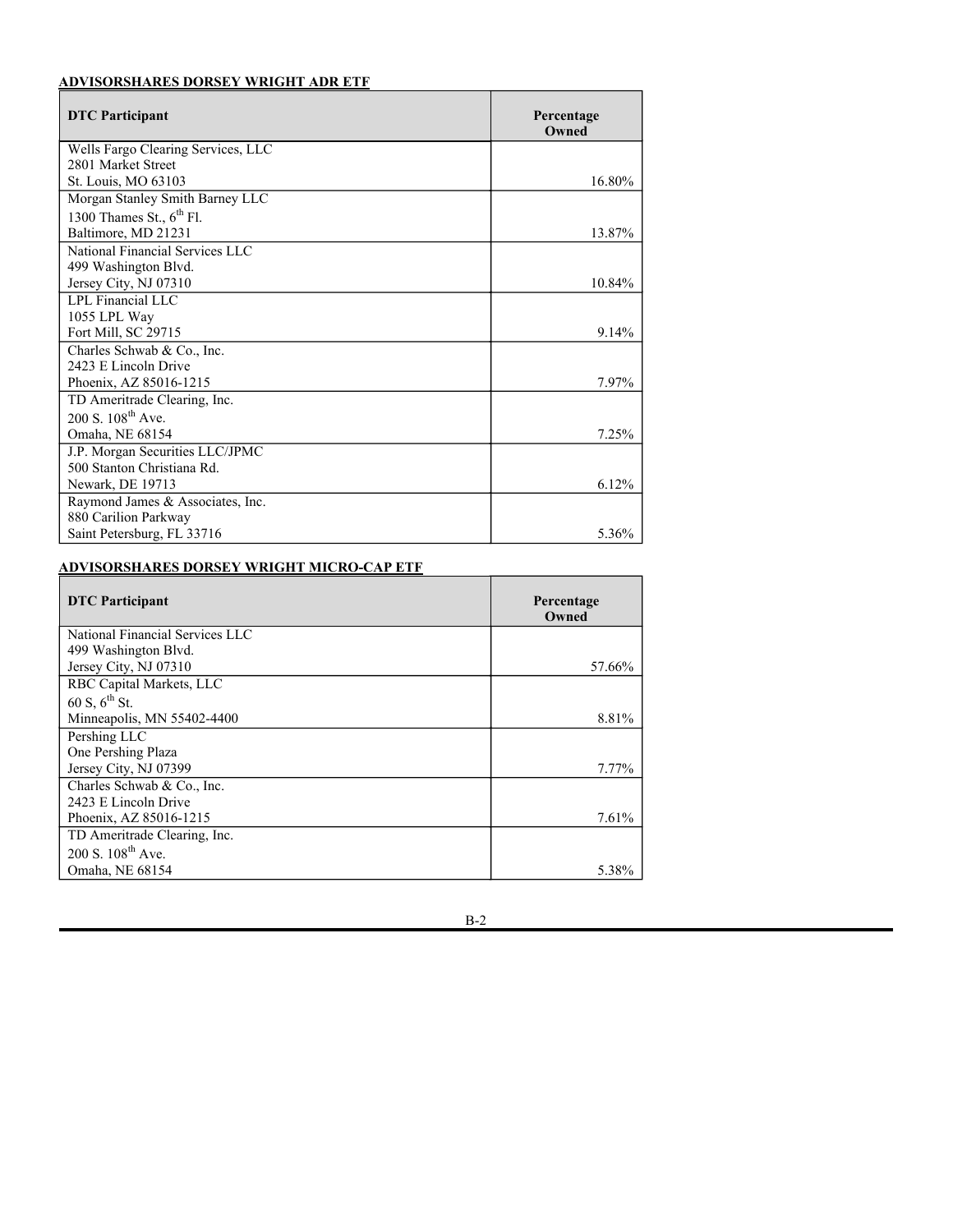**ADVISORSHARES DORSEY WRIGHT ADR ETF**

| DTC Participant | Percentage Owned |
| --- | --- |
| Wells Fargo Clearing Services, LLC<br>2801 Market Street<br>St. Louis, MO 63103 | 16.80% |
| Morgan Stanley Smith Barney LLC<br>1300 Thames St., 6th Fl.<br>Baltimore, MD 21231 | 13.87% |
| National Financial Services LLC<br>499 Washington Blvd.<br>Jersey City, NJ 07310 | 10.84% |
| LPL Financial LLC<br>1055 LPL Way<br>Fort Mill, SC 29715 | 9.14% |
| Charles Schwab & Co., Inc.<br>2423 E Lincoln Drive<br>Phoenix, AZ 85016-1215 | 7.97% |
| TD Ameritrade Clearing, Inc.<br>200 S. 108th Ave.<br>Omaha, NE 68154 | 7.25% |
| J.P. Morgan Securities LLC/JPMC<br>500 Stanton Christiana Rd.<br>Newark, DE 19713 | 6.12% |
| Raymond James & Associates, Inc.<br>880 Carilion Parkway<br>Saint Petersburg, FL 33716 | 5.36% |

**ADVISORSHARES DORSEY WRIGHT MICRO-CAP ETF**

| DTC Participant | Percentage Owned |
| --- | --- |
| National Financial Services LLC<br>499 Washington Blvd.<br>Jersey City, NJ 07310 | 57.66% |
| RBC Capital Markets, LLC<br>60 S, 6th St.<br>Minneapolis, MN 55402-4400 | 8.81% |
| Pershing LLC<br>One Pershing Plaza<br>Jersey City, NJ 07399 | 7.77% |
| Charles Schwab & Co., Inc.<br>2423 E Lincoln Drive<br>Phoenix, AZ 85016-1215 | 7.61% |
| TD Ameritrade Clearing, Inc.<br>200 S. 108th Ave.<br>Omaha, NE 68154 | 5.38% |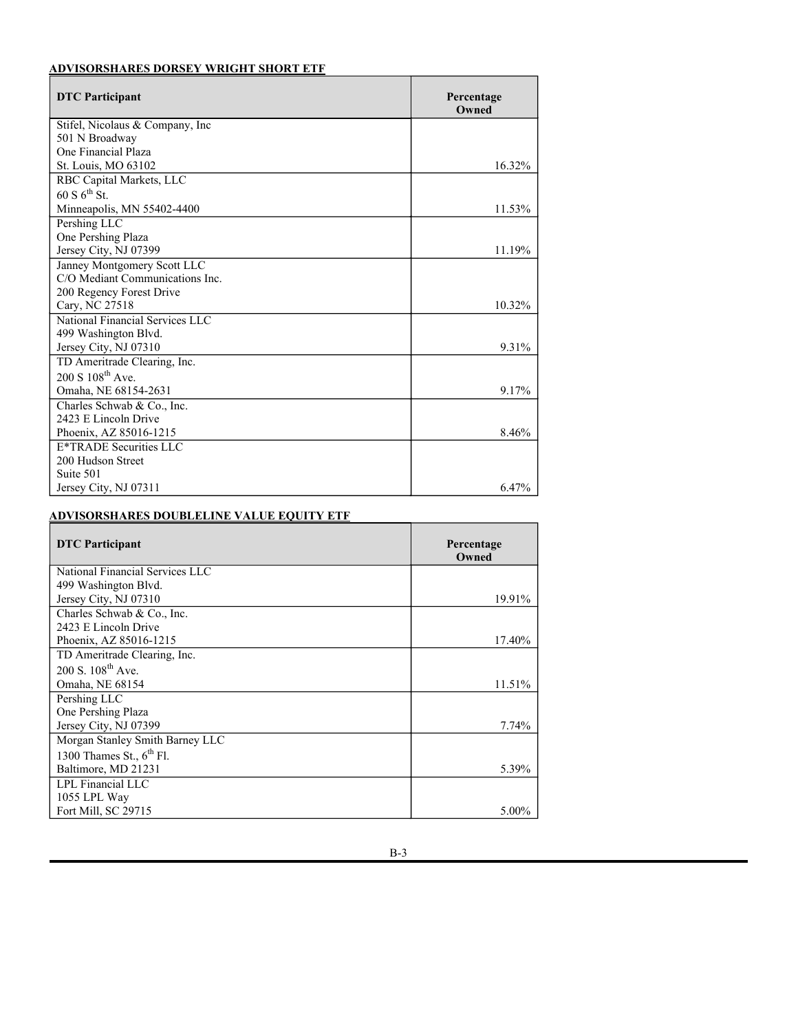**ADVISORSHARES DORSEY WRIGHT SHORT ETF**

| DTC Participant | Percentage Owned |
|---|---|
| Stifel, Nicolaus & Company, Inc<br>501 N Broadway<br>One Financial Plaza<br>St. Louis, MO 63102 | 16.32% |
| RBC Capital Markets, LLC<br>60 S 6th St.<br>Minneapolis, MN 55402-4400 | 11.53% |
| Pershing LLC<br>One Pershing Plaza<br>Jersey City, NJ 07399 | 11.19% |
| Janney Montgomery Scott LLC<br>C/O Mediant Communications Inc.<br>200 Regency Forest Drive<br>Cary, NC 27518 | 10.32% |
| National Financial Services LLC<br>499 Washington Blvd.<br>Jersey City, NJ 07310 | 9.31% |
| TD Ameritrade Clearing, Inc.<br>200 S 108th Ave.<br>Omaha, NE 68154-2631 | 9.17% |
| Charles Schwab & Co., Inc.<br>2423 E Lincoln Drive<br>Phoenix, AZ 85016-1215 | 8.46% |
| E*TRADE Securities LLC<br>200 Hudson Street<br>Suite 501<br>Jersey City, NJ 07311 | 6.47% |

**ADVISORSHARES DOUBLELINE VALUE EQUITY ETF**

| DTC Participant | Percentage Owned |
|---|---|
| National Financial Services LLC<br>499 Washington Blvd.<br>Jersey City, NJ 07310 | 19.91% |
| Charles Schwab & Co., Inc.<br>2423 E Lincoln Drive<br>Phoenix, AZ 85016-1215 | 17.40% |
| TD Ameritrade Clearing, Inc.<br>200 S. 108th Ave.<br>Omaha, NE 68154 | 11.51% |
| Pershing LLC<br>One Pershing Plaza<br>Jersey City, NJ 07399 | 7.74% |
| Morgan Stanley Smith Barney LLC<br>1300 Thames St., 6th Fl.<br>Baltimore, MD 21231 | 5.39% |
| LPL Financial LLC<br>1055 LPL Way<br>Fort Mill, SC 29715 | 5.00% |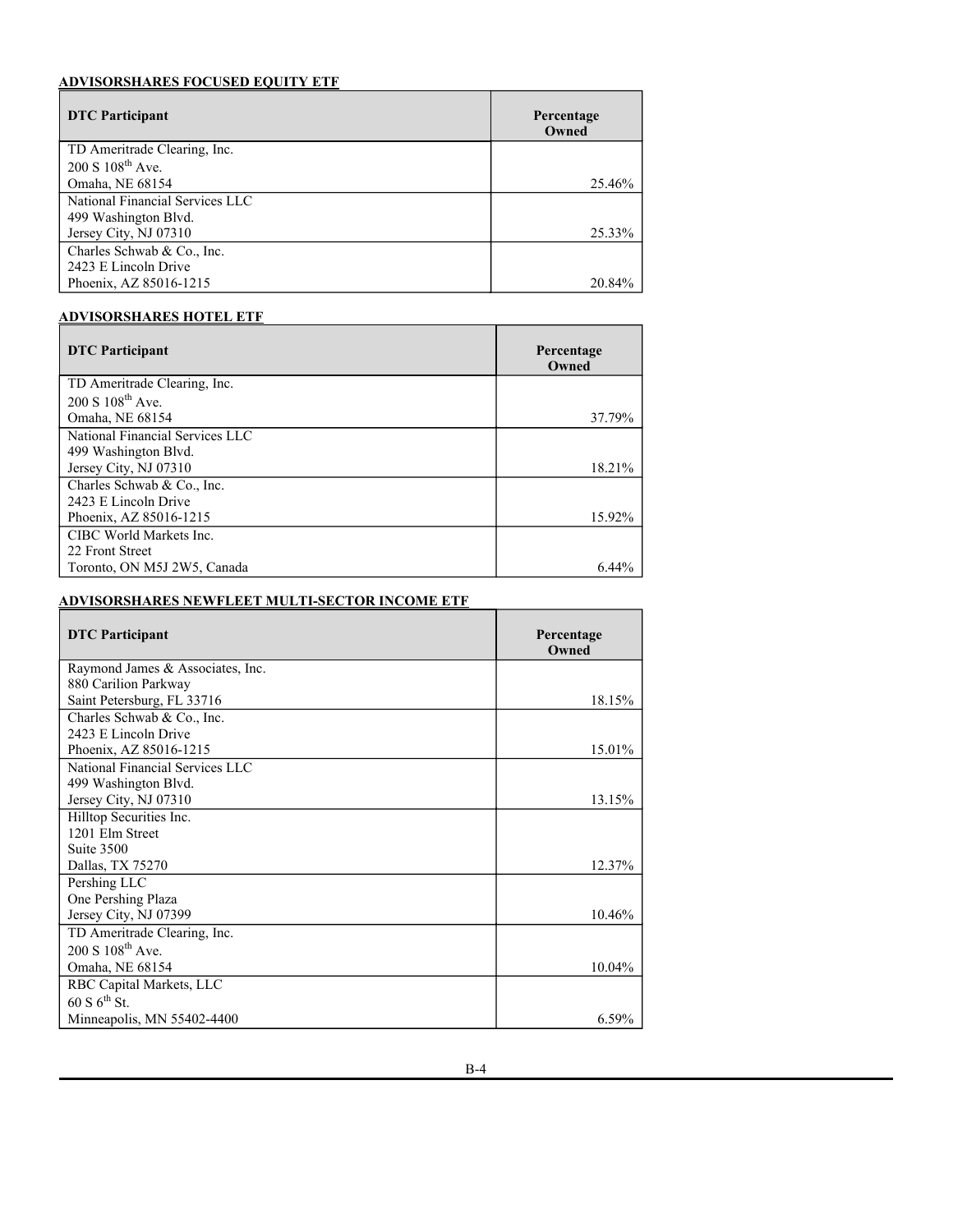**ADVISORSHARES FOCUSED EQUITY ETF**

| DTC Participant | Percentage Owned |
|---|---|
| TD Ameritrade Clearing, Inc.<br>200 S 108th Ave.<br>Omaha, NE 68154 | 25.46% |
| National Financial Services LLC<br>499 Washington Blvd.<br>Jersey City, NJ 07310 | 25.33% |
| Charles Schwab & Co., Inc.<br>2423 E Lincoln Drive<br>Phoenix, AZ 85016-1215 | 20.84% |

**ADVISORSHARES HOTEL ETF**

| DTC Participant | Percentage Owned |
|---|---|
| TD Ameritrade Clearing, Inc.<br>200 S 108th Ave.<br>Omaha, NE 68154 | 37.79% |
| National Financial Services LLC<br>499 Washington Blvd.<br>Jersey City, NJ 07310 | 18.21% |
| Charles Schwab & Co., Inc.<br>2423 E Lincoln Drive<br>Phoenix, AZ 85016-1215 | 15.92% |
| CIBC World Markets Inc.<br>22 Front Street<br>Toronto, ON M5J 2W5, Canada | 6.44% |

**ADVISORSHARES NEWFLEET MULTI-SECTOR INCOME ETF**

| DTC Participant | Percentage Owned |
|---|---|
| Raymond James & Associates, Inc.<br>880 Carilion Parkway<br>Saint Petersburg, FL 33716 | 18.15% |
| Charles Schwab & Co., Inc.<br>2423 E Lincoln Drive<br>Phoenix, AZ 85016-1215 | 15.01% |
| National Financial Services LLC<br>499 Washington Blvd.<br>Jersey City, NJ 07310 | 13.15% |
| Hilltop Securities Inc.<br>1201 Elm Street<br>Suite 3500<br>Dallas, TX 75270 | 12.37% |
| Pershing LLC<br>One Pershing Plaza<br>Jersey City, NJ 07399 | 10.46% |
| TD Ameritrade Clearing, Inc.<br>200 S 108th Ave.<br>Omaha, NE 68154 | 10.04% |
| RBC Capital Markets, LLC<br>60 S 6th St.<br>Minneapolis, MN 55402-4400 | 6.59% |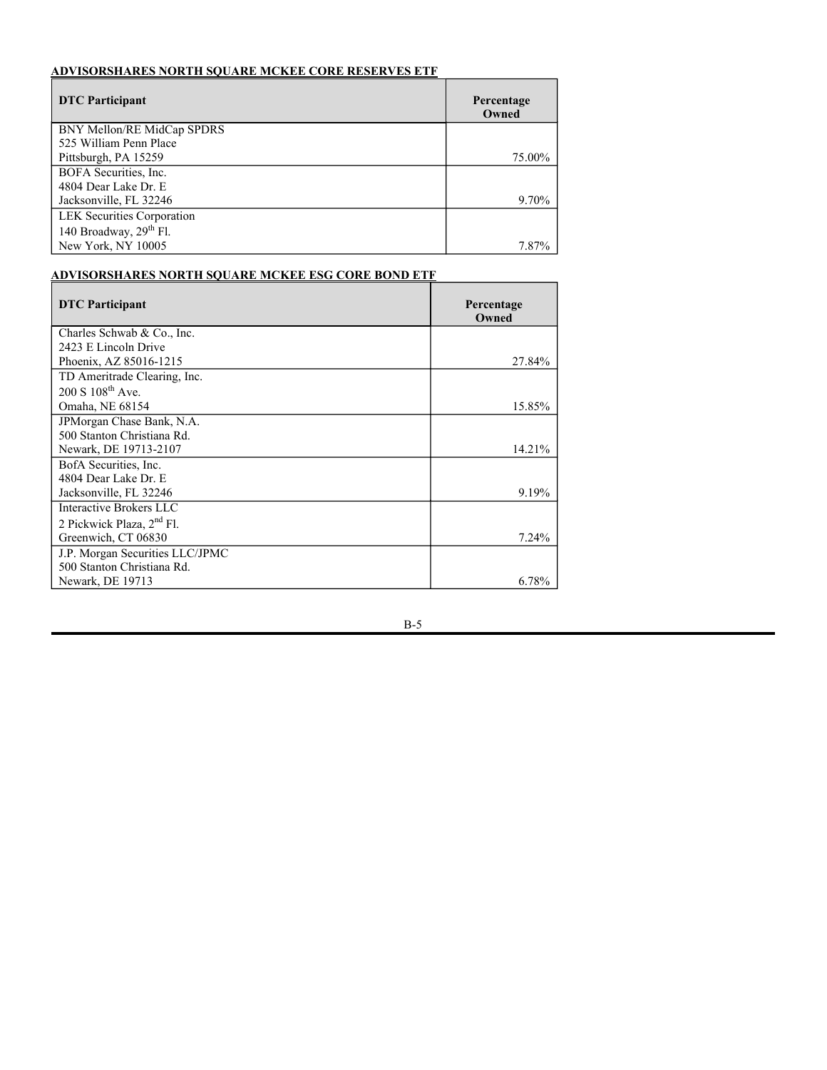**ADVISORSHARES NORTH SQUARE MCKEE CORE RESERVES ETF**

| DTC Participant | Percentage Owned |
|---|---|
| BNY Mellon/RE MidCap SPDRS<br>525 William Penn Place<br>Pittsburgh, PA 15259 | 75.00% |
| BOFA Securities, Inc.<br>4804 Dear Lake Dr. E<br>Jacksonville, FL 32246 | 9.70% |
| LEK Securities Corporation<br>140 Broadway, 29th Fl.<br>New York, NY 10005 | 7.87% |

**ADVISORSHARES NORTH SQUARE MCKEE ESG CORE BOND ETF**

| DTC Participant | Percentage Owned |
|---|---|
| Charles Schwab & Co., Inc.<br>2423 E Lincoln Drive<br>Phoenix, AZ 85016-1215 | 27.84% |
| TD Ameritrade Clearing, Inc.<br>200 S 108th Ave.<br>Omaha, NE 68154 | 15.85% |
| JPMorgan Chase Bank, N.A.<br>500 Stanton Christiana Rd.<br>Newark, DE 19713-2107 | 14.21% |
| BofA Securities, Inc.<br>4804 Dear Lake Dr. E<br>Jacksonville, FL 32246 | 9.19% |
| Interactive Brokers LLC<br>2 Pickwick Plaza, 2nd Fl.<br>Greenwich, CT 06830 | 7.24% |
| J.P. Morgan Securities LLC/JPMC<br>500 Stanton Christiana Rd.<br>Newark, DE 19713 | 6.78% |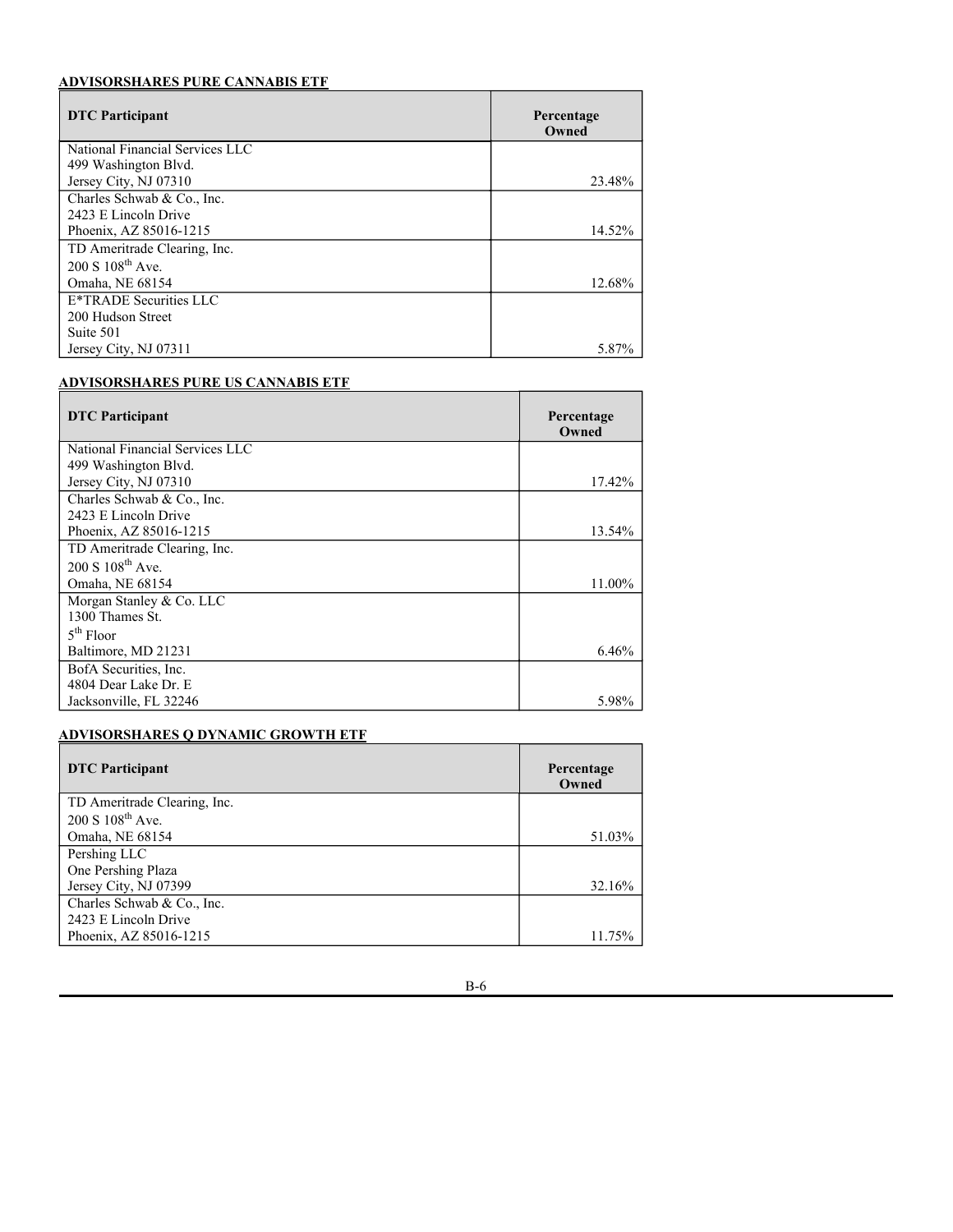**ADVISORSHARES PURE CANNABIS ETF**

| DTC Participant | Percentage Owned |
|---|---|
| National Financial Services LLC<br>499 Washington Blvd.<br>Jersey City, NJ 07310 | 23.48% |
| Charles Schwab & Co., Inc.<br>2423 E Lincoln Drive<br>Phoenix, AZ 85016-1215 | 14.52% |
| TD Ameritrade Clearing, Inc.<br>200 S 108th Ave.<br>Omaha, NE 68154 | 12.68% |
| E*TRADE Securities LLC<br>200 Hudson Street<br>Suite 501<br>Jersey City, NJ 07311 | 5.87% |

**ADVISORSHARES PURE US CANNABIS ETF**

| DTC Participant | Percentage Owned |
|---|---|
| National Financial Services LLC<br>499 Washington Blvd.<br>Jersey City, NJ 07310 | 17.42% |
| Charles Schwab & Co., Inc.<br>2423 E Lincoln Drive<br>Phoenix, AZ 85016-1215 | 13.54% |
| TD Ameritrade Clearing, Inc.<br>200 S 108th Ave.<br>Omaha, NE 68154 | 11.00% |
| Morgan Stanley & Co. LLC<br>1300 Thames St.<br>5th Floor<br>Baltimore, MD 21231 | 6.46% |
| BofA Securities, Inc.<br>4804 Dear Lake Dr. E<br>Jacksonville, FL 32246 | 5.98% |

**ADVISORSHARES Q DYNAMIC GROWTH ETF**

| DTC Participant | Percentage Owned |
|---|---|
| TD Ameritrade Clearing, Inc.<br>200 S 108th Ave.<br>Omaha, NE 68154 | 51.03% |
| Pershing LLC<br>One Pershing Plaza<br>Jersey City, NJ 07399 | 32.16% |
| Charles Schwab & Co., Inc.<br>2423 E Lincoln Drive<br>Phoenix, AZ 85016-1215 | 11.75% |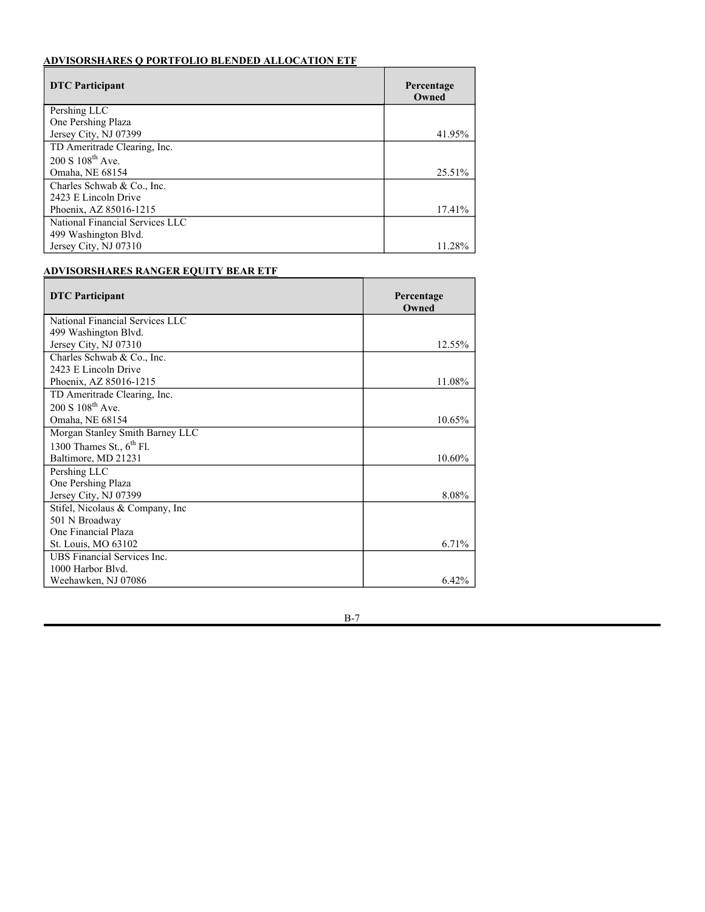**ADVISORSHARES Q PORTFOLIO BLENDED ALLOCATION ETF**

| DTC Participant | Percentage Owned |
|---|---|
| Pershing LLC<br>One Pershing Plaza<br>Jersey City, NJ 07399 | 41.95% |
| TD Ameritrade Clearing, Inc.<br>200 S 108th Ave.<br>Omaha, NE 68154 | 25.51% |
| Charles Schwab & Co., Inc.<br>2423 E Lincoln Drive<br>Phoenix, AZ 85016-1215 | 17.41% |
| National Financial Services LLC<br>499 Washington Blvd.<br>Jersey City, NJ 07310 | 11.28% |

**ADVISORSHARES RANGER EQUITY BEAR ETF**

| DTC Participant | Percentage Owned |
|---|---|
| National Financial Services LLC<br>499 Washington Blvd.<br>Jersey City, NJ 07310 | 12.55% |
| Charles Schwab & Co., Inc.<br>2423 E Lincoln Drive<br>Phoenix, AZ 85016-1215 | 11.08% |
| TD Ameritrade Clearing, Inc.<br>200 S 108th Ave.<br>Omaha, NE 68154 | 10.65% |
| Morgan Stanley Smith Barney LLC<br>1300 Thames St., 6th Fl.<br>Baltimore, MD 21231 | 10.60% |
| Pershing LLC<br>One Pershing Plaza<br>Jersey City, NJ 07399 | 8.08% |
| Stifel, Nicolaus & Company, Inc<br>501 N Broadway<br>One Financial Plaza<br>St. Louis, MO 63102 | 6.71% |
| UBS Financial Services Inc.<br>1000 Harbor Blvd.<br>Weehawken, NJ 07086 | 6.42% |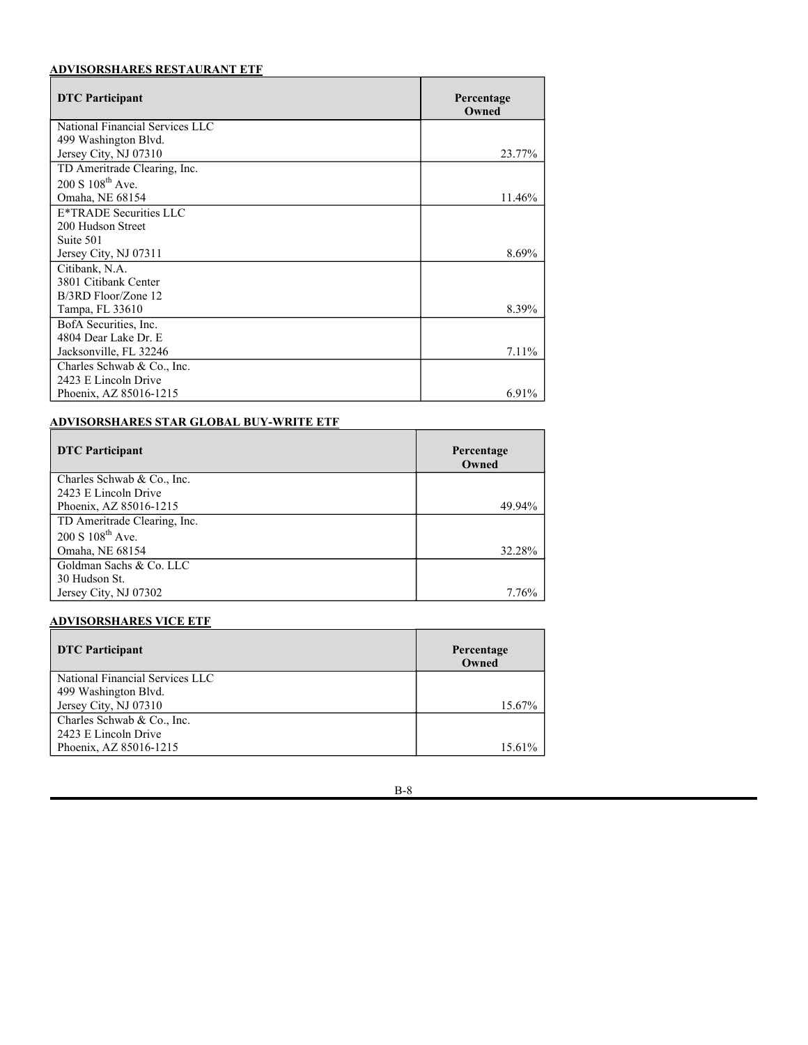**ADVISORSHARES RESTAURANT ETF**

| DTC Participant | Percentage Owned |
|---|---|
| National Financial Services LLC<br>499 Washington Blvd.<br>Jersey City, NJ 07310 | 23.77% |
| TD Ameritrade Clearing, Inc.<br>200 S 108th Ave.<br>Omaha, NE 68154 | 11.46% |
| E*TRADE Securities LLC<br>200 Hudson Street<br>Suite 501<br>Jersey City, NJ 07311 | 8.69% |
| Citibank, N.A.<br>3801 Citibank Center<br>B/3RD Floor/Zone 12<br>Tampa, FL 33610 | 8.39% |
| BofA Securities, Inc.<br>4804 Dear Lake Dr. E<br>Jacksonville, FL 32246 | 7.11% |
| Charles Schwab & Co., Inc.<br>2423 E Lincoln Drive<br>Phoenix, AZ 85016-1215 | 6.91% |

**ADVISORSHARES STAR GLOBAL BUY-WRITE ETF**

| DTC Participant | Percentage Owned |
|---|---|
| Charles Schwab & Co., Inc.<br>2423 E Lincoln Drive<br>Phoenix, AZ 85016-1215 | 49.94% |
| TD Ameritrade Clearing, Inc.<br>200 S 108th Ave.<br>Omaha, NE 68154 | 32.28% |
| Goldman Sachs & Co. LLC<br>30 Hudson St.<br>Jersey City, NJ 07302 | 7.76% |

**ADVISORSHARES VICE ETF**

| DTC Participant | Percentage Owned |
|---|---|
| National Financial Services LLC<br>499 Washington Blvd.<br>Jersey City, NJ 07310 | 15.67% |
| Charles Schwab & Co., Inc.<br>2423 E Lincoln Drive<br>Phoenix, AZ 85016-1215 | 15.61% |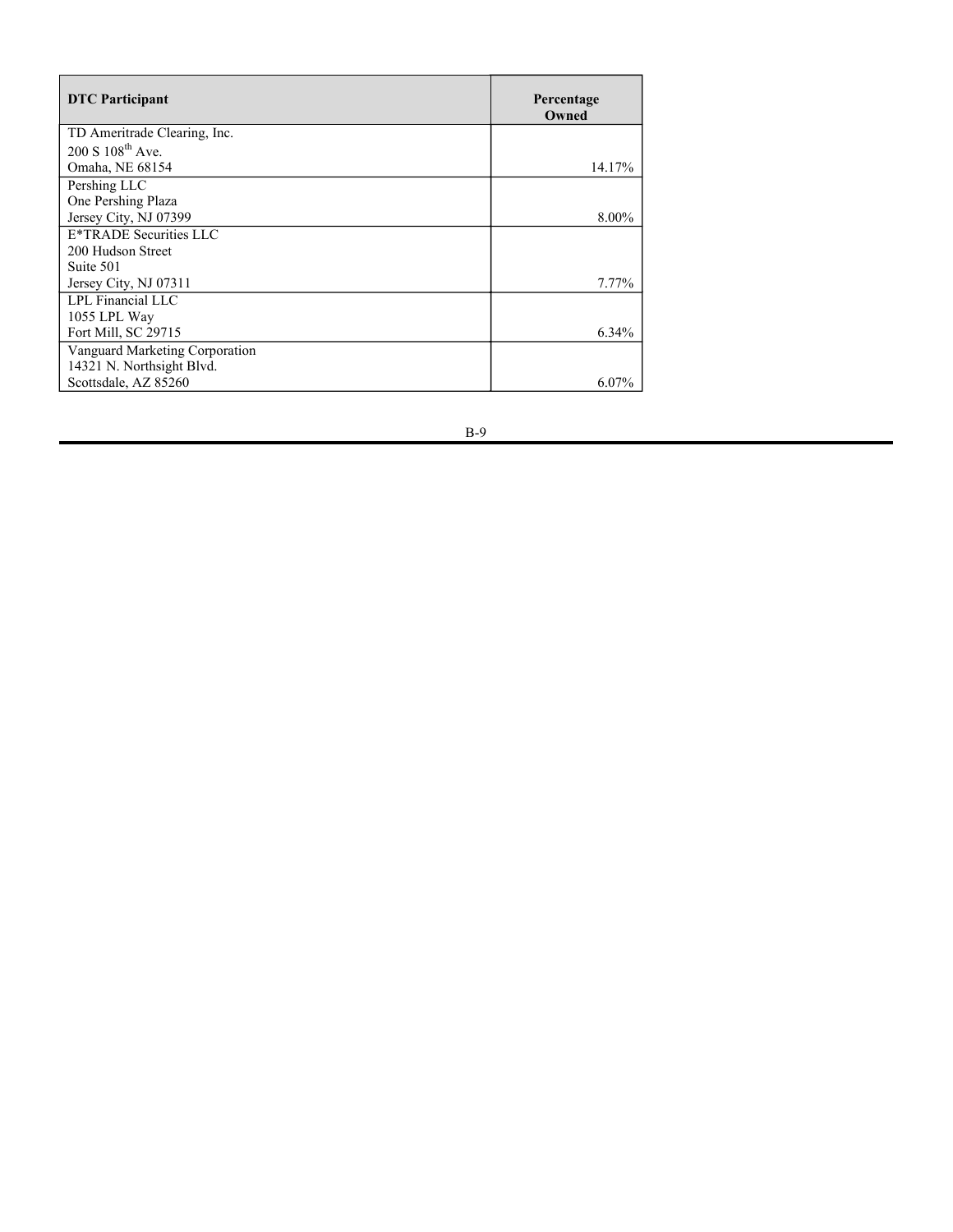| DTC Participant | Percentage Owned |
|---|---|
| TD Ameritrade Clearing, Inc.<br>200 S 108th Ave.<br>Omaha, NE 68154 | 14.17% |
| Pershing LLC<br>One Pershing Plaza<br>Jersey City, NJ 07399 | 8.00% |
| E*TRADE Securities LLC<br>200 Hudson Street<br>Suite 501<br>Jersey City, NJ 07311 | 7.77% |
| LPL Financial LLC<br>1055 LPL Way<br>Fort Mill, SC 29715 | 6.34% |
| Vanguard Marketing Corporation<br>14321 N. Northsight Blvd.<br>Scottsdale, AZ 85260 | 6.07% |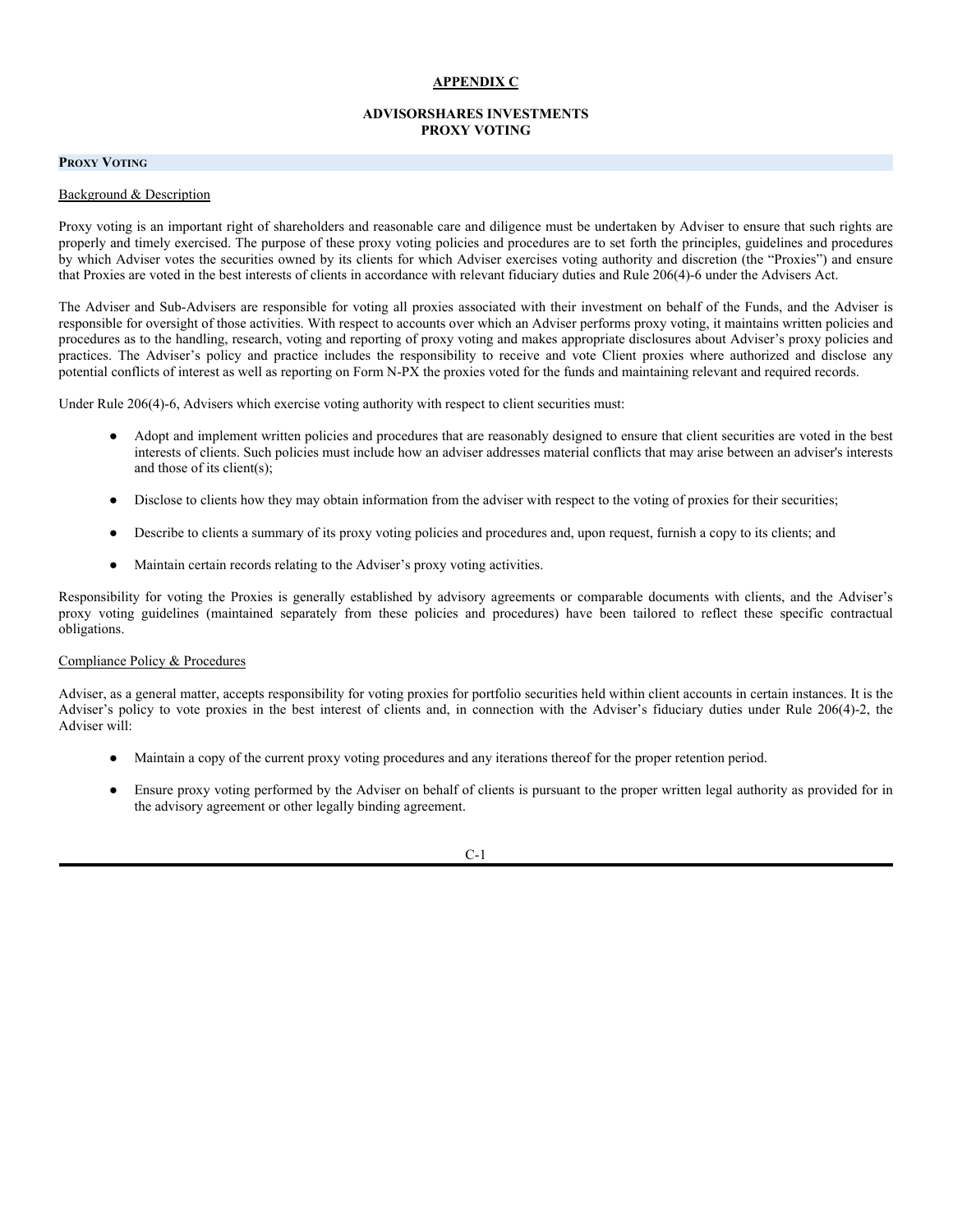# APPENDIX C

## ADVISORSHARES INVESTMENTS
## PROXY VOTING

### PROXY VOTING

Background & Description

Proxy voting is an important right of shareholders and reasonable care and diligence must be undertaken by Adviser to ensure that such rights are properly and timely exercised. The purpose of these proxy voting policies and procedures are to set forth the principles, guidelines and procedures by which Adviser votes the securities owned by its clients for which Adviser exercises voting authority and discretion (the "Proxies") and ensure that Proxies are voted in the best interests of clients in accordance with relevant fiduciary duties and Rule 206(4)-6 under the Advisers Act.

The Adviser and Sub-Advisers are responsible for voting all proxies associated with their investment on behalf of the Funds, and the Adviser is responsible for oversight of those activities. With respect to accounts over which an Adviser performs proxy voting, it maintains written policies and procedures as to the handling, research, voting and reporting of proxy voting and makes appropriate disclosures about Adviser's proxy policies and practices. The Adviser's policy and practice includes the responsibility to receive and vote Client proxies where authorized and disclose any potential conflicts of interest as well as reporting on Form N-PX the proxies voted for the funds and maintaining relevant and required records.

Under Rule 206(4)-6, Advisers which exercise voting authority with respect to client securities must:

- Adopt and implement written policies and procedures that are reasonably designed to ensure that client securities are voted in the best interests of clients. Such policies must include how an adviser addresses material conflicts that may arise between an adviser's interests and those of its client(s);
- Disclose to clients how they may obtain information from the adviser with respect to the voting of proxies for their securities;
- Describe to clients a summary of its proxy voting policies and procedures and, upon request, furnish a copy to its clients; and
- Maintain certain records relating to the Adviser's proxy voting activities.

Responsibility for voting the Proxies is generally established by advisory agreements or comparable documents with clients, and the Adviser's proxy voting guidelines (maintained separately from these policies and procedures) have been tailored to reflect these specific contractual obligations.

Compliance Policy & Procedures

Adviser, as a general matter, accepts responsibility for voting proxies for portfolio securities held within client accounts in certain instances. It is the Adviser's policy to vote proxies in the best interest of clients and, in connection with the Adviser's fiduciary duties under Rule 206(4)-2, the Adviser will:

- Maintain a copy of the current proxy voting procedures and any iterations thereof for the proper retention period.
- Ensure proxy voting performed by the Adviser on behalf of clients is pursuant to the proper written legal authority as provided for in the advisory agreement or other legally binding agreement.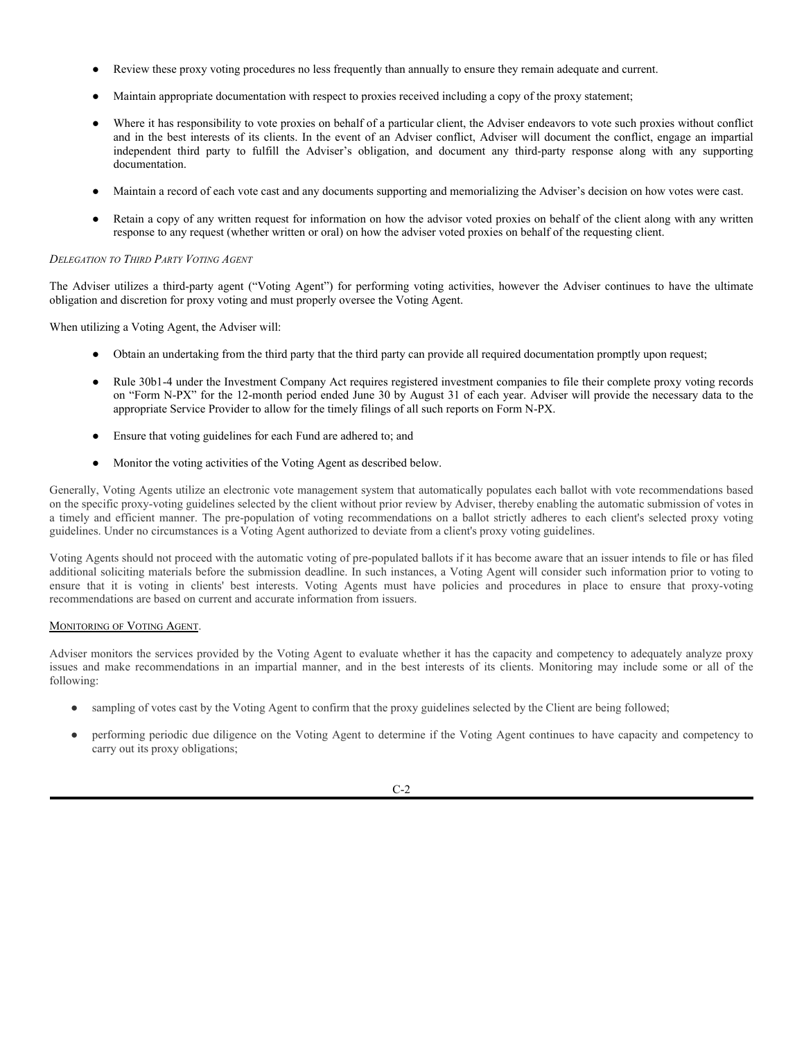- Review these proxy voting procedures no less frequently than annually to ensure they remain adequate and current.
- Maintain appropriate documentation with respect to proxies received including a copy of the proxy statement;
- Where it has responsibility to vote proxies on behalf of a particular client, the Adviser endeavors to vote such proxies without conflict and in the best interests of its clients. In the event of an Adviser conflict, Adviser will document the conflict, engage an impartial independent third party to fulfill the Adviser's obligation, and document any third-party response along with any supporting documentation.
- Maintain a record of each vote cast and any documents supporting and memorializing the Adviser's decision on how votes were cast.
- Retain a copy of any written request for information on how the advisor voted proxies on behalf of the client along with any written response to any request (whether written or oral) on how the adviser voted proxies on behalf of the requesting client.

*Delegation to Third Party Voting Agent*

The Adviser utilizes a third-party agent ("Voting Agent") for performing voting activities, however the Adviser continues to have the ultimate obligation and discretion for proxy voting and must properly oversee the Voting Agent.

When utilizing a Voting Agent, the Adviser will:

- Obtain an undertaking from the third party that the third party can provide all required documentation promptly upon request;
- Rule 30b1-4 under the Investment Company Act requires registered investment companies to file their complete proxy voting records on "Form N-PX" for the 12-month period ended June 30 by August 31 of each year. Adviser will provide the necessary data to the appropriate Service Provider to allow for the timely filings of all such reports on Form N-PX.
- Ensure that voting guidelines for each Fund are adhered to; and
- Monitor the voting activities of the Voting Agent as described below.

Generally, Voting Agents utilize an electronic vote management system that automatically populates each ballot with vote recommendations based on the specific proxy-voting guidelines selected by the client without prior review by Adviser, thereby enabling the automatic submission of votes in a timely and efficient manner. The pre-population of voting recommendations on a ballot strictly adheres to each client's selected proxy voting guidelines. Under no circumstances is a Voting Agent authorized to deviate from a client's proxy voting guidelines.

Voting Agents should not proceed with the automatic voting of pre-populated ballots if it has become aware that an issuer intends to file or has filed additional soliciting materials before the submission deadline. In such instances, a Voting Agent will consider such information prior to voting to ensure that it is voting in clients' best interests. Voting Agents must have policies and procedures in place to ensure that proxy-voting recommendations are based on current and accurate information from issuers.

<u>Monitoring of Voting Agent</u>.

Adviser monitors the services provided by the Voting Agent to evaluate whether it has the capacity and competency to adequately analyze proxy issues and make recommendations in an impartial manner, and in the best interests of its clients. Monitoring may include some or all of the following:

- sampling of votes cast by the Voting Agent to confirm that the proxy guidelines selected by the Client are being followed;
- performing periodic due diligence on the Voting Agent to determine if the Voting Agent continues to have capacity and competency to carry out its proxy obligations;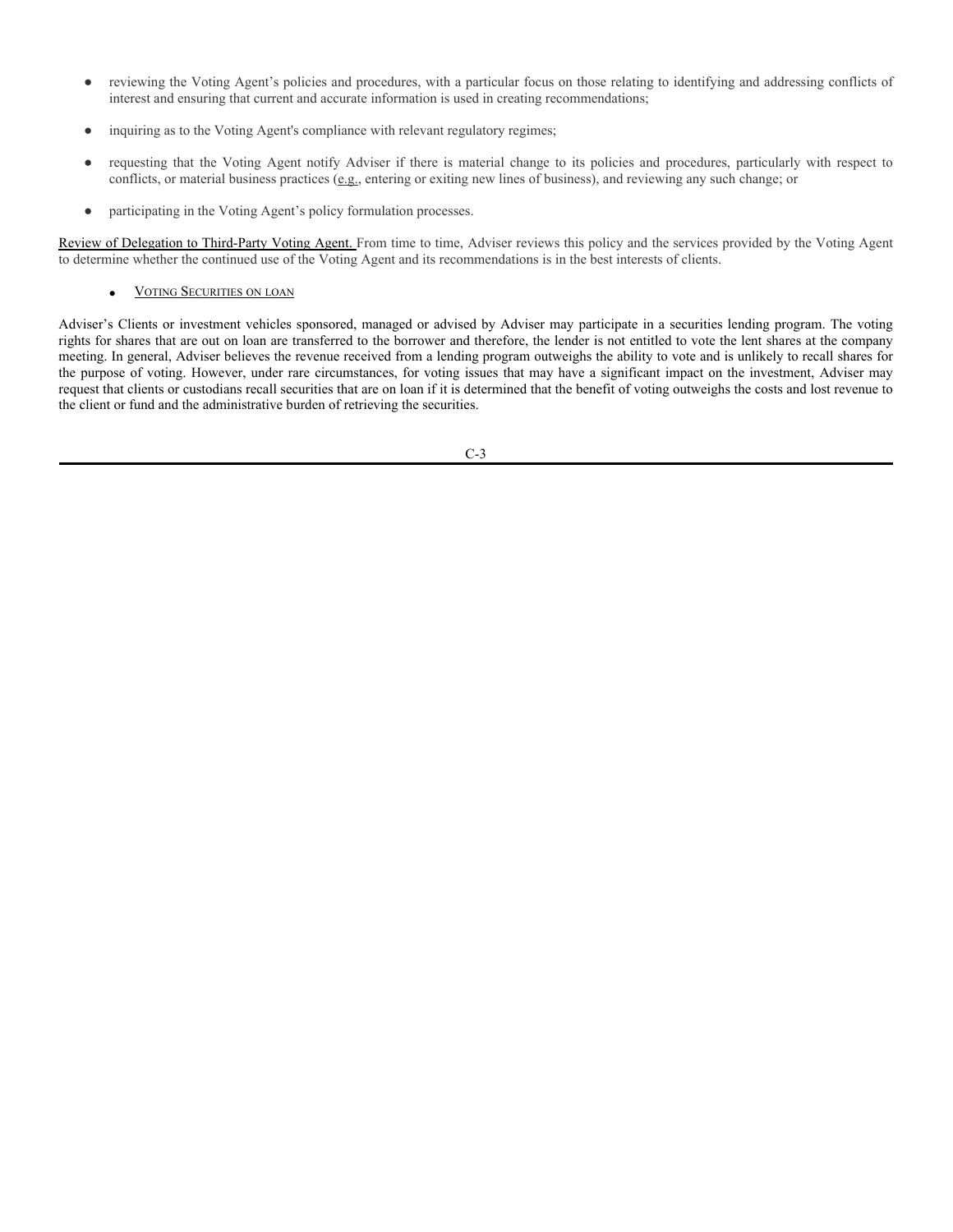- reviewing the Voting Agent's policies and procedures, with a particular focus on those relating to identifying and addressing conflicts of interest and ensuring that current and accurate information is used in creating recommendations;
- inquiring as to the Voting Agent's compliance with relevant regulatory regimes;
- requesting that the Voting Agent notify Adviser if there is material change to its policies and procedures, particularly with respect to conflicts, or material business practices (e.g., entering or exiting new lines of business), and reviewing any such change; or
- participating in the Voting Agent's policy formulation processes.

Review of Delegation to Third-Party Voting Agent. From time to time, Adviser reviews this policy and the services provided by the Voting Agent to determine whether the continued use of the Voting Agent and its recommendations is in the best interests of clients.

- VOTING SECURITIES ON LOAN

Adviser's Clients or investment vehicles sponsored, managed or advised by Adviser may participate in a securities lending program. The voting rights for shares that are out on loan are transferred to the borrower and therefore, the lender is not entitled to vote the lent shares at the company meeting. In general, Adviser believes the revenue received from a lending program outweighs the ability to vote and is unlikely to recall shares for the purpose of voting. However, under rare circumstances, for voting issues that may have a significant impact on the investment, Adviser may request that clients or custodians recall securities that are on loan if it is determined that the benefit of voting outweighs the costs and lost revenue to the client or fund and the administrative burden of retrieving the securities.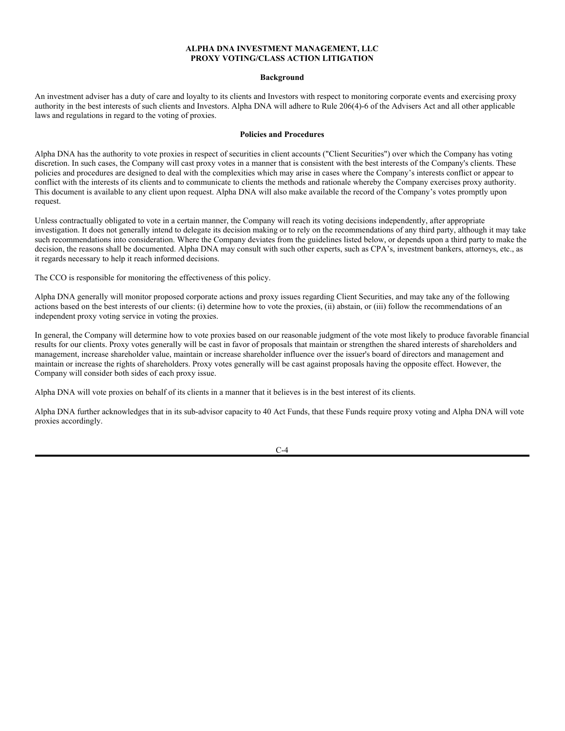**ALPHA DNA INVESTMENT MANAGEMENT, LLC**
**PROXY VOTING/CLASS ACTION LITIGATION**

**Background**

An investment adviser has a duty of care and loyalty to its clients and Investors with respect to monitoring corporate events and exercising proxy authority in the best interests of such clients and Investors. Alpha DNA will adhere to Rule 206(4)-6 of the Advisers Act and all other applicable laws and regulations in regard to the voting of proxies.

**Policies and Procedures**

Alpha DNA has the authority to vote proxies in respect of securities in client accounts ("Client Securities") over which the Company has voting discretion. In such cases, the Company will cast proxy votes in a manner that is consistent with the best interests of the Company's clients. These policies and procedures are designed to deal with the complexities which may arise in cases where the Company's interests conflict or appear to conflict with the interests of its clients and to communicate to clients the methods and rationale whereby the Company exercises proxy authority. This document is available to any client upon request. Alpha DNA will also make available the record of the Company's votes promptly upon request.

Unless contractually obligated to vote in a certain manner, the Company will reach its voting decisions independently, after appropriate investigation. It does not generally intend to delegate its decision making or to rely on the recommendations of any third party, although it may take such recommendations into consideration. Where the Company deviates from the guidelines listed below, or depends upon a third party to make the decision, the reasons shall be documented. Alpha DNA may consult with such other experts, such as CPA's, investment bankers, attorneys, etc., as it regards necessary to help it reach informed decisions.

The CCO is responsible for monitoring the effectiveness of this policy.

Alpha DNA generally will monitor proposed corporate actions and proxy issues regarding Client Securities, and may take any of the following actions based on the best interests of our clients: (i) determine how to vote the proxies, (ii) abstain, or (iii) follow the recommendations of an independent proxy voting service in voting the proxies.

In general, the Company will determine how to vote proxies based on our reasonable judgment of the vote most likely to produce favorable financial results for our clients. Proxy votes generally will be cast in favor of proposals that maintain or strengthen the shared interests of shareholders and management, increase shareholder value, maintain or increase shareholder influence over the issuer's board of directors and management and maintain or increase the rights of shareholders. Proxy votes generally will be cast against proposals having the opposite effect. However, the Company will consider both sides of each proxy issue.

Alpha DNA will vote proxies on behalf of its clients in a manner that it believes is in the best interest of its clients.

Alpha DNA further acknowledges that in its sub-advisor capacity to 40 Act Funds, that these Funds require proxy voting and Alpha DNA will vote proxies accordingly.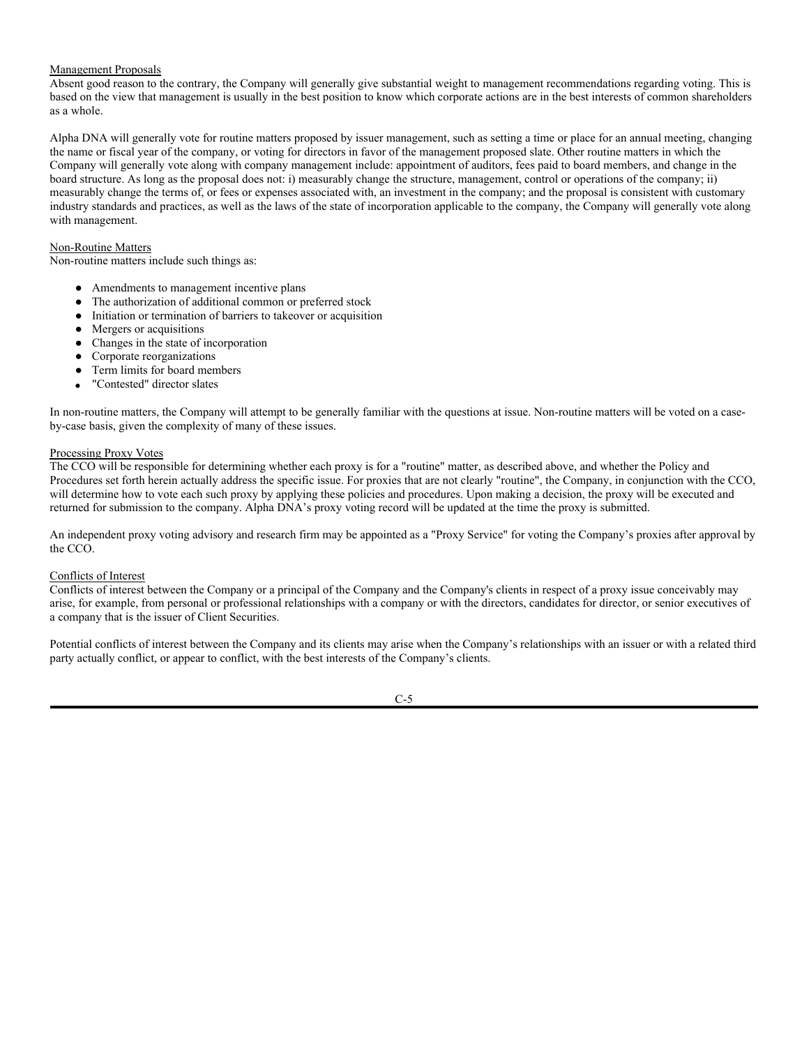### Management Proposals

Absent good reason to the contrary, the Company will generally give substantial weight to management recommendations regarding voting. This is based on the view that management is usually in the best position to know which corporate actions are in the best interests of common shareholders as a whole.

Alpha DNA will generally vote for routine matters proposed by issuer management, such as setting a time or place for an annual meeting, changing the name or fiscal year of the company, or voting for directors in favor of the management proposed slate. Other routine matters in which the Company will generally vote along with company management include: appointment of auditors, fees paid to board members, and change in the board structure. As long as the proposal does not: i) measurably change the structure, management, control or operations of the company; ii) measurably change the terms of, or fees or expenses associated with, an investment in the company; and the proposal is consistent with customary industry standards and practices, as well as the laws of the state of incorporation applicable to the company, the Company will generally vote along with management.

### Non-Routine Matters

Non-routine matters include such things as:

- Amendments to management incentive plans
- The authorization of additional common or preferred stock
- Initiation or termination of barriers to takeover or acquisition
- Mergers or acquisitions
- Changes in the state of incorporation
- Corporate reorganizations
- Term limits for board members
- "Contested" director slates

In non-routine matters, the Company will attempt to be generally familiar with the questions at issue. Non-routine matters will be voted on a case-by-case basis, given the complexity of many of these issues.

### Processing Proxy Votes

The CCO will be responsible for determining whether each proxy is for a "routine" matter, as described above, and whether the Policy and Procedures set forth herein actually address the specific issue. For proxies that are not clearly "routine", the Company, in conjunction with the CCO, will determine how to vote each such proxy by applying these policies and procedures. Upon making a decision, the proxy will be executed and returned for submission to the company. Alpha DNA's proxy voting record will be updated at the time the proxy is submitted.

An independent proxy voting advisory and research firm may be appointed as a "Proxy Service" for voting the Company's proxies after approval by the CCO.

### Conflicts of Interest

Conflicts of interest between the Company or a principal of the Company and the Company's clients in respect of a proxy issue conceivably may arise, for example, from personal or professional relationships with a company or with the directors, candidates for director, or senior executives of a company that is the issuer of Client Securities.

Potential conflicts of interest between the Company and its clients may arise when the Company's relationships with an issuer or with a related third party actually conflict, or appear to conflict, with the best interests of the Company's clients.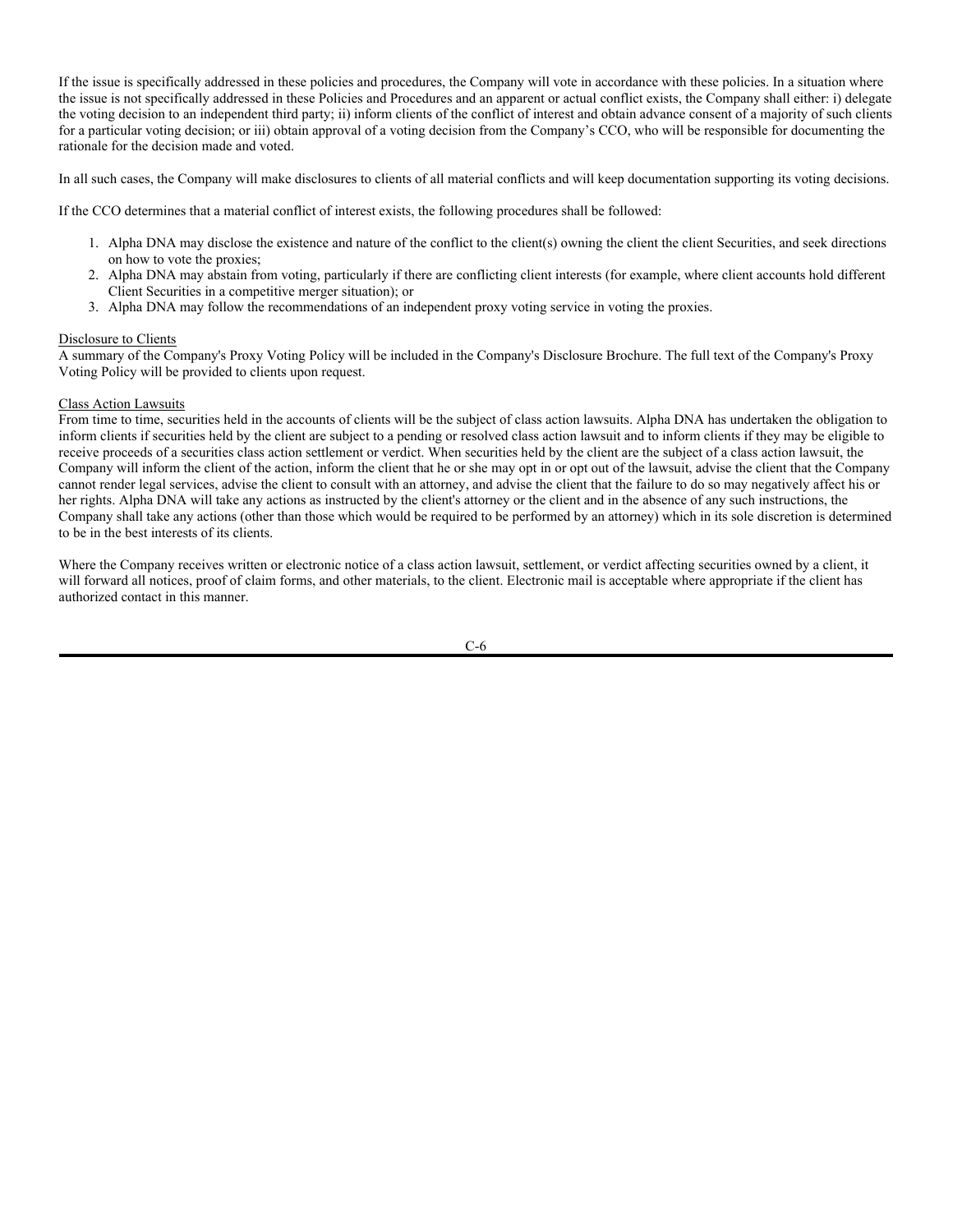If the issue is specifically addressed in these policies and procedures, the Company will vote in accordance with these policies. In a situation where the issue is not specifically addressed in these Policies and Procedures and an apparent or actual conflict exists, the Company shall either: i) delegate the voting decision to an independent third party; ii) inform clients of the conflict of interest and obtain advance consent of a majority of such clients for a particular voting decision; or iii) obtain approval of a voting decision from the Company's CCO, who will be responsible for documenting the rationale for the decision made and voted.

In all such cases, the Company will make disclosures to clients of all material conflicts and will keep documentation supporting its voting decisions.

If the CCO determines that a material conflict of interest exists, the following procedures shall be followed:

1. Alpha DNA may disclose the existence and nature of the conflict to the client(s) owning the client the client Securities, and seek directions on how to vote the proxies;
2. Alpha DNA may abstain from voting, particularly if there are conflicting client interests (for example, where client accounts hold different Client Securities in a competitive merger situation); or
3. Alpha DNA may follow the recommendations of an independent proxy voting service in voting the proxies.

Disclosure to Clients

A summary of the Company's Proxy Voting Policy will be included in the Company's Disclosure Brochure. The full text of the Company's Proxy Voting Policy will be provided to clients upon request.

Class Action Lawsuits

From time to time, securities held in the accounts of clients will be the subject of class action lawsuits. Alpha DNA has undertaken the obligation to inform clients if securities held by the client are subject to a pending or resolved class action lawsuit and to inform clients if they may be eligible to receive proceeds of a securities class action settlement or verdict. When securities held by the client are the subject of a class action lawsuit, the Company will inform the client of the action, inform the client that he or she may opt in or opt out of the lawsuit, advise the client that the Company cannot render legal services, advise the client to consult with an attorney, and advise the client that the failure to do so may negatively affect his or her rights. Alpha DNA will take any actions as instructed by the client's attorney or the client and in the absence of any such instructions, the Company shall take any actions (other than those which would be required to be performed by an attorney) which in its sole discretion is determined to be in the best interests of its clients.

Where the Company receives written or electronic notice of a class action lawsuit, settlement, or verdict affecting securities owned by a client, it will forward all notices, proof of claim forms, and other materials, to the client. Electronic mail is acceptable where appropriate if the client has authorized contact in this manner.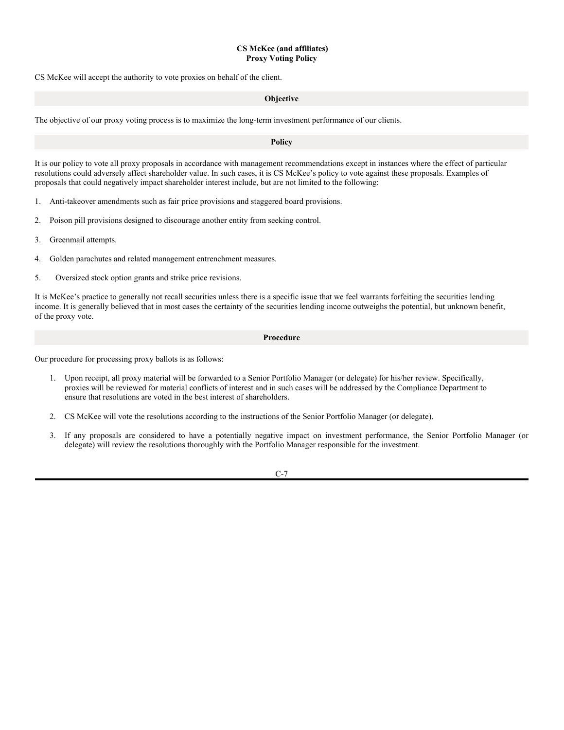**CS McKee (and affiliates)**
**Proxy Voting Policy**

CS McKee will accept the authority to vote proxies on behalf of the client.

## Objective

The objective of our proxy voting process is to maximize the long-term investment performance of our clients.

## Policy

It is our policy to vote all proxy proposals in accordance with management recommendations except in instances where the effect of particular resolutions could adversely affect shareholder value. In such cases, it is CS McKee's policy to vote against these proposals. Examples of proposals that could negatively impact shareholder interest include, but are not limited to the following:

1. Anti-takeover amendments such as fair price provisions and staggered board provisions.
2. Poison pill provisions designed to discourage another entity from seeking control.
3. Greenmail attempts.
4. Golden parachutes and related management entrenchment measures.
5. Oversized stock option grants and strike price revisions.

It is McKee's practice to generally not recall securities unless there is a specific issue that we feel warrants forfeiting the securities lending income. It is generally believed that in most cases the certainty of the securities lending income outweighs the potential, but unknown benefit, of the proxy vote.

## Procedure

Our procedure for processing proxy ballots is as follows:

1. Upon receipt, all proxy material will be forwarded to a Senior Portfolio Manager (or delegate) for his/her review. Specifically, proxies will be reviewed for material conflicts of interest and in such cases will be addressed by the Compliance Department to ensure that resolutions are voted in the best interest of shareholders.
2. CS McKee will vote the resolutions according to the instructions of the Senior Portfolio Manager (or delegate).
3. If any proposals are considered to have a potentially negative impact on investment performance, the Senior Portfolio Manager (or delegate) will review the resolutions thoroughly with the Portfolio Manager responsible for the investment.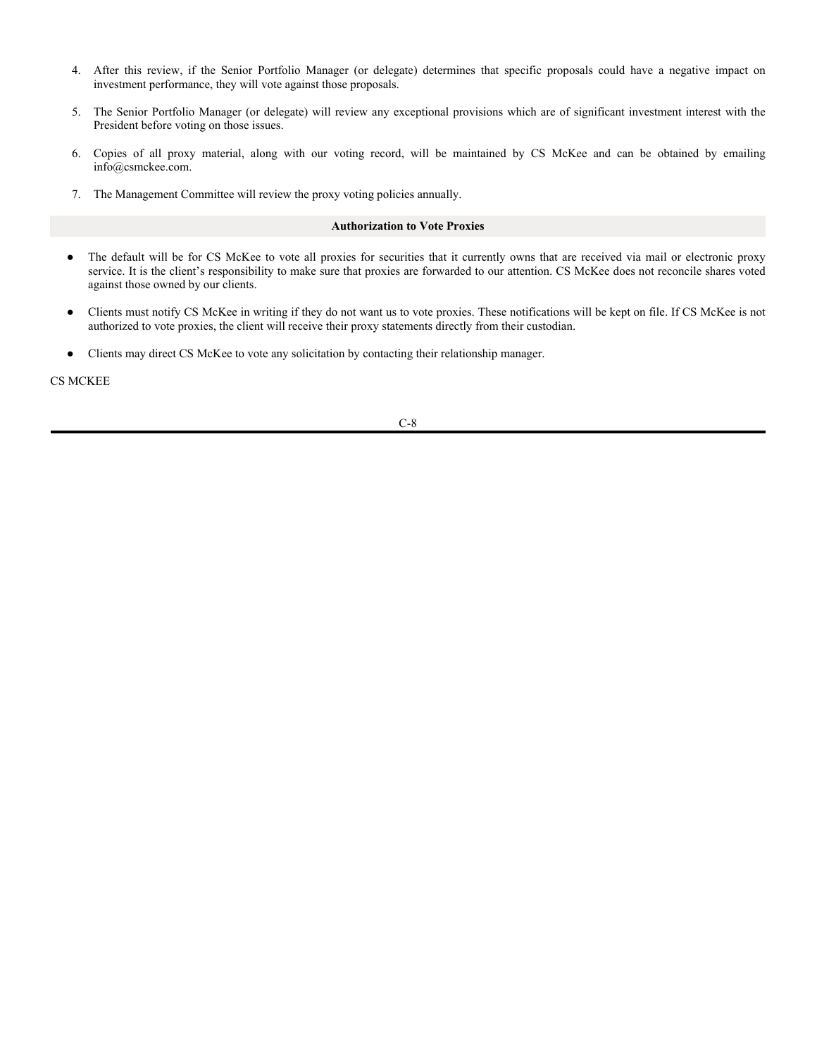4. After this review, if the Senior Portfolio Manager (or delegate) determines that specific proposals could have a negative impact on investment performance, they will vote against those proposals.

5. The Senior Portfolio Manager (or delegate) will review any exceptional provisions which are of significant investment interest with the President before voting on those issues.

6. Copies of all proxy material, along with our voting record, will be maintained by CS McKee and can be obtained by emailing info@csmckee.com.

7. The Management Committee will review the proxy voting policies annually.

**Authorization to Vote Proxies**

- The default will be for CS McKee to vote all proxies for securities that it currently owns that are received via mail or electronic proxy service. It is the client's responsibility to make sure that proxies are forwarded to our attention. CS McKee does not reconcile shares voted against those owned by our clients.

- Clients must notify CS McKee in writing if they do not want us to vote proxies. These notifications will be kept on file. If CS McKee is not authorized to vote proxies, the client will receive their proxy statements directly from their custodian.

- Clients may direct CS McKee to vote any solicitation by contacting their relationship manager.

CS MCKEE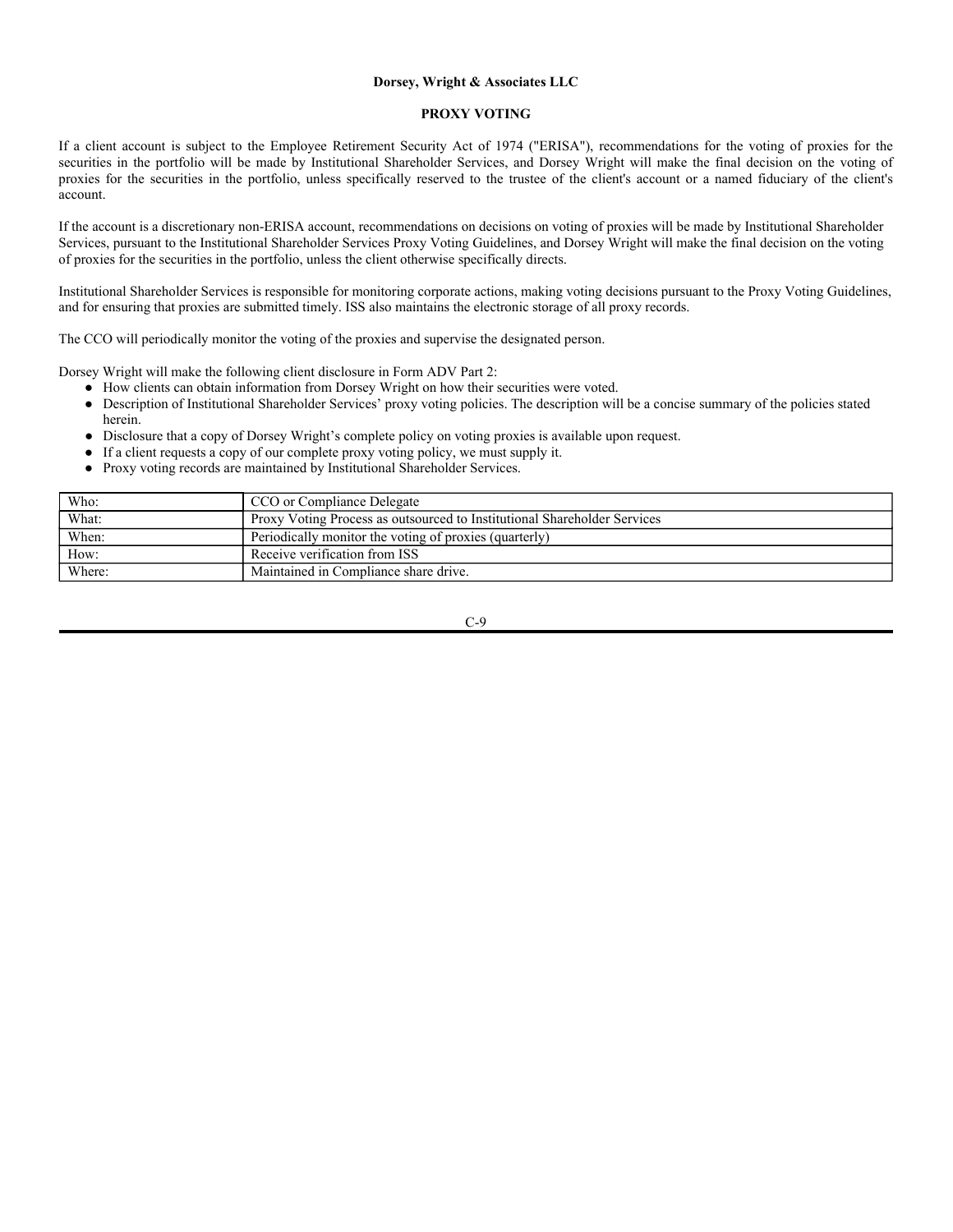**Dorsey, Wright & Associates LLC**

**PROXY VOTING**

If a client account is subject to the Employee Retirement Security Act of 1974 ("ERISA"), recommendations for the voting of proxies for the securities in the portfolio will be made by Institutional Shareholder Services, and Dorsey Wright will make the final decision on the voting of proxies for the securities in the portfolio, unless specifically reserved to the trustee of the client's account or a named fiduciary of the client's account.

If the account is a discretionary non-ERISA account, recommendations on decisions on voting of proxies will be made by Institutional Shareholder Services, pursuant to the Institutional Shareholder Services Proxy Voting Guidelines, and Dorsey Wright will make the final decision on the voting of proxies for the securities in the portfolio, unless the client otherwise specifically directs.

Institutional Shareholder Services is responsible for monitoring corporate actions, making voting decisions pursuant to the Proxy Voting Guidelines, and for ensuring that proxies are submitted timely. ISS also maintains the electronic storage of all proxy records.

The CCO will periodically monitor the voting of the proxies and supervise the designated person.

Dorsey Wright will make the following client disclosure in Form ADV Part 2:

- How clients can obtain information from Dorsey Wright on how their securities were voted.
- Description of Institutional Shareholder Services' proxy voting policies. The description will be a concise summary of the policies stated herein.
- Disclosure that a copy of Dorsey Wright's complete policy on voting proxies is available upon request.
- If a client requests a copy of our complete proxy voting policy, we must supply it.
- Proxy voting records are maintained by Institutional Shareholder Services.

| Who: | CCO or Compliance Delegate |
|---|---|
| What: | Proxy Voting Process as outsourced to Institutional Shareholder Services |
| When: | Periodically monitor the voting of proxies (quarterly) |
| How: | Receive verification from ISS |
| Where: | Maintained in Compliance share drive. |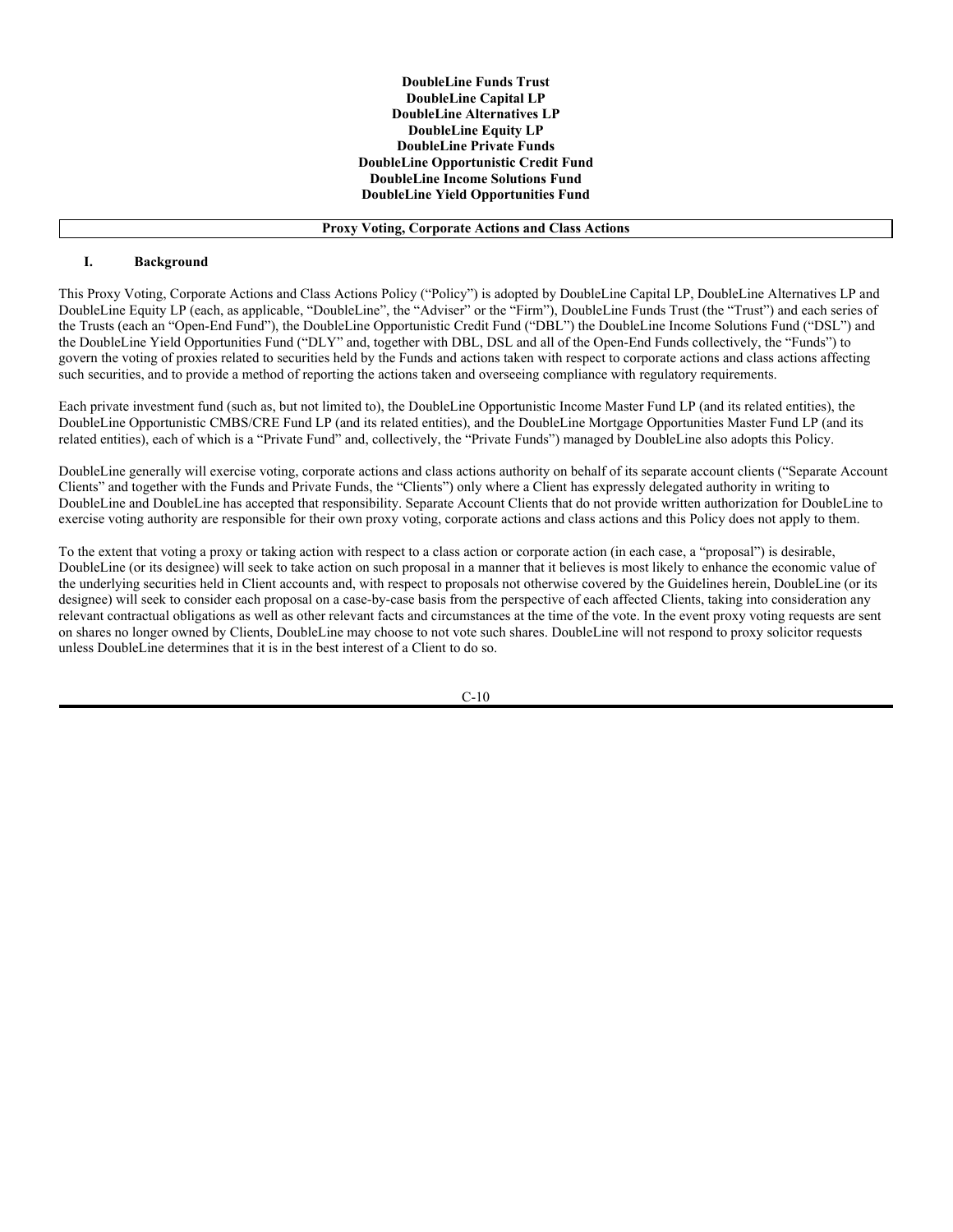**DoubleLine Funds Trust**
**DoubleLine Capital LP**
**DoubleLine Alternatives LP**
**DoubleLine Equity LP**
**DoubleLine Private Funds**
**DoubleLine Opportunistic Credit Fund**
**DoubleLine Income Solutions Fund**
**DoubleLine Yield Opportunities Fund**

## Proxy Voting, Corporate Actions and Class Actions

### I. Background

This Proxy Voting, Corporate Actions and Class Actions Policy ("Policy") is adopted by DoubleLine Capital LP, DoubleLine Alternatives LP and DoubleLine Equity LP (each, as applicable, "DoubleLine", the "Adviser" or the "Firm"), DoubleLine Funds Trust (the "Trust") and each series of the Trusts (each an "Open-End Fund"), the DoubleLine Opportunistic Credit Fund ("DBL") the DoubleLine Income Solutions Fund ("DSL") and the DoubleLine Yield Opportunities Fund ("DLY" and, together with DBL, DSL and all of the Open-End Funds collectively, the "Funds") to govern the voting of proxies related to securities held by the Funds and actions taken with respect to corporate actions and class actions affecting such securities, and to provide a method of reporting the actions taken and overseeing compliance with regulatory requirements.

Each private investment fund (such as, but not limited to), the DoubleLine Opportunistic Income Master Fund LP (and its related entities), the DoubleLine Opportunistic CMBS/CRE Fund LP (and its related entities), and the DoubleLine Mortgage Opportunities Master Fund LP (and its related entities), each of which is a "Private Fund" and, collectively, the "Private Funds") managed by DoubleLine also adopts this Policy.

DoubleLine generally will exercise voting, corporate actions and class actions authority on behalf of its separate account clients ("Separate Account Clients" and together with the Funds and Private Funds, the "Clients") only where a Client has expressly delegated authority in writing to DoubleLine and DoubleLine has accepted that responsibility. Separate Account Clients that do not provide written authorization for DoubleLine to exercise voting authority are responsible for their own proxy voting, corporate actions and class actions and this Policy does not apply to them.

To the extent that voting a proxy or taking action with respect to a class action or corporate action (in each case, a "proposal") is desirable, DoubleLine (or its designee) will seek to take action on such proposal in a manner that it believes is most likely to enhance the economic value of the underlying securities held in Client accounts and, with respect to proposals not otherwise covered by the Guidelines herein, DoubleLine (or its designee) will seek to consider each proposal on a case-by-case basis from the perspective of each affected Clients, taking into consideration any relevant contractual obligations as well as other relevant facts and circumstances at the time of the vote. In the event proxy voting requests are sent on shares no longer owned by Clients, DoubleLine may choose to not vote such shares. DoubleLine will not respond to proxy solicitor requests unless DoubleLine determines that it is in the best interest of a Client to do so.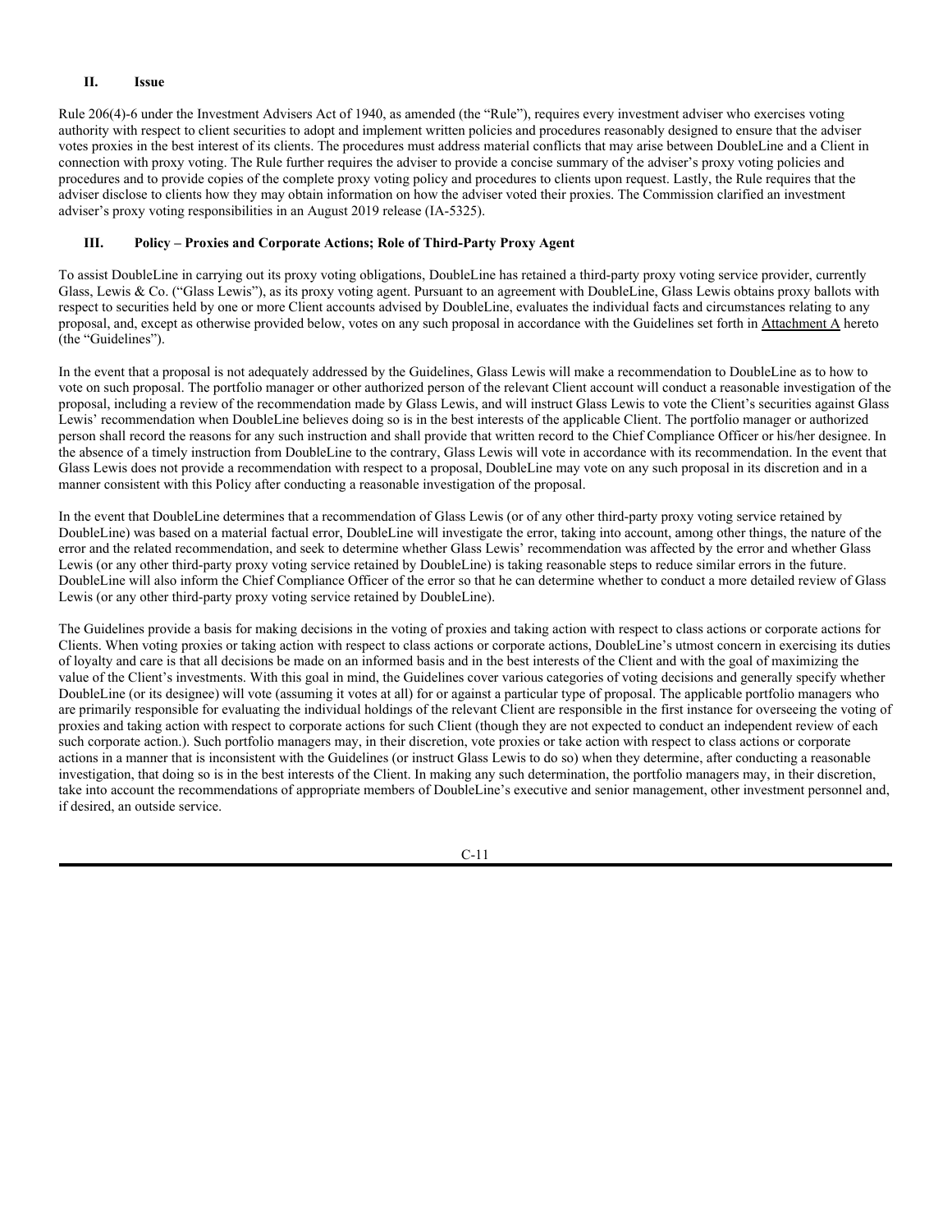## II. Issue

Rule 206(4)-6 under the Investment Advisers Act of 1940, as amended (the "Rule"), requires every investment adviser who exercises voting authority with respect to client securities to adopt and implement written policies and procedures reasonably designed to ensure that the adviser votes proxies in the best interest of its clients. The procedures must address material conflicts that may arise between DoubleLine and a Client in connection with proxy voting. The Rule further requires the adviser to provide a concise summary of the adviser's proxy voting policies and procedures and to provide copies of the complete proxy voting policy and procedures to clients upon request. Lastly, the Rule requires that the adviser disclose to clients how they may obtain information on how the adviser voted their proxies. The Commission clarified an investment adviser's proxy voting responsibilities in an August 2019 release (IA-5325).

## III. Policy – Proxies and Corporate Actions; Role of Third-Party Proxy Agent

To assist DoubleLine in carrying out its proxy voting obligations, DoubleLine has retained a third-party proxy voting service provider, currently Glass, Lewis & Co. ("Glass Lewis"), as its proxy voting agent. Pursuant to an agreement with DoubleLine, Glass Lewis obtains proxy ballots with respect to securities held by one or more Client accounts advised by DoubleLine, evaluates the individual facts and circumstances relating to any proposal, and, except as otherwise provided below, votes on any such proposal in accordance with the Guidelines set forth in Attachment A hereto (the "Guidelines").

In the event that a proposal is not adequately addressed by the Guidelines, Glass Lewis will make a recommendation to DoubleLine as to how to vote on such proposal. The portfolio manager or other authorized person of the relevant Client account will conduct a reasonable investigation of the proposal, including a review of the recommendation made by Glass Lewis, and will instruct Glass Lewis to vote the Client's securities against Glass Lewis' recommendation when DoubleLine believes doing so is in the best interests of the applicable Client. The portfolio manager or authorized person shall record the reasons for any such instruction and shall provide that written record to the Chief Compliance Officer or his/her designee. In the absence of a timely instruction from DoubleLine to the contrary, Glass Lewis will vote in accordance with its recommendation. In the event that Glass Lewis does not provide a recommendation with respect to a proposal, DoubleLine may vote on any such proposal in its discretion and in a manner consistent with this Policy after conducting a reasonable investigation of the proposal.

In the event that DoubleLine determines that a recommendation of Glass Lewis (or of any other third-party proxy voting service retained by DoubleLine) was based on a material factual error, DoubleLine will investigate the error, taking into account, among other things, the nature of the error and the related recommendation, and seek to determine whether Glass Lewis' recommendation was affected by the error and whether Glass Lewis (or any other third-party proxy voting service retained by DoubleLine) is taking reasonable steps to reduce similar errors in the future. DoubleLine will also inform the Chief Compliance Officer of the error so that he can determine whether to conduct a more detailed review of Glass Lewis (or any other third-party proxy voting service retained by DoubleLine).

The Guidelines provide a basis for making decisions in the voting of proxies and taking action with respect to class actions or corporate actions for Clients. When voting proxies or taking action with respect to class actions or corporate actions, DoubleLine's utmost concern in exercising its duties of loyalty and care is that all decisions be made on an informed basis and in the best interests of the Client and with the goal of maximizing the value of the Client's investments. With this goal in mind, the Guidelines cover various categories of voting decisions and generally specify whether DoubleLine (or its designee) will vote (assuming it votes at all) for or against a particular type of proposal. The applicable portfolio managers who are primarily responsible for evaluating the individual holdings of the relevant Client are responsible in the first instance for overseeing the voting of proxies and taking action with respect to corporate actions for such Client (though they are not expected to conduct an independent review of each such corporate action.). Such portfolio managers may, in their discretion, vote proxies or take action with respect to class actions or corporate actions in a manner that is inconsistent with the Guidelines (or instruct Glass Lewis to do so) when they determine, after conducting a reasonable investigation, that doing so is in the best interests of the Client. In making any such determination, the portfolio managers may, in their discretion, take into account the recommendations of appropriate members of DoubleLine's executive and senior management, other investment personnel and, if desired, an outside service.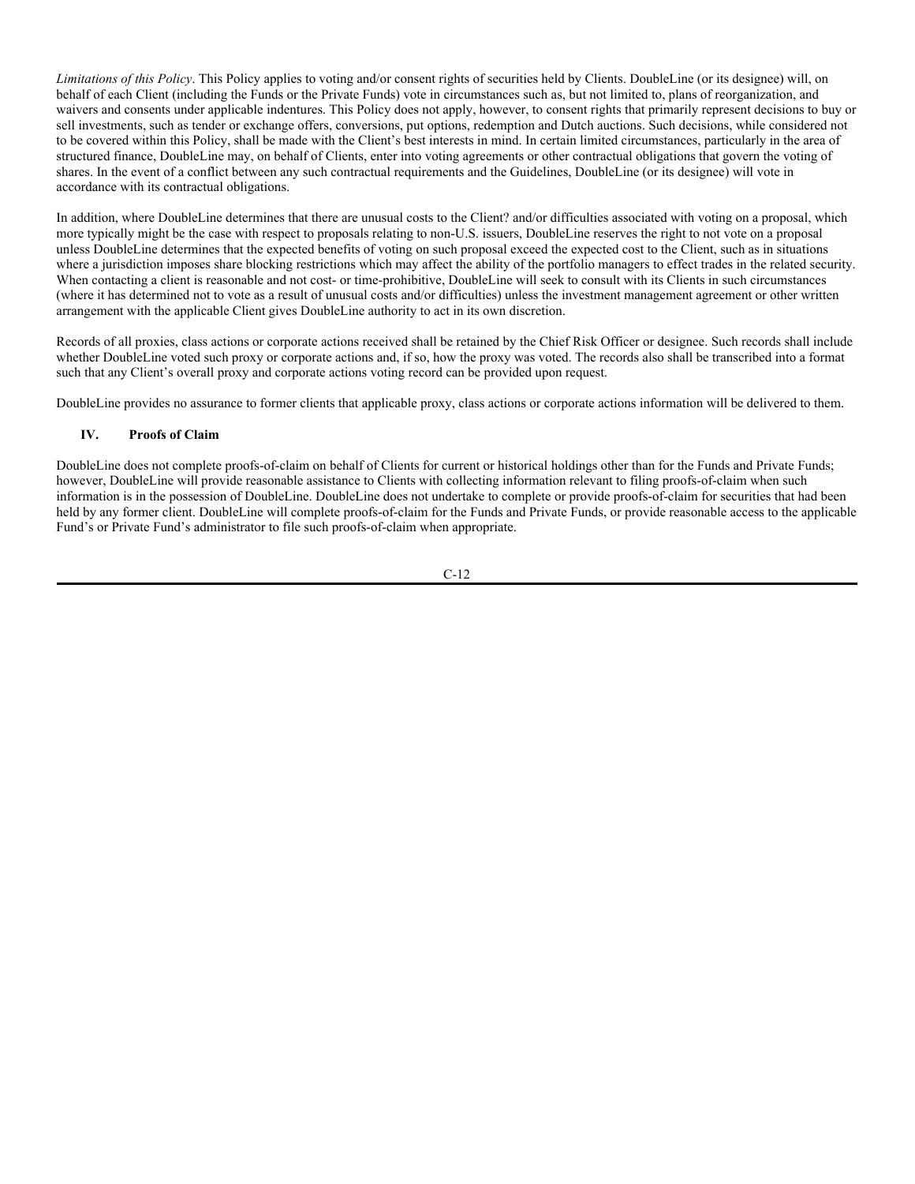*Limitations of this Policy*. This Policy applies to voting and/or consent rights of securities held by Clients. DoubleLine (or its designee) will, on behalf of each Client (including the Funds or the Private Funds) vote in circumstances such as, but not limited to, plans of reorganization, and waivers and consents under applicable indentures. This Policy does not apply, however, to consent rights that primarily represent decisions to buy or sell investments, such as tender or exchange offers, conversions, put options, redemption and Dutch auctions. Such decisions, while considered not to be covered within this Policy, shall be made with the Client's best interests in mind. In certain limited circumstances, particularly in the area of structured finance, DoubleLine may, on behalf of Clients, enter into voting agreements or other contractual obligations that govern the voting of shares. In the event of a conflict between any such contractual requirements and the Guidelines, DoubleLine (or its designee) will vote in accordance with its contractual obligations.

In addition, where DoubleLine determines that there are unusual costs to the Client? and/or difficulties associated with voting on a proposal, which more typically might be the case with respect to proposals relating to non-U.S. issuers, DoubleLine reserves the right to not vote on a proposal unless DoubleLine determines that the expected benefits of voting on such proposal exceed the expected cost to the Client, such as in situations where a jurisdiction imposes share blocking restrictions which may affect the ability of the portfolio managers to effect trades in the related security. When contacting a client is reasonable and not cost- or time-prohibitive, DoubleLine will seek to consult with its Clients in such circumstances (where it has determined not to vote as a result of unusual costs and/or difficulties) unless the investment management agreement or other written arrangement with the applicable Client gives DoubleLine authority to act in its own discretion.

Records of all proxies, class actions or corporate actions received shall be retained by the Chief Risk Officer or designee. Such records shall include whether DoubleLine voted such proxy or corporate actions and, if so, how the proxy was voted. The records also shall be transcribed into a format such that any Client's overall proxy and corporate actions voting record can be provided upon request.

DoubleLine provides no assurance to former clients that applicable proxy, class actions or corporate actions information will be delivered to them.

## IV. Proofs of Claim

DoubleLine does not complete proofs-of-claim on behalf of Clients for current or historical holdings other than for the Funds and Private Funds; however, DoubleLine will provide reasonable assistance to Clients with collecting information relevant to filing proofs-of-claim when such information is in the possession of DoubleLine. DoubleLine does not undertake to complete or provide proofs-of-claim for securities that had been held by any former client. DoubleLine will complete proofs-of-claim for the Funds and Private Funds, or provide reasonable access to the applicable Fund's or Private Fund's administrator to file such proofs-of-claim when appropriate.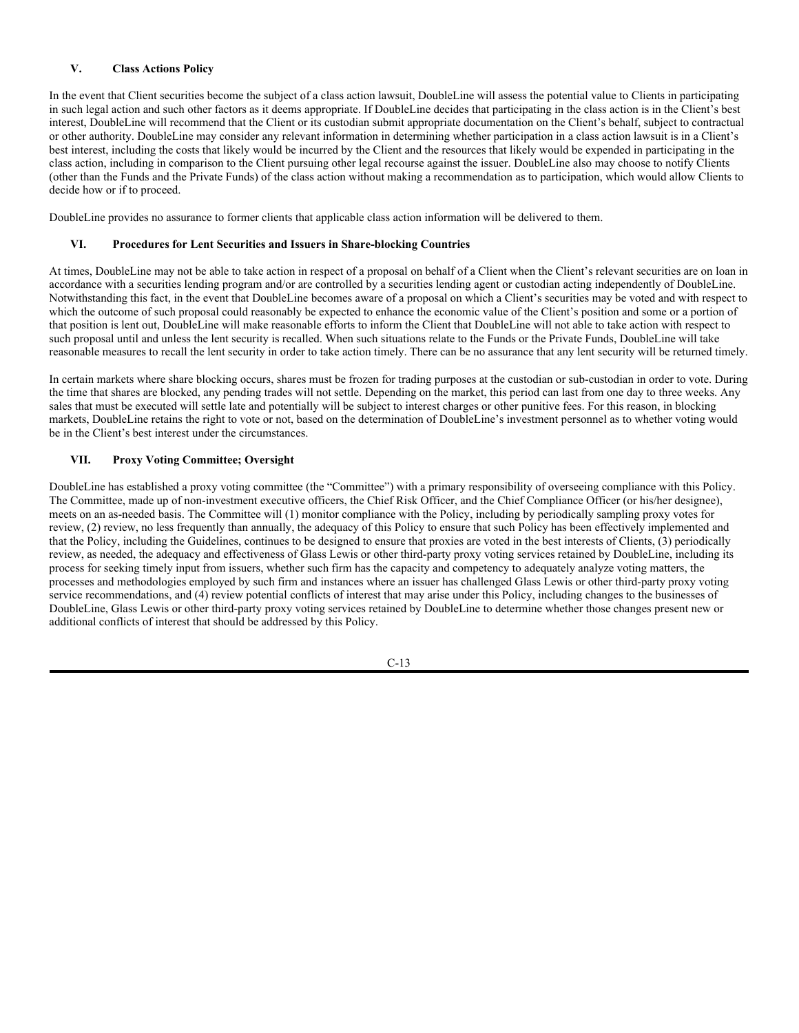## V. Class Actions Policy

In the event that Client securities become the subject of a class action lawsuit, DoubleLine will assess the potential value to Clients in participating in such legal action and such other factors as it deems appropriate. If DoubleLine decides that participating in the class action is in the Client's best interest, DoubleLine will recommend that the Client or its custodian submit appropriate documentation on the Client's behalf, subject to contractual or other authority. DoubleLine may consider any relevant information in determining whether participation in a class action lawsuit is in a Client's best interest, including the costs that likely would be incurred by the Client and the resources that likely would be expended in participating in the class action, including in comparison to the Client pursuing other legal recourse against the issuer. DoubleLine also may choose to notify Clients (other than the Funds and the Private Funds) of the class action without making a recommendation as to participation, which would allow Clients to decide how or if to proceed.

DoubleLine provides no assurance to former clients that applicable class action information will be delivered to them.

## VI. Procedures for Lent Securities and Issuers in Share-blocking Countries

At times, DoubleLine may not be able to take action in respect of a proposal on behalf of a Client when the Client's relevant securities are on loan in accordance with a securities lending program and/or are controlled by a securities lending agent or custodian acting independently of DoubleLine. Notwithstanding this fact, in the event that DoubleLine becomes aware of a proposal on which a Client's securities may be voted and with respect to which the outcome of such proposal could reasonably be expected to enhance the economic value of the Client's position and some or a portion of that position is lent out, DoubleLine will make reasonable efforts to inform the Client that DoubleLine will not able to take action with respect to such proposal until and unless the lent security is recalled. When such situations relate to the Funds or the Private Funds, DoubleLine will take reasonable measures to recall the lent security in order to take action timely. There can be no assurance that any lent security will be returned timely.

In certain markets where share blocking occurs, shares must be frozen for trading purposes at the custodian or sub-custodian in order to vote. During the time that shares are blocked, any pending trades will not settle. Depending on the market, this period can last from one day to three weeks. Any sales that must be executed will settle late and potentially will be subject to interest charges or other punitive fees. For this reason, in blocking markets, DoubleLine retains the right to vote or not, based on the determination of DoubleLine's investment personnel as to whether voting would be in the Client's best interest under the circumstances.

## VII. Proxy Voting Committee; Oversight

DoubleLine has established a proxy voting committee (the "Committee") with a primary responsibility of overseeing compliance with this Policy. The Committee, made up of non-investment executive officers, the Chief Risk Officer, and the Chief Compliance Officer (or his/her designee), meets on an as-needed basis. The Committee will (1) monitor compliance with the Policy, including by periodically sampling proxy votes for review, (2) review, no less frequently than annually, the adequacy of this Policy to ensure that such Policy has been effectively implemented and that the Policy, including the Guidelines, continues to be designed to ensure that proxies are voted in the best interests of Clients, (3) periodically review, as needed, the adequacy and effectiveness of Glass Lewis or other third-party proxy voting services retained by DoubleLine, including its process for seeking timely input from issuers, whether such firm has the capacity and competency to adequately analyze voting matters, the processes and methodologies employed by such firm and instances where an issuer has challenged Glass Lewis or other third-party proxy voting service recommendations, and (4) review potential conflicts of interest that may arise under this Policy, including changes to the businesses of DoubleLine, Glass Lewis or other third-party proxy voting services retained by DoubleLine to determine whether those changes present new or additional conflicts of interest that should be addressed by this Policy.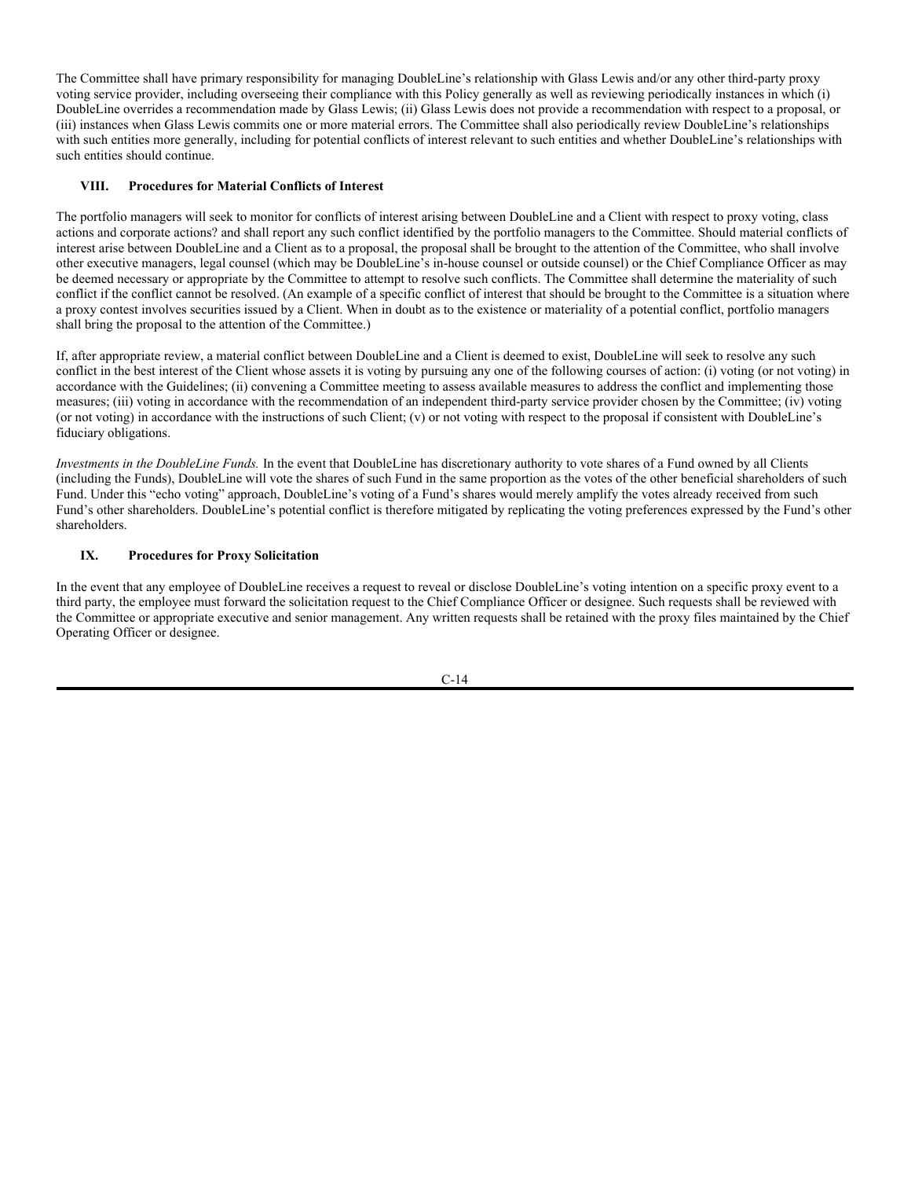The Committee shall have primary responsibility for managing DoubleLine's relationship with Glass Lewis and/or any other third-party proxy voting service provider, including overseeing their compliance with this Policy generally as well as reviewing periodically instances in which (i) DoubleLine overrides a recommendation made by Glass Lewis; (ii) Glass Lewis does not provide a recommendation with respect to a proposal, or (iii) instances when Glass Lewis commits one or more material errors. The Committee shall also periodically review DoubleLine's relationships with such entities more generally, including for potential conflicts of interest relevant to such entities and whether DoubleLine's relationships with such entities should continue.

## VIII. Procedures for Material Conflicts of Interest

The portfolio managers will seek to monitor for conflicts of interest arising between DoubleLine and a Client with respect to proxy voting, class actions and corporate actions? and shall report any such conflict identified by the portfolio managers to the Committee. Should material conflicts of interest arise between DoubleLine and a Client as to a proposal, the proposal shall be brought to the attention of the Committee, who shall involve other executive managers, legal counsel (which may be DoubleLine's in-house counsel or outside counsel) or the Chief Compliance Officer as may be deemed necessary or appropriate by the Committee to attempt to resolve such conflicts. The Committee shall determine the materiality of such conflict if the conflict cannot be resolved. (An example of a specific conflict of interest that should be brought to the Committee is a situation where a proxy contest involves securities issued by a Client. When in doubt as to the existence or materiality of a potential conflict, portfolio managers shall bring the proposal to the attention of the Committee.)

If, after appropriate review, a material conflict between DoubleLine and a Client is deemed to exist, DoubleLine will seek to resolve any such conflict in the best interest of the Client whose assets it is voting by pursuing any one of the following courses of action: (i) voting (or not voting) in accordance with the Guidelines; (ii) convening a Committee meeting to assess available measures to address the conflict and implementing those measures; (iii) voting in accordance with the recommendation of an independent third-party service provider chosen by the Committee; (iv) voting (or not voting) in accordance with the instructions of such Client; (v) or not voting with respect to the proposal if consistent with DoubleLine's fiduciary obligations.

*Investments in the DoubleLine Funds.* In the event that DoubleLine has discretionary authority to vote shares of a Fund owned by all Clients (including the Funds), DoubleLine will vote the shares of such Fund in the same proportion as the votes of the other beneficial shareholders of such Fund. Under this "echo voting" approach, DoubleLine's voting of a Fund's shares would merely amplify the votes already received from such Fund's other shareholders. DoubleLine's potential conflict is therefore mitigated by replicating the voting preferences expressed by the Fund's other shareholders.

## IX. Procedures for Proxy Solicitation

In the event that any employee of DoubleLine receives a request to reveal or disclose DoubleLine's voting intention on a specific proxy event to a third party, the employee must forward the solicitation request to the Chief Compliance Officer or designee. Such requests shall be reviewed with the Committee or appropriate executive and senior management. Any written requests shall be retained with the proxy files maintained by the Chief Operating Officer or designee.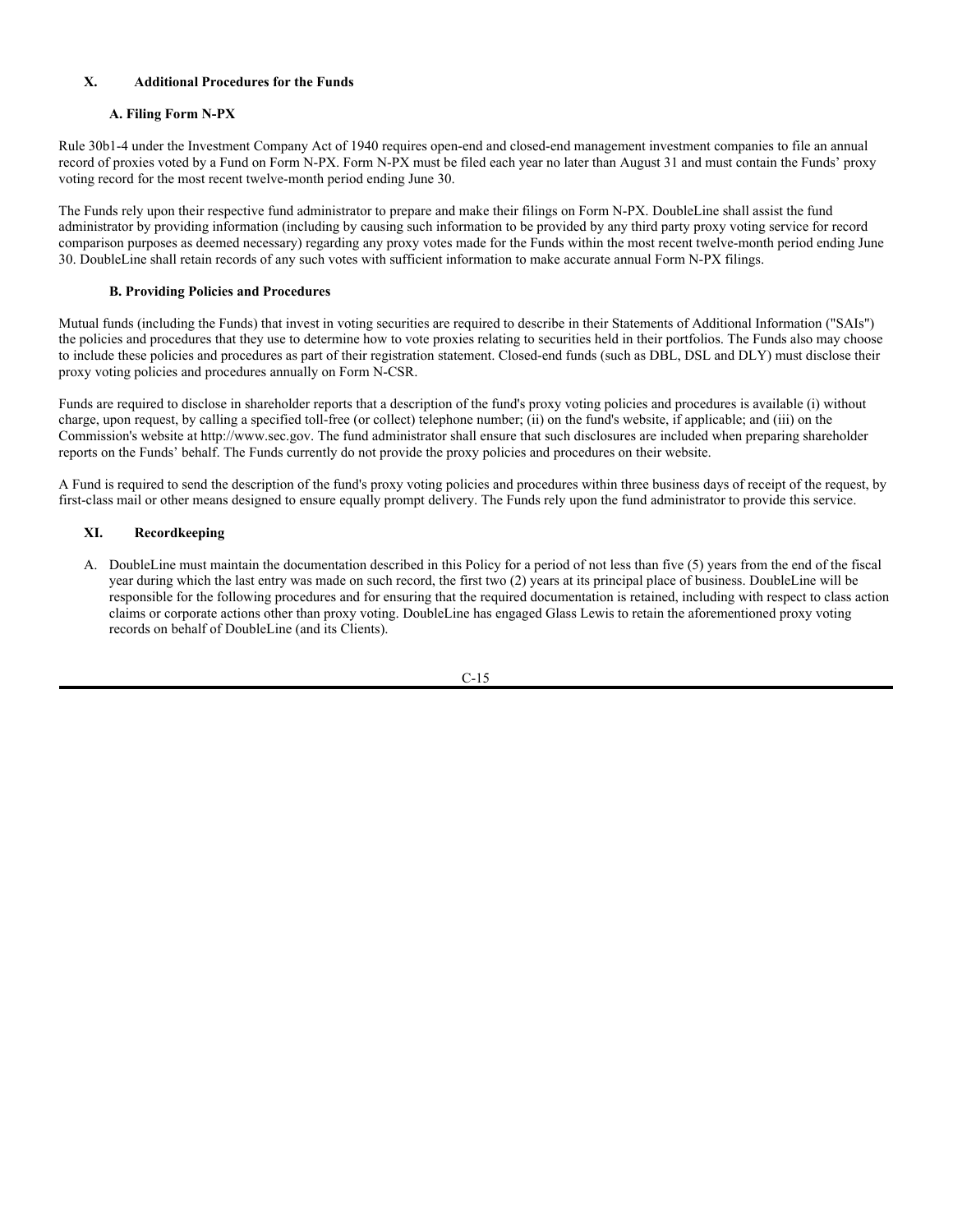## X. Additional Procedures for the Funds

### A. Filing Form N-PX

Rule 30b1-4 under the Investment Company Act of 1940 requires open-end and closed-end management investment companies to file an annual record of proxies voted by a Fund on Form N-PX. Form N-PX must be filed each year no later than August 31 and must contain the Funds' proxy voting record for the most recent twelve-month period ending June 30.

The Funds rely upon their respective fund administrator to prepare and make their filings on Form N-PX. DoubleLine shall assist the fund administrator by providing information (including by causing such information to be provided by any third party proxy voting service for record comparison purposes as deemed necessary) regarding any proxy votes made for the Funds within the most recent twelve-month period ending June 30. DoubleLine shall retain records of any such votes with sufficient information to make accurate annual Form N-PX filings.

### B. Providing Policies and Procedures

Mutual funds (including the Funds) that invest in voting securities are required to describe in their Statements of Additional Information ("SAIs") the policies and procedures that they use to determine how to vote proxies relating to securities held in their portfolios. The Funds also may choose to include these policies and procedures as part of their registration statement. Closed-end funds (such as DBL, DSL and DLY) must disclose their proxy voting policies and procedures annually on Form N-CSR.

Funds are required to disclose in shareholder reports that a description of the fund's proxy voting policies and procedures is available (i) without charge, upon request, by calling a specified toll-free (or collect) telephone number; (ii) on the fund's website, if applicable; and (iii) on the Commission's website at http://www.sec.gov. The fund administrator shall ensure that such disclosures are included when preparing shareholder reports on the Funds' behalf. The Funds currently do not provide the proxy policies and procedures on their website.

A Fund is required to send the description of the fund's proxy voting policies and procedures within three business days of receipt of the request, by first-class mail or other means designed to ensure equally prompt delivery. The Funds rely upon the fund administrator to provide this service.

## XI. Recordkeeping

A. DoubleLine must maintain the documentation described in this Policy for a period of not less than five (5) years from the end of the fiscal year during which the last entry was made on such record, the first two (2) years at its principal place of business. DoubleLine will be responsible for the following procedures and for ensuring that the required documentation is retained, including with respect to class action claims or corporate actions other than proxy voting. DoubleLine has engaged Glass Lewis to retain the aforementioned proxy voting records on behalf of DoubleLine (and its Clients).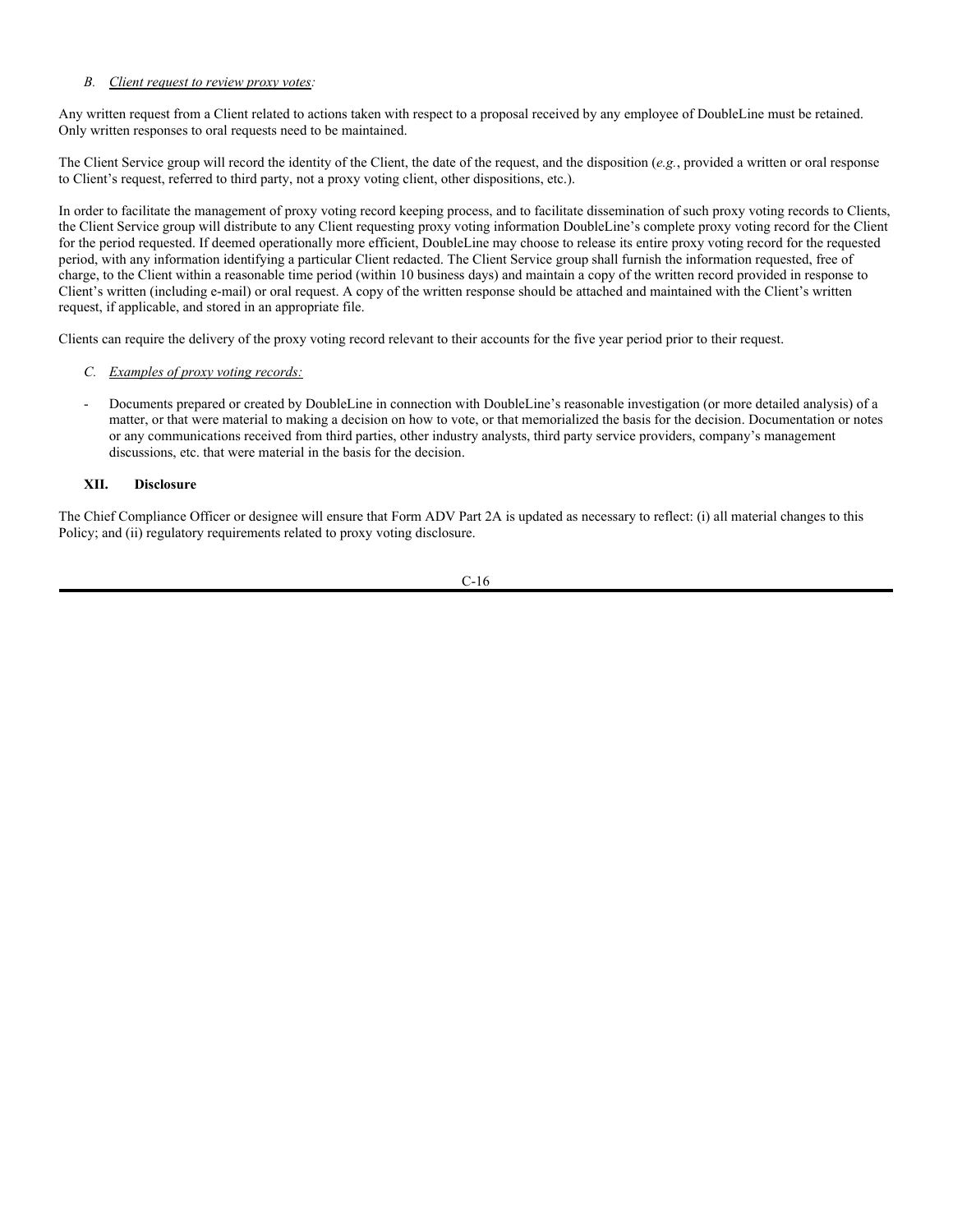*B. Client request to review proxy votes:*

Any written request from a Client related to actions taken with respect to a proposal received by any employee of DoubleLine must be retained. Only written responses to oral requests need to be maintained.

The Client Service group will record the identity of the Client, the date of the request, and the disposition (*e.g.*, provided a written or oral response to Client's request, referred to third party, not a proxy voting client, other dispositions, etc.).

In order to facilitate the management of proxy voting record keeping process, and to facilitate dissemination of such proxy voting records to Clients, the Client Service group will distribute to any Client requesting proxy voting information DoubleLine's complete proxy voting record for the Client for the period requested. If deemed operationally more efficient, DoubleLine may choose to release its entire proxy voting record for the requested period, with any information identifying a particular Client redacted. The Client Service group shall furnish the information requested, free of charge, to the Client within a reasonable time period (within 10 business days) and maintain a copy of the written record provided in response to Client's written (including e-mail) or oral request. A copy of the written response should be attached and maintained with the Client's written request, if applicable, and stored in an appropriate file.

Clients can require the delivery of the proxy voting record relevant to their accounts for the five year period prior to their request.

*C. Examples of proxy voting records:*

- Documents prepared or created by DoubleLine in connection with DoubleLine's reasonable investigation (or more detailed analysis) of a matter, or that were material to making a decision on how to vote, or that memorialized the basis for the decision. Documentation or notes or any communications received from third parties, other industry analysts, third party service providers, company's management discussions, etc. that were material in the basis for the decision.

**XII. Disclosure**

The Chief Compliance Officer or designee will ensure that Form ADV Part 2A is updated as necessary to reflect: (i) all material changes to this Policy; and (ii) regulatory requirements related to proxy voting disclosure.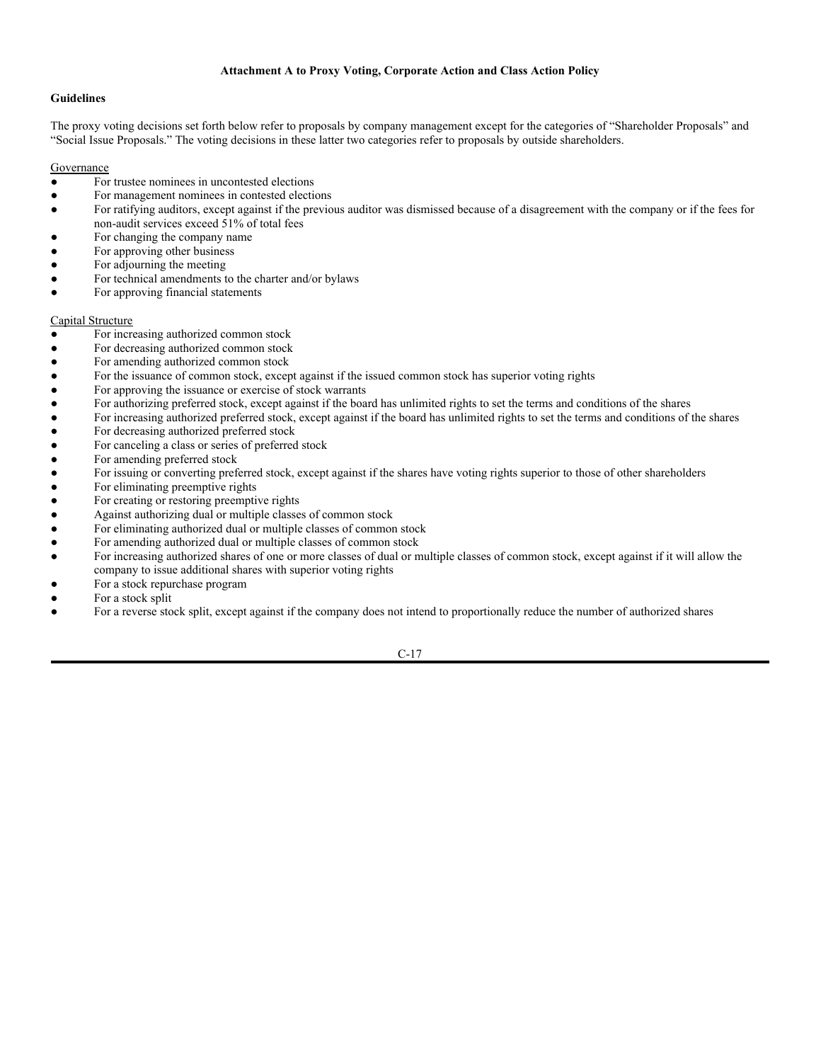**Attachment A to Proxy Voting, Corporate Action and Class Action Policy**

**Guidelines**

The proxy voting decisions set forth below refer to proposals by company management except for the categories of "Shareholder Proposals" and "Social Issue Proposals." The voting decisions in these latter two categories refer to proposals by outside shareholders.

Governance

- For trustee nominees in uncontested elections
- For management nominees in contested elections
- For ratifying auditors, except against if the previous auditor was dismissed because of a disagreement with the company or if the fees for non-audit services exceed 51% of total fees
- For changing the company name
- For approving other business
- For adjourning the meeting
- For technical amendments to the charter and/or bylaws
- For approving financial statements

Capital Structure

- For increasing authorized common stock
- For decreasing authorized common stock
- For amending authorized common stock
- For the issuance of common stock, except against if the issued common stock has superior voting rights
- For approving the issuance or exercise of stock warrants
- For authorizing preferred stock, except against if the board has unlimited rights to set the terms and conditions of the shares
- For increasing authorized preferred stock, except against if the board has unlimited rights to set the terms and conditions of the shares
- For decreasing authorized preferred stock
- For canceling a class or series of preferred stock
- For amending preferred stock
- For issuing or converting preferred stock, except against if the shares have voting rights superior to those of other shareholders
- For eliminating preemptive rights
- For creating or restoring preemptive rights
- Against authorizing dual or multiple classes of common stock
- For eliminating authorized dual or multiple classes of common stock
- For amending authorized dual or multiple classes of common stock
- For increasing authorized shares of one or more classes of dual or multiple classes of common stock, except against if it will allow the company to issue additional shares with superior voting rights
- For a stock repurchase program
- For a stock split
- For a reverse stock split, except against if the company does not intend to proportionally reduce the number of authorized shares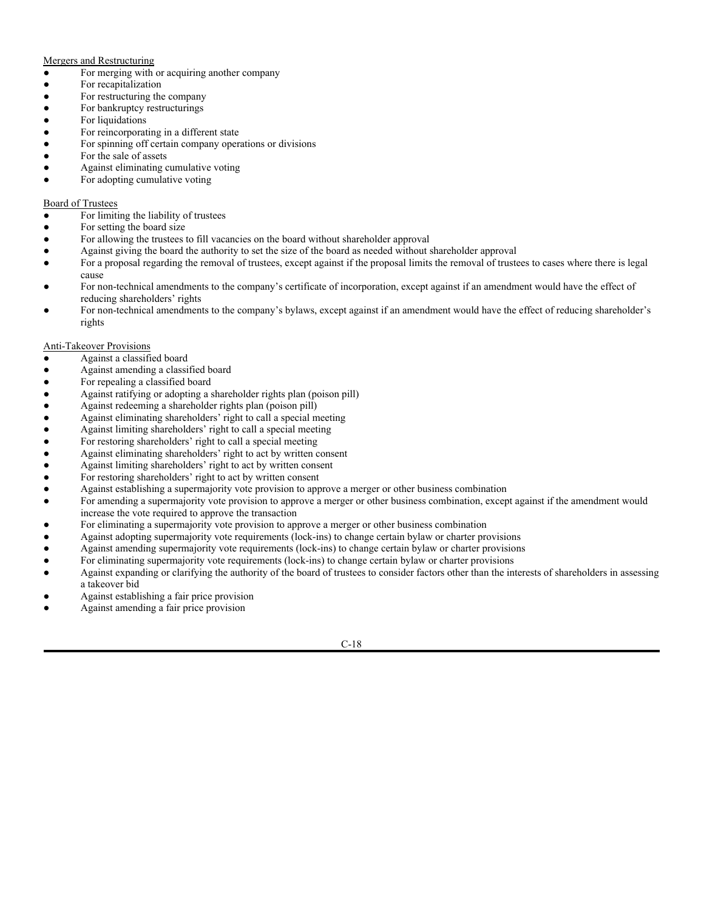Mergers and Restructuring

- For merging with or acquiring another company
- For recapitalization
- For restructuring the company
- For bankruptcy restructurings
- For liquidations
- For reincorporating in a different state
- For spinning off certain company operations or divisions
- For the sale of assets
- Against eliminating cumulative voting
- For adopting cumulative voting

Board of Trustees

- For limiting the liability of trustees
- For setting the board size
- For allowing the trustees to fill vacancies on the board without shareholder approval
- Against giving the board the authority to set the size of the board as needed without shareholder approval
- For a proposal regarding the removal of trustees, except against if the proposal limits the removal of trustees to cases where there is legal cause
- For non-technical amendments to the company's certificate of incorporation, except against if an amendment would have the effect of reducing shareholders' rights
- For non-technical amendments to the company's bylaws, except against if an amendment would have the effect of reducing shareholder's rights

Anti-Takeover Provisions

- Against a classified board
- Against amending a classified board
- For repealing a classified board
- Against ratifying or adopting a shareholder rights plan (poison pill)
- Against redeeming a shareholder rights plan (poison pill)
- Against eliminating shareholders' right to call a special meeting
- Against limiting shareholders' right to call a special meeting
- For restoring shareholders' right to call a special meeting
- Against eliminating shareholders' right to act by written consent
- Against limiting shareholders' right to act by written consent
- For restoring shareholders' right to act by written consent
- Against establishing a supermajority vote provision to approve a merger or other business combination
- For amending a supermajority vote provision to approve a merger or other business combination, except against if the amendment would increase the vote required to approve the transaction
- For eliminating a supermajority vote provision to approve a merger or other business combination
- Against adopting supermajority vote requirements (lock-ins) to change certain bylaw or charter provisions
- Against amending supermajority vote requirements (lock-ins) to change certain bylaw or charter provisions
- For eliminating supermajority vote requirements (lock-ins) to change certain bylaw or charter provisions
- Against expanding or clarifying the authority of the board of trustees to consider factors other than the interests of shareholders in assessing a takeover bid
- Against establishing a fair price provision
- Against amending a fair price provision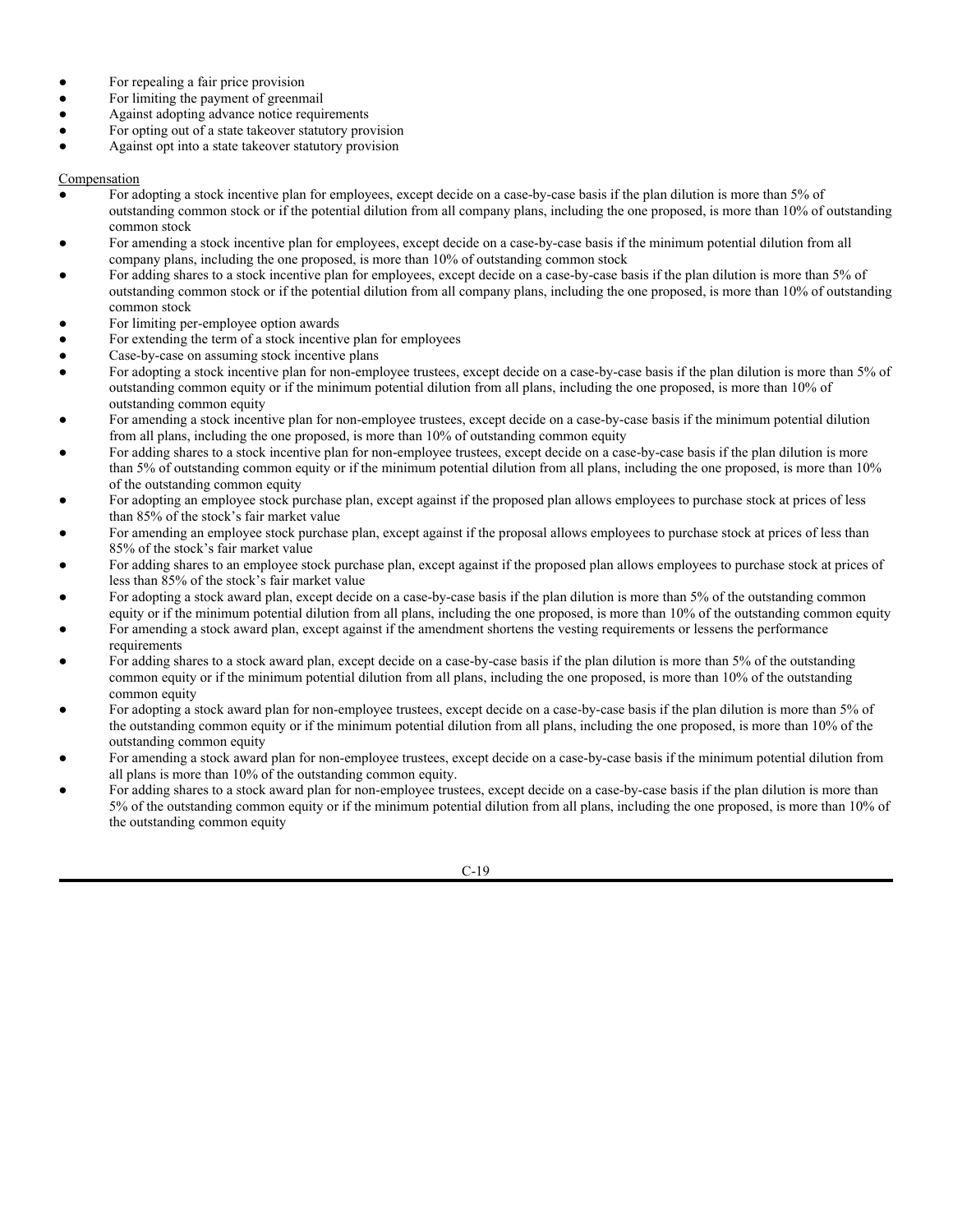- For repealing a fair price provision
- For limiting the payment of greenmail
- Against adopting advance notice requirements
- For opting out of a state takeover statutory provision
- Against opt into a state takeover statutory provision

Compensation

- For adopting a stock incentive plan for employees, except decide on a case-by-case basis if the plan dilution is more than 5% of outstanding common stock or if the potential dilution from all company plans, including the one proposed, is more than 10% of outstanding common stock
- For amending a stock incentive plan for employees, except decide on a case-by-case basis if the minimum potential dilution from all company plans, including the one proposed, is more than 10% of outstanding common stock
- For adding shares to a stock incentive plan for employees, except decide on a case-by-case basis if the plan dilution is more than 5% of outstanding common stock or if the potential dilution from all company plans, including the one proposed, is more than 10% of outstanding common stock
- For limiting per-employee option awards
- For extending the term of a stock incentive plan for employees
- Case-by-case on assuming stock incentive plans
- For adopting a stock incentive plan for non-employee trustees, except decide on a case-by-case basis if the plan dilution is more than 5% of outstanding common equity or if the minimum potential dilution from all plans, including the one proposed, is more than 10% of outstanding common equity
- For amending a stock incentive plan for non-employee trustees, except decide on a case-by-case basis if the minimum potential dilution from all plans, including the one proposed, is more than 10% of outstanding common equity
- For adding shares to a stock incentive plan for non-employee trustees, except decide on a case-by-case basis if the plan dilution is more than 5% of outstanding common equity or if the minimum potential dilution from all plans, including the one proposed, is more than 10% of the outstanding common equity
- For adopting an employee stock purchase plan, except against if the proposed plan allows employees to purchase stock at prices of less than 85% of the stock's fair market value
- For amending an employee stock purchase plan, except against if the proposal allows employees to purchase stock at prices of less than 85% of the stock's fair market value
- For adding shares to an employee stock purchase plan, except against if the proposed plan allows employees to purchase stock at prices of less than 85% of the stock's fair market value
- For adopting a stock award plan, except decide on a case-by-case basis if the plan dilution is more than 5% of the outstanding common equity or if the minimum potential dilution from all plans, including the one proposed, is more than 10% of the outstanding common equity
- For amending a stock award plan, except against if the amendment shortens the vesting requirements or lessens the performance requirements
- For adding shares to a stock award plan, except decide on a case-by-case basis if the plan dilution is more than 5% of the outstanding common equity or if the minimum potential dilution from all plans, including the one proposed, is more than 10% of the outstanding common equity
- For adopting a stock award plan for non-employee trustees, except decide on a case-by-case basis if the plan dilution is more than 5% of the outstanding common equity or if the minimum potential dilution from all plans, including the one proposed, is more than 10% of the outstanding common equity
- For amending a stock award plan for non-employee trustees, except decide on a case-by-case basis if the minimum potential dilution from all plans is more than 10% of the outstanding common equity.
- For adding shares to a stock award plan for non-employee trustees, except decide on a case-by-case basis if the plan dilution is more than 5% of the outstanding common equity or if the minimum potential dilution from all plans, including the one proposed, is more than 10% of the outstanding common equity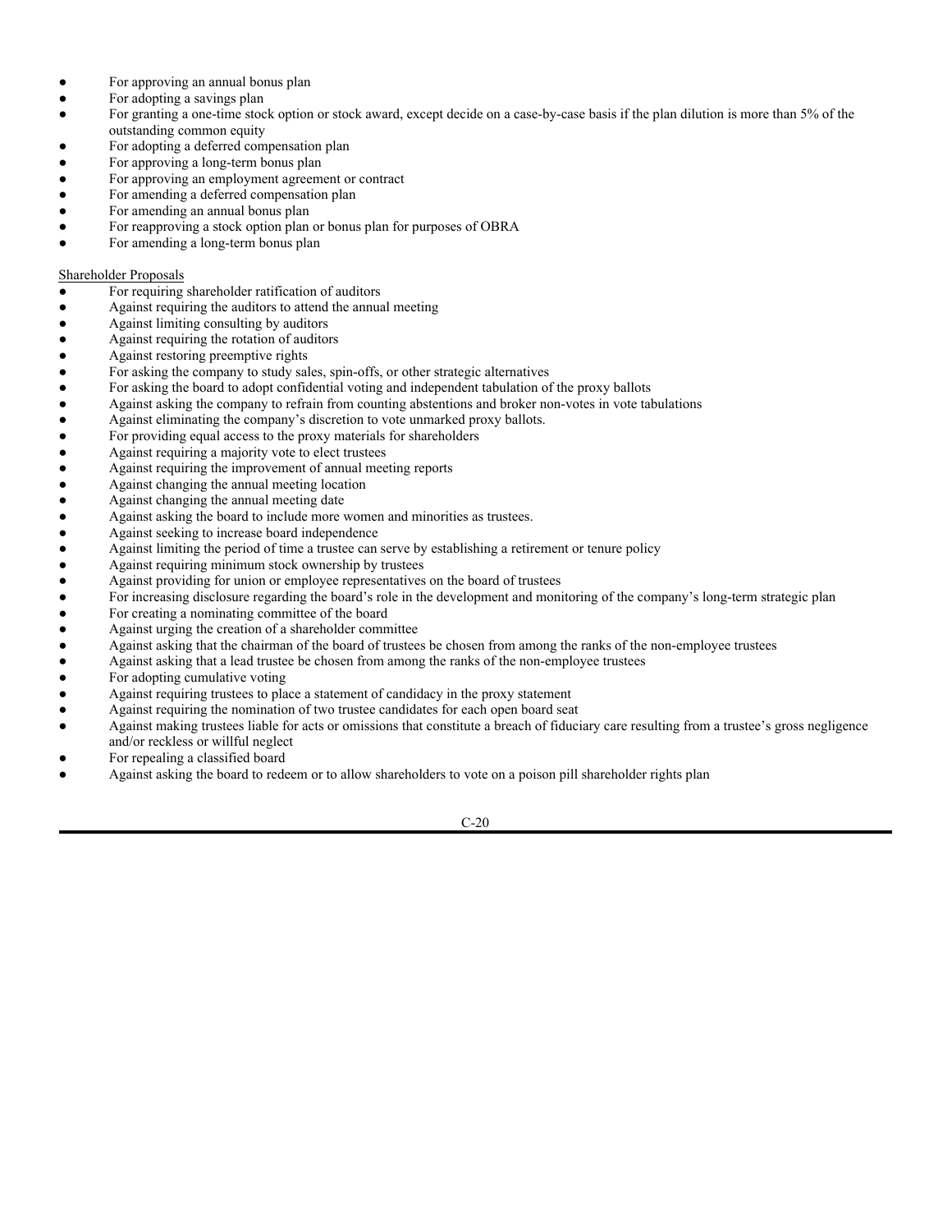- For approving an annual bonus plan
- For adopting a savings plan
- For granting a one-time stock option or stock award, except decide on a case-by-case basis if the plan dilution is more than 5% of the outstanding common equity
- For adopting a deferred compensation plan
- For approving a long-term bonus plan
- For approving an employment agreement or contract
- For amending a deferred compensation plan
- For amending an annual bonus plan
- For reapproving a stock option plan or bonus plan for purposes of OBRA
- For amending a long-term bonus plan

Shareholder Proposals

- For requiring shareholder ratification of auditors
- Against requiring the auditors to attend the annual meeting
- Against limiting consulting by auditors
- Against requiring the rotation of auditors
- Against restoring preemptive rights
- For asking the company to study sales, spin-offs, or other strategic alternatives
- For asking the board to adopt confidential voting and independent tabulation of the proxy ballots
- Against asking the company to refrain from counting abstentions and broker non-votes in vote tabulations
- Against eliminating the company's discretion to vote unmarked proxy ballots.
- For providing equal access to the proxy materials for shareholders
- Against requiring a majority vote to elect trustees
- Against requiring the improvement of annual meeting reports
- Against changing the annual meeting location
- Against changing the annual meeting date
- Against asking the board to include more women and minorities as trustees.
- Against seeking to increase board independence
- Against limiting the period of time a trustee can serve by establishing a retirement or tenure policy
- Against requiring minimum stock ownership by trustees
- Against providing for union or employee representatives on the board of trustees
- For increasing disclosure regarding the board's role in the development and monitoring of the company's long-term strategic plan
- For creating a nominating committee of the board
- Against urging the creation of a shareholder committee
- Against asking that the chairman of the board of trustees be chosen from among the ranks of the non-employee trustees
- Against asking that a lead trustee be chosen from among the ranks of the non-employee trustees
- For adopting cumulative voting
- Against requiring trustees to place a statement of candidacy in the proxy statement
- Against requiring the nomination of two trustee candidates for each open board seat
- Against making trustees liable for acts or omissions that constitute a breach of fiduciary care resulting from a trustee's gross negligence and/or reckless or willful neglect
- For repealing a classified board
- Against asking the board to redeem or to allow shareholders to vote on a poison pill shareholder rights plan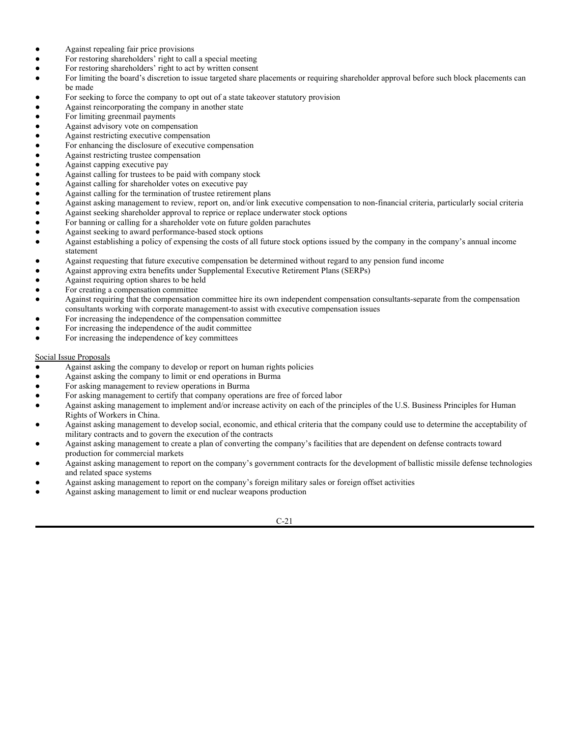- Against repealing fair price provisions
- For restoring shareholders' right to call a special meeting
- For restoring shareholders' right to act by written consent
- For limiting the board's discretion to issue targeted share placements or requiring shareholder approval before such block placements can be made
- For seeking to force the company to opt out of a state takeover statutory provision
- Against reincorporating the company in another state
- For limiting greenmail payments
- Against advisory vote on compensation
- Against restricting executive compensation
- For enhancing the disclosure of executive compensation
- Against restricting trustee compensation
- Against capping executive pay
- Against calling for trustees to be paid with company stock
- Against calling for shareholder votes on executive pay
- Against calling for the termination of trustee retirement plans
- Against asking management to review, report on, and/or link executive compensation to non-financial criteria, particularly social criteria
- Against seeking shareholder approval to reprice or replace underwater stock options
- For banning or calling for a shareholder vote on future golden parachutes
- Against seeking to award performance-based stock options
- Against establishing a policy of expensing the costs of all future stock options issued by the company in the company's annual income statement
- Against requesting that future executive compensation be determined without regard to any pension fund income
- Against approving extra benefits under Supplemental Executive Retirement Plans (SERPs)
- Against requiring option shares to be held
- For creating a compensation committee
- Against requiring that the compensation committee hire its own independent compensation consultants-separate from the compensation consultants working with corporate management-to assist with executive compensation issues
- For increasing the independence of the compensation committee
- For increasing the independence of the audit committee
- For increasing the independence of key committees

Social Issue Proposals

- Against asking the company to develop or report on human rights policies
- Against asking the company to limit or end operations in Burma
- For asking management to review operations in Burma
- For asking management to certify that company operations are free of forced labor
- Against asking management to implement and/or increase activity on each of the principles of the U.S. Business Principles for Human Rights of Workers in China.
- Against asking management to develop social, economic, and ethical criteria that the company could use to determine the acceptability of military contracts and to govern the execution of the contracts
- Against asking management to create a plan of converting the company's facilities that are dependent on defense contracts toward production for commercial markets
- Against asking management to report on the company's government contracts for the development of ballistic missile defense technologies and related space systems
- Against asking management to report on the company's foreign military sales or foreign offset activities
- Against asking management to limit or end nuclear weapons production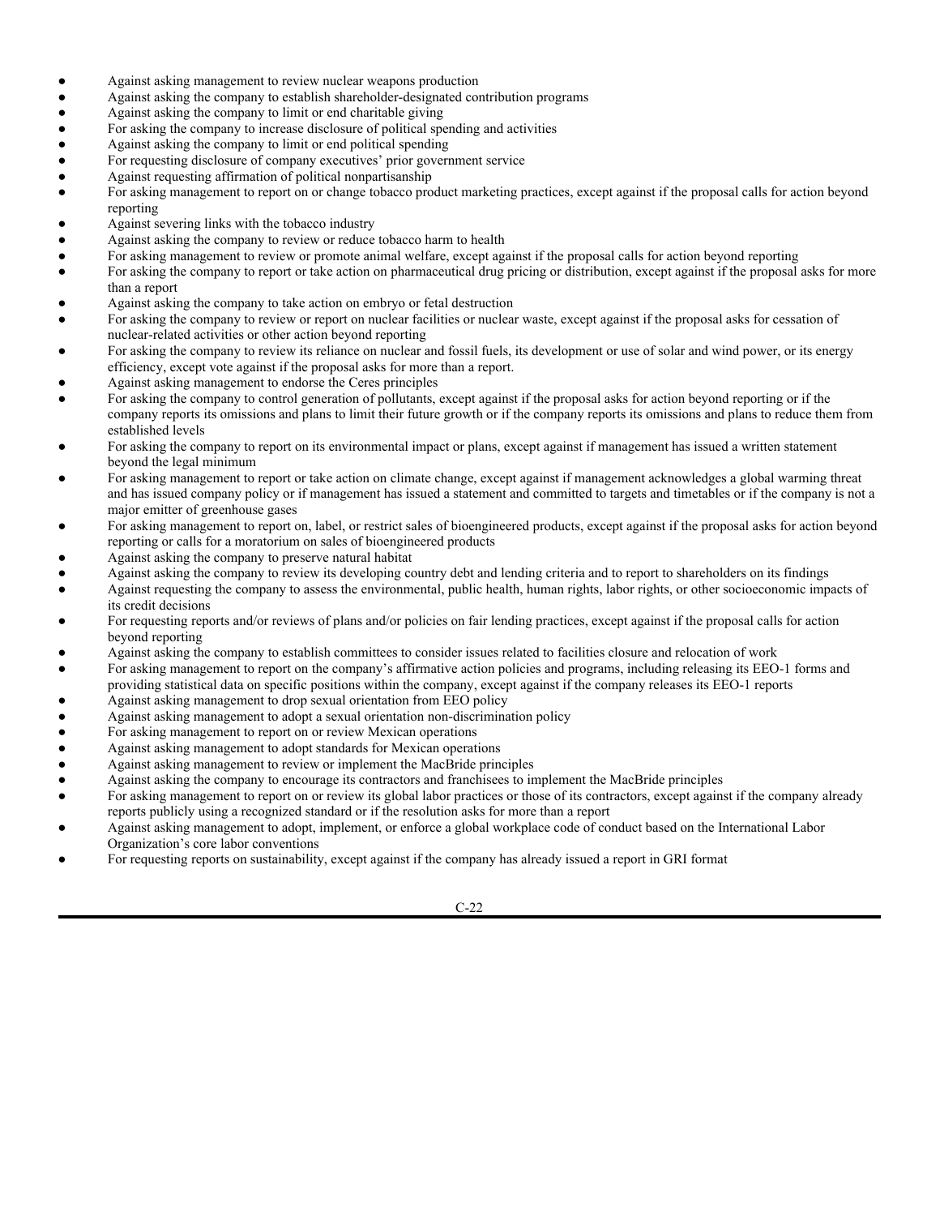- Against asking management to review nuclear weapons production
- Against asking the company to establish shareholder-designated contribution programs
- Against asking the company to limit or end charitable giving
- For asking the company to increase disclosure of political spending and activities
- Against asking the company to limit or end political spending
- For requesting disclosure of company executives' prior government service
- Against requesting affirmation of political nonpartisanship
- For asking management to report on or change tobacco product marketing practices, except against if the proposal calls for action beyond reporting
- Against severing links with the tobacco industry
- Against asking the company to review or reduce tobacco harm to health
- For asking management to review or promote animal welfare, except against if the proposal calls for action beyond reporting
- For asking the company to report or take action on pharmaceutical drug pricing or distribution, except against if the proposal asks for more than a report
- Against asking the company to take action on embryo or fetal destruction
- For asking the company to review or report on nuclear facilities or nuclear waste, except against if the proposal asks for cessation of nuclear-related activities or other action beyond reporting
- For asking the company to review its reliance on nuclear and fossil fuels, its development or use of solar and wind power, or its energy efficiency, except vote against if the proposal asks for more than a report.
- Against asking management to endorse the Ceres principles
- For asking the company to control generation of pollutants, except against if the proposal asks for action beyond reporting or if the company reports its omissions and plans to limit their future growth or if the company reports its omissions and plans to reduce them from established levels
- For asking the company to report on its environmental impact or plans, except against if management has issued a written statement beyond the legal minimum
- For asking management to report or take action on climate change, except against if management acknowledges a global warming threat and has issued company policy or if management has issued a statement and committed to targets and timetables or if the company is not a major emitter of greenhouse gases
- For asking management to report on, label, or restrict sales of bioengineered products, except against if the proposal asks for action beyond reporting or calls for a moratorium on sales of bioengineered products
- Against asking the company to preserve natural habitat
- Against asking the company to review its developing country debt and lending criteria and to report to shareholders on its findings
- Against requesting the company to assess the environmental, public health, human rights, labor rights, or other socioeconomic impacts of its credit decisions
- For requesting reports and/or reviews of plans and/or policies on fair lending practices, except against if the proposal calls for action beyond reporting
- Against asking the company to establish committees to consider issues related to facilities closure and relocation of work
- For asking management to report on the company's affirmative action policies and programs, including releasing its EEO-1 forms and providing statistical data on specific positions within the company, except against if the company releases its EEO-1 reports
- Against asking management to drop sexual orientation from EEO policy
- Against asking management to adopt a sexual orientation non-discrimination policy
- For asking management to report on or review Mexican operations
- Against asking management to adopt standards for Mexican operations
- Against asking management to review or implement the MacBride principles
- Against asking the company to encourage its contractors and franchisees to implement the MacBride principles
- For asking management to report on or review its global labor practices or those of its contractors, except against if the company already reports publicly using a recognized standard or if the resolution asks for more than a report
- Against asking management to adopt, implement, or enforce a global workplace code of conduct based on the International Labor Organization's core labor conventions
- For requesting reports on sustainability, except against if the company has already issued a report in GRI format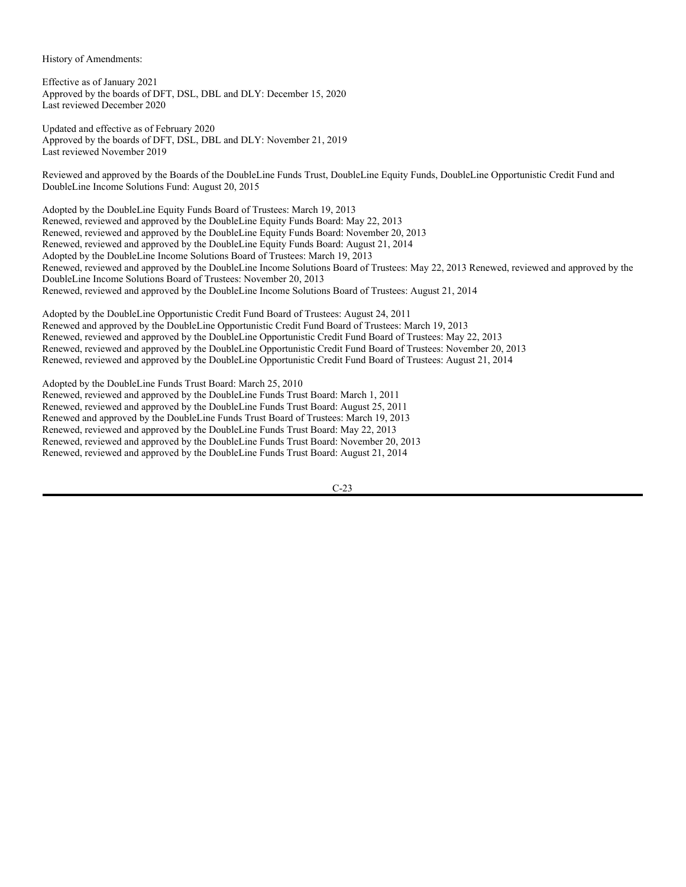History of Amendments:

Effective as of January 2021
Approved by the boards of DFT, DSL, DBL and DLY: December 15, 2020
Last reviewed December 2020

Updated and effective as of February 2020
Approved by the boards of DFT, DSL, DBL and DLY: November 21, 2019
Last reviewed November 2019

Reviewed and approved by the Boards of the DoubleLine Funds Trust, DoubleLine Equity Funds, DoubleLine Opportunistic Credit Fund and DoubleLine Income Solutions Fund: August 20, 2015

Adopted by the DoubleLine Equity Funds Board of Trustees: March 19, 2013
Renewed, reviewed and approved by the DoubleLine Equity Funds Board: May 22, 2013
Renewed, reviewed and approved by the DoubleLine Equity Funds Board: November 20, 2013
Renewed, reviewed and approved by the DoubleLine Equity Funds Board: August 21, 2014
Adopted by the DoubleLine Income Solutions Board of Trustees: March 19, 2013
Renewed, reviewed and approved by the DoubleLine Income Solutions Board of Trustees: May 22, 2013 Renewed, reviewed and approved by the DoubleLine Income Solutions Board of Trustees: November 20, 2013
Renewed, reviewed and approved by the DoubleLine Income Solutions Board of Trustees: August 21, 2014

Adopted by the DoubleLine Opportunistic Credit Fund Board of Trustees: August 24, 2011
Renewed and approved by the DoubleLine Opportunistic Credit Fund Board of Trustees: March 19, 2013
Renewed, reviewed and approved by the DoubleLine Opportunistic Credit Fund Board of Trustees: May 22, 2013
Renewed, reviewed and approved by the DoubleLine Opportunistic Credit Fund Board of Trustees: November 20, 2013
Renewed, reviewed and approved by the DoubleLine Opportunistic Credit Fund Board of Trustees: August 21, 2014

Adopted by the DoubleLine Funds Trust Board: March 25, 2010
Renewed, reviewed and approved by the DoubleLine Funds Trust Board: March 1, 2011
Renewed, reviewed and approved by the DoubleLine Funds Trust Board: August 25, 2011
Renewed and approved by the DoubleLine Funds Trust Board of Trustees: March 19, 2013
Renewed, reviewed and approved by the DoubleLine Funds Trust Board: May 22, 2013
Renewed, reviewed and approved by the DoubleLine Funds Trust Board: November 20, 2013
Renewed, reviewed and approved by the DoubleLine Funds Trust Board: August 21, 2014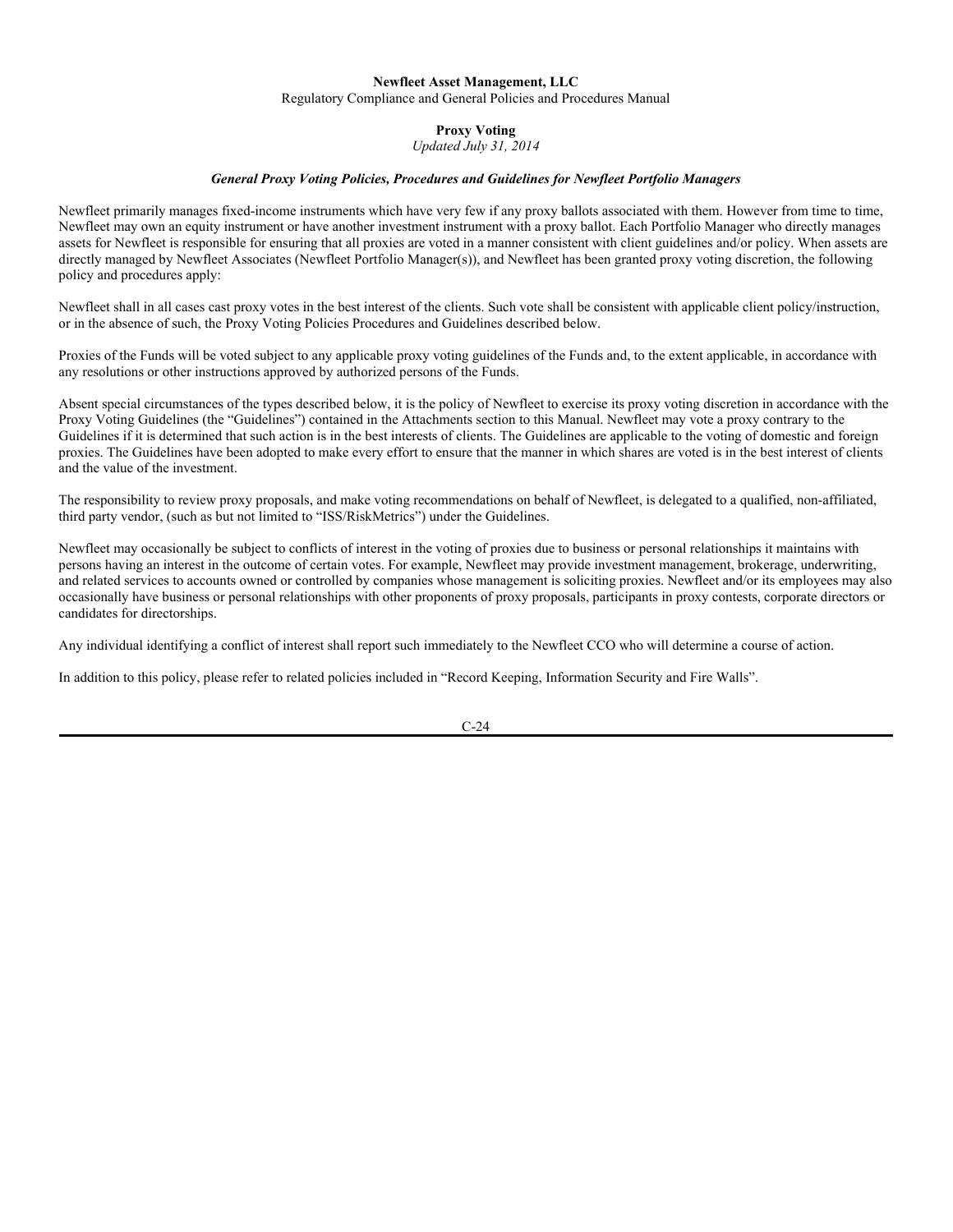**Newfleet Asset Management, LLC**

Regulatory Compliance and General Policies and Procedures Manual

## Proxy Voting

*Updated July 31, 2014*

### *General Proxy Voting Policies, Procedures and Guidelines for Newfleet Portfolio Managers*

Newfleet primarily manages fixed-income instruments which have very few if any proxy ballots associated with them. However from time to time, Newfleet may own an equity instrument or have another investment instrument with a proxy ballot. Each Portfolio Manager who directly manages assets for Newfleet is responsible for ensuring that all proxies are voted in a manner consistent with client guidelines and/or policy. When assets are directly managed by Newfleet Associates (Newfleet Portfolio Manager(s)), and Newfleet has been granted proxy voting discretion, the following policy and procedures apply:

Newfleet shall in all cases cast proxy votes in the best interest of the clients. Such vote shall be consistent with applicable client policy/instruction, or in the absence of such, the Proxy Voting Policies Procedures and Guidelines described below.

Proxies of the Funds will be voted subject to any applicable proxy voting guidelines of the Funds and, to the extent applicable, in accordance with any resolutions or other instructions approved by authorized persons of the Funds.

Absent special circumstances of the types described below, it is the policy of Newfleet to exercise its proxy voting discretion in accordance with the Proxy Voting Guidelines (the "Guidelines") contained in the Attachments section to this Manual. Newfleet may vote a proxy contrary to the Guidelines if it is determined that such action is in the best interests of clients. The Guidelines are applicable to the voting of domestic and foreign proxies. The Guidelines have been adopted to make every effort to ensure that the manner in which shares are voted is in the best interest of clients and the value of the investment.

The responsibility to review proxy proposals, and make voting recommendations on behalf of Newfleet, is delegated to a qualified, non-affiliated, third party vendor, (such as but not limited to "ISS/RiskMetrics") under the Guidelines.

Newfleet may occasionally be subject to conflicts of interest in the voting of proxies due to business or personal relationships it maintains with persons having an interest in the outcome of certain votes. For example, Newfleet may provide investment management, brokerage, underwriting, and related services to accounts owned or controlled by companies whose management is soliciting proxies. Newfleet and/or its employees may also occasionally have business or personal relationships with other proponents of proxy proposals, participants in proxy contests, corporate directors or candidates for directorships.

Any individual identifying a conflict of interest shall report such immediately to the Newfleet CCO who will determine a course of action.

In addition to this policy, please refer to related policies included in "Record Keeping, Information Security and Fire Walls".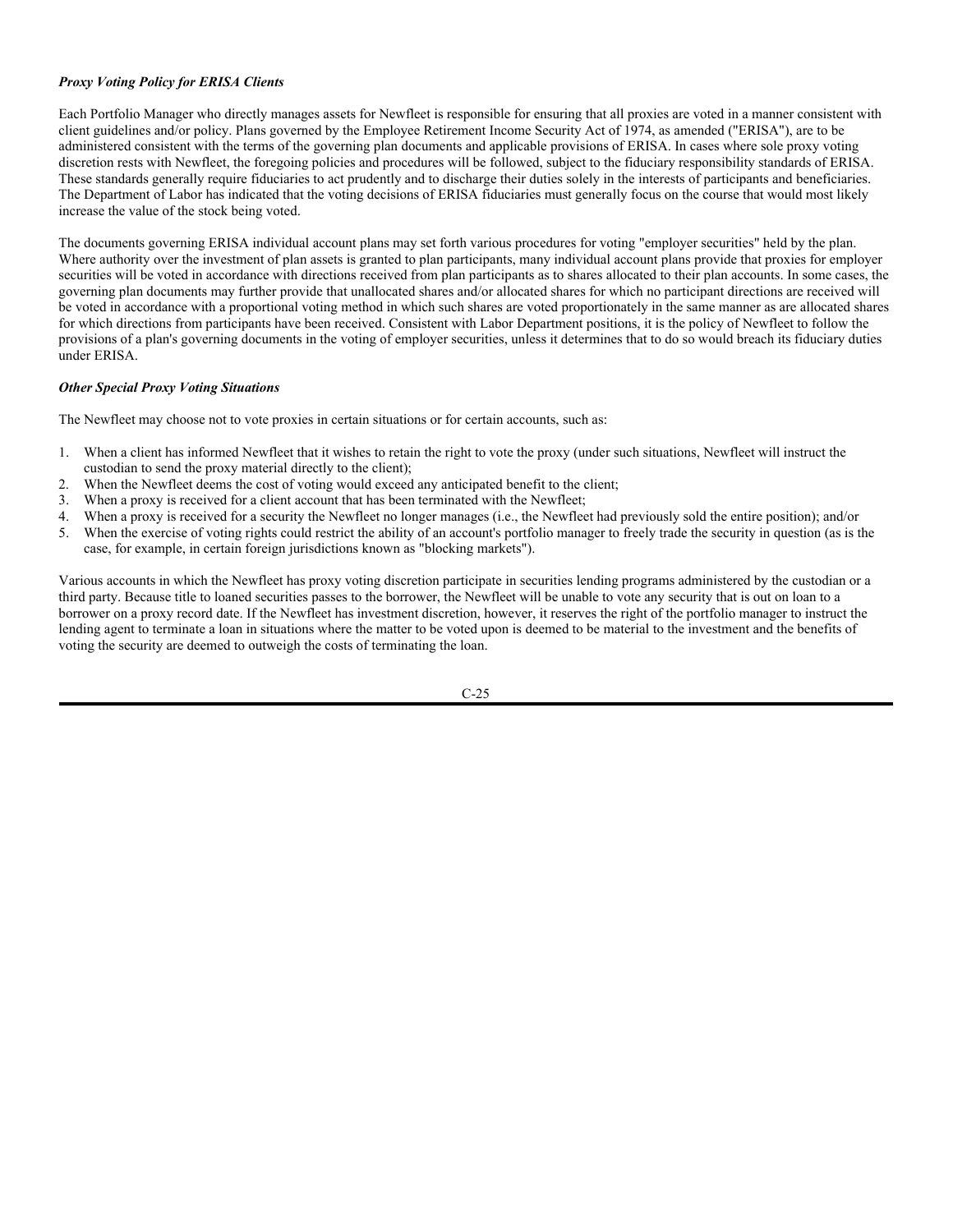***Proxy Voting Policy for ERISA Clients***

Each Portfolio Manager who directly manages assets for Newfleet is responsible for ensuring that all proxies are voted in a manner consistent with client guidelines and/or policy. Plans governed by the Employee Retirement Income Security Act of 1974, as amended ("ERISA"), are to be administered consistent with the terms of the governing plan documents and applicable provisions of ERISA. In cases where sole proxy voting discretion rests with Newfleet, the foregoing policies and procedures will be followed, subject to the fiduciary responsibility standards of ERISA. These standards generally require fiduciaries to act prudently and to discharge their duties solely in the interests of participants and beneficiaries. The Department of Labor has indicated that the voting decisions of ERISA fiduciaries must generally focus on the course that would most likely increase the value of the stock being voted.

The documents governing ERISA individual account plans may set forth various procedures for voting "employer securities" held by the plan. Where authority over the investment of plan assets is granted to plan participants, many individual account plans provide that proxies for employer securities will be voted in accordance with directions received from plan participants as to shares allocated to their plan accounts. In some cases, the governing plan documents may further provide that unallocated shares and/or allocated shares for which no participant directions are received will be voted in accordance with a proportional voting method in which such shares are voted proportionately in the same manner as are allocated shares for which directions from participants have been received. Consistent with Labor Department positions, it is the policy of Newfleet to follow the provisions of a plan's governing documents in the voting of employer securities, unless it determines that to do so would breach its fiduciary duties under ERISA.

***Other Special Proxy Voting Situations***

The Newfleet may choose not to vote proxies in certain situations or for certain accounts, such as:

1. When a client has informed Newfleet that it wishes to retain the right to vote the proxy (under such situations, Newfleet will instruct the custodian to send the proxy material directly to the client);
2. When the Newfleet deems the cost of voting would exceed any anticipated benefit to the client;
3. When a proxy is received for a client account that has been terminated with the Newfleet;
4. When a proxy is received for a security the Newfleet no longer manages (i.e., the Newfleet had previously sold the entire position); and/or
5. When the exercise of voting rights could restrict the ability of an account's portfolio manager to freely trade the security in question (as is the case, for example, in certain foreign jurisdictions known as "blocking markets").

Various accounts in which the Newfleet has proxy voting discretion participate in securities lending programs administered by the custodian or a third party. Because title to loaned securities passes to the borrower, the Newfleet will be unable to vote any security that is out on loan to a borrower on a proxy record date. If the Newfleet has investment discretion, however, it reserves the right of the portfolio manager to instruct the lending agent to terminate a loan in situations where the matter to be voted upon is deemed to be material to the investment and the benefits of voting the security are deemed to outweigh the costs of terminating the loan.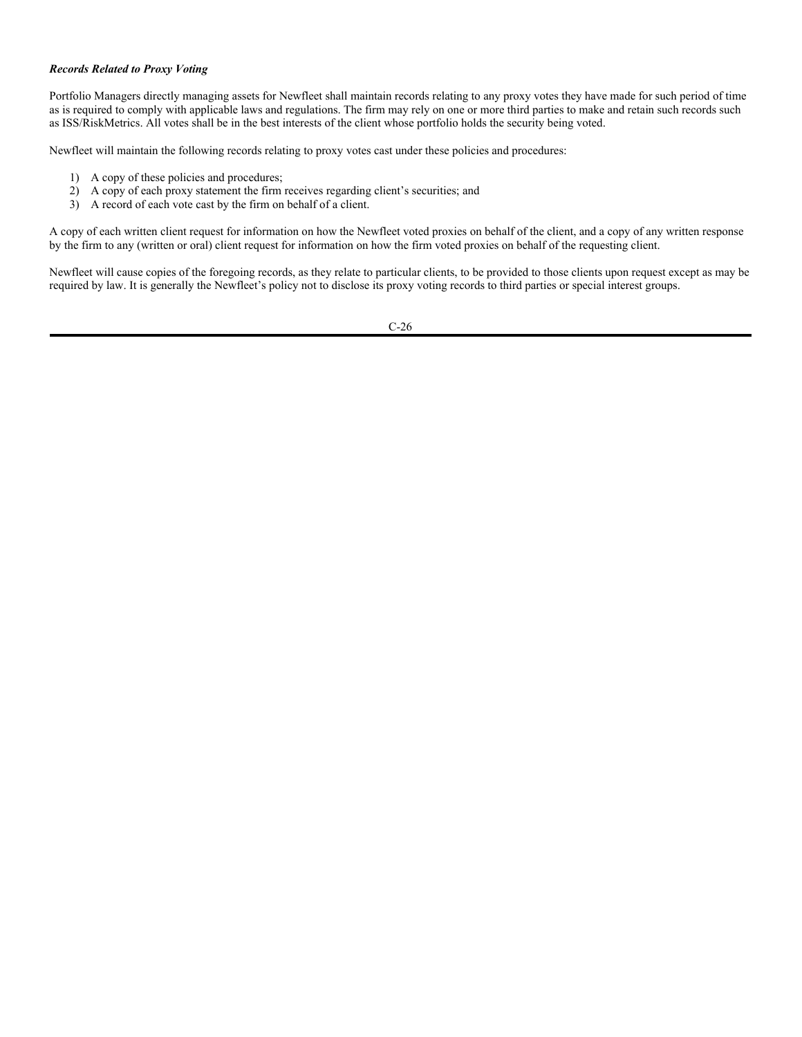***Records Related to Proxy Voting***

Portfolio Managers directly managing assets for Newfleet shall maintain records relating to any proxy votes they have made for such period of time as is required to comply with applicable laws and regulations. The firm may rely on one or more third parties to make and retain such records such as ISS/RiskMetrics. All votes shall be in the best interests of the client whose portfolio holds the security being voted.

Newfleet will maintain the following records relating to proxy votes cast under these policies and procedures:

1) A copy of these policies and procedures;
2) A copy of each proxy statement the firm receives regarding client's securities; and
3) A record of each vote cast by the firm on behalf of a client.

A copy of each written client request for information on how the Newfleet voted proxies on behalf of the client, and a copy of any written response by the firm to any (written or oral) client request for information on how the firm voted proxies on behalf of the requesting client.

Newfleet will cause copies of the foregoing records, as they relate to particular clients, to be provided to those clients upon request except as may be required by law. It is generally the Newfleet's policy not to disclose its proxy voting records to third parties or special interest groups.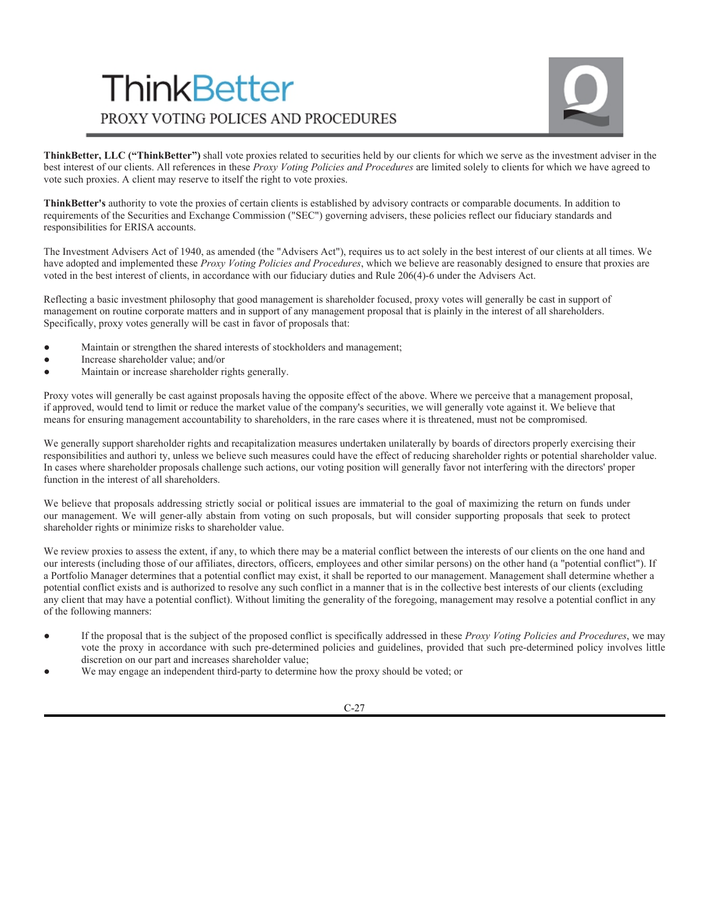# ThinkBetter

## PROXY VOTING POLICES AND PROCEDURES

**ThinkBetter, LLC ("ThinkBetter")** shall vote proxies related to securities held by our clients for which we serve as the investment adviser in the best interest of our clients. All references in these *Proxy Voting Policies and Procedures* are limited solely to clients for which we have agreed to vote such proxies. A client may reserve to itself the right to vote proxies.

**ThinkBetter's** authority to vote the proxies of certain clients is established by advisory contracts or comparable documents. In addition to requirements of the Securities and Exchange Commission ("SEC") governing advisers, these policies reflect our fiduciary standards and responsibilities for ERISA accounts.

The Investment Advisers Act of 1940, as amended (the "Advisers Act"), requires us to act solely in the best interest of our clients at all times. We have adopted and implemented these *Proxy Voting Policies and Procedures*, which we believe are reasonably designed to ensure that proxies are voted in the best interest of clients, in accordance with our fiduciary duties and Rule 206(4)-6 under the Advisers Act.

Reflecting a basic investment philosophy that good management is shareholder focused, proxy votes will generally be cast in support of management on routine corporate matters and in support of any management proposal that is plainly in the interest of all shareholders. Specifically, proxy votes generally will be cast in favor of proposals that:

- Maintain or strengthen the shared interests of stockholders and management;
- Increase shareholder value; and/or
- Maintain or increase shareholder rights generally.

Proxy votes will generally be cast against proposals having the opposite effect of the above. Where we perceive that a management proposal, if approved, would tend to limit or reduce the market value of the company's securities, we will generally vote against it. We believe that means for ensuring management accountability to shareholders, in the rare cases where it is threatened, must not be compromised.

We generally support shareholder rights and recapitalization measures undertaken unilaterally by boards of directors properly exercising their responsibilities and authori ty, unless we believe such measures could have the effect of reducing shareholder rights or potential shareholder value. In cases where shareholder proposals challenge such actions, our voting position will generally favor not interfering with the directors' proper function in the interest of all shareholders.

We believe that proposals addressing strictly social or political issues are immaterial to the goal of maximizing the return on funds under our management. We will gener-ally abstain from voting on such proposals, but will consider supporting proposals that seek to protect shareholder rights or minimize risks to shareholder value.

We review proxies to assess the extent, if any, to which there may be a material conflict between the interests of our clients on the one hand and our interests (including those of our affiliates, directors, officers, employees and other similar persons) on the other hand (a "potential conflict"). If a Portfolio Manager determines that a potential conflict may exist, it shall be reported to our management. Management shall determine whether a potential conflict exists and is authorized to resolve any such conflict in a manner that is in the collective best interests of our clients (excluding any client that may have a potential conflict). Without limiting the generality of the foregoing, management may resolve a potential conflict in any of the following manners:

- If the proposal that is the subject of the proposed conflict is specifically addressed in these *Proxy Voting Policies and Procedures*, we may vote the proxy in accordance with such pre-determined policies and guidelines, provided that such pre-determined policy involves little discretion on our part and increases shareholder value;
- We may engage an independent third-party to determine how the proxy should be voted; or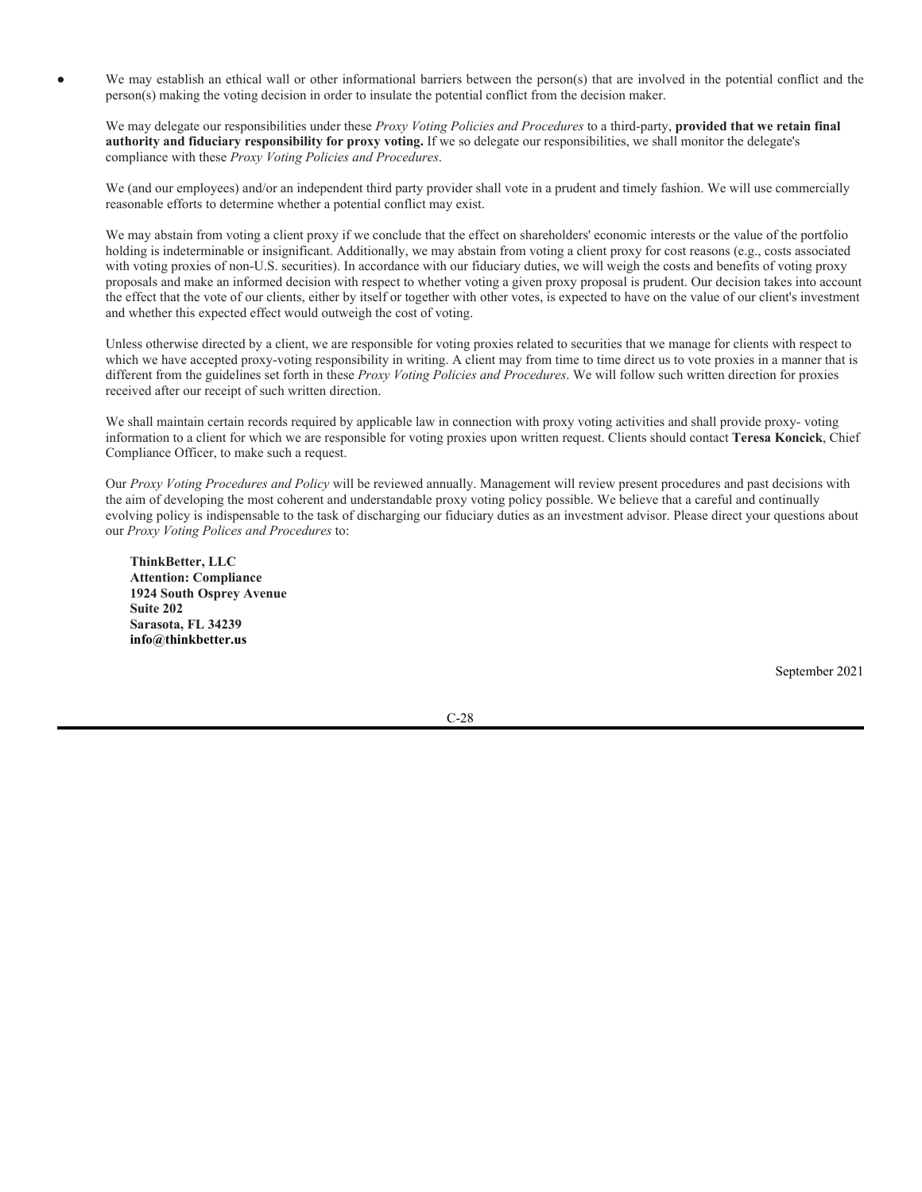- We may establish an ethical wall or other informational barriers between the person(s) that are involved in the potential conflict and the person(s) making the voting decision in order to insulate the potential conflict from the decision maker.

We may delegate our responsibilities under these *Proxy Voting Policies and Procedures* to a third-party, **provided that we retain final authority and fiduciary responsibility for proxy voting.** If we so delegate our responsibilities, we shall monitor the delegate's compliance with these *Proxy Voting Policies and Procedures*.

We (and our employees) and/or an independent third party provider shall vote in a prudent and timely fashion. We will use commercially reasonable efforts to determine whether a potential conflict may exist.

We may abstain from voting a client proxy if we conclude that the effect on shareholders' economic interests or the value of the portfolio holding is indeterminable or insignificant. Additionally, we may abstain from voting a client proxy for cost reasons (e.g., costs associated with voting proxies of non-U.S. securities). In accordance with our fiduciary duties, we will weigh the costs and benefits of voting proxy proposals and make an informed decision with respect to whether voting a given proxy proposal is prudent. Our decision takes into account the effect that the vote of our clients, either by itself or together with other votes, is expected to have on the value of our client's investment and whether this expected effect would outweigh the cost of voting.

Unless otherwise directed by a client, we are responsible for voting proxies related to securities that we manage for clients with respect to which we have accepted proxy-voting responsibility in writing. A client may from time to time direct us to vote proxies in a manner that is different from the guidelines set forth in these *Proxy Voting Policies and Procedures*. We will follow such written direction for proxies received after our receipt of such written direction.

We shall maintain certain records required by applicable law in connection with proxy voting activities and shall provide proxy- voting information to a client for which we are responsible for voting proxies upon written request. Clients should contact **Teresa Koncick**, Chief Compliance Officer, to make such a request.

Our *Proxy Voting Procedures and Policy* will be reviewed annually. Management will review present procedures and past decisions with the aim of developing the most coherent and understandable proxy voting policy possible. We believe that a careful and continually evolving policy is indispensable to the task of discharging our fiduciary duties as an investment advisor. Please direct your questions about our *Proxy Voting Polices and Procedures* to:

**ThinkBetter, LLC**
**Attention: Compliance**
**1924 South Osprey Avenue**
**Suite 202**
**Sarasota, FL 34239**
**info@thinkbetter.us**

September 2021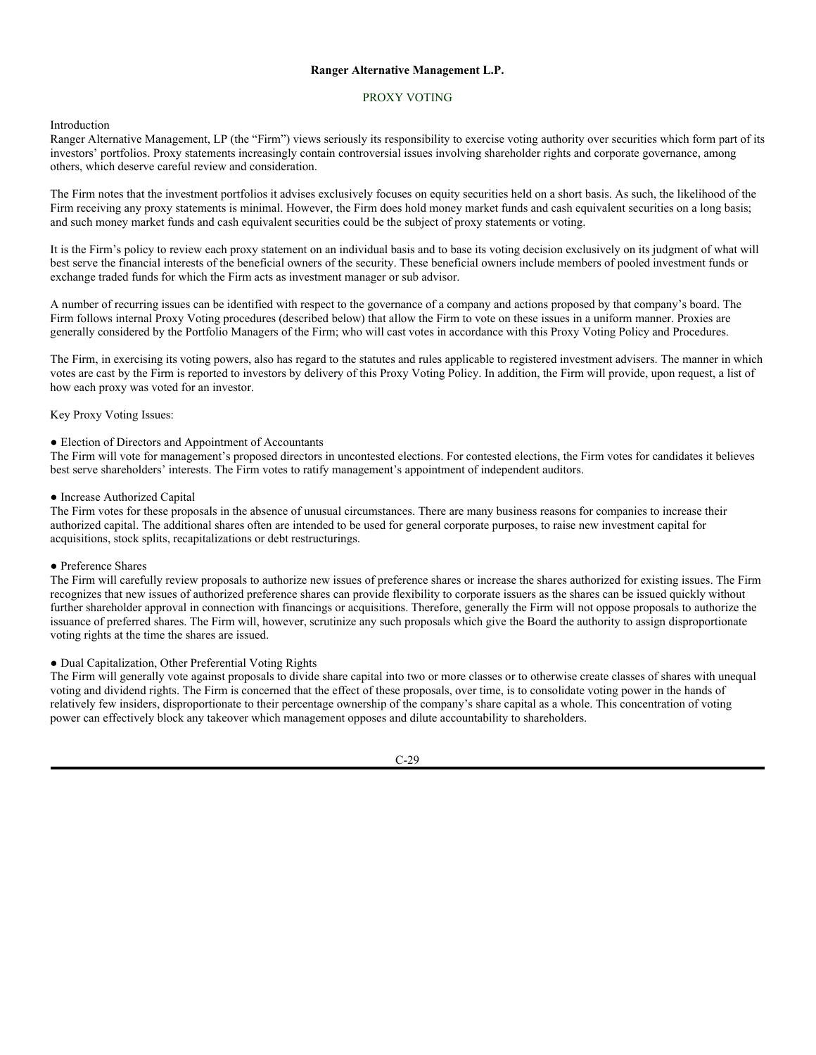**Ranger Alternative Management L.P.**

PROXY VOTING

Introduction

Ranger Alternative Management, LP (the "Firm") views seriously its responsibility to exercise voting authority over securities which form part of its investors' portfolios. Proxy statements increasingly contain controversial issues involving shareholder rights and corporate governance, among others, which deserve careful review and consideration.

The Firm notes that the investment portfolios it advises exclusively focuses on equity securities held on a short basis. As such, the likelihood of the Firm receiving any proxy statements is minimal. However, the Firm does hold money market funds and cash equivalent securities on a long basis; and such money market funds and cash equivalent securities could be the subject of proxy statements or voting.

It is the Firm's policy to review each proxy statement on an individual basis and to base its voting decision exclusively on its judgment of what will best serve the financial interests of the beneficial owners of the security. These beneficial owners include members of pooled investment funds or exchange traded funds for which the Firm acts as investment manager or sub advisor.

A number of recurring issues can be identified with respect to the governance of a company and actions proposed by that company's board. The Firm follows internal Proxy Voting procedures (described below) that allow the Firm to vote on these issues in a uniform manner. Proxies are generally considered by the Portfolio Managers of the Firm; who will cast votes in accordance with this Proxy Voting Policy and Procedures.

The Firm, in exercising its voting powers, also has regard to the statutes and rules applicable to registered investment advisers. The manner in which votes are cast by the Firm is reported to investors by delivery of this Proxy Voting Policy. In addition, the Firm will provide, upon request, a list of how each proxy was voted for an investor.

Key Proxy Voting Issues:

● Election of Directors and Appointment of Accountants

The Firm will vote for management's proposed directors in uncontested elections. For contested elections, the Firm votes for candidates it believes best serve shareholders' interests. The Firm votes to ratify management's appointment of independent auditors.

● Increase Authorized Capital

The Firm votes for these proposals in the absence of unusual circumstances. There are many business reasons for companies to increase their authorized capital. The additional shares often are intended to be used for general corporate purposes, to raise new investment capital for acquisitions, stock splits, recapitalizations or debt restructurings.

● Preference Shares

The Firm will carefully review proposals to authorize new issues of preference shares or increase the shares authorized for existing issues. The Firm recognizes that new issues of authorized preference shares can provide flexibility to corporate issuers as the shares can be issued quickly without further shareholder approval in connection with financings or acquisitions. Therefore, generally the Firm will not oppose proposals to authorize the issuance of preferred shares. The Firm will, however, scrutinize any such proposals which give the Board the authority to assign disproportionate voting rights at the time the shares are issued.

● Dual Capitalization, Other Preferential Voting Rights

The Firm will generally vote against proposals to divide share capital into two or more classes or to otherwise create classes of shares with unequal voting and dividend rights. The Firm is concerned that the effect of these proposals, over time, is to consolidate voting power in the hands of relatively few insiders, disproportionate to their percentage ownership of the company's share capital as a whole. This concentration of voting power can effectively block any takeover which management opposes and dilute accountability to shareholders.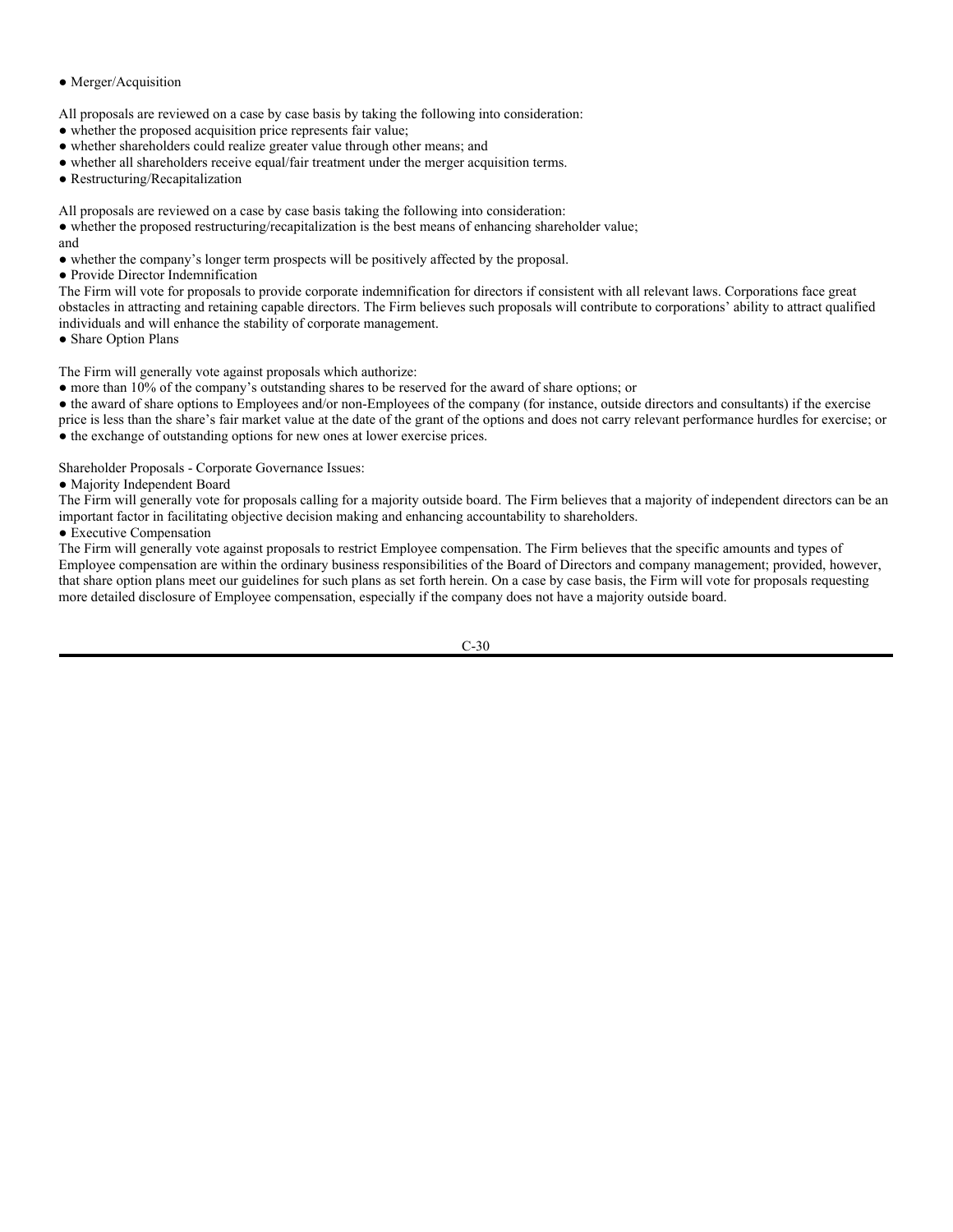● Merger/Acquisition

All proposals are reviewed on a case by case basis by taking the following into consideration:

- whether the proposed acquisition price represents fair value;
- whether shareholders could realize greater value through other means; and
- whether all shareholders receive equal/fair treatment under the merger acquisition terms.

● Restructuring/Recapitalization

All proposals are reviewed on a case by case basis taking the following into consideration:

- whether the proposed restructuring/recapitalization is the best means of enhancing shareholder value;

and

- whether the company's longer term prospects will be positively affected by the proposal.

● Provide Director Indemnification

The Firm will vote for proposals to provide corporate indemnification for directors if consistent with all relevant laws. Corporations face great obstacles in attracting and retaining capable directors. The Firm believes such proposals will contribute to corporations' ability to attract qualified individuals and will enhance the stability of corporate management.

● Share Option Plans

The Firm will generally vote against proposals which authorize:

- more than 10% of the company's outstanding shares to be reserved for the award of share options; or
- the award of share options to Employees and/or non-Employees of the company (for instance, outside directors and consultants) if the exercise price is less than the share's fair market value at the date of the grant of the options and does not carry relevant performance hurdles for exercise; or
- the exchange of outstanding options for new ones at lower exercise prices.

Shareholder Proposals - Corporate Governance Issues:

● Majority Independent Board

The Firm will generally vote for proposals calling for a majority outside board. The Firm believes that a majority of independent directors can be an important factor in facilitating objective decision making and enhancing accountability to shareholders.

● Executive Compensation

The Firm will generally vote against proposals to restrict Employee compensation. The Firm believes that the specific amounts and types of Employee compensation are within the ordinary business responsibilities of the Board of Directors and company management; provided, however, that share option plans meet our guidelines for such plans as set forth herein. On a case by case basis, the Firm will vote for proposals requesting more detailed disclosure of Employee compensation, especially if the company does not have a majority outside board.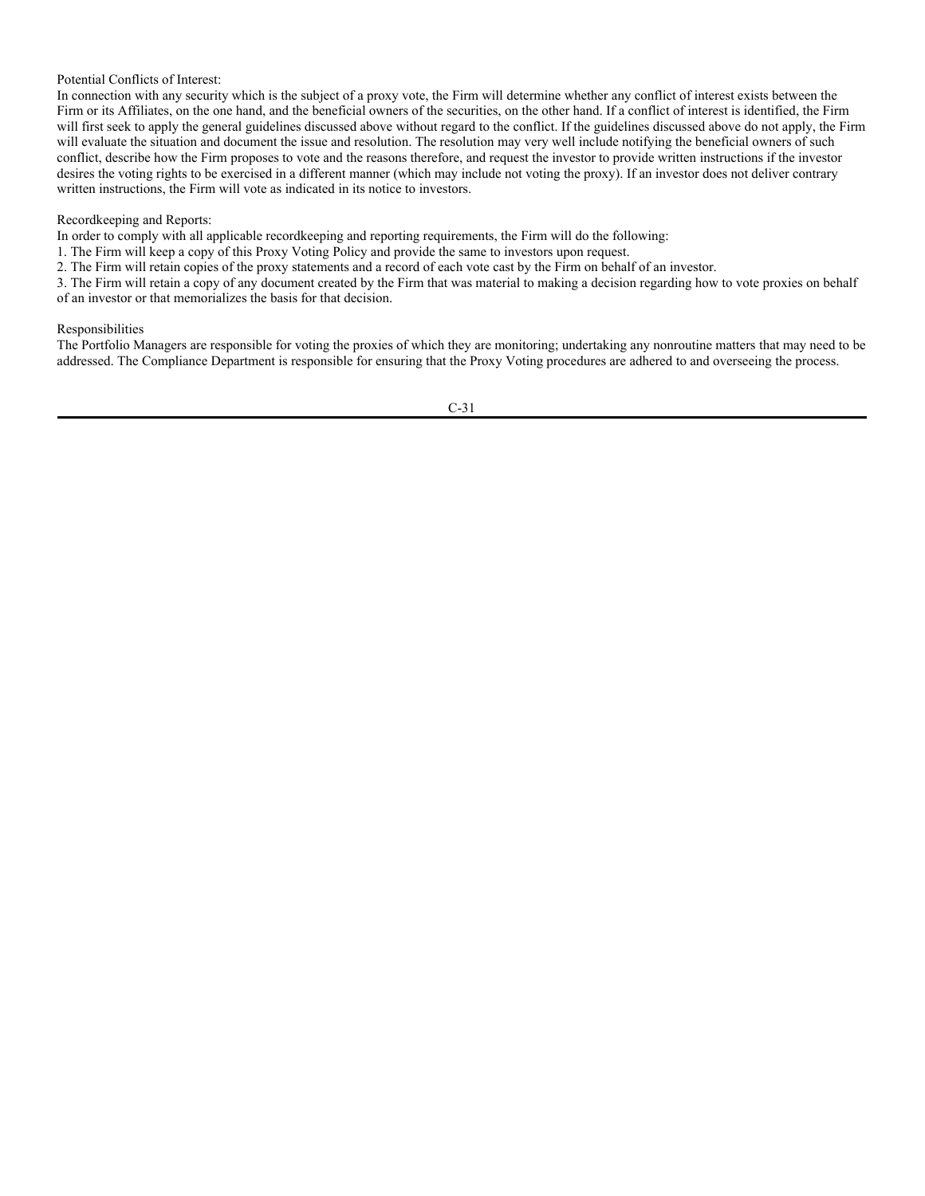Potential Conflicts of Interest:

In connection with any security which is the subject of a proxy vote, the Firm will determine whether any conflict of interest exists between the Firm or its Affiliates, on the one hand, and the beneficial owners of the securities, on the other hand. If a conflict of interest is identified, the Firm will first seek to apply the general guidelines discussed above without regard to the conflict. If the guidelines discussed above do not apply, the Firm will evaluate the situation and document the issue and resolution. The resolution may very well include notifying the beneficial owners of such conflict, describe how the Firm proposes to vote and the reasons therefore, and request the investor to provide written instructions if the investor desires the voting rights to be exercised in a different manner (which may include not voting the proxy). If an investor does not deliver contrary written instructions, the Firm will vote as indicated in its notice to investors.

Recordkeeping and Reports:

In order to comply with all applicable recordkeeping and reporting requirements, the Firm will do the following:

1. The Firm will keep a copy of this Proxy Voting Policy and provide the same to investors upon request.
2. The Firm will retain copies of the proxy statements and a record of each vote cast by the Firm on behalf of an investor.
3. The Firm will retain a copy of any document created by the Firm that was material to making a decision regarding how to vote proxies on behalf of an investor or that memorializes the basis for that decision.

Responsibilities

The Portfolio Managers are responsible for voting the proxies of which they are monitoring; undertaking any nonroutine matters that may need to be addressed. The Compliance Department is responsible for ensuring that the Proxy Voting procedures are adhered to and overseeing the process.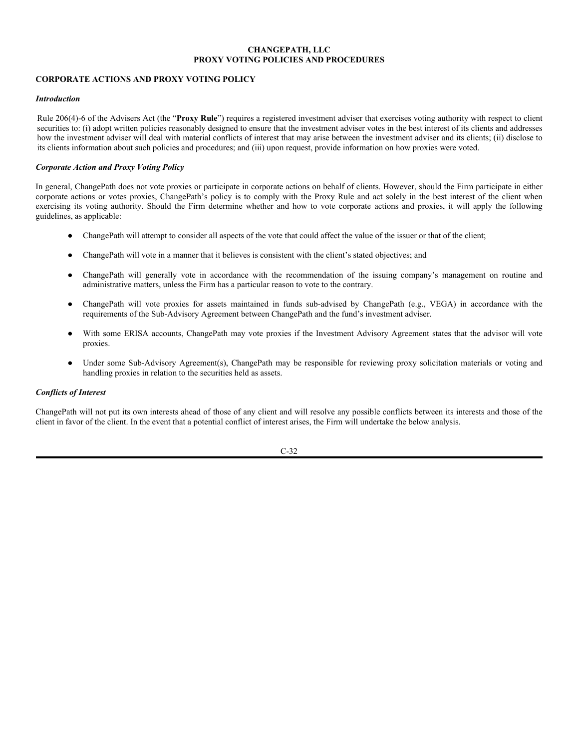# CHANGEPATH, LLC
# PROXY VOTING POLICIES AND PROCEDURES

## CORPORATE ACTIONS AND PROXY VOTING POLICY

### *Introduction*

Rule 206(4)-6 of the Advisers Act (the "**Proxy Rule**") requires a registered investment adviser that exercises voting authority with respect to client securities to: (i) adopt written policies reasonably designed to ensure that the investment adviser votes in the best interest of its clients and addresses how the investment adviser will deal with material conflicts of interest that may arise between the investment adviser and its clients; (ii) disclose to its clients information about such policies and procedures; and (iii) upon request, provide information on how proxies were voted.

### *Corporate Action and Proxy Voting Policy*

In general, ChangePath does not vote proxies or participate in corporate actions on behalf of clients. However, should the Firm participate in either corporate actions or votes proxies, ChangePath's policy is to comply with the Proxy Rule and act solely in the best interest of the client when exercising its voting authority. Should the Firm determine whether and how to vote corporate actions and proxies, it will apply the following guidelines, as applicable:

- ChangePath will attempt to consider all aspects of the vote that could affect the value of the issuer or that of the client;
- ChangePath will vote in a manner that it believes is consistent with the client's stated objectives; and
- ChangePath will generally vote in accordance with the recommendation of the issuing company's management on routine and administrative matters, unless the Firm has a particular reason to vote to the contrary.
- ChangePath will vote proxies for assets maintained in funds sub-advised by ChangePath (e.g., VEGA) in accordance with the requirements of the Sub-Advisory Agreement between ChangePath and the fund's investment adviser.
- With some ERISA accounts, ChangePath may vote proxies if the Investment Advisory Agreement states that the advisor will vote proxies.
- Under some Sub-Advisory Agreement(s), ChangePath may be responsible for reviewing proxy solicitation materials or voting and handling proxies in relation to the securities held as assets.

### *Conflicts of Interest*

ChangePath will not put its own interests ahead of those of any client and will resolve any possible conflicts between its interests and those of the client in favor of the client. In the event that a potential conflict of interest arises, the Firm will undertake the below analysis.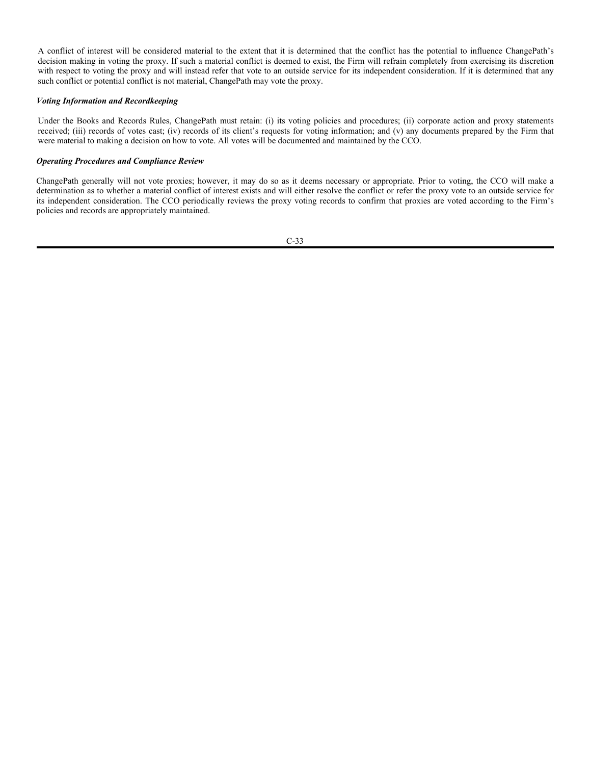A conflict of interest will be considered material to the extent that it is determined that the conflict has the potential to influence ChangePath's decision making in voting the proxy. If such a material conflict is deemed to exist, the Firm will refrain completely from exercising its discretion with respect to voting the proxy and will instead refer that vote to an outside service for its independent consideration. If it is determined that any such conflict or potential conflict is not material, ChangePath may vote the proxy.

***Voting Information and Recordkeeping***

Under the Books and Records Rules, ChangePath must retain: (i) its voting policies and procedures; (ii) corporate action and proxy statements received; (iii) records of votes cast; (iv) records of its client's requests for voting information; and (v) any documents prepared by the Firm that were material to making a decision on how to vote. All votes will be documented and maintained by the CCO.

***Operating Procedures and Compliance Review***

ChangePath generally will not vote proxies; however, it may do so as it deems necessary or appropriate. Prior to voting, the CCO will make a determination as to whether a material conflict of interest exists and will either resolve the conflict or refer the proxy vote to an outside service for its independent consideration. The CCO periodically reviews the proxy voting records to confirm that proxies are voted according to the Firm's policies and records are appropriately maintained.